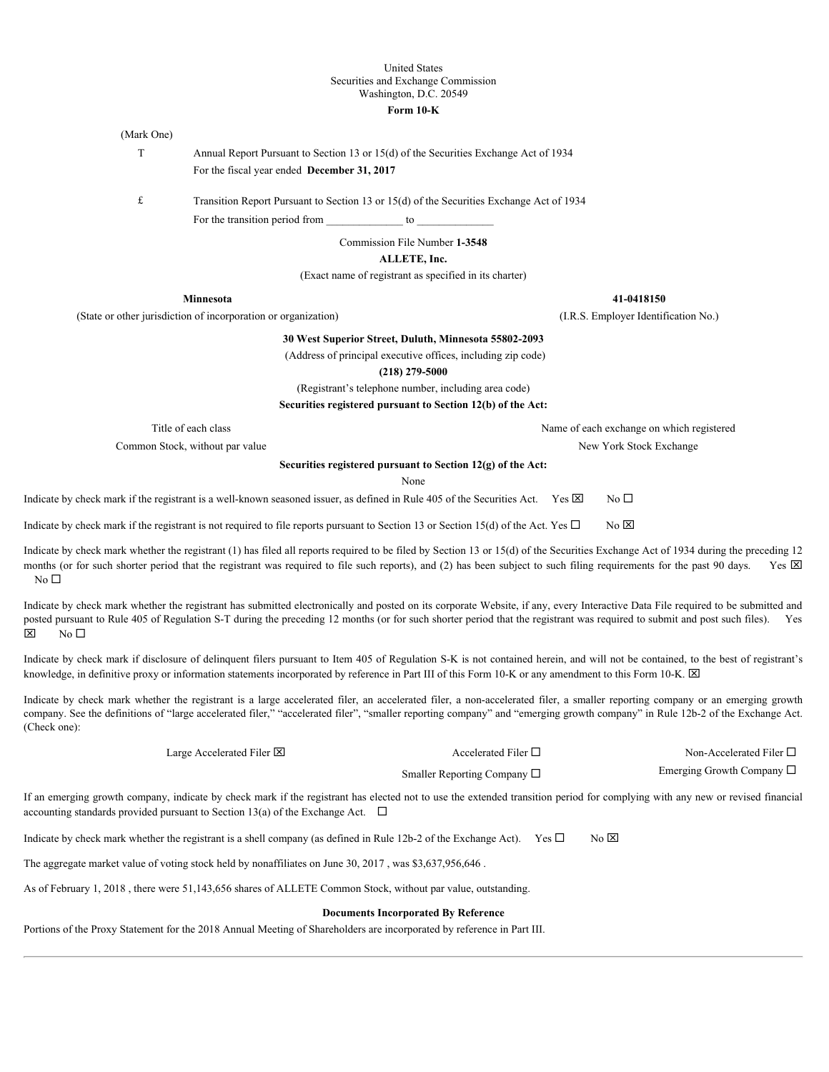United States
Securities and Exchange Commission
Washington, D.C. 20549

**Form 10-K**

(Mark One)

T Annual Report Pursuant to Section 13 or 15(d) of the Securities Exchange Act of 1934
For the fiscal year ended **December 31, 2017**

£ Transition Report Pursuant to Section 13 or 15(d) of the Securities Exchange Act of 1934
For the transition period from _____________ to _____________

Commission File Number **1-3548**

**ALLETE, Inc.**

(Exact name of registrant as specified in its charter)

| **Minnesota** | **41-0418150** |
|---|---|
| (State or other jurisdiction of incorporation or organization) | (I.R.S. Employer Identification No.) |

**30 West Superior Street, Duluth, Minnesota 55802-2093**
(Address of principal executive offices, including zip code)
**(218) 279-5000**
(Registrant's telephone number, including area code)

**Securities registered pursuant to Section 12(b) of the Act:**

| Title of each class | Name of each exchange on which registered |
|---|---|
| Common Stock, without par value | New York Stock Exchange |

**Securities registered pursuant to Section 12(g) of the Act:**
None

Indicate by check mark if the registrant is a well-known seasoned issuer, as defined in Rule 405 of the Securities Act. Yes ☒ No ☐

Indicate by check mark if the registrant is not required to file reports pursuant to Section 13 or Section 15(d) of the Act. Yes ☐ No ☒

Indicate by check mark whether the registrant (1) has filed all reports required to be filed by Section 13 or 15(d) of the Securities Exchange Act of 1934 during the preceding 12 months (or for such shorter period that the registrant was required to file such reports), and (2) has been subject to such filing requirements for the past 90 days. Yes ☒ No ☐

Indicate by check mark whether the registrant has submitted electronically and posted on its corporate Website, if any, every Interactive Data File required to be submitted and posted pursuant to Rule 405 of Regulation S-T during the preceding 12 months (or for such shorter period that the registrant was required to submit and post such files). Yes ☒ No ☐

Indicate by check mark if disclosure of delinquent filers pursuant to Item 405 of Regulation S-K is not contained herein, and will not be contained, to the best of registrant's knowledge, in definitive proxy or information statements incorporated by reference in Part III of this Form 10-K or any amendment to this Form 10-K. ☒

Indicate by check mark whether the registrant is a large accelerated filer, an accelerated filer, a non-accelerated filer, a smaller reporting company or an emerging growth company. See the definitions of "large accelerated filer," "accelerated filer", "smaller reporting company" and "emerging growth company" in Rule 12b-2 of the Exchange Act. (Check one):

| Large Accelerated Filer ☒ | Accelerated Filer ☐ | Non-Accelerated Filer ☐ |
|---|---|---|
| | Smaller Reporting Company ☐ | Emerging Growth Company ☐ |

If an emerging growth company, indicate by check mark if the registrant has elected not to use the extended transition period for complying with any new or revised financial accounting standards provided pursuant to Section 13(a) of the Exchange Act. ☐

Indicate by check mark whether the registrant is a shell company (as defined in Rule 12b-2 of the Exchange Act). Yes ☐ No ☒

The aggregate market value of voting stock held by nonaffiliates on June 30, 2017 , was $3,637,956,646 .

As of February 1, 2018 , there were 51,143,656 shares of ALLETE Common Stock, without par value, outstanding.

**Documents Incorporated By Reference**

Portions of the Proxy Statement for the 2018 Annual Meeting of Shareholders are incorporated by reference in Part III.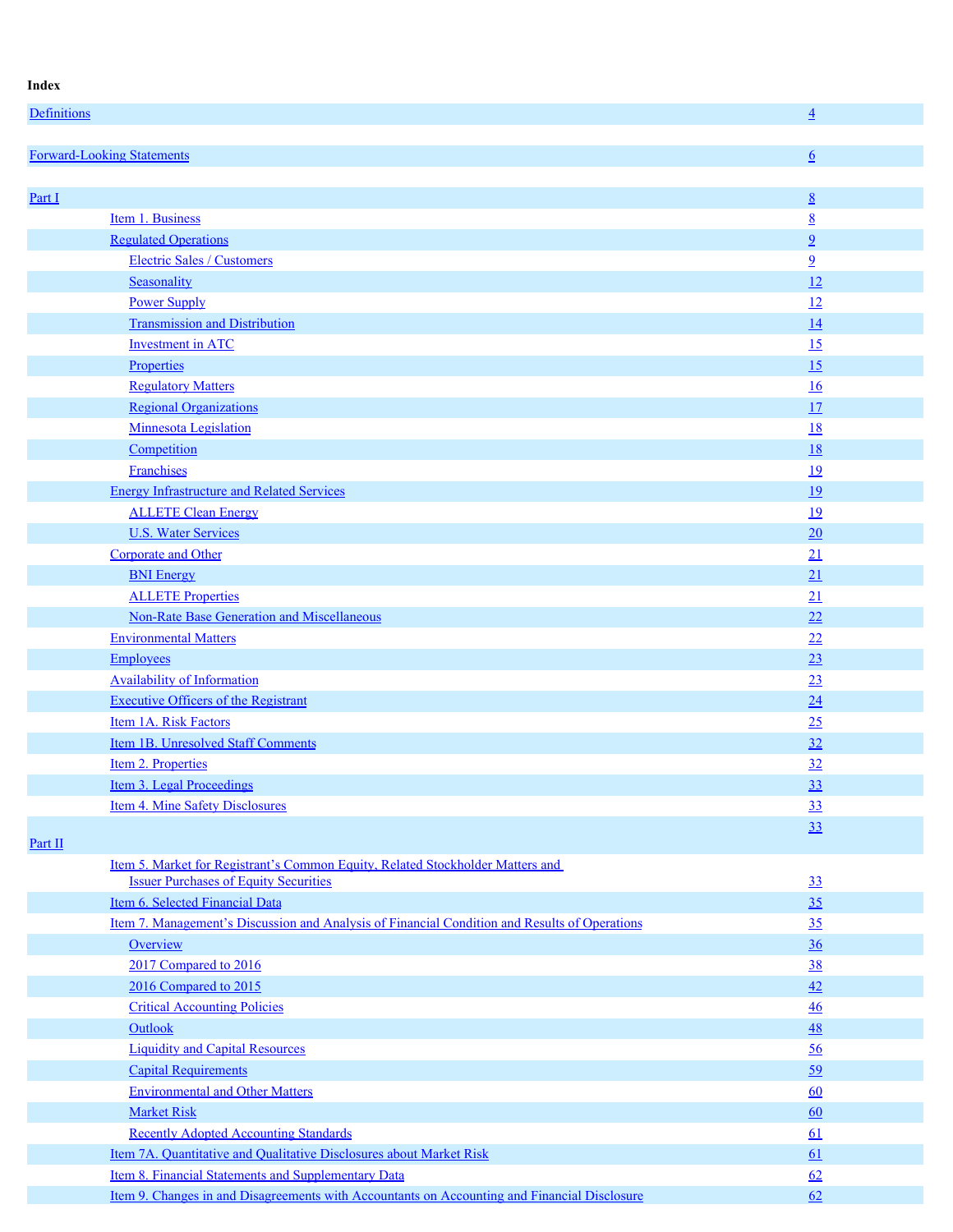**Index**

| | |
|---|---|
| Definitions | 4 |
| Forward-Looking Statements | 6 |
| Part I | 8 |
| Item 1. Business | 8 |
| Regulated Operations | 9 |
| Electric Sales / Customers | 9 |
| Seasonality | 12 |
| Power Supply | 12 |
| Transmission and Distribution | 14 |
| Investment in ATC | 15 |
| Properties | 15 |
| Regulatory Matters | 16 |
| Regional Organizations | 17 |
| Minnesota Legislation | 18 |
| Competition | 18 |
| Franchises | 19 |
| Energy Infrastructure and Related Services | 19 |
| ALLETE Clean Energy | 19 |
| U.S. Water Services | 20 |
| Corporate and Other | 21 |
| BNI Energy | 21 |
| ALLETE Properties | 21 |
| Non-Rate Base Generation and Miscellaneous | 22 |
| Environmental Matters | 22 |
| Employees | 23 |
| Availability of Information | 23 |
| Executive Officers of the Registrant | 24 |
| Item 1A. Risk Factors | 25 |
| Item 1B. Unresolved Staff Comments | 32 |
| Item 2. Properties | 32 |
| Item 3. Legal Proceedings | 33 |
| Item 4. Mine Safety Disclosures | 33 |
| Part II | 33 |
| Item 5. Market for Registrant's Common Equity, Related Stockholder Matters and Issuer Purchases of Equity Securities | 33 |
| Item 6. Selected Financial Data | 35 |
| Item 7. Management's Discussion and Analysis of Financial Condition and Results of Operations | 35 |
| Overview | 36 |
| 2017 Compared to 2016 | 38 |
| 2016 Compared to 2015 | 42 |
| Critical Accounting Policies | 46 |
| Outlook | 48 |
| Liquidity and Capital Resources | 56 |
| Capital Requirements | 59 |
| Environmental and Other Matters | 60 |
| Market Risk | 60 |
| Recently Adopted Accounting Standards | 61 |
| Item 7A. Quantitative and Qualitative Disclosures about Market Risk | 61 |
| Item 8. Financial Statements and Supplementary Data | 62 |
| Item 9. Changes in and Disagreements with Accountants on Accounting and Financial Disclosure | 62 |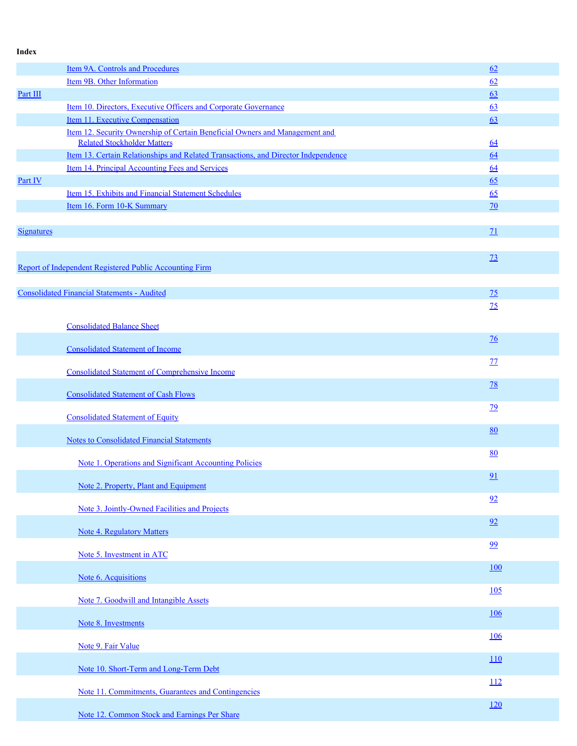**Index**

| | |
|---|---|
| Item 9A. Controls and Procedures | 62 |
| Item 9B. Other Information | 62 |
| Part III | 63 |
| Item 10. Directors, Executive Officers and Corporate Governance | 63 |
| Item 11. Executive Compensation | 63 |
| Item 12. Security Ownership of Certain Beneficial Owners and Management and Related Stockholder Matters | 64 |
| Item 13. Certain Relationships and Related Transactions, and Director Independence | 64 |
| Item 14. Principal Accounting Fees and Services | 64 |
| Part IV | 65 |
| Item 15. Exhibits and Financial Statement Schedules | 65 |
| Item 16. Form 10-K Summary | 70 |
| | |
| Signatures | 71 |
| | |
| Report of Independent Registered Public Accounting Firm | 73 |
| | |
| Consolidated Financial Statements - Audited | 75 |
| Consolidated Balance Sheet | 75 |
| Consolidated Statement of Income | 76 |
| Consolidated Statement of Comprehensive Income | 77 |
| Consolidated Statement of Cash Flows | 78 |
| Consolidated Statement of Equity | 79 |
| Notes to Consolidated Financial Statements | 80 |
| Note 1. Operations and Significant Accounting Policies | 80 |
| Note 2. Property, Plant and Equipment | 91 |
| Note 3. Jointly-Owned Facilities and Projects | 92 |
| Note 4. Regulatory Matters | 92 |
| Note 5. Investment in ATC | 99 |
| Note 6. Acquisitions | 100 |
| Note 7. Goodwill and Intangible Assets | 105 |
| Note 8. Investments | 106 |
| Note 9. Fair Value | 106 |
| Note 10. Short-Term and Long-Term Debt | 110 |
| Note 11. Commitments, Guarantees and Contingencies | 112 |
| Note 12. Common Stock and Earnings Per Share | 120 |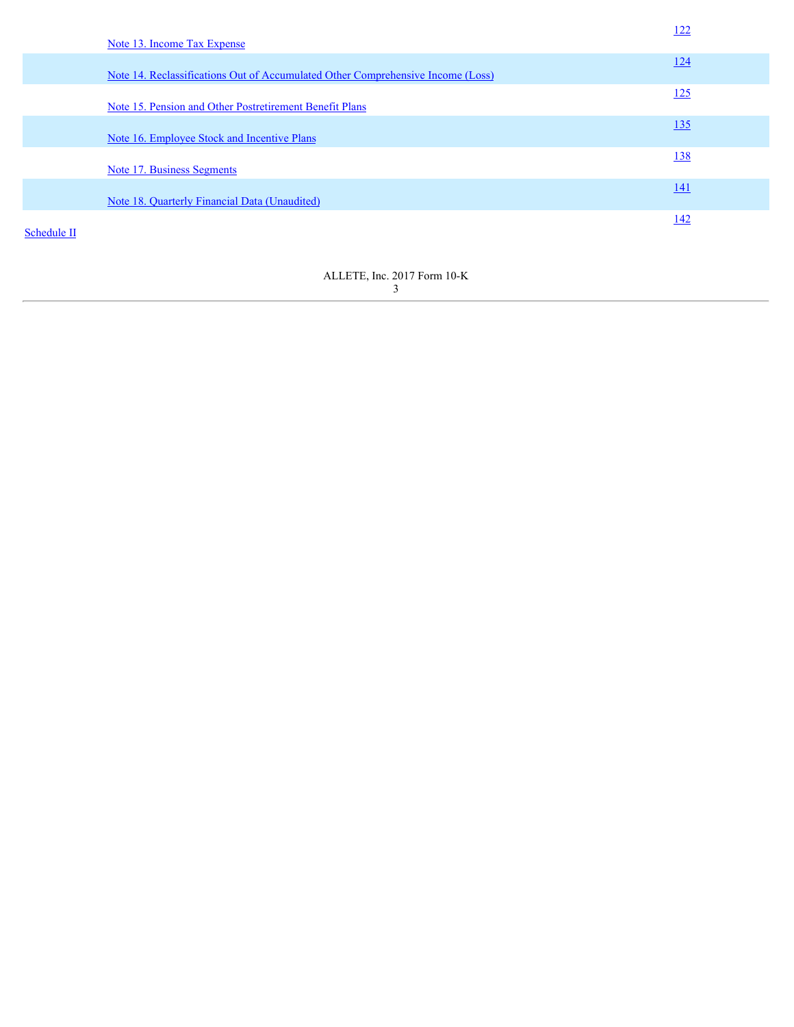| | |
|---|---|
| Note 13. Income Tax Expense | 122 |
| Note 14. Reclassifications Out of Accumulated Other Comprehensive Income (Loss) | 124 |
| Note 15. Pension and Other Postretirement Benefit Plans | 125 |
| Note 16. Employee Stock and Incentive Plans | 135 |
| Note 17. Business Segments | 138 |
| Note 18. Quarterly Financial Data (Unaudited) | 141 |
| Schedule II | 142 |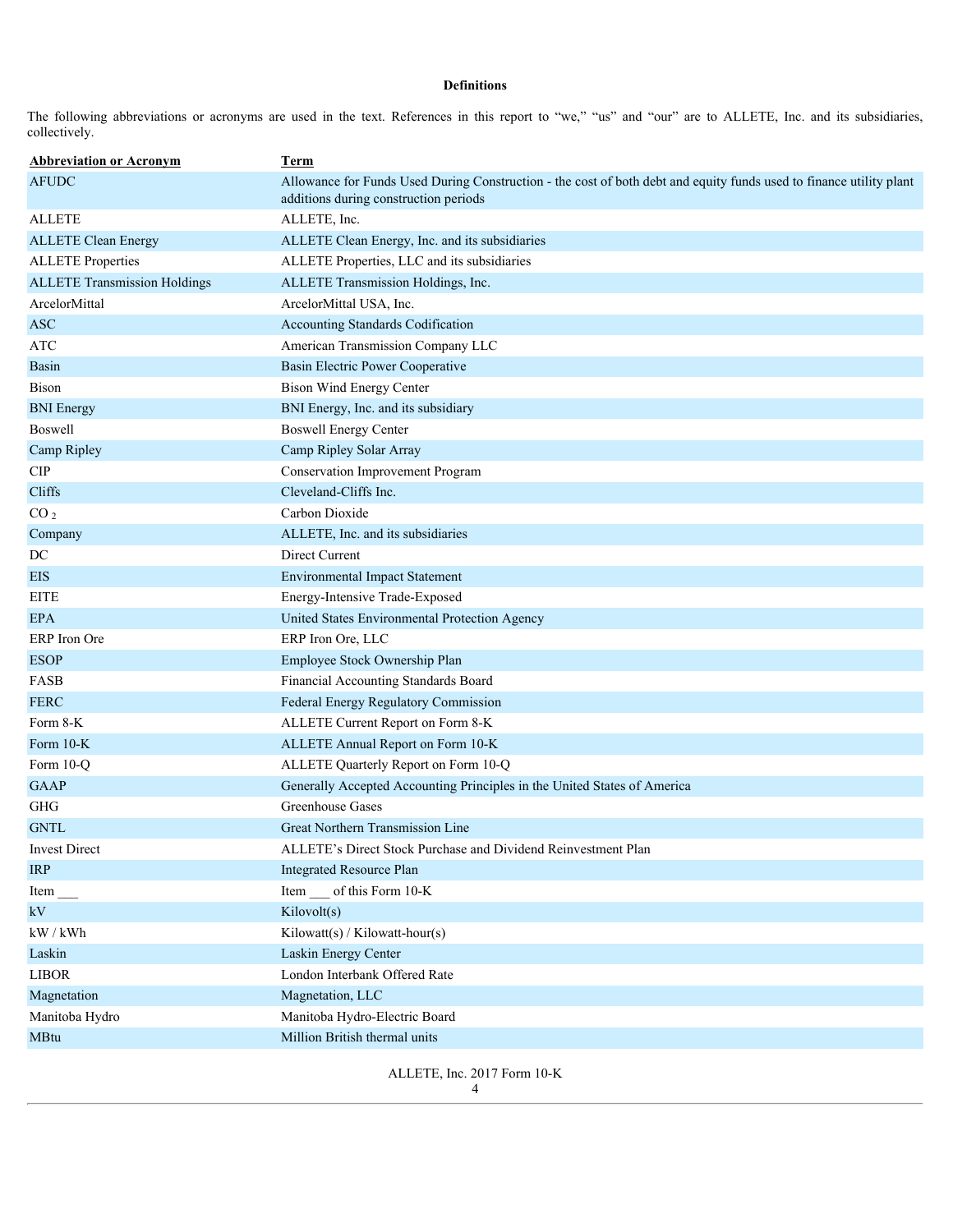**Definitions**

The following abbreviations or acronyms are used in the text. References in this report to "we," "us" and "our" are to ALLETE, Inc. and its subsidiaries, collectively.

| Abbreviation or Acronym | Term |
| --- | --- |
| AFUDC | Allowance for Funds Used During Construction - the cost of both debt and equity funds used to finance utility plant additions during construction periods |
| ALLETE | ALLETE, Inc. |
| ALLETE Clean Energy | ALLETE Clean Energy, Inc. and its subsidiaries |
| ALLETE Properties | ALLETE Properties, LLC and its subsidiaries |
| ALLETE Transmission Holdings | ALLETE Transmission Holdings, Inc. |
| ArcelorMittal | ArcelorMittal USA, Inc. |
| ASC | Accounting Standards Codification |
| ATC | American Transmission Company LLC |
| Basin | Basin Electric Power Cooperative |
| Bison | Bison Wind Energy Center |
| BNI Energy | BNI Energy, Inc. and its subsidiary |
| Boswell | Boswell Energy Center |
| Camp Ripley | Camp Ripley Solar Array |
| CIP | Conservation Improvement Program |
| Cliffs | Cleveland-Cliffs Inc. |
| $CO_2$ | Carbon Dioxide |
| Company | ALLETE, Inc. and its subsidiaries |
| DC | Direct Current |
| EIS | Environmental Impact Statement |
| EITE | Energy-Intensive Trade-Exposed |
| EPA | United States Environmental Protection Agency |
| ERP Iron Ore | ERP Iron Ore, LLC |
| ESOP | Employee Stock Ownership Plan |
| FASB | Financial Accounting Standards Board |
| FERC | Federal Energy Regulatory Commission |
| Form 8-K | ALLETE Current Report on Form 8-K |
| Form 10-K | ALLETE Annual Report on Form 10-K |
| Form 10-Q | ALLETE Quarterly Report on Form 10-Q |
| GAAP | Generally Accepted Accounting Principles in the United States of America |
| GHG | Greenhouse Gases |
| GNTL | Great Northern Transmission Line |
| Invest Direct | ALLETE's Direct Stock Purchase and Dividend Reinvestment Plan |
| IRP | Integrated Resource Plan |
| Item ___ | Item ___ of this Form 10-K |
| kV | Kilovolt(s) |
| kW / kWh | Kilowatt(s) / Kilowatt-hour(s) |
| Laskin | Laskin Energy Center |
| LIBOR | London Interbank Offered Rate |
| Magnetation | Magnetation, LLC |
| Manitoba Hydro | Manitoba Hydro-Electric Board |
| MBtu | Million British thermal units |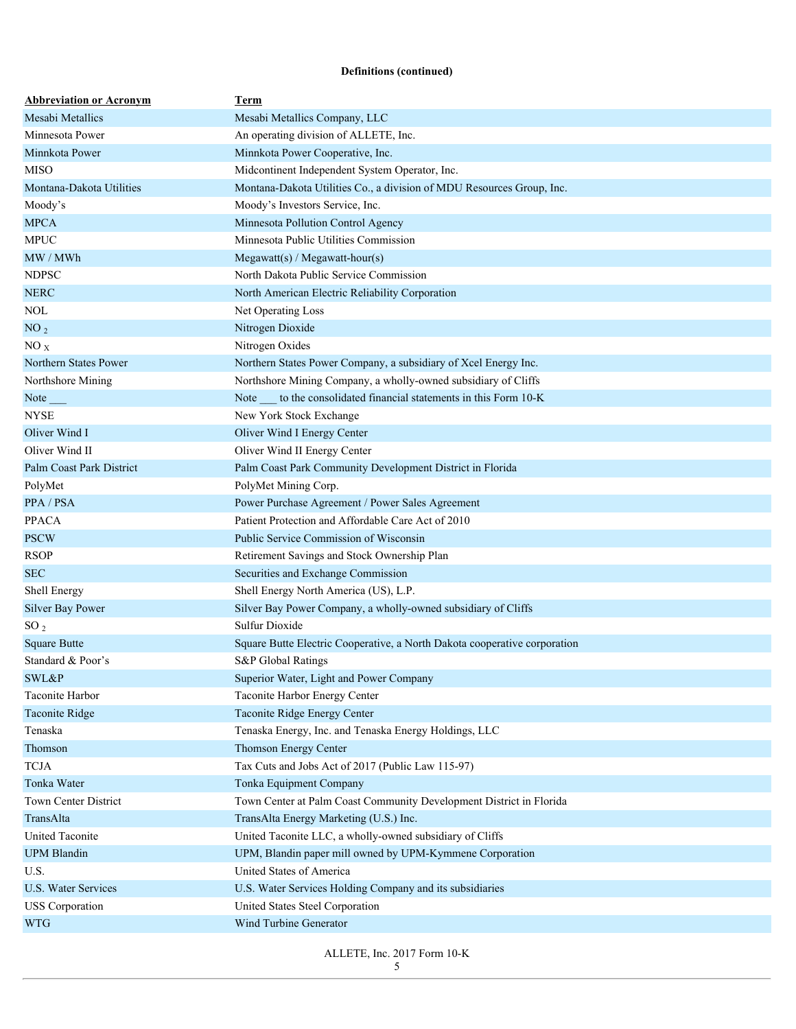**Definitions (continued)**

| Abbreviation or Acronym | Term |
| --- | --- |
| Mesabi Metallics | Mesabi Metallics Company, LLC |
| Minnesota Power | An operating division of ALLETE, Inc. |
| Minnkota Power | Minnkota Power Cooperative, Inc. |
| MISO | Midcontinent Independent System Operator, Inc. |
| Montana-Dakota Utilities | Montana-Dakota Utilities Co., a division of MDU Resources Group, Inc. |
| Moody's | Moody's Investors Service, Inc. |
| MPCA | Minnesota Pollution Control Agency |
| MPUC | Minnesota Public Utilities Commission |
| MW / MWh | Megawatt(s) / Megawatt-hour(s) |
| NDPSC | North Dakota Public Service Commission |
| NERC | North American Electric Reliability Corporation |
| NOL | Net Operating Loss |
| $NO_2$ | Nitrogen Dioxide |
| $NO_X$ | Nitrogen Oxides |
| Northern States Power | Northern States Power Company, a subsidiary of Xcel Energy Inc. |
| Northshore Mining | Northshore Mining Company, a wholly-owned subsidiary of Cliffs |
| Note ___ | Note ___ to the consolidated financial statements in this Form 10-K |
| NYSE | New York Stock Exchange |
| Oliver Wind I | Oliver Wind I Energy Center |
| Oliver Wind II | Oliver Wind II Energy Center |
| Palm Coast Park District | Palm Coast Park Community Development District in Florida |
| PolyMet | PolyMet Mining Corp. |
| PPA / PSA | Power Purchase Agreement / Power Sales Agreement |
| PPACA | Patient Protection and Affordable Care Act of 2010 |
| PSCW | Public Service Commission of Wisconsin |
| RSOP | Retirement Savings and Stock Ownership Plan |
| SEC | Securities and Exchange Commission |
| Shell Energy | Shell Energy North America (US), L.P. |
| Silver Bay Power | Silver Bay Power Company, a wholly-owned subsidiary of Cliffs |
| $SO_2$ | Sulfur Dioxide |
| Square Butte | Square Butte Electric Cooperative, a North Dakota cooperative corporation |
| Standard & Poor's | S&P Global Ratings |
| SWL&P | Superior Water, Light and Power Company |
| Taconite Harbor | Taconite Harbor Energy Center |
| Taconite Ridge | Taconite Ridge Energy Center |
| Tenaska | Tenaska Energy, Inc. and Tenaska Energy Holdings, LLC |
| Thomson | Thomson Energy Center |
| TCJA | Tax Cuts and Jobs Act of 2017 (Public Law 115-97) |
| Tonka Water | Tonka Equipment Company |
| Town Center District | Town Center at Palm Coast Community Development District in Florida |
| TransAlta | TransAlta Energy Marketing (U.S.) Inc. |
| United Taconite | United Taconite LLC, a wholly-owned subsidiary of Cliffs |
| UPM Blandin | UPM, Blandin paper mill owned by UPM-Kymmene Corporation |
| U.S. | United States of America |
| U.S. Water Services | U.S. Water Services Holding Company and its subsidiaries |
| USS Corporation | United States Steel Corporation |
| WTG | Wind Turbine Generator |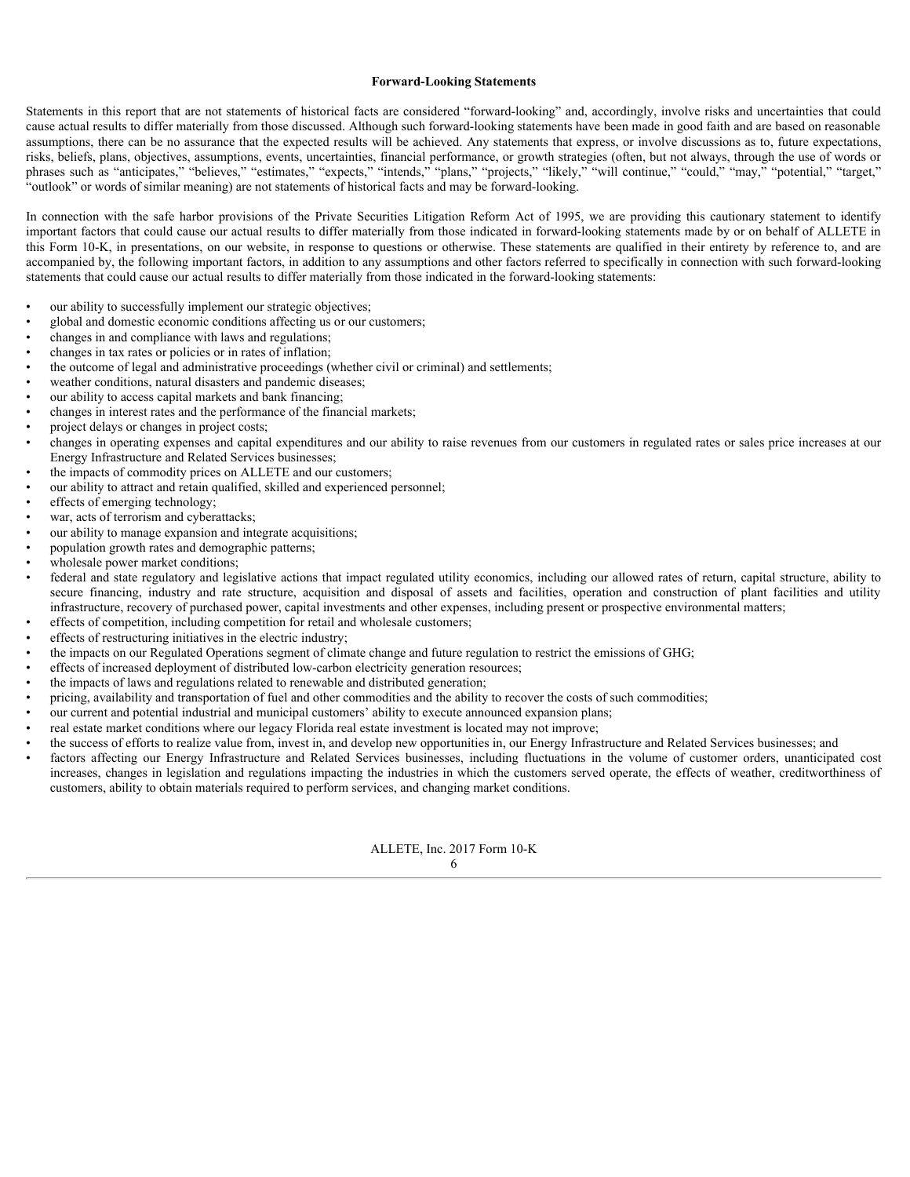**Forward-Looking Statements**

Statements in this report that are not statements of historical facts are considered "forward-looking" and, accordingly, involve risks and uncertainties that could cause actual results to differ materially from those discussed. Although such forward-looking statements have been made in good faith and are based on reasonable assumptions, there can be no assurance that the expected results will be achieved. Any statements that express, or involve discussions as to, future expectations, risks, beliefs, plans, objectives, assumptions, events, uncertainties, financial performance, or growth strategies (often, but not always, through the use of words or phrases such as "anticipates," "believes," "estimates," "expects," "intends," "plans," "projects," "likely," "will continue," "could," "may," "potential," "target," "outlook" or words of similar meaning) are not statements of historical facts and may be forward-looking.

In connection with the safe harbor provisions of the Private Securities Litigation Reform Act of 1995, we are providing this cautionary statement to identify important factors that could cause our actual results to differ materially from those indicated in forward-looking statements made by or on behalf of ALLETE in this Form 10-K, in presentations, on our website, in response to questions or otherwise. These statements are qualified in their entirety by reference to, and are accompanied by, the following important factors, in addition to any assumptions and other factors referred to specifically in connection with such forward-looking statements that could cause our actual results to differ materially from those indicated in the forward-looking statements:

- our ability to successfully implement our strategic objectives;
- global and domestic economic conditions affecting us or our customers;
- changes in and compliance with laws and regulations;
- changes in tax rates or policies or in rates of inflation;
- the outcome of legal and administrative proceedings (whether civil or criminal) and settlements;
- weather conditions, natural disasters and pandemic diseases;
- our ability to access capital markets and bank financing;
- changes in interest rates and the performance of the financial markets;
- project delays or changes in project costs;
- changes in operating expenses and capital expenditures and our ability to raise revenues from our customers in regulated rates or sales price increases at our Energy Infrastructure and Related Services businesses;
- the impacts of commodity prices on ALLETE and our customers;
- our ability to attract and retain qualified, skilled and experienced personnel;
- effects of emerging technology;
- war, acts of terrorism and cyberattacks;
- our ability to manage expansion and integrate acquisitions;
- population growth rates and demographic patterns;
- wholesale power market conditions;
- federal and state regulatory and legislative actions that impact regulated utility economics, including our allowed rates of return, capital structure, ability to secure financing, industry and rate structure, acquisition and disposal of assets and facilities, operation and construction of plant facilities and utility infrastructure, recovery of purchased power, capital investments and other expenses, including present or prospective environmental matters;
- effects of competition, including competition for retail and wholesale customers;
- effects of restructuring initiatives in the electric industry;
- the impacts on our Regulated Operations segment of climate change and future regulation to restrict the emissions of GHG;
- effects of increased deployment of distributed low-carbon electricity generation resources;
- the impacts of laws and regulations related to renewable and distributed generation;
- pricing, availability and transportation of fuel and other commodities and the ability to recover the costs of such commodities;
- our current and potential industrial and municipal customers' ability to execute announced expansion plans;
- real estate market conditions where our legacy Florida real estate investment is located may not improve;
- the success of efforts to realize value from, invest in, and develop new opportunities in, our Energy Infrastructure and Related Services businesses; and
- factors affecting our Energy Infrastructure and Related Services businesses, including fluctuations in the volume of customer orders, unanticipated cost increases, changes in legislation and regulations impacting the industries in which the customers served operate, the effects of weather, creditworthiness of customers, ability to obtain materials required to perform services, and changing market conditions.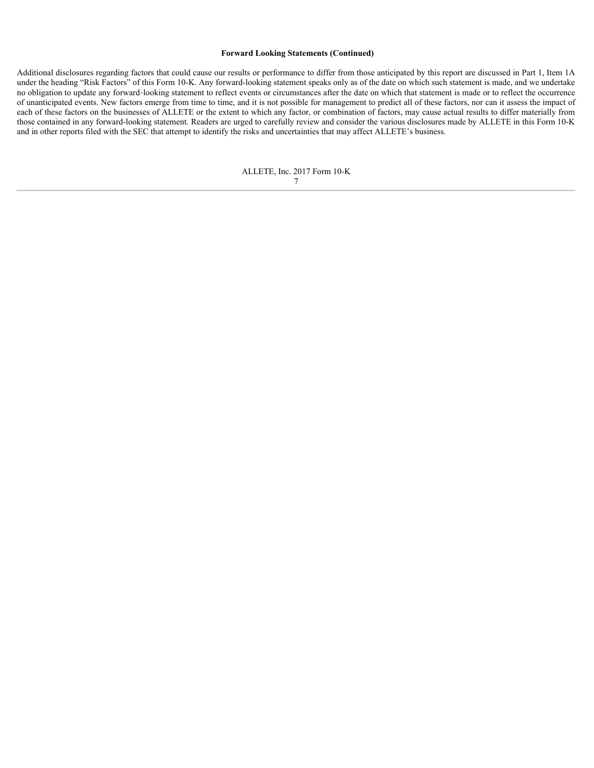**Forward Looking Statements (Continued)**

Additional disclosures regarding factors that could cause our results or performance to differ from those anticipated by this report are discussed in Part 1, Item 1A under the heading "Risk Factors" of this Form 10-K. Any forward-looking statement speaks only as of the date on which such statement is made, and we undertake no obligation to update any forward‑looking statement to reflect events or circumstances after the date on which that statement is made or to reflect the occurrence of unanticipated events. New factors emerge from time to time, and it is not possible for management to predict all of these factors, nor can it assess the impact of each of these factors on the businesses of ALLETE or the extent to which any factor, or combination of factors, may cause actual results to differ materially from those contained in any forward-looking statement. Readers are urged to carefully review and consider the various disclosures made by ALLETE in this Form 10-K and in other reports filed with the SEC that attempt to identify the risks and uncertainties that may affect ALLETE's business.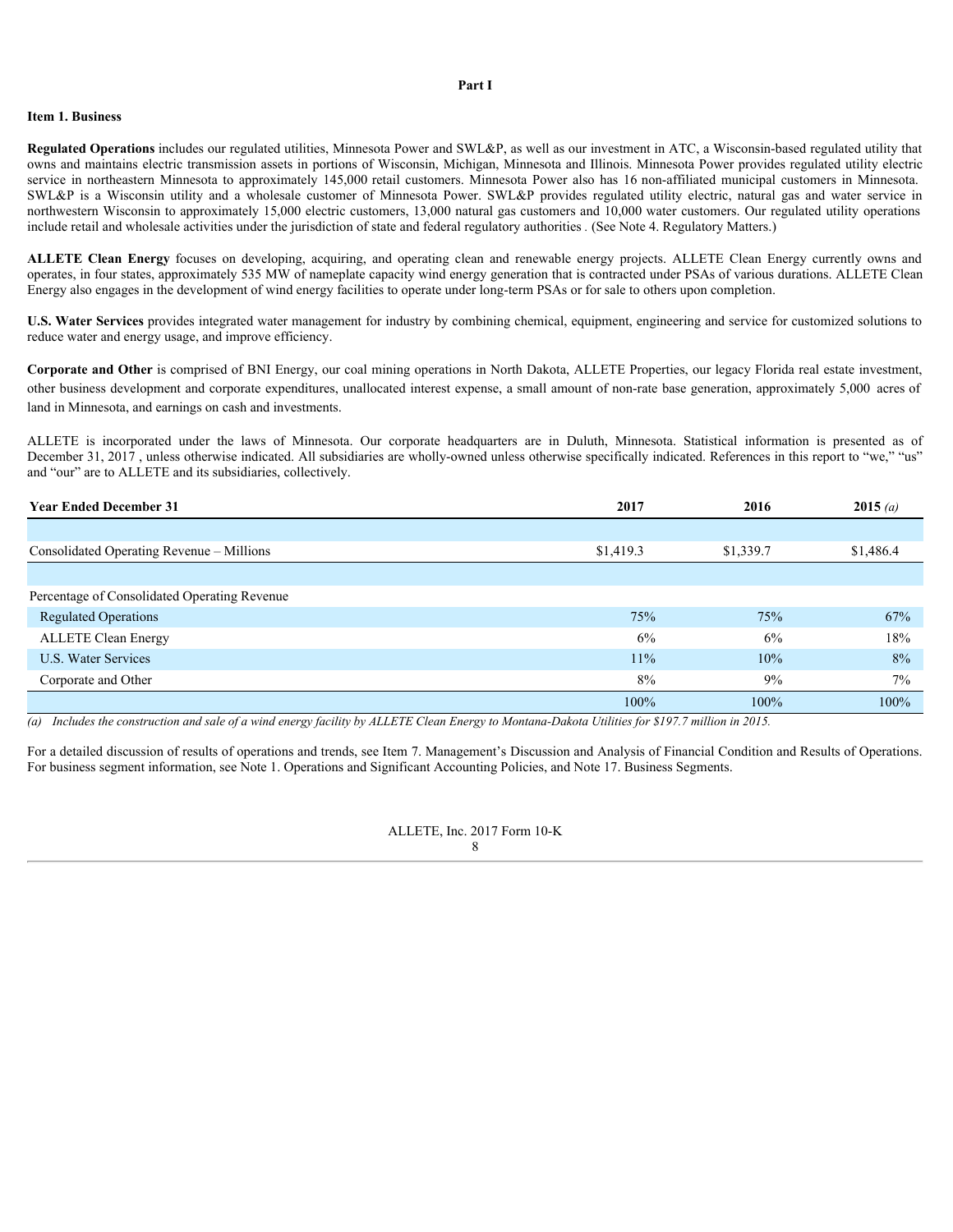# Part I

## Item 1. Business

**Regulated Operations** includes our regulated utilities, Minnesota Power and SWL&P, as well as our investment in ATC, a Wisconsin-based regulated utility that owns and maintains electric transmission assets in portions of Wisconsin, Michigan, Minnesota and Illinois. Minnesota Power provides regulated utility electric service in northeastern Minnesota to approximately 145,000 retail customers. Minnesota Power also has 16 non-affiliated municipal customers in Minnesota. SWL&P is a Wisconsin utility and a wholesale customer of Minnesota Power. SWL&P provides regulated utility electric, natural gas and water service in northwestern Wisconsin to approximately 15,000 electric customers, 13,000 natural gas customers and 10,000 water customers. Our regulated utility operations include retail and wholesale activities under the jurisdiction of state and federal regulatory authorities . (See Note 4. Regulatory Matters.)

**ALLETE Clean Energy** focuses on developing, acquiring, and operating clean and renewable energy projects. ALLETE Clean Energy currently owns and operates, in four states, approximately 535 MW of nameplate capacity wind energy generation that is contracted under PSAs of various durations. ALLETE Clean Energy also engages in the development of wind energy facilities to operate under long-term PSAs or for sale to others upon completion.

**U.S. Water Services** provides integrated water management for industry by combining chemical, equipment, engineering and service for customized solutions to reduce water and energy usage, and improve efficiency.

**Corporate and Other** is comprised of BNI Energy, our coal mining operations in North Dakota, ALLETE Properties, our legacy Florida real estate investment, other business development and corporate expenditures, unallocated interest expense, a small amount of non-rate base generation, approximately 5,000 acres of land in Minnesota, and earnings on cash and investments.

ALLETE is incorporated under the laws of Minnesota. Our corporate headquarters are in Duluth, Minnesota. Statistical information is presented as of December 31, 2017 , unless otherwise indicated. All subsidiaries are wholly-owned unless otherwise specifically indicated. References in this report to "we," "us" and "our" are to ALLETE and its subsidiaries, collectively.

| Year Ended December 31 | 2017 | 2016 | 2015 *(a)* |
|---|---|---|---|
| Consolidated Operating Revenue – Millions | $1,419.3 | $1,339.7 | $1,486.4 |
| Percentage of Consolidated Operating Revenue | | | |
| Regulated Operations | 75% | 75% | 67% |
| ALLETE Clean Energy | 6% | 6% | 18% |
| U.S. Water Services | 11% | 10% | 8% |
| Corporate and Other | 8% | 9% | 7% |
| | 100% | 100% | 100% |

*(a) Includes the construction and sale of a wind energy facility by ALLETE Clean Energy to Montana-Dakota Utilities for $197.7 million in 2015.*

For a detailed discussion of results of operations and trends, see Item 7. Management's Discussion and Analysis of Financial Condition and Results of Operations. For business segment information, see Note 1. Operations and Significant Accounting Policies, and Note 17. Business Segments.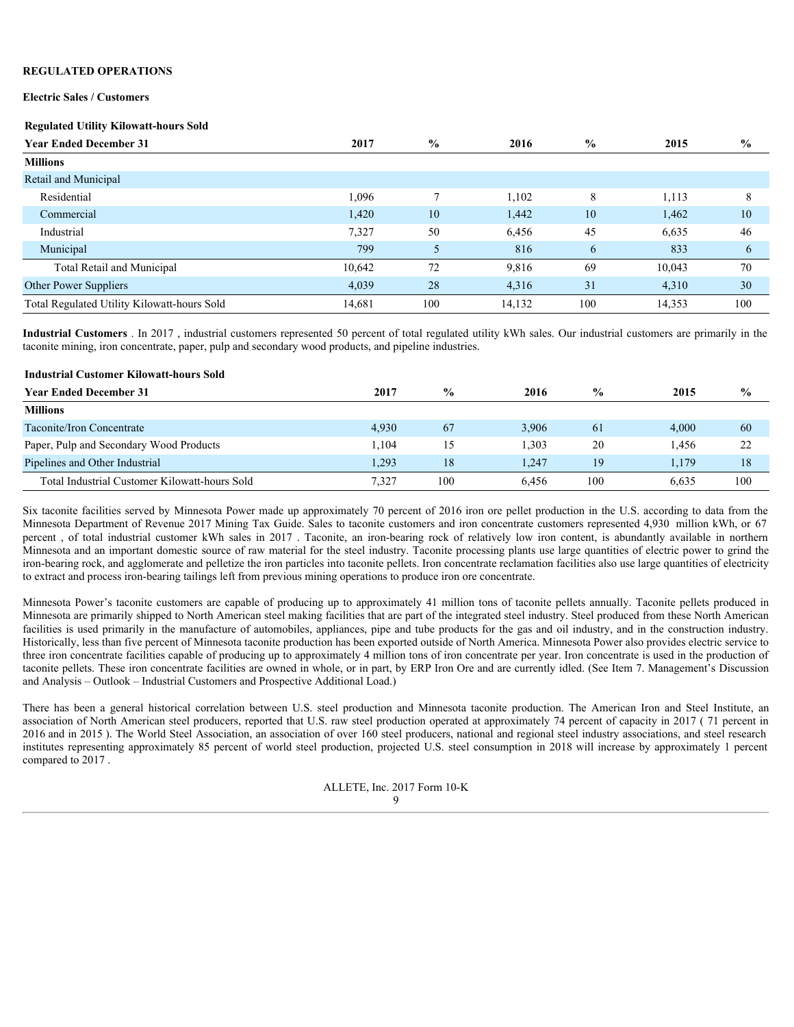## REGULATED OPERATIONS

### Electric Sales / Customers

**Regulated Utility Kilowatt-hours Sold**

| Year Ended December 31 | 2017 | % | 2016 | % | 2015 | % |
|---|---|---|---|---|---|---|
| **Millions** | | | | | | |
| Retail and Municipal | | | | | | |
| Residential | 1,096 | 7 | 1,102 | 8 | 1,113 | 8 |
| Commercial | 1,420 | 10 | 1,442 | 10 | 1,462 | 10 |
| Industrial | 7,327 | 50 | 6,456 | 45 | 6,635 | 46 |
| Municipal | 799 | 5 | 816 | 6 | 833 | 6 |
| Total Retail and Municipal | 10,642 | 72 | 9,816 | 69 | 10,043 | 70 |
| Other Power Suppliers | 4,039 | 28 | 4,316 | 31 | 4,310 | 30 |
| Total Regulated Utility Kilowatt-hours Sold | 14,681 | 100 | 14,132 | 100 | 14,353 | 100 |

**Industrial Customers** . In 2017 , industrial customers represented 50 percent of total regulated utility kWh sales. Our industrial customers are primarily in the taconite mining, iron concentrate, paper, pulp and secondary wood products, and pipeline industries.

**Industrial Customer Kilowatt-hours Sold**

| Year Ended December 31 | 2017 | % | 2016 | % | 2015 | % |
|---|---|---|---|---|---|---|
| **Millions** | | | | | | |
| Taconite/Iron Concentrate | 4,930 | 67 | 3,906 | 61 | 4,000 | 60 |
| Paper, Pulp and Secondary Wood Products | 1,104 | 15 | 1,303 | 20 | 1,456 | 22 |
| Pipelines and Other Industrial | 1,293 | 18 | 1,247 | 19 | 1,179 | 18 |
| Total Industrial Customer Kilowatt-hours Sold | 7,327 | 100 | 6,456 | 100 | 6,635 | 100 |

Six taconite facilities served by Minnesota Power made up approximately 70 percent of 2016 iron ore pellet production in the U.S. according to data from the Minnesota Department of Revenue 2017 Mining Tax Guide. Sales to taconite customers and iron concentrate customers represented 4,930 million kWh, or 67 percent , of total industrial customer kWh sales in 2017 . Taconite, an iron-bearing rock of relatively low iron content, is abundantly available in northern Minnesota and an important domestic source of raw material for the steel industry. Taconite processing plants use large quantities of electric power to grind the iron-bearing rock, and agglomerate and pelletize the iron particles into taconite pellets. Iron concentrate reclamation facilities also use large quantities of electricity to extract and process iron-bearing tailings left from previous mining operations to produce iron ore concentrate.

Minnesota Power's taconite customers are capable of producing up to approximately 41 million tons of taconite pellets annually. Taconite pellets produced in Minnesota are primarily shipped to North American steel making facilities that are part of the integrated steel industry. Steel produced from these North American facilities is used primarily in the manufacture of automobiles, appliances, pipe and tube products for the gas and oil industry, and in the construction industry. Historically, less than five percent of Minnesota taconite production has been exported outside of North America. Minnesota Power also provides electric service to three iron concentrate facilities capable of producing up to approximately 4 million tons of iron concentrate per year. Iron concentrate is used in the production of taconite pellets. These iron concentrate facilities are owned in whole, or in part, by ERP Iron Ore and are currently idled. (See Item 7. Management's Discussion and Analysis – Outlook – Industrial Customers and Prospective Additional Load.)

There has been a general historical correlation between U.S. steel production and Minnesota taconite production. The American Iron and Steel Institute, an association of North American steel producers, reported that U.S. raw steel production operated at approximately 74 percent of capacity in 2017 ( 71 percent in 2016 and in 2015 ). The World Steel Association, an association of over 160 steel producers, national and regional steel industry associations, and steel research institutes representing approximately 85 percent of world steel production, projected U.S. steel consumption in 2018 will increase by approximately 1 percent compared to 2017 .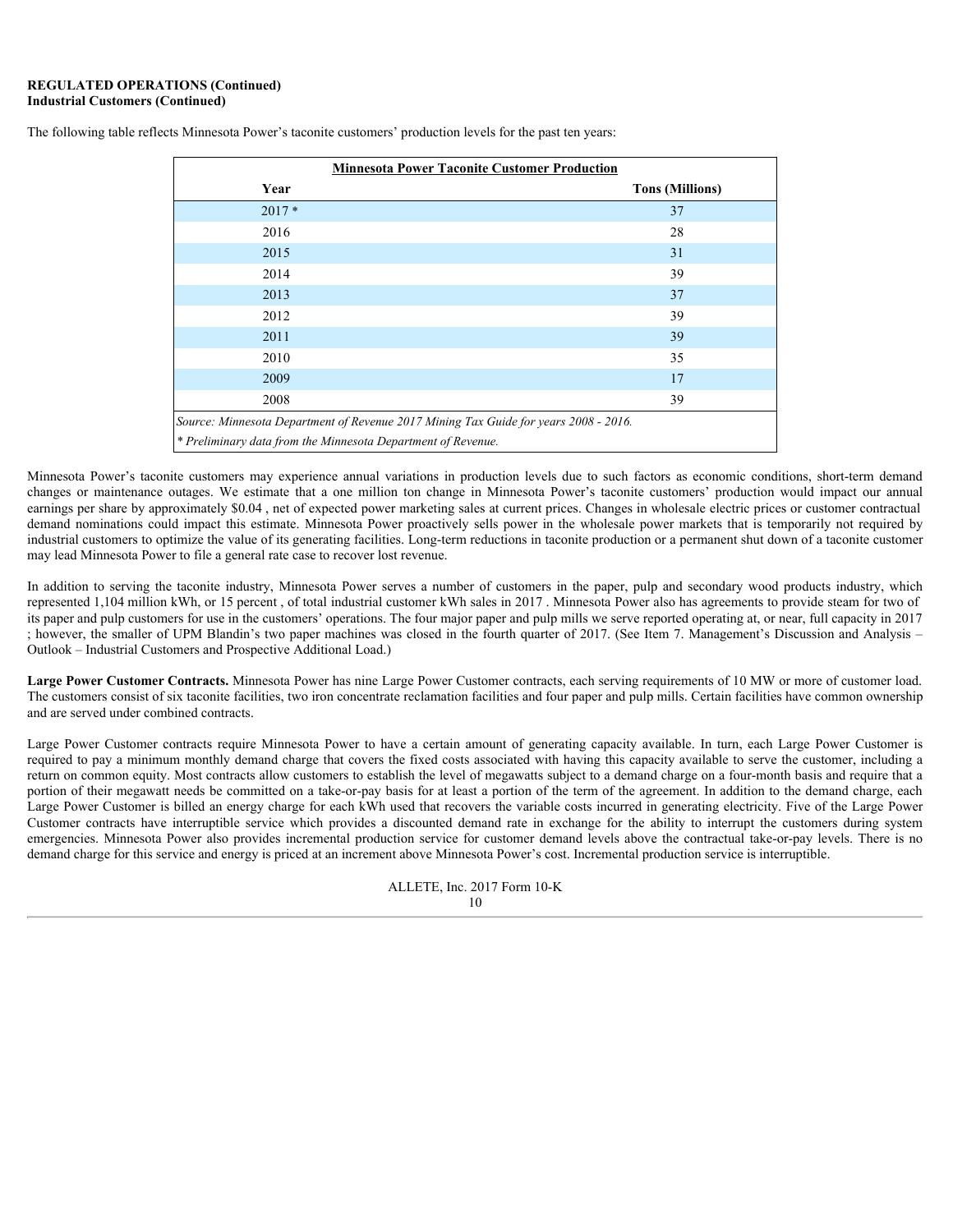**REGULATED OPERATIONS (Continued)**
**Industrial Customers (Continued)**

The following table reflects Minnesota Power's taconite customers' production levels for the past ten years:

| Minnesota Power Taconite Customer Production | |
|---|---|
| Year | Tons (Millions) |
| 2017 * | 37 |
| 2016 | 28 |
| 2015 | 31 |
| 2014 | 39 |
| 2013 | 37 |
| 2012 | 39 |
| 2011 | 39 |
| 2010 | 35 |
| 2009 | 17 |
| 2008 | 39 |

*Source: Minnesota Department of Revenue 2017 Mining Tax Guide for years 2008 - 2016.*
*\* Preliminary data from the Minnesota Department of Revenue.*

Minnesota Power's taconite customers may experience annual variations in production levels due to such factors as economic conditions, short-term demand changes or maintenance outages. We estimate that a one million ton change in Minnesota Power's taconite customers' production would impact our annual earnings per share by approximately $0.04 , net of expected power marketing sales at current prices. Changes in wholesale electric prices or customer contractual demand nominations could impact this estimate. Minnesota Power proactively sells power in the wholesale power markets that is temporarily not required by industrial customers to optimize the value of its generating facilities. Long-term reductions in taconite production or a permanent shut down of a taconite customer may lead Minnesota Power to file a general rate case to recover lost revenue.

In addition to serving the taconite industry, Minnesota Power serves a number of customers in the paper, pulp and secondary wood products industry, which represented 1,104 million kWh, or 15 percent , of total industrial customer kWh sales in 2017 . Minnesota Power also has agreements to provide steam for two of its paper and pulp customers for use in the customers' operations. The four major paper and pulp mills we serve reported operating at, or near, full capacity in 2017 ; however, the smaller of UPM Blandin's two paper machines was closed in the fourth quarter of 2017. (See Item 7. Management's Discussion and Analysis – Outlook – Industrial Customers and Prospective Additional Load.)

**Large Power Customer Contracts.** Minnesota Power has nine Large Power Customer contracts, each serving requirements of 10 MW or more of customer load. The customers consist of six taconite facilities, two iron concentrate reclamation facilities and four paper and pulp mills. Certain facilities have common ownership and are served under combined contracts.

Large Power Customer contracts require Minnesota Power to have a certain amount of generating capacity available. In turn, each Large Power Customer is required to pay a minimum monthly demand charge that covers the fixed costs associated with having this capacity available to serve the customer, including a return on common equity. Most contracts allow customers to establish the level of megawatts subject to a demand charge on a four-month basis and require that a portion of their megawatt needs be committed on a take-or-pay basis for at least a portion of the term of the agreement. In addition to the demand charge, each Large Power Customer is billed an energy charge for each kWh used that recovers the variable costs incurred in generating electricity. Five of the Large Power Customer contracts have interruptible service which provides a discounted demand rate in exchange for the ability to interrupt the customers during system emergencies. Minnesota Power also provides incremental production service for customer demand levels above the contractual take-or-pay levels. There is no demand charge for this service and energy is priced at an increment above Minnesota Power's cost. Incremental production service is interruptible.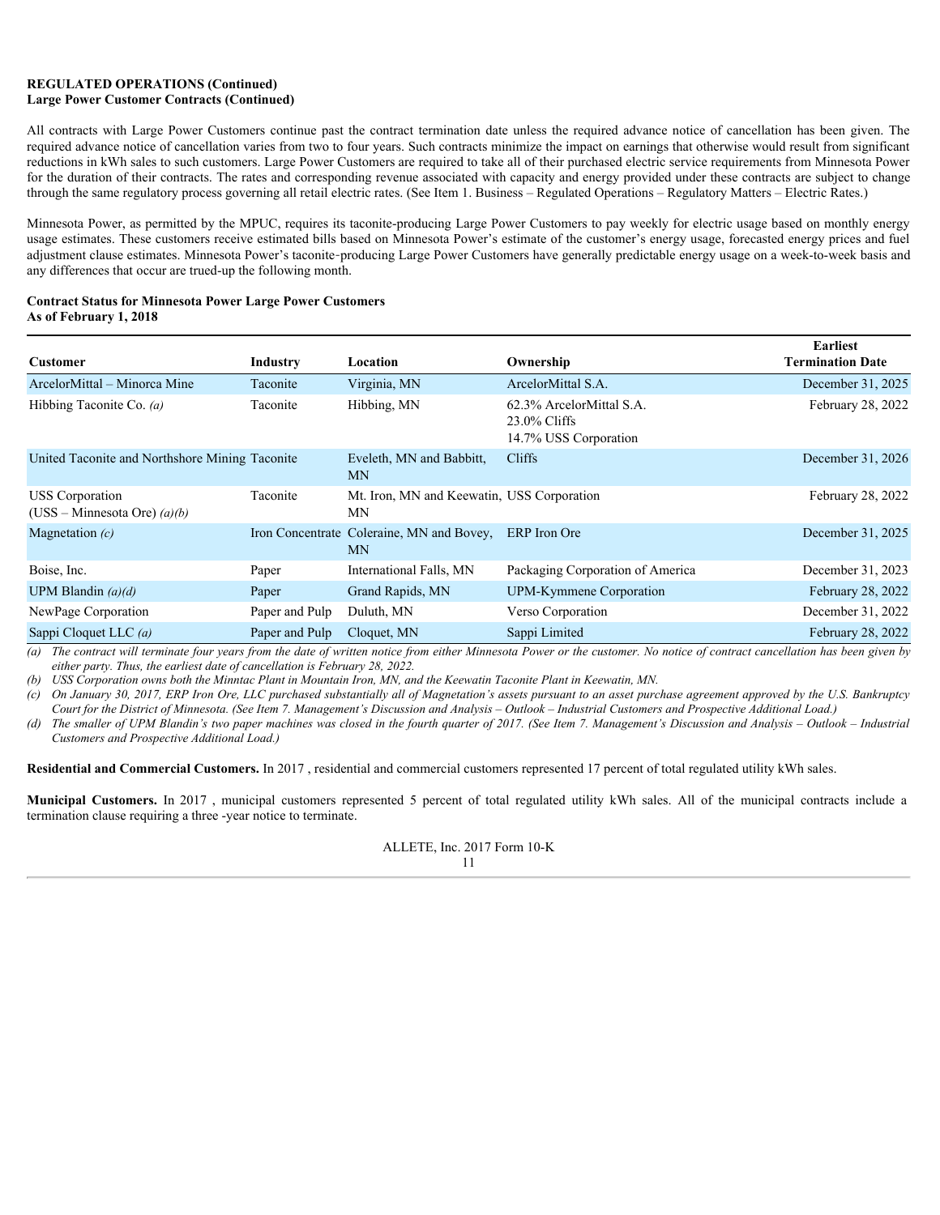**REGULATED OPERATIONS (Continued)**
**Large Power Customer Contracts (Continued)**

All contracts with Large Power Customers continue past the contract termination date unless the required advance notice of cancellation has been given. The required advance notice of cancellation varies from two to four years. Such contracts minimize the impact on earnings that otherwise would result from significant reductions in kWh sales to such customers. Large Power Customers are required to take all of their purchased electric service requirements from Minnesota Power for the duration of their contracts. The rates and corresponding revenue associated with capacity and energy provided under these contracts are subject to change through the same regulatory process governing all retail electric rates. (See Item 1. Business – Regulated Operations – Regulatory Matters – Electric Rates.)

Minnesota Power, as permitted by the MPUC, requires its taconite-producing Large Power Customers to pay weekly for electric usage based on monthly energy usage estimates. These customers receive estimated bills based on Minnesota Power's estimate of the customer's energy usage, forecasted energy prices and fuel adjustment clause estimates. Minnesota Power's taconite-producing Large Power Customers have generally predictable energy usage on a week-to-week basis and any differences that occur are trued-up the following month.

**Contract Status for Minnesota Power Large Power Customers**
**As of February 1, 2018**

| Customer | Industry | Location | Ownership | Earliest Termination Date |
|---|---|---|---|---|
| ArcelorMittal – Minorca Mine | Taconite | Virginia, MN | ArcelorMittal S.A. | December 31, 2025 |
| Hibbing Taconite Co. *(a)* | Taconite | Hibbing, MN | 62.3% ArcelorMittal S.A.<br>23.0% Cliffs<br>14.7% USS Corporation | February 28, 2022 |
| United Taconite and Northshore Mining | Taconite | Eveleth, MN and Babbitt, MN | Cliffs | December 31, 2026 |
| USS Corporation<br>(USS – Minnesota Ore) *(a)(b)* | Taconite | Mt. Iron, MN and Keewatin, MN | USS Corporation | February 28, 2022 |
| Magnetation *(c)* | Iron Concentrate | Coleraine, MN and Bovey, MN | ERP Iron Ore | December 31, 2025 |
| Boise, Inc. | Paper | International Falls, MN | Packaging Corporation of America | December 31, 2023 |
| UPM Blandin *(a)(d)* | Paper | Grand Rapids, MN | UPM-Kymmene Corporation | February 28, 2022 |
| NewPage Corporation | Paper and Pulp | Duluth, MN | Verso Corporation | December 31, 2022 |
| Sappi Cloquet LLC *(a)* | Paper and Pulp | Cloquet, MN | Sappi Limited | February 28, 2022 |

*(a) The contract will terminate four years from the date of written notice from either Minnesota Power or the customer. No notice of contract cancellation has been given by either party. Thus, the earliest date of cancellation is February 28, 2022.*

*(b) USS Corporation owns both the Minntac Plant in Mountain Iron, MN, and the Keewatin Taconite Plant in Keewatin, MN.*

*(c) On January 30, 2017, ERP Iron Ore, LLC purchased substantially all of Magnetation's assets pursuant to an asset purchase agreement approved by the U.S. Bankruptcy Court for the District of Minnesota. (See Item 7. Management's Discussion and Analysis – Outlook – Industrial Customers and Prospective Additional Load.)*

*(d) The smaller of UPM Blandin's two paper machines was closed in the fourth quarter of 2017. (See Item 7. Management's Discussion and Analysis – Outlook – Industrial Customers and Prospective Additional Load.)*

**Residential and Commercial Customers.** In 2017 , residential and commercial customers represented 17 percent of total regulated utility kWh sales.

**Municipal Customers.** In 2017 , municipal customers represented 5 percent of total regulated utility kWh sales. All of the municipal contracts include a termination clause requiring a three -year notice to terminate.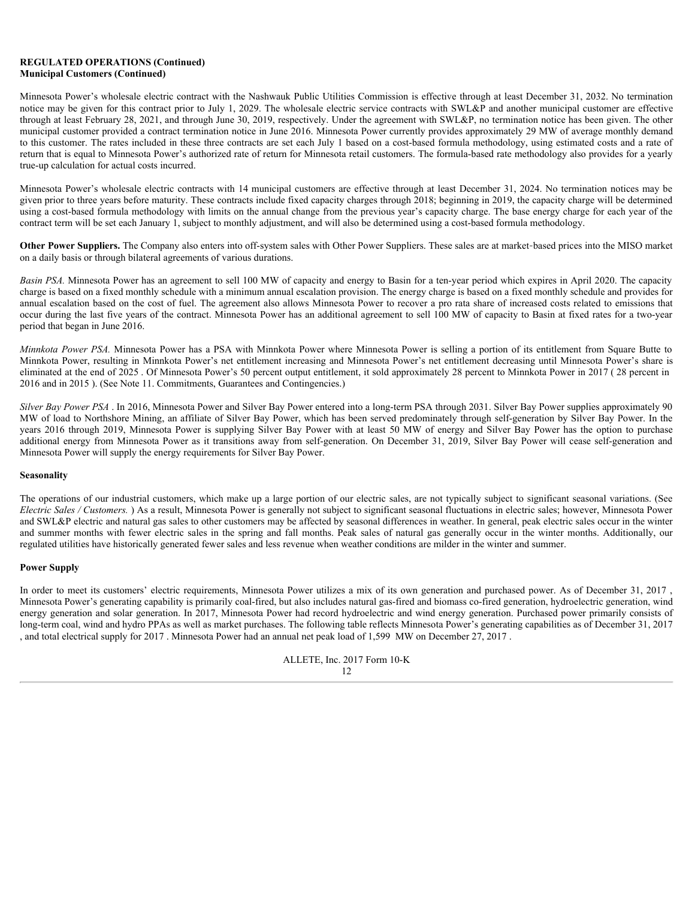**REGULATED OPERATIONS (Continued)**
**Municipal Customers (Continued)**

Minnesota Power's wholesale electric contract with the Nashwauk Public Utilities Commission is effective through at least December 31, 2032. No termination notice may be given for this contract prior to July 1, 2029. The wholesale electric service contracts with SWL&P and another municipal customer are effective through at least February 28, 2021, and through June 30, 2019, respectively. Under the agreement with SWL&P, no termination notice has been given. The other municipal customer provided a contract termination notice in June 2016. Minnesota Power currently provides approximately 29 MW of average monthly demand to this customer. The rates included in these three contracts are set each July 1 based on a cost-based formula methodology, using estimated costs and a rate of return that is equal to Minnesota Power's authorized rate of return for Minnesota retail customers. The formula-based rate methodology also provides for a yearly true-up calculation for actual costs incurred.

Minnesota Power's wholesale electric contracts with 14 municipal customers are effective through at least December 31, 2024. No termination notices may be given prior to three years before maturity. These contracts include fixed capacity charges through 2018; beginning in 2019, the capacity charge will be determined using a cost-based formula methodology with limits on the annual change from the previous year's capacity charge. The base energy charge for each year of the contract term will be set each January 1, subject to monthly adjustment, and will also be determined using a cost-based formula methodology.

**Other Power Suppliers.** The Company also enters into off-system sales with Other Power Suppliers. These sales are at market-based prices into the MISO market on a daily basis or through bilateral agreements of various durations.

*Basin PSA.* Minnesota Power has an agreement to sell 100 MW of capacity and energy to Basin for a ten-year period which expires in April 2020. The capacity charge is based on a fixed monthly schedule with a minimum annual escalation provision. The energy charge is based on a fixed monthly schedule and provides for annual escalation based on the cost of fuel. The agreement also allows Minnesota Power to recover a pro rata share of increased costs related to emissions that occur during the last five years of the contract. Minnesota Power has an additional agreement to sell 100 MW of capacity to Basin at fixed rates for a two-year period that began in June 2016.

*Minnkota Power PSA.* Minnesota Power has a PSA with Minnkota Power where Minnesota Power is selling a portion of its entitlement from Square Butte to Minnkota Power, resulting in Minnkota Power's net entitlement increasing and Minnesota Power's net entitlement decreasing until Minnesota Power's share is eliminated at the end of 2025 . Of Minnesota Power's 50 percent output entitlement, it sold approximately 28 percent to Minnkota Power in 2017 ( 28 percent in 2016 and in 2015 ). (See Note 11. Commitments, Guarantees and Contingencies.)

*Silver Bay Power PSA* . In 2016, Minnesota Power and Silver Bay Power entered into a long-term PSA through 2031. Silver Bay Power supplies approximately 90 MW of load to Northshore Mining, an affiliate of Silver Bay Power, which has been served predominately through self-generation by Silver Bay Power. In the years 2016 through 2019, Minnesota Power is supplying Silver Bay Power with at least 50 MW of energy and Silver Bay Power has the option to purchase additional energy from Minnesota Power as it transitions away from self-generation. On December 31, 2019, Silver Bay Power will cease self-generation and Minnesota Power will supply the energy requirements for Silver Bay Power.

**Seasonality**

The operations of our industrial customers, which make up a large portion of our electric sales, are not typically subject to significant seasonal variations. (See *Electric Sales / Customers.* ) As a result, Minnesota Power is generally not subject to significant seasonal fluctuations in electric sales; however, Minnesota Power and SWL&P electric and natural gas sales to other customers may be affected by seasonal differences in weather. In general, peak electric sales occur in the winter and summer months with fewer electric sales in the spring and fall months. Peak sales of natural gas generally occur in the winter months. Additionally, our regulated utilities have historically generated fewer sales and less revenue when weather conditions are milder in the winter and summer.

**Power Supply**

In order to meet its customers' electric requirements, Minnesota Power utilizes a mix of its own generation and purchased power. As of December 31, 2017 , Minnesota Power's generating capability is primarily coal-fired, but also includes natural gas-fired and biomass co-fired generation, hydroelectric generation, wind energy generation and solar generation. In 2017, Minnesota Power had record hydroelectric and wind energy generation. Purchased power primarily consists of long-term coal, wind and hydro PPAs as well as market purchases. The following table reflects Minnesota Power's generating capabilities as of December 31, 2017 , and total electrical supply for 2017 . Minnesota Power had an annual net peak load of 1,599 MW on December 27, 2017 .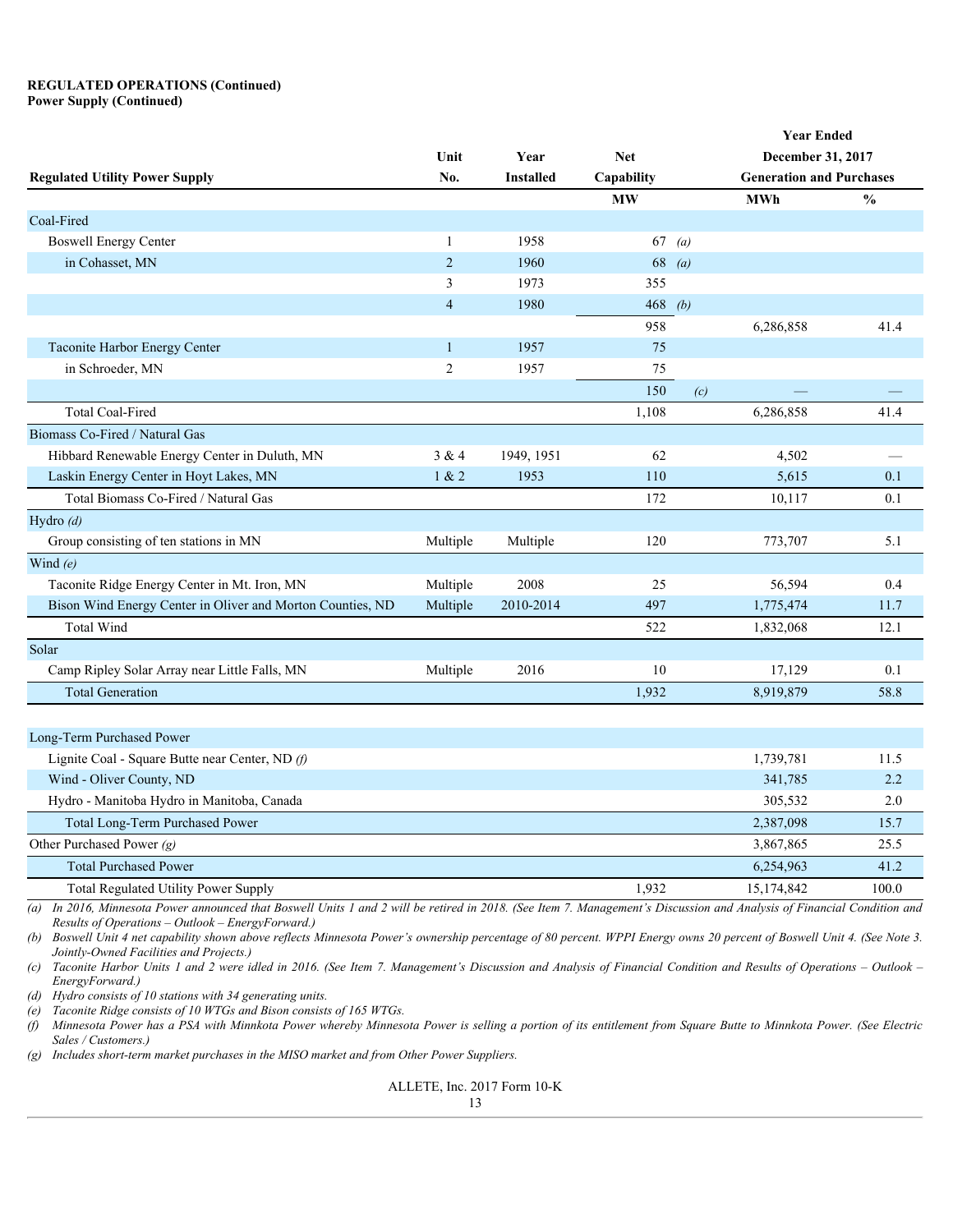**REGULATED OPERATIONS (Continued)**
**Power Supply (Continued)**

| Regulated Utility Power Supply | Unit No. | Year Installed | Net Capability | | Year Ended December 31, 2017 Generation and Purchases | |
|---|---|---|---|---|---|---|
| | | | MW | | MWh | % |
| Coal-Fired | | | | | | |
| Boswell Energy Center | 1 | 1958 | 67 | *(a)* | | |
| in Cohasset, MN | 2 | 1960 | 68 | *(a)* | | |
| | 3 | 1973 | 355 | | | |
| | 4 | 1980 | 468 | *(b)* | | |
| | | | 958 | | 6,286,858 | 41.4 |
| Taconite Harbor Energy Center | 1 | 1957 | 75 | | | |
| in Schroeder, MN | 2 | 1957 | 75 | | | |
| | | | 150 | *(c)* | — | — |
| Total Coal-Fired | | | 1,108 | | 6,286,858 | 41.4 |
| Biomass Co-Fired / Natural Gas | | | | | | |
| Hibbard Renewable Energy Center in Duluth, MN | 3 & 4 | 1949, 1951 | 62 | | 4,502 | — |
| Laskin Energy Center in Hoyt Lakes, MN | 1 & 2 | 1953 | 110 | | 5,615 | 0.1 |
| Total Biomass Co-Fired / Natural Gas | | | 172 | | 10,117 | 0.1 |
| Hydro *(d)* | | | | | | |
| Group consisting of ten stations in MN | Multiple | Multiple | 120 | | 773,707 | 5.1 |
| Wind *(e)* | | | | | | |
| Taconite Ridge Energy Center in Mt. Iron, MN | Multiple | 2008 | 25 | | 56,594 | 0.4 |
| Bison Wind Energy Center in Oliver and Morton Counties, ND | Multiple | 2010-2014 | 497 | | 1,775,474 | 11.7 |
| Total Wind | | | 522 | | 1,832,068 | 12.1 |
| Solar | | | | | | |
| Camp Ripley Solar Array near Little Falls, MN | Multiple | 2016 | 10 | | 17,129 | 0.1 |
| Total Generation | | | 1,932 | | 8,919,879 | 58.8 |
| | | | | | | |
| Long-Term Purchased Power | | | | | | |
| Lignite Coal - Square Butte near Center, ND *(f)* | | | | | 1,739,781 | 11.5 |
| Wind - Oliver County, ND | | | | | 341,785 | 2.2 |
| Hydro - Manitoba Hydro in Manitoba, Canada | | | | | 305,532 | 2.0 |
| Total Long-Term Purchased Power | | | | | 2,387,098 | 15.7 |
| Other Purchased Power *(g)* | | | | | 3,867,865 | 25.5 |
| Total Purchased Power | | | | | 6,254,963 | 41.2 |
| Total Regulated Utility Power Supply | | | 1,932 | | 15,174,842 | 100.0 |

*(a) In 2016, Minnesota Power announced that Boswell Units 1 and 2 will be retired in 2018. (See Item 7. Management's Discussion and Analysis of Financial Condition and Results of Operations – Outlook – EnergyForward.)*

*(b) Boswell Unit 4 net capability shown above reflects Minnesota Power's ownership percentage of 80 percent. WPPI Energy owns 20 percent of Boswell Unit 4. (See Note 3. Jointly-Owned Facilities and Projects.)*

*(c) Taconite Harbor Units 1 and 2 were idled in 2016. (See Item 7. Management's Discussion and Analysis of Financial Condition and Results of Operations – Outlook – EnergyForward.)*

*(d) Hydro consists of 10 stations with 34 generating units.*

*(e) Taconite Ridge consists of 10 WTGs and Bison consists of 165 WTGs.*

*(f) Minnesota Power has a PSA with Minnkota Power whereby Minnesota Power is selling a portion of its entitlement from Square Butte to Minnkota Power. (See Electric Sales / Customers.)*

*(g) Includes short-term market purchases in the MISO market and from Other Power Suppliers.*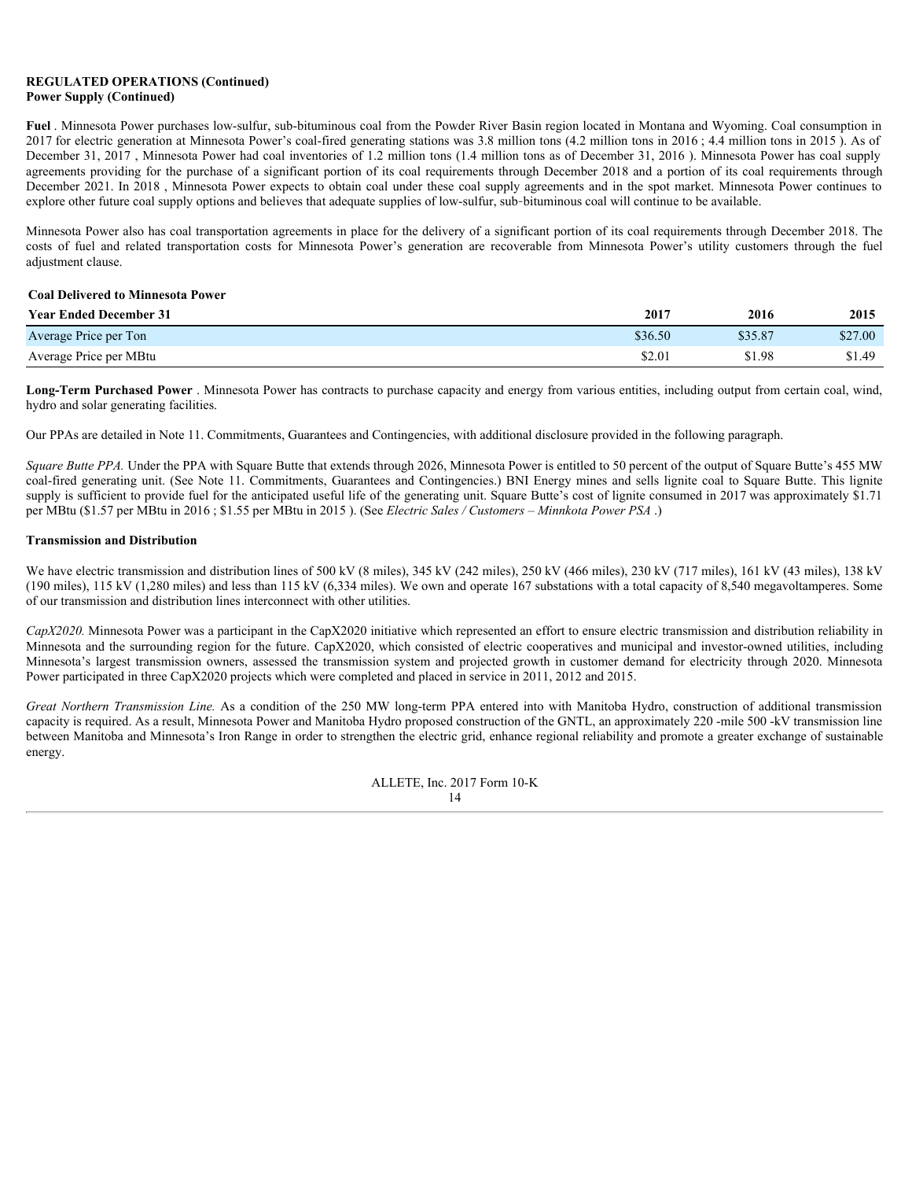**REGULATED OPERATIONS (Continued)**
**Power Supply (Continued)**

**Fuel** . Minnesota Power purchases low-sulfur, sub-bituminous coal from the Powder River Basin region located in Montana and Wyoming. Coal consumption in 2017 for electric generation at Minnesota Power's coal-fired generating stations was 3.8 million tons (4.2 million tons in 2016 ; 4.4 million tons in 2015 ). As of December 31, 2017 , Minnesota Power had coal inventories of 1.2 million tons (1.4 million tons as of December 31, 2016 ). Minnesota Power has coal supply agreements providing for the purchase of a significant portion of its coal requirements through December 2018 and a portion of its coal requirements through December 2021. In 2018 , Minnesota Power expects to obtain coal under these coal supply agreements and in the spot market. Minnesota Power continues to explore other future coal supply options and believes that adequate supplies of low-sulfur, sub-bituminous coal will continue to be available.

Minnesota Power also has coal transportation agreements in place for the delivery of a significant portion of its coal requirements through December 2018. The costs of fuel and related transportation costs for Minnesota Power's generation are recoverable from Minnesota Power's utility customers through the fuel adjustment clause.

**Coal Delivered to Minnesota Power**

| Year Ended December 31 | 2017 | 2016 | 2015 |
|---|---|---|---|
| Average Price per Ton | $36.50 | $35.87 | $27.00 |
| Average Price per MBtu | $2.01 | $1.98 | $1.49 |

**Long-Term Purchased Power** . Minnesota Power has contracts to purchase capacity and energy from various entities, including output from certain coal, wind, hydro and solar generating facilities.

Our PPAs are detailed in Note 11. Commitments, Guarantees and Contingencies, with additional disclosure provided in the following paragraph.

*Square Butte PPA.* Under the PPA with Square Butte that extends through 2026, Minnesota Power is entitled to 50 percent of the output of Square Butte's 455 MW coal-fired generating unit. (See Note 11. Commitments, Guarantees and Contingencies.) BNI Energy mines and sells lignite coal to Square Butte. This lignite supply is sufficient to provide fuel for the anticipated useful life of the generating unit. Square Butte's cost of lignite consumed in 2017 was approximately $1.71 per MBtu ($1.57 per MBtu in 2016 ; $1.55 per MBtu in 2015 ). (See *Electric Sales / Customers – Minnkota Power PSA* .)

**Transmission and Distribution**

We have electric transmission and distribution lines of 500 kV (8 miles), 345 kV (242 miles), 250 kV (466 miles), 230 kV (717 miles), 161 kV (43 miles), 138 kV (190 miles), 115 kV (1,280 miles) and less than 115 kV (6,334 miles). We own and operate 167 substations with a total capacity of 8,540 megavoltamperes. Some of our transmission and distribution lines interconnect with other utilities.

*CapX2020.* Minnesota Power was a participant in the CapX2020 initiative which represented an effort to ensure electric transmission and distribution reliability in Minnesota and the surrounding region for the future. CapX2020, which consisted of electric cooperatives and municipal and investor-owned utilities, including Minnesota's largest transmission owners, assessed the transmission system and projected growth in customer demand for electricity through 2020. Minnesota Power participated in three CapX2020 projects which were completed and placed in service in 2011, 2012 and 2015.

*Great Northern Transmission Line.* As a condition of the 250 MW long-term PPA entered into with Manitoba Hydro, construction of additional transmission capacity is required. As a result, Minnesota Power and Manitoba Hydro proposed construction of the GNTL, an approximately 220 -mile 500 -kV transmission line between Manitoba and Minnesota's Iron Range in order to strengthen the electric grid, enhance regional reliability and promote a greater exchange of sustainable energy.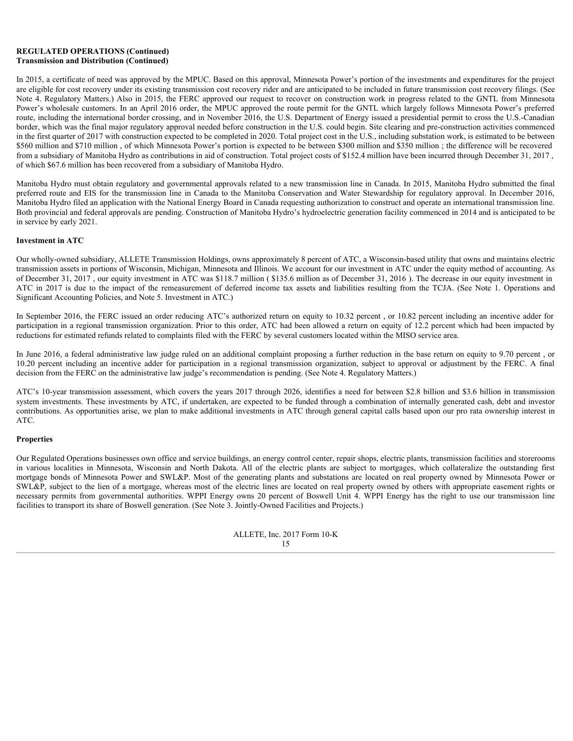**REGULATED OPERATIONS (Continued)**
**Transmission and Distribution (Continued)**

In 2015, a certificate of need was approved by the MPUC. Based on this approval, Minnesota Power's portion of the investments and expenditures for the project are eligible for cost recovery under its existing transmission cost recovery rider and are anticipated to be included in future transmission cost recovery filings. (See Note 4. Regulatory Matters.) Also in 2015, the FERC approved our request to recover on construction work in progress related to the GNTL from Minnesota Power's wholesale customers. In an April 2016 order, the MPUC approved the route permit for the GNTL which largely follows Minnesota Power's preferred route, including the international border crossing, and in November 2016, the U.S. Department of Energy issued a presidential permit to cross the U.S.-Canadian border, which was the final major regulatory approval needed before construction in the U.S. could begin. Site clearing and pre-construction activities commenced in the first quarter of 2017 with construction expected to be completed in 2020. Total project cost in the U.S., including substation work, is estimated to be between $560 million and $710 million , of which Minnesota Power's portion is expected to be between $300 million and $350 million ; the difference will be recovered from a subsidiary of Manitoba Hydro as contributions in aid of construction. Total project costs of $152.4 million have been incurred through December 31, 2017 , of which $67.6 million has been recovered from a subsidiary of Manitoba Hydro.

Manitoba Hydro must obtain regulatory and governmental approvals related to a new transmission line in Canada. In 2015, Manitoba Hydro submitted the final preferred route and EIS for the transmission line in Canada to the Manitoba Conservation and Water Stewardship for regulatory approval. In December 2016, Manitoba Hydro filed an application with the National Energy Board in Canada requesting authorization to construct and operate an international transmission line. Both provincial and federal approvals are pending. Construction of Manitoba Hydro's hydroelectric generation facility commenced in 2014 and is anticipated to be in service by early 2021.

**Investment in ATC**

Our wholly-owned subsidiary, ALLETE Transmission Holdings, owns approximately 8 percent of ATC, a Wisconsin-based utility that owns and maintains electric transmission assets in portions of Wisconsin, Michigan, Minnesota and Illinois. We account for our investment in ATC under the equity method of accounting. As of December 31, 2017 , our equity investment in ATC was $118.7 million ( $135.6 million as of December 31, 2016 ). The decrease in our equity investment in ATC in 2017 is due to the impact of the remeasurement of deferred income tax assets and liabilities resulting from the TCJA. (See Note 1. Operations and Significant Accounting Policies, and Note 5. Investment in ATC.)

In September 2016, the FERC issued an order reducing ATC's authorized return on equity to 10.32 percent , or 10.82 percent including an incentive adder for participation in a regional transmission organization. Prior to this order, ATC had been allowed a return on equity of 12.2 percent which had been impacted by reductions for estimated refunds related to complaints filed with the FERC by several customers located within the MISO service area.

In June 2016, a federal administrative law judge ruled on an additional complaint proposing a further reduction in the base return on equity to 9.70 percent , or 10.20 percent including an incentive adder for participation in a regional transmission organization, subject to approval or adjustment by the FERC. A final decision from the FERC on the administrative law judge's recommendation is pending. (See Note 4. Regulatory Matters.)

ATC's 10-year transmission assessment, which covers the years 2017 through 2026, identifies a need for between $2.8 billion and $3.6 billion in transmission system investments. These investments by ATC, if undertaken, are expected to be funded through a combination of internally generated cash, debt and investor contributions. As opportunities arise, we plan to make additional investments in ATC through general capital calls based upon our pro rata ownership interest in ATC.

**Properties**

Our Regulated Operations businesses own office and service buildings, an energy control center, repair shops, electric plants, transmission facilities and storerooms in various localities in Minnesota, Wisconsin and North Dakota. All of the electric plants are subject to mortgages, which collateralize the outstanding first mortgage bonds of Minnesota Power and SWL&P. Most of the generating plants and substations are located on real property owned by Minnesota Power or SWL&P, subject to the lien of a mortgage, whereas most of the electric lines are located on real property owned by others with appropriate easement rights or necessary permits from governmental authorities. WPPI Energy owns 20 percent of Boswell Unit 4. WPPI Energy has the right to use our transmission line facilities to transport its share of Boswell generation. (See Note 3. Jointly-Owned Facilities and Projects.)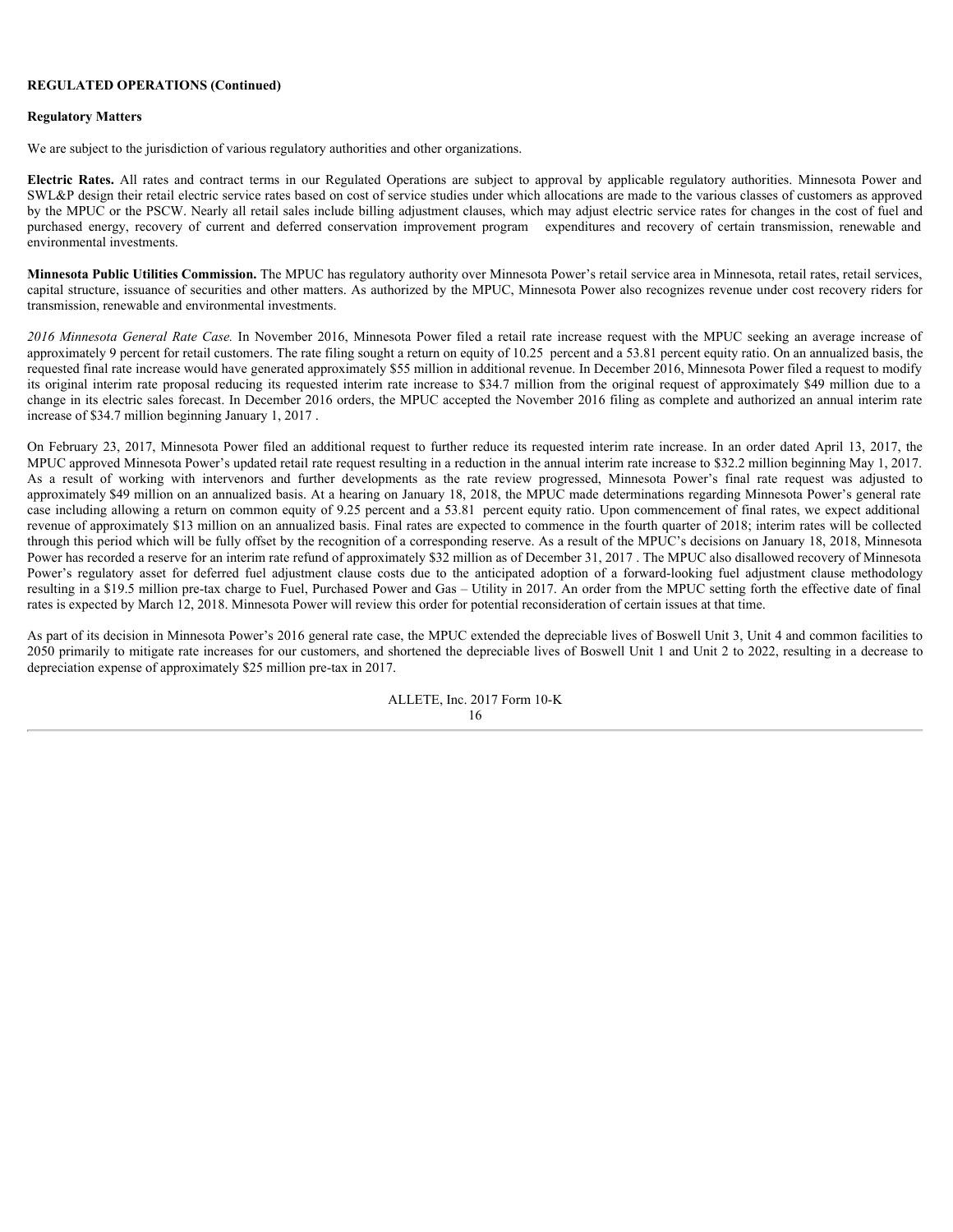**REGULATED OPERATIONS (Continued)**

**Regulatory Matters**

We are subject to the jurisdiction of various regulatory authorities and other organizations.

**Electric Rates.** All rates and contract terms in our Regulated Operations are subject to approval by applicable regulatory authorities. Minnesota Power and SWL&P design their retail electric service rates based on cost of service studies under which allocations are made to the various classes of customers as approved by the MPUC or the PSCW. Nearly all retail sales include billing adjustment clauses, which may adjust electric service rates for changes in the cost of fuel and purchased energy, recovery of current and deferred conservation improvement program expenditures and recovery of certain transmission, renewable and environmental investments.

**Minnesota Public Utilities Commission.** The MPUC has regulatory authority over Minnesota Power's retail service area in Minnesota, retail rates, retail services, capital structure, issuance of securities and other matters. As authorized by the MPUC, Minnesota Power also recognizes revenue under cost recovery riders for transmission, renewable and environmental investments.

*2016 Minnesota General Rate Case.* In November 2016, Minnesota Power filed a retail rate increase request with the MPUC seeking an average increase of approximately 9 percent for retail customers. The rate filing sought a return on equity of 10.25 percent and a 53.81 percent equity ratio. On an annualized basis, the requested final rate increase would have generated approximately $55 million in additional revenue. In December 2016, Minnesota Power filed a request to modify its original interim rate proposal reducing its requested interim rate increase to $34.7 million from the original request of approximately $49 million due to a change in its electric sales forecast. In December 2016 orders, the MPUC accepted the November 2016 filing as complete and authorized an annual interim rate increase of $34.7 million beginning January 1, 2017 .

On February 23, 2017, Minnesota Power filed an additional request to further reduce its requested interim rate increase. In an order dated April 13, 2017, the MPUC approved Minnesota Power's updated retail rate request resulting in a reduction in the annual interim rate increase to $32.2 million beginning May 1, 2017. As a result of working with intervenors and further developments as the rate review progressed, Minnesota Power's final rate request was adjusted to approximately $49 million on an annualized basis. At a hearing on January 18, 2018, the MPUC made determinations regarding Minnesota Power's general rate case including allowing a return on common equity of 9.25 percent and a 53.81 percent equity ratio. Upon commencement of final rates, we expect additional revenue of approximately $13 million on an annualized basis. Final rates are expected to commence in the fourth quarter of 2018; interim rates will be collected through this period which will be fully offset by the recognition of a corresponding reserve. As a result of the MPUC's decisions on January 18, 2018, Minnesota Power has recorded a reserve for an interim rate refund of approximately $32 million as of December 31, 2017 . The MPUC also disallowed recovery of Minnesota Power's regulatory asset for deferred fuel adjustment clause costs due to the anticipated adoption of a forward-looking fuel adjustment clause methodology resulting in a $19.5 million pre-tax charge to Fuel, Purchased Power and Gas – Utility in 2017. An order from the MPUC setting forth the effective date of final rates is expected by March 12, 2018. Minnesota Power will review this order for potential reconsideration of certain issues at that time.

As part of its decision in Minnesota Power's 2016 general rate case, the MPUC extended the depreciable lives of Boswell Unit 3, Unit 4 and common facilities to 2050 primarily to mitigate rate increases for our customers, and shortened the depreciable lives of Boswell Unit 1 and Unit 2 to 2022, resulting in a decrease to depreciation expense of approximately $25 million pre-tax in 2017.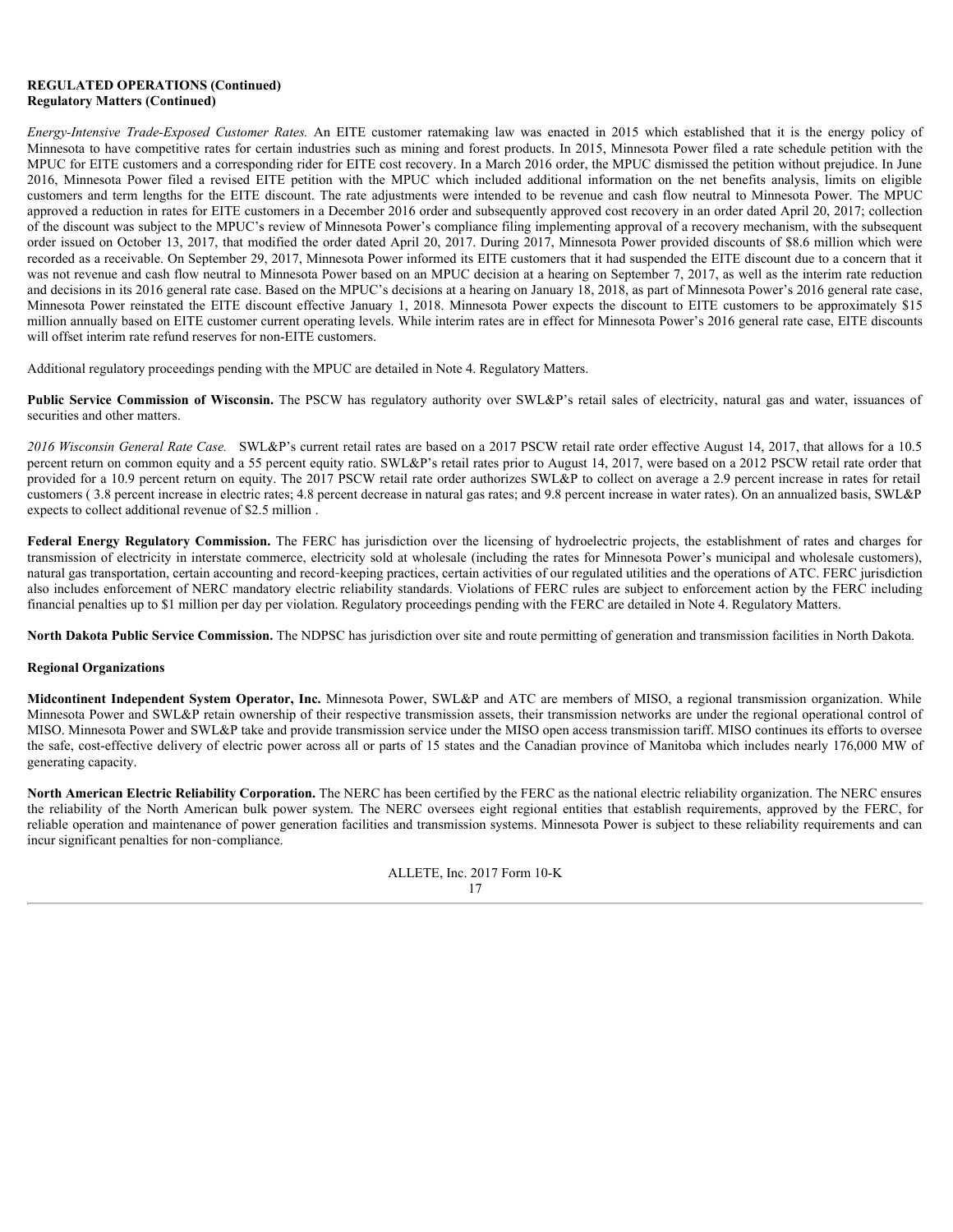**REGULATED OPERATIONS (Continued)**
**Regulatory Matters (Continued)**

*Energy-Intensive Trade-Exposed Customer Rates.* An EITE customer ratemaking law was enacted in 2015 which established that it is the energy policy of Minnesota to have competitive rates for certain industries such as mining and forest products. In 2015, Minnesota Power filed a rate schedule petition with the MPUC for EITE customers and a corresponding rider for EITE cost recovery. In a March 2016 order, the MPUC dismissed the petition without prejudice. In June 2016, Minnesota Power filed a revised EITE petition with the MPUC which included additional information on the net benefits analysis, limits on eligible customers and term lengths for the EITE discount. The rate adjustments were intended to be revenue and cash flow neutral to Minnesota Power. The MPUC approved a reduction in rates for EITE customers in a December 2016 order and subsequently approved cost recovery in an order dated April 20, 2017; collection of the discount was subject to the MPUC's review of Minnesota Power's compliance filing implementing approval of a recovery mechanism, with the subsequent order issued on October 13, 2017, that modified the order dated April 20, 2017. During 2017, Minnesota Power provided discounts of $8.6 million which were recorded as a receivable. On September 29, 2017, Minnesota Power informed its EITE customers that it had suspended the EITE discount due to a concern that it was not revenue and cash flow neutral to Minnesota Power based on an MPUC decision at a hearing on September 7, 2017, as well as the interim rate reduction and decisions in its 2016 general rate case. Based on the MPUC's decisions at a hearing on January 18, 2018, as part of Minnesota Power's 2016 general rate case, Minnesota Power reinstated the EITE discount effective January 1, 2018. Minnesota Power expects the discount to EITE customers to be approximately $15 million annually based on EITE customer current operating levels. While interim rates are in effect for Minnesota Power's 2016 general rate case, EITE discounts will offset interim rate refund reserves for non-EITE customers.

Additional regulatory proceedings pending with the MPUC are detailed in Note 4. Regulatory Matters.

**Public Service Commission of Wisconsin.** The PSCW has regulatory authority over SWL&P's retail sales of electricity, natural gas and water, issuances of securities and other matters.

*2016 Wisconsin General Rate Case.* SWL&P's current retail rates are based on a 2017 PSCW retail rate order effective August 14, 2017, that allows for a 10.5 percent return on common equity and a 55 percent equity ratio. SWL&P's retail rates prior to August 14, 2017, were based on a 2012 PSCW retail rate order that provided for a 10.9 percent return on equity. The 2017 PSCW retail rate order authorizes SWL&P to collect on average a 2.9 percent increase in rates for retail customers ( 3.8 percent increase in electric rates; 4.8 percent decrease in natural gas rates; and 9.8 percent increase in water rates). On an annualized basis, SWL&P expects to collect additional revenue of $2.5 million .

**Federal Energy Regulatory Commission.** The FERC has jurisdiction over the licensing of hydroelectric projects, the establishment of rates and charges for transmission of electricity in interstate commerce, electricity sold at wholesale (including the rates for Minnesota Power's municipal and wholesale customers), natural gas transportation, certain accounting and record-keeping practices, certain activities of our regulated utilities and the operations of ATC. FERC jurisdiction also includes enforcement of NERC mandatory electric reliability standards. Violations of FERC rules are subject to enforcement action by the FERC including financial penalties up to $1 million per day per violation. Regulatory proceedings pending with the FERC are detailed in Note 4. Regulatory Matters.

**North Dakota Public Service Commission.** The NDPSC has jurisdiction over site and route permitting of generation and transmission facilities in North Dakota.

**Regional Organizations**

**Midcontinent Independent System Operator, Inc.** Minnesota Power, SWL&P and ATC are members of MISO, a regional transmission organization. While Minnesota Power and SWL&P retain ownership of their respective transmission assets, their transmission networks are under the regional operational control of MISO. Minnesota Power and SWL&P take and provide transmission service under the MISO open access transmission tariff. MISO continues its efforts to oversee the safe, cost-effective delivery of electric power across all or parts of 15 states and the Canadian province of Manitoba which includes nearly 176,000 MW of generating capacity.

**North American Electric Reliability Corporation.** The NERC has been certified by the FERC as the national electric reliability organization. The NERC ensures the reliability of the North American bulk power system. The NERC oversees eight regional entities that establish requirements, approved by the FERC, for reliable operation and maintenance of power generation facilities and transmission systems. Minnesota Power is subject to these reliability requirements and can incur significant penalties for non-compliance.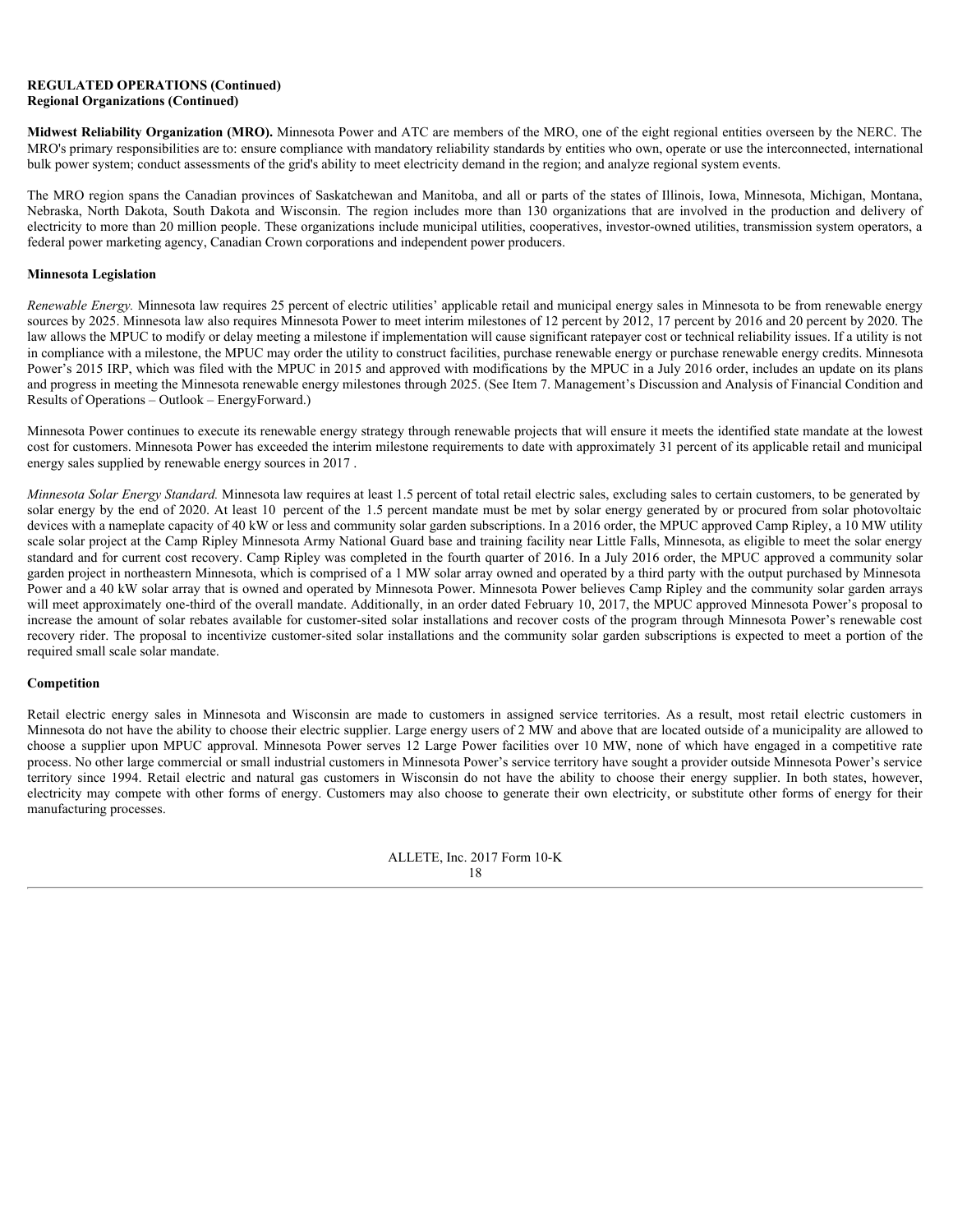**REGULATED OPERATIONS (Continued)**
**Regional Organizations (Continued)**

**Midwest Reliability Organization (MRO).** Minnesota Power and ATC are members of the MRO, one of the eight regional entities overseen by the NERC. The MRO's primary responsibilities are to: ensure compliance with mandatory reliability standards by entities who own, operate or use the interconnected, international bulk power system; conduct assessments of the grid's ability to meet electricity demand in the region; and analyze regional system events.

The MRO region spans the Canadian provinces of Saskatchewan and Manitoba, and all or parts of the states of Illinois, Iowa, Minnesota, Michigan, Montana, Nebraska, North Dakota, South Dakota and Wisconsin. The region includes more than 130 organizations that are involved in the production and delivery of electricity to more than 20 million people. These organizations include municipal utilities, cooperatives, investor-owned utilities, transmission system operators, a federal power marketing agency, Canadian Crown corporations and independent power producers.

**Minnesota Legislation**

*Renewable Energy.* Minnesota law requires 25 percent of electric utilities' applicable retail and municipal energy sales in Minnesota to be from renewable energy sources by 2025. Minnesota law also requires Minnesota Power to meet interim milestones of 12 percent by 2012, 17 percent by 2016 and 20 percent by 2020. The law allows the MPUC to modify or delay meeting a milestone if implementation will cause significant ratepayer cost or technical reliability issues. If a utility is not in compliance with a milestone, the MPUC may order the utility to construct facilities, purchase renewable energy or purchase renewable energy credits. Minnesota Power's 2015 IRP, which was filed with the MPUC in 2015 and approved with modifications by the MPUC in a July 2016 order, includes an update on its plans and progress in meeting the Minnesota renewable energy milestones through 2025. (See Item 7. Management's Discussion and Analysis of Financial Condition and Results of Operations – Outlook – EnergyForward.)

Minnesota Power continues to execute its renewable energy strategy through renewable projects that will ensure it meets the identified state mandate at the lowest cost for customers. Minnesota Power has exceeded the interim milestone requirements to date with approximately 31 percent of its applicable retail and municipal energy sales supplied by renewable energy sources in 2017 .

*Minnesota Solar Energy Standard.* Minnesota law requires at least 1.5 percent of total retail electric sales, excluding sales to certain customers, to be generated by solar energy by the end of 2020. At least 10 percent of the 1.5 percent mandate must be met by solar energy generated by or procured from solar photovoltaic devices with a nameplate capacity of 40 kW or less and community solar garden subscriptions. In a 2016 order, the MPUC approved Camp Ripley, a 10 MW utility scale solar project at the Camp Ripley Minnesota Army National Guard base and training facility near Little Falls, Minnesota, as eligible to meet the solar energy standard and for current cost recovery. Camp Ripley was completed in the fourth quarter of 2016. In a July 2016 order, the MPUC approved a community solar garden project in northeastern Minnesota, which is comprised of a 1 MW solar array owned and operated by a third party with the output purchased by Minnesota Power and a 40 kW solar array that is owned and operated by Minnesota Power. Minnesota Power believes Camp Ripley and the community solar garden arrays will meet approximately one-third of the overall mandate. Additionally, in an order dated February 10, 2017, the MPUC approved Minnesota Power's proposal to increase the amount of solar rebates available for customer-sited solar installations and recover costs of the program through Minnesota Power's renewable cost recovery rider. The proposal to incentivize customer-sited solar installations and the community solar garden subscriptions is expected to meet a portion of the required small scale solar mandate.

**Competition**

Retail electric energy sales in Minnesota and Wisconsin are made to customers in assigned service territories. As a result, most retail electric customers in Minnesota do not have the ability to choose their electric supplier. Large energy users of 2 MW and above that are located outside of a municipality are allowed to choose a supplier upon MPUC approval. Minnesota Power serves 12 Large Power facilities over 10 MW, none of which have engaged in a competitive rate process. No other large commercial or small industrial customers in Minnesota Power's service territory have sought a provider outside Minnesota Power's service territory since 1994. Retail electric and natural gas customers in Wisconsin do not have the ability to choose their energy supplier. In both states, however, electricity may compete with other forms of energy. Customers may also choose to generate their own electricity, or substitute other forms of energy for their manufacturing processes.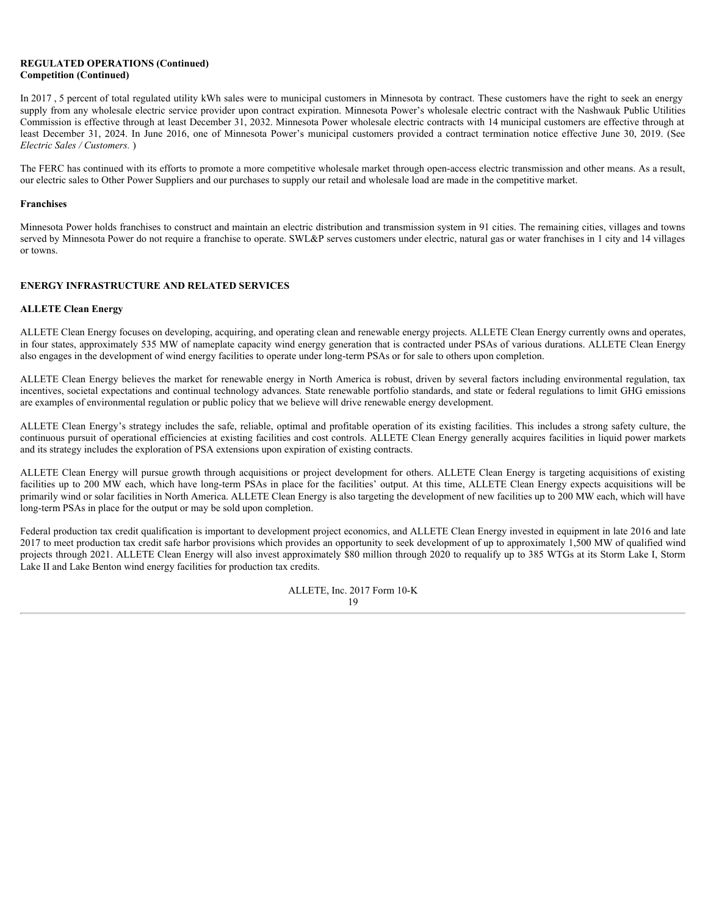**REGULATED OPERATIONS (Continued)**
**Competition (Continued)**

In 2017 , 5 percent of total regulated utility kWh sales were to municipal customers in Minnesota by contract. These customers have the right to seek an energy supply from any wholesale electric service provider upon contract expiration. Minnesota Power's wholesale electric contract with the Nashwauk Public Utilities Commission is effective through at least December 31, 2032. Minnesota Power wholesale electric contracts with 14 municipal customers are effective through at least December 31, 2024. In June 2016, one of Minnesota Power's municipal customers provided a contract termination notice effective June 30, 2019. (See *Electric Sales / Customers.* )

The FERC has continued with its efforts to promote a more competitive wholesale market through open-access electric transmission and other means. As a result, our electric sales to Other Power Suppliers and our purchases to supply our retail and wholesale load are made in the competitive market.

**Franchises**

Minnesota Power holds franchises to construct and maintain an electric distribution and transmission system in 91 cities. The remaining cities, villages and towns served by Minnesota Power do not require a franchise to operate. SWL&P serves customers under electric, natural gas or water franchises in 1 city and 14 villages or towns.

## ENERGY INFRASTRUCTURE AND RELATED SERVICES

**ALLETE Clean Energy**

ALLETE Clean Energy focuses on developing, acquiring, and operating clean and renewable energy projects. ALLETE Clean Energy currently owns and operates, in four states, approximately 535 MW of nameplate capacity wind energy generation that is contracted under PSAs of various durations. ALLETE Clean Energy also engages in the development of wind energy facilities to operate under long-term PSAs or for sale to others upon completion.

ALLETE Clean Energy believes the market for renewable energy in North America is robust, driven by several factors including environmental regulation, tax incentives, societal expectations and continual technology advances. State renewable portfolio standards, and state or federal regulations to limit GHG emissions are examples of environmental regulation or public policy that we believe will drive renewable energy development.

ALLETE Clean Energy's strategy includes the safe, reliable, optimal and profitable operation of its existing facilities. This includes a strong safety culture, the continuous pursuit of operational efficiencies at existing facilities and cost controls. ALLETE Clean Energy generally acquires facilities in liquid power markets and its strategy includes the exploration of PSA extensions upon expiration of existing contracts.

ALLETE Clean Energy will pursue growth through acquisitions or project development for others. ALLETE Clean Energy is targeting acquisitions of existing facilities up to 200 MW each, which have long-term PSAs in place for the facilities' output. At this time, ALLETE Clean Energy expects acquisitions will be primarily wind or solar facilities in North America. ALLETE Clean Energy is also targeting the development of new facilities up to 200 MW each, which will have long-term PSAs in place for the output or may be sold upon completion.

Federal production tax credit qualification is important to development project economics, and ALLETE Clean Energy invested in equipment in late 2016 and late 2017 to meet production tax credit safe harbor provisions which provides an opportunity to seek development of up to approximately 1,500 MW of qualified wind projects through 2021. ALLETE Clean Energy will also invest approximately $80 million through 2020 to requalify up to 385 WTGs at its Storm Lake I, Storm Lake II and Lake Benton wind energy facilities for production tax credits.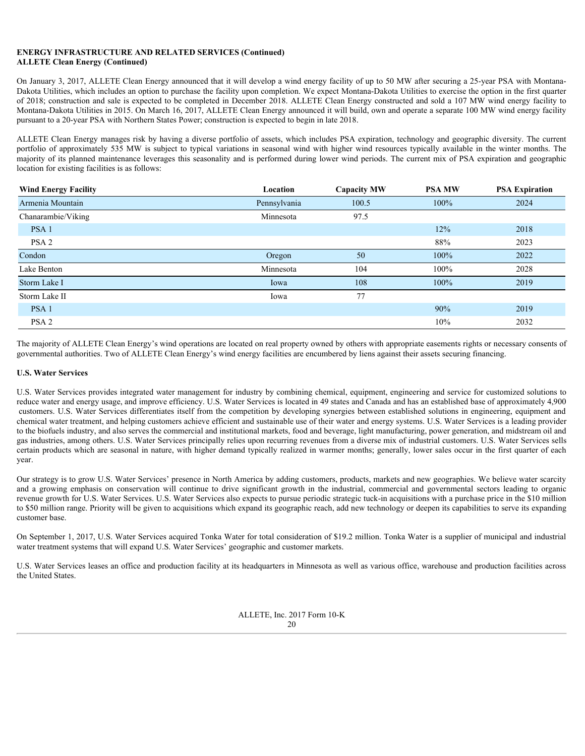**ENERGY INFRASTRUCTURE AND RELATED SERVICES (Continued)**
**ALLETE Clean Energy (Continued)**

On January 3, 2017, ALLETE Clean Energy announced that it will develop a wind energy facility of up to 50 MW after securing a 25-year PSA with Montana-Dakota Utilities, which includes an option to purchase the facility upon completion. We expect Montana-Dakota Utilities to exercise the option in the first quarter of 2018; construction and sale is expected to be completed in December 2018. ALLETE Clean Energy constructed and sold a 107 MW wind energy facility to Montana-Dakota Utilities in 2015. On March 16, 2017, ALLETE Clean Energy announced it will build, own and operate a separate 100 MW wind energy facility pursuant to a 20-year PSA with Northern States Power; construction is expected to begin in late 2018.

ALLETE Clean Energy manages risk by having a diverse portfolio of assets, which includes PSA expiration, technology and geographic diversity. The current portfolio of approximately 535 MW is subject to typical variations in seasonal wind with higher wind resources typically available in the winter months. The majority of its planned maintenance leverages this seasonality and is performed during lower wind periods. The current mix of PSA expiration and geographic location for existing facilities is as follows:

| Wind Energy Facility | Location | Capacity MW | PSA MW | PSA Expiration |
|---|---|---|---|---|
| Armenia Mountain | Pennsylvania | 100.5 | 100% | 2024 |
| Chanarambie/Viking | Minnesota | 97.5 | | |
| PSA 1 | | | 12% | 2018 |
| PSA 2 | | | 88% | 2023 |
| Condon | Oregon | 50 | 100% | 2022 |
| Lake Benton | Minnesota | 104 | 100% | 2028 |
| Storm Lake I | Iowa | 108 | 100% | 2019 |
| Storm Lake II | Iowa | 77 | | |
| PSA 1 | | | 90% | 2019 |
| PSA 2 | | | 10% | 2032 |

The majority of ALLETE Clean Energy's wind operations are located on real property owned by others with appropriate easements rights or necessary consents of governmental authorities. Two of ALLETE Clean Energy's wind energy facilities are encumbered by liens against their assets securing financing.

**U.S. Water Services**

U.S. Water Services provides integrated water management for industry by combining chemical, equipment, engineering and service for customized solutions to reduce water and energy usage, and improve efficiency. U.S. Water Services is located in 49 states and Canada and has an established base of approximately 4,900 customers. U.S. Water Services differentiates itself from the competition by developing synergies between established solutions in engineering, equipment and chemical water treatment, and helping customers achieve efficient and sustainable use of their water and energy systems. U.S. Water Services is a leading provider to the biofuels industry, and also serves the commercial and institutional markets, food and beverage, light manufacturing, power generation, and midstream oil and gas industries, among others. U.S. Water Services principally relies upon recurring revenues from a diverse mix of industrial customers. U.S. Water Services sells certain products which are seasonal in nature, with higher demand typically realized in warmer months; generally, lower sales occur in the first quarter of each year.

Our strategy is to grow U.S. Water Services' presence in North America by adding customers, products, markets and new geographies. We believe water scarcity and a growing emphasis on conservation will continue to drive significant growth in the industrial, commercial and governmental sectors leading to organic revenue growth for U.S. Water Services. U.S. Water Services also expects to pursue periodic strategic tuck-in acquisitions with a purchase price in the $10 million to $50 million range. Priority will be given to acquisitions which expand its geographic reach, add new technology or deepen its capabilities to serve its expanding customer base.

On September 1, 2017, U.S. Water Services acquired Tonka Water for total consideration of $19.2 million. Tonka Water is a supplier of municipal and industrial water treatment systems that will expand U.S. Water Services' geographic and customer markets.

U.S. Water Services leases an office and production facility at its headquarters in Minnesota as well as various office, warehouse and production facilities across the United States.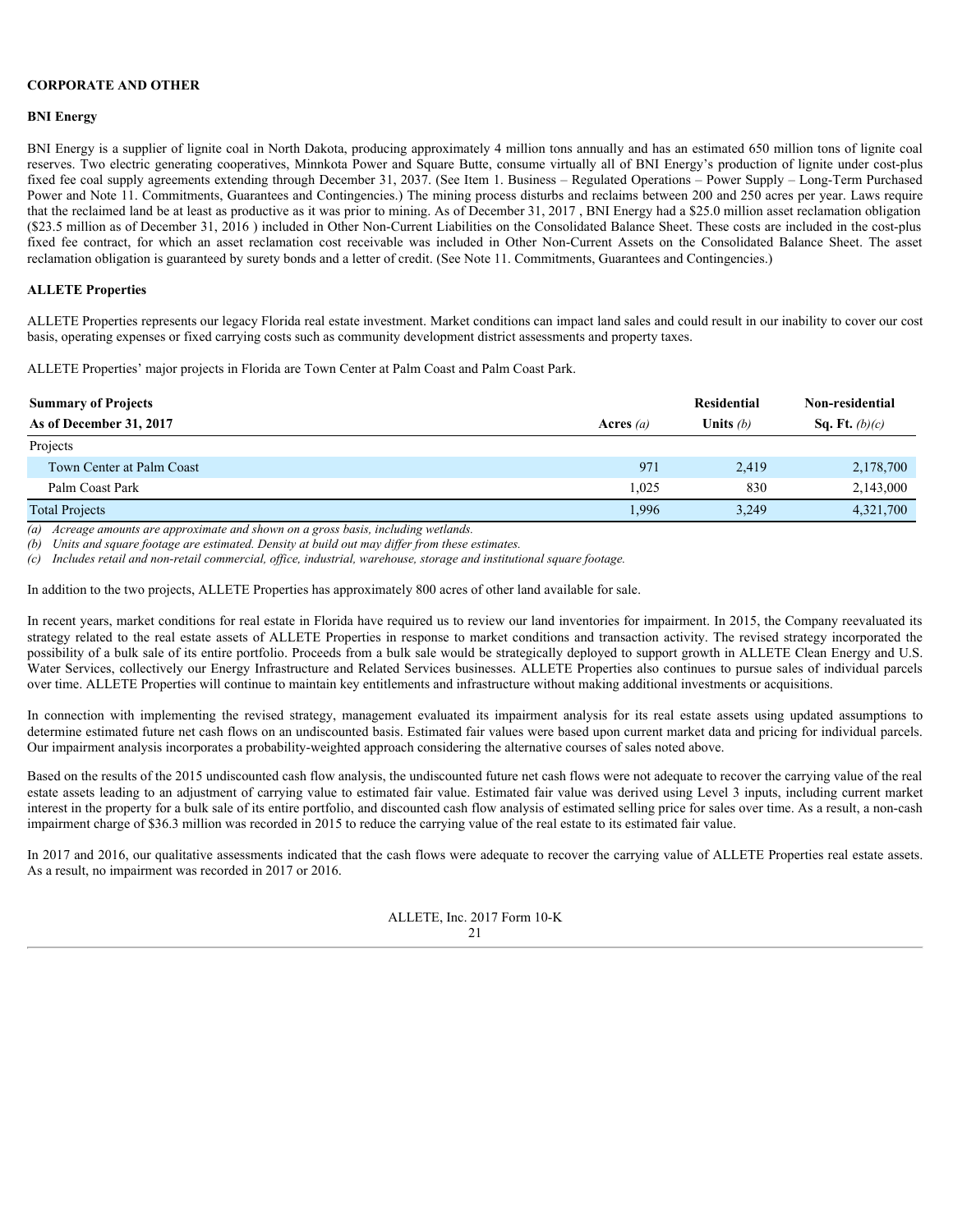## CORPORATE AND OTHER

### BNI Energy

BNI Energy is a supplier of lignite coal in North Dakota, producing approximately 4 million tons annually and has an estimated 650 million tons of lignite coal reserves. Two electric generating cooperatives, Minnkota Power and Square Butte, consume virtually all of BNI Energy's production of lignite under cost-plus fixed fee coal supply agreements extending through December 31, 2037. (See Item 1. Business – Regulated Operations – Power Supply – Long-Term Purchased Power and Note 11. Commitments, Guarantees and Contingencies.) The mining process disturbs and reclaims between 200 and 250 acres per year. Laws require that the reclaimed land be at least as productive as it was prior to mining. As of December 31, 2017 , BNI Energy had a $25.0 million asset reclamation obligation ($23.5 million as of December 31, 2016 ) included in Other Non-Current Liabilities on the Consolidated Balance Sheet. These costs are included in the cost-plus fixed fee contract, for which an asset reclamation cost receivable was included in Other Non-Current Assets on the Consolidated Balance Sheet. The asset reclamation obligation is guaranteed by surety bonds and a letter of credit. (See Note 11. Commitments, Guarantees and Contingencies.)

### ALLETE Properties

ALLETE Properties represents our legacy Florida real estate investment. Market conditions can impact land sales and could result in our inability to cover our cost basis, operating expenses or fixed carrying costs such as community development district assessments and property taxes.

ALLETE Properties' major projects in Florida are Town Center at Palm Coast and Palm Coast Park.

| **Summary of Projects** | | **Residential** | **Non-residential** |
|---|---|---|---|
| **As of December 31, 2017** | **Acres** *(a)* | **Units** *(b)* | **Sq. Ft.** *(b)(c)* |
| Projects | | | |
| Town Center at Palm Coast | 971 | 2,419 | 2,178,700 |
| Palm Coast Park | 1,025 | 830 | 2,143,000 |
| Total Projects | 1,996 | 3,249 | 4,321,700 |

*(a) Acreage amounts are approximate and shown on a gross basis, including wetlands.*
*(b) Units and square footage are estimated. Density at build out may differ from these estimates.*
*(c) Includes retail and non-retail commercial, office, industrial, warehouse, storage and institutional square footage.*

In addition to the two projects, ALLETE Properties has approximately 800 acres of other land available for sale.

In recent years, market conditions for real estate in Florida have required us to review our land inventories for impairment. In 2015, the Company reevaluated its strategy related to the real estate assets of ALLETE Properties in response to market conditions and transaction activity. The revised strategy incorporated the possibility of a bulk sale of its entire portfolio. Proceeds from a bulk sale would be strategically deployed to support growth in ALLETE Clean Energy and U.S. Water Services, collectively our Energy Infrastructure and Related Services businesses. ALLETE Properties also continues to pursue sales of individual parcels over time. ALLETE Properties will continue to maintain key entitlements and infrastructure without making additional investments or acquisitions.

In connection with implementing the revised strategy, management evaluated its impairment analysis for its real estate assets using updated assumptions to determine estimated future net cash flows on an undiscounted basis. Estimated fair values were based upon current market data and pricing for individual parcels. Our impairment analysis incorporates a probability-weighted approach considering the alternative courses of sales noted above.

Based on the results of the 2015 undiscounted cash flow analysis, the undiscounted future net cash flows were not adequate to recover the carrying value of the real estate assets leading to an adjustment of carrying value to estimated fair value. Estimated fair value was derived using Level 3 inputs, including current market interest in the property for a bulk sale of its entire portfolio, and discounted cash flow analysis of estimated selling price for sales over time. As a result, a non-cash impairment charge of $36.3 million was recorded in 2015 to reduce the carrying value of the real estate to its estimated fair value.

In 2017 and 2016, our qualitative assessments indicated that the cash flows were adequate to recover the carrying value of ALLETE Properties real estate assets. As a result, no impairment was recorded in 2017 or 2016.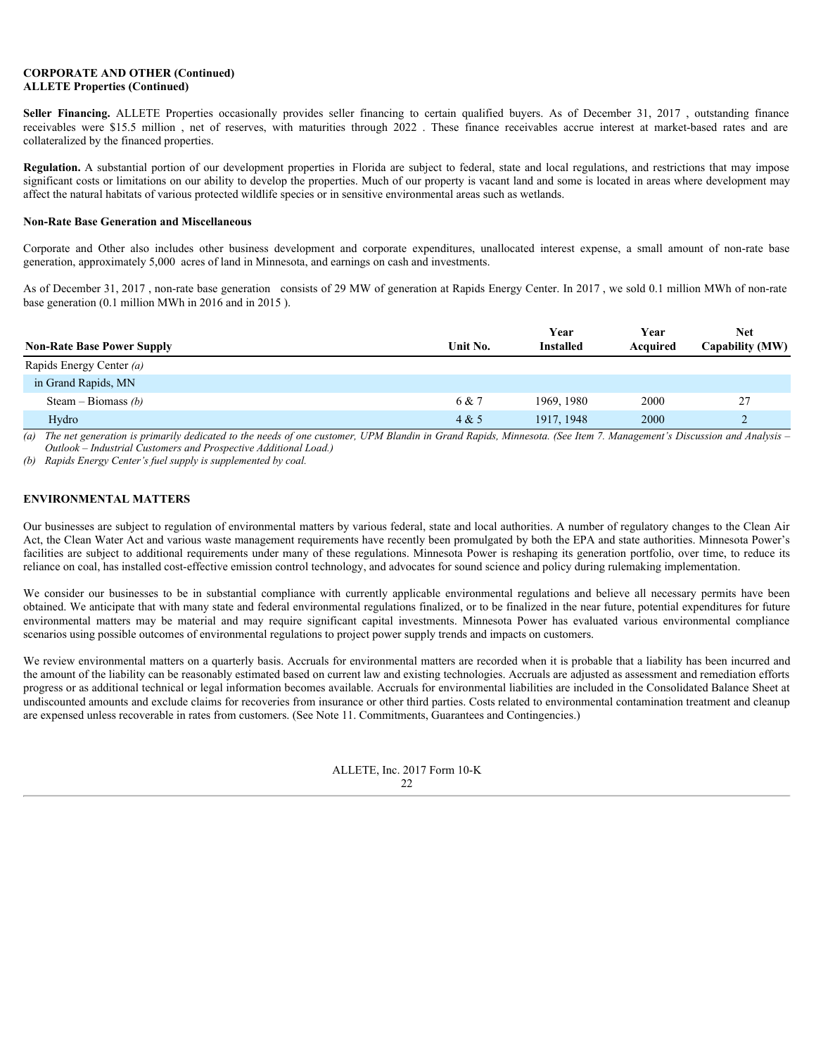**CORPORATE AND OTHER (Continued)**
**ALLETE Properties (Continued)**

**Seller Financing.** ALLETE Properties occasionally provides seller financing to certain qualified buyers. As of December 31, 2017 , outstanding finance receivables were $15.5 million , net of reserves, with maturities through 2022 . These finance receivables accrue interest at market-based rates and are collateralized by the financed properties.

**Regulation.** A substantial portion of our development properties in Florida are subject to federal, state and local regulations, and restrictions that may impose significant costs or limitations on our ability to develop the properties. Much of our property is vacant land and some is located in areas where development may affect the natural habitats of various protected wildlife species or in sensitive environmental areas such as wetlands.

**Non-Rate Base Generation and Miscellaneous**

Corporate and Other also includes other business development and corporate expenditures, unallocated interest expense, a small amount of non-rate base generation, approximately 5,000 acres of land in Minnesota, and earnings on cash and investments.

As of December 31, 2017 , non-rate base generation consists of 29 MW of generation at Rapids Energy Center. In 2017 , we sold 0.1 million MWh of non-rate base generation (0.1 million MWh in 2016 and in 2015 ).

| Non-Rate Base Power Supply | Unit No. | Year Installed | Year Acquired | Net Capability (MW) |
|---|---|---|---|---|
| Rapids Energy Center *(a)* | | | | |
| in Grand Rapids, MN | | | | |
| Steam – Biomass *(b)* | 6 & 7 | 1969, 1980 | 2000 | 27 |
| Hydro | 4 & 5 | 1917, 1948 | 2000 | 2 |

*(a) The net generation is primarily dedicated to the needs of one customer, UPM Blandin in Grand Rapids, Minnesota. (See Item 7. Management's Discussion and Analysis – Outlook – Industrial Customers and Prospective Additional Load.)*

*(b) Rapids Energy Center's fuel supply is supplemented by coal.*

## ENVIRONMENTAL MATTERS

Our businesses are subject to regulation of environmental matters by various federal, state and local authorities. A number of regulatory changes to the Clean Air Act, the Clean Water Act and various waste management requirements have recently been promulgated by both the EPA and state authorities. Minnesota Power's facilities are subject to additional requirements under many of these regulations. Minnesota Power is reshaping its generation portfolio, over time, to reduce its reliance on coal, has installed cost-effective emission control technology, and advocates for sound science and policy during rulemaking implementation.

We consider our businesses to be in substantial compliance with currently applicable environmental regulations and believe all necessary permits have been obtained. We anticipate that with many state and federal environmental regulations finalized, or to be finalized in the near future, potential expenditures for future environmental matters may be material and may require significant capital investments. Minnesota Power has evaluated various environmental compliance scenarios using possible outcomes of environmental regulations to project power supply trends and impacts on customers.

We review environmental matters on a quarterly basis. Accruals for environmental matters are recorded when it is probable that a liability has been incurred and the amount of the liability can be reasonably estimated based on current law and existing technologies. Accruals are adjusted as assessment and remediation efforts progress or as additional technical or legal information becomes available. Accruals for environmental liabilities are included in the Consolidated Balance Sheet at undiscounted amounts and exclude claims for recoveries from insurance or other third parties. Costs related to environmental contamination treatment and cleanup are expensed unless recoverable in rates from customers. (See Note 11. Commitments, Guarantees and Contingencies.)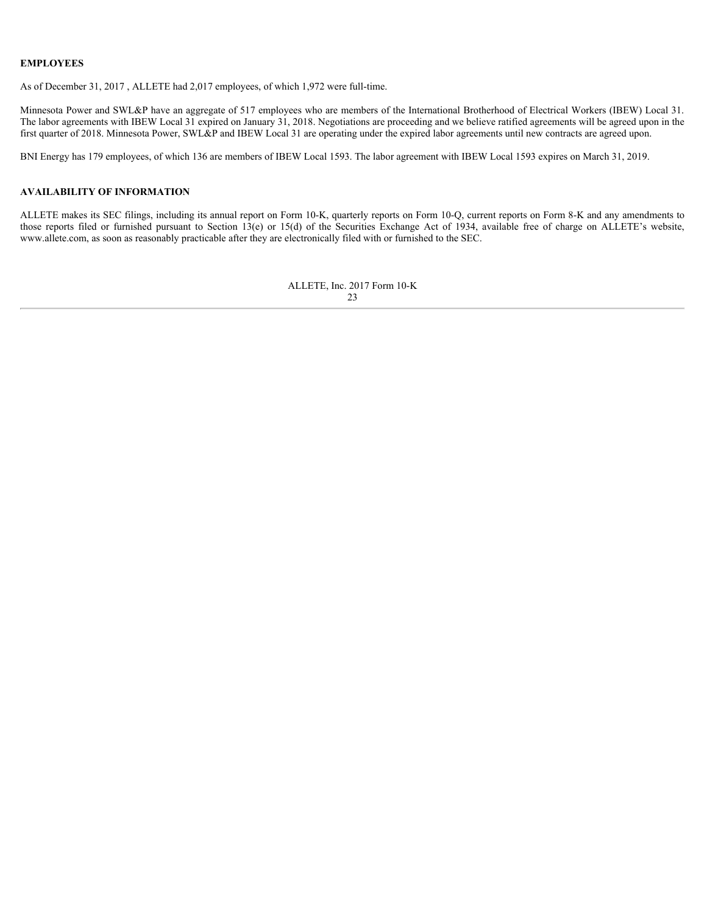## EMPLOYEES

As of December 31, 2017 , ALLETE had 2,017 employees, of which 1,972 were full-time.

Minnesota Power and SWL&P have an aggregate of 517 employees who are members of the International Brotherhood of Electrical Workers (IBEW) Local 31. The labor agreements with IBEW Local 31 expired on January 31, 2018. Negotiations are proceeding and we believe ratified agreements will be agreed upon in the first quarter of 2018. Minnesota Power, SWL&P and IBEW Local 31 are operating under the expired labor agreements until new contracts are agreed upon.

BNI Energy has 179 employees, of which 136 are members of IBEW Local 1593. The labor agreement with IBEW Local 1593 expires on March 31, 2019.

## AVAILABILITY OF INFORMATION

ALLETE makes its SEC filings, including its annual report on Form 10-K, quarterly reports on Form 10-Q, current reports on Form 8-K and any amendments to those reports filed or furnished pursuant to Section 13(e) or 15(d) of the Securities Exchange Act of 1934, available free of charge on ALLETE's website, www.allete.com, as soon as reasonably practicable after they are electronically filed with or furnished to the SEC.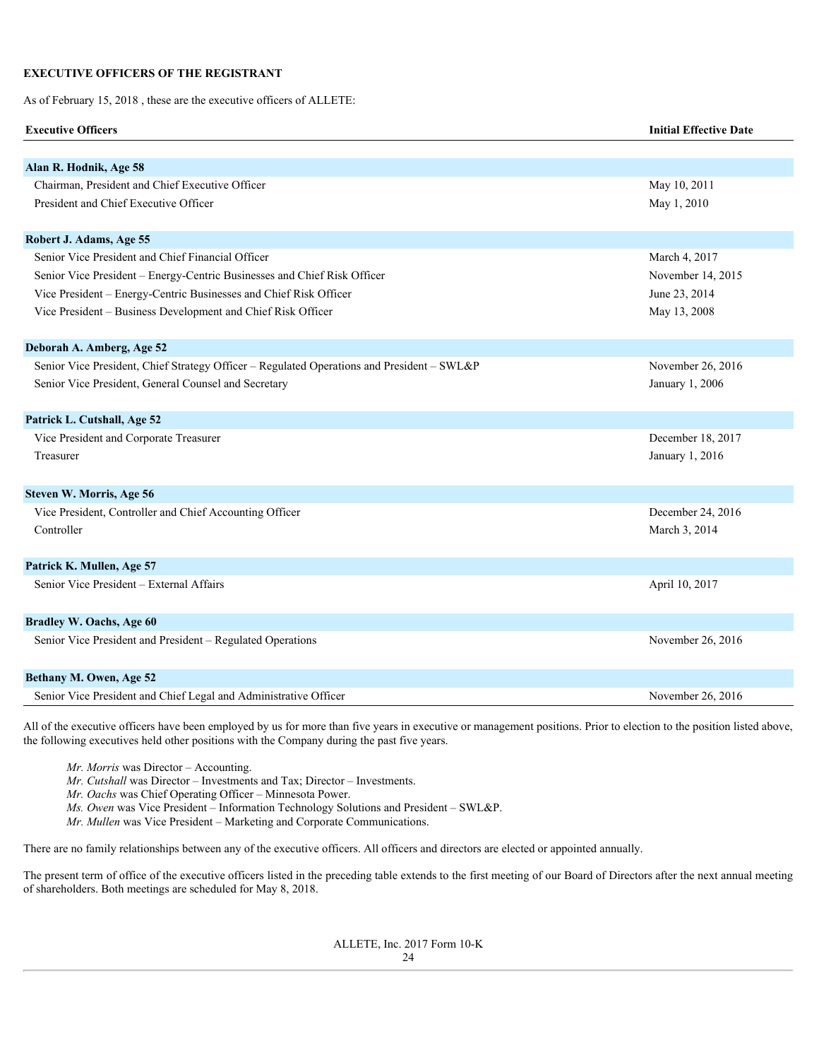## EXECUTIVE OFFICERS OF THE REGISTRANT

As of February 15, 2018 , these are the executive officers of ALLETE:

| Executive Officers | Initial Effective Date |
|---|---|
| **Alan R. Hodnik, Age 58** | |
| Chairman, President and Chief Executive Officer | May 10, 2011 |
| President and Chief Executive Officer | May 1, 2010 |
| **Robert J. Adams, Age 55** | |
| Senior Vice President and Chief Financial Officer | March 4, 2017 |
| Senior Vice President – Energy-Centric Businesses and Chief Risk Officer | November 14, 2015 |
| Vice President – Energy-Centric Businesses and Chief Risk Officer | June 23, 2014 |
| Vice President – Business Development and Chief Risk Officer | May 13, 2008 |
| **Deborah A. Amberg, Age 52** | |
| Senior Vice President, Chief Strategy Officer – Regulated Operations and President – SWL&P | November 26, 2016 |
| Senior Vice President, General Counsel and Secretary | January 1, 2006 |
| **Patrick L. Cutshall, Age 52** | |
| Vice President and Corporate Treasurer | December 18, 2017 |
| Treasurer | January 1, 2016 |
| **Steven W. Morris, Age 56** | |
| Vice President, Controller and Chief Accounting Officer | December 24, 2016 |
| Controller | March 3, 2014 |
| **Patrick K. Mullen, Age 57** | |
| Senior Vice President – External Affairs | April 10, 2017 |
| **Bradley W. Oachs, Age 60** | |
| Senior Vice President and President – Regulated Operations | November 26, 2016 |
| **Bethany M. Owen, Age 52** | |
| Senior Vice President and Chief Legal and Administrative Officer | November 26, 2016 |

All of the executive officers have been employed by us for more than five years in executive or management positions. Prior to election to the position listed above, the following executives held other positions with the Company during the past five years.

*Mr. Morris* was Director – Accounting.
*Mr. Cutshall* was Director – Investments and Tax; Director – Investments.
*Mr. Oachs* was Chief Operating Officer – Minnesota Power.
*Ms. Owen* was Vice President – Information Technology Solutions and President – SWL&P.
*Mr. Mullen* was Vice President – Marketing and Corporate Communications.

There are no family relationships between any of the executive officers. All officers and directors are elected or appointed annually.

The present term of office of the executive officers listed in the preceding table extends to the first meeting of our Board of Directors after the next annual meeting of shareholders. Both meetings are scheduled for May 8, 2018.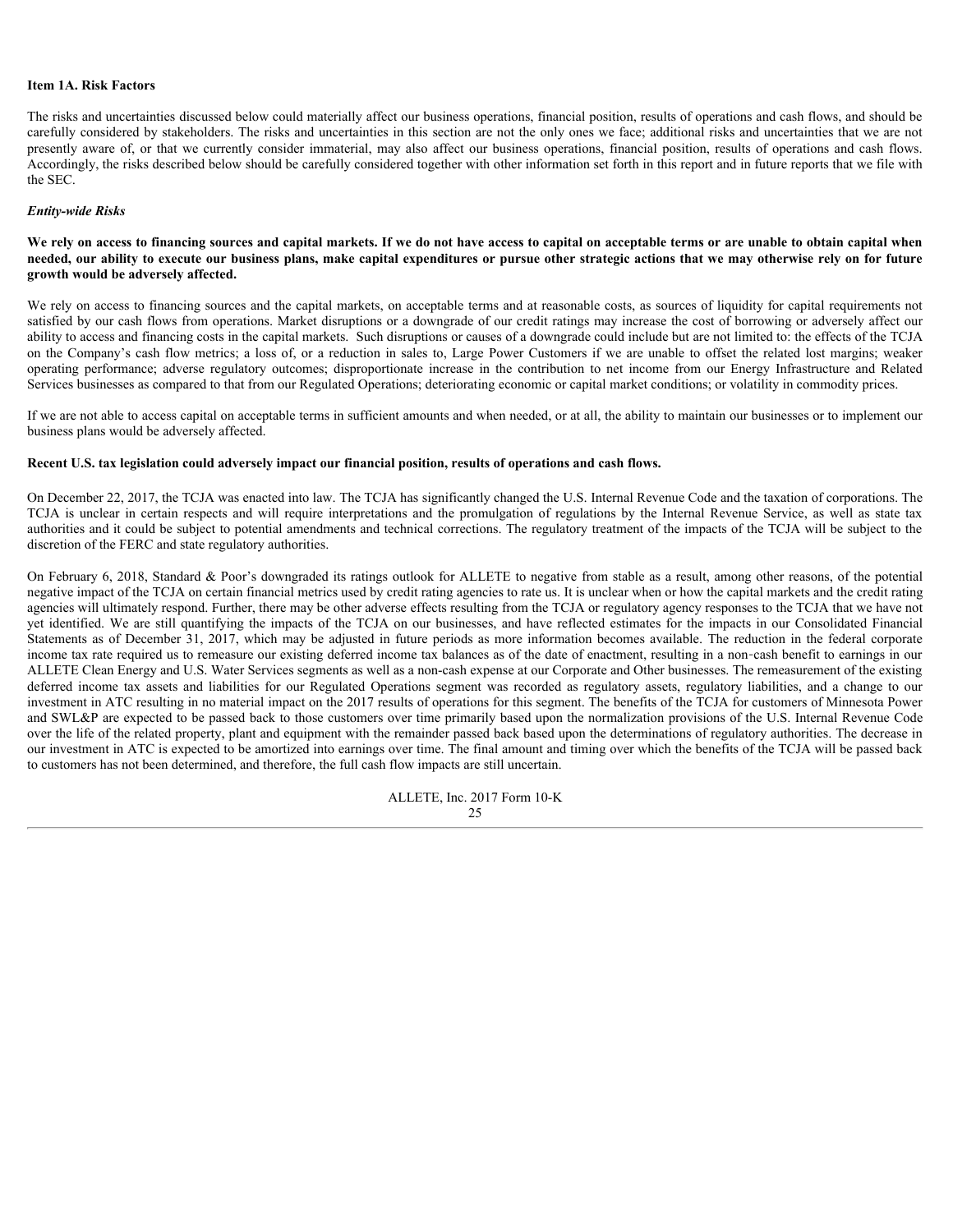## Item 1A. Risk Factors

The risks and uncertainties discussed below could materially affect our business operations, financial position, results of operations and cash flows, and should be carefully considered by stakeholders. The risks and uncertainties in this section are not the only ones we face; additional risks and uncertainties that we are not presently aware of, or that we currently consider immaterial, may also affect our business operations, financial position, results of operations and cash flows. Accordingly, the risks described below should be carefully considered together with other information set forth in this report and in future reports that we file with the SEC.

### *Entity-wide Risks*

**We rely on access to financing sources and capital markets. If we do not have access to capital on acceptable terms or are unable to obtain capital when needed, our ability to execute our business plans, make capital expenditures or pursue other strategic actions that we may otherwise rely on for future growth would be adversely affected.**

We rely on access to financing sources and the capital markets, on acceptable terms and at reasonable costs, as sources of liquidity for capital requirements not satisfied by our cash flows from operations. Market disruptions or a downgrade of our credit ratings may increase the cost of borrowing or adversely affect our ability to access and financing costs in the capital markets. Such disruptions or causes of a downgrade could include but are not limited to: the effects of the TCJA on the Company's cash flow metrics; a loss of, or a reduction in sales to, Large Power Customers if we are unable to offset the related lost margins; weaker operating performance; adverse regulatory outcomes; disproportionate increase in the contribution to net income from our Energy Infrastructure and Related Services businesses as compared to that from our Regulated Operations; deteriorating economic or capital market conditions; or volatility in commodity prices.

If we are not able to access capital on acceptable terms in sufficient amounts and when needed, or at all, the ability to maintain our businesses or to implement our business plans would be adversely affected.

**Recent U.S. tax legislation could adversely impact our financial position, results of operations and cash flows.**

On December 22, 2017, the TCJA was enacted into law. The TCJA has significantly changed the U.S. Internal Revenue Code and the taxation of corporations. The TCJA is unclear in certain respects and will require interpretations and the promulgation of regulations by the Internal Revenue Service, as well as state tax authorities and it could be subject to potential amendments and technical corrections. The regulatory treatment of the impacts of the TCJA will be subject to the discretion of the FERC and state regulatory authorities.

On February 6, 2018, Standard & Poor's downgraded its ratings outlook for ALLETE to negative from stable as a result, among other reasons, of the potential negative impact of the TCJA on certain financial metrics used by credit rating agencies to rate us. It is unclear when or how the capital markets and the credit rating agencies will ultimately respond. Further, there may be other adverse effects resulting from the TCJA or regulatory agency responses to the TCJA that we have not yet identified. We are still quantifying the impacts of the TCJA on our businesses, and have reflected estimates for the impacts in our Consolidated Financial Statements as of December 31, 2017, which may be adjusted in future periods as more information becomes available. The reduction in the federal corporate income tax rate required us to remeasure our existing deferred income tax balances as of the date of enactment, resulting in a non-cash benefit to earnings in our ALLETE Clean Energy and U.S. Water Services segments as well as a non-cash expense at our Corporate and Other businesses. The remeasurement of the existing deferred income tax assets and liabilities for our Regulated Operations segment was recorded as regulatory assets, regulatory liabilities, and a change to our investment in ATC resulting in no material impact on the 2017 results of operations for this segment. The benefits of the TCJA for customers of Minnesota Power and SWL&P are expected to be passed back to those customers over time primarily based upon the normalization provisions of the U.S. Internal Revenue Code over the life of the related property, plant and equipment with the remainder passed back based upon the determinations of regulatory authorities. The decrease in our investment in ATC is expected to be amortized into earnings over time. The final amount and timing over which the benefits of the TCJA will be passed back to customers has not been determined, and therefore, the full cash flow impacts are still uncertain.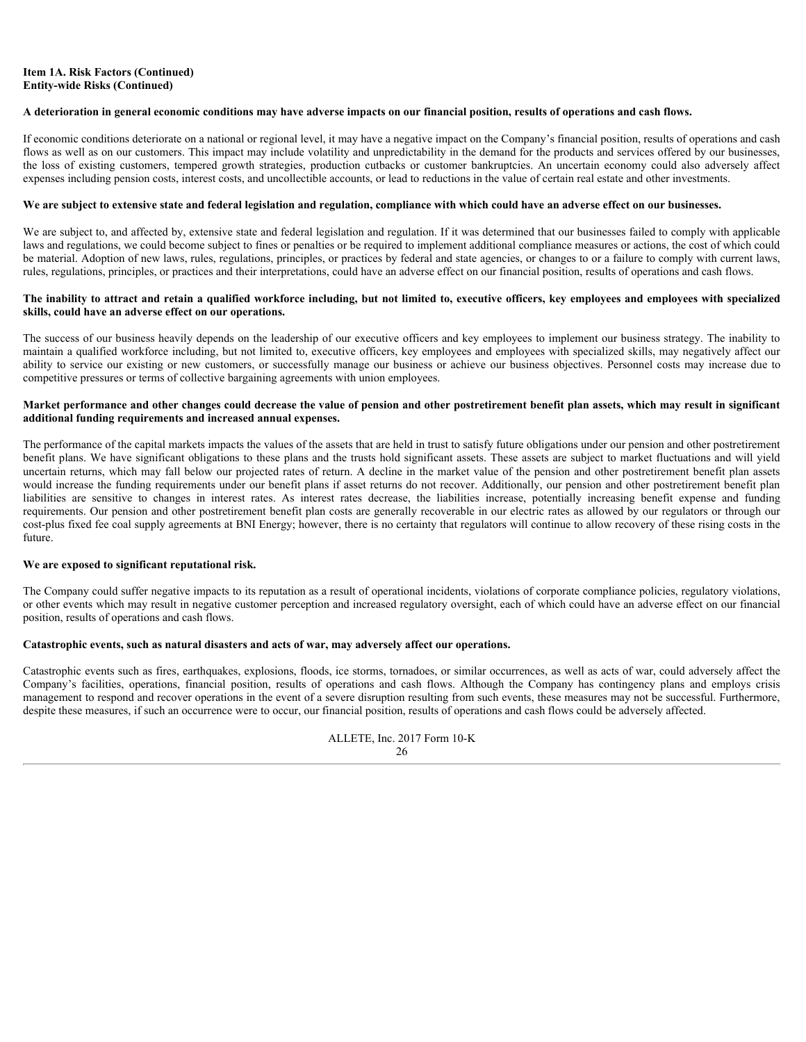**Item 1A. Risk Factors (Continued)**
**Entity-wide Risks (Continued)**

**A deterioration in general economic conditions may have adverse impacts on our financial position, results of operations and cash flows.**

If economic conditions deteriorate on a national or regional level, it may have a negative impact on the Company's financial position, results of operations and cash flows as well as on our customers. This impact may include volatility and unpredictability in the demand for the products and services offered by our businesses, the loss of existing customers, tempered growth strategies, production cutbacks or customer bankruptcies. An uncertain economy could also adversely affect expenses including pension costs, interest costs, and uncollectible accounts, or lead to reductions in the value of certain real estate and other investments.

**We are subject to extensive state and federal legislation and regulation, compliance with which could have an adverse effect on our businesses.**

We are subject to, and affected by, extensive state and federal legislation and regulation. If it was determined that our businesses failed to comply with applicable laws and regulations, we could become subject to fines or penalties or be required to implement additional compliance measures or actions, the cost of which could be material. Adoption of new laws, rules, regulations, principles, or practices by federal and state agencies, or changes to or a failure to comply with current laws, rules, regulations, principles, or practices and their interpretations, could have an adverse effect on our financial position, results of operations and cash flows.

**The inability to attract and retain a qualified workforce including, but not limited to, executive officers, key employees and employees with specialized skills, could have an adverse effect on our operations.**

The success of our business heavily depends on the leadership of our executive officers and key employees to implement our business strategy. The inability to maintain a qualified workforce including, but not limited to, executive officers, key employees and employees with specialized skills, may negatively affect our ability to service our existing or new customers, or successfully manage our business or achieve our business objectives. Personnel costs may increase due to competitive pressures or terms of collective bargaining agreements with union employees.

**Market performance and other changes could decrease the value of pension and other postretirement benefit plan assets, which may result in significant additional funding requirements and increased annual expenses.**

The performance of the capital markets impacts the values of the assets that are held in trust to satisfy future obligations under our pension and other postretirement benefit plans. We have significant obligations to these plans and the trusts hold significant assets. These assets are subject to market fluctuations and will yield uncertain returns, which may fall below our projected rates of return. A decline in the market value of the pension and other postretirement benefit plan assets would increase the funding requirements under our benefit plans if asset returns do not recover. Additionally, our pension and other postretirement benefit plan liabilities are sensitive to changes in interest rates. As interest rates decrease, the liabilities increase, potentially increasing benefit expense and funding requirements. Our pension and other postretirement benefit plan costs are generally recoverable in our electric rates as allowed by our regulators or through our cost-plus fixed fee coal supply agreements at BNI Energy; however, there is no certainty that regulators will continue to allow recovery of these rising costs in the future.

**We are exposed to significant reputational risk.**

The Company could suffer negative impacts to its reputation as a result of operational incidents, violations of corporate compliance policies, regulatory violations, or other events which may result in negative customer perception and increased regulatory oversight, each of which could have an adverse effect on our financial position, results of operations and cash flows.

**Catastrophic events, such as natural disasters and acts of war, may adversely affect our operations.**

Catastrophic events such as fires, earthquakes, explosions, floods, ice storms, tornadoes, or similar occurrences, as well as acts of war, could adversely affect the Company's facilities, operations, financial position, results of operations and cash flows. Although the Company has contingency plans and employs crisis management to respond and recover operations in the event of a severe disruption resulting from such events, these measures may not be successful. Furthermore, despite these measures, if such an occurrence were to occur, our financial position, results of operations and cash flows could be adversely affected.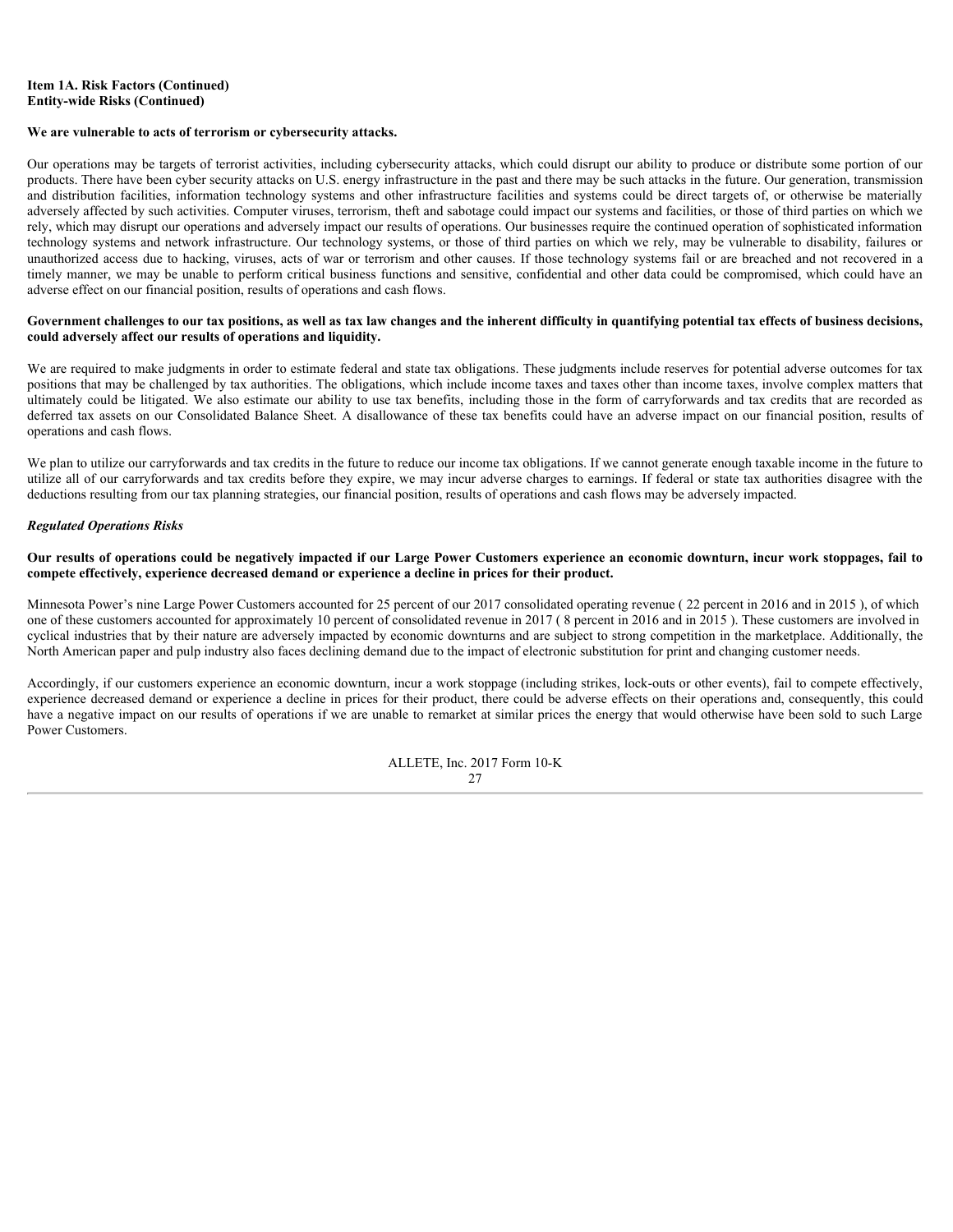**Item 1A. Risk Factors (Continued)**
**Entity-wide Risks (Continued)**

**We are vulnerable to acts of terrorism or cybersecurity attacks.**

Our operations may be targets of terrorist activities, including cybersecurity attacks, which could disrupt our ability to produce or distribute some portion of our products. There have been cyber security attacks on U.S. energy infrastructure in the past and there may be such attacks in the future. Our generation, transmission and distribution facilities, information technology systems and other infrastructure facilities and systems could be direct targets of, or otherwise be materially adversely affected by such activities. Computer viruses, terrorism, theft and sabotage could impact our systems and facilities, or those of third parties on which we rely, which may disrupt our operations and adversely impact our results of operations. Our businesses require the continued operation of sophisticated information technology systems and network infrastructure. Our technology systems, or those of third parties on which we rely, may be vulnerable to disability, failures or unauthorized access due to hacking, viruses, acts of war or terrorism and other causes. If those technology systems fail or are breached and not recovered in a timely manner, we may be unable to perform critical business functions and sensitive, confidential and other data could be compromised, which could have an adverse effect on our financial position, results of operations and cash flows.

**Government challenges to our tax positions, as well as tax law changes and the inherent difficulty in quantifying potential tax effects of business decisions, could adversely affect our results of operations and liquidity.**

We are required to make judgments in order to estimate federal and state tax obligations. These judgments include reserves for potential adverse outcomes for tax positions that may be challenged by tax authorities. The obligations, which include income taxes and taxes other than income taxes, involve complex matters that ultimately could be litigated. We also estimate our ability to use tax benefits, including those in the form of carryforwards and tax credits that are recorded as deferred tax assets on our Consolidated Balance Sheet. A disallowance of these tax benefits could have an adverse impact on our financial position, results of operations and cash flows.

We plan to utilize our carryforwards and tax credits in the future to reduce our income tax obligations. If we cannot generate enough taxable income in the future to utilize all of our carryforwards and tax credits before they expire, we may incur adverse charges to earnings. If federal or state tax authorities disagree with the deductions resulting from our tax planning strategies, our financial position, results of operations and cash flows may be adversely impacted.

***Regulated Operations Risks***

**Our results of operations could be negatively impacted if our Large Power Customers experience an economic downturn, incur work stoppages, fail to compete effectively, experience decreased demand or experience a decline in prices for their product.**

Minnesota Power's nine Large Power Customers accounted for 25 percent of our 2017 consolidated operating revenue ( 22 percent in 2016 and in 2015 ), of which one of these customers accounted for approximately 10 percent of consolidated revenue in 2017 ( 8 percent in 2016 and in 2015 ). These customers are involved in cyclical industries that by their nature are adversely impacted by economic downturns and are subject to strong competition in the marketplace. Additionally, the North American paper and pulp industry also faces declining demand due to the impact of electronic substitution for print and changing customer needs.

Accordingly, if our customers experience an economic downturn, incur a work stoppage (including strikes, lock-outs or other events), fail to compete effectively, experience decreased demand or experience a decline in prices for their product, there could be adverse effects on their operations and, consequently, this could have a negative impact on our results of operations if we are unable to remarket at similar prices the energy that would otherwise have been sold to such Large Power Customers.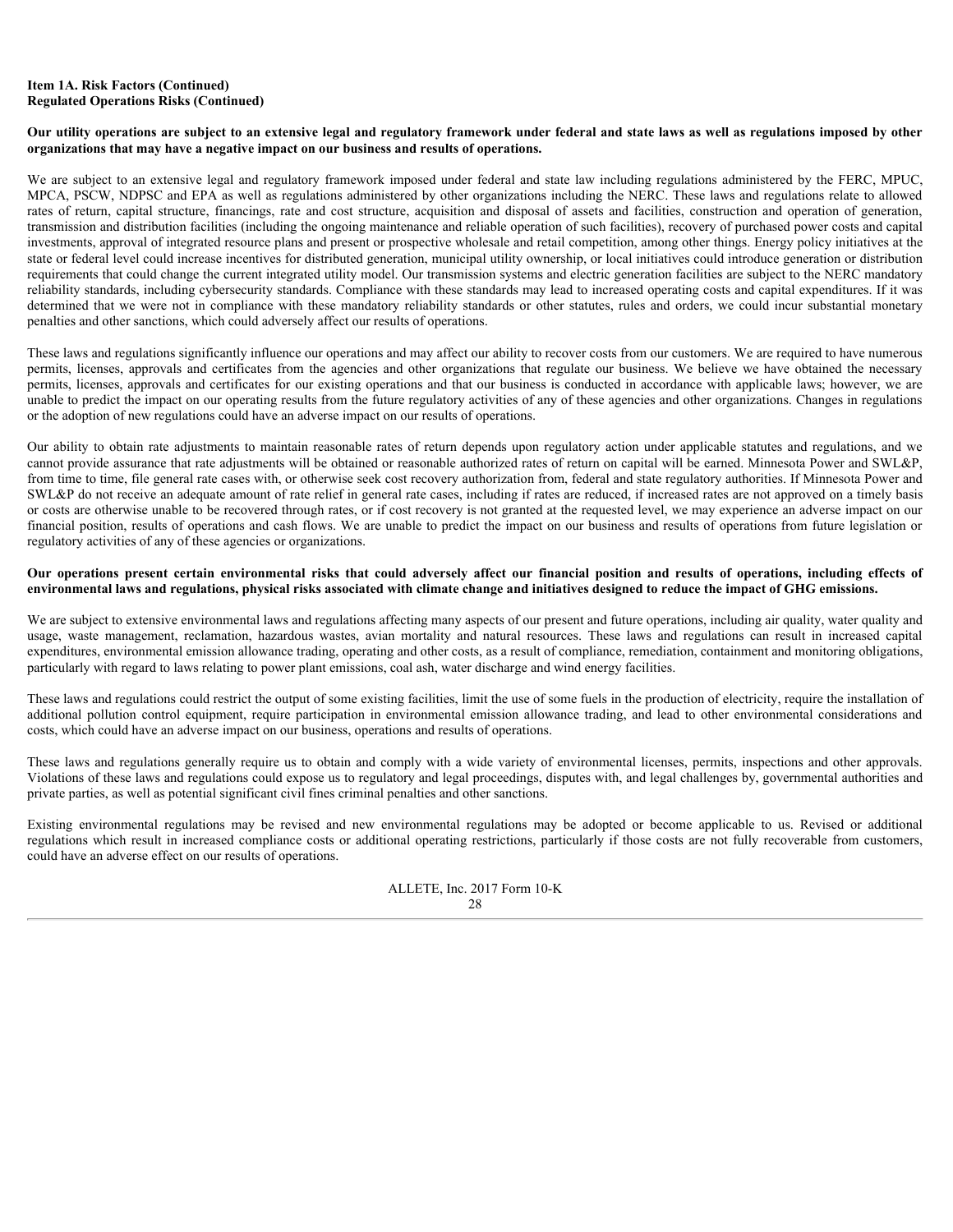**Item 1A. Risk Factors (Continued)**
**Regulated Operations Risks (Continued)**

**Our utility operations are subject to an extensive legal and regulatory framework under federal and state laws as well as regulations imposed by other organizations that may have a negative impact on our business and results of operations.**

We are subject to an extensive legal and regulatory framework imposed under federal and state law including regulations administered by the FERC, MPUC, MPCA, PSCW, NDPSC and EPA as well as regulations administered by other organizations including the NERC. These laws and regulations relate to allowed rates of return, capital structure, financings, rate and cost structure, acquisition and disposal of assets and facilities, construction and operation of generation, transmission and distribution facilities (including the ongoing maintenance and reliable operation of such facilities), recovery of purchased power costs and capital investments, approval of integrated resource plans and present or prospective wholesale and retail competition, among other things. Energy policy initiatives at the state or federal level could increase incentives for distributed generation, municipal utility ownership, or local initiatives could introduce generation or distribution requirements that could change the current integrated utility model. Our transmission systems and electric generation facilities are subject to the NERC mandatory reliability standards, including cybersecurity standards. Compliance with these standards may lead to increased operating costs and capital expenditures. If it was determined that we were not in compliance with these mandatory reliability standards or other statutes, rules and orders, we could incur substantial monetary penalties and other sanctions, which could adversely affect our results of operations.

These laws and regulations significantly influence our operations and may affect our ability to recover costs from our customers. We are required to have numerous permits, licenses, approvals and certificates from the agencies and other organizations that regulate our business. We believe we have obtained the necessary permits, licenses, approvals and certificates for our existing operations and that our business is conducted in accordance with applicable laws; however, we are unable to predict the impact on our operating results from the future regulatory activities of any of these agencies and other organizations. Changes in regulations or the adoption of new regulations could have an adverse impact on our results of operations.

Our ability to obtain rate adjustments to maintain reasonable rates of return depends upon regulatory action under applicable statutes and regulations, and we cannot provide assurance that rate adjustments will be obtained or reasonable authorized rates of return on capital will be earned. Minnesota Power and SWL&P, from time to time, file general rate cases with, or otherwise seek cost recovery authorization from, federal and state regulatory authorities. If Minnesota Power and SWL&P do not receive an adequate amount of rate relief in general rate cases, including if rates are reduced, if increased rates are not approved on a timely basis or costs are otherwise unable to be recovered through rates, or if cost recovery is not granted at the requested level, we may experience an adverse impact on our financial position, results of operations and cash flows. We are unable to predict the impact on our business and results of operations from future legislation or regulatory activities of any of these agencies or organizations.

**Our operations present certain environmental risks that could adversely affect our financial position and results of operations, including effects of environmental laws and regulations, physical risks associated with climate change and initiatives designed to reduce the impact of GHG emissions.**

We are subject to extensive environmental laws and regulations affecting many aspects of our present and future operations, including air quality, water quality and usage, waste management, reclamation, hazardous wastes, avian mortality and natural resources. These laws and regulations can result in increased capital expenditures, environmental emission allowance trading, operating and other costs, as a result of compliance, remediation, containment and monitoring obligations, particularly with regard to laws relating to power plant emissions, coal ash, water discharge and wind energy facilities.

These laws and regulations could restrict the output of some existing facilities, limit the use of some fuels in the production of electricity, require the installation of additional pollution control equipment, require participation in environmental emission allowance trading, and lead to other environmental considerations and costs, which could have an adverse impact on our business, operations and results of operations.

These laws and regulations generally require us to obtain and comply with a wide variety of environmental licenses, permits, inspections and other approvals. Violations of these laws and regulations could expose us to regulatory and legal proceedings, disputes with, and legal challenges by, governmental authorities and private parties, as well as potential significant civil fines criminal penalties and other sanctions.

Existing environmental regulations may be revised and new environmental regulations may be adopted or become applicable to us. Revised or additional regulations which result in increased compliance costs or additional operating restrictions, particularly if those costs are not fully recoverable from customers, could have an adverse effect on our results of operations.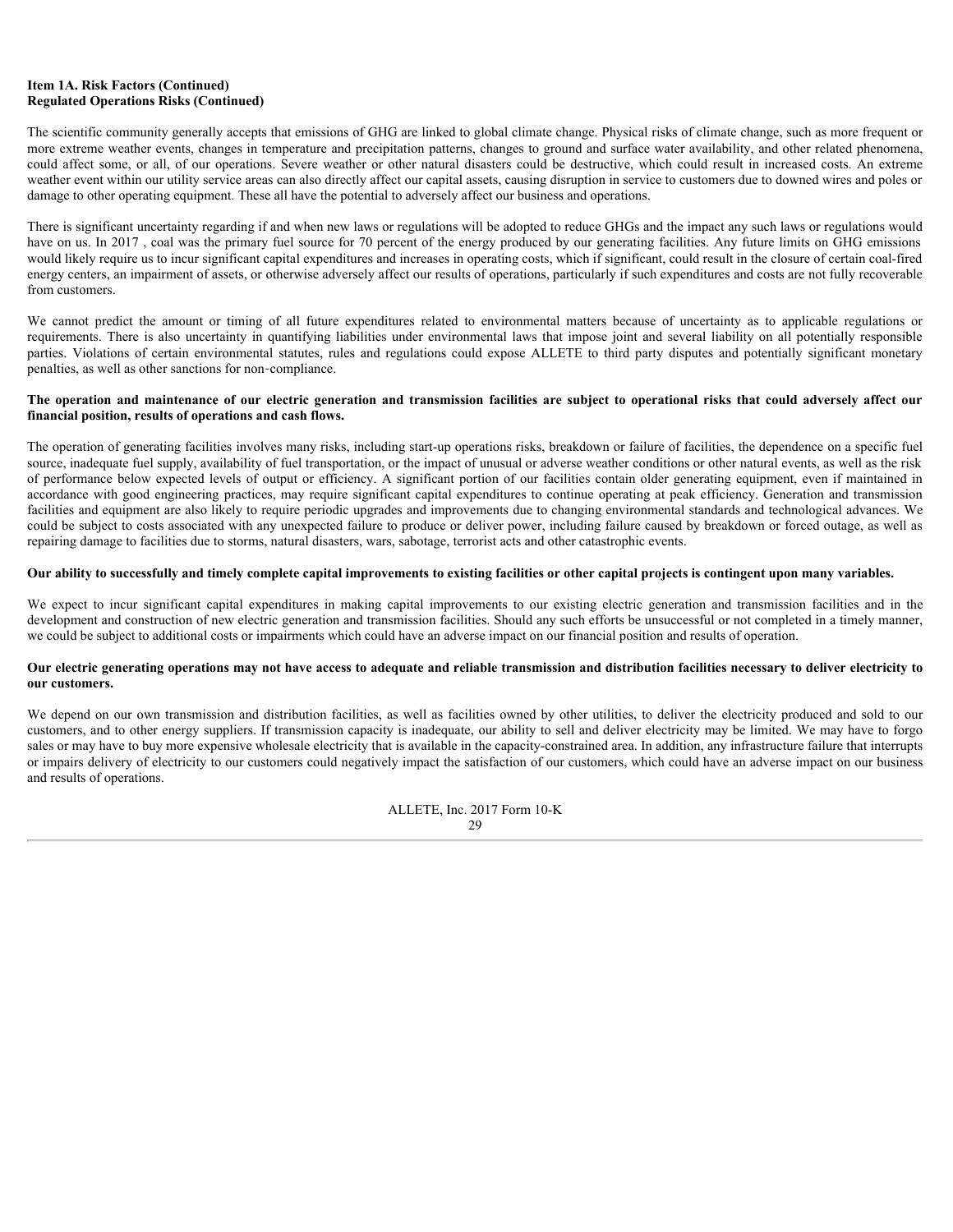**Item 1A. Risk Factors (Continued)**
**Regulated Operations Risks (Continued)**

The scientific community generally accepts that emissions of GHG are linked to global climate change. Physical risks of climate change, such as more frequent or more extreme weather events, changes in temperature and precipitation patterns, changes to ground and surface water availability, and other related phenomena, could affect some, or all, of our operations. Severe weather or other natural disasters could be destructive, which could result in increased costs. An extreme weather event within our utility service areas can also directly affect our capital assets, causing disruption in service to customers due to downed wires and poles or damage to other operating equipment. These all have the potential to adversely affect our business and operations.

There is significant uncertainty regarding if and when new laws or regulations will be adopted to reduce GHGs and the impact any such laws or regulations would have on us. In 2017 , coal was the primary fuel source for 70 percent of the energy produced by our generating facilities. Any future limits on GHG emissions would likely require us to incur significant capital expenditures and increases in operating costs, which if significant, could result in the closure of certain coal-fired energy centers, an impairment of assets, or otherwise adversely affect our results of operations, particularly if such expenditures and costs are not fully recoverable from customers.

We cannot predict the amount or timing of all future expenditures related to environmental matters because of uncertainty as to applicable regulations or requirements. There is also uncertainty in quantifying liabilities under environmental laws that impose joint and several liability on all potentially responsible parties. Violations of certain environmental statutes, rules and regulations could expose ALLETE to third party disputes and potentially significant monetary penalties, as well as other sanctions for non-compliance.

**The operation and maintenance of our electric generation and transmission facilities are subject to operational risks that could adversely affect our financial position, results of operations and cash flows.**

The operation of generating facilities involves many risks, including start-up operations risks, breakdown or failure of facilities, the dependence on a specific fuel source, inadequate fuel supply, availability of fuel transportation, or the impact of unusual or adverse weather conditions or other natural events, as well as the risk of performance below expected levels of output or efficiency. A significant portion of our facilities contain older generating equipment, even if maintained in accordance with good engineering practices, may require significant capital expenditures to continue operating at peak efficiency. Generation and transmission facilities and equipment are also likely to require periodic upgrades and improvements due to changing environmental standards and technological advances. We could be subject to costs associated with any unexpected failure to produce or deliver power, including failure caused by breakdown or forced outage, as well as repairing damage to facilities due to storms, natural disasters, wars, sabotage, terrorist acts and other catastrophic events.

**Our ability to successfully and timely complete capital improvements to existing facilities or other capital projects is contingent upon many variables.**

We expect to incur significant capital expenditures in making capital improvements to our existing electric generation and transmission facilities and in the development and construction of new electric generation and transmission facilities. Should any such efforts be unsuccessful or not completed in a timely manner, we could be subject to additional costs or impairments which could have an adverse impact on our financial position and results of operation.

**Our electric generating operations may not have access to adequate and reliable transmission and distribution facilities necessary to deliver electricity to our customers.**

We depend on our own transmission and distribution facilities, as well as facilities owned by other utilities, to deliver the electricity produced and sold to our customers, and to other energy suppliers. If transmission capacity is inadequate, our ability to sell and deliver electricity may be limited. We may have to forgo sales or may have to buy more expensive wholesale electricity that is available in the capacity-constrained area. In addition, any infrastructure failure that interrupts or impairs delivery of electricity to our customers could negatively impact the satisfaction of our customers, which could have an adverse impact on our business and results of operations.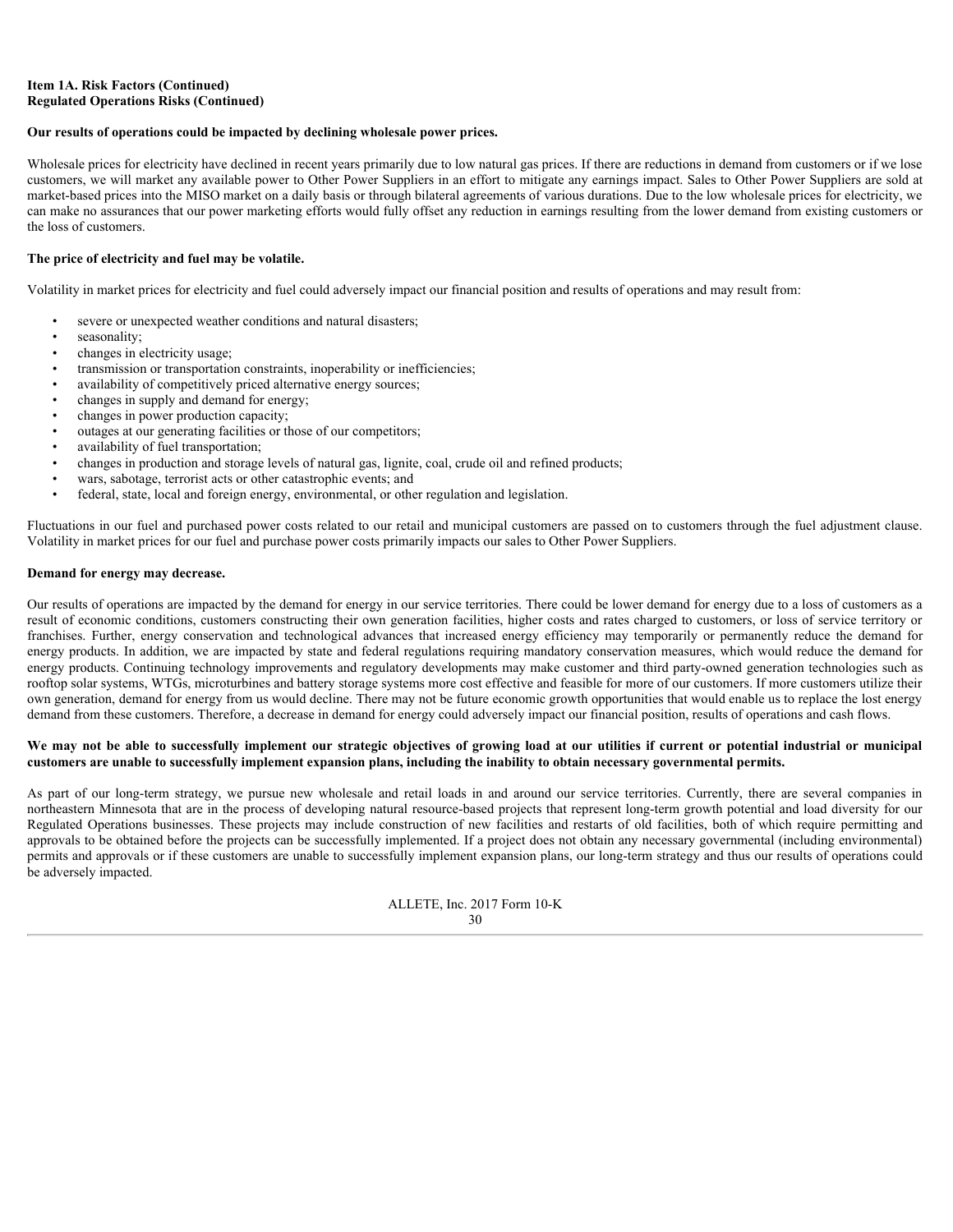**Item 1A. Risk Factors (Continued)**
**Regulated Operations Risks (Continued)**

**Our results of operations could be impacted by declining wholesale power prices.**

Wholesale prices for electricity have declined in recent years primarily due to low natural gas prices. If there are reductions in demand from customers or if we lose customers, we will market any available power to Other Power Suppliers in an effort to mitigate any earnings impact. Sales to Other Power Suppliers are sold at market-based prices into the MISO market on a daily basis or through bilateral agreements of various durations. Due to the low wholesale prices for electricity, we can make no assurances that our power marketing efforts would fully offset any reduction in earnings resulting from the lower demand from existing customers or the loss of customers.

**The price of electricity and fuel may be volatile.**

Volatility in market prices for electricity and fuel could adversely impact our financial position and results of operations and may result from:

- severe or unexpected weather conditions and natural disasters;
- seasonality;
- changes in electricity usage;
- transmission or transportation constraints, inoperability or inefficiencies;
- availability of competitively priced alternative energy sources;
- changes in supply and demand for energy;
- changes in power production capacity;
- outages at our generating facilities or those of our competitors;
- availability of fuel transportation;
- changes in production and storage levels of natural gas, lignite, coal, crude oil and refined products;
- wars, sabotage, terrorist acts or other catastrophic events; and
- federal, state, local and foreign energy, environmental, or other regulation and legislation.

Fluctuations in our fuel and purchased power costs related to our retail and municipal customers are passed on to customers through the fuel adjustment clause. Volatility in market prices for our fuel and purchase power costs primarily impacts our sales to Other Power Suppliers.

**Demand for energy may decrease.**

Our results of operations are impacted by the demand for energy in our service territories. There could be lower demand for energy due to a loss of customers as a result of economic conditions, customers constructing their own generation facilities, higher costs and rates charged to customers, or loss of service territory or franchises. Further, energy conservation and technological advances that increased energy efficiency may temporarily or permanently reduce the demand for energy products. In addition, we are impacted by state and federal regulations requiring mandatory conservation measures, which would reduce the demand for energy products. Continuing technology improvements and regulatory developments may make customer and third party-owned generation technologies such as rooftop solar systems, WTGs, microturbines and battery storage systems more cost effective and feasible for more of our customers. If more customers utilize their own generation, demand for energy from us would decline. There may not be future economic growth opportunities that would enable us to replace the lost energy demand from these customers. Therefore, a decrease in demand for energy could adversely impact our financial position, results of operations and cash flows.

**We may not be able to successfully implement our strategic objectives of growing load at our utilities if current or potential industrial or municipal customers are unable to successfully implement expansion plans, including the inability to obtain necessary governmental permits.**

As part of our long-term strategy, we pursue new wholesale and retail loads in and around our service territories. Currently, there are several companies in northeastern Minnesota that are in the process of developing natural resource-based projects that represent long-term growth potential and load diversity for our Regulated Operations businesses. These projects may include construction of new facilities and restarts of old facilities, both of which require permitting and approvals to be obtained before the projects can be successfully implemented. If a project does not obtain any necessary governmental (including environmental) permits and approvals or if these customers are unable to successfully implement expansion plans, our long-term strategy and thus our results of operations could be adversely impacted.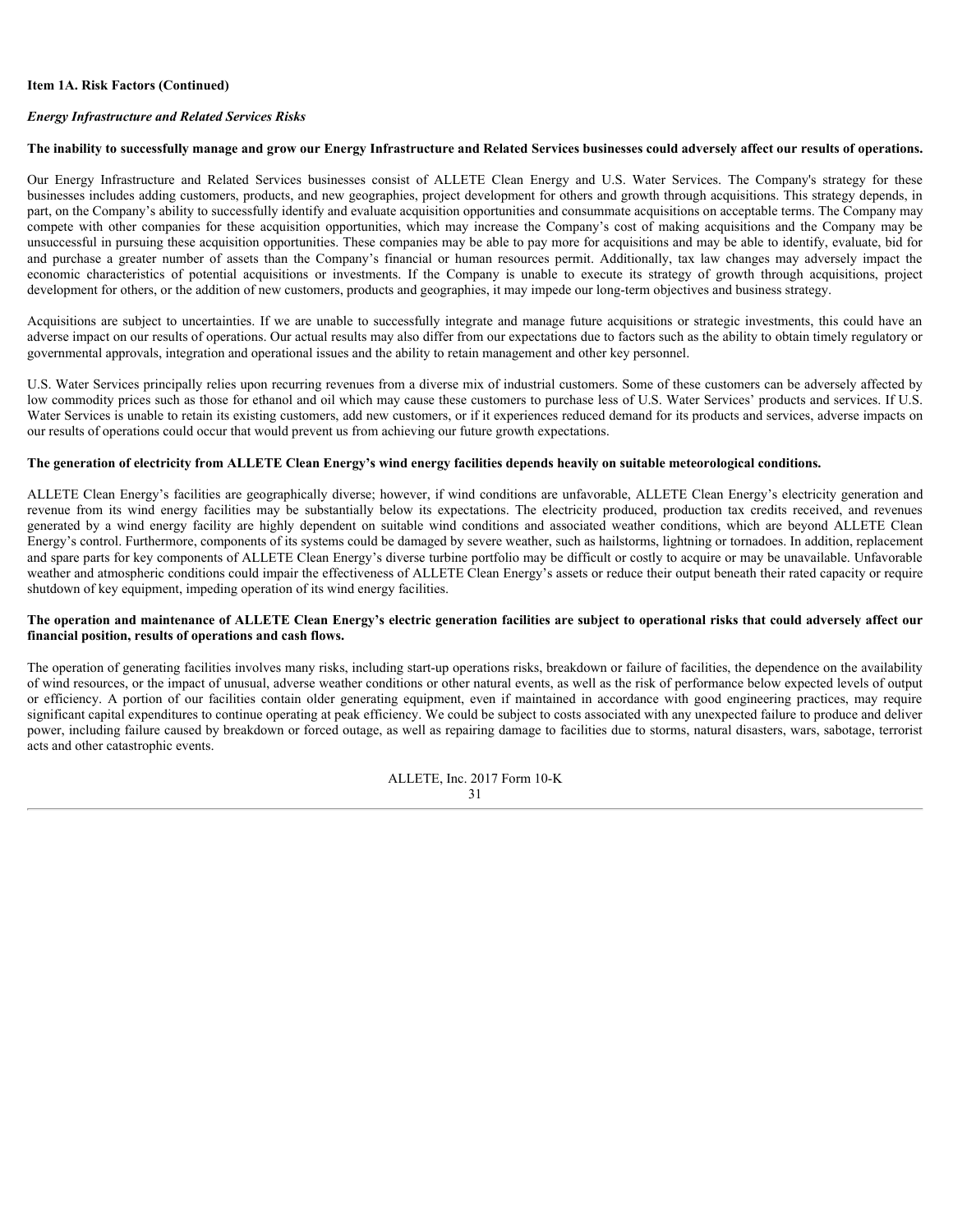**Item 1A. Risk Factors (Continued)**

***Energy Infrastructure and Related Services Risks***

**The inability to successfully manage and grow our Energy Infrastructure and Related Services businesses could adversely affect our results of operations.**

Our Energy Infrastructure and Related Services businesses consist of ALLETE Clean Energy and U.S. Water Services. The Company's strategy for these businesses includes adding customers, products, and new geographies, project development for others and growth through acquisitions. This strategy depends, in part, on the Company's ability to successfully identify and evaluate acquisition opportunities and consummate acquisitions on acceptable terms. The Company may compete with other companies for these acquisition opportunities, which may increase the Company's cost of making acquisitions and the Company may be unsuccessful in pursuing these acquisition opportunities. These companies may be able to pay more for acquisitions and may be able to identify, evaluate, bid for and purchase a greater number of assets than the Company's financial or human resources permit. Additionally, tax law changes may adversely impact the economic characteristics of potential acquisitions or investments. If the Company is unable to execute its strategy of growth through acquisitions, project development for others, or the addition of new customers, products and geographies, it may impede our long-term objectives and business strategy.

Acquisitions are subject to uncertainties. If we are unable to successfully integrate and manage future acquisitions or strategic investments, this could have an adverse impact on our results of operations. Our actual results may also differ from our expectations due to factors such as the ability to obtain timely regulatory or governmental approvals, integration and operational issues and the ability to retain management and other key personnel.

U.S. Water Services principally relies upon recurring revenues from a diverse mix of industrial customers. Some of these customers can be adversely affected by low commodity prices such as those for ethanol and oil which may cause these customers to purchase less of U.S. Water Services' products and services. If U.S. Water Services is unable to retain its existing customers, add new customers, or if it experiences reduced demand for its products and services, adverse impacts on our results of operations could occur that would prevent us from achieving our future growth expectations.

**The generation of electricity from ALLETE Clean Energy's wind energy facilities depends heavily on suitable meteorological conditions.**

ALLETE Clean Energy's facilities are geographically diverse; however, if wind conditions are unfavorable, ALLETE Clean Energy's electricity generation and revenue from its wind energy facilities may be substantially below its expectations. The electricity produced, production tax credits received, and revenues generated by a wind energy facility are highly dependent on suitable wind conditions and associated weather conditions, which are beyond ALLETE Clean Energy's control. Furthermore, components of its systems could be damaged by severe weather, such as hailstorms, lightning or tornadoes. In addition, replacement and spare parts for key components of ALLETE Clean Energy's diverse turbine portfolio may be difficult or costly to acquire or may be unavailable. Unfavorable weather and atmospheric conditions could impair the effectiveness of ALLETE Clean Energy's assets or reduce their output beneath their rated capacity or require shutdown of key equipment, impeding operation of its wind energy facilities.

**The operation and maintenance of ALLETE Clean Energy's electric generation facilities are subject to operational risks that could adversely affect our financial position, results of operations and cash flows.**

The operation of generating facilities involves many risks, including start-up operations risks, breakdown or failure of facilities, the dependence on the availability of wind resources, or the impact of unusual, adverse weather conditions or other natural events, as well as the risk of performance below expected levels of output or efficiency. A portion of our facilities contain older generating equipment, even if maintained in accordance with good engineering practices, may require significant capital expenditures to continue operating at peak efficiency. We could be subject to costs associated with any unexpected failure to produce and deliver power, including failure caused by breakdown or forced outage, as well as repairing damage to facilities due to storms, natural disasters, wars, sabotage, terrorist acts and other catastrophic events.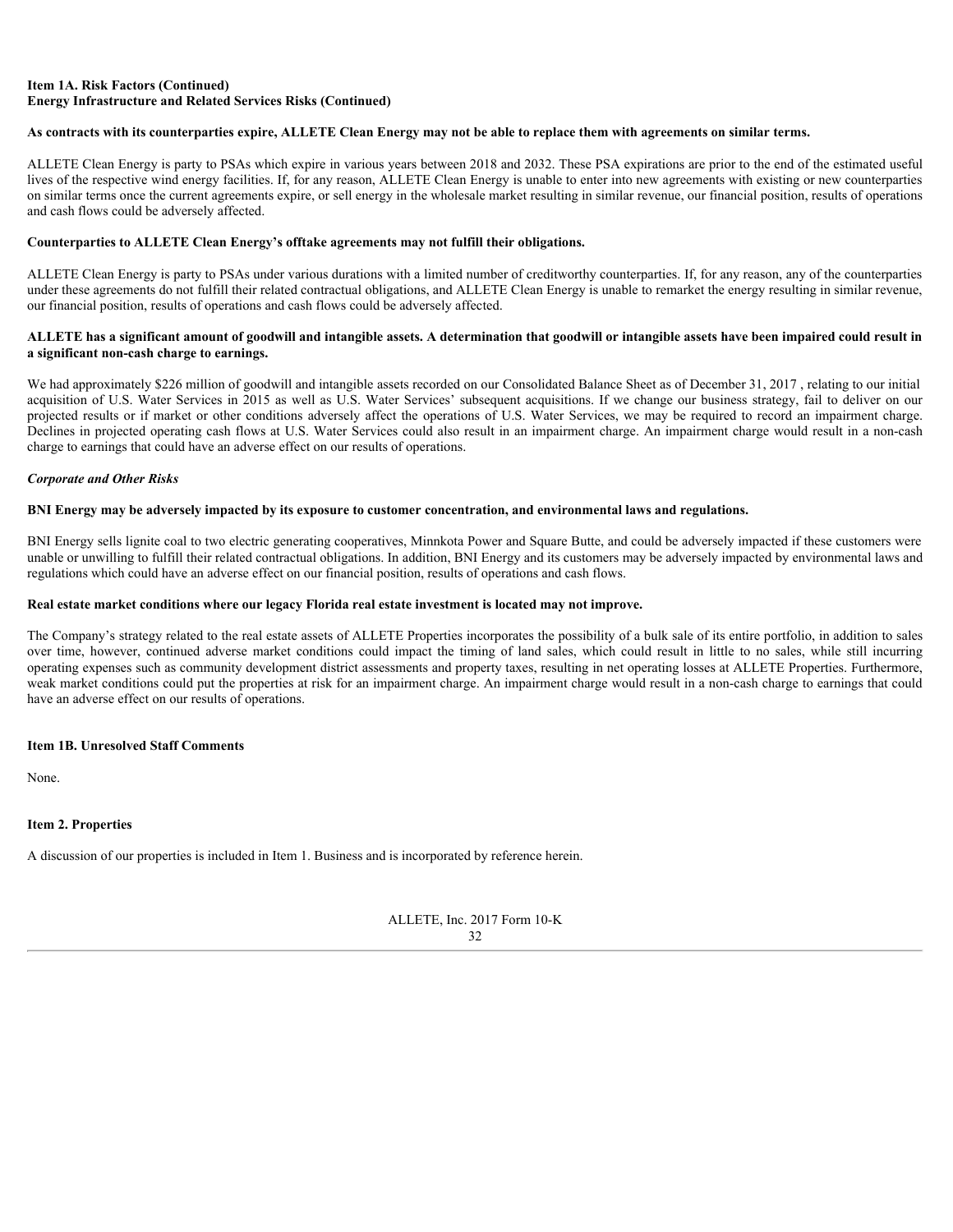**Item 1A. Risk Factors (Continued)**
**Energy Infrastructure and Related Services Risks (Continued)**

**As contracts with its counterparties expire, ALLETE Clean Energy may not be able to replace them with agreements on similar terms.**

ALLETE Clean Energy is party to PSAs which expire in various years between 2018 and 2032. These PSA expirations are prior to the end of the estimated useful lives of the respective wind energy facilities. If, for any reason, ALLETE Clean Energy is unable to enter into new agreements with existing or new counterparties on similar terms once the current agreements expire, or sell energy in the wholesale market resulting in similar revenue, our financial position, results of operations and cash flows could be adversely affected.

**Counterparties to ALLETE Clean Energy's offtake agreements may not fulfill their obligations.**

ALLETE Clean Energy is party to PSAs under various durations with a limited number of creditworthy counterparties. If, for any reason, any of the counterparties under these agreements do not fulfill their related contractual obligations, and ALLETE Clean Energy is unable to remarket the energy resulting in similar revenue, our financial position, results of operations and cash flows could be adversely affected.

**ALLETE has a significant amount of goodwill and intangible assets. A determination that goodwill or intangible assets have been impaired could result in a significant non-cash charge to earnings.**

We had approximately $226 million of goodwill and intangible assets recorded on our Consolidated Balance Sheet as of December 31, 2017 , relating to our initial acquisition of U.S. Water Services in 2015 as well as U.S. Water Services' subsequent acquisitions. If we change our business strategy, fail to deliver on our projected results or if market or other conditions adversely affect the operations of U.S. Water Services, we may be required to record an impairment charge. Declines in projected operating cash flows at U.S. Water Services could also result in an impairment charge. An impairment charge would result in a non-cash charge to earnings that could have an adverse effect on our results of operations.

***Corporate and Other Risks***

**BNI Energy may be adversely impacted by its exposure to customer concentration, and environmental laws and regulations.**

BNI Energy sells lignite coal to two electric generating cooperatives, Minnkota Power and Square Butte, and could be adversely impacted if these customers were unable or unwilling to fulfill their related contractual obligations. In addition, BNI Energy and its customers may be adversely impacted by environmental laws and regulations which could have an adverse effect on our financial position, results of operations and cash flows.

**Real estate market conditions where our legacy Florida real estate investment is located may not improve.**

The Company's strategy related to the real estate assets of ALLETE Properties incorporates the possibility of a bulk sale of its entire portfolio, in addition to sales over time, however, continued adverse market conditions could impact the timing of land sales, which could result in little to no sales, while still incurring operating expenses such as community development district assessments and property taxes, resulting in net operating losses at ALLETE Properties. Furthermore, weak market conditions could put the properties at risk for an impairment charge. An impairment charge would result in a non-cash charge to earnings that could have an adverse effect on our results of operations.

**Item 1B. Unresolved Staff Comments**

None.

**Item 2. Properties**

A discussion of our properties is included in Item 1. Business and is incorporated by reference herein.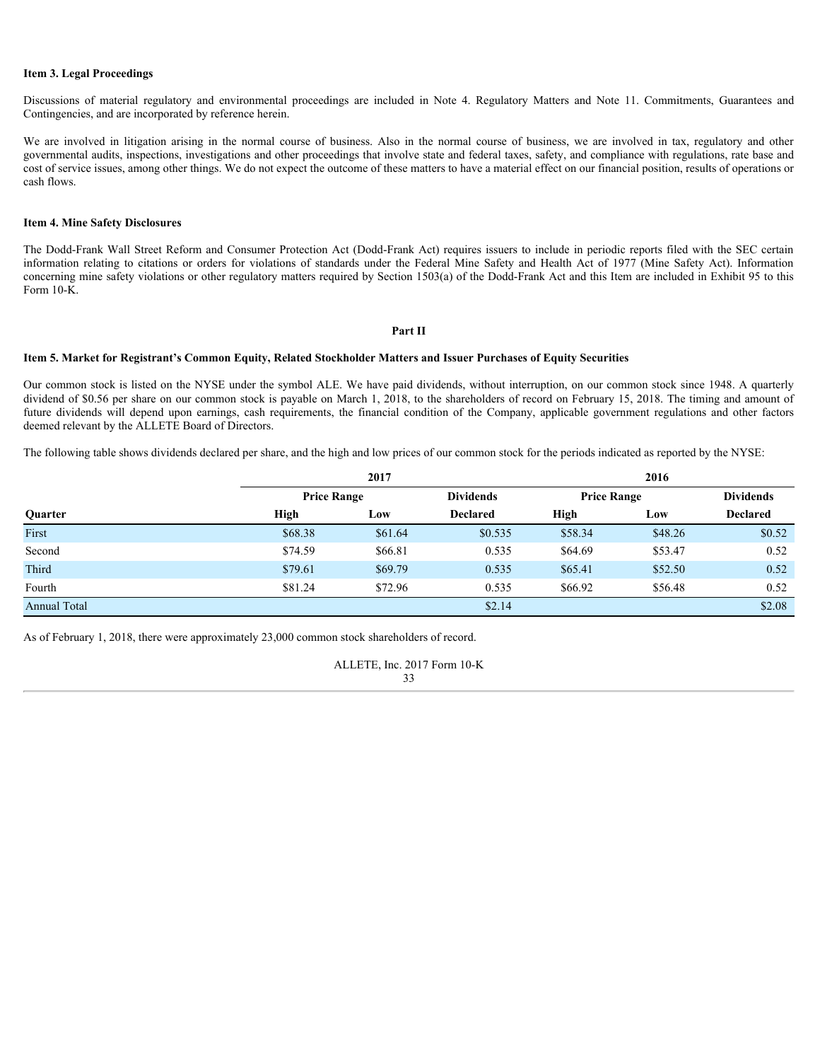**Item 3. Legal Proceedings**

Discussions of material regulatory and environmental proceedings are included in Note 4. Regulatory Matters and Note 11. Commitments, Guarantees and Contingencies, and are incorporated by reference herein.

We are involved in litigation arising in the normal course of business. Also in the normal course of business, we are involved in tax, regulatory and other governmental audits, inspections, investigations and other proceedings that involve state and federal taxes, safety, and compliance with regulations, rate base and cost of service issues, among other things. We do not expect the outcome of these matters to have a material effect on our financial position, results of operations or cash flows.

**Item 4. Mine Safety Disclosures**

The Dodd-Frank Wall Street Reform and Consumer Protection Act (Dodd-Frank Act) requires issuers to include in periodic reports filed with the SEC certain information relating to citations or orders for violations of standards under the Federal Mine Safety and Health Act of 1977 (Mine Safety Act). Information concerning mine safety violations or other regulatory matters required by Section 1503(a) of the Dodd-Frank Act and this Item are included in Exhibit 95 to this Form 10-K.

## Part II

**Item 5. Market for Registrant's Common Equity, Related Stockholder Matters and Issuer Purchases of Equity Securities**

Our common stock is listed on the NYSE under the symbol ALE. We have paid dividends, without interruption, on our common stock since 1948. A quarterly dividend of $0.56 per share on our common stock is payable on March 1, 2018, to the shareholders of record on February 15, 2018. The timing and amount of future dividends will depend upon earnings, cash requirements, the financial condition of the Company, applicable government regulations and other factors deemed relevant by the ALLETE Board of Directors.

The following table shows dividends declared per share, and the high and low prices of our common stock for the periods indicated as reported by the NYSE:

| | 2017 | | | 2016 | | |
|---|---|---|---|---|---|---|
| | Price Range | | Dividends | Price Range | | Dividends |
| Quarter | High | Low | Declared | High | Low | Declared |
| First | $68.38 | $61.64 | $0.535 | $58.34 | $48.26 | $0.52 |
| Second | $74.59 | $66.81 | 0.535 | $64.69 | $53.47 | 0.52 |
| Third | $79.61 | $69.79 | 0.535 | $65.41 | $52.50 | 0.52 |
| Fourth | $81.24 | $72.96 | 0.535 | $66.92 | $56.48 | 0.52 |
| Annual Total | | | $2.14 | | | $2.08 |

As of February 1, 2018, there were approximately 23,000 common stock shareholders of record.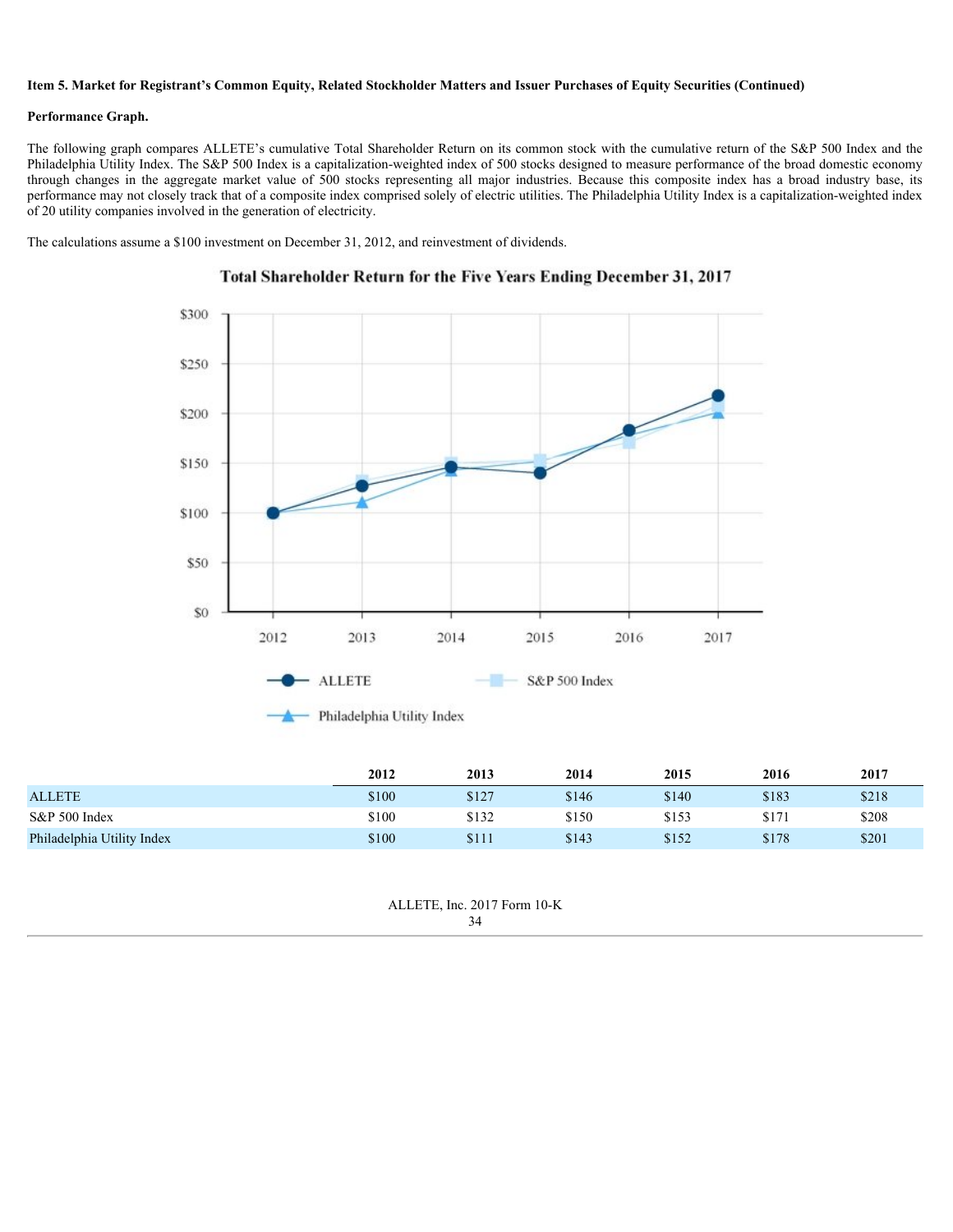**Item 5. Market for Registrant's Common Equity, Related Stockholder Matters and Issuer Purchases of Equity Securities (Continued)**

**Performance Graph.**

The following graph compares ALLETE's cumulative Total Shareholder Return on its common stock with the cumulative return of the S&P 500 Index and the Philadelphia Utility Index. The S&P 500 Index is a capitalization-weighted index of 500 stocks designed to measure performance of the broad domestic economy through changes in the aggregate market value of 500 stocks representing all major industries. Because this composite index has a broad industry base, its performance may not closely track that of a composite index comprised solely of electric utilities. The Philadelphia Utility Index is a capitalization-weighted index of 20 utility companies involved in the generation of electricity.

The calculations assume a $100 investment on December 31, 2012, and reinvestment of dividends.

**Total Shareholder Return for the Five Years Ending December 31, 2017**

| | 2012 | 2013 | 2014 | 2015 | 2016 | 2017 |
|---|---|---|---|---|---|---|
| ALLETE | $100 | $127 | $146 | $140 | $183 | $218 |
| S&P 500 Index | $100 | $132 | $150 | $153 | $171 | $208 |
| Philadelphia Utility Index | $100 | $111 | $143 | $152 | $178 | $201 |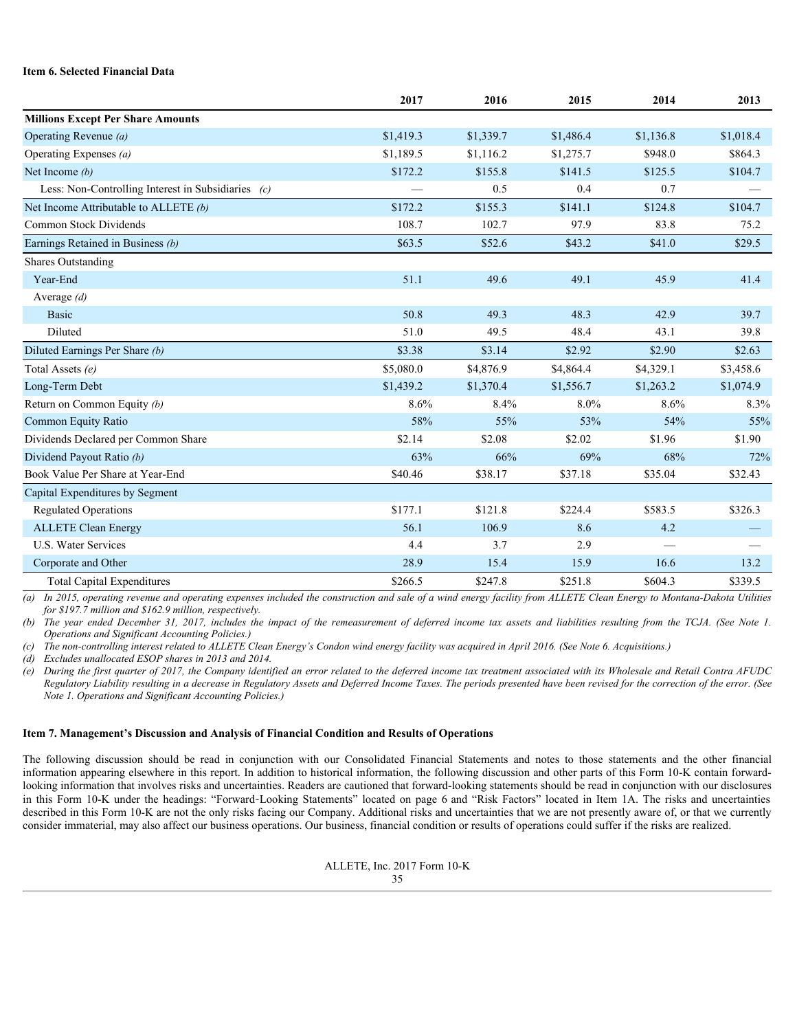### Item 6. Selected Financial Data

| | 2017 | 2016 | 2015 | 2014 | 2013 |
|---|---|---|---|---|---|
| **Millions Except Per Share Amounts** | | | | | |
| Operating Revenue *(a)* | $1,419.3 | $1,339.7 | $1,486.4 | $1,136.8 | $1,018.4 |
| Operating Expenses *(a)* | $1,189.5 | $1,116.2 | $1,275.7 | $948.0 | $864.3 |
| Net Income *(b)* | $172.2 | $155.8 | $141.5 | $125.5 | $104.7 |
| Less: Non-Controlling Interest in Subsidiaries *(c)* | — | 0.5 | 0.4 | 0.7 | — |
| Net Income Attributable to ALLETE *(b)* | $172.2 | $155.3 | $141.1 | $124.8 | $104.7 |
| Common Stock Dividends | 108.7 | 102.7 | 97.9 | 83.8 | 75.2 |
| Earnings Retained in Business *(b)* | $63.5 | $52.6 | $43.2 | $41.0 | $29.5 |
| Shares Outstanding | | | | | |
| Year-End | 51.1 | 49.6 | 49.1 | 45.9 | 41.4 |
| Average *(d)* | | | | | |
| Basic | 50.8 | 49.3 | 48.3 | 42.9 | 39.7 |
| Diluted | 51.0 | 49.5 | 48.4 | 43.1 | 39.8 |
| Diluted Earnings Per Share *(b)* | $3.38 | $3.14 | $2.92 | $2.90 | $2.63 |
| Total Assets *(e)* | $5,080.0 | $4,876.9 | $4,864.4 | $4,329.1 | $3,458.6 |
| Long-Term Debt | $1,439.2 | $1,370.4 | $1,556.7 | $1,263.2 | $1,074.9 |
| Return on Common Equity *(b)* | 8.6% | 8.4% | 8.0% | 8.6% | 8.3% |
| Common Equity Ratio | 58% | 55% | 53% | 54% | 55% |
| Dividends Declared per Common Share | $2.14 | $2.08 | $2.02 | $1.96 | $1.90 |
| Dividend Payout Ratio *(b)* | 63% | 66% | 69% | 68% | 72% |
| Book Value Per Share at Year-End | $40.46 | $38.17 | $37.18 | $35.04 | $32.43 |
| Capital Expenditures by Segment | | | | | |
| Regulated Operations | $177.1 | $121.8 | $224.4 | $583.5 | $326.3 |
| ALLETE Clean Energy | 56.1 | 106.9 | 8.6 | 4.2 | — |
| U.S. Water Services | 4.4 | 3.7 | 2.9 | — | — |
| Corporate and Other | 28.9 | 15.4 | 15.9 | 16.6 | 13.2 |
| Total Capital Expenditures | $266.5 | $247.8 | $251.8 | $604.3 | $339.5 |

*(a) In 2015, operating revenue and operating expenses included the construction and sale of a wind energy facility from ALLETE Clean Energy to Montana-Dakota Utilities for $197.7 million and $162.9 million, respectively.*

*(b) The year ended December 31, 2017, includes the impact of the remeasurement of deferred income tax assets and liabilities resulting from the TCJA. (See Note 1. Operations and Significant Accounting Policies.)*

*(c) The non-controlling interest related to ALLETE Clean Energy's Condon wind energy facility was acquired in April 2016. (See Note 6. Acquisitions.)*

*(d) Excludes unallocated ESOP shares in 2013 and 2014.*

*(e) During the first quarter of 2017, the Company identified an error related to the deferred income tax treatment associated with its Wholesale and Retail Contra AFUDC Regulatory Liability resulting in a decrease in Regulatory Assets and Deferred Income Taxes. The periods presented have been revised for the correction of the error. (See Note 1. Operations and Significant Accounting Policies.)*

### Item 7. Management's Discussion and Analysis of Financial Condition and Results of Operations

The following discussion should be read in conjunction with our Consolidated Financial Statements and notes to those statements and the other financial information appearing elsewhere in this report. In addition to historical information, the following discussion and other parts of this Form 10-K contain forward-looking information that involves risks and uncertainties. Readers are cautioned that forward-looking statements should be read in conjunction with our disclosures in this Form 10-K under the headings: "Forward-Looking Statements" located on page 6 and "Risk Factors" located in Item 1A. The risks and uncertainties described in this Form 10-K are not the only risks facing our Company. Additional risks and uncertainties that we are not presently aware of, or that we currently consider immaterial, may also affect our business operations. Our business, financial condition or results of operations could suffer if the risks are realized.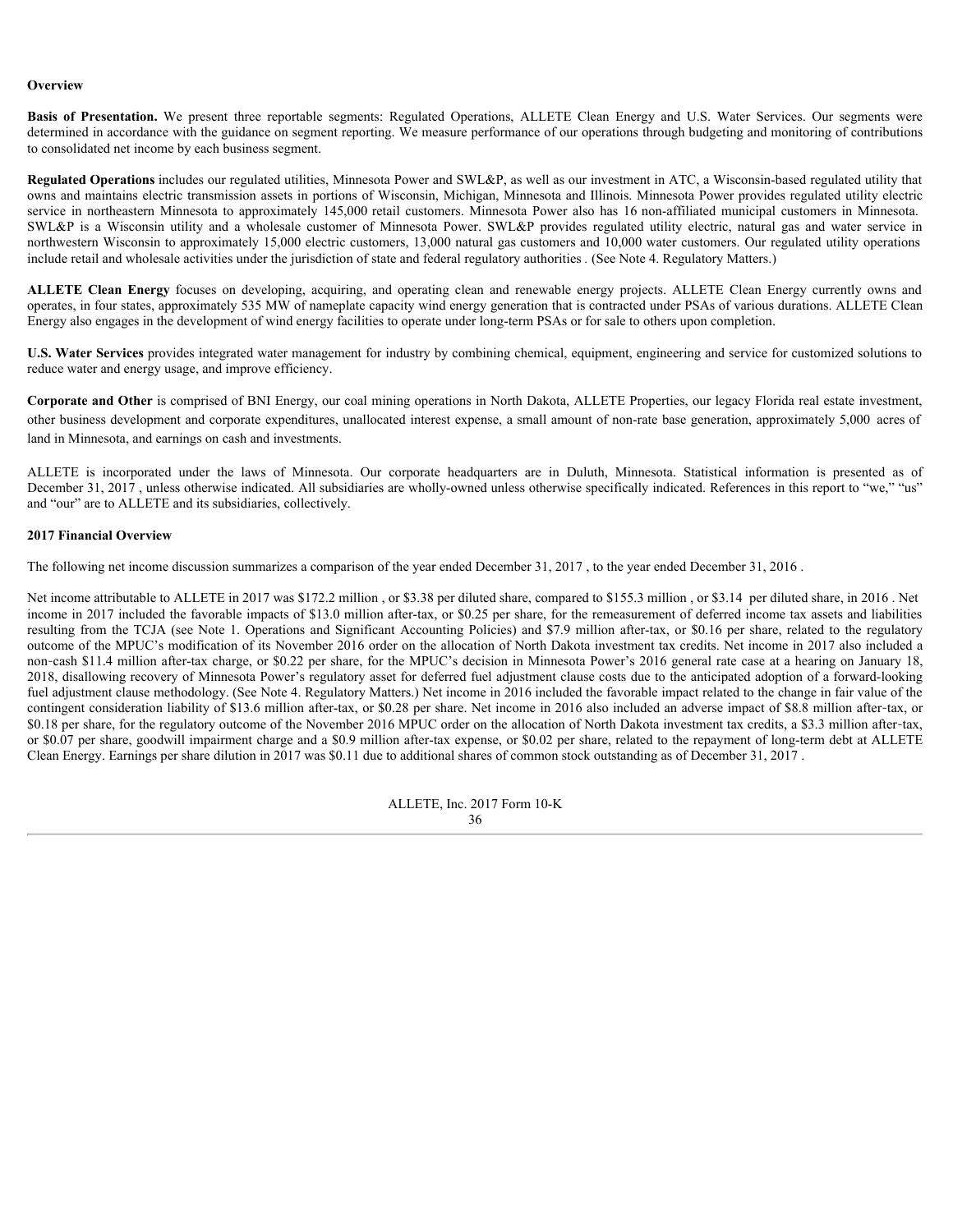## Overview

**Basis of Presentation.** We present three reportable segments: Regulated Operations, ALLETE Clean Energy and U.S. Water Services. Our segments were determined in accordance with the guidance on segment reporting. We measure performance of our operations through budgeting and monitoring of contributions to consolidated net income by each business segment.

**Regulated Operations** includes our regulated utilities, Minnesota Power and SWL&P, as well as our investment in ATC, a Wisconsin-based regulated utility that owns and maintains electric transmission assets in portions of Wisconsin, Michigan, Minnesota and Illinois. Minnesota Power provides regulated utility electric service in northeastern Minnesota to approximately 145,000 retail customers. Minnesota Power also has 16 non-affiliated municipal customers in Minnesota. SWL&P is a Wisconsin utility and a wholesale customer of Minnesota Power. SWL&P provides regulated utility electric, natural gas and water service in northwestern Wisconsin to approximately 15,000 electric customers, 13,000 natural gas customers and 10,000 water customers. Our regulated utility operations include retail and wholesale activities under the jurisdiction of state and federal regulatory authorities . (See Note 4. Regulatory Matters.)

**ALLETE Clean Energy** focuses on developing, acquiring, and operating clean and renewable energy projects. ALLETE Clean Energy currently owns and operates, in four states, approximately 535 MW of nameplate capacity wind energy generation that is contracted under PSAs of various durations. ALLETE Clean Energy also engages in the development of wind energy facilities to operate under long-term PSAs or for sale to others upon completion.

**U.S. Water Services** provides integrated water management for industry by combining chemical, equipment, engineering and service for customized solutions to reduce water and energy usage, and improve efficiency.

**Corporate and Other** is comprised of BNI Energy, our coal mining operations in North Dakota, ALLETE Properties, our legacy Florida real estate investment, other business development and corporate expenditures, unallocated interest expense, a small amount of non-rate base generation, approximately 5,000 acres of land in Minnesota, and earnings on cash and investments.

ALLETE is incorporated under the laws of Minnesota. Our corporate headquarters are in Duluth, Minnesota. Statistical information is presented as of December 31, 2017 , unless otherwise indicated. All subsidiaries are wholly-owned unless otherwise specifically indicated. References in this report to "we," "us" and "our" are to ALLETE and its subsidiaries, collectively.

## 2017 Financial Overview

The following net income discussion summarizes a comparison of the year ended December 31, 2017 , to the year ended December 31, 2016 .

Net income attributable to ALLETE in 2017 was $172.2 million , or $3.38 per diluted share, compared to $155.3 million , or $3.14 per diluted share, in 2016 . Net income in 2017 included the favorable impacts of $13.0 million after-tax, or $0.25 per share, for the remeasurement of deferred income tax assets and liabilities resulting from the TCJA (see Note 1. Operations and Significant Accounting Policies) and $7.9 million after-tax, or $0.16 per share, related to the regulatory outcome of the MPUC's modification of its November 2016 order on the allocation of North Dakota investment tax credits. Net income in 2017 also included a non-cash $11.4 million after-tax charge, or $0.22 per share, for the MPUC's decision in Minnesota Power's 2016 general rate case at a hearing on January 18, 2018, disallowing recovery of Minnesota Power's regulatory asset for deferred fuel adjustment clause costs due to the anticipated adoption of a forward-looking fuel adjustment clause methodology. (See Note 4. Regulatory Matters.) Net income in 2016 included the favorable impact related to the change in fair value of the contingent consideration liability of $13.6 million after-tax, or $0.28 per share. Net income in 2016 also included an adverse impact of $8.8 million after-tax, or $0.18 per share, for the regulatory outcome of the November 2016 MPUC order on the allocation of North Dakota investment tax credits, a $3.3 million after-tax, or $0.07 per share, goodwill impairment charge and a $0.9 million after-tax expense, or $0.02 per share, related to the repayment of long-term debt at ALLETE Clean Energy. Earnings per share dilution in 2017 was $0.11 due to additional shares of common stock outstanding as of December 31, 2017 .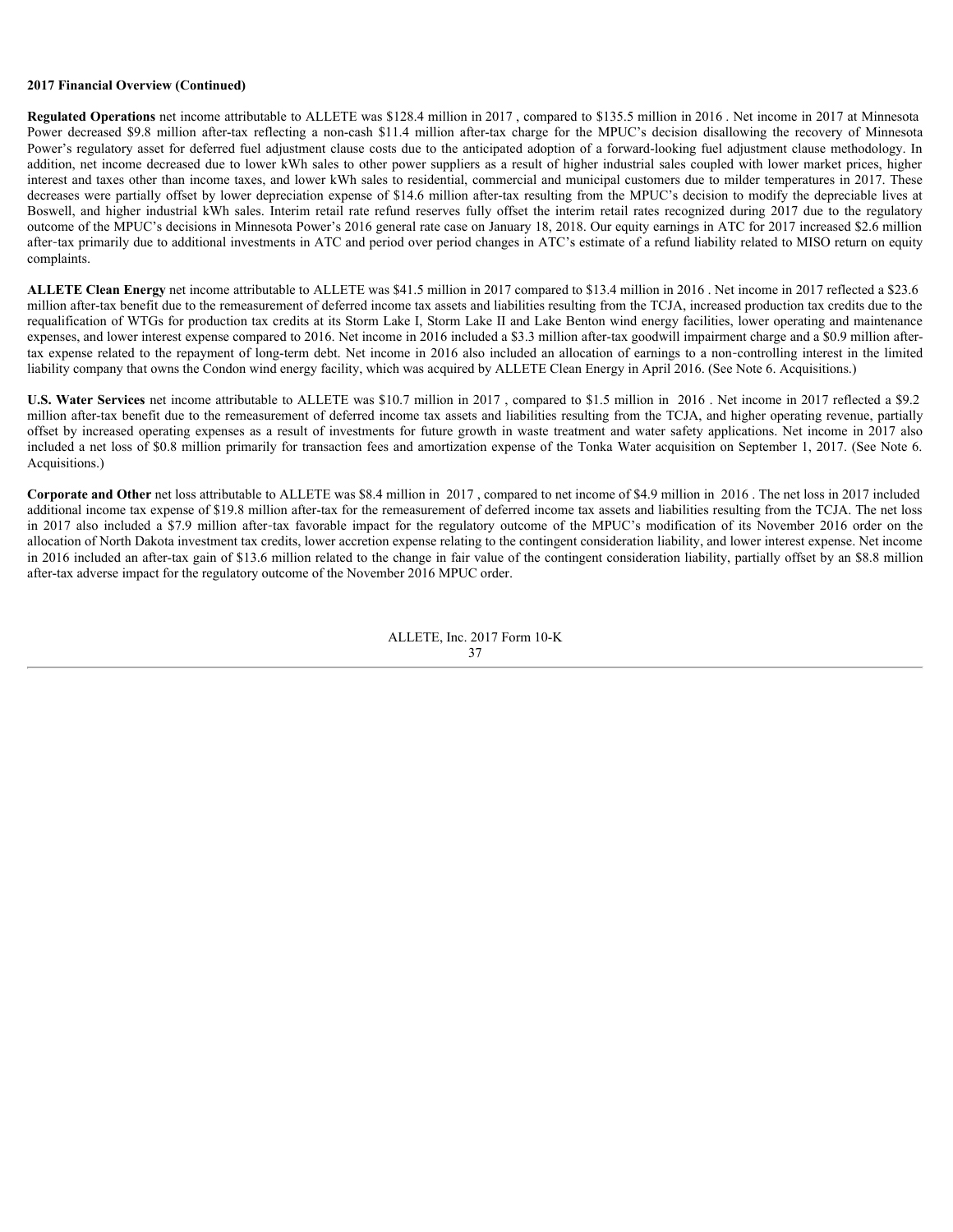**2017 Financial Overview (Continued)**

**Regulated Operations** net income attributable to ALLETE was $128.4 million in 2017 , compared to $135.5 million in 2016 . Net income in 2017 at Minnesota Power decreased $9.8 million after-tax reflecting a non-cash $11.4 million after-tax charge for the MPUC's decision disallowing the recovery of Minnesota Power's regulatory asset for deferred fuel adjustment clause costs due to the anticipated adoption of a forward-looking fuel adjustment clause methodology. In addition, net income decreased due to lower kWh sales to other power suppliers as a result of higher industrial sales coupled with lower market prices, higher interest and taxes other than income taxes, and lower kWh sales to residential, commercial and municipal customers due to milder temperatures in 2017. These decreases were partially offset by lower depreciation expense of $14.6 million after-tax resulting from the MPUC's decision to modify the depreciable lives at Boswell, and higher industrial kWh sales. Interim retail rate refund reserves fully offset the interim retail rates recognized during 2017 due to the regulatory outcome of the MPUC's decisions in Minnesota Power's 2016 general rate case on January 18, 2018. Our equity earnings in ATC for 2017 increased $2.6 million after-tax primarily due to additional investments in ATC and period over period changes in ATC's estimate of a refund liability related to MISO return on equity complaints.

**ALLETE Clean Energy** net income attributable to ALLETE was $41.5 million in 2017 compared to $13.4 million in 2016 . Net income in 2017 reflected a $23.6 million after-tax benefit due to the remeasurement of deferred income tax assets and liabilities resulting from the TCJA, increased production tax credits due to the requalification of WTGs for production tax credits at its Storm Lake I, Storm Lake II and Lake Benton wind energy facilities, lower operating and maintenance expenses, and lower interest expense compared to 2016. Net income in 2016 included a $3.3 million after-tax goodwill impairment charge and a $0.9 million after-tax expense related to the repayment of long-term debt. Net income in 2016 also included an allocation of earnings to a non-controlling interest in the limited liability company that owns the Condon wind energy facility, which was acquired by ALLETE Clean Energy in April 2016. (See Note 6. Acquisitions.)

**U.S. Water Services** net income attributable to ALLETE was $10.7 million in 2017 , compared to $1.5 million in 2016 . Net income in 2017 reflected a $9.2 million after-tax benefit due to the remeasurement of deferred income tax assets and liabilities resulting from the TCJA, and higher operating revenue, partially offset by increased operating expenses as a result of investments for future growth in waste treatment and water safety applications. Net income in 2017 also included a net loss of $0.8 million primarily for transaction fees and amortization expense of the Tonka Water acquisition on September 1, 2017. (See Note 6. Acquisitions.)

**Corporate and Other** net loss attributable to ALLETE was $8.4 million in 2017 , compared to net income of $4.9 million in 2016 . The net loss in 2017 included additional income tax expense of $19.8 million after-tax for the remeasurement of deferred income tax assets and liabilities resulting from the TCJA. The net loss in 2017 also included a $7.9 million after-tax favorable impact for the regulatory outcome of the MPUC's modification of its November 2016 order on the allocation of North Dakota investment tax credits, lower accretion expense relating to the contingent consideration liability, and lower interest expense. Net income in 2016 included an after-tax gain of $13.6 million related to the change in fair value of the contingent consideration liability, partially offset by an $8.8 million after-tax adverse impact for the regulatory outcome of the November 2016 MPUC order.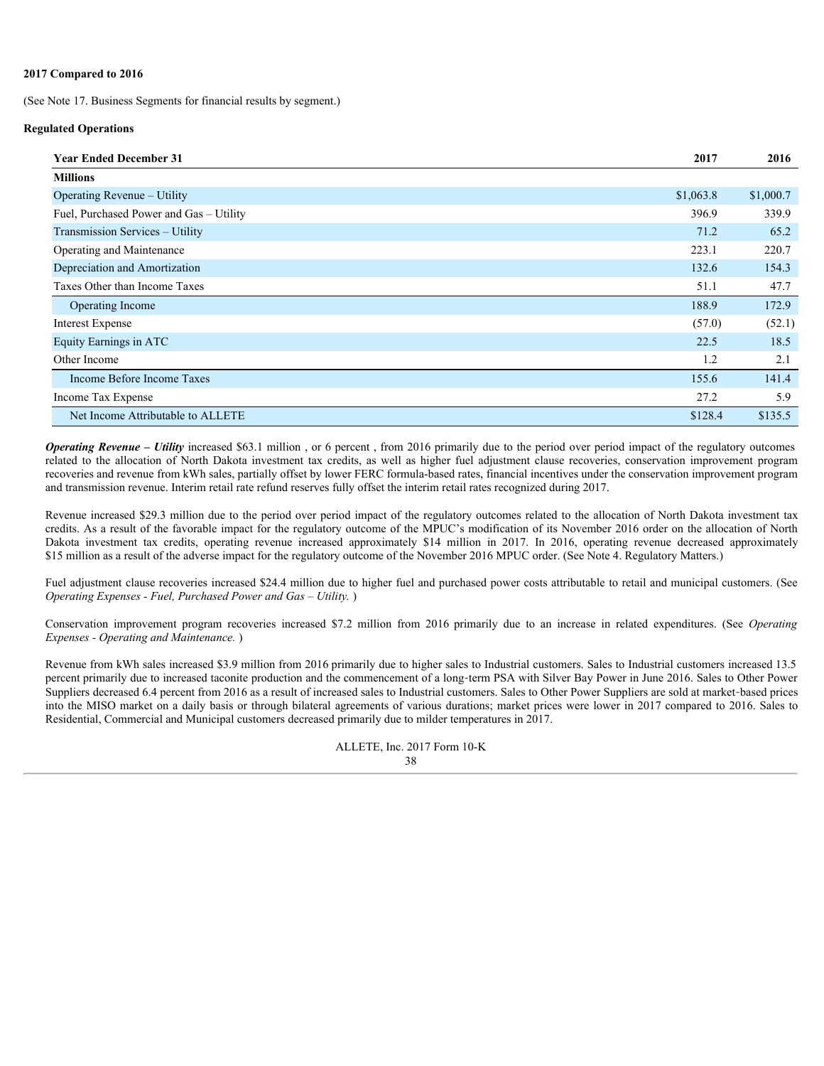**2017 Compared to 2016**

(See Note 17. Business Segments for financial results by segment.)

**Regulated Operations**

| **Year Ended December 31** | **2017** | **2016** |
|---|---|---|
| **Millions** | | |
| Operating Revenue – Utility | $1,063.8 | $1,000.7 |
| Fuel, Purchased Power and Gas – Utility | 396.9 | 339.9 |
| Transmission Services – Utility | 71.2 | 65.2 |
| Operating and Maintenance | 223.1 | 220.7 |
| Depreciation and Amortization | 132.6 | 154.3 |
| Taxes Other than Income Taxes | 51.1 | 47.7 |
| Operating Income | 188.9 | 172.9 |
| Interest Expense | (57.0) | (52.1) |
| Equity Earnings in ATC | 22.5 | 18.5 |
| Other Income | 1.2 | 2.1 |
| Income Before Income Taxes | 155.6 | 141.4 |
| Income Tax Expense | 27.2 | 5.9 |
| Net Income Attributable to ALLETE | $128.4 | $135.5 |

***Operating Revenue – Utility*** increased $63.1 million , or 6 percent , from 2016 primarily due to the period over period impact of the regulatory outcomes related to the allocation of North Dakota investment tax credits, as well as higher fuel adjustment clause recoveries, conservation improvement program recoveries and revenue from kWh sales, partially offset by lower FERC formula-based rates, financial incentives under the conservation improvement program and transmission revenue. Interim retail rate refund reserves fully offset the interim retail rates recognized during 2017.

Revenue increased $29.3 million due to the period over period impact of the regulatory outcomes related to the allocation of North Dakota investment tax credits. As a result of the favorable impact for the regulatory outcome of the MPUC's modification of its November 2016 order on the allocation of North Dakota investment tax credits, operating revenue increased approximately $14 million in 2017. In 2016, operating revenue decreased approximately $15 million as a result of the adverse impact for the regulatory outcome of the November 2016 MPUC order. (See Note 4. Regulatory Matters.)

Fuel adjustment clause recoveries increased $24.4 million due to higher fuel and purchased power costs attributable to retail and municipal customers. (See *Operating Expenses - Fuel, Purchased Power and Gas – Utility.* )

Conservation improvement program recoveries increased $7.2 million from 2016 primarily due to an increase in related expenditures. (See *Operating Expenses - Operating and Maintenance.* )

Revenue from kWh sales increased $3.9 million from 2016 primarily due to higher sales to Industrial customers. Sales to Industrial customers increased 13.5 percent primarily due to increased taconite production and the commencement of a long-term PSA with Silver Bay Power in June 2016. Sales to Other Power Suppliers decreased 6.4 percent from 2016 as a result of increased sales to Industrial customers. Sales to Other Power Suppliers are sold at market-based prices into the MISO market on a daily basis or through bilateral agreements of various durations; market prices were lower in 2017 compared to 2016. Sales to Residential, Commercial and Municipal customers decreased primarily due to milder temperatures in 2017.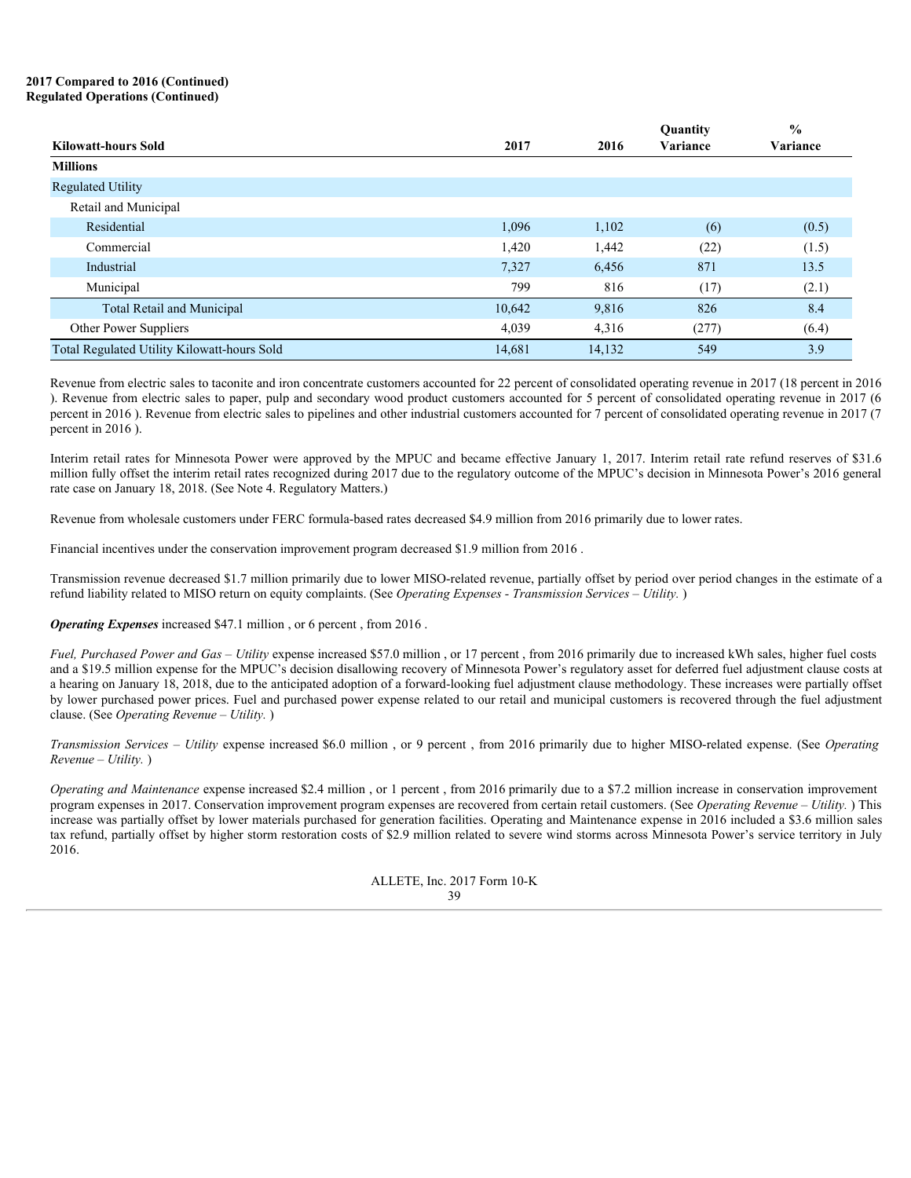**2017 Compared to 2016 (Continued)**
**Regulated Operations (Continued)**

| Kilowatt-hours Sold | 2017 | 2016 | Quantity Variance | % Variance |
|---|---|---|---|---|
| **Millions** | | | | |
| Regulated Utility | | | | |
| Retail and Municipal | | | | |
| Residential | 1,096 | 1,102 | (6) | (0.5) |
| Commercial | 1,420 | 1,442 | (22) | (1.5) |
| Industrial | 7,327 | 6,456 | 871 | 13.5 |
| Municipal | 799 | 816 | (17) | (2.1) |
| Total Retail and Municipal | 10,642 | 9,816 | 826 | 8.4 |
| Other Power Suppliers | 4,039 | 4,316 | (277) | (6.4) |
| Total Regulated Utility Kilowatt-hours Sold | 14,681 | 14,132 | 549 | 3.9 |

Revenue from electric sales to taconite and iron concentrate customers accounted for 22 percent of consolidated operating revenue in 2017 (18 percent in 2016 ). Revenue from electric sales to paper, pulp and secondary wood product customers accounted for 5 percent of consolidated operating revenue in 2017 (6 percent in 2016 ). Revenue from electric sales to pipelines and other industrial customers accounted for 7 percent of consolidated operating revenue in 2017 (7 percent in 2016 ).

Interim retail rates for Minnesota Power were approved by the MPUC and became effective January 1, 2017. Interim retail rate refund reserves of $31.6 million fully offset the interim retail rates recognized during 2017 due to the regulatory outcome of the MPUC's decision in Minnesota Power's 2016 general rate case on January 18, 2018. (See Note 4. Regulatory Matters.)

Revenue from wholesale customers under FERC formula-based rates decreased $4.9 million from 2016 primarily due to lower rates.

Financial incentives under the conservation improvement program decreased $1.9 million from 2016 .

Transmission revenue decreased $1.7 million primarily due to lower MISO-related revenue, partially offset by period over period changes in the estimate of a refund liability related to MISO return on equity complaints. (See *Operating Expenses - Transmission Services – Utility.* )

***Operating Expenses*** increased $47.1 million , or 6 percent , from 2016 .

*Fuel, Purchased Power and Gas – Utility* expense increased $57.0 million , or 17 percent , from 2016 primarily due to increased kWh sales, higher fuel costs and a $19.5 million expense for the MPUC's decision disallowing recovery of Minnesota Power's regulatory asset for deferred fuel adjustment clause costs at a hearing on January 18, 2018, due to the anticipated adoption of a forward-looking fuel adjustment clause methodology. These increases were partially offset by lower purchased power prices. Fuel and purchased power expense related to our retail and municipal customers is recovered through the fuel adjustment clause. (See *Operating Revenue – Utility.* )

*Transmission Services – Utility* expense increased $6.0 million , or 9 percent , from 2016 primarily due to higher MISO-related expense. (See *Operating Revenue – Utility.* )

*Operating and Maintenance* expense increased $2.4 million , or 1 percent , from 2016 primarily due to a $7.2 million increase in conservation improvement program expenses in 2017. Conservation improvement program expenses are recovered from certain retail customers. (See *Operating Revenue – Utility.* ) This increase was partially offset by lower materials purchased for generation facilities. Operating and Maintenance expense in 2016 included a $3.6 million sales tax refund, partially offset by higher storm restoration costs of $2.9 million related to severe wind storms across Minnesota Power's service territory in July 2016.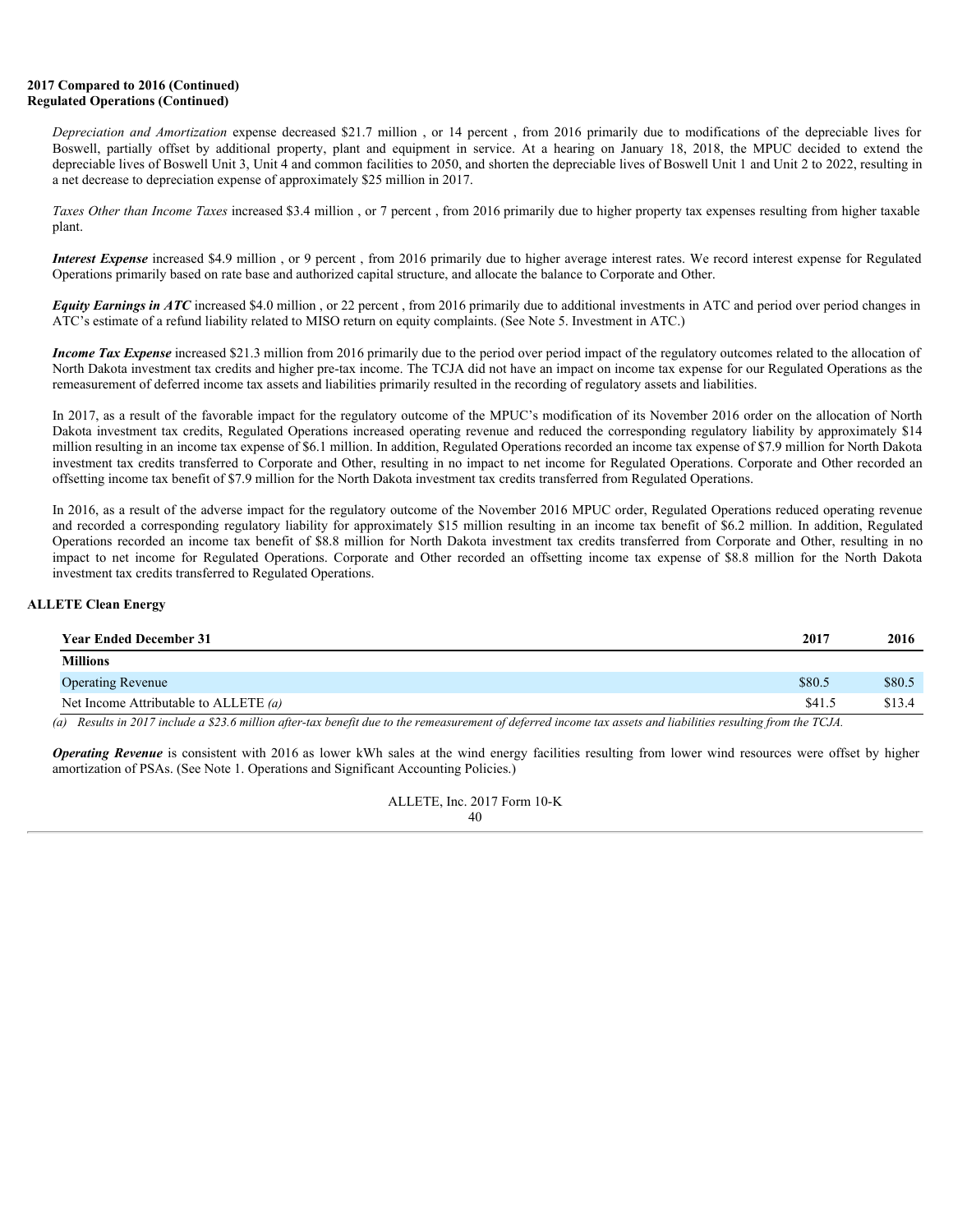**2017 Compared to 2016 (Continued)**
**Regulated Operations (Continued)**

*Depreciation and Amortization* expense decreased $21.7 million , or 14 percent , from 2016 primarily due to modifications of the depreciable lives for Boswell, partially offset by additional property, plant and equipment in service. At a hearing on January 18, 2018, the MPUC decided to extend the depreciable lives of Boswell Unit 3, Unit 4 and common facilities to 2050, and shorten the depreciable lives of Boswell Unit 1 and Unit 2 to 2022, resulting in a net decrease to depreciation expense of approximately $25 million in 2017.

*Taxes Other than Income Taxes* increased $3.4 million , or 7 percent , from 2016 primarily due to higher property tax expenses resulting from higher taxable plant.

***Interest Expense*** increased $4.9 million , or 9 percent , from 2016 primarily due to higher average interest rates. We record interest expense for Regulated Operations primarily based on rate base and authorized capital structure, and allocate the balance to Corporate and Other.

***Equity Earnings in ATC*** increased $4.0 million , or 22 percent , from 2016 primarily due to additional investments in ATC and period over period changes in ATC's estimate of a refund liability related to MISO return on equity complaints. (See Note 5. Investment in ATC.)

***Income Tax Expense*** increased $21.3 million from 2016 primarily due to the period over period impact of the regulatory outcomes related to the allocation of North Dakota investment tax credits and higher pre-tax income. The TCJA did not have an impact on income tax expense for our Regulated Operations as the remeasurement of deferred income tax assets and liabilities primarily resulted in the recording of regulatory assets and liabilities.

In 2017, as a result of the favorable impact for the regulatory outcome of the MPUC's modification of its November 2016 order on the allocation of North Dakota investment tax credits, Regulated Operations increased operating revenue and reduced the corresponding regulatory liability by approximately $14 million resulting in an income tax expense of $6.1 million. In addition, Regulated Operations recorded an income tax expense of $7.9 million for North Dakota investment tax credits transferred to Corporate and Other, resulting in no impact to net income for Regulated Operations. Corporate and Other recorded an offsetting income tax benefit of $7.9 million for the North Dakota investment tax credits transferred from Regulated Operations.

In 2016, as a result of the adverse impact for the regulatory outcome of the November 2016 MPUC order, Regulated Operations reduced operating revenue and recorded a corresponding regulatory liability for approximately $15 million resulting in an income tax benefit of $6.2 million. In addition, Regulated Operations recorded an income tax benefit of $8.8 million for North Dakota investment tax credits transferred from Corporate and Other, resulting in no impact to net income for Regulated Operations. Corporate and Other recorded an offsetting income tax expense of $8.8 million for the North Dakota investment tax credits transferred to Regulated Operations.

**ALLETE Clean Energy**

| Year Ended December 31 | 2017 | 2016 |
|---|---|---|
| **Millions** | | |
| Operating Revenue | $80.5 | $80.5 |
| Net Income Attributable to ALLETE *(a)* | $41.5 | $13.4 |

*(a) Results in 2017 include a $23.6 million after-tax benefit due to the remeasurement of deferred income tax assets and liabilities resulting from the TCJA.*

***Operating Revenue*** is consistent with 2016 as lower kWh sales at the wind energy facilities resulting from lower wind resources were offset by higher amortization of PSAs. (See Note 1. Operations and Significant Accounting Policies.)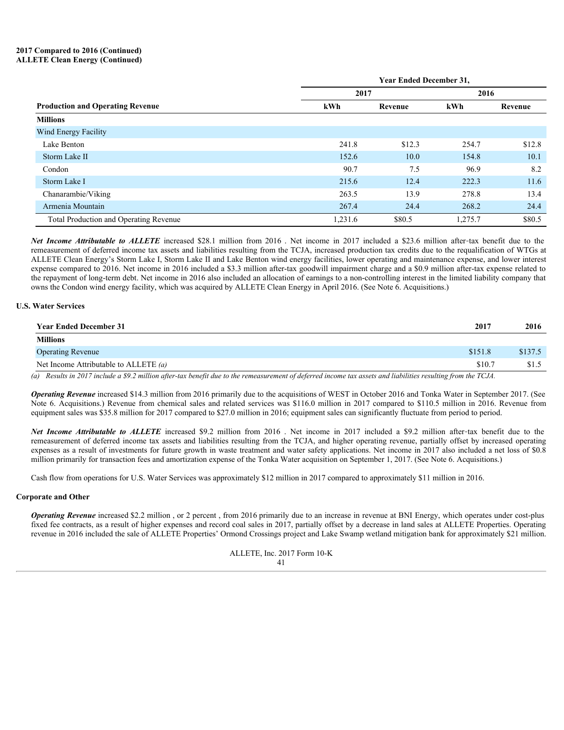**2017 Compared to 2016 (Continued)**
**ALLETE Clean Energy (Continued)**

| | Year Ended December 31, | | | |
|---|---|---|---|---|
| | 2017 | | 2016 | |
| **Production and Operating Revenue** | **kWh** | **Revenue** | **kWh** | **Revenue** |
| **Millions** | | | | |
| Wind Energy Facility | | | | |
| Lake Benton | 241.8 | $12.3 | 254.7 | $12.8 |
| Storm Lake II | 152.6 | 10.0 | 154.8 | 10.1 |
| Condon | 90.7 | 7.5 | 96.9 | 8.2 |
| Storm Lake I | 215.6 | 12.4 | 222.3 | 11.6 |
| Chanarambie/Viking | 263.5 | 13.9 | 278.8 | 13.4 |
| Armenia Mountain | 267.4 | 24.4 | 268.2 | 24.4 |
| Total Production and Operating Revenue | 1,231.6 | $80.5 | 1,275.7 | $80.5 |

***Net Income Attributable to ALLETE*** increased $28.1 million from 2016 . Net income in 2017 included a $23.6 million after-tax benefit due to the remeasurement of deferred income tax assets and liabilities resulting from the TCJA, increased production tax credits due to the requalification of WTGs at ALLETE Clean Energy's Storm Lake I, Storm Lake II and Lake Benton wind energy facilities, lower operating and maintenance expense, and lower interest expense compared to 2016. Net income in 2016 included a $3.3 million after-tax goodwill impairment charge and a $0.9 million after-tax expense related to the repayment of long-term debt. Net income in 2016 also included an allocation of earnings to a non-controlling interest in the limited liability company that owns the Condon wind energy facility, which was acquired by ALLETE Clean Energy in April 2016. (See Note 6. Acquisitions.)

**U.S. Water Services**

| Year Ended December 31 | 2017 | 2016 |
|---|---|---|
| **Millions** | | |
| Operating Revenue | $151.8 | $137.5 |
| Net Income Attributable to ALLETE *(a)* | $10.7 | $1.5 |

*(a) Results in 2017 include a $9.2 million after-tax benefit due to the remeasurement of deferred income tax assets and liabilities resulting from the TCJA.*

***Operating Revenue*** increased $14.3 million from 2016 primarily due to the acquisitions of WEST in October 2016 and Tonka Water in September 2017. (See Note 6. Acquisitions.) Revenue from chemical sales and related services was $116.0 million in 2017 compared to $110.5 million in 2016. Revenue from equipment sales was $35.8 million for 2017 compared to $27.0 million in 2016; equipment sales can significantly fluctuate from period to period.

***Net Income Attributable to ALLETE*** increased $9.2 million from 2016 . Net income in 2017 included a $9.2 million after-tax benefit due to the remeasurement of deferred income tax assets and liabilities resulting from the TCJA, and higher operating revenue, partially offset by increased operating expenses as a result of investments for future growth in waste treatment and water safety applications. Net income in 2017 also included a net loss of $0.8 million primarily for transaction fees and amortization expense of the Tonka Water acquisition on September 1, 2017. (See Note 6. Acquisitions.)

Cash flow from operations for U.S. Water Services was approximately $12 million in 2017 compared to approximately $11 million in 2016.

**Corporate and Other**

***Operating Revenue*** increased $2.2 million , or 2 percent , from 2016 primarily due to an increase in revenue at BNI Energy, which operates under cost-plus fixed fee contracts, as a result of higher expenses and record coal sales in 2017, partially offset by a decrease in land sales at ALLETE Properties. Operating revenue in 2016 included the sale of ALLETE Properties' Ormond Crossings project and Lake Swamp wetland mitigation bank for approximately $21 million.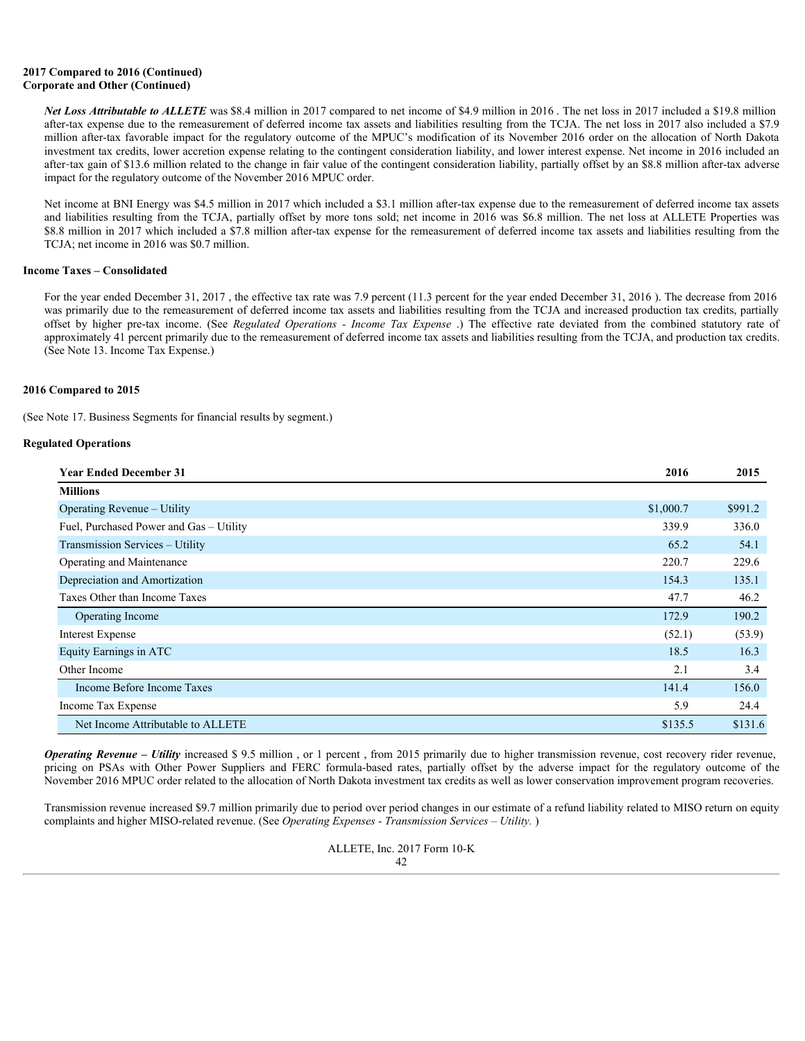**2017 Compared to 2016 (Continued)**
**Corporate and Other (Continued)**

***Net Loss Attributable to ALLETE*** was $8.4 million in 2017 compared to net income of $4.9 million in 2016 . The net loss in 2017 included a $19.8 million after-tax expense due to the remeasurement of deferred income tax assets and liabilities resulting from the TCJA. The net loss in 2017 also included a $7.9 million after-tax favorable impact for the regulatory outcome of the MPUC's modification of its November 2016 order on the allocation of North Dakota investment tax credits, lower accretion expense relating to the contingent consideration liability, and lower interest expense. Net income in 2016 included an after-tax gain of $13.6 million related to the change in fair value of the contingent consideration liability, partially offset by an $8.8 million after-tax adverse impact for the regulatory outcome of the November 2016 MPUC order.

Net income at BNI Energy was $4.5 million in 2017 which included a $3.1 million after-tax expense due to the remeasurement of deferred income tax assets and liabilities resulting from the TCJA, partially offset by more tons sold; net income in 2016 was $6.8 million. The net loss at ALLETE Properties was $8.8 million in 2017 which included a $7.8 million after-tax expense for the remeasurement of deferred income tax assets and liabilities resulting from the TCJA; net income in 2016 was $0.7 million.

**Income Taxes – Consolidated**

For the year ended December 31, 2017 , the effective tax rate was 7.9 percent (11.3 percent for the year ended December 31, 2016 ). The decrease from 2016 was primarily due to the remeasurement of deferred income tax assets and liabilities resulting from the TCJA and increased production tax credits, partially offset by higher pre-tax income. (See *Regulated Operations - Income Tax Expense* .) The effective rate deviated from the combined statutory rate of approximately 41 percent primarily due to the remeasurement of deferred income tax assets and liabilities resulting from the TCJA, and production tax credits. (See Note 13. Income Tax Expense.)

**2016 Compared to 2015**

(See Note 17. Business Segments for financial results by segment.)

**Regulated Operations**

| Year Ended December 31 | 2016 | 2015 |
|---|---|---|
| **Millions** | | |
| Operating Revenue – Utility | $1,000.7 | $991.2 |
| Fuel, Purchased Power and Gas – Utility | 339.9 | 336.0 |
| Transmission Services – Utility | 65.2 | 54.1 |
| Operating and Maintenance | 220.7 | 229.6 |
| Depreciation and Amortization | 154.3 | 135.1 |
| Taxes Other than Income Taxes | 47.7 | 46.2 |
| Operating Income | 172.9 | 190.2 |
| Interest Expense | (52.1) | (53.9) |
| Equity Earnings in ATC | 18.5 | 16.3 |
| Other Income | 2.1 | 3.4 |
| Income Before Income Taxes | 141.4 | 156.0 |
| Income Tax Expense | 5.9 | 24.4 |
| Net Income Attributable to ALLETE | $135.5 | $131.6 |

***Operating Revenue – Utility*** increased $ 9.5 million , or 1 percent , from 2015 primarily due to higher transmission revenue, cost recovery rider revenue, pricing on PSAs with Other Power Suppliers and FERC formula-based rates, partially offset by the adverse impact for the regulatory outcome of the November 2016 MPUC order related to the allocation of North Dakota investment tax credits as well as lower conservation improvement program recoveries.

Transmission revenue increased $9.7 million primarily due to period over period changes in our estimate of a refund liability related to MISO return on equity complaints and higher MISO-related revenue. (See *Operating Expenses - Transmission Services – Utility.* )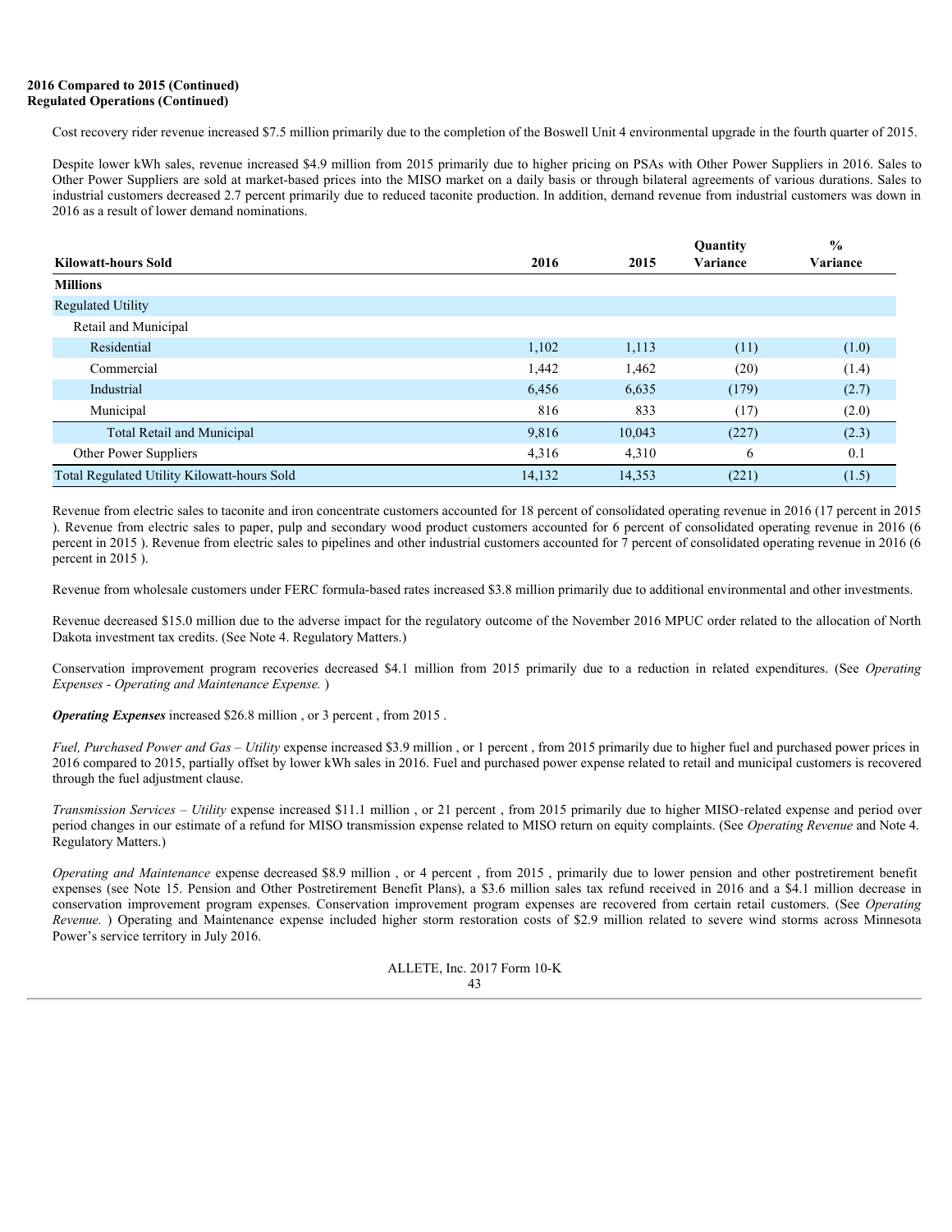**2016 Compared to 2015 (Continued)**
**Regulated Operations (Continued)**

Cost recovery rider revenue increased $7.5 million primarily due to the completion of the Boswell Unit 4 environmental upgrade in the fourth quarter of 2015.

Despite lower kWh sales, revenue increased $4.9 million from 2015 primarily due to higher pricing on PSAs with Other Power Suppliers in 2016. Sales to Other Power Suppliers are sold at market-based prices into the MISO market on a daily basis or through bilateral agreements of various durations. Sales to industrial customers decreased 2.7 percent primarily due to reduced taconite production. In addition, demand revenue from industrial customers was down in 2016 as a result of lower demand nominations.

| Kilowatt-hours Sold | 2016 | 2015 | Quantity Variance | % Variance |
|---|---|---|---|---|
| **Millions** | | | | |
| Regulated Utility | | | | |
| Retail and Municipal | | | | |
| Residential | 1,102 | 1,113 | (11) | (1.0) |
| Commercial | 1,442 | 1,462 | (20) | (1.4) |
| Industrial | 6,456 | 6,635 | (179) | (2.7) |
| Municipal | 816 | 833 | (17) | (2.0) |
| Total Retail and Municipal | 9,816 | 10,043 | (227) | (2.3) |
| Other Power Suppliers | 4,316 | 4,310 | 6 | 0.1 |
| Total Regulated Utility Kilowatt-hours Sold | 14,132 | 14,353 | (221) | (1.5) |

Revenue from electric sales to taconite and iron concentrate customers accounted for 18 percent of consolidated operating revenue in 2016 (17 percent in 2015 ). Revenue from electric sales to paper, pulp and secondary wood product customers accounted for 6 percent of consolidated operating revenue in 2016 (6 percent in 2015 ). Revenue from electric sales to pipelines and other industrial customers accounted for 7 percent of consolidated operating revenue in 2016 (6 percent in 2015 ).

Revenue from wholesale customers under FERC formula-based rates increased $3.8 million primarily due to additional environmental and other investments.

Revenue decreased $15.0 million due to the adverse impact for the regulatory outcome of the November 2016 MPUC order related to the allocation of North Dakota investment tax credits. (See Note 4. Regulatory Matters.)

Conservation improvement program recoveries decreased $4.1 million from 2015 primarily due to a reduction in related expenditures. (See *Operating Expenses - Operating and Maintenance Expense.* )

***Operating Expenses*** increased $26.8 million , or 3 percent , from 2015 .

*Fuel, Purchased Power and Gas – Utility* expense increased $3.9 million , or 1 percent , from 2015 primarily due to higher fuel and purchased power prices in 2016 compared to 2015, partially offset by lower kWh sales in 2016. Fuel and purchased power expense related to retail and municipal customers is recovered through the fuel adjustment clause.

*Transmission Services – Utility* expense increased $11.1 million , or 21 percent , from 2015 primarily due to higher MISO-related expense and period over period changes in our estimate of a refund for MISO transmission expense related to MISO return on equity complaints. (See *Operating Revenue* and Note 4. Regulatory Matters.)

*Operating and Maintenance* expense decreased $8.9 million , or 4 percent , from 2015 , primarily due to lower pension and other postretirement benefit expenses (see Note 15. Pension and Other Postretirement Benefit Plans), a $3.6 million sales tax refund received in 2016 and a $4.1 million decrease in conservation improvement program expenses. Conservation improvement program expenses are recovered from certain retail customers. (See *Operating Revenue.* ) Operating and Maintenance expense included higher storm restoration costs of $2.9 million related to severe wind storms across Minnesota Power's service territory in July 2016.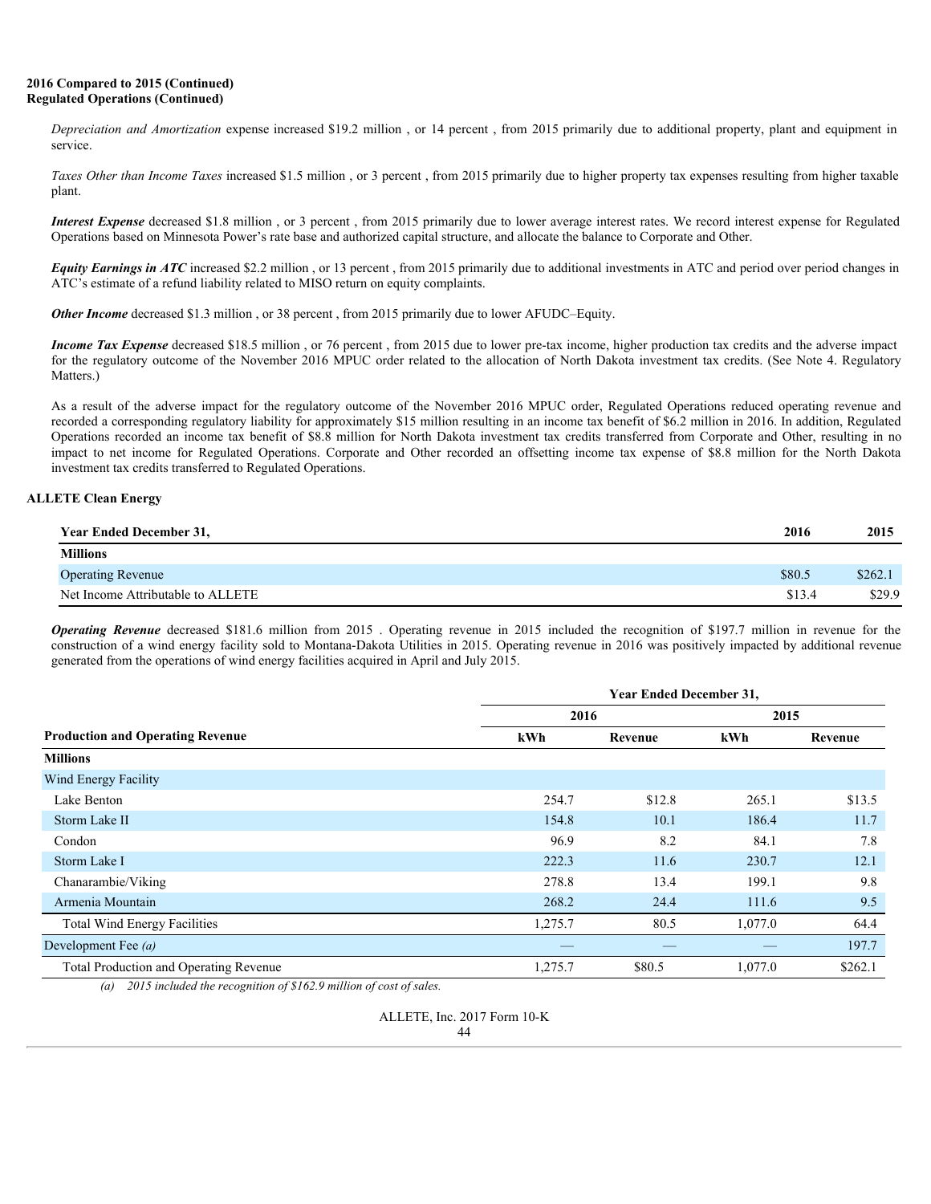**2016 Compared to 2015 (Continued)**
**Regulated Operations (Continued)**

*Depreciation and Amortization* expense increased $19.2 million , or 14 percent , from 2015 primarily due to additional property, plant and equipment in service.

*Taxes Other than Income Taxes* increased $1.5 million , or 3 percent , from 2015 primarily due to higher property tax expenses resulting from higher taxable plant.

***Interest Expense*** decreased $1.8 million , or 3 percent , from 2015 primarily due to lower average interest rates. We record interest expense for Regulated Operations based on Minnesota Power's rate base and authorized capital structure, and allocate the balance to Corporate and Other.

***Equity Earnings in ATC*** increased $2.2 million , or 13 percent , from 2015 primarily due to additional investments in ATC and period over period changes in ATC's estimate of a refund liability related to MISO return on equity complaints.

***Other Income*** decreased $1.3 million , or 38 percent , from 2015 primarily due to lower AFUDC–Equity.

***Income Tax Expense*** decreased $18.5 million , or 76 percent , from 2015 due to lower pre-tax income, higher production tax credits and the adverse impact for the regulatory outcome of the November 2016 MPUC order related to the allocation of North Dakota investment tax credits. (See Note 4. Regulatory Matters.)

As a result of the adverse impact for the regulatory outcome of the November 2016 MPUC order, Regulated Operations reduced operating revenue and recorded a corresponding regulatory liability for approximately $15 million resulting in an income tax benefit of $6.2 million in 2016. In addition, Regulated Operations recorded an income tax benefit of $8.8 million for North Dakota investment tax credits transferred from Corporate and Other, resulting in no impact to net income for Regulated Operations. Corporate and Other recorded an offsetting income tax expense of $8.8 million for the North Dakota investment tax credits transferred to Regulated Operations.

**ALLETE Clean Energy**

| Year Ended December 31, | 2016 | 2015 |
|---|---|---|
| **Millions** | | |
| Operating Revenue | $80.5 | $262.1 |
| Net Income Attributable to ALLETE | $13.4 | $29.9 |

***Operating Revenue*** decreased $181.6 million from 2015 . Operating revenue in 2015 included the recognition of $197.7 million in revenue for the construction of a wind energy facility sold to Montana-Dakota Utilities in 2015. Operating revenue in 2016 was positively impacted by additional revenue generated from the operations of wind energy facilities acquired in April and July 2015.

| | Year Ended December 31, | | | |
|---|---|---|---|---|
| | 2016 | | 2015 | |
| **Production and Operating Revenue** | kWh | Revenue | kWh | Revenue |
| **Millions** | | | | |
| Wind Energy Facility | | | | |
| Lake Benton | 254.7 | $12.8 | 265.1 | $13.5 |
| Storm Lake II | 154.8 | 10.1 | 186.4 | 11.7 |
| Condon | 96.9 | 8.2 | 84.1 | 7.8 |
| Storm Lake I | 222.3 | 11.6 | 230.7 | 12.1 |
| Chanarambie/Viking | 278.8 | 13.4 | 199.1 | 9.8 |
| Armenia Mountain | 268.2 | 24.4 | 111.6 | 9.5 |
| Total Wind Energy Facilities | 1,275.7 | 80.5 | 1,077.0 | 64.4 |
| Development Fee *(a)* | — | — | — | 197.7 |
| Total Production and Operating Revenue | 1,275.7 | $80.5 | 1,077.0 | $262.1 |

*(a) 2015 included the recognition of $162.9 million of cost of sales.*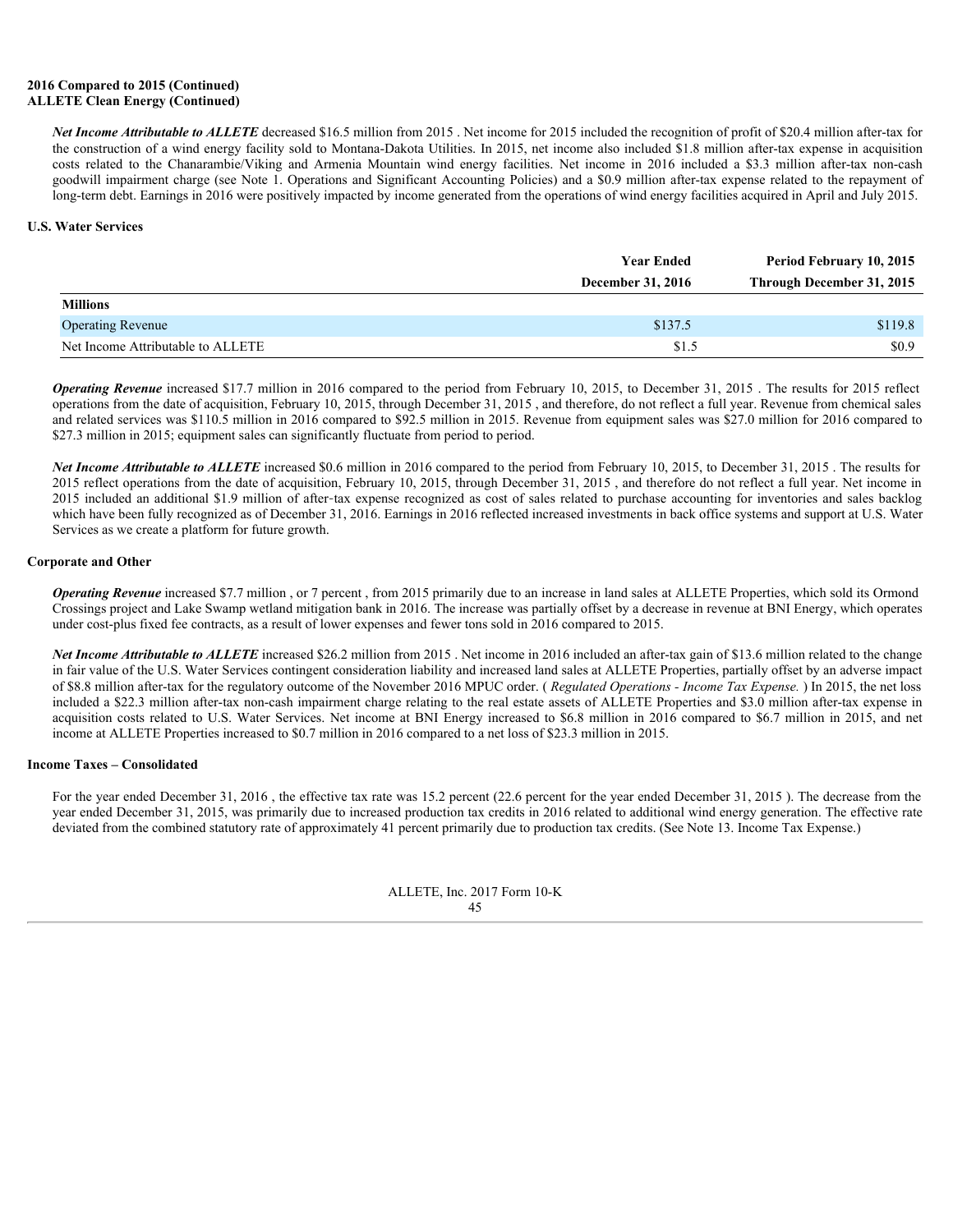**2016 Compared to 2015 (Continued)**
**ALLETE Clean Energy (Continued)**

***Net Income Attributable to ALLETE*** decreased $16.5 million from 2015 . Net income for 2015 included the recognition of profit of $20.4 million after-tax for the construction of a wind energy facility sold to Montana-Dakota Utilities. In 2015, net income also included $1.8 million after-tax expense in acquisition costs related to the Chanarambie/Viking and Armenia Mountain wind energy facilities. Net income in 2016 included a $3.3 million after-tax non-cash goodwill impairment charge (see Note 1. Operations and Significant Accounting Policies) and a $0.9 million after-tax expense related to the repayment of long-term debt. Earnings in 2016 were positively impacted by income generated from the operations of wind energy facilities acquired in April and July 2015.

**U.S. Water Services**

| | Year Ended December 31, 2016 | Period February 10, 2015 Through December 31, 2015 |
|---|---|---|
| **Millions** | | |
| Operating Revenue | $137.5 | $119.8 |
| Net Income Attributable to ALLETE | $1.5 | $0.9 |

***Operating Revenue*** increased $17.7 million in 2016 compared to the period from February 10, 2015, to December 31, 2015 . The results for 2015 reflect operations from the date of acquisition, February 10, 2015, through December 31, 2015 , and therefore, do not reflect a full year. Revenue from chemical sales and related services was $110.5 million in 2016 compared to $92.5 million in 2015. Revenue from equipment sales was $27.0 million for 2016 compared to $27.3 million in 2015; equipment sales can significantly fluctuate from period to period.

***Net Income Attributable to ALLETE*** increased $0.6 million in 2016 compared to the period from February 10, 2015, to December 31, 2015 . The results for 2015 reflect operations from the date of acquisition, February 10, 2015, through December 31, 2015 , and therefore do not reflect a full year. Net income in 2015 included an additional $1.9 million of after-tax expense recognized as cost of sales related to purchase accounting for inventories and sales backlog which have been fully recognized as of December 31, 2016. Earnings in 2016 reflected increased investments in back office systems and support at U.S. Water Services as we create a platform for future growth.

**Corporate and Other**

***Operating Revenue*** increased $7.7 million , or 7 percent , from 2015 primarily due to an increase in land sales at ALLETE Properties, which sold its Ormond Crossings project and Lake Swamp wetland mitigation bank in 2016. The increase was partially offset by a decrease in revenue at BNI Energy, which operates under cost-plus fixed fee contracts, as a result of lower expenses and fewer tons sold in 2016 compared to 2015.

***Net Income Attributable to ALLETE*** increased $26.2 million from 2015 . Net income in 2016 included an after-tax gain of $13.6 million related to the change in fair value of the U.S. Water Services contingent consideration liability and increased land sales at ALLETE Properties, partially offset by an adverse impact of $8.8 million after-tax for the regulatory outcome of the November 2016 MPUC order. ( *Regulated Operations - Income Tax Expense.* ) In 2015, the net loss included a $22.3 million after-tax non-cash impairment charge relating to the real estate assets of ALLETE Properties and $3.0 million after-tax expense in acquisition costs related to U.S. Water Services. Net income at BNI Energy increased to $6.8 million in 2016 compared to $6.7 million in 2015, and net income at ALLETE Properties increased to $0.7 million in 2016 compared to a net loss of $23.3 million in 2015.

**Income Taxes – Consolidated**

For the year ended December 31, 2016 , the effective tax rate was 15.2 percent (22.6 percent for the year ended December 31, 2015 ). The decrease from the year ended December 31, 2015, was primarily due to increased production tax credits in 2016 related to additional wind energy generation. The effective rate deviated from the combined statutory rate of approximately 41 percent primarily due to production tax credits. (See Note 13. Income Tax Expense.)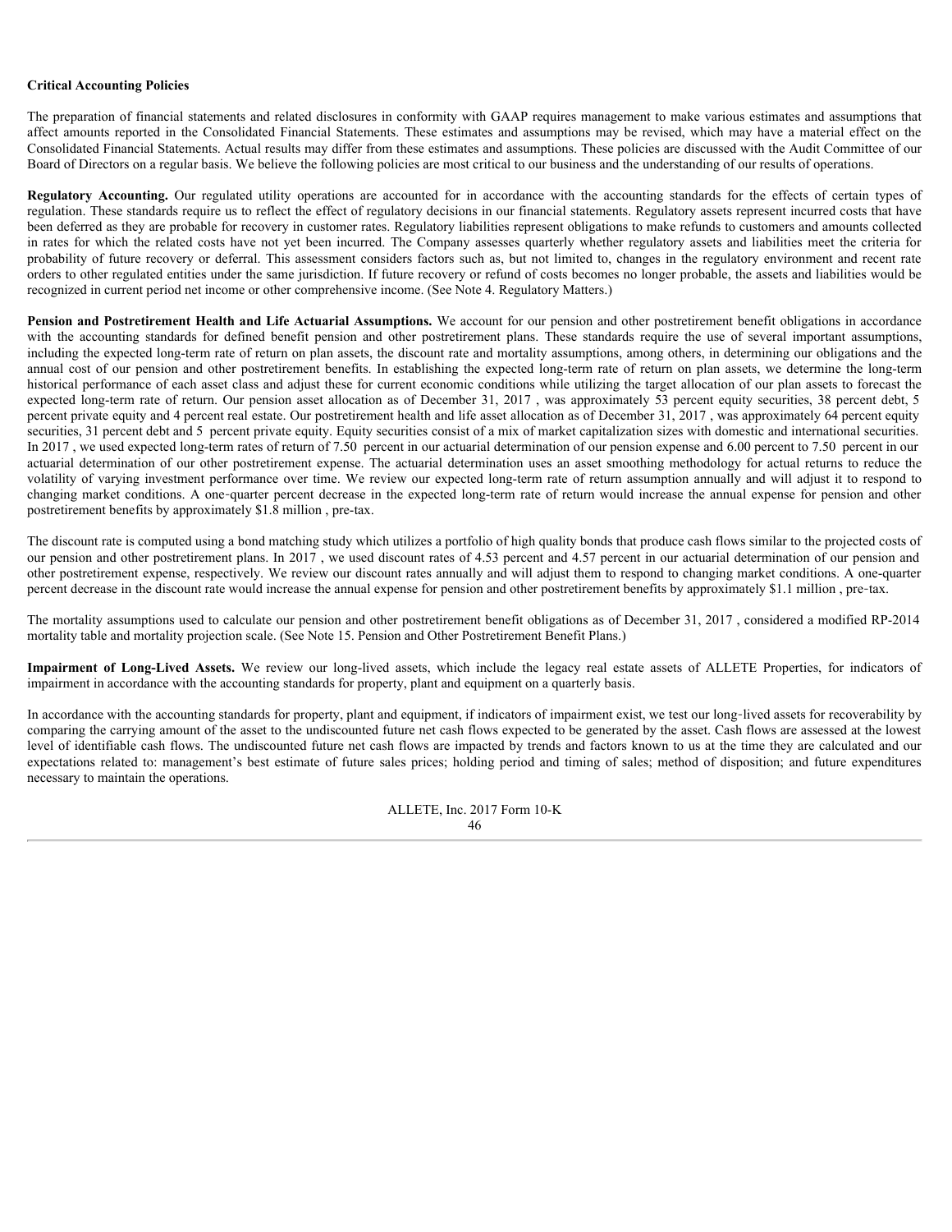**Critical Accounting Policies**

The preparation of financial statements and related disclosures in conformity with GAAP requires management to make various estimates and assumptions that affect amounts reported in the Consolidated Financial Statements. These estimates and assumptions may be revised, which may have a material effect on the Consolidated Financial Statements. Actual results may differ from these estimates and assumptions. These policies are discussed with the Audit Committee of our Board of Directors on a regular basis. We believe the following policies are most critical to our business and the understanding of our results of operations.

**Regulatory Accounting.** Our regulated utility operations are accounted for in accordance with the accounting standards for the effects of certain types of regulation. These standards require us to reflect the effect of regulatory decisions in our financial statements. Regulatory assets represent incurred costs that have been deferred as they are probable for recovery in customer rates. Regulatory liabilities represent obligations to make refunds to customers and amounts collected in rates for which the related costs have not yet been incurred. The Company assesses quarterly whether regulatory assets and liabilities meet the criteria for probability of future recovery or deferral. This assessment considers factors such as, but not limited to, changes in the regulatory environment and recent rate orders to other regulated entities under the same jurisdiction. If future recovery or refund of costs becomes no longer probable, the assets and liabilities would be recognized in current period net income or other comprehensive income. (See Note 4. Regulatory Matters.)

**Pension and Postretirement Health and Life Actuarial Assumptions.** We account for our pension and other postretirement benefit obligations in accordance with the accounting standards for defined benefit pension and other postretirement plans. These standards require the use of several important assumptions, including the expected long-term rate of return on plan assets, the discount rate and mortality assumptions, among others, in determining our obligations and the annual cost of our pension and other postretirement benefits. In establishing the expected long-term rate of return on plan assets, we determine the long-term historical performance of each asset class and adjust these for current economic conditions while utilizing the target allocation of our plan assets to forecast the expected long-term rate of return. Our pension asset allocation as of December 31, 2017 , was approximately 53 percent equity securities, 38 percent debt, 5 percent private equity and 4 percent real estate. Our postretirement health and life asset allocation as of December 31, 2017 , was approximately 64 percent equity securities, 31 percent debt and 5 percent private equity. Equity securities consist of a mix of market capitalization sizes with domestic and international securities. In 2017 , we used expected long-term rates of return of 7.50 percent in our actuarial determination of our pension expense and 6.00 percent to 7.50 percent in our actuarial determination of our other postretirement expense. The actuarial determination uses an asset smoothing methodology for actual returns to reduce the volatility of varying investment performance over time. We review our expected long-term rate of return assumption annually and will adjust it to respond to changing market conditions. A one-quarter percent decrease in the expected long-term rate of return would increase the annual expense for pension and other postretirement benefits by approximately $1.8 million , pre-tax.

The discount rate is computed using a bond matching study which utilizes a portfolio of high quality bonds that produce cash flows similar to the projected costs of our pension and other postretirement plans. In 2017 , we used discount rates of 4.53 percent and 4.57 percent in our actuarial determination of our pension and other postretirement expense, respectively. We review our discount rates annually and will adjust them to respond to changing market conditions. A one-quarter percent decrease in the discount rate would increase the annual expense for pension and other postretirement benefits by approximately $1.1 million , pre-tax.

The mortality assumptions used to calculate our pension and other postretirement benefit obligations as of December 31, 2017 , considered a modified RP-2014 mortality table and mortality projection scale. (See Note 15. Pension and Other Postretirement Benefit Plans.)

**Impairment of Long-Lived Assets.** We review our long-lived assets, which include the legacy real estate assets of ALLETE Properties, for indicators of impairment in accordance with the accounting standards for property, plant and equipment on a quarterly basis.

In accordance with the accounting standards for property, plant and equipment, if indicators of impairment exist, we test our long-lived assets for recoverability by comparing the carrying amount of the asset to the undiscounted future net cash flows expected to be generated by the asset. Cash flows are assessed at the lowest level of identifiable cash flows. The undiscounted future net cash flows are impacted by trends and factors known to us at the time they are calculated and our expectations related to: management's best estimate of future sales prices; holding period and timing of sales; method of disposition; and future expenditures necessary to maintain the operations.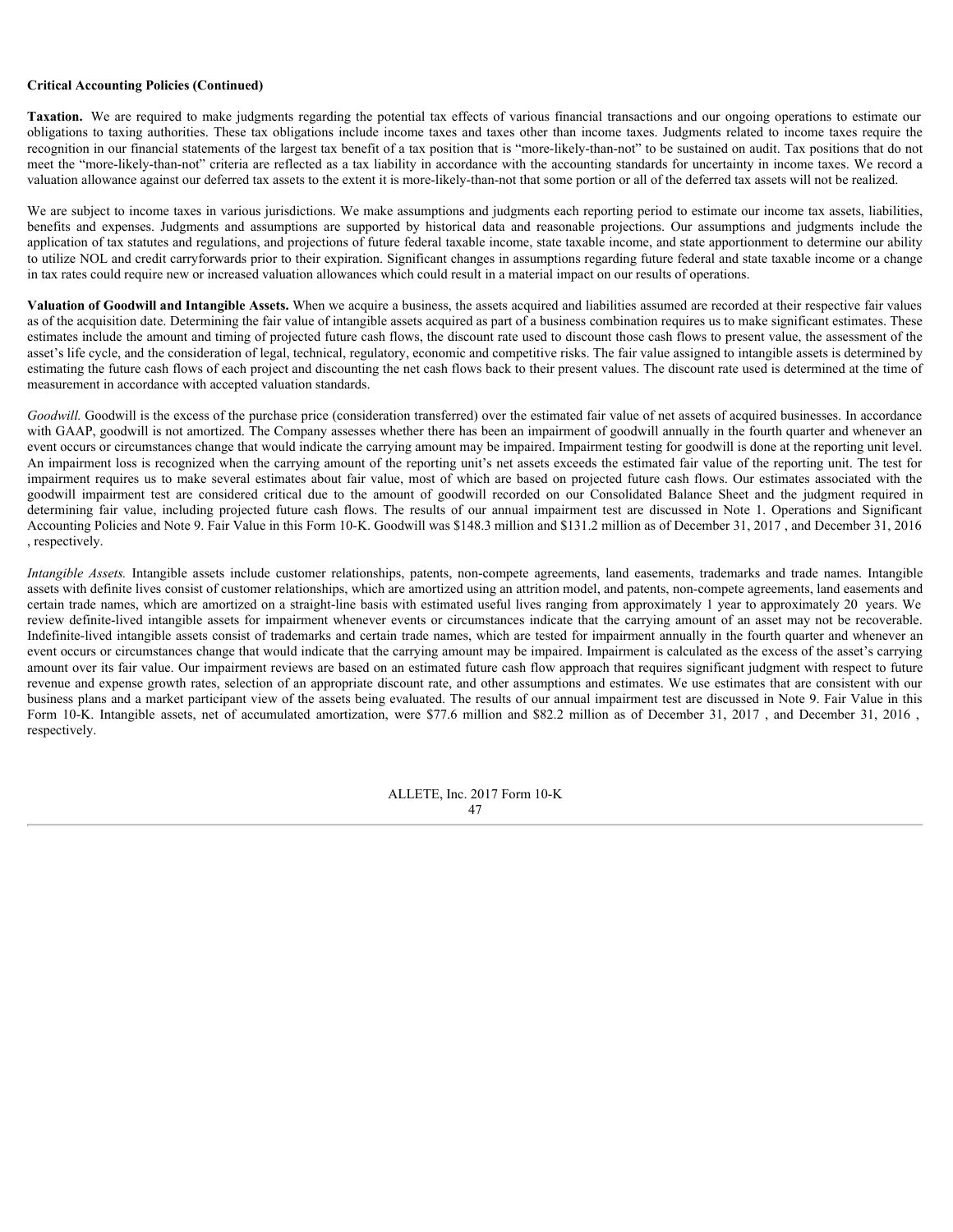**Critical Accounting Policies (Continued)**

**Taxation.** We are required to make judgments regarding the potential tax effects of various financial transactions and our ongoing operations to estimate our obligations to taxing authorities. These tax obligations include income taxes and taxes other than income taxes. Judgments related to income taxes require the recognition in our financial statements of the largest tax benefit of a tax position that is "more-likely-than-not" to be sustained on audit. Tax positions that do not meet the "more-likely-than-not" criteria are reflected as a tax liability in accordance with the accounting standards for uncertainty in income taxes. We record a valuation allowance against our deferred tax assets to the extent it is more-likely-than-not that some portion or all of the deferred tax assets will not be realized.

We are subject to income taxes in various jurisdictions. We make assumptions and judgments each reporting period to estimate our income tax assets, liabilities, benefits and expenses. Judgments and assumptions are supported by historical data and reasonable projections. Our assumptions and judgments include the application of tax statutes and regulations, and projections of future federal taxable income, state taxable income, and state apportionment to determine our ability to utilize NOL and credit carryforwards prior to their expiration. Significant changes in assumptions regarding future federal and state taxable income or a change in tax rates could require new or increased valuation allowances which could result in a material impact on our results of operations.

**Valuation of Goodwill and Intangible Assets.** When we acquire a business, the assets acquired and liabilities assumed are recorded at their respective fair values as of the acquisition date. Determining the fair value of intangible assets acquired as part of a business combination requires us to make significant estimates. These estimates include the amount and timing of projected future cash flows, the discount rate used to discount those cash flows to present value, the assessment of the asset's life cycle, and the consideration of legal, technical, regulatory, economic and competitive risks. The fair value assigned to intangible assets is determined by estimating the future cash flows of each project and discounting the net cash flows back to their present values. The discount rate used is determined at the time of measurement in accordance with accepted valuation standards.

*Goodwill.* Goodwill is the excess of the purchase price (consideration transferred) over the estimated fair value of net assets of acquired businesses. In accordance with GAAP, goodwill is not amortized. The Company assesses whether there has been an impairment of goodwill annually in the fourth quarter and whenever an event occurs or circumstances change that would indicate the carrying amount may be impaired. Impairment testing for goodwill is done at the reporting unit level. An impairment loss is recognized when the carrying amount of the reporting unit's net assets exceeds the estimated fair value of the reporting unit. The test for impairment requires us to make several estimates about fair value, most of which are based on projected future cash flows. Our estimates associated with the goodwill impairment test are considered critical due to the amount of goodwill recorded on our Consolidated Balance Sheet and the judgment required in determining fair value, including projected future cash flows. The results of our annual impairment test are discussed in Note 1. Operations and Significant Accounting Policies and Note 9. Fair Value in this Form 10-K. Goodwill was $148.3 million and $131.2 million as of December 31, 2017 , and December 31, 2016 , respectively.

*Intangible Assets.* Intangible assets include customer relationships, patents, non-compete agreements, land easements, trademarks and trade names. Intangible assets with definite lives consist of customer relationships, which are amortized using an attrition model, and patents, non-compete agreements, land easements and certain trade names, which are amortized on a straight-line basis with estimated useful lives ranging from approximately 1 year to approximately 20 years. We review definite-lived intangible assets for impairment whenever events or circumstances indicate that the carrying amount of an asset may not be recoverable. Indefinite-lived intangible assets consist of trademarks and certain trade names, which are tested for impairment annually in the fourth quarter and whenever an event occurs or circumstances change that would indicate that the carrying amount may be impaired. Impairment is calculated as the excess of the asset's carrying amount over its fair value. Our impairment reviews are based on an estimated future cash flow approach that requires significant judgment with respect to future revenue and expense growth rates, selection of an appropriate discount rate, and other assumptions and estimates. We use estimates that are consistent with our business plans and a market participant view of the assets being evaluated. The results of our annual impairment test are discussed in Note 9. Fair Value in this Form 10-K. Intangible assets, net of accumulated amortization, were $77.6 million and $82.2 million as of December 31, 2017 , and December 31, 2016 , respectively.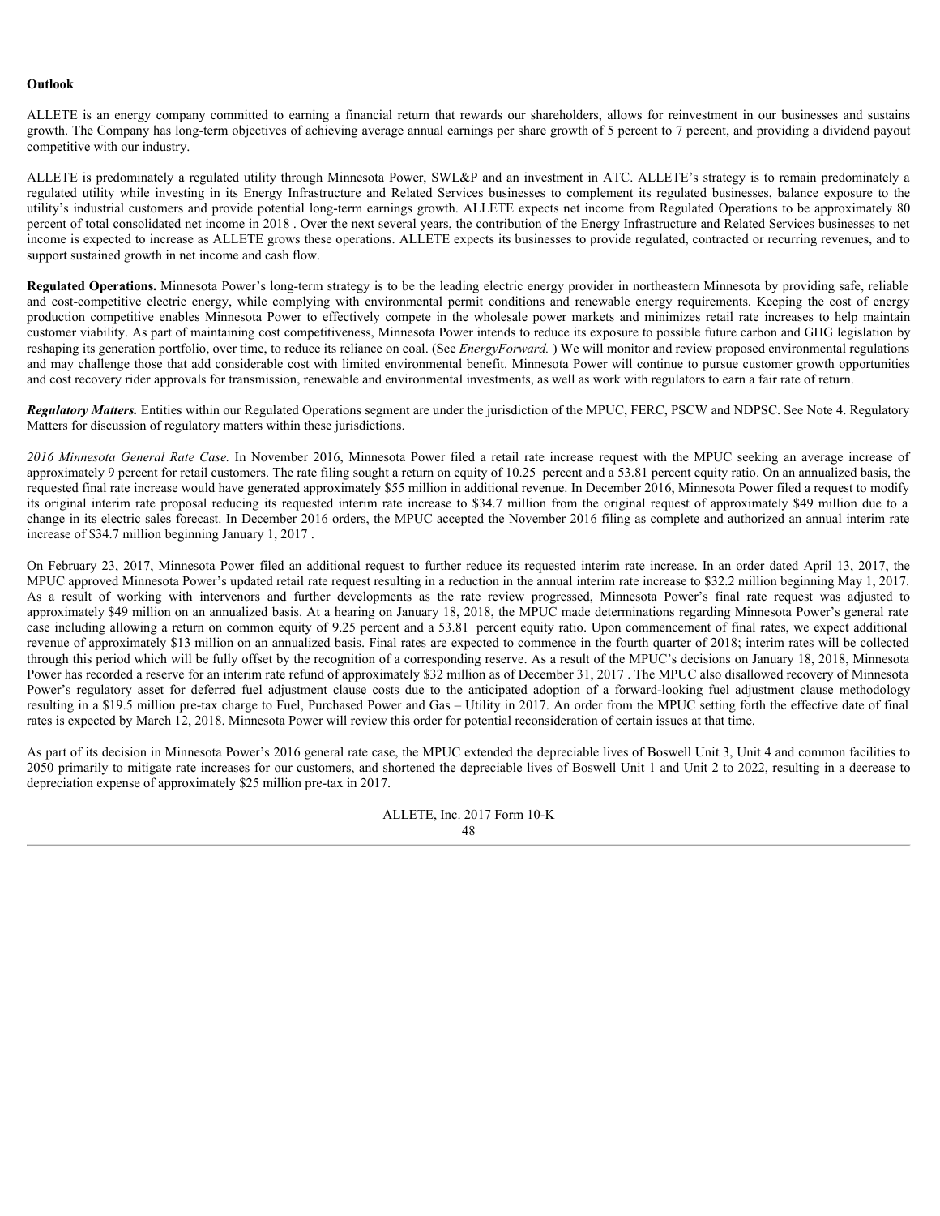**Outlook**

ALLETE is an energy company committed to earning a financial return that rewards our shareholders, allows for reinvestment in our businesses and sustains growth. The Company has long-term objectives of achieving average annual earnings per share growth of 5 percent to 7 percent, and providing a dividend payout competitive with our industry.

ALLETE is predominately a regulated utility through Minnesota Power, SWL&P and an investment in ATC. ALLETE's strategy is to remain predominately a regulated utility while investing in its Energy Infrastructure and Related Services businesses to complement its regulated businesses, balance exposure to the utility's industrial customers and provide potential long-term earnings growth. ALLETE expects net income from Regulated Operations to be approximately 80 percent of total consolidated net income in 2018 . Over the next several years, the contribution of the Energy Infrastructure and Related Services businesses to net income is expected to increase as ALLETE grows these operations. ALLETE expects its businesses to provide regulated, contracted or recurring revenues, and to support sustained growth in net income and cash flow.

**Regulated Operations.** Minnesota Power's long-term strategy is to be the leading electric energy provider in northeastern Minnesota by providing safe, reliable and cost-competitive electric energy, while complying with environmental permit conditions and renewable energy requirements. Keeping the cost of energy production competitive enables Minnesota Power to effectively compete in the wholesale power markets and minimizes retail rate increases to help maintain customer viability. As part of maintaining cost competitiveness, Minnesota Power intends to reduce its exposure to possible future carbon and GHG legislation by reshaping its generation portfolio, over time, to reduce its reliance on coal. (See *EnergyForward.* ) We will monitor and review proposed environmental regulations and may challenge those that add considerable cost with limited environmental benefit. Minnesota Power will continue to pursue customer growth opportunities and cost recovery rider approvals for transmission, renewable and environmental investments, as well as work with regulators to earn a fair rate of return.

***Regulatory Matters.*** Entities within our Regulated Operations segment are under the jurisdiction of the MPUC, FERC, PSCW and NDPSC. See Note 4. Regulatory Matters for discussion of regulatory matters within these jurisdictions.

*2016 Minnesota General Rate Case.* In November 2016, Minnesota Power filed a retail rate increase request with the MPUC seeking an average increase of approximately 9 percent for retail customers. The rate filing sought a return on equity of 10.25 percent and a 53.81 percent equity ratio. On an annualized basis, the requested final rate increase would have generated approximately $55 million in additional revenue. In December 2016, Minnesota Power filed a request to modify its original interim rate proposal reducing its requested interim rate increase to $34.7 million from the original request of approximately $49 million due to a change in its electric sales forecast. In December 2016 orders, the MPUC accepted the November 2016 filing as complete and authorized an annual interim rate increase of $34.7 million beginning January 1, 2017 .

On February 23, 2017, Minnesota Power filed an additional request to further reduce its requested interim rate increase. In an order dated April 13, 2017, the MPUC approved Minnesota Power's updated retail rate request resulting in a reduction in the annual interim rate increase to $32.2 million beginning May 1, 2017. As a result of working with intervenors and further developments as the rate review progressed, Minnesota Power's final rate request was adjusted to approximately $49 million on an annualized basis. At a hearing on January 18, 2018, the MPUC made determinations regarding Minnesota Power's general rate case including allowing a return on common equity of 9.25 percent and a 53.81 percent equity ratio. Upon commencement of final rates, we expect additional revenue of approximately $13 million on an annualized basis. Final rates are expected to commence in the fourth quarter of 2018; interim rates will be collected through this period which will be fully offset by the recognition of a corresponding reserve. As a result of the MPUC's decisions on January 18, 2018, Minnesota Power has recorded a reserve for an interim rate refund of approximately $32 million as of December 31, 2017 . The MPUC also disallowed recovery of Minnesota Power's regulatory asset for deferred fuel adjustment clause costs due to the anticipated adoption of a forward-looking fuel adjustment clause methodology resulting in a $19.5 million pre-tax charge to Fuel, Purchased Power and Gas – Utility in 2017. An order from the MPUC setting forth the effective date of final rates is expected by March 12, 2018. Minnesota Power will review this order for potential reconsideration of certain issues at that time.

As part of its decision in Minnesota Power's 2016 general rate case, the MPUC extended the depreciable lives of Boswell Unit 3, Unit 4 and common facilities to 2050 primarily to mitigate rate increases for our customers, and shortened the depreciable lives of Boswell Unit 1 and Unit 2 to 2022, resulting in a decrease to depreciation expense of approximately $25 million pre-tax in 2017.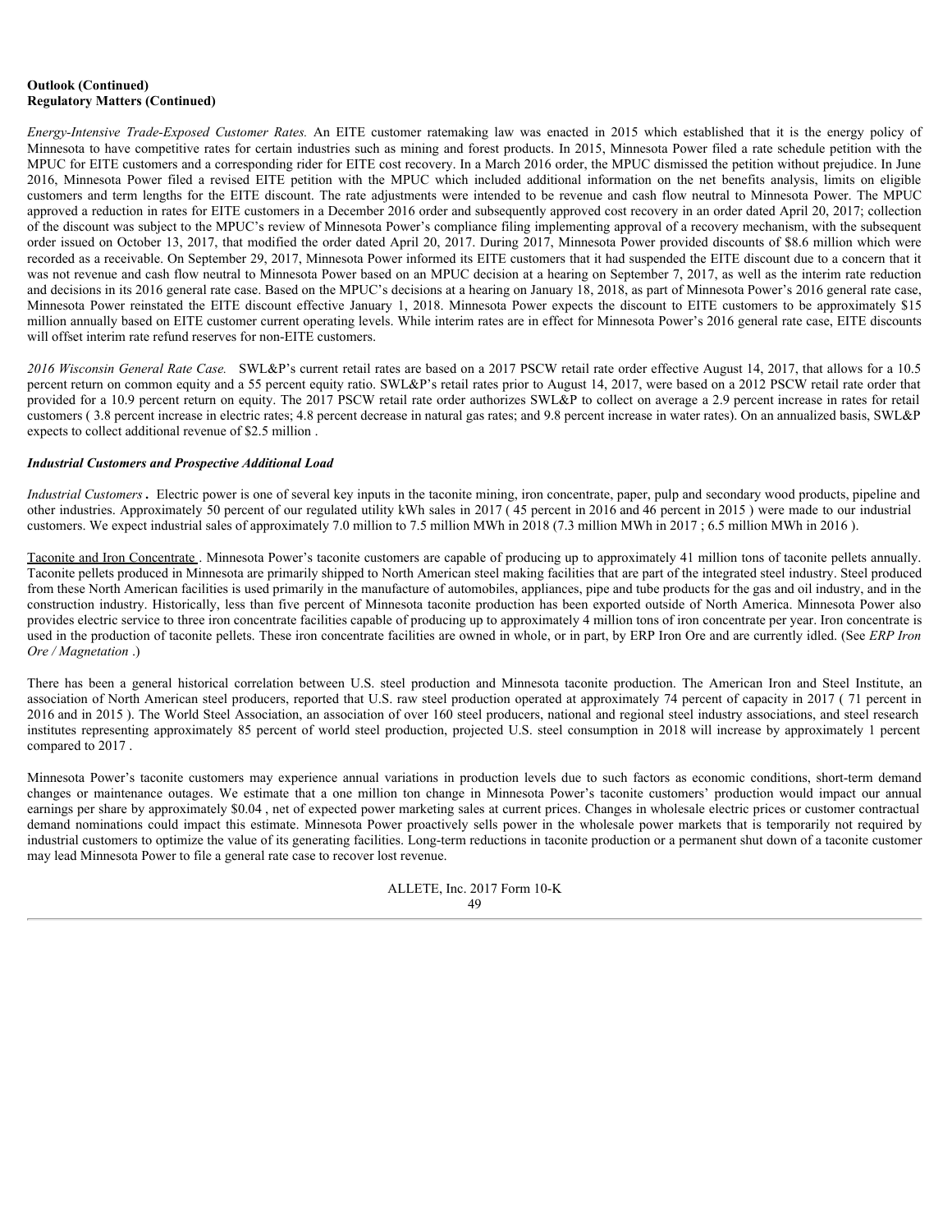**Outlook (Continued)**
**Regulatory Matters (Continued)**

*Energy-Intensive Trade-Exposed Customer Rates.* An EITE customer ratemaking law was enacted in 2015 which established that it is the energy policy of Minnesota to have competitive rates for certain industries such as mining and forest products. In 2015, Minnesota Power filed a rate schedule petition with the MPUC for EITE customers and a corresponding rider for EITE cost recovery. In a March 2016 order, the MPUC dismissed the petition without prejudice. In June 2016, Minnesota Power filed a revised EITE petition with the MPUC which included additional information on the net benefits analysis, limits on eligible customers and term lengths for the EITE discount. The rate adjustments were intended to be revenue and cash flow neutral to Minnesota Power. The MPUC approved a reduction in rates for EITE customers in a December 2016 order and subsequently approved cost recovery in an order dated April 20, 2017; collection of the discount was subject to the MPUC's review of Minnesota Power's compliance filing implementing approval of a recovery mechanism, with the subsequent order issued on October 13, 2017, that modified the order dated April 20, 2017. During 2017, Minnesota Power provided discounts of $8.6 million which were recorded as a receivable. On September 29, 2017, Minnesota Power informed its EITE customers that it had suspended the EITE discount due to a concern that it was not revenue and cash flow neutral to Minnesota Power based on an MPUC decision at a hearing on September 7, 2017, as well as the interim rate reduction and decisions in its 2016 general rate case. Based on the MPUC's decisions at a hearing on January 18, 2018, as part of Minnesota Power's 2016 general rate case, Minnesota Power reinstated the EITE discount effective January 1, 2018. Minnesota Power expects the discount to EITE customers to be approximately $15 million annually based on EITE customer current operating levels. While interim rates are in effect for Minnesota Power's 2016 general rate case, EITE discounts will offset interim rate refund reserves for non-EITE customers.

*2016 Wisconsin General Rate Case.* SWL&P's current retail rates are based on a 2017 PSCW retail rate order effective August 14, 2017, that allows for a 10.5 percent return on common equity and a 55 percent equity ratio. SWL&P's retail rates prior to August 14, 2017, were based on a 2012 PSCW retail rate order that provided for a 10.9 percent return on equity. The 2017 PSCW retail rate order authorizes SWL&P to collect on average a 2.9 percent increase in rates for retail customers ( 3.8 percent increase in electric rates; 4.8 percent decrease in natural gas rates; and 9.8 percent increase in water rates). On an annualized basis, SWL&P expects to collect additional revenue of $2.5 million .

***Industrial Customers and Prospective Additional Load***

*Industrial Customers* **.** Electric power is one of several key inputs in the taconite mining, iron concentrate, paper, pulp and secondary wood products, pipeline and other industries. Approximately 50 percent of our regulated utility kWh sales in 2017 ( 45 percent in 2016 and 46 percent in 2015 ) were made to our industrial customers. We expect industrial sales of approximately 7.0 million to 7.5 million MWh in 2018 (7.3 million MWh in 2017 ; 6.5 million MWh in 2016 ).

Taconite and Iron Concentrate . Minnesota Power's taconite customers are capable of producing up to approximately 41 million tons of taconite pellets annually. Taconite pellets produced in Minnesota are primarily shipped to North American steel making facilities that are part of the integrated steel industry. Steel produced from these North American facilities is used primarily in the manufacture of automobiles, appliances, pipe and tube products for the gas and oil industry, and in the construction industry. Historically, less than five percent of Minnesota taconite production has been exported outside of North America. Minnesota Power also provides electric service to three iron concentrate facilities capable of producing up to approximately 4 million tons of iron concentrate per year. Iron concentrate is used in the production of taconite pellets. These iron concentrate facilities are owned in whole, or in part, by ERP Iron Ore and are currently idled. (See *ERP Iron Ore / Magnetation* .)

There has been a general historical correlation between U.S. steel production and Minnesota taconite production. The American Iron and Steel Institute, an association of North American steel producers, reported that U.S. raw steel production operated at approximately 74 percent of capacity in 2017 ( 71 percent in 2016 and in 2015 ). The World Steel Association, an association of over 160 steel producers, national and regional steel industry associations, and steel research institutes representing approximately 85 percent of world steel production, projected U.S. steel consumption in 2018 will increase by approximately 1 percent compared to 2017 .

Minnesota Power's taconite customers may experience annual variations in production levels due to such factors as economic conditions, short-term demand changes or maintenance outages. We estimate that a one million ton change in Minnesota Power's taconite customers' production would impact our annual earnings per share by approximately $0.04 , net of expected power marketing sales at current prices. Changes in wholesale electric prices or customer contractual demand nominations could impact this estimate. Minnesota Power proactively sells power in the wholesale power markets that is temporarily not required by industrial customers to optimize the value of its generating facilities. Long-term reductions in taconite production or a permanent shut down of a taconite customer may lead Minnesota Power to file a general rate case to recover lost revenue.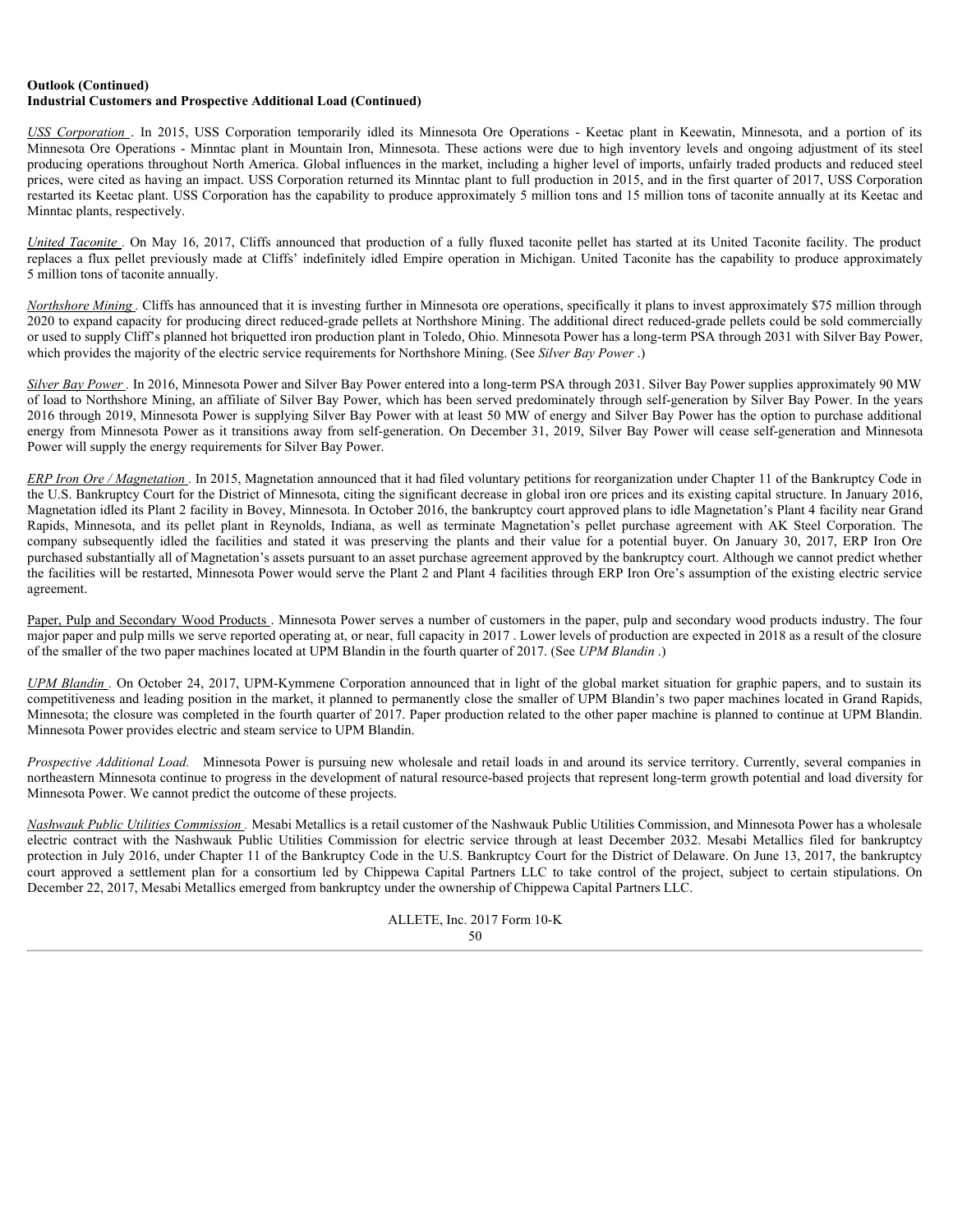**Outlook (Continued)**
**Industrial Customers and Prospective Additional Load (Continued)**

*USS Corporation* . In 2015, USS Corporation temporarily idled its Minnesota Ore Operations - Keetac plant in Keewatin, Minnesota, and a portion of its Minnesota Ore Operations - Minntac plant in Mountain Iron, Minnesota. These actions were due to high inventory levels and ongoing adjustment of its steel producing operations throughout North America. Global influences in the market, including a higher level of imports, unfairly traded products and reduced steel prices, were cited as having an impact. USS Corporation returned its Minntac plant to full production in 2015, and in the first quarter of 2017, USS Corporation restarted its Keetac plant. USS Corporation has the capability to produce approximately 5 million tons and 15 million tons of taconite annually at its Keetac and Minntac plants, respectively.

*United Taconite* . On May 16, 2017, Cliffs announced that production of a fully fluxed taconite pellet has started at its United Taconite facility. The product replaces a flux pellet previously made at Cliffs' indefinitely idled Empire operation in Michigan. United Taconite has the capability to produce approximately 5 million tons of taconite annually.

*Northshore Mining* . Cliffs has announced that it is investing further in Minnesota ore operations, specifically it plans to invest approximately $75 million through 2020 to expand capacity for producing direct reduced-grade pellets at Northshore Mining. The additional direct reduced-grade pellets could be sold commercially or used to supply Cliff's planned hot briquetted iron production plant in Toledo, Ohio. Minnesota Power has a long-term PSA through 2031 with Silver Bay Power, which provides the majority of the electric service requirements for Northshore Mining. (See *Silver Bay Power* .)

*Silver Bay Power* . In 2016, Minnesota Power and Silver Bay Power entered into a long-term PSA through 2031. Silver Bay Power supplies approximately 90 MW of load to Northshore Mining, an affiliate of Silver Bay Power, which has been served predominately through self-generation by Silver Bay Power. In the years 2016 through 2019, Minnesota Power is supplying Silver Bay Power with at least 50 MW of energy and Silver Bay Power has the option to purchase additional energy from Minnesota Power as it transitions away from self-generation. On December 31, 2019, Silver Bay Power will cease self-generation and Minnesota Power will supply the energy requirements for Silver Bay Power.

*ERP Iron Ore / Magnetation* . In 2015, Magnetation announced that it had filed voluntary petitions for reorganization under Chapter 11 of the Bankruptcy Code in the U.S. Bankruptcy Court for the District of Minnesota, citing the significant decrease in global iron ore prices and its existing capital structure. In January 2016, Magnetation idled its Plant 2 facility in Bovey, Minnesota. In October 2016, the bankruptcy court approved plans to idle Magnetation's Plant 4 facility near Grand Rapids, Minnesota, and its pellet plant in Reynolds, Indiana, as well as terminate Magnetation's pellet purchase agreement with AK Steel Corporation. The company subsequently idled the facilities and stated it was preserving the plants and their value for a potential buyer. On January 30, 2017, ERP Iron Ore purchased substantially all of Magnetation's assets pursuant to an asset purchase agreement approved by the bankruptcy court. Although we cannot predict whether the facilities will be restarted, Minnesota Power would serve the Plant 2 and Plant 4 facilities through ERP Iron Ore's assumption of the existing electric service agreement.

Paper, Pulp and Secondary Wood Products . Minnesota Power serves a number of customers in the paper, pulp and secondary wood products industry. The four major paper and pulp mills we serve reported operating at, or near, full capacity in 2017 . Lower levels of production are expected in 2018 as a result of the closure of the smaller of the two paper machines located at UPM Blandin in the fourth quarter of 2017. (See *UPM Blandin* .)

*UPM Blandin* . On October 24, 2017, UPM-Kymmene Corporation announced that in light of the global market situation for graphic papers, and to sustain its competitiveness and leading position in the market, it planned to permanently close the smaller of UPM Blandin's two paper machines located in Grand Rapids, Minnesota; the closure was completed in the fourth quarter of 2017. Paper production related to the other paper machine is planned to continue at UPM Blandin. Minnesota Power provides electric and steam service to UPM Blandin.

*Prospective Additional Load.* Minnesota Power is pursuing new wholesale and retail loads in and around its service territory. Currently, several companies in northeastern Minnesota continue to progress in the development of natural resource-based projects that represent long-term growth potential and load diversity for Minnesota Power. We cannot predict the outcome of these projects.

*Nashwauk Public Utilities Commission* . Mesabi Metallics is a retail customer of the Nashwauk Public Utilities Commission, and Minnesota Power has a wholesale electric contract with the Nashwauk Public Utilities Commission for electric service through at least December 2032. Mesabi Metallics filed for bankruptcy protection in July 2016, under Chapter 11 of the Bankruptcy Code in the U.S. Bankruptcy Court for the District of Delaware. On June 13, 2017, the bankruptcy court approved a settlement plan for a consortium led by Chippewa Capital Partners LLC to take control of the project, subject to certain stipulations. On December 22, 2017, Mesabi Metallics emerged from bankruptcy under the ownership of Chippewa Capital Partners LLC.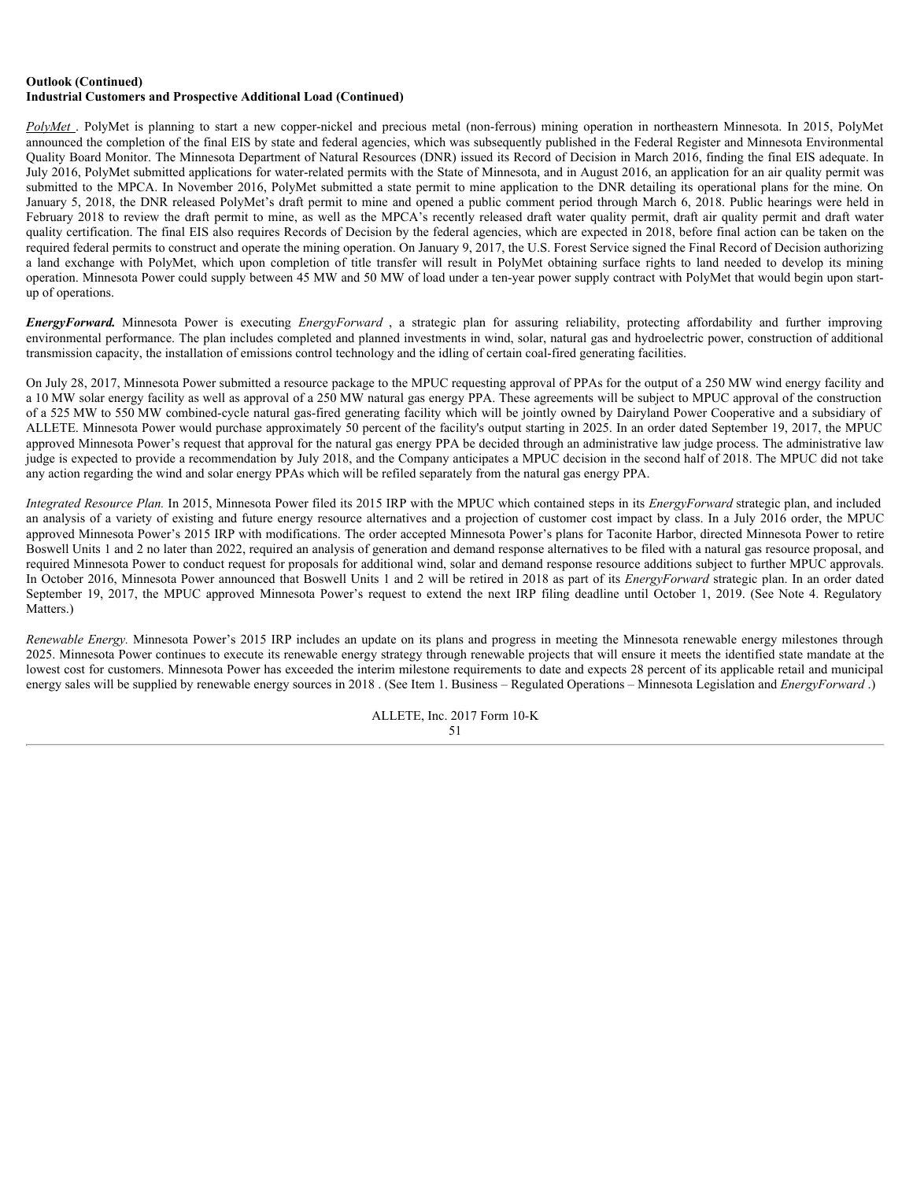**Outlook (Continued)**
**Industrial Customers and Prospective Additional Load (Continued)**

*PolyMet* . PolyMet is planning to start a new copper-nickel and precious metal (non-ferrous) mining operation in northeastern Minnesota. In 2015, PolyMet announced the completion of the final EIS by state and federal agencies, which was subsequently published in the Federal Register and Minnesota Environmental Quality Board Monitor. The Minnesota Department of Natural Resources (DNR) issued its Record of Decision in March 2016, finding the final EIS adequate. In July 2016, PolyMet submitted applications for water-related permits with the State of Minnesota, and in August 2016, an application for an air quality permit was submitted to the MPCA. In November 2016, PolyMet submitted a state permit to mine application to the DNR detailing its operational plans for the mine. On January 5, 2018, the DNR released PolyMet's draft permit to mine and opened a public comment period through March 6, 2018. Public hearings were held in February 2018 to review the draft permit to mine, as well as the MPCA's recently released draft water quality permit, draft air quality permit and draft water quality certification. The final EIS also requires Records of Decision by the federal agencies, which are expected in 2018, before final action can be taken on the required federal permits to construct and operate the mining operation. On January 9, 2017, the U.S. Forest Service signed the Final Record of Decision authorizing a land exchange with PolyMet, which upon completion of title transfer will result in PolyMet obtaining surface rights to land needed to develop its mining operation. Minnesota Power could supply between 45 MW and 50 MW of load under a ten-year power supply contract with PolyMet that would begin upon start-up of operations.

***EnergyForward.*** Minnesota Power is executing *EnergyForward* , a strategic plan for assuring reliability, protecting affordability and further improving environmental performance. The plan includes completed and planned investments in wind, solar, natural gas and hydroelectric power, construction of additional transmission capacity, the installation of emissions control technology and the idling of certain coal-fired generating facilities.

On July 28, 2017, Minnesota Power submitted a resource package to the MPUC requesting approval of PPAs for the output of a 250 MW wind energy facility and a 10 MW solar energy facility as well as approval of a 250 MW natural gas energy PPA. These agreements will be subject to MPUC approval of the construction of a 525 MW to 550 MW combined-cycle natural gas-fired generating facility which will be jointly owned by Dairyland Power Cooperative and a subsidiary of ALLETE. Minnesota Power would purchase approximately 50 percent of the facility's output starting in 2025. In an order dated September 19, 2017, the MPUC approved Minnesota Power's request that approval for the natural gas energy PPA be decided through an administrative law judge process. The administrative law judge is expected to provide a recommendation by July 2018, and the Company anticipates a MPUC decision in the second half of 2018. The MPUC did not take any action regarding the wind and solar energy PPAs which will be refiled separately from the natural gas energy PPA.

*Integrated Resource Plan.* In 2015, Minnesota Power filed its 2015 IRP with the MPUC which contained steps in its *EnergyForward* strategic plan, and included an analysis of a variety of existing and future energy resource alternatives and a projection of customer cost impact by class. In a July 2016 order, the MPUC approved Minnesota Power's 2015 IRP with modifications. The order accepted Minnesota Power's plans for Taconite Harbor, directed Minnesota Power to retire Boswell Units 1 and 2 no later than 2022, required an analysis of generation and demand response alternatives to be filed with a natural gas resource proposal, and required Minnesota Power to conduct request for proposals for additional wind, solar and demand response resource additions subject to further MPUC approvals. In October 2016, Minnesota Power announced that Boswell Units 1 and 2 will be retired in 2018 as part of its *EnergyForward* strategic plan. In an order dated September 19, 2017, the MPUC approved Minnesota Power's request to extend the next IRP filing deadline until October 1, 2019. (See Note 4. Regulatory Matters.)

*Renewable Energy.* Minnesota Power's 2015 IRP includes an update on its plans and progress in meeting the Minnesota renewable energy milestones through 2025. Minnesota Power continues to execute its renewable energy strategy through renewable projects that will ensure it meets the identified state mandate at the lowest cost for customers. Minnesota Power has exceeded the interim milestone requirements to date and expects 28 percent of its applicable retail and municipal energy sales will be supplied by renewable energy sources in 2018 . (See Item 1. Business – Regulated Operations – Minnesota Legislation and *EnergyForward* .)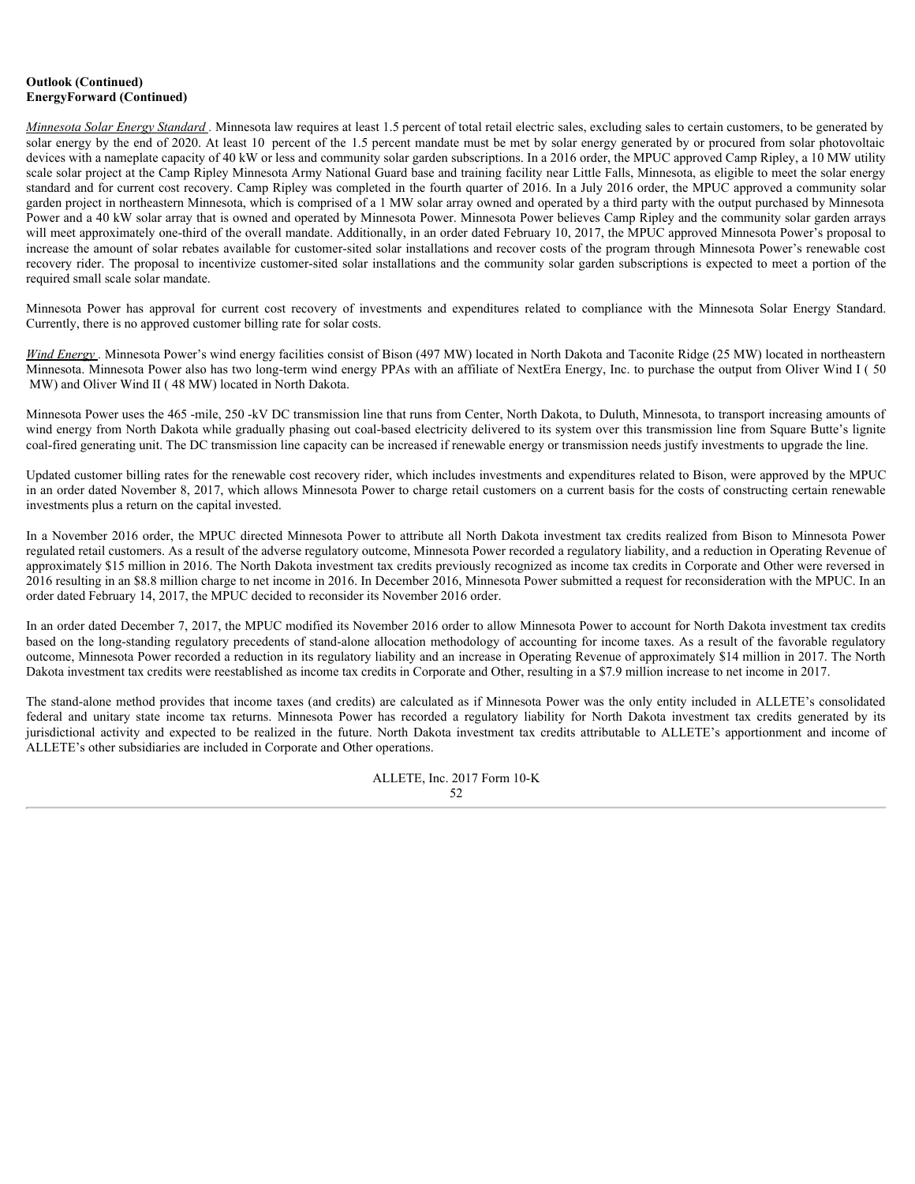**Outlook (Continued)**
**EnergyForward (Continued)**

*Minnesota Solar Energy Standard* . Minnesota law requires at least 1.5 percent of total retail electric sales, excluding sales to certain customers, to be generated by solar energy by the end of 2020. At least 10 percent of the 1.5 percent mandate must be met by solar energy generated by or procured from solar photovoltaic devices with a nameplate capacity of 40 kW or less and community solar garden subscriptions. In a 2016 order, the MPUC approved Camp Ripley, a 10 MW utility scale solar project at the Camp Ripley Minnesota Army National Guard base and training facility near Little Falls, Minnesota, as eligible to meet the solar energy standard and for current cost recovery. Camp Ripley was completed in the fourth quarter of 2016. In a July 2016 order, the MPUC approved a community solar garden project in northeastern Minnesota, which is comprised of a 1 MW solar array owned and operated by a third party with the output purchased by Minnesota Power and a 40 kW solar array that is owned and operated by Minnesota Power. Minnesota Power believes Camp Ripley and the community solar garden arrays will meet approximately one-third of the overall mandate. Additionally, in an order dated February 10, 2017, the MPUC approved Minnesota Power's proposal to increase the amount of solar rebates available for customer-sited solar installations and recover costs of the program through Minnesota Power's renewable cost recovery rider. The proposal to incentivize customer-sited solar installations and the community solar garden subscriptions is expected to meet a portion of the required small scale solar mandate.

Minnesota Power has approval for current cost recovery of investments and expenditures related to compliance with the Minnesota Solar Energy Standard. Currently, there is no approved customer billing rate for solar costs.

*Wind Energy* . Minnesota Power's wind energy facilities consist of Bison (497 MW) located in North Dakota and Taconite Ridge (25 MW) located in northeastern Minnesota. Minnesota Power also has two long-term wind energy PPAs with an affiliate of NextEra Energy, Inc. to purchase the output from Oliver Wind I ( 50 MW) and Oliver Wind II ( 48 MW) located in North Dakota.

Minnesota Power uses the 465 -mile, 250 -kV DC transmission line that runs from Center, North Dakota, to Duluth, Minnesota, to transport increasing amounts of wind energy from North Dakota while gradually phasing out coal-based electricity delivered to its system over this transmission line from Square Butte's lignite coal-fired generating unit. The DC transmission line capacity can be increased if renewable energy or transmission needs justify investments to upgrade the line.

Updated customer billing rates for the renewable cost recovery rider, which includes investments and expenditures related to Bison, were approved by the MPUC in an order dated November 8, 2017, which allows Minnesota Power to charge retail customers on a current basis for the costs of constructing certain renewable investments plus a return on the capital invested.

In a November 2016 order, the MPUC directed Minnesota Power to attribute all North Dakota investment tax credits realized from Bison to Minnesota Power regulated retail customers. As a result of the adverse regulatory outcome, Minnesota Power recorded a regulatory liability, and a reduction in Operating Revenue of approximately $15 million in 2016. The North Dakota investment tax credits previously recognized as income tax credits in Corporate and Other were reversed in 2016 resulting in an $8.8 million charge to net income in 2016. In December 2016, Minnesota Power submitted a request for reconsideration with the MPUC. In an order dated February 14, 2017, the MPUC decided to reconsider its November 2016 order.

In an order dated December 7, 2017, the MPUC modified its November 2016 order to allow Minnesota Power to account for North Dakota investment tax credits based on the long-standing regulatory precedents of stand-alone allocation methodology of accounting for income taxes. As a result of the favorable regulatory outcome, Minnesota Power recorded a reduction in its regulatory liability and an increase in Operating Revenue of approximately $14 million in 2017. The North Dakota investment tax credits were reestablished as income tax credits in Corporate and Other, resulting in a $7.9 million increase to net income in 2017.

The stand-alone method provides that income taxes (and credits) are calculated as if Minnesota Power was the only entity included in ALLETE's consolidated federal and unitary state income tax returns. Minnesota Power has recorded a regulatory liability for North Dakota investment tax credits generated by its jurisdictional activity and expected to be realized in the future. North Dakota investment tax credits attributable to ALLETE's apportionment and income of ALLETE's other subsidiaries are included in Corporate and Other operations.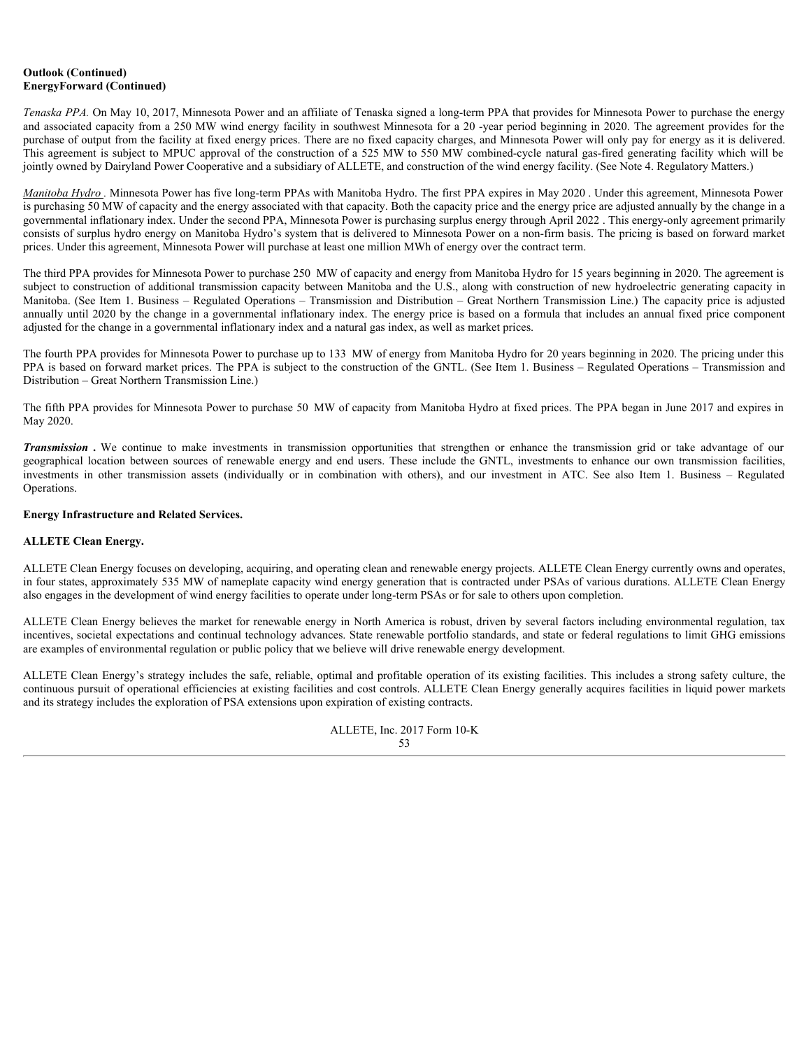**Outlook (Continued)**
**EnergyForward (Continued)**

*Tenaska PPA.* On May 10, 2017, Minnesota Power and an affiliate of Tenaska signed a long-term PPA that provides for Minnesota Power to purchase the energy and associated capacity from a 250 MW wind energy facility in southwest Minnesota for a 20 -year period beginning in 2020. The agreement provides for the purchase of output from the facility at fixed energy prices. There are no fixed capacity charges, and Minnesota Power will only pay for energy as it is delivered. This agreement is subject to MPUC approval of the construction of a 525 MW to 550 MW combined-cycle natural gas-fired generating facility which will be jointly owned by Dairyland Power Cooperative and a subsidiary of ALLETE, and construction of the wind energy facility. (See Note 4. Regulatory Matters.)

*Manitoba Hydro .* Minnesota Power has five long-term PPAs with Manitoba Hydro. The first PPA expires in May 2020 . Under this agreement, Minnesota Power is purchasing 50 MW of capacity and the energy associated with that capacity. Both the capacity price and the energy price are adjusted annually by the change in a governmental inflationary index. Under the second PPA, Minnesota Power is purchasing surplus energy through April 2022 . This energy-only agreement primarily consists of surplus hydro energy on Manitoba Hydro's system that is delivered to Minnesota Power on a non-firm basis. The pricing is based on forward market prices. Under this agreement, Minnesota Power will purchase at least one million MWh of energy over the contract term.

The third PPA provides for Minnesota Power to purchase 250 MW of capacity and energy from Manitoba Hydro for 15 years beginning in 2020. The agreement is subject to construction of additional transmission capacity between Manitoba and the U.S., along with construction of new hydroelectric generating capacity in Manitoba. (See Item 1. Business – Regulated Operations – Transmission and Distribution – Great Northern Transmission Line.) The capacity price is adjusted annually until 2020 by the change in a governmental inflationary index. The energy price is based on a formula that includes an annual fixed price component adjusted for the change in a governmental inflationary index and a natural gas index, as well as market prices.

The fourth PPA provides for Minnesota Power to purchase up to 133 MW of energy from Manitoba Hydro for 20 years beginning in 2020. The pricing under this PPA is based on forward market prices. The PPA is subject to the construction of the GNTL. (See Item 1. Business – Regulated Operations – Transmission and Distribution – Great Northern Transmission Line.)

The fifth PPA provides for Minnesota Power to purchase 50 MW of capacity from Manitoba Hydro at fixed prices. The PPA began in June 2017 and expires in May 2020.

***Transmission .*** We continue to make investments in transmission opportunities that strengthen or enhance the transmission grid or take advantage of our geographical location between sources of renewable energy and end users. These include the GNTL, investments to enhance our own transmission facilities, investments in other transmission assets (individually or in combination with others), and our investment in ATC. See also Item 1. Business – Regulated Operations.

**Energy Infrastructure and Related Services.**

**ALLETE Clean Energy.**

ALLETE Clean Energy focuses on developing, acquiring, and operating clean and renewable energy projects. ALLETE Clean Energy currently owns and operates, in four states, approximately 535 MW of nameplate capacity wind energy generation that is contracted under PSAs of various durations. ALLETE Clean Energy also engages in the development of wind energy facilities to operate under long-term PSAs or for sale to others upon completion.

ALLETE Clean Energy believes the market for renewable energy in North America is robust, driven by several factors including environmental regulation, tax incentives, societal expectations and continual technology advances. State renewable portfolio standards, and state or federal regulations to limit GHG emissions are examples of environmental regulation or public policy that we believe will drive renewable energy development.

ALLETE Clean Energy's strategy includes the safe, reliable, optimal and profitable operation of its existing facilities. This includes a strong safety culture, the continuous pursuit of operational efficiencies at existing facilities and cost controls. ALLETE Clean Energy generally acquires facilities in liquid power markets and its strategy includes the exploration of PSA extensions upon expiration of existing contracts.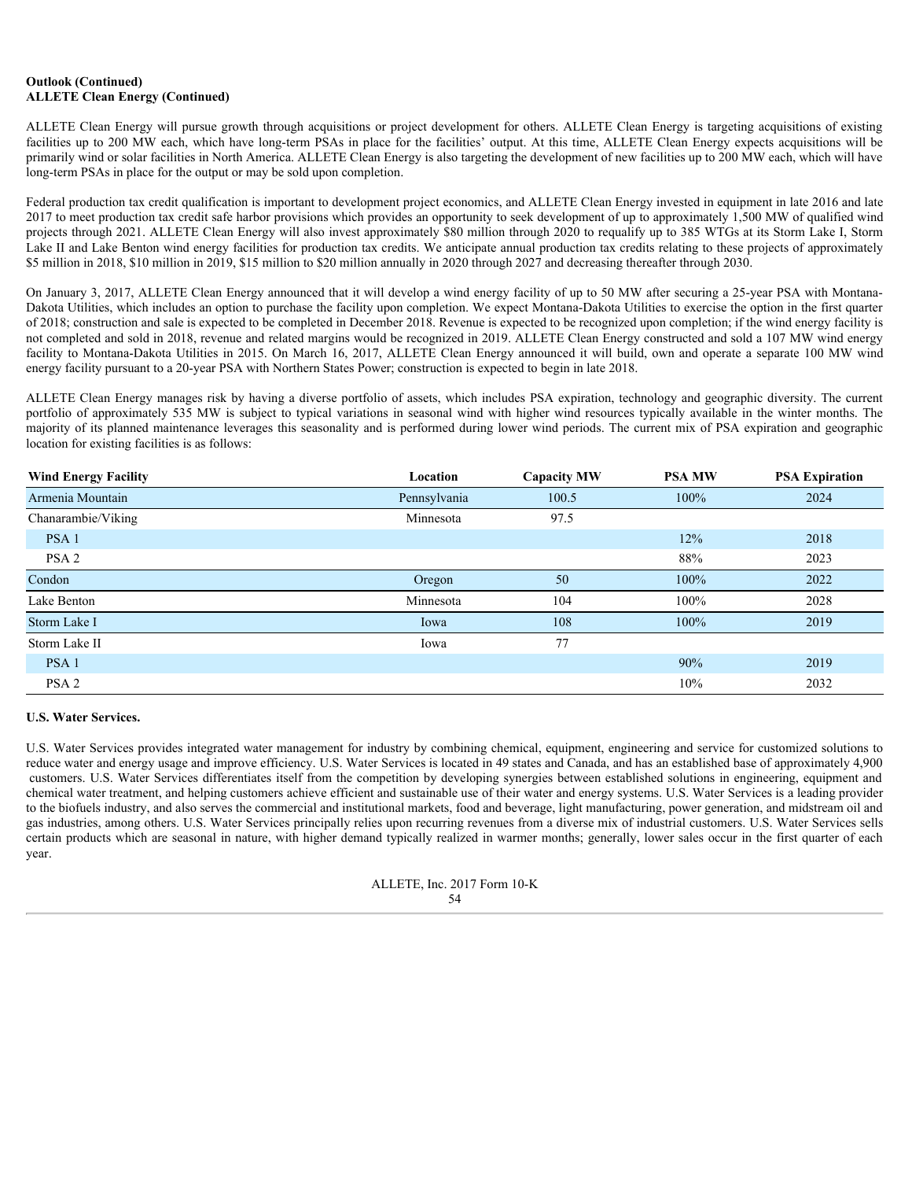**Outlook (Continued)**
**ALLETE Clean Energy (Continued)**

ALLETE Clean Energy will pursue growth through acquisitions or project development for others. ALLETE Clean Energy is targeting acquisitions of existing facilities up to 200 MW each, which have long-term PSAs in place for the facilities' output. At this time, ALLETE Clean Energy expects acquisitions will be primarily wind or solar facilities in North America. ALLETE Clean Energy is also targeting the development of new facilities up to 200 MW each, which will have long-term PSAs in place for the output or may be sold upon completion.

Federal production tax credit qualification is important to development project economics, and ALLETE Clean Energy invested in equipment in late 2016 and late 2017 to meet production tax credit safe harbor provisions which provides an opportunity to seek development of up to approximately 1,500 MW of qualified wind projects through 2021. ALLETE Clean Energy will also invest approximately $80 million through 2020 to requalify up to 385 WTGs at its Storm Lake I, Storm Lake II and Lake Benton wind energy facilities for production tax credits. We anticipate annual production tax credits relating to these projects of approximately $5 million in 2018, $10 million in 2019, $15 million to $20 million annually in 2020 through 2027 and decreasing thereafter through 2030.

On January 3, 2017, ALLETE Clean Energy announced that it will develop a wind energy facility of up to 50 MW after securing a 25-year PSA with Montana-Dakota Utilities, which includes an option to purchase the facility upon completion. We expect Montana-Dakota Utilities to exercise the option in the first quarter of 2018; construction and sale is expected to be completed in December 2018. Revenue is expected to be recognized upon completion; if the wind energy facility is not completed and sold in 2018, revenue and related margins would be recognized in 2019. ALLETE Clean Energy constructed and sold a 107 MW wind energy facility to Montana-Dakota Utilities in 2015. On March 16, 2017, ALLETE Clean Energy announced it will build, own and operate a separate 100 MW wind energy facility pursuant to a 20-year PSA with Northern States Power; construction is expected to begin in late 2018.

ALLETE Clean Energy manages risk by having a diverse portfolio of assets, which includes PSA expiration, technology and geographic diversity. The current portfolio of approximately 535 MW is subject to typical variations in seasonal wind with higher wind resources typically available in the winter months. The majority of its planned maintenance leverages this seasonality and is performed during lower wind periods. The current mix of PSA expiration and geographic location for existing facilities is as follows:

| Wind Energy Facility | Location | Capacity MW | PSA MW | PSA Expiration |
|---|---|---|---|---|
| Armenia Mountain | Pennsylvania | 100.5 | 100% | 2024 |
| Chanarambie/Viking | Minnesota | 97.5 | | |
| PSA 1 | | | 12% | 2018 |
| PSA 2 | | | 88% | 2023 |
| Condon | Oregon | 50 | 100% | 2022 |
| Lake Benton | Minnesota | 104 | 100% | 2028 |
| Storm Lake I | Iowa | 108 | 100% | 2019 |
| Storm Lake II | Iowa | 77 | | |
| PSA 1 | | | 90% | 2019 |
| PSA 2 | | | 10% | 2032 |

**U.S. Water Services.**

U.S. Water Services provides integrated water management for industry by combining chemical, equipment, engineering and service for customized solutions to reduce water and energy usage and improve efficiency. U.S. Water Services is located in 49 states and Canada, and has an established base of approximately 4,900 customers. U.S. Water Services differentiates itself from the competition by developing synergies between established solutions in engineering, equipment and chemical water treatment, and helping customers achieve efficient and sustainable use of their water and energy systems. U.S. Water Services is a leading provider to the biofuels industry, and also serves the commercial and institutional markets, food and beverage, light manufacturing, power generation, and midstream oil and gas industries, among others. U.S. Water Services principally relies upon recurring revenues from a diverse mix of industrial customers. U.S. Water Services sells certain products which are seasonal in nature, with higher demand typically realized in warmer months; generally, lower sales occur in the first quarter of each year.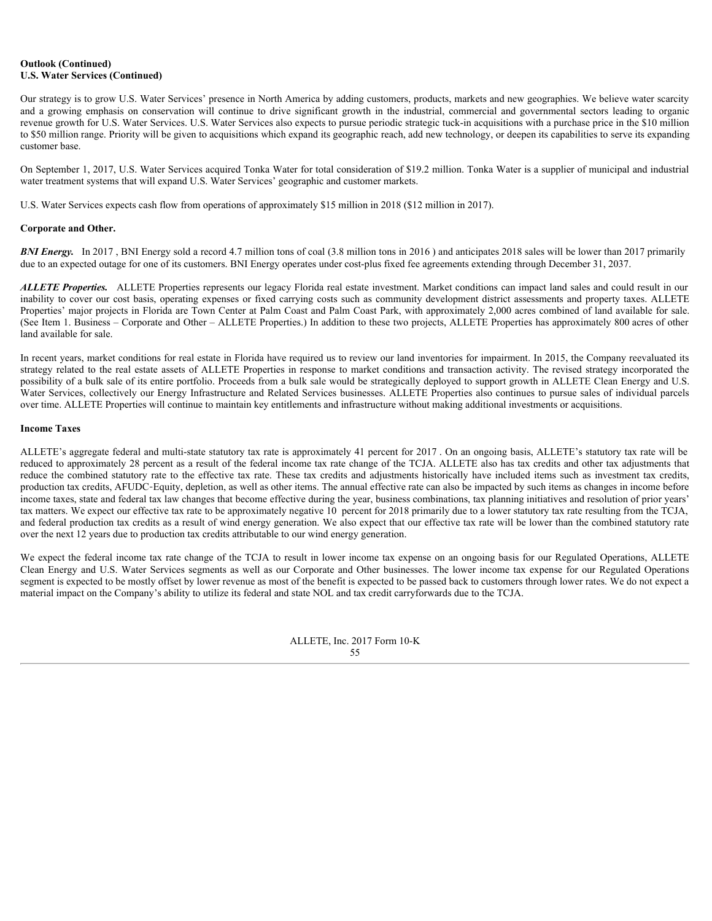**Outlook (Continued)**
**U.S. Water Services (Continued)**

Our strategy is to grow U.S. Water Services' presence in North America by adding customers, products, markets and new geographies. We believe water scarcity and a growing emphasis on conservation will continue to drive significant growth in the industrial, commercial and governmental sectors leading to organic revenue growth for U.S. Water Services. U.S. Water Services also expects to pursue periodic strategic tuck-in acquisitions with a purchase price in the \$10 million to \$50 million range. Priority will be given to acquisitions which expand its geographic reach, add new technology, or deepen its capabilities to serve its expanding customer base.

On September 1, 2017, U.S. Water Services acquired Tonka Water for total consideration of \$19.2 million. Tonka Water is a supplier of municipal and industrial water treatment systems that will expand U.S. Water Services' geographic and customer markets.

U.S. Water Services expects cash flow from operations of approximately \$15 million in 2018 (\$12 million in 2017).

**Corporate and Other.**

***BNI Energy.*** In 2017 , BNI Energy sold a record 4.7 million tons of coal (3.8 million tons in 2016 ) and anticipates 2018 sales will be lower than 2017 primarily due to an expected outage for one of its customers. BNI Energy operates under cost-plus fixed fee agreements extending through December 31, 2037.

***ALLETE Properties.*** ALLETE Properties represents our legacy Florida real estate investment. Market conditions can impact land sales and could result in our inability to cover our cost basis, operating expenses or fixed carrying costs such as community development district assessments and property taxes. ALLETE Properties' major projects in Florida are Town Center at Palm Coast and Palm Coast Park, with approximately 2,000 acres combined of land available for sale. (See Item 1. Business – Corporate and Other – ALLETE Properties.) In addition to these two projects, ALLETE Properties has approximately 800 acres of other land available for sale.

In recent years, market conditions for real estate in Florida have required us to review our land inventories for impairment. In 2015, the Company reevaluated its strategy related to the real estate assets of ALLETE Properties in response to market conditions and transaction activity. The revised strategy incorporated the possibility of a bulk sale of its entire portfolio. Proceeds from a bulk sale would be strategically deployed to support growth in ALLETE Clean Energy and U.S. Water Services, collectively our Energy Infrastructure and Related Services businesses. ALLETE Properties also continues to pursue sales of individual parcels over time. ALLETE Properties will continue to maintain key entitlements and infrastructure without making additional investments or acquisitions.

**Income Taxes**

ALLETE's aggregate federal and multi-state statutory tax rate is approximately 41 percent for 2017 . On an ongoing basis, ALLETE's statutory tax rate will be reduced to approximately 28 percent as a result of the federal income tax rate change of the TCJA. ALLETE also has tax credits and other tax adjustments that reduce the combined statutory rate to the effective tax rate. These tax credits and adjustments historically have included items such as investment tax credits, production tax credits, AFUDC-Equity, depletion, as well as other items. The annual effective rate can also be impacted by such items as changes in income before income taxes, state and federal tax law changes that become effective during the year, business combinations, tax planning initiatives and resolution of prior years' tax matters. We expect our effective tax rate to be approximately negative 10 percent for 2018 primarily due to a lower statutory tax rate resulting from the TCJA, and federal production tax credits as a result of wind energy generation. We also expect that our effective tax rate will be lower than the combined statutory rate over the next 12 years due to production tax credits attributable to our wind energy generation.

We expect the federal income tax rate change of the TCJA to result in lower income tax expense on an ongoing basis for our Regulated Operations, ALLETE Clean Energy and U.S. Water Services segments as well as our Corporate and Other businesses. The lower income tax expense for our Regulated Operations segment is expected to be mostly offset by lower revenue as most of the benefit is expected to be passed back to customers through lower rates. We do not expect a material impact on the Company's ability to utilize its federal and state NOL and tax credit carryforwards due to the TCJA.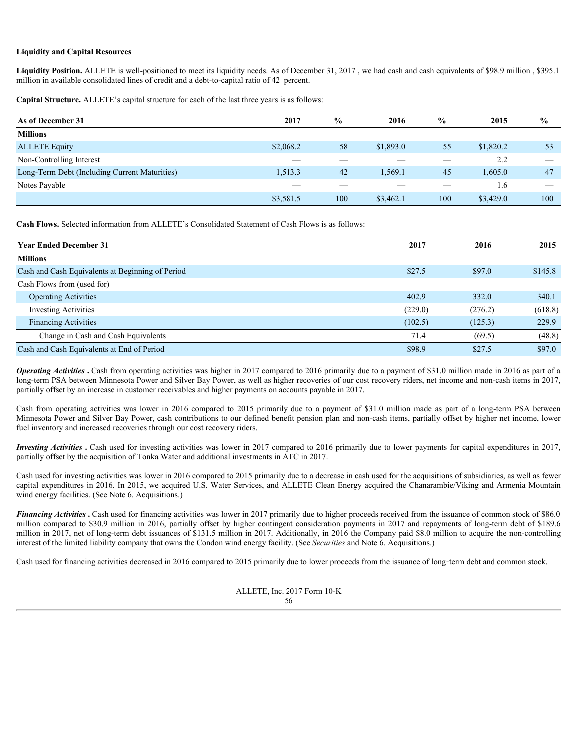**Liquidity and Capital Resources**

**Liquidity Position.** ALLETE is well-positioned to meet its liquidity needs. As of December 31, 2017 , we had cash and cash equivalents of $98.9 million , $395.1 million in available consolidated lines of credit and a debt-to-capital ratio of 42 percent.

**Capital Structure.** ALLETE's capital structure for each of the last three years is as follows:

| As of December 31 | 2017 | % | 2016 | % | 2015 | % |
|---|---|---|---|---|---|---|
| **Millions** | | | | | | |
| ALLETE Equity | $2,068.2 | 58 | $1,893.0 | 55 | $1,820.2 | 53 |
| Non-Controlling Interest | — | — | — | — | 2.2 | — |
| Long-Term Debt (Including Current Maturities) | 1,513.3 | 42 | 1,569.1 | 45 | 1,605.0 | 47 |
| Notes Payable | — | — | — | — | 1.6 | — |
| | $3,581.5 | 100 | $3,462.1 | 100 | $3,429.0 | 100 |

**Cash Flows.** Selected information from ALLETE's Consolidated Statement of Cash Flows is as follows:

| Year Ended December 31 | 2017 | 2016 | 2015 |
|---|---|---|---|
| **Millions** | | | |
| Cash and Cash Equivalents at Beginning of Period | $27.5 | $97.0 | $145.8 |
| Cash Flows from (used for) | | | |
| Operating Activities | 402.9 | 332.0 | 340.1 |
| Investing Activities | (229.0) | (276.2) | (618.8) |
| Financing Activities | (102.5) | (125.3) | 229.9 |
| Change in Cash and Cash Equivalents | 71.4 | (69.5) | (48.8) |
| Cash and Cash Equivalents at End of Period | $98.9 | $27.5 | $97.0 |

***Operating Activities .*** Cash from operating activities was higher in 2017 compared to 2016 primarily due to a payment of $31.0 million made in 2016 as part of a long-term PSA between Minnesota Power and Silver Bay Power, as well as higher recoveries of our cost recovery riders, net income and non-cash items in 2017, partially offset by an increase in customer receivables and higher payments on accounts payable in 2017.

Cash from operating activities was lower in 2016 compared to 2015 primarily due to a payment of $31.0 million made as part of a long-term PSA between Minnesota Power and Silver Bay Power, cash contributions to our defined benefit pension plan and non-cash items, partially offset by higher net income, lower fuel inventory and increased recoveries through our cost recovery riders.

***Investing Activities .*** Cash used for investing activities was lower in 2017 compared to 2016 primarily due to lower payments for capital expenditures in 2017, partially offset by the acquisition of Tonka Water and additional investments in ATC in 2017.

Cash used for investing activities was lower in 2016 compared to 2015 primarily due to a decrease in cash used for the acquisitions of subsidiaries, as well as fewer capital expenditures in 2016. In 2015, we acquired U.S. Water Services, and ALLETE Clean Energy acquired the Chanarambie/Viking and Armenia Mountain wind energy facilities. (See Note 6. Acquisitions.)

***Financing Activities .*** Cash used for financing activities was lower in 2017 primarily due to higher proceeds received from the issuance of common stock of $86.0 million compared to $30.9 million in 2016, partially offset by higher contingent consideration payments in 2017 and repayments of long-term debt of $189.6 million in 2017, net of long-term debt issuances of $131.5 million in 2017. Additionally, in 2016 the Company paid $8.0 million to acquire the non-controlling interest of the limited liability company that owns the Condon wind energy facility. (See *Securities* and Note 6. Acquisitions.)

Cash used for financing activities decreased in 2016 compared to 2015 primarily due to lower proceeds from the issuance of long-term debt and common stock.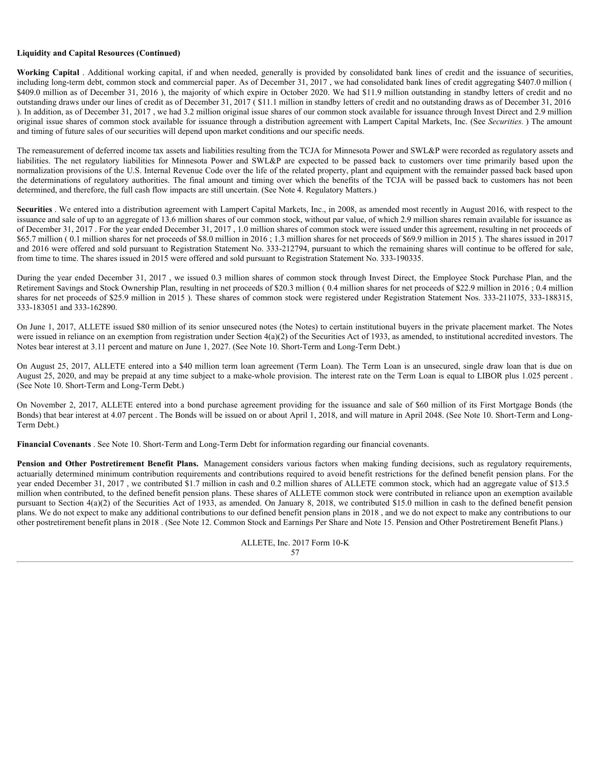**Liquidity and Capital Resources (Continued)**

**Working Capital** . Additional working capital, if and when needed, generally is provided by consolidated bank lines of credit and the issuance of securities, including long-term debt, common stock and commercial paper. As of December 31, 2017 , we had consolidated bank lines of credit aggregating $407.0 million ( $409.0 million as of December 31, 2016 ), the majority of which expire in October 2020. We had $11.9 million outstanding in standby letters of credit and no outstanding draws under our lines of credit as of December 31, 2017 ( $11.1 million in standby letters of credit and no outstanding draws as of December 31, 2016 ). In addition, as of December 31, 2017 , we had 3.2 million original issue shares of our common stock available for issuance through Invest Direct and 2.9 million original issue shares of common stock available for issuance through a distribution agreement with Lampert Capital Markets, Inc. (See *Securities.* ) The amount and timing of future sales of our securities will depend upon market conditions and our specific needs.

The remeasurement of deferred income tax assets and liabilities resulting from the TCJA for Minnesota Power and SWL&P were recorded as regulatory assets and liabilities. The net regulatory liabilities for Minnesota Power and SWL&P are expected to be passed back to customers over time primarily based upon the normalization provisions of the U.S. Internal Revenue Code over the life of the related property, plant and equipment with the remainder passed back based upon the determinations of regulatory authorities. The final amount and timing over which the benefits of the TCJA will be passed back to customers has not been determined, and therefore, the full cash flow impacts are still uncertain. (See Note 4. Regulatory Matters.)

**Securities** . We entered into a distribution agreement with Lampert Capital Markets, Inc., in 2008, as amended most recently in August 2016, with respect to the issuance and sale of up to an aggregate of 13.6 million shares of our common stock, without par value, of which 2.9 million shares remain available for issuance as of December 31, 2017 . For the year ended December 31, 2017 , 1.0 million shares of common stock were issued under this agreement, resulting in net proceeds of $65.7 million ( 0.1 million shares for net proceeds of $8.0 million in 2016 ; 1.3 million shares for net proceeds of $69.9 million in 2015 ). The shares issued in 2017 and 2016 were offered and sold pursuant to Registration Statement No. 333-212794, pursuant to which the remaining shares will continue to be offered for sale, from time to time. The shares issued in 2015 were offered and sold pursuant to Registration Statement No. 333-190335.

During the year ended December 31, 2017 , we issued 0.3 million shares of common stock through Invest Direct, the Employee Stock Purchase Plan, and the Retirement Savings and Stock Ownership Plan, resulting in net proceeds of $20.3 million ( 0.4 million shares for net proceeds of $22.9 million in 2016 ; 0.4 million shares for net proceeds of $25.9 million in 2015 ). These shares of common stock were registered under Registration Statement Nos. 333-211075, 333-188315, 333-183051 and 333-162890.

On June 1, 2017, ALLETE issued $80 million of its senior unsecured notes (the Notes) to certain institutional buyers in the private placement market. The Notes were issued in reliance on an exemption from registration under Section 4(a)(2) of the Securities Act of 1933, as amended, to institutional accredited investors. The Notes bear interest at 3.11 percent and mature on June 1, 2027. (See Note 10. Short-Term and Long-Term Debt.)

On August 25, 2017, ALLETE entered into a $40 million term loan agreement (Term Loan). The Term Loan is an unsecured, single draw loan that is due on August 25, 2020, and may be prepaid at any time subject to a make-whole provision. The interest rate on the Term Loan is equal to LIBOR plus 1.025 percent . (See Note 10. Short-Term and Long-Term Debt.)

On November 2, 2017, ALLETE entered into a bond purchase agreement providing for the issuance and sale of $60 million of its First Mortgage Bonds (the Bonds) that bear interest at 4.07 percent . The Bonds will be issued on or about April 1, 2018, and will mature in April 2048. (See Note 10. Short-Term and Long-Term Debt.)

**Financial Covenants** . See Note 10. Short-Term and Long-Term Debt for information regarding our financial covenants.

**Pension and Other Postretirement Benefit Plans.** Management considers various factors when making funding decisions, such as regulatory requirements, actuarially determined minimum contribution requirements and contributions required to avoid benefit restrictions for the defined benefit pension plans. For the year ended December 31, 2017 , we contributed $1.7 million in cash and 0.2 million shares of ALLETE common stock, which had an aggregate value of $13.5 million when contributed, to the defined benefit pension plans. These shares of ALLETE common stock were contributed in reliance upon an exemption available pursuant to Section 4(a)(2) of the Securities Act of 1933, as amended. On January 8, 2018, we contributed $15.0 million in cash to the defined benefit pension plans. We do not expect to make any additional contributions to our defined benefit pension plans in 2018 , and we do not expect to make any contributions to our other postretirement benefit plans in 2018 . (See Note 12. Common Stock and Earnings Per Share and Note 15. Pension and Other Postretirement Benefit Plans.)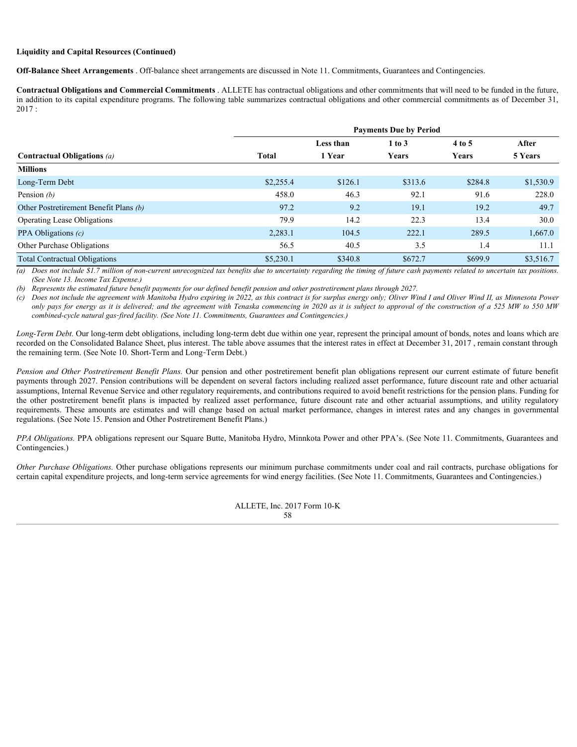**Liquidity and Capital Resources (Continued)**

**Off-Balance Sheet Arrangements** . Off-balance sheet arrangements are discussed in Note 11. Commitments, Guarantees and Contingencies.

**Contractual Obligations and Commercial Commitments** . ALLETE has contractual obligations and other commitments that will need to be funded in the future, in addition to its capital expenditure programs. The following table summarizes contractual obligations and other commercial commitments as of December 31, 2017 :

| | | Payments Due by Period | | | |
|---|---|---|---|---|---|
| **Contractual Obligations** *(a)* | **Total** | **Less than 1 Year** | **1 to 3 Years** | **4 to 5 Years** | **After 5 Years** |
| **Millions** | | | | | |
| Long-Term Debt | $2,255.4 | $126.1 | $313.6 | $284.8 | $1,530.9 |
| Pension *(b)* | 458.0 | 46.3 | 92.1 | 91.6 | 228.0 |
| Other Postretirement Benefit Plans *(b)* | 97.2 | 9.2 | 19.1 | 19.2 | 49.7 |
| Operating Lease Obligations | 79.9 | 14.2 | 22.3 | 13.4 | 30.0 |
| PPA Obligations *(c)* | 2,283.1 | 104.5 | 222.1 | 289.5 | 1,667.0 |
| Other Purchase Obligations | 56.5 | 40.5 | 3.5 | 1.4 | 11.1 |
| Total Contractual Obligations | $5,230.1 | $340.8 | $672.7 | $699.9 | $3,516.7 |

*(a) Does not include $1.7 million of non-current unrecognized tax benefits due to uncertainty regarding the timing of future cash payments related to uncertain tax positions. (See Note 13. Income Tax Expense.)*

*(b) Represents the estimated future benefit payments for our defined benefit pension and other postretirement plans through 2027.*

*(c) Does not include the agreement with Manitoba Hydro expiring in 2022, as this contract is for surplus energy only; Oliver Wind I and Oliver Wind II, as Minnesota Power only pays for energy as it is delivered; and the agreement with Tenaska commencing in 2020 as it is subject to approval of the construction of a 525 MW to 550 MW combined-cycle natural gas-fired facility. (See Note 11. Commitments, Guarantees and Contingencies.)*

*Long-Term Debt.* Our long-term debt obligations, including long-term debt due within one year, represent the principal amount of bonds, notes and loans which are recorded on the Consolidated Balance Sheet, plus interest. The table above assumes that the interest rates in effect at December 31, 2017 , remain constant through the remaining term. (See Note 10. Short-Term and Long-Term Debt.)

*Pension and Other Postretirement Benefit Plans.* Our pension and other postretirement benefit plan obligations represent our current estimate of future benefit payments through 2027. Pension contributions will be dependent on several factors including realized asset performance, future discount rate and other actuarial assumptions, Internal Revenue Service and other regulatory requirements, and contributions required to avoid benefit restrictions for the pension plans. Funding for the other postretirement benefit plans is impacted by realized asset performance, future discount rate and other actuarial assumptions, and utility regulatory requirements. These amounts are estimates and will change based on actual market performance, changes in interest rates and any changes in governmental regulations. (See Note 15. Pension and Other Postretirement Benefit Plans.)

*PPA Obligations.* PPA obligations represent our Square Butte, Manitoba Hydro, Minnkota Power and other PPA's. (See Note 11. Commitments, Guarantees and Contingencies.)

*Other Purchase Obligations.* Other purchase obligations represents our minimum purchase commitments under coal and rail contracts, purchase obligations for certain capital expenditure projects, and long-term service agreements for wind energy facilities. (See Note 11. Commitments, Guarantees and Contingencies.)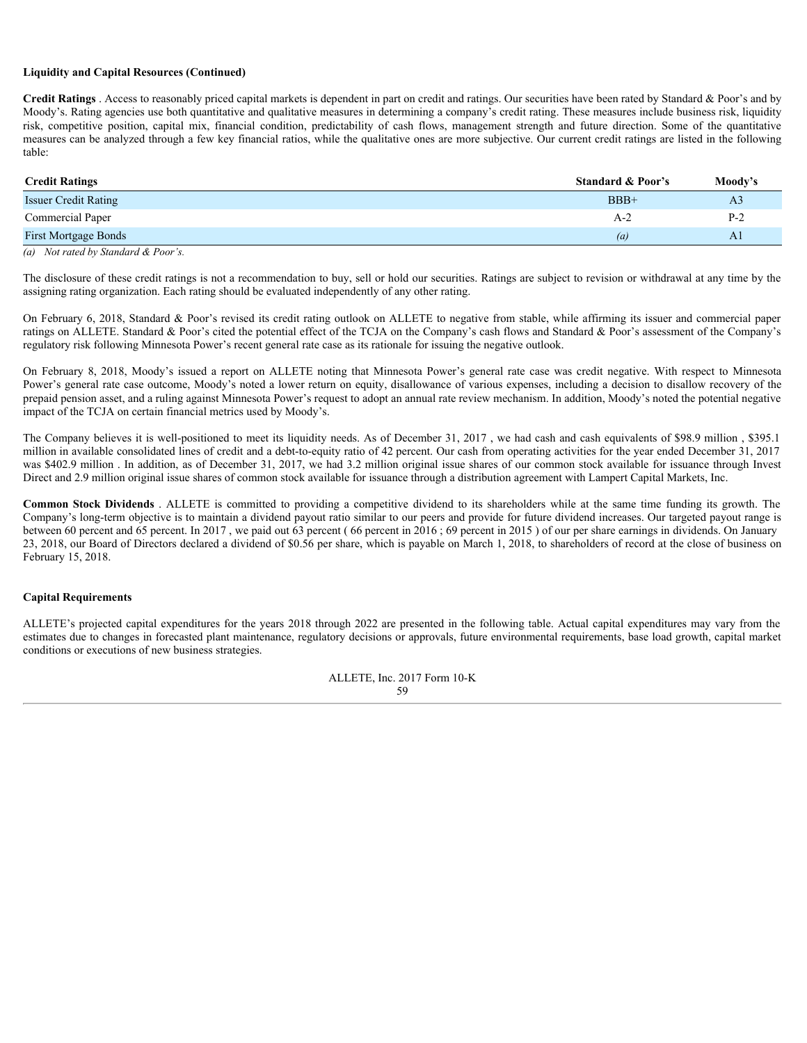**Liquidity and Capital Resources (Continued)**

**Credit Ratings** . Access to reasonably priced capital markets is dependent in part on credit and ratings. Our securities have been rated by Standard & Poor's and by Moody's. Rating agencies use both quantitative and qualitative measures in determining a company's credit rating. These measures include business risk, liquidity risk, competitive position, capital mix, financial condition, predictability of cash flows, management strength and future direction. Some of the quantitative measures can be analyzed through a few key financial ratios, while the qualitative ones are more subjective. Our current credit ratings are listed in the following table:

| Credit Ratings | Standard & Poor's | Moody's |
|---|---|---|
| Issuer Credit Rating | BBB+ | A3 |
| Commercial Paper | A-2 | P-2 |
| First Mortgage Bonds | *(a)* | A1 |

*(a) Not rated by Standard & Poor's.*

The disclosure of these credit ratings is not a recommendation to buy, sell or hold our securities. Ratings are subject to revision or withdrawal at any time by the assigning rating organization. Each rating should be evaluated independently of any other rating.

On February 6, 2018, Standard & Poor's revised its credit rating outlook on ALLETE to negative from stable, while affirming its issuer and commercial paper ratings on ALLETE. Standard & Poor's cited the potential effect of the TCJA on the Company's cash flows and Standard & Poor's assessment of the Company's regulatory risk following Minnesota Power's recent general rate case as its rationale for issuing the negative outlook.

On February 8, 2018, Moody's issued a report on ALLETE noting that Minnesota Power's general rate case was credit negative. With respect to Minnesota Power's general rate case outcome, Moody's noted a lower return on equity, disallowance of various expenses, including a decision to disallow recovery of the prepaid pension asset, and a ruling against Minnesota Power's request to adopt an annual rate review mechanism. In addition, Moody's noted the potential negative impact of the TCJA on certain financial metrics used by Moody's.

The Company believes it is well-positioned to meet its liquidity needs. As of December 31, 2017 , we had cash and cash equivalents of $98.9 million , $395.1 million in available consolidated lines of credit and a debt-to-equity ratio of 42 percent. Our cash from operating activities for the year ended December 31, 2017 was $402.9 million . In addition, as of December 31, 2017, we had 3.2 million original issue shares of our common stock available for issuance through Invest Direct and 2.9 million original issue shares of common stock available for issuance through a distribution agreement with Lampert Capital Markets, Inc.

**Common Stock Dividends** . ALLETE is committed to providing a competitive dividend to its shareholders while at the same time funding its growth. The Company's long-term objective is to maintain a dividend payout ratio similar to our peers and provide for future dividend increases. Our targeted payout range is between 60 percent and 65 percent. In 2017 , we paid out 63 percent ( 66 percent in 2016 ; 69 percent in 2015 ) of our per share earnings in dividends. On January 23, 2018, our Board of Directors declared a dividend of $0.56 per share, which is payable on March 1, 2018, to shareholders of record at the close of business on February 15, 2018.

**Capital Requirements**

ALLETE's projected capital expenditures for the years 2018 through 2022 are presented in the following table. Actual capital expenditures may vary from the estimates due to changes in forecasted plant maintenance, regulatory decisions or approvals, future environmental requirements, base load growth, capital market conditions or executions of new business strategies.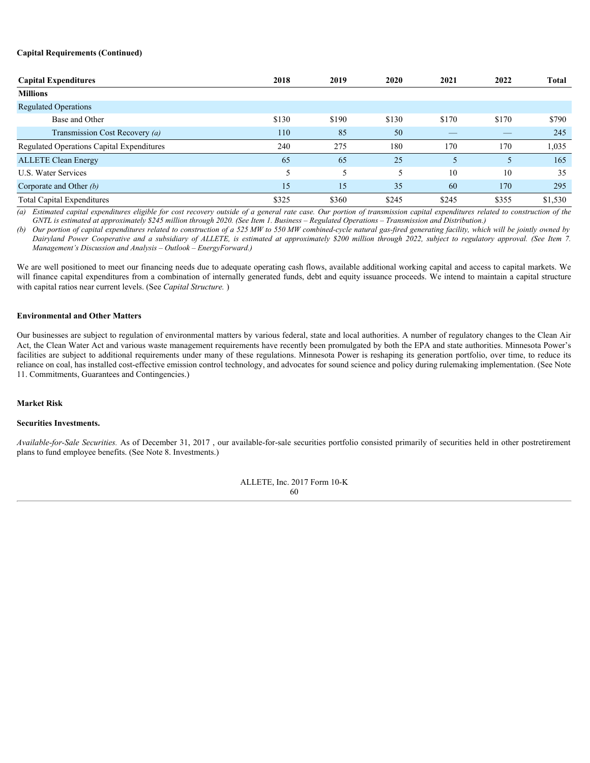**Capital Requirements (Continued)**

| Capital Expenditures | 2018 | 2019 | 2020 | 2021 | 2022 | Total |
|---|---|---|---|---|---|---|
| **Millions** | | | | | | |
| Regulated Operations | | | | | | |
| Base and Other | $130 | $190 | $130 | $170 | $170 | $790 |
| Transmission Cost Recovery *(a)* | 110 | 85 | 50 | — | — | 245 |
| Regulated Operations Capital Expenditures | 240 | 275 | 180 | 170 | 170 | 1,035 |
| ALLETE Clean Energy | 65 | 65 | 25 | 5 | 5 | 165 |
| U.S. Water Services | 5 | 5 | 5 | 10 | 10 | 35 |
| Corporate and Other *(b)* | 15 | 15 | 35 | 60 | 170 | 295 |
| Total Capital Expenditures | $325 | $360 | $245 | $245 | $355 | $1,530 |

*(a) Estimated capital expenditures eligible for cost recovery outside of a general rate case. Our portion of transmission capital expenditures related to construction of the GNTL is estimated at approximately $245 million through 2020. (See Item 1. Business – Regulated Operations – Transmission and Distribution.)*

*(b) Our portion of capital expenditures related to construction of a 525 MW to 550 MW combined-cycle natural gas-fired generating facility, which will be jointly owned by Dairyland Power Cooperative and a subsidiary of ALLETE, is estimated at approximately $200 million through 2022, subject to regulatory approval. (See Item 7. Management's Discussion and Analysis – Outlook – EnergyForward.)*

We are well positioned to meet our financing needs due to adequate operating cash flows, available additional working capital and access to capital markets. We will finance capital expenditures from a combination of internally generated funds, debt and equity issuance proceeds. We intend to maintain a capital structure with capital ratios near current levels. (See *Capital Structure.* )

**Environmental and Other Matters**

Our businesses are subject to regulation of environmental matters by various federal, state and local authorities. A number of regulatory changes to the Clean Air Act, the Clean Water Act and various waste management requirements have recently been promulgated by both the EPA and state authorities. Minnesota Power's facilities are subject to additional requirements under many of these regulations. Minnesota Power is reshaping its generation portfolio, over time, to reduce its reliance on coal, has installed cost-effective emission control technology, and advocates for sound science and policy during rulemaking implementation. (See Note 11. Commitments, Guarantees and Contingencies.)

**Market Risk**

**Securities Investments.**

*Available-for-Sale Securities.* As of December 31, 2017 , our available-for-sale securities portfolio consisted primarily of securities held in other postretirement plans to fund employee benefits. (See Note 8. Investments.)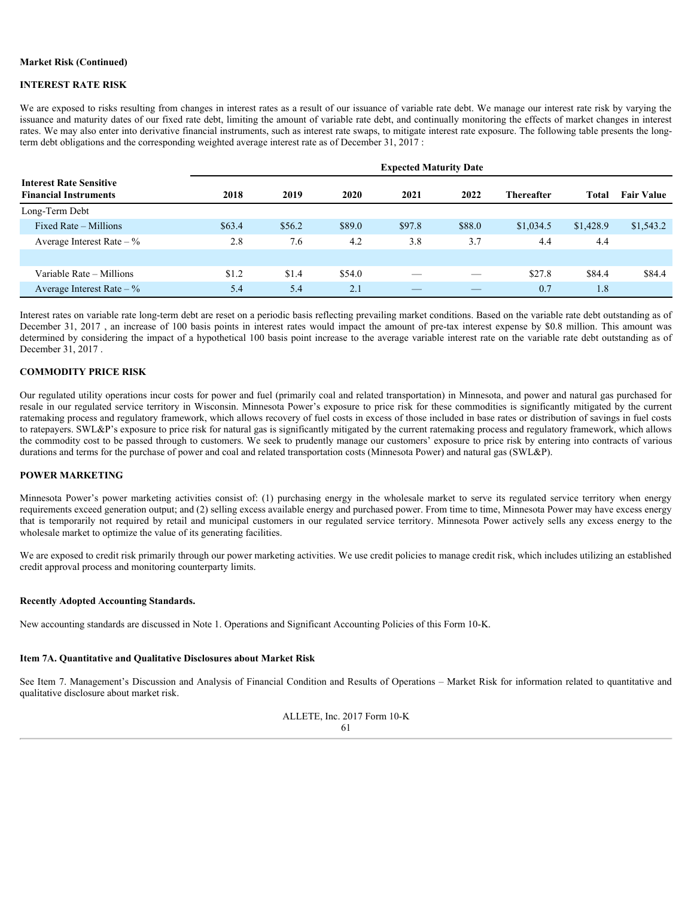**Market Risk (Continued)**

**INTEREST RATE RISK**

We are exposed to risks resulting from changes in interest rates as a result of our issuance of variable rate debt. We manage our interest rate risk by varying the issuance and maturity dates of our fixed rate debt, limiting the amount of variable rate debt, and continually monitoring the effects of market changes in interest rates. We may also enter into derivative financial instruments, such as interest rate swaps, to mitigate interest rate exposure. The following table presents the long-term debt obligations and the corresponding weighted average interest rate as of December 31, 2017 :

| | Expected Maturity Date | | | | | | | |
|---|---|---|---|---|---|---|---|---|
| **Interest Rate Sensitive Financial Instruments** | **2018** | **2019** | **2020** | **2021** | **2022** | **Thereafter** | **Total** | **Fair Value** |
| Long-Term Debt | | | | | | | | |
| Fixed Rate – Millions | $63.4 | $56.2 | $89.0 | $97.8 | $88.0 | $1,034.5 | $1,428.9 | $1,543.2 |
| Average Interest Rate – % | 2.8 | 7.6 | 4.2 | 3.8 | 3.7 | 4.4 | 4.4 | |
| | | | | | | | | |
| Variable Rate – Millions | $1.2 | $1.4 | $54.0 | — | — | $27.8 | $84.4 | $84.4 |
| Average Interest Rate – % | 5.4 | 5.4 | 2.1 | — | — | 0.7 | 1.8 | |

Interest rates on variable rate long-term debt are reset on a periodic basis reflecting prevailing market conditions. Based on the variable rate debt outstanding as of December 31, 2017 , an increase of 100 basis points in interest rates would impact the amount of pre-tax interest expense by $0.8 million. This amount was determined by considering the impact of a hypothetical 100 basis point increase to the average variable interest rate on the variable rate debt outstanding as of December 31, 2017 .

**COMMODITY PRICE RISK**

Our regulated utility operations incur costs for power and fuel (primarily coal and related transportation) in Minnesota, and power and natural gas purchased for resale in our regulated service territory in Wisconsin. Minnesota Power's exposure to price risk for these commodities is significantly mitigated by the current ratemaking process and regulatory framework, which allows recovery of fuel costs in excess of those included in base rates or distribution of savings in fuel costs to ratepayers. SWL&P's exposure to price risk for natural gas is significantly mitigated by the current ratemaking process and regulatory framework, which allows the commodity cost to be passed through to customers. We seek to prudently manage our customers' exposure to price risk by entering into contracts of various durations and terms for the purchase of power and coal and related transportation costs (Minnesota Power) and natural gas (SWL&P).

**POWER MARKETING**

Minnesota Power's power marketing activities consist of: (1) purchasing energy in the wholesale market to serve its regulated service territory when energy requirements exceed generation output; and (2) selling excess available energy and purchased power. From time to time, Minnesota Power may have excess energy that is temporarily not required by retail and municipal customers in our regulated service territory. Minnesota Power actively sells any excess energy to the wholesale market to optimize the value of its generating facilities.

We are exposed to credit risk primarily through our power marketing activities. We use credit policies to manage credit risk, which includes utilizing an established credit approval process and monitoring counterparty limits.

**Recently Adopted Accounting Standards.**

New accounting standards are discussed in Note 1. Operations and Significant Accounting Policies of this Form 10-K.

**Item 7A. Quantitative and Qualitative Disclosures about Market Risk**

See Item 7. Management's Discussion and Analysis of Financial Condition and Results of Operations – Market Risk for information related to quantitative and qualitative disclosure about market risk.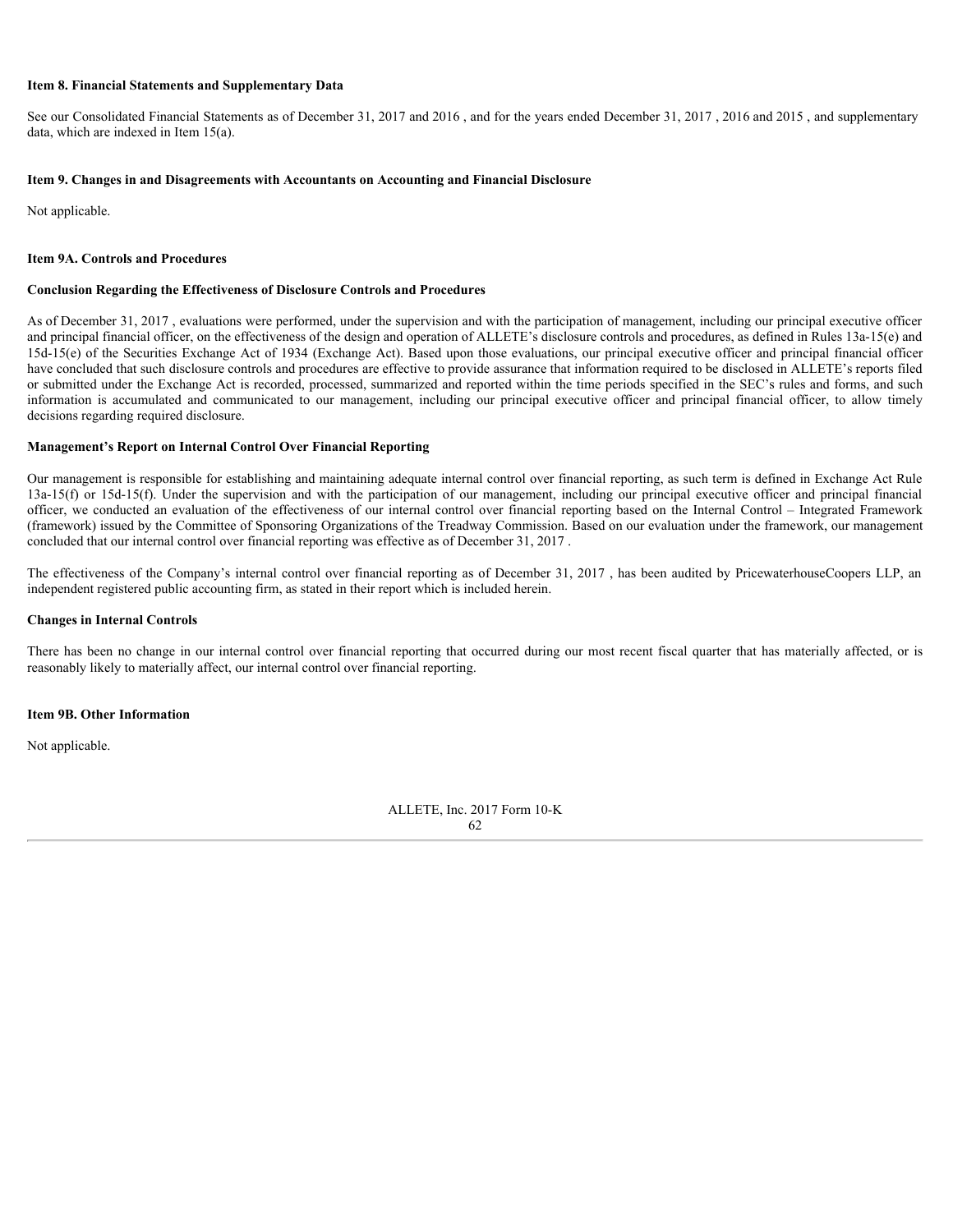## Item 8. Financial Statements and Supplementary Data

See our Consolidated Financial Statements as of December 31, 2017 and 2016 , and for the years ended December 31, 2017 , 2016 and 2015 , and supplementary data, which are indexed in Item 15(a).

## Item 9. Changes in and Disagreements with Accountants on Accounting and Financial Disclosure

Not applicable.

## Item 9A. Controls and Procedures

### Conclusion Regarding the Effectiveness of Disclosure Controls and Procedures

As of December 31, 2017 , evaluations were performed, under the supervision and with the participation of management, including our principal executive officer and principal financial officer, on the effectiveness of the design and operation of ALLETE's disclosure controls and procedures, as defined in Rules 13a-15(e) and 15d-15(e) of the Securities Exchange Act of 1934 (Exchange Act). Based upon those evaluations, our principal executive officer and principal financial officer have concluded that such disclosure controls and procedures are effective to provide assurance that information required to be disclosed in ALLETE's reports filed or submitted under the Exchange Act is recorded, processed, summarized and reported within the time periods specified in the SEC's rules and forms, and such information is accumulated and communicated to our management, including our principal executive officer and principal financial officer, to allow timely decisions regarding required disclosure.

### Management's Report on Internal Control Over Financial Reporting

Our management is responsible for establishing and maintaining adequate internal control over financial reporting, as such term is defined in Exchange Act Rule 13a-15(f) or 15d-15(f). Under the supervision and with the participation of our management, including our principal executive officer and principal financial officer, we conducted an evaluation of the effectiveness of our internal control over financial reporting based on the Internal Control – Integrated Framework (framework) issued by the Committee of Sponsoring Organizations of the Treadway Commission. Based on our evaluation under the framework, our management concluded that our internal control over financial reporting was effective as of December 31, 2017 .

The effectiveness of the Company's internal control over financial reporting as of December 31, 2017 , has been audited by PricewaterhouseCoopers LLP, an independent registered public accounting firm, as stated in their report which is included herein.

### Changes in Internal Controls

There has been no change in our internal control over financial reporting that occurred during our most recent fiscal quarter that has materially affected, or is reasonably likely to materially affect, our internal control over financial reporting.

## Item 9B. Other Information

Not applicable.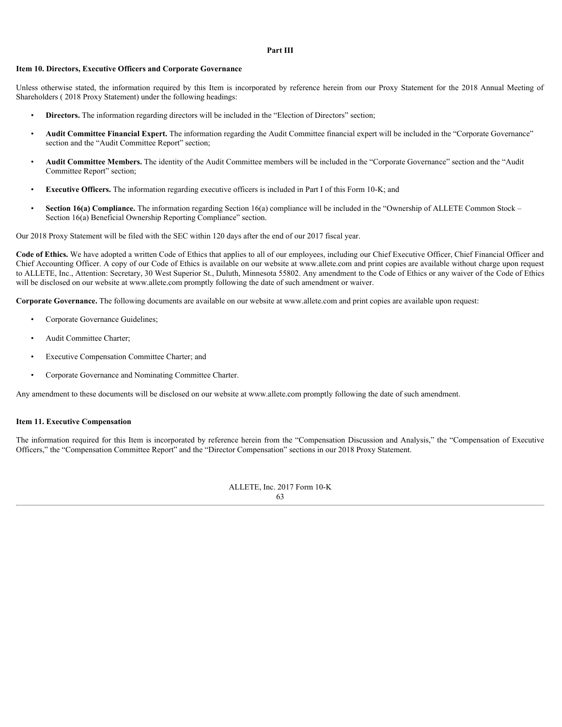## Part III

### Item 10. Directors, Executive Officers and Corporate Governance

Unless otherwise stated, the information required by this Item is incorporated by reference herein from our Proxy Statement for the 2018 Annual Meeting of Shareholders ( 2018 Proxy Statement) under the following headings:

- **Directors.** The information regarding directors will be included in the "Election of Directors" section;
- **Audit Committee Financial Expert.** The information regarding the Audit Committee financial expert will be included in the "Corporate Governance" section and the "Audit Committee Report" section;
- **Audit Committee Members.** The identity of the Audit Committee members will be included in the "Corporate Governance" section and the "Audit Committee Report" section;
- **Executive Officers.** The information regarding executive officers is included in Part I of this Form 10-K; and
- **Section 16(a) Compliance.** The information regarding Section 16(a) compliance will be included in the "Ownership of ALLETE Common Stock – Section 16(a) Beneficial Ownership Reporting Compliance" section.

Our 2018 Proxy Statement will be filed with the SEC within 120 days after the end of our 2017 fiscal year.

**Code of Ethics.** We have adopted a written Code of Ethics that applies to all of our employees, including our Chief Executive Officer, Chief Financial Officer and Chief Accounting Officer. A copy of our Code of Ethics is available on our website at www.allete.com and print copies are available without charge upon request to ALLETE, Inc., Attention: Secretary, 30 West Superior St., Duluth, Minnesota 55802. Any amendment to the Code of Ethics or any waiver of the Code of Ethics will be disclosed on our website at www.allete.com promptly following the date of such amendment or waiver.

**Corporate Governance.** The following documents are available on our website at www.allete.com and print copies are available upon request:

- Corporate Governance Guidelines;
- Audit Committee Charter;
- Executive Compensation Committee Charter; and
- Corporate Governance and Nominating Committee Charter.

Any amendment to these documents will be disclosed on our website at www.allete.com promptly following the date of such amendment.

### Item 11. Executive Compensation

The information required for this Item is incorporated by reference herein from the "Compensation Discussion and Analysis," the "Compensation of Executive Officers," the "Compensation Committee Report" and the "Director Compensation" sections in our 2018 Proxy Statement.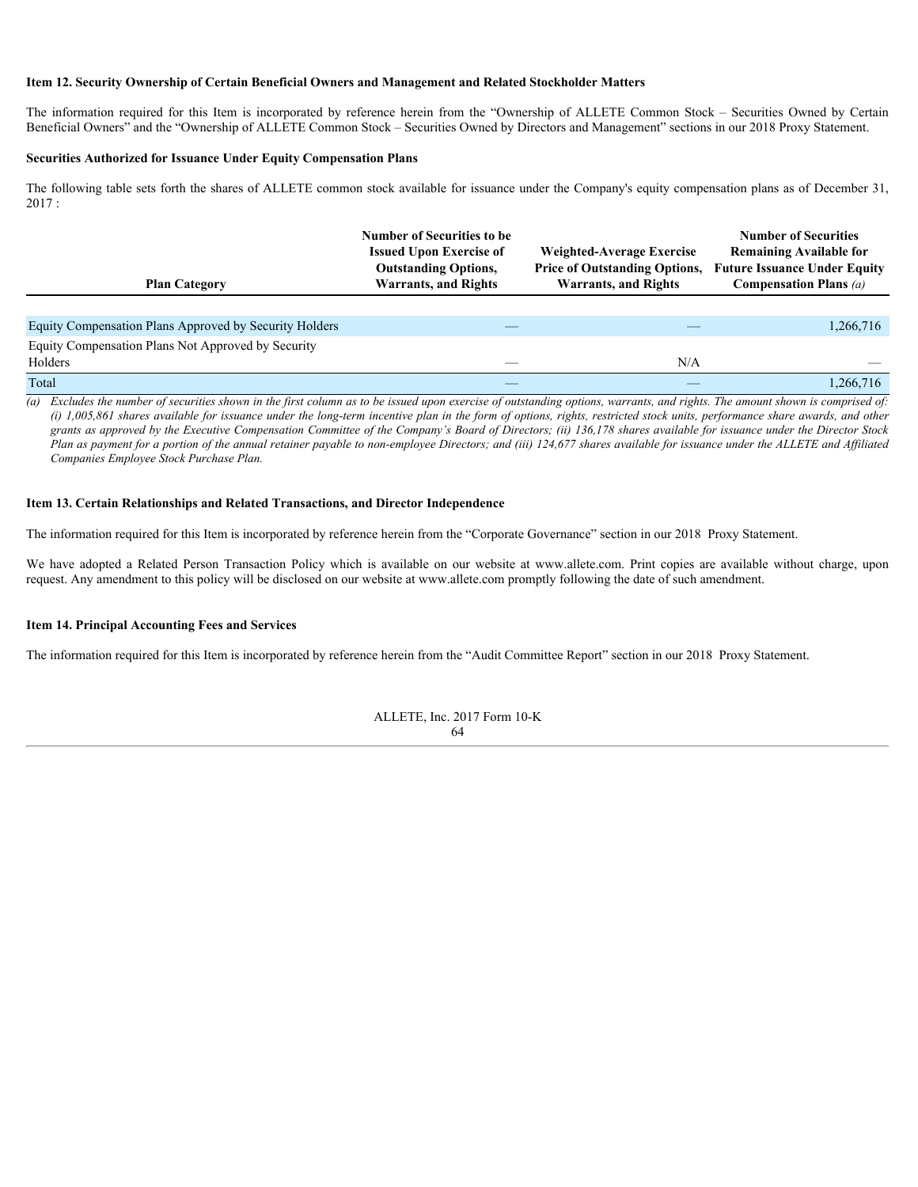### Item 12. Security Ownership of Certain Beneficial Owners and Management and Related Stockholder Matters

The information required for this Item is incorporated by reference herein from the "Ownership of ALLETE Common Stock – Securities Owned by Certain Beneficial Owners" and the "Ownership of ALLETE Common Stock – Securities Owned by Directors and Management" sections in our 2018 Proxy Statement.

**Securities Authorized for Issuance Under Equity Compensation Plans**

The following table sets forth the shares of ALLETE common stock available for issuance under the Company's equity compensation plans as of December 31, 2017 :

| Plan Category | Number of Securities to be Issued Upon Exercise of Outstanding Options, Warrants, and Rights | Weighted-Average Exercise Price of Outstanding Options, Warrants, and Rights | Number of Securities Remaining Available for Future Issuance Under Equity Compensation Plans *(a)* |
|---|---|---|---|
| Equity Compensation Plans Approved by Security Holders | — | — | 1,266,716 |
| Equity Compensation Plans Not Approved by Security Holders | — | N/A | — |
| Total | — | — | 1,266,716 |

*(a) Excludes the number of securities shown in the first column as to be issued upon exercise of outstanding options, warrants, and rights. The amount shown is comprised of: (i) 1,005,861 shares available for issuance under the long-term incentive plan in the form of options, rights, restricted stock units, performance share awards, and other grants as approved by the Executive Compensation Committee of the Company's Board of Directors; (ii) 136,178 shares available for issuance under the Director Stock Plan as payment for a portion of the annual retainer payable to non-employee Directors; and (iii) 124,677 shares available for issuance under the ALLETE and Affiliated Companies Employee Stock Purchase Plan.*

### Item 13. Certain Relationships and Related Transactions, and Director Independence

The information required for this Item is incorporated by reference herein from the "Corporate Governance" section in our 2018 Proxy Statement.

We have adopted a Related Person Transaction Policy which is available on our website at www.allete.com. Print copies are available without charge, upon request. Any amendment to this policy will be disclosed on our website at www.allete.com promptly following the date of such amendment.

### Item 14. Principal Accounting Fees and Services

The information required for this Item is incorporated by reference herein from the "Audit Committee Report" section in our 2018 Proxy Statement.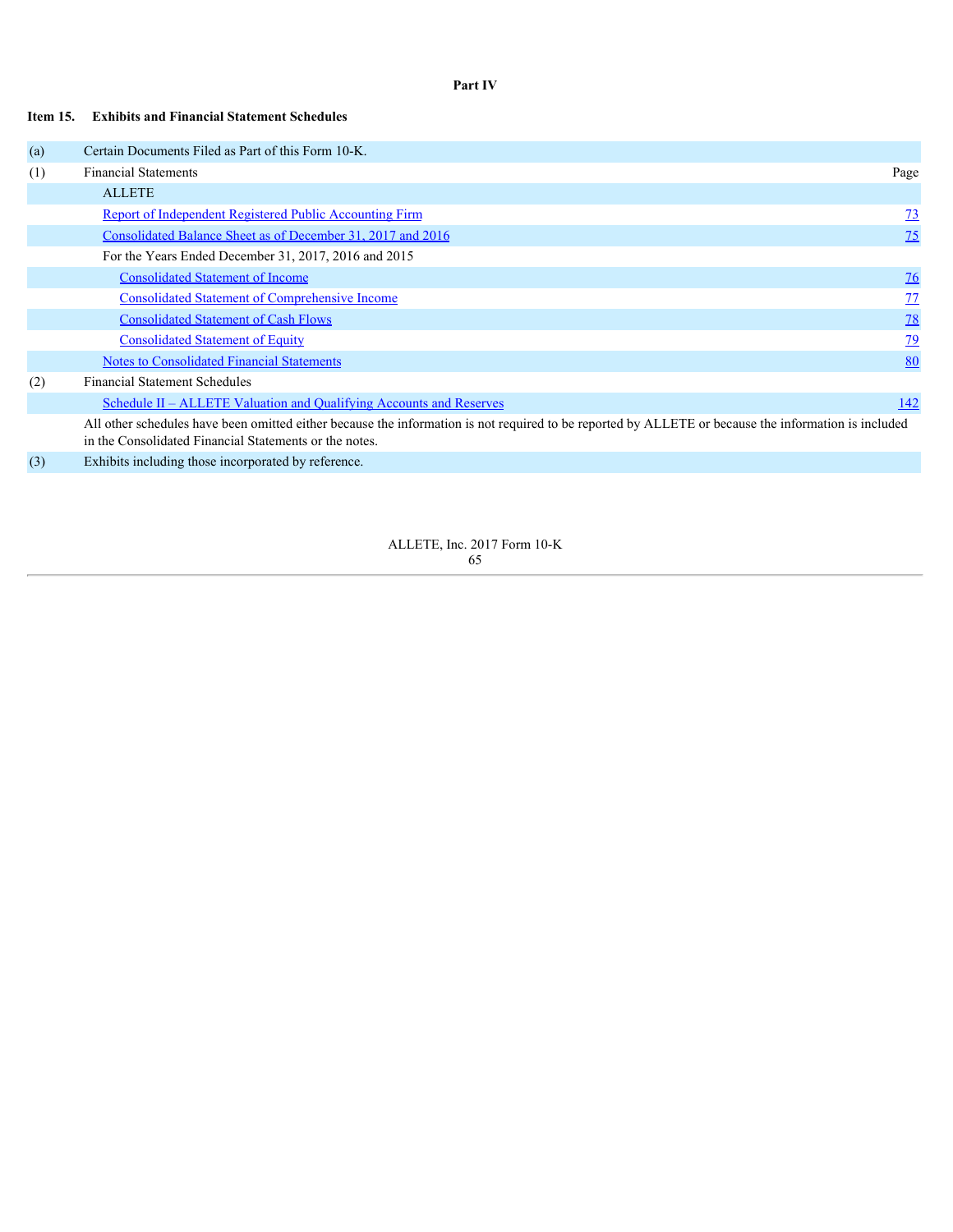# Part IV

## Item 15. Exhibits and Financial Statement Schedules

| | | |
|---|---|---|
| (a) | Certain Documents Filed as Part of this Form 10-K. | |
| (1) | Financial Statements | Page |
| | ALLETE | |
| | Report of Independent Registered Public Accounting Firm | 73 |
| | Consolidated Balance Sheet as of December 31, 2017 and 2016 | 75 |
| | For the Years Ended December 31, 2017, 2016 and 2015 | |
| | Consolidated Statement of Income | 76 |
| | Consolidated Statement of Comprehensive Income | 77 |
| | Consolidated Statement of Cash Flows | 78 |
| | Consolidated Statement of Equity | 79 |
| | Notes to Consolidated Financial Statements | 80 |
| (2) | Financial Statement Schedules | |
| | Schedule II – ALLETE Valuation and Qualifying Accounts and Reserves | 142 |
| | All other schedules have been omitted either because the information is not required to be reported by ALLETE or because the information is included in the Consolidated Financial Statements or the notes. | |
| (3) | Exhibits including those incorporated by reference. | |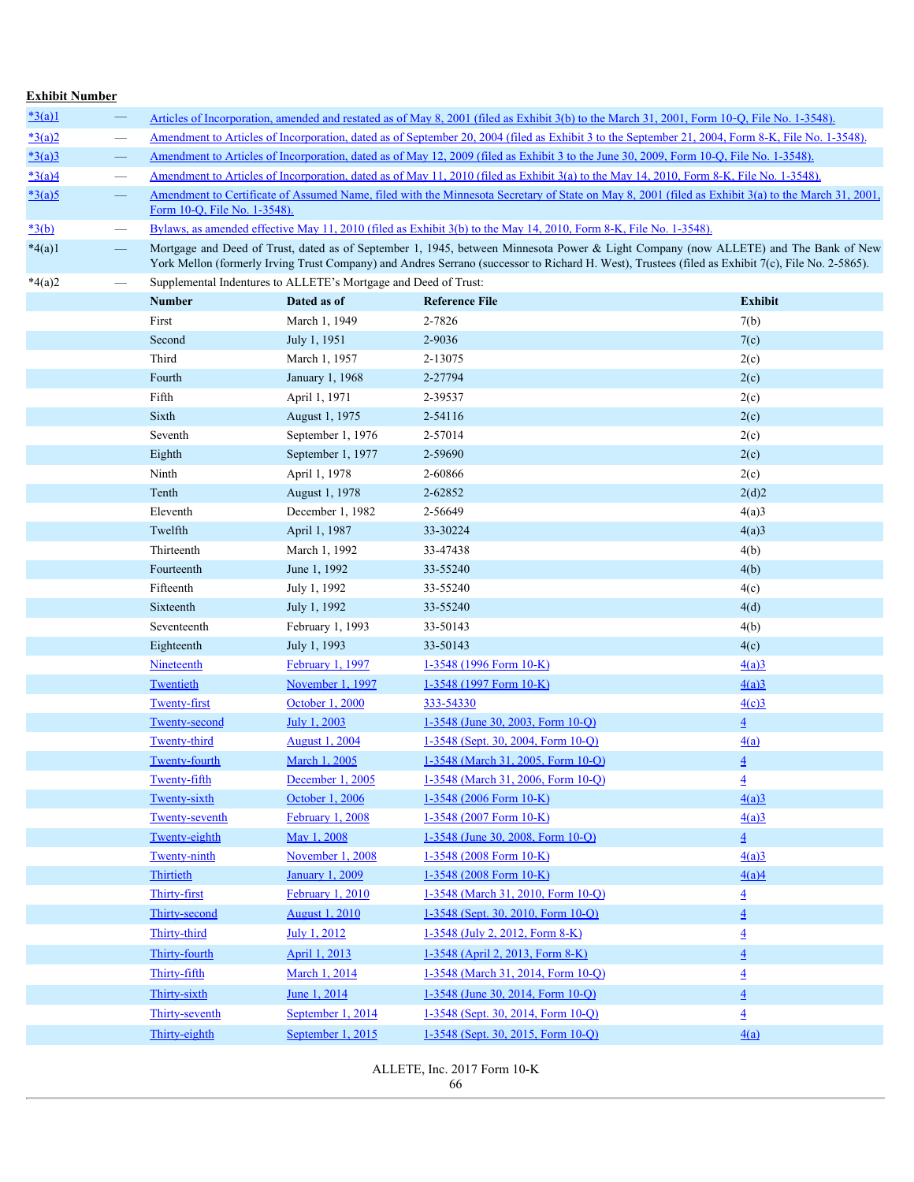**Exhibit Number**

| | | |
|---|---|---|
| *3(a)1 | — | Articles of Incorporation, amended and restated as of May 8, 2001 (filed as Exhibit 3(b) to the March 31, 2001, Form 10-Q, File No. 1-3548). |
| *3(a)2 | — | Amendment to Articles of Incorporation, dated as of September 20, 2004 (filed as Exhibit 3 to the September 21, 2004, Form 8-K, File No. 1-3548). |
| *3(a)3 | — | Amendment to Articles of Incorporation, dated as of May 12, 2009 (filed as Exhibit 3 to the June 30, 2009, Form 10-Q, File No. 1-3548). |
| *3(a)4 | — | Amendment to Articles of Incorporation, dated as of May 11, 2010 (filed as Exhibit 3(a) to the May 14, 2010, Form 8-K, File No. 1-3548). |
| *3(a)5 | — | Amendment to Certificate of Assumed Name, filed with the Minnesota Secretary of State on May 8, 2001 (filed as Exhibit 3(a) to the March 31, 2001, Form 10-Q, File No. 1-3548). |
| *3(b) | — | Bylaws, as amended effective May 11, 2010 (filed as Exhibit 3(b) to the May 14, 2010, Form 8-K, File No. 1-3548). |
| *4(a)1 | — | Mortgage and Deed of Trust, dated as of September 1, 1945, between Minnesota Power & Light Company (now ALLETE) and The Bank of New York Mellon (formerly Irving Trust Company) and Andres Serrano (successor to Richard H. West), Trustees (filed as Exhibit 7(c), File No. 2-5865). |
| *4(a)2 | — | Supplemental Indentures to ALLETE's Mortgage and Deed of Trust: |

| Number | Dated as of | Reference File | Exhibit |
|---|---|---|---|
| First | March 1, 1949 | 2-7826 | 7(b) |
| Second | July 1, 1951 | 2-9036 | 7(c) |
| Third | March 1, 1957 | 2-13075 | 2(c) |
| Fourth | January 1, 1968 | 2-27794 | 2(c) |
| Fifth | April 1, 1971 | 2-39537 | 2(c) |
| Sixth | August 1, 1975 | 2-54116 | 2(c) |
| Seventh | September 1, 1976 | 2-57014 | 2(c) |
| Eighth | September 1, 1977 | 2-59690 | 2(c) |
| Ninth | April 1, 1978 | 2-60866 | 2(c) |
| Tenth | August 1, 1978 | 2-62852 | 2(d)2 |
| Eleventh | December 1, 1982 | 2-56649 | 4(a)3 |
| Twelfth | April 1, 1987 | 33-30224 | 4(a)3 |
| Thirteenth | March 1, 1992 | 33-47438 | 4(b) |
| Fourteenth | June 1, 1992 | 33-55240 | 4(b) |
| Fifteenth | July 1, 1992 | 33-55240 | 4(c) |
| Sixteenth | July 1, 1992 | 33-55240 | 4(d) |
| Seventeenth | February 1, 1993 | 33-50143 | 4(b) |
| Eighteenth | July 1, 1993 | 33-50143 | 4(c) |
| Nineteenth | February 1, 1997 | 1-3548 (1996 Form 10-K) | 4(a)3 |
| Twentieth | November 1, 1997 | 1-3548 (1997 Form 10-K) | 4(a)3 |
| Twenty-first | October 1, 2000 | 333-54330 | 4(c)3 |
| Twenty-second | July 1, 2003 | 1-3548 (June 30, 2003, Form 10-Q) | 4 |
| Twenty-third | August 1, 2004 | 1-3548 (Sept. 30, 2004, Form 10-Q) | 4(a) |
| Twenty-fourth | March 1, 2005 | 1-3548 (March 31, 2005, Form 10-Q) | 4 |
| Twenty-fifth | December 1, 2005 | 1-3548 (March 31, 2006, Form 10-Q) | 4 |
| Twenty-sixth | October 1, 2006 | 1-3548 (2006 Form 10-K) | 4(a)3 |
| Twenty-seventh | February 1, 2008 | 1-3548 (2007 Form 10-K) | 4(a)3 |
| Twenty-eighth | May 1, 2008 | 1-3548 (June 30, 2008, Form 10-Q) | 4 |
| Twenty-ninth | November 1, 2008 | 1-3548 (2008 Form 10-K) | 4(a)3 |
| Thirtieth | January 1, 2009 | 1-3548 (2008 Form 10-K) | 4(a)4 |
| Thirty-first | February 1, 2010 | 1-3548 (March 31, 2010, Form 10-Q) | 4 |
| Thirty-second | August 1, 2010 | 1-3548 (Sept. 30, 2010, Form 10-Q) | 4 |
| Thirty-third | July 1, 2012 | 1-3548 (July 2, 2012, Form 8-K) | 4 |
| Thirty-fourth | April 1, 2013 | 1-3548 (April 2, 2013, Form 8-K) | 4 |
| Thirty-fifth | March 1, 2014 | 1-3548 (March 31, 2014, Form 10-Q) | 4 |
| Thirty-sixth | June 1, 2014 | 1-3548 (June 30, 2014, Form 10-Q) | 4 |
| Thirty-seventh | September 1, 2014 | 1-3548 (Sept. 30, 2014, Form 10-Q) | 4 |
| Thirty-eighth | September 1, 2015 | 1-3548 (Sept. 30, 2015, Form 10-Q) | 4(a) |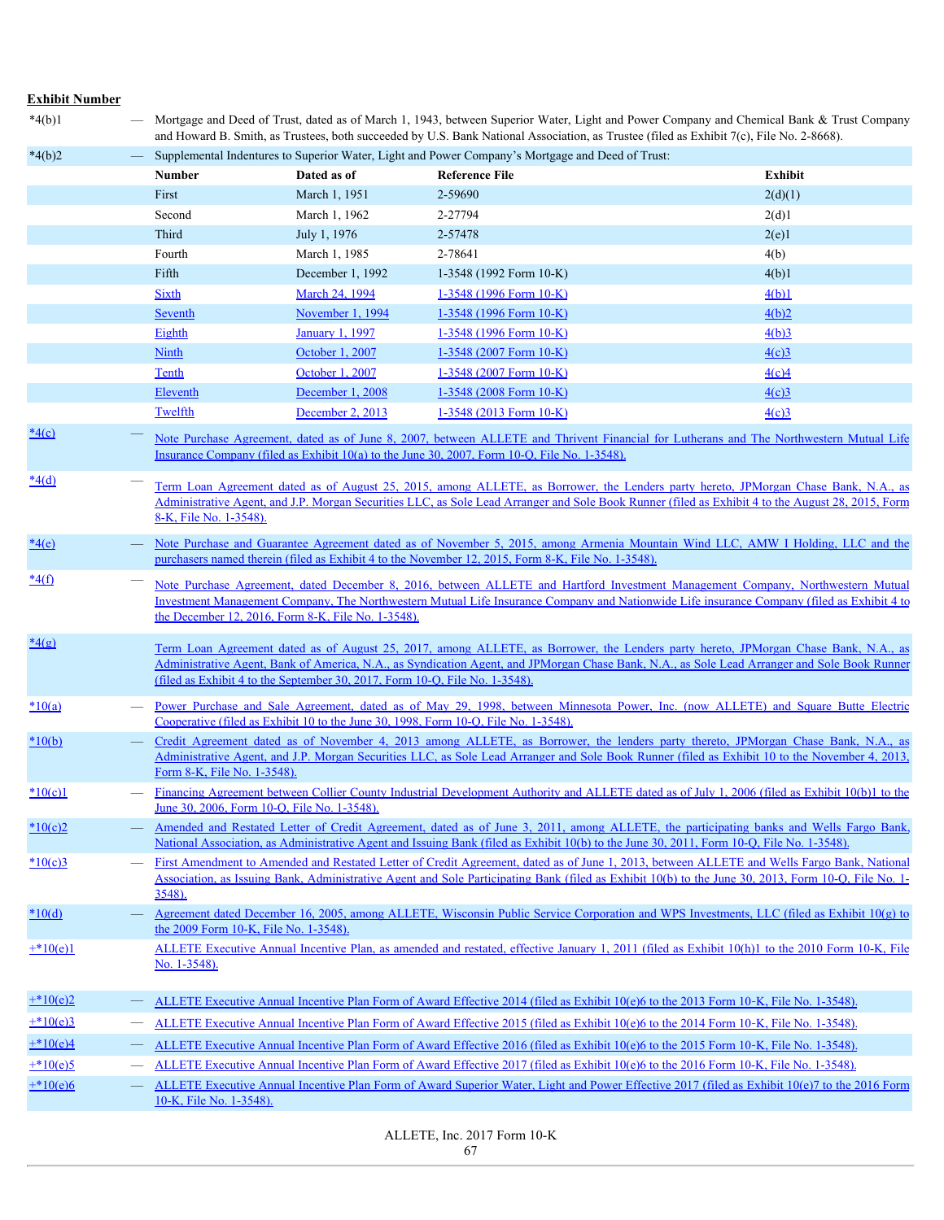**Exhibit Number**

| | | | | |
|---|---|---|---|---|
| *4(b)1 | — Mortgage and Deed of Trust, dated as of March 1, 1943, between Superior Water, Light and Power Company and Chemical Bank & Trust Company and Howard B. Smith, as Trustees, both succeeded by U.S. Bank National Association, as Trustee (filed as Exhibit 7(c), File No. 2-8668). | | | |
| *4(b)2 | — Supplemental Indentures to Superior Water, Light and Power Company's Mortgage and Deed of Trust: | | | |
| | **Number** | **Dated as of** | **Reference File** | **Exhibit** |
| | First | March 1, 1951 | 2-59690 | 2(d)(1) |
| | Second | March 1, 1962 | 2-27794 | 2(d)1 |
| | Third | July 1, 1976 | 2-57478 | 2(e)1 |
| | Fourth | March 1, 1985 | 2-78641 | 4(b) |
| | Fifth | December 1, 1992 | 1-3548 (1992 Form 10-K) | 4(b)1 |
| | Sixth | March 24, 1994 | 1-3548 (1996 Form 10-K) | 4(b)1 |
| | Seventh | November 1, 1994 | 1-3548 (1996 Form 10-K) | 4(b)2 |
| | Eighth | January 1, 1997 | 1-3548 (1996 Form 10-K) | 4(b)3 |
| | Ninth | October 1, 2007 | 1-3548 (2007 Form 10-K) | 4(c)3 |
| | Tenth | October 1, 2007 | 1-3548 (2007 Form 10-K) | 4(c)4 |
| | Eleventh | December 1, 2008 | 1-3548 (2008 Form 10-K) | 4(c)3 |
| | Twelfth | December 2, 2013 | 1-3548 (2013 Form 10-K) | 4(c)3 |

| | |
|---|---|
| *4(c) | — Note Purchase Agreement, dated as of June 8, 2007, between ALLETE and Thrivent Financial for Lutherans and The Northwestern Mutual Life Insurance Company (filed as Exhibit 10(a) to the June 30, 2007, Form 10-Q, File No. 1-3548). |
| *4(d) | — Term Loan Agreement dated as of August 25, 2015, among ALLETE, as Borrower, the Lenders party hereto, JPMorgan Chase Bank, N.A., as Administrative Agent, and J.P. Morgan Securities LLC, as Sole Lead Arranger and Sole Book Runner (filed as Exhibit 4 to the August 28, 2015, Form 8-K, File No. 1-3548). |
| *4(e) | — Note Purchase and Guarantee Agreement dated as of November 5, 2015, among Armenia Mountain Wind LLC, AMW I Holding, LLC and the purchasers named therein (filed as Exhibit 4 to the November 12, 2015, Form 8-K, File No. 1-3548). |
| *4(f) | — Note Purchase Agreement, dated December 8, 2016, between ALLETE and Hartford Investment Management Company, Northwestern Mutual Investment Management Company, The Northwestern Mutual Life Insurance Company and Nationwide Life insurance Company (filed as Exhibit 4 to the December 12, 2016, Form 8-K, File No. 1-3548). |
| *4(g) | Term Loan Agreement dated as of August 25, 2017, among ALLETE, as Borrower, the Lenders party hereto, JPMorgan Chase Bank, N.A., as Administrative Agent, Bank of America, N.A., as Syndication Agent, and JPMorgan Chase Bank, N.A., as Sole Lead Arranger and Sole Book Runner (filed as Exhibit 4 to the September 30, 2017, Form 10-Q, File No. 1-3548). |
| *10(a) | — Power Purchase and Sale Agreement, dated as of May 29, 1998, between Minnesota Power, Inc. (now ALLETE) and Square Butte Electric Cooperative (filed as Exhibit 10 to the June 30, 1998, Form 10-Q, File No. 1-3548). |
| *10(b) | — Credit Agreement dated as of November 4, 2013 among ALLETE, as Borrower, the lenders party thereto, JPMorgan Chase Bank, N.A., as Administrative Agent, and J.P. Morgan Securities LLC, as Sole Lead Arranger and Sole Book Runner (filed as Exhibit 10 to the November 4, 2013, Form 8-K, File No. 1-3548). |
| *10(c)1 | — Financing Agreement between Collier County Industrial Development Authority and ALLETE dated as of July 1, 2006 (filed as Exhibit 10(b)1 to the June 30, 2006, Form 10-Q, File No. 1-3548). |
| *10(c)2 | — Amended and Restated Letter of Credit Agreement, dated as of June 3, 2011, among ALLETE, the participating banks and Wells Fargo Bank, National Association, as Administrative Agent and Issuing Bank (filed as Exhibit 10(b) to the June 30, 2011, Form 10-Q, File No. 1-3548). |
| *10(c)3 | — First Amendment to Amended and Restated Letter of Credit Agreement, dated as of June 1, 2013, between ALLETE and Wells Fargo Bank, National Association, as Issuing Bank, Administrative Agent and Sole Participating Bank (filed as Exhibit 10(b) to the June 30, 2013, Form 10-Q, File No. 1-3548). |
| *10(d) | — Agreement dated December 16, 2005, among ALLETE, Wisconsin Public Service Corporation and WPS Investments, LLC (filed as Exhibit 10(g) to the 2009 Form 10-K, File No. 1-3548). |
| +*10(e)1 | ALLETE Executive Annual Incentive Plan, as amended and restated, effective January 1, 2011 (filed as Exhibit 10(h)1 to the 2010 Form 10-K, File No. 1-3548). |
| +*10(e)2 | — ALLETE Executive Annual Incentive Plan Form of Award Effective 2014 (filed as Exhibit 10(e)6 to the 2013 Form 10-K, File No. 1-3548). |
| +*10(e)3 | — ALLETE Executive Annual Incentive Plan Form of Award Effective 2015 (filed as Exhibit 10(e)6 to the 2014 Form 10-K, File No. 1-3548). |
| +*10(e)4 | — ALLETE Executive Annual Incentive Plan Form of Award Effective 2016 (filed as Exhibit 10(e)6 to the 2015 Form 10-K, File No. 1-3548). |
| +*10(e)5 | — ALLETE Executive Annual Incentive Plan Form of Award Effective 2017 (filed as Exhibit 10(e)6 to the 2016 Form 10-K, File No. 1-3548). |
| +*10(e)6 | — ALLETE Executive Annual Incentive Plan Form of Award Superior Water, Light and Power Effective 2017 (filed as Exhibit 10(e)7 to the 2016 Form 10-K, File No. 1-3548). |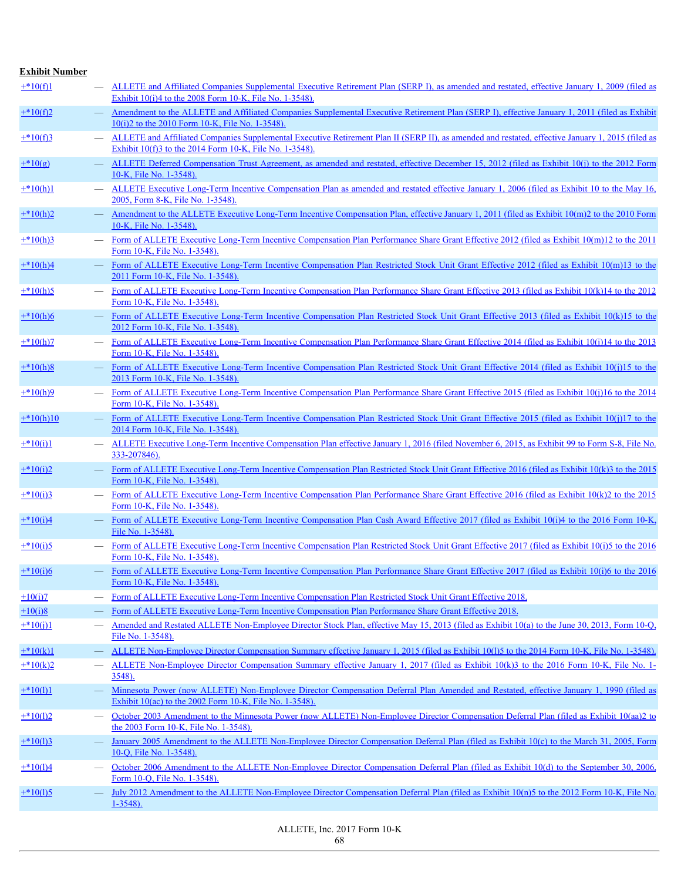| Exhibit Number | | |
|---|---|---|
| +*10(f)1 | — | ALLETE and Affiliated Companies Supplemental Executive Retirement Plan (SERP I), as amended and restated, effective January 1, 2009 (filed as Exhibit 10(i)4 to the 2008 Form 10-K, File No. 1-3548). |
| +*10(f)2 | — | Amendment to the ALLETE and Affiliated Companies Supplemental Executive Retirement Plan (SERP I), effective January 1, 2011 (filed as Exhibit 10(i)2 to the 2010 Form 10-K, File No. 1-3548). |
| +*10(f)3 | — | ALLETE and Affiliated Companies Supplemental Executive Retirement Plan II (SERP II), as amended and restated, effective January 1, 2015 (filed as Exhibit 10(f)3 to the 2014 Form 10-K, File No. 1-3548). |
| +*10(g) | — | ALLETE Deferred Compensation Trust Agreement, as amended and restated, effective December 15, 2012 (filed as Exhibit 10(j) to the 2012 Form 10-K, File No. 1-3548). |
| +*10(h)1 | — | ALLETE Executive Long-Term Incentive Compensation Plan as amended and restated effective January 1, 2006 (filed as Exhibit 10 to the May 16, 2005, Form 8-K, File No. 1-3548). |
| +*10(h)2 | — | Amendment to the ALLETE Executive Long-Term Incentive Compensation Plan, effective January 1, 2011 (filed as Exhibit 10(m)2 to the 2010 Form 10-K, File No. 1-3548). |
| +*10(h)3 | — | Form of ALLETE Executive Long-Term Incentive Compensation Plan Performance Share Grant Effective 2012 (filed as Exhibit 10(m)12 to the 2011 Form 10-K, File No. 1-3548). |
| +*10(h)4 | — | Form of ALLETE Executive Long-Term Incentive Compensation Plan Restricted Stock Unit Grant Effective 2012 (filed as Exhibit 10(m)13 to the 2011 Form 10-K, File No. 1-3548). |
| +*10(h)5 | — | Form of ALLETE Executive Long-Term Incentive Compensation Plan Performance Share Grant Effective 2013 (filed as Exhibit 10(k)14 to the 2012 Form 10-K, File No. 1-3548). |
| +*10(h)6 | — | Form of ALLETE Executive Long-Term Incentive Compensation Plan Restricted Stock Unit Grant Effective 2013 (filed as Exhibit 10(k)15 to the 2012 Form 10-K, File No. 1-3548). |
| +*10(h)7 | — | Form of ALLETE Executive Long-Term Incentive Compensation Plan Performance Share Grant Effective 2014 (filed as Exhibit 10(j)14 to the 2013 Form 10-K, File No. 1-3548). |
| +*10(h)8 | — | Form of ALLETE Executive Long-Term Incentive Compensation Plan Restricted Stock Unit Grant Effective 2014 (filed as Exhibit 10(j)15 to the 2013 Form 10-K, File No. 1-3548). |
| +*10(h)9 | — | Form of ALLETE Executive Long-Term Incentive Compensation Plan Performance Share Grant Effective 2015 (filed as Exhibit 10(j)16 to the 2014 Form 10-K, File No. 1-3548). |
| +*10(h)10 | — | Form of ALLETE Executive Long-Term Incentive Compensation Plan Restricted Stock Unit Grant Effective 2015 (filed as Exhibit 10(j)17 to the 2014 Form 10-K, File No. 1-3548). |
| +*10(i)1 | — | ALLETE Executive Long-Term Incentive Compensation Plan effective January 1, 2016 (filed November 6, 2015, as Exhibit 99 to Form S-8, File No. 333-207846). |
| +*10(i)2 | — | Form of ALLETE Executive Long-Term Incentive Compensation Plan Restricted Stock Unit Grant Effective 2016 (filed as Exhibit 10(k)3 to the 2015 Form 10-K, File No. 1-3548). |
| +*10(i)3 | — | Form of ALLETE Executive Long-Term Incentive Compensation Plan Performance Share Grant Effective 2016 (filed as Exhibit 10(k)2 to the 2015 Form 10-K, File No. 1-3548). |
| +*10(i)4 | — | Form of ALLETE Executive Long-Term Incentive Compensation Plan Cash Award Effective 2017 (filed as Exhibit 10(i)4 to the 2016 Form 10-K, File No. 1-3548). |
| +*10(i)5 | — | Form of ALLETE Executive Long-Term Incentive Compensation Plan Restricted Stock Unit Grant Effective 2017 (filed as Exhibit 10(i)5 to the 2016 Form 10-K, File No. 1-3548). |
| +*10(i)6 | — | Form of ALLETE Executive Long-Term Incentive Compensation Plan Performance Share Grant Effective 2017 (filed as Exhibit 10(i)6 to the 2016 Form 10-K, File No. 1-3548). |
| +10(i)7 | — | Form of ALLETE Executive Long-Term Incentive Compensation Plan Restricted Stock Unit Grant Effective 2018. |
| +10(i)8 | — | Form of ALLETE Executive Long-Term Incentive Compensation Plan Performance Share Grant Effective 2018. |
| +*10(j)1 | — | Amended and Restated ALLETE Non-Employee Director Stock Plan, effective May 15, 2013 (filed as Exhibit 10(a) to the June 30, 2013, Form 10-Q, File No. 1-3548). |
| +*10(k)1 | — | ALLETE Non-Employee Director Compensation Summary effective January 1, 2015 (filed as Exhibit 10(l)5 to the 2014 Form 10-K, File No. 1-3548). |
| +*10(k)2 | — | ALLETE Non-Employee Director Compensation Summary effective January 1, 2017 (filed as Exhibit 10(k)3 to the 2016 Form 10-K, File No. 1-3548). |
| +*10(l)1 | — | Minnesota Power (now ALLETE) Non-Employee Director Compensation Deferral Plan Amended and Restated, effective January 1, 1990 (filed as Exhibit 10(ac) to the 2002 Form 10-K, File No. 1-3548). |
| +*10(l)2 | — | October 2003 Amendment to the Minnesota Power (now ALLETE) Non-Employee Director Compensation Deferral Plan (filed as Exhibit 10(aa)2 to the 2003 Form 10-K, File No. 1-3548). |
| +*10(l)3 | — | January 2005 Amendment to the ALLETE Non-Employee Director Compensation Deferral Plan (filed as Exhibit 10(c) to the March 31, 2005, Form 10-Q, File No. 1-3548). |
| +*10(l)4 | — | October 2006 Amendment to the ALLETE Non-Employee Director Compensation Deferral Plan (filed as Exhibit 10(d) to the September 30, 2006, Form 10-Q, File No. 1-3548). |
| +*10(l)5 | — | July 2012 Amendment to the ALLETE Non-Employee Director Compensation Deferral Plan (filed as Exhibit 10(n)5 to the 2012 Form 10-K, File No. 1-3548). |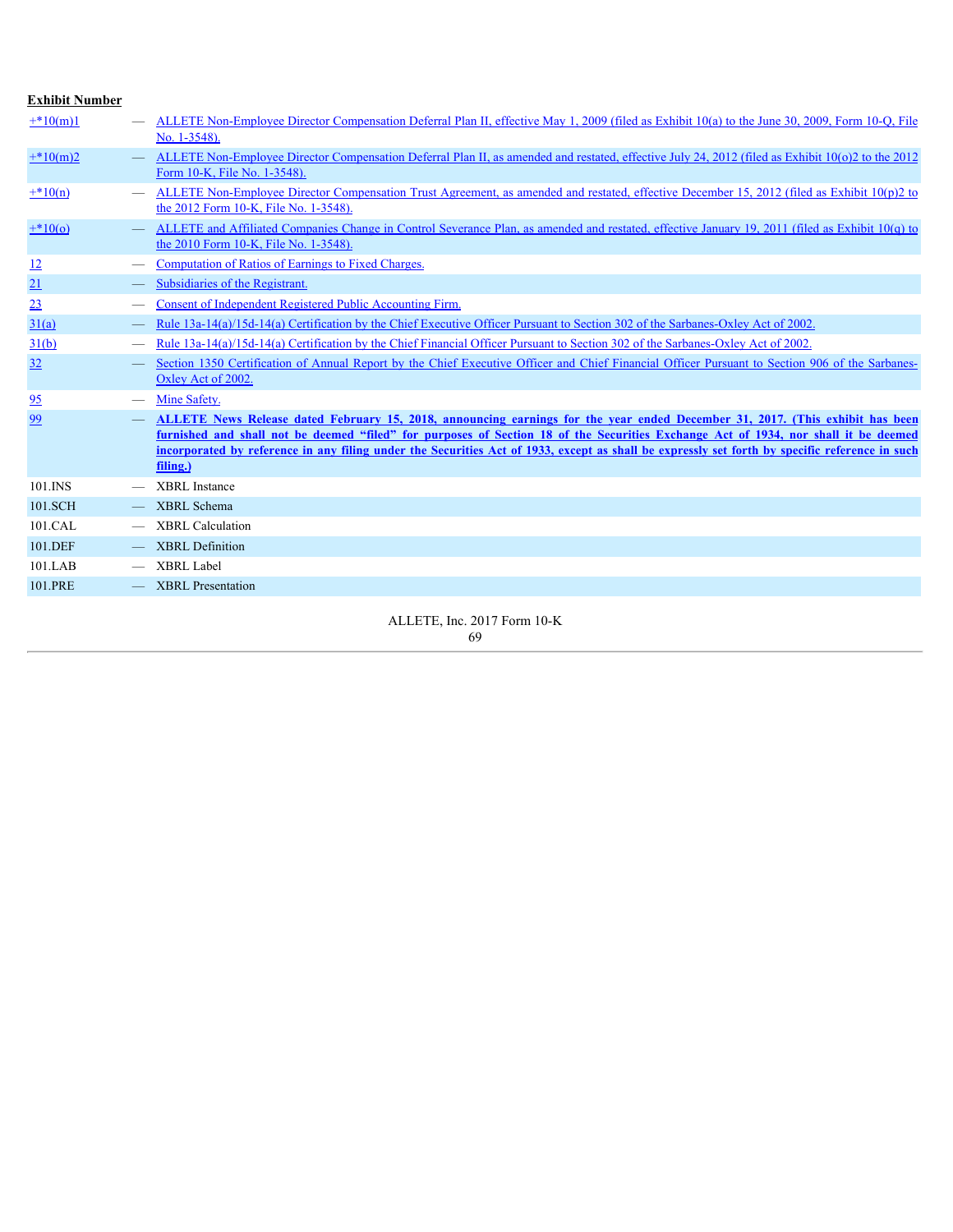**Exhibit Number**

| | | |
|---|---|---|
| +*10(m)1 | — | ALLETE Non-Employee Director Compensation Deferral Plan II, effective May 1, 2009 (filed as Exhibit 10(a) to the June 30, 2009, Form 10-Q, File No. 1-3548). |
| +*10(m)2 | — | ALLETE Non-Employee Director Compensation Deferral Plan II, as amended and restated, effective July 24, 2012 (filed as Exhibit 10(o)2 to the 2012 Form 10-K, File No. 1-3548). |
| +*10(n) | — | ALLETE Non-Employee Director Compensation Trust Agreement, as amended and restated, effective December 15, 2012 (filed as Exhibit 10(p)2 to the 2012 Form 10-K, File No. 1-3548). |
| +*10(o) | — | ALLETE and Affiliated Companies Change in Control Severance Plan, as amended and restated, effective January 19, 2011 (filed as Exhibit 10(q) to the 2010 Form 10-K, File No. 1-3548). |
| 12 | — | Computation of Ratios of Earnings to Fixed Charges. |
| 21 | — | Subsidiaries of the Registrant. |
| 23 | — | Consent of Independent Registered Public Accounting Firm. |
| 31(a) | — | Rule 13a-14(a)/15d-14(a) Certification by the Chief Executive Officer Pursuant to Section 302 of the Sarbanes-Oxley Act of 2002. |
| 31(b) | — | Rule 13a-14(a)/15d-14(a) Certification by the Chief Financial Officer Pursuant to Section 302 of the Sarbanes-Oxley Act of 2002. |
| 32 | — | Section 1350 Certification of Annual Report by the Chief Executive Officer and Chief Financial Officer Pursuant to Section 906 of the Sarbanes-Oxley Act of 2002. |
| 95 | — | Mine Safety. |
| 99 | — | **ALLETE News Release dated February 15, 2018, announcing earnings for the year ended December 31, 2017. (This exhibit has been furnished and shall not be deemed "filed" for purposes of Section 18 of the Securities Exchange Act of 1934, nor shall it be deemed incorporated by reference in any filing under the Securities Act of 1933, except as shall be expressly set forth by specific reference in such filing.)** |
| 101.INS | — | XBRL Instance |
| 101.SCH | — | XBRL Schema |
| 101.CAL | — | XBRL Calculation |
| 101.DEF | — | XBRL Definition |
| 101.LAB | — | XBRL Label |
| 101.PRE | — | XBRL Presentation |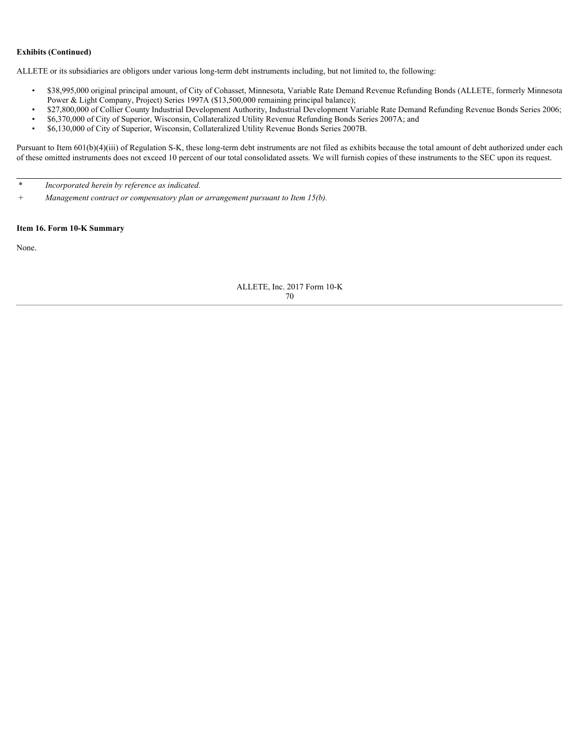**Exhibits (Continued)**

ALLETE or its subsidiaries are obligors under various long-term debt instruments including, but not limited to, the following:

- $38,995,000 original principal amount, of City of Cohasset, Minnesota, Variable Rate Demand Revenue Refunding Bonds (ALLETE, formerly Minnesota Power & Light Company, Project) Series 1997A ($13,500,000 remaining principal balance);
- $27,800,000 of Collier County Industrial Development Authority, Industrial Development Variable Rate Demand Refunding Revenue Bonds Series 2006;
- $6,370,000 of City of Superior, Wisconsin, Collateralized Utility Revenue Refunding Bonds Series 2007A; and
- $6,130,000 of City of Superior, Wisconsin, Collateralized Utility Revenue Bonds Series 2007B.

Pursuant to Item 601(b)(4)(iii) of Regulation S-K, these long-term debt instruments are not filed as exhibits because the total amount of debt authorized under each of these omitted instruments does not exceed 10 percent of our total consolidated assets. We will furnish copies of these instruments to the SEC upon its request.

---

\* *Incorporated herein by reference as indicated.*

\+ *Management contract or compensatory plan or arrangement pursuant to Item 15(b).*

**Item 16. Form 10-K Summary**

None.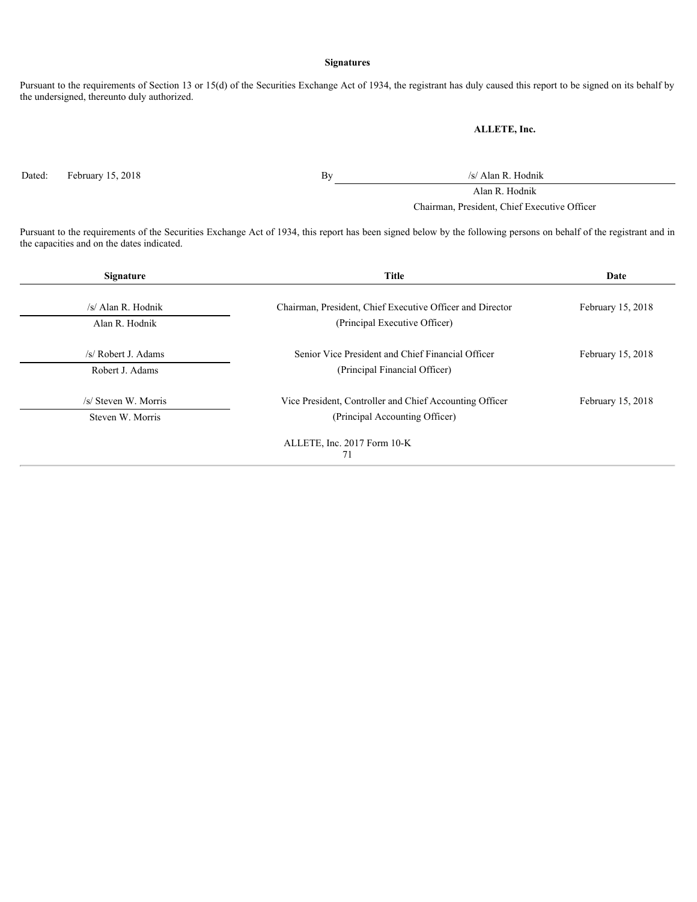**Signatures**

Pursuant to the requirements of Section 13 or 15(d) of the Securities Exchange Act of 1934, the registrant has duly caused this report to be signed on its behalf by the undersigned, thereunto duly authorized.

**ALLETE, Inc.**

Dated: February 15, 2018

By /s/ Alan R. Hodnik
Alan R. Hodnik
Chairman, President, Chief Executive Officer

Pursuant to the requirements of the Securities Exchange Act of 1934, this report has been signed below by the following persons on behalf of the registrant and in the capacities and on the dates indicated.

| Signature | Title | Date |
|---|---|---|
| /s/ Alan R. Hodnik<br>Alan R. Hodnik | Chairman, President, Chief Executive Officer and Director<br>(Principal Executive Officer) | February 15, 2018 |
| /s/ Robert J. Adams<br>Robert J. Adams | Senior Vice President and Chief Financial Officer<br>(Principal Financial Officer) | February 15, 2018 |
| /s/ Steven W. Morris<br>Steven W. Morris | Vice President, Controller and Chief Accounting Officer<br>(Principal Accounting Officer) | February 15, 2018 |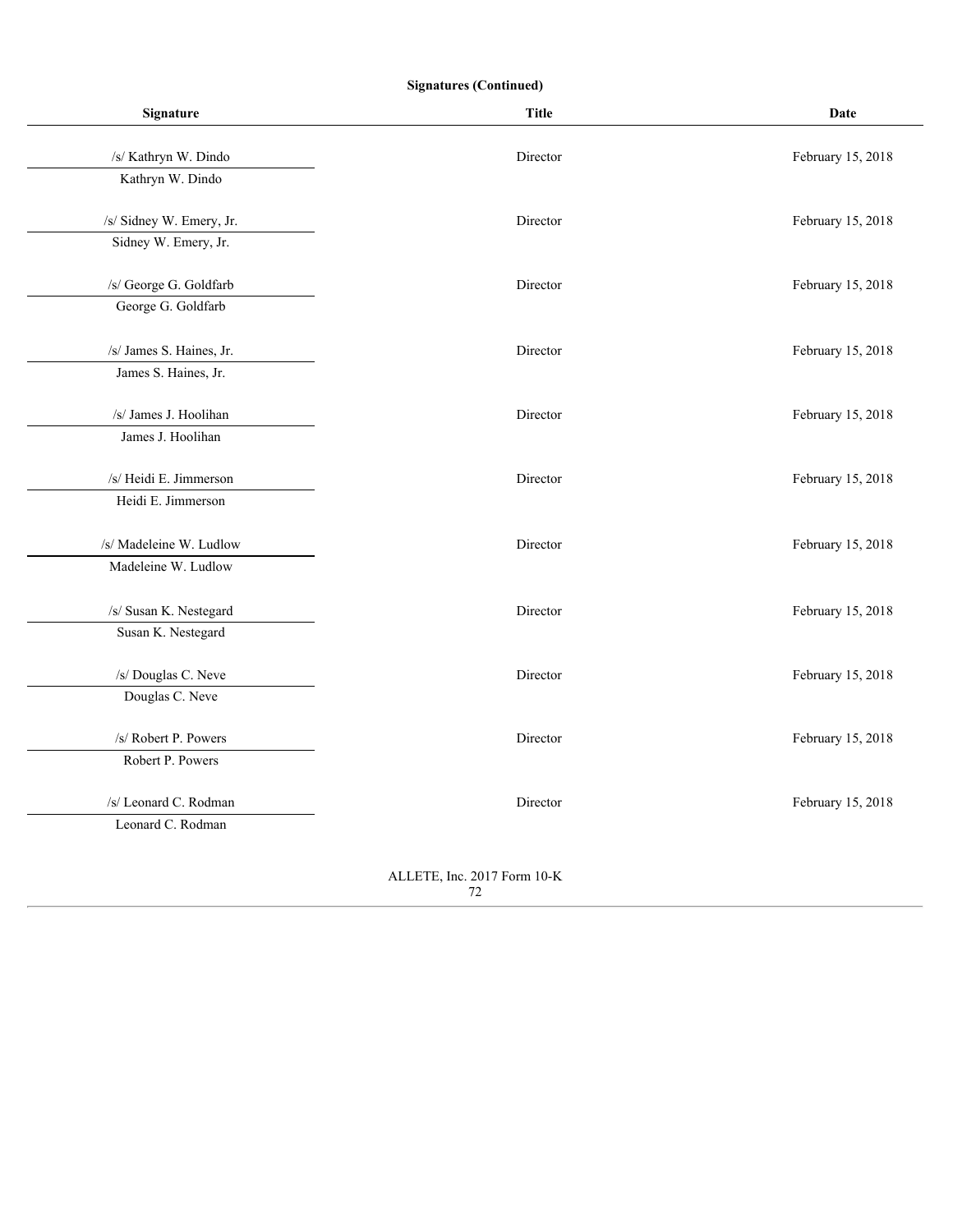**Signatures (Continued)**

| Signature | Title | Date |
|---|---|---|
| /s/ Kathryn W. Dindo<br>Kathryn W. Dindo | Director | February 15, 2018 |
| /s/ Sidney W. Emery, Jr.<br>Sidney W. Emery, Jr. | Director | February 15, 2018 |
| /s/ George G. Goldfarb<br>George G. Goldfarb | Director | February 15, 2018 |
| /s/ James S. Haines, Jr.<br>James S. Haines, Jr. | Director | February 15, 2018 |
| /s/ James J. Hoolihan<br>James J. Hoolihan | Director | February 15, 2018 |
| /s/ Heidi E. Jimmerson<br>Heidi E. Jimmerson | Director | February 15, 2018 |
| /s/ Madeleine W. Ludlow<br>Madeleine W. Ludlow | Director | February 15, 2018 |
| /s/ Susan K. Nestegard<br>Susan K. Nestegard | Director | February 15, 2018 |
| /s/ Douglas C. Neve<br>Douglas C. Neve | Director | February 15, 2018 |
| /s/ Robert P. Powers<br>Robert P. Powers | Director | February 15, 2018 |
| /s/ Leonard C. Rodman<br>Leonard C. Rodman | Director | February 15, 2018 |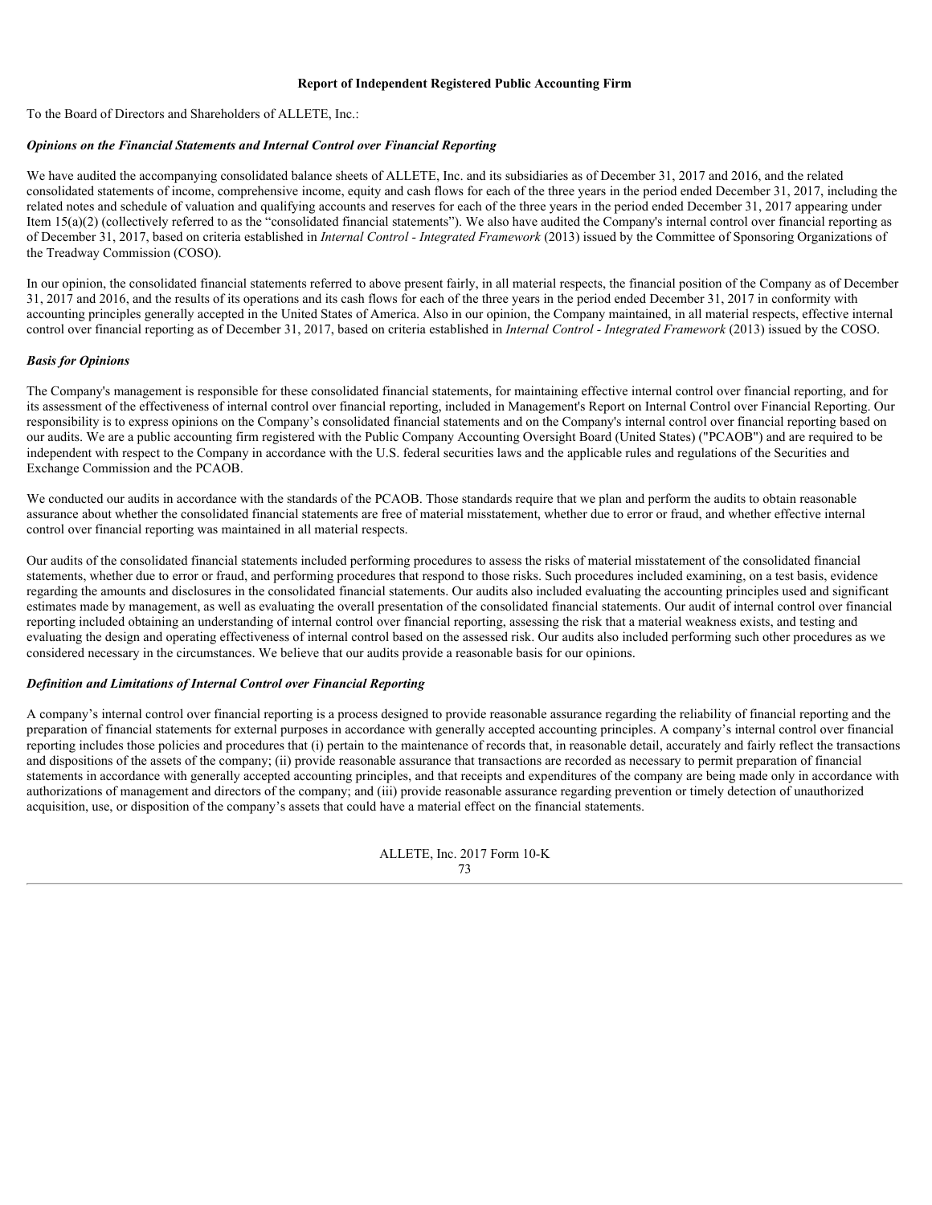## Report of Independent Registered Public Accounting Firm

To the Board of Directors and Shareholders of ALLETE, Inc.:

### *Opinions on the Financial Statements and Internal Control over Financial Reporting*

We have audited the accompanying consolidated balance sheets of ALLETE, Inc. and its subsidiaries as of December 31, 2017 and 2016, and the related consolidated statements of income, comprehensive income, equity and cash flows for each of the three years in the period ended December 31, 2017, including the related notes and schedule of valuation and qualifying accounts and reserves for each of the three years in the period ended December 31, 2017 appearing under Item 15(a)(2) (collectively referred to as the "consolidated financial statements"). We also have audited the Company's internal control over financial reporting as of December 31, 2017, based on criteria established in *Internal Control - Integrated Framework* (2013) issued by the Committee of Sponsoring Organizations of the Treadway Commission (COSO).

In our opinion, the consolidated financial statements referred to above present fairly, in all material respects, the financial position of the Company as of December 31, 2017 and 2016, and the results of its operations and its cash flows for each of the three years in the period ended December 31, 2017 in conformity with accounting principles generally accepted in the United States of America. Also in our opinion, the Company maintained, in all material respects, effective internal control over financial reporting as of December 31, 2017, based on criteria established in *Internal Control - Integrated Framework* (2013) issued by the COSO.

### *Basis for Opinions*

The Company's management is responsible for these consolidated financial statements, for maintaining effective internal control over financial reporting, and for its assessment of the effectiveness of internal control over financial reporting, included in Management's Report on Internal Control over Financial Reporting. Our responsibility is to express opinions on the Company's consolidated financial statements and on the Company's internal control over financial reporting based on our audits. We are a public accounting firm registered with the Public Company Accounting Oversight Board (United States) ("PCAOB") and are required to be independent with respect to the Company in accordance with the U.S. federal securities laws and the applicable rules and regulations of the Securities and Exchange Commission and the PCAOB.

We conducted our audits in accordance with the standards of the PCAOB. Those standards require that we plan and perform the audits to obtain reasonable assurance about whether the consolidated financial statements are free of material misstatement, whether due to error or fraud, and whether effective internal control over financial reporting was maintained in all material respects.

Our audits of the consolidated financial statements included performing procedures to assess the risks of material misstatement of the consolidated financial statements, whether due to error or fraud, and performing procedures that respond to those risks. Such procedures included examining, on a test basis, evidence regarding the amounts and disclosures in the consolidated financial statements. Our audits also included evaluating the accounting principles used and significant estimates made by management, as well as evaluating the overall presentation of the consolidated financial statements. Our audit of internal control over financial reporting included obtaining an understanding of internal control over financial reporting, assessing the risk that a material weakness exists, and testing and evaluating the design and operating effectiveness of internal control based on the assessed risk. Our audits also included performing such other procedures as we considered necessary in the circumstances. We believe that our audits provide a reasonable basis for our opinions.

### *Definition and Limitations of Internal Control over Financial Reporting*

A company's internal control over financial reporting is a process designed to provide reasonable assurance regarding the reliability of financial reporting and the preparation of financial statements for external purposes in accordance with generally accepted accounting principles. A company's internal control over financial reporting includes those policies and procedures that (i) pertain to the maintenance of records that, in reasonable detail, accurately and fairly reflect the transactions and dispositions of the assets of the company; (ii) provide reasonable assurance that transactions are recorded as necessary to permit preparation of financial statements in accordance with generally accepted accounting principles, and that receipts and expenditures of the company are being made only in accordance with authorizations of management and directors of the company; and (iii) provide reasonable assurance regarding prevention or timely detection of unauthorized acquisition, use, or disposition of the company's assets that could have a material effect on the financial statements.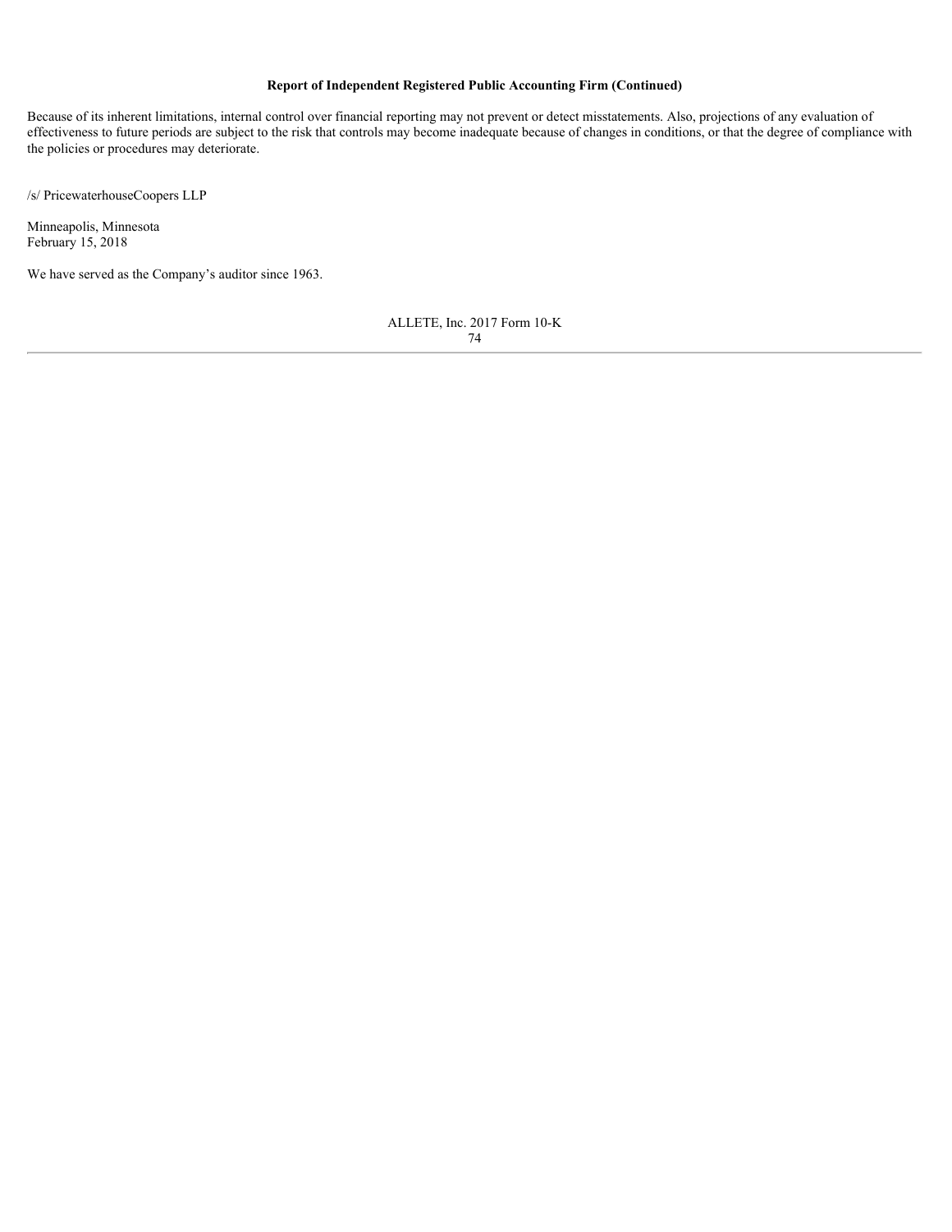**Report of Independent Registered Public Accounting Firm (Continued)**

Because of its inherent limitations, internal control over financial reporting may not prevent or detect misstatements. Also, projections of any evaluation of effectiveness to future periods are subject to the risk that controls may become inadequate because of changes in conditions, or that the degree of compliance with the policies or procedures may deteriorate.

/s/ PricewaterhouseCoopers LLP

Minneapolis, Minnesota
February 15, 2018

We have served as the Company's auditor since 1963.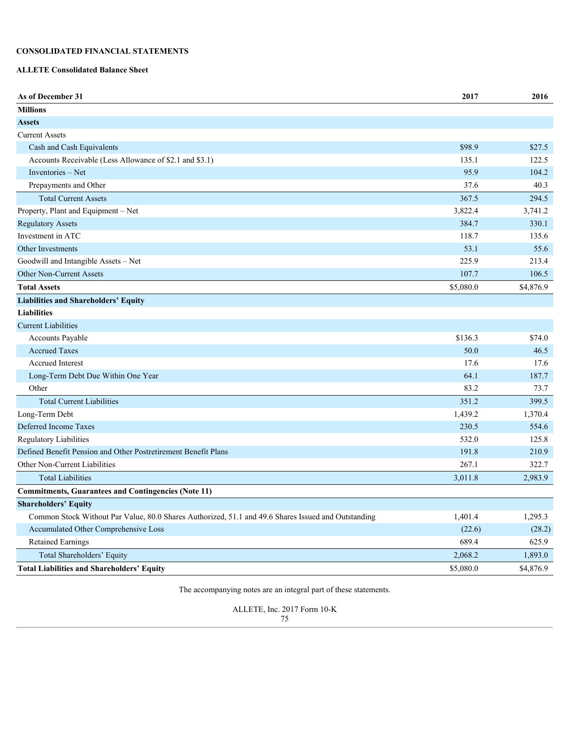**CONSOLIDATED FINANCIAL STATEMENTS**

**ALLETE Consolidated Balance Sheet**

| As of December 31 | 2017 | 2016 |
|---|---|---|
| **Millions** | | |
| **Assets** | | |
| Current Assets | | |
| Cash and Cash Equivalents | $98.9 | $27.5 |
| Accounts Receivable (Less Allowance of $2.1 and $3.1) | 135.1 | 122.5 |
| Inventories – Net | 95.9 | 104.2 |
| Prepayments and Other | 37.6 | 40.3 |
| Total Current Assets | 367.5 | 294.5 |
| Property, Plant and Equipment – Net | 3,822.4 | 3,741.2 |
| Regulatory Assets | 384.7 | 330.1 |
| Investment in ATC | 118.7 | 135.6 |
| Other Investments | 53.1 | 55.6 |
| Goodwill and Intangible Assets – Net | 225.9 | 213.4 |
| Other Non-Current Assets | 107.7 | 106.5 |
| **Total Assets** | $5,080.0 | $4,876.9 |
| **Liabilities and Shareholders' Equity** | | |
| **Liabilities** | | |
| Current Liabilities | | |
| Accounts Payable | $136.3 | $74.0 |
| Accrued Taxes | 50.0 | 46.5 |
| Accrued Interest | 17.6 | 17.6 |
| Long-Term Debt Due Within One Year | 64.1 | 187.7 |
| Other | 83.2 | 73.7 |
| Total Current Liabilities | 351.2 | 399.5 |
| Long-Term Debt | 1,439.2 | 1,370.4 |
| Deferred Income Taxes | 230.5 | 554.6 |
| Regulatory Liabilities | 532.0 | 125.8 |
| Defined Benefit Pension and Other Postretirement Benefit Plans | 191.8 | 210.9 |
| Other Non-Current Liabilities | 267.1 | 322.7 |
| Total Liabilities | 3,011.8 | 2,983.9 |
| **Commitments, Guarantees and Contingencies (Note 11)** | | |
| **Shareholders' Equity** | | |
| Common Stock Without Par Value, 80.0 Shares Authorized, 51.1 and 49.6 Shares Issued and Outstanding | 1,401.4 | 1,295.3 |
| Accumulated Other Comprehensive Loss | (22.6) | (28.2) |
| Retained Earnings | 689.4 | 625.9 |
| Total Shareholders' Equity | 2,068.2 | 1,893.0 |
| **Total Liabilities and Shareholders' Equity** | $5,080.0 | $4,876.9 |

The accompanying notes are an integral part of these statements.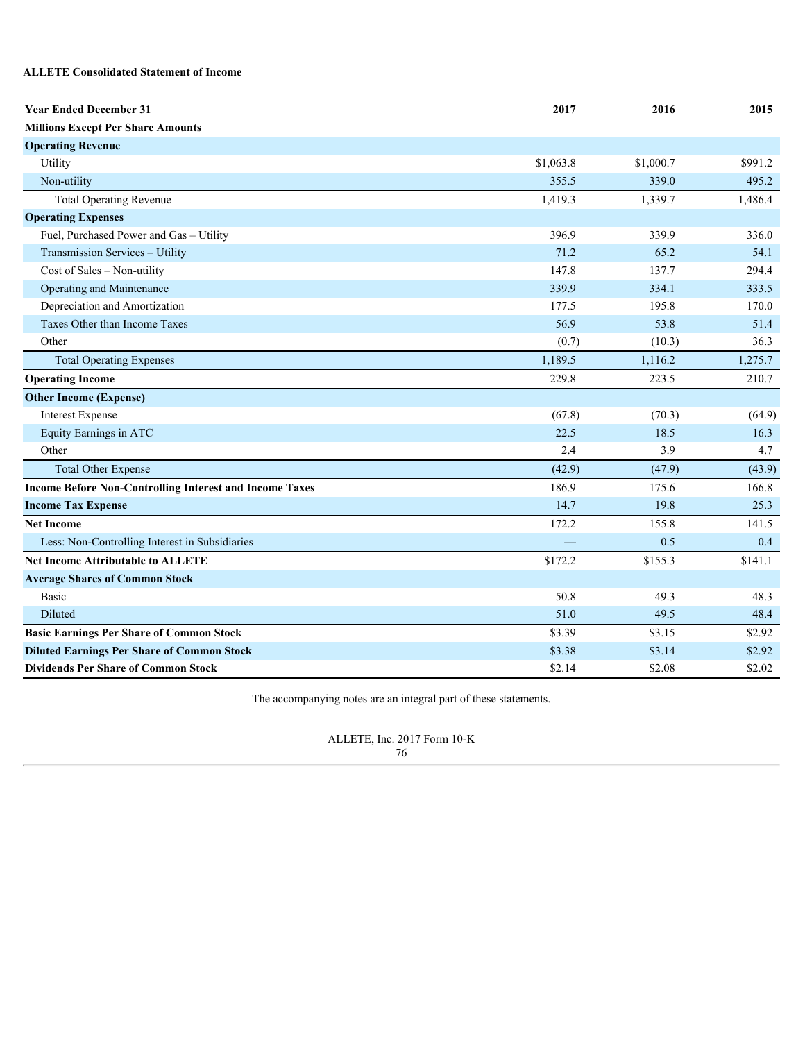**ALLETE Consolidated Statement of Income**

| Year Ended December 31 | 2017 | 2016 | 2015 |
|---|---|---|---|
| **Millions Except Per Share Amounts** | | | |
| **Operating Revenue** | | | |
| Utility | $1,063.8 | $1,000.7 | $991.2 |
| Non-utility | 355.5 | 339.0 | 495.2 |
| Total Operating Revenue | 1,419.3 | 1,339.7 | 1,486.4 |
| **Operating Expenses** | | | |
| Fuel, Purchased Power and Gas – Utility | 396.9 | 339.9 | 336.0 |
| Transmission Services – Utility | 71.2 | 65.2 | 54.1 |
| Cost of Sales – Non-utility | 147.8 | 137.7 | 294.4 |
| Operating and Maintenance | 339.9 | 334.1 | 333.5 |
| Depreciation and Amortization | 177.5 | 195.8 | 170.0 |
| Taxes Other than Income Taxes | 56.9 | 53.8 | 51.4 |
| Other | (0.7) | (10.3) | 36.3 |
| Total Operating Expenses | 1,189.5 | 1,116.2 | 1,275.7 |
| **Operating Income** | 229.8 | 223.5 | 210.7 |
| **Other Income (Expense)** | | | |
| Interest Expense | (67.8) | (70.3) | (64.9) |
| Equity Earnings in ATC | 22.5 | 18.5 | 16.3 |
| Other | 2.4 | 3.9 | 4.7 |
| Total Other Expense | (42.9) | (47.9) | (43.9) |
| **Income Before Non-Controlling Interest and Income Taxes** | 186.9 | 175.6 | 166.8 |
| **Income Tax Expense** | 14.7 | 19.8 | 25.3 |
| **Net Income** | 172.2 | 155.8 | 141.5 |
| Less: Non-Controlling Interest in Subsidiaries | — | 0.5 | 0.4 |
| **Net Income Attributable to ALLETE** | $172.2 | $155.3 | $141.1 |
| **Average Shares of Common Stock** | | | |
| Basic | 50.8 | 49.3 | 48.3 |
| Diluted | 51.0 | 49.5 | 48.4 |
| **Basic Earnings Per Share of Common Stock** | $3.39 | $3.15 | $2.92 |
| **Diluted Earnings Per Share of Common Stock** | $3.38 | $3.14 | $2.92 |
| **Dividends Per Share of Common Stock** | $2.14 | $2.08 | $2.02 |

The accompanying notes are an integral part of these statements.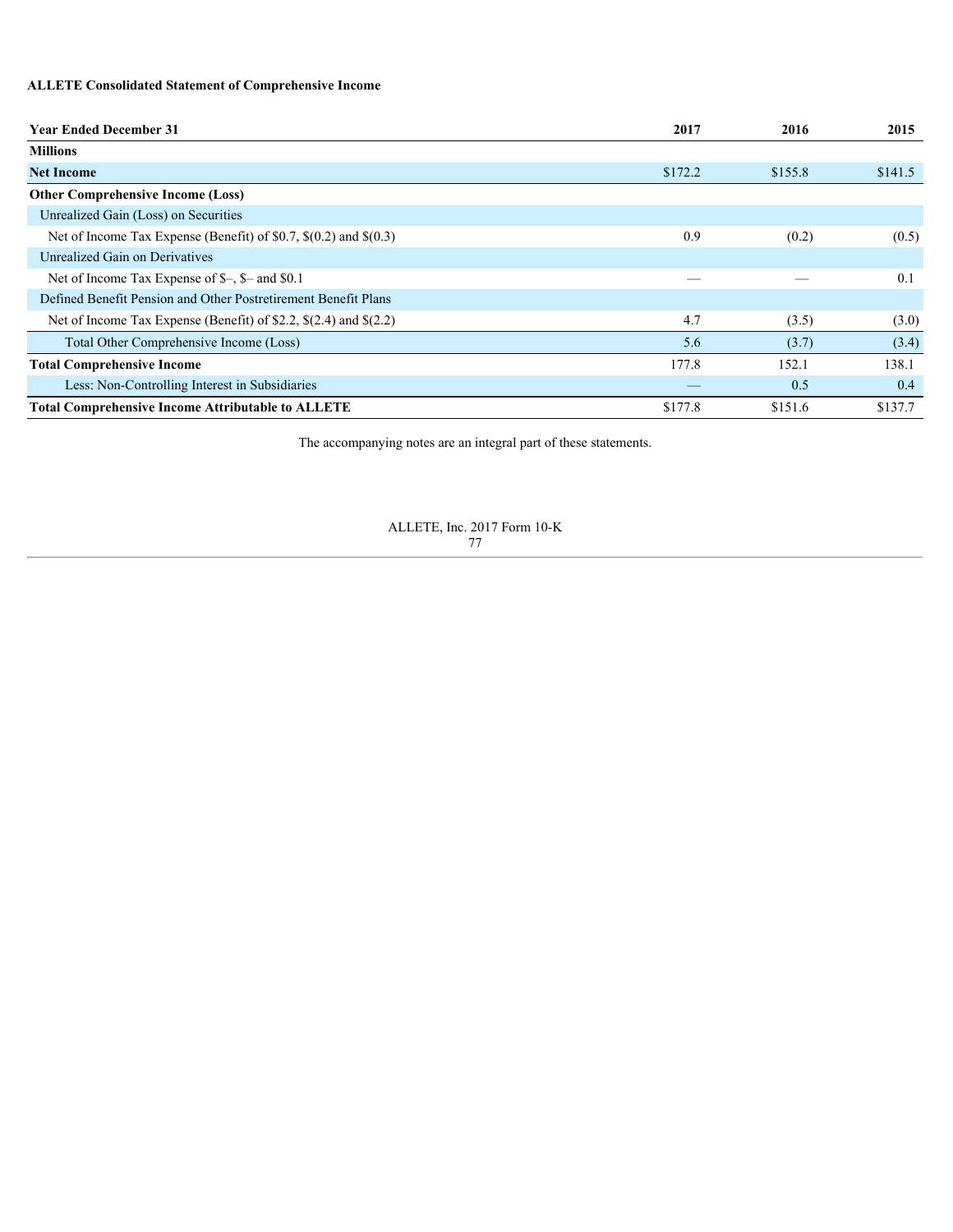**ALLETE Consolidated Statement of Comprehensive Income**

| Year Ended December 31 | 2017 | 2016 | 2015 |
|---|---|---|---|
| **Millions** | | | |
| **Net Income** | $172.2 | $155.8 | $141.5 |
| **Other Comprehensive Income (Loss)** | | | |
| Unrealized Gain (Loss) on Securities | | | |
| Net of Income Tax Expense (Benefit) of $0.7, $(0.2) and $(0.3) | 0.9 | (0.2) | (0.5) |
| Unrealized Gain on Derivatives | | | |
| Net of Income Tax Expense of $–, $– and $0.1 | — | — | 0.1 |
| Defined Benefit Pension and Other Postretirement Benefit Plans | | | |
| Net of Income Tax Expense (Benefit) of $2.2, $(2.4) and $(2.2) | 4.7 | (3.5) | (3.0) |
| Total Other Comprehensive Income (Loss) | 5.6 | (3.7) | (3.4) |
| **Total Comprehensive Income** | 177.8 | 152.1 | 138.1 |
| Less: Non-Controlling Interest in Subsidiaries | — | 0.5 | 0.4 |
| **Total Comprehensive Income Attributable to ALLETE** | $177.8 | $151.6 | $137.7 |

The accompanying notes are an integral part of these statements.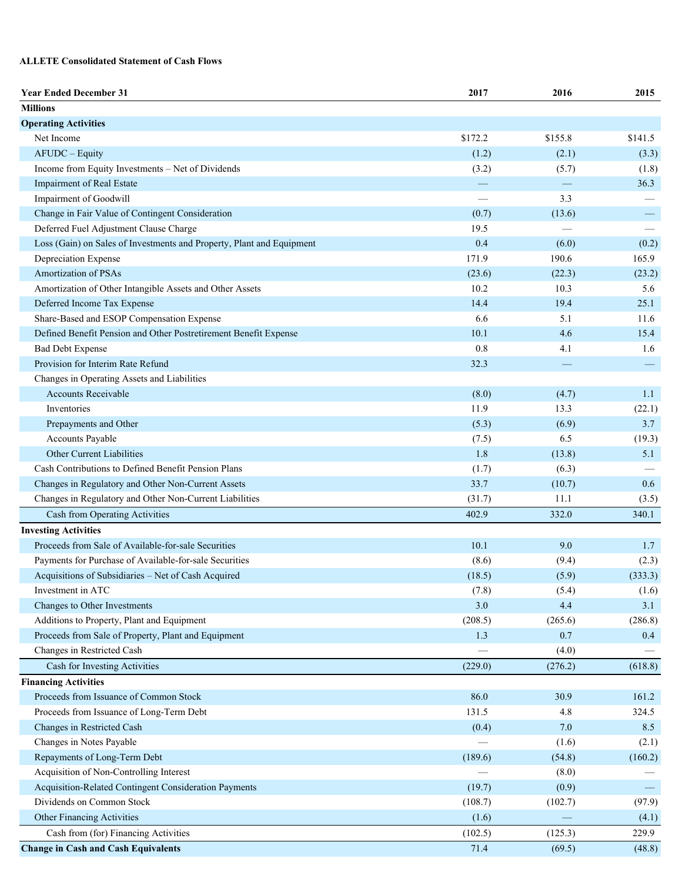**ALLETE Consolidated Statement of Cash Flows**

| Year Ended December 31 | 2017 | 2016 | 2015 |
|---|---|---|---|
| Millions | | | |
| **Operating Activities** | | | |
| Net Income | $172.2 | $155.8 | $141.5 |
| AFUDC – Equity | (1.2) | (2.1) | (3.3) |
| Income from Equity Investments – Net of Dividends | (3.2) | (5.7) | (1.8) |
| Impairment of Real Estate | — | — | 36.3 |
| Impairment of Goodwill | — | 3.3 | — |
| Change in Fair Value of Contingent Consideration | (0.7) | (13.6) | — |
| Deferred Fuel Adjustment Clause Charge | 19.5 | — | — |
| Loss (Gain) on Sales of Investments and Property, Plant and Equipment | 0.4 | (6.0) | (0.2) |
| Depreciation Expense | 171.9 | 190.6 | 165.9 |
| Amortization of PSAs | (23.6) | (22.3) | (23.2) |
| Amortization of Other Intangible Assets and Other Assets | 10.2 | 10.3 | 5.6 |
| Deferred Income Tax Expense | 14.4 | 19.4 | 25.1 |
| Share-Based and ESOP Compensation Expense | 6.6 | 5.1 | 11.6 |
| Defined Benefit Pension and Other Postretirement Benefit Expense | 10.1 | 4.6 | 15.4 |
| Bad Debt Expense | 0.8 | 4.1 | 1.6 |
| Provision for Interim Rate Refund | 32.3 | — | — |
| Changes in Operating Assets and Liabilities | | | |
| Accounts Receivable | (8.0) | (4.7) | 1.1 |
| Inventories | 11.9 | 13.3 | (22.1) |
| Prepayments and Other | (5.3) | (6.9) | 3.7 |
| Accounts Payable | (7.5) | 6.5 | (19.3) |
| Other Current Liabilities | 1.8 | (13.8) | 5.1 |
| Cash Contributions to Defined Benefit Pension Plans | (1.7) | (6.3) | — |
| Changes in Regulatory and Other Non-Current Assets | 33.7 | (10.7) | 0.6 |
| Changes in Regulatory and Other Non-Current Liabilities | (31.7) | 11.1 | (3.5) |
| Cash from Operating Activities | 402.9 | 332.0 | 340.1 |
| **Investing Activities** | | | |
| Proceeds from Sale of Available-for-sale Securities | 10.1 | 9.0 | 1.7 |
| Payments for Purchase of Available-for-sale Securities | (8.6) | (9.4) | (2.3) |
| Acquisitions of Subsidiaries – Net of Cash Acquired | (18.5) | (5.9) | (333.3) |
| Investment in ATC | (7.8) | (5.4) | (1.6) |
| Changes to Other Investments | 3.0 | 4.4 | 3.1 |
| Additions to Property, Plant and Equipment | (208.5) | (265.6) | (286.8) |
| Proceeds from Sale of Property, Plant and Equipment | 1.3 | 0.7 | 0.4 |
| Changes in Restricted Cash | — | (4.0) | — |
| Cash for Investing Activities | (229.0) | (276.2) | (618.8) |
| **Financing Activities** | | | |
| Proceeds from Issuance of Common Stock | 86.0 | 30.9 | 161.2 |
| Proceeds from Issuance of Long-Term Debt | 131.5 | 4.8 | 324.5 |
| Changes in Restricted Cash | (0.4) | 7.0 | 8.5 |
| Changes in Notes Payable | — | (1.6) | (2.1) |
| Repayments of Long-Term Debt | (189.6) | (54.8) | (160.2) |
| Acquisition of Non-Controlling Interest | — | (8.0) | — |
| Acquisition-Related Contingent Consideration Payments | (19.7) | (0.9) | — |
| Dividends on Common Stock | (108.7) | (102.7) | (97.9) |
| Other Financing Activities | (1.6) | — | (4.1) |
| Cash from (for) Financing Activities | (102.5) | (125.3) | 229.9 |
| **Change in Cash and Cash Equivalents** | 71.4 | (69.5) | (48.8) |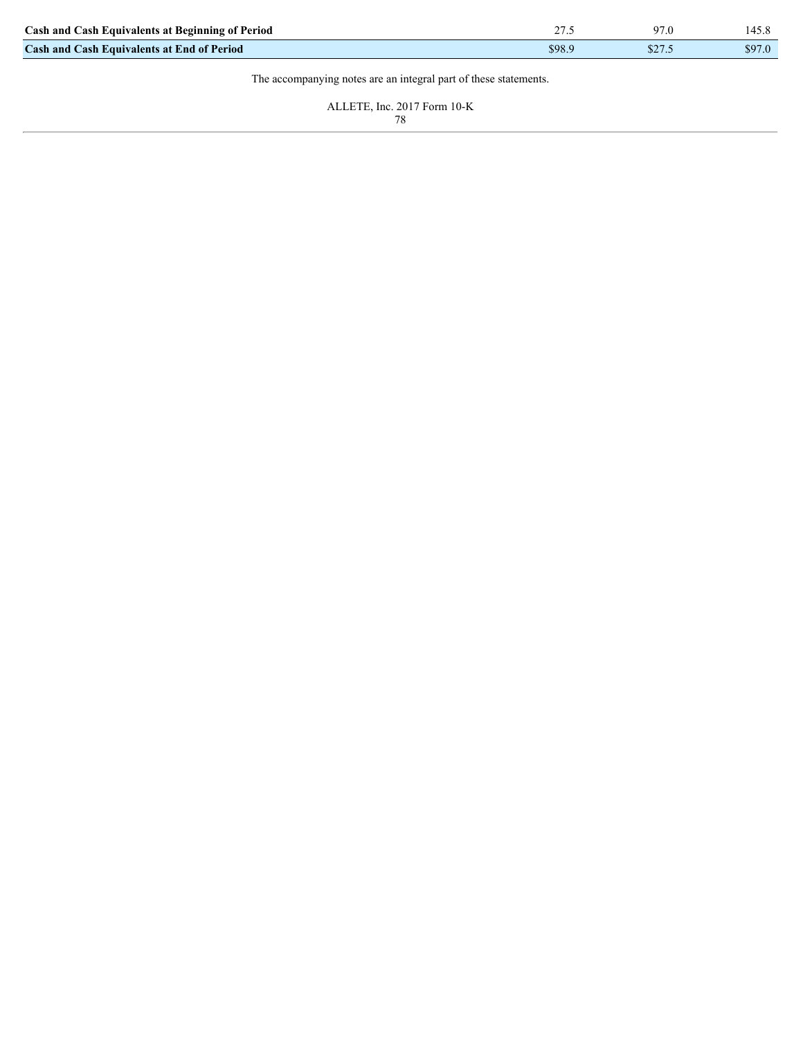| | | | |
|---|---|---|---|
| **Cash and Cash Equivalents at Beginning of Period** | 27.5 | 97.0 | 145.8 |
| **Cash and Cash Equivalents at End of Period** | $98.9 | $27.5 | $97.0 |

The accompanying notes are an integral part of these statements.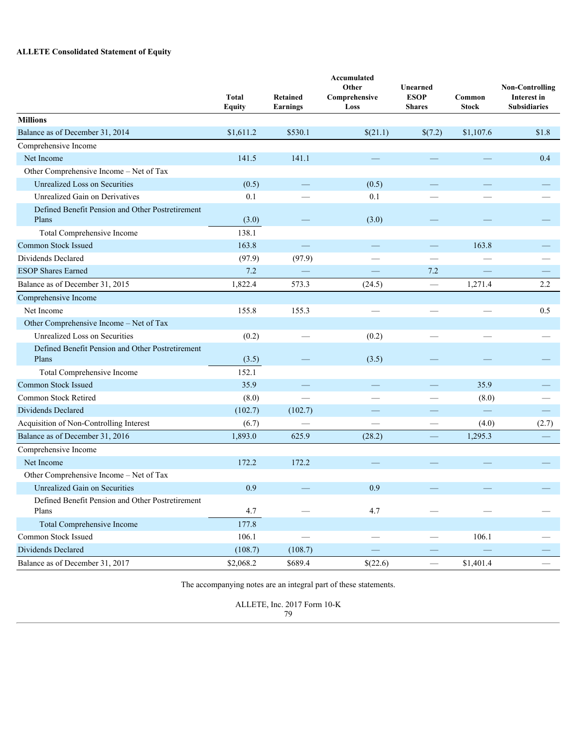**ALLETE Consolidated Statement of Equity**

| Millions | Total Equity | Retained Earnings | Accumulated Other Comprehensive Loss | Unearned ESOP Shares | Common Stock | Non-Controlling Interest in Subsidiaries |
|---|---|---|---|---|---|---|
| Balance as of December 31, 2014 | $1,611.2 | $530.1 | $(21.1) | $(7.2) | $1,107.6 | $1.8 |
| Comprehensive Income | | | | | | |
| Net Income | 141.5 | 141.1 | — | — | — | 0.4 |
| Other Comprehensive Income – Net of Tax | | | | | | |
| Unrealized Loss on Securities | (0.5) | — | (0.5) | — | — | — |
| Unrealized Gain on Derivatives | 0.1 | — | 0.1 | — | — | — |
| Defined Benefit Pension and Other Postretirement Plans | (3.0) | — | (3.0) | — | — | — |
| Total Comprehensive Income | 138.1 | | | | | |
| Common Stock Issued | 163.8 | — | — | — | 163.8 | — |
| Dividends Declared | (97.9) | (97.9) | — | — | — | — |
| ESOP Shares Earned | 7.2 | — | — | 7.2 | — | — |
| Balance as of December 31, 2015 | 1,822.4 | 573.3 | (24.5) | — | 1,271.4 | 2.2 |
| Comprehensive Income | | | | | | |
| Net Income | 155.8 | 155.3 | — | — | — | 0.5 |
| Other Comprehensive Income – Net of Tax | | | | | | |
| Unrealized Loss on Securities | (0.2) | — | (0.2) | — | — | — |
| Defined Benefit Pension and Other Postretirement Plans | (3.5) | — | (3.5) | — | — | — |
| Total Comprehensive Income | 152.1 | | | | | |
| Common Stock Issued | 35.9 | — | — | — | 35.9 | — |
| Common Stock Retired | (8.0) | — | — | — | (8.0) | — |
| Dividends Declared | (102.7) | (102.7) | — | — | — | — |
| Acquisition of Non-Controlling Interest | (6.7) | — | — | — | (4.0) | (2.7) |
| Balance as of December 31, 2016 | 1,893.0 | 625.9 | (28.2) | — | 1,295.3 | — |
| Comprehensive Income | | | | | | |
| Net Income | 172.2 | 172.2 | — | — | — | — |
| Other Comprehensive Income – Net of Tax | | | | | | |
| Unrealized Gain on Securities | 0.9 | — | 0.9 | — | — | — |
| Defined Benefit Pension and Other Postretirement Plans | 4.7 | — | 4.7 | — | — | — |
| Total Comprehensive Income | 177.8 | | | | | |
| Common Stock Issued | 106.1 | — | — | — | 106.1 | — |
| Dividends Declared | (108.7) | (108.7) | — | — | — | — |
| Balance as of December 31, 2017 | $2,068.2 | $689.4 | $(22.6) | — | $1,401.4 | — |

The accompanying notes are an integral part of these statements.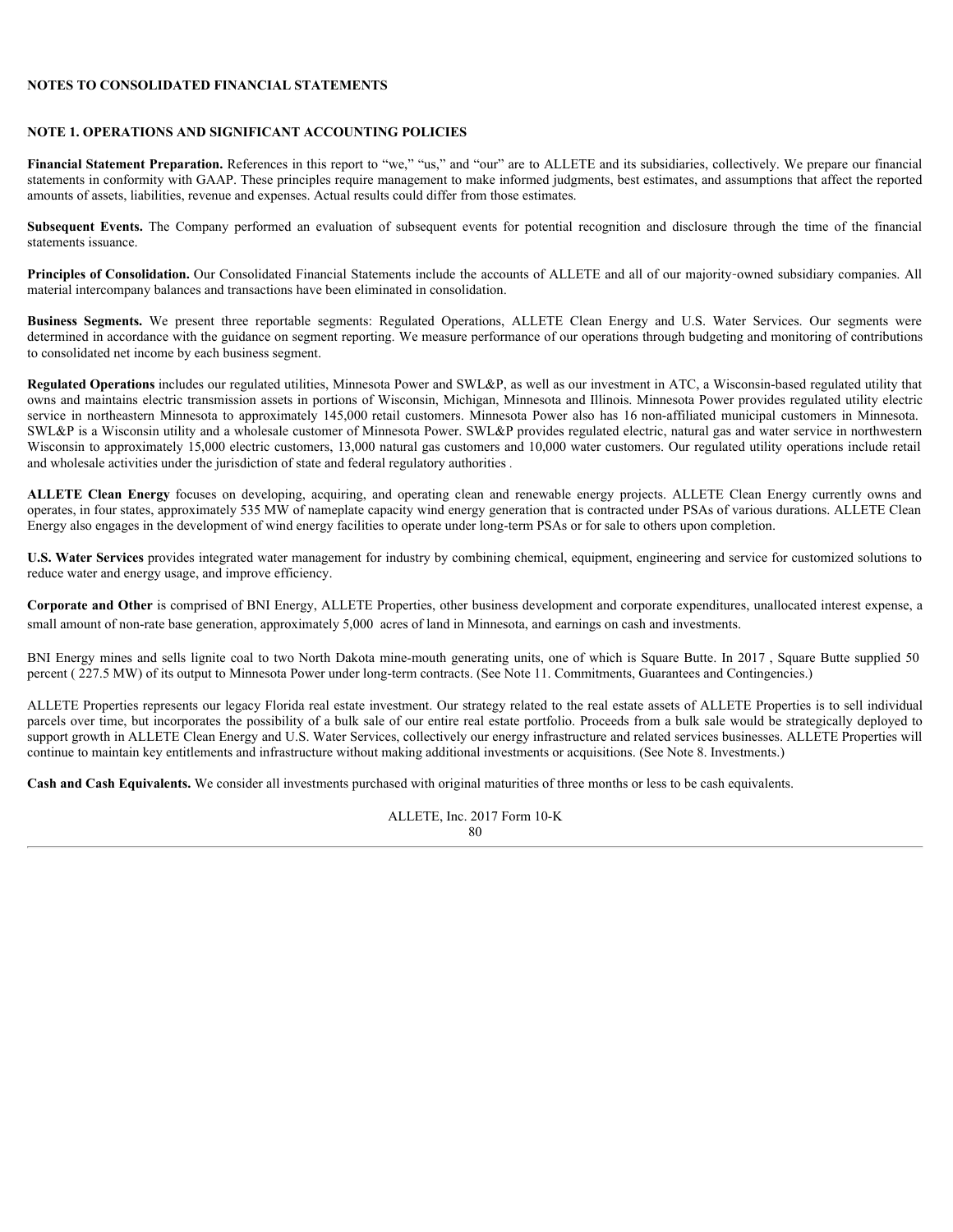## NOTES TO CONSOLIDATED FINANCIAL STATEMENTS

### NOTE 1. OPERATIONS AND SIGNIFICANT ACCOUNTING POLICIES

**Financial Statement Preparation.** References in this report to "we," "us," and "our" are to ALLETE and its subsidiaries, collectively. We prepare our financial statements in conformity with GAAP. These principles require management to make informed judgments, best estimates, and assumptions that affect the reported amounts of assets, liabilities, revenue and expenses. Actual results could differ from those estimates.

**Subsequent Events.** The Company performed an evaluation of subsequent events for potential recognition and disclosure through the time of the financial statements issuance.

**Principles of Consolidation.** Our Consolidated Financial Statements include the accounts of ALLETE and all of our majority-owned subsidiary companies. All material intercompany balances and transactions have been eliminated in consolidation.

**Business Segments.** We present three reportable segments: Regulated Operations, ALLETE Clean Energy and U.S. Water Services. Our segments were determined in accordance with the guidance on segment reporting. We measure performance of our operations through budgeting and monitoring of contributions to consolidated net income by each business segment.

**Regulated Operations** includes our regulated utilities, Minnesota Power and SWL&P, as well as our investment in ATC, a Wisconsin-based regulated utility that owns and maintains electric transmission assets in portions of Wisconsin, Michigan, Minnesota and Illinois. Minnesota Power provides regulated utility electric service in northeastern Minnesota to approximately 145,000 retail customers. Minnesota Power also has 16 non-affiliated municipal customers in Minnesota. SWL&P is a Wisconsin utility and a wholesale customer of Minnesota Power. SWL&P provides regulated electric, natural gas and water service in northwestern Wisconsin to approximately 15,000 electric customers, 13,000 natural gas customers and 10,000 water customers. Our regulated utility operations include retail and wholesale activities under the jurisdiction of state and federal regulatory authorities .

**ALLETE Clean Energy** focuses on developing, acquiring, and operating clean and renewable energy projects. ALLETE Clean Energy currently owns and operates, in four states, approximately 535 MW of nameplate capacity wind energy generation that is contracted under PSAs of various durations. ALLETE Clean Energy also engages in the development of wind energy facilities to operate under long-term PSAs or for sale to others upon completion.

**U.S. Water Services** provides integrated water management for industry by combining chemical, equipment, engineering and service for customized solutions to reduce water and energy usage, and improve efficiency.

**Corporate and Other** is comprised of BNI Energy, ALLETE Properties, other business development and corporate expenditures, unallocated interest expense, a small amount of non-rate base generation, approximately 5,000 acres of land in Minnesota, and earnings on cash and investments.

BNI Energy mines and sells lignite coal to two North Dakota mine-mouth generating units, one of which is Square Butte. In 2017 , Square Butte supplied 50 percent ( 227.5 MW) of its output to Minnesota Power under long-term contracts. (See Note 11. Commitments, Guarantees and Contingencies.)

ALLETE Properties represents our legacy Florida real estate investment. Our strategy related to the real estate assets of ALLETE Properties is to sell individual parcels over time, but incorporates the possibility of a bulk sale of our entire real estate portfolio. Proceeds from a bulk sale would be strategically deployed to support growth in ALLETE Clean Energy and U.S. Water Services, collectively our energy infrastructure and related services businesses. ALLETE Properties will continue to maintain key entitlements and infrastructure without making additional investments or acquisitions. (See Note 8. Investments.)

**Cash and Cash Equivalents.** We consider all investments purchased with original maturities of three months or less to be cash equivalents.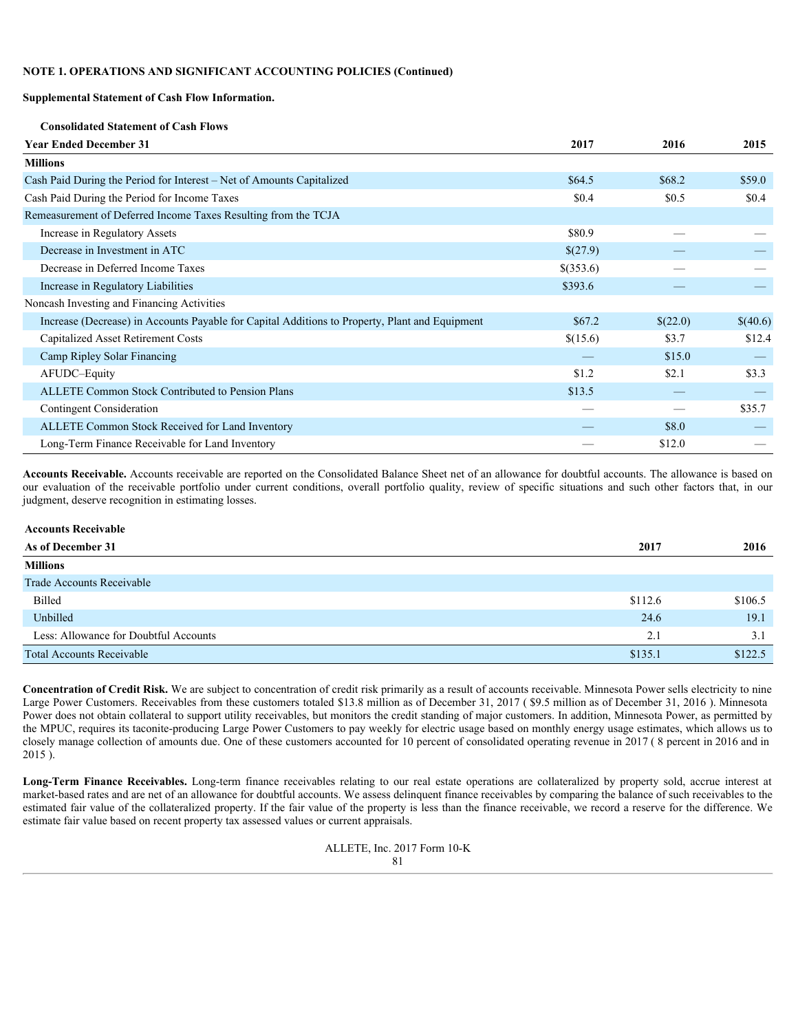**NOTE 1. OPERATIONS AND SIGNIFICANT ACCOUNTING POLICIES (Continued)**

**Supplemental Statement of Cash Flow Information.**

**Consolidated Statement of Cash Flows**

| **Year Ended December 31** | **2017** | **2016** | **2015** |
|---|---|---|---|
| **Millions** | | | |
| Cash Paid During the Period for Interest – Net of Amounts Capitalized | $64.5 | $68.2 | $59.0 |
| Cash Paid During the Period for Income Taxes | $0.4 | $0.5 | $0.4 |
| Remeasurement of Deferred Income Taxes Resulting from the TCJA | | | |
| Increase in Regulatory Assets | $80.9 | — | — |
| Decrease in Investment in ATC | $(27.9) | — | — |
| Decrease in Deferred Income Taxes | $(353.6) | — | — |
| Increase in Regulatory Liabilities | $393.6 | — | — |
| Noncash Investing and Financing Activities | | | |
| Increase (Decrease) in Accounts Payable for Capital Additions to Property, Plant and Equipment | $67.2 | $(22.0) | $(40.6) |
| Capitalized Asset Retirement Costs | $(15.6) | $3.7 | $12.4 |
| Camp Ripley Solar Financing | — | $15.0 | — |
| AFUDC–Equity | $1.2 | $2.1 | $3.3 |
| ALLETE Common Stock Contributed to Pension Plans | $13.5 | — | — |
| Contingent Consideration | — | — | $35.7 |
| ALLETE Common Stock Received for Land Inventory | — | $8.0 | — |
| Long-Term Finance Receivable for Land Inventory | — | $12.0 | — |

**Accounts Receivable.** Accounts receivable are reported on the Consolidated Balance Sheet net of an allowance for doubtful accounts. The allowance is based on our evaluation of the receivable portfolio under current conditions, overall portfolio quality, review of specific situations and such other factors that, in our judgment, deserve recognition in estimating losses.

**Accounts Receivable**

| **As of December 31** | **2017** | **2016** |
|---|---|---|
| **Millions** | | |
| Trade Accounts Receivable | | |
| Billed | $112.6 | $106.5 |
| Unbilled | 24.6 | 19.1 |
| Less: Allowance for Doubtful Accounts | 2.1 | 3.1 |
| Total Accounts Receivable | $135.1 | $122.5 |

**Concentration of Credit Risk.** We are subject to concentration of credit risk primarily as a result of accounts receivable. Minnesota Power sells electricity to nine Large Power Customers. Receivables from these customers totaled $13.8 million as of December 31, 2017 ( $9.5 million as of December 31, 2016 ). Minnesota Power does not obtain collateral to support utility receivables, but monitors the credit standing of major customers. In addition, Minnesota Power, as permitted by the MPUC, requires its taconite-producing Large Power Customers to pay weekly for electric usage based on monthly energy usage estimates, which allows us to closely manage collection of amounts due. One of these customers accounted for 10 percent of consolidated operating revenue in 2017 ( 8 percent in 2016 and in 2015 ).

**Long-Term Finance Receivables.** Long-term finance receivables relating to our real estate operations are collateralized by property sold, accrue interest at market-based rates and are net of an allowance for doubtful accounts. We assess delinquent finance receivables by comparing the balance of such receivables to the estimated fair value of the collateralized property. If the fair value of the property is less than the finance receivable, we record a reserve for the difference. We estimate fair value based on recent property tax assessed values or current appraisals.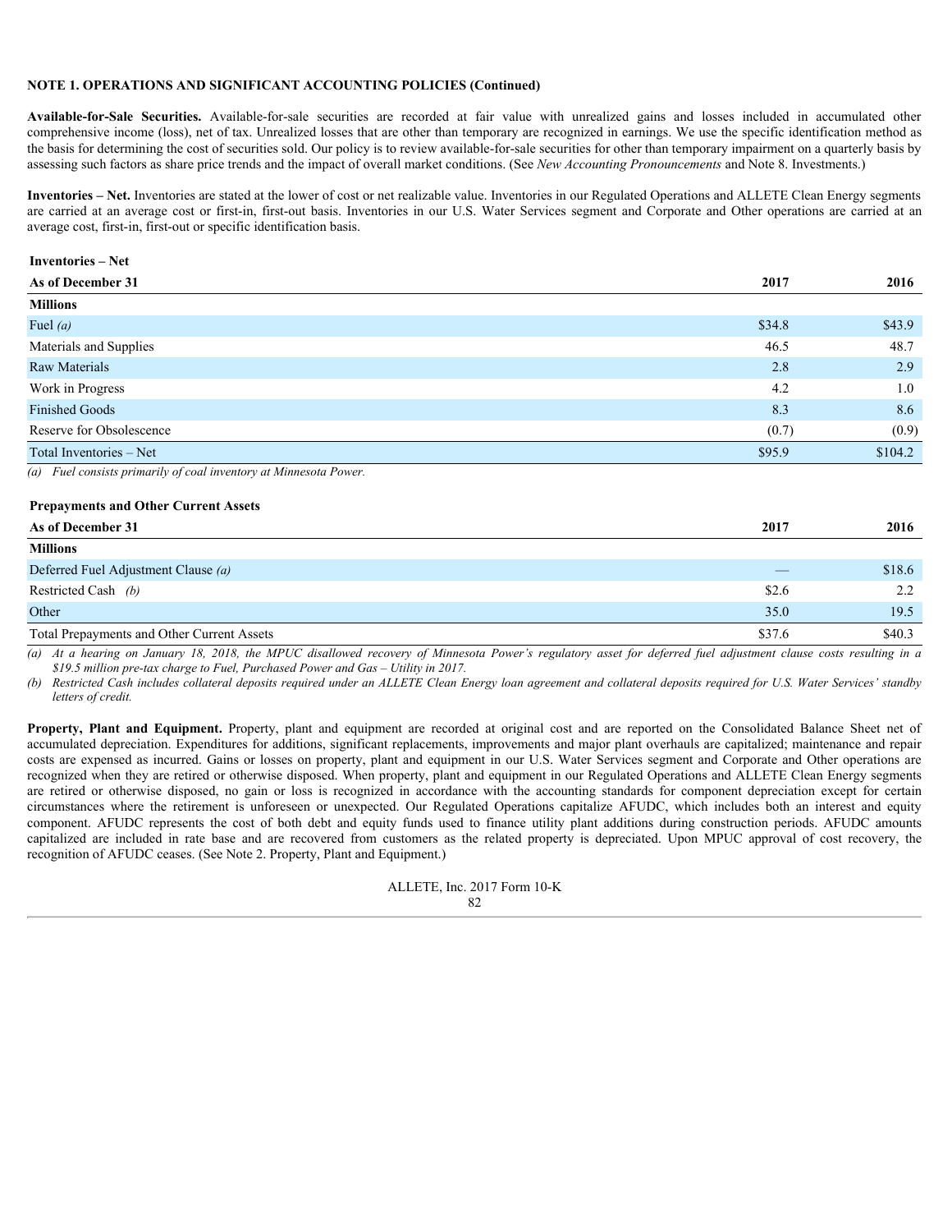**NOTE 1. OPERATIONS AND SIGNIFICANT ACCOUNTING POLICIES (Continued)**

**Available-for-Sale Securities.** Available-for-sale securities are recorded at fair value with unrealized gains and losses included in accumulated other comprehensive income (loss), net of tax. Unrealized losses that are other than temporary are recognized in earnings. We use the specific identification method as the basis for determining the cost of securities sold. Our policy is to review available-for-sale securities for other than temporary impairment on a quarterly basis by assessing such factors as share price trends and the impact of overall market conditions. (See *New Accounting Pronouncements* and Note 8. Investments.)

**Inventories – Net.** Inventories are stated at the lower of cost or net realizable value. Inventories in our Regulated Operations and ALLETE Clean Energy segments are carried at an average cost or first-in, first-out basis. Inventories in our U.S. Water Services segment and Corporate and Other operations are carried at an average cost, first-in, first-out or specific identification basis.

**Inventories – Net**

| As of December 31 | 2017 | 2016 |
|---|---|---|
| **Millions** | | |
| Fuel *(a)* | $34.8 | $43.9 |
| Materials and Supplies | 46.5 | 48.7 |
| Raw Materials | 2.8 | 2.9 |
| Work in Progress | 4.2 | 1.0 |
| Finished Goods | 8.3 | 8.6 |
| Reserve for Obsolescence | (0.7) | (0.9) |
| Total Inventories – Net | $95.9 | $104.2 |

*(a) Fuel consists primarily of coal inventory at Minnesota Power.*

**Prepayments and Other Current Assets**

| As of December 31 | 2017 | 2016 |
|---|---|---|
| **Millions** | | |
| Deferred Fuel Adjustment Clause *(a)* | — | $18.6 |
| Restricted Cash *(b)* | $2.6 | 2.2 |
| Other | 35.0 | 19.5 |
| Total Prepayments and Other Current Assets | $37.6 | $40.3 |

*(a) At a hearing on January 18, 2018, the MPUC disallowed recovery of Minnesota Power's regulatory asset for deferred fuel adjustment clause costs resulting in a $19.5 million pre-tax charge to Fuel, Purchased Power and Gas – Utility in 2017.*

*(b) Restricted Cash includes collateral deposits required under an ALLETE Clean Energy loan agreement and collateral deposits required for U.S. Water Services' standby letters of credit.*

**Property, Plant and Equipment.** Property, plant and equipment are recorded at original cost and are reported on the Consolidated Balance Sheet net of accumulated depreciation. Expenditures for additions, significant replacements, improvements and major plant overhauls are capitalized; maintenance and repair costs are expensed as incurred. Gains or losses on property, plant and equipment in our U.S. Water Services segment and Corporate and Other operations are recognized when they are retired or otherwise disposed. When property, plant and equipment in our Regulated Operations and ALLETE Clean Energy segments are retired or otherwise disposed, no gain or loss is recognized in accordance with the accounting standards for component depreciation except for certain circumstances where the retirement is unforeseen or unexpected. Our Regulated Operations capitalize AFUDC, which includes both an interest and equity component. AFUDC represents the cost of both debt and equity funds used to finance utility plant additions during construction periods. AFUDC amounts capitalized are included in rate base and are recovered from customers as the related property is depreciated. Upon MPUC approval of cost recovery, the recognition of AFUDC ceases. (See Note 2. Property, Plant and Equipment.)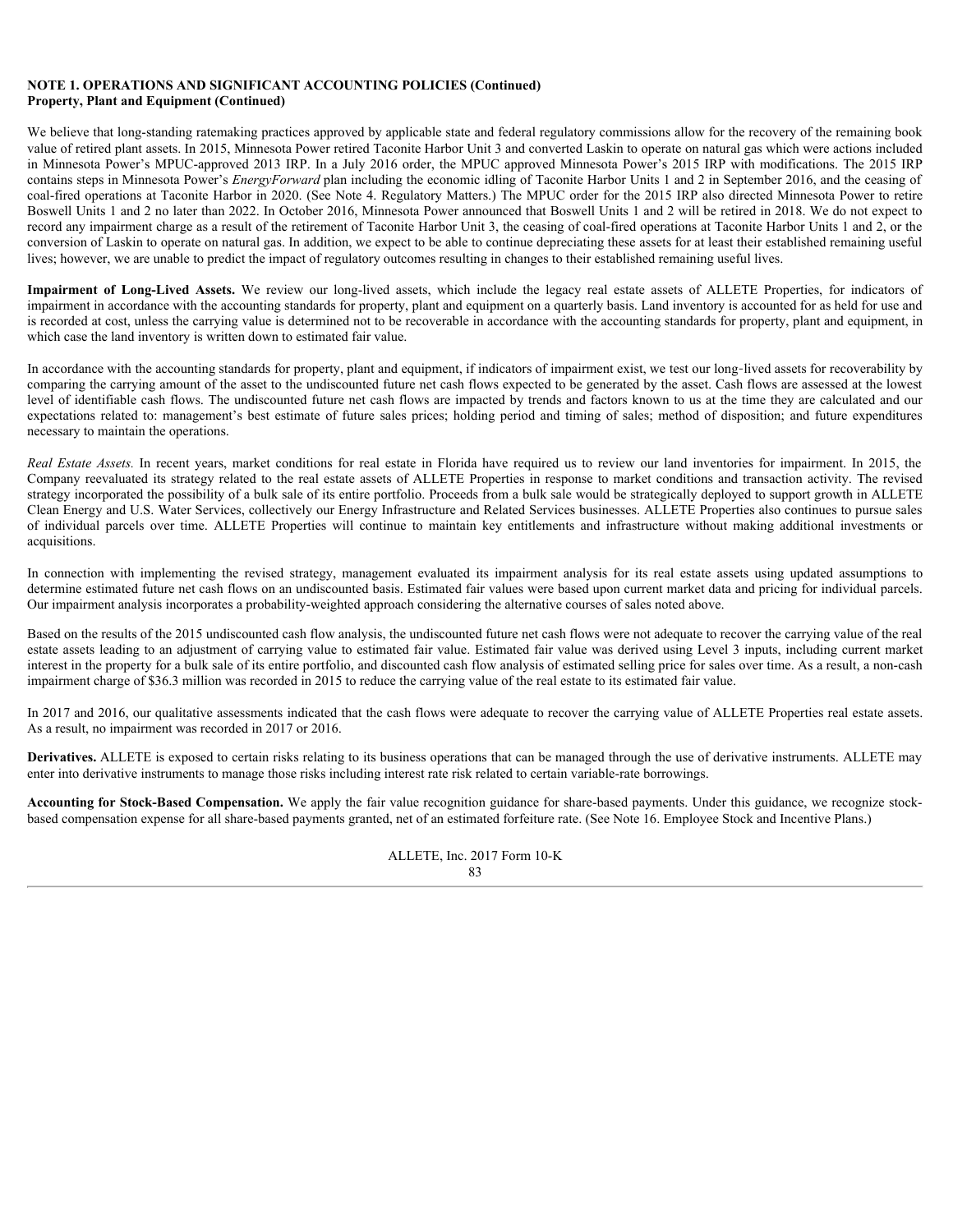**NOTE 1. OPERATIONS AND SIGNIFICANT ACCOUNTING POLICIES (Continued)**
**Property, Plant and Equipment (Continued)**

We believe that long-standing ratemaking practices approved by applicable state and federal regulatory commissions allow for the recovery of the remaining book value of retired plant assets. In 2015, Minnesota Power retired Taconite Harbor Unit 3 and converted Laskin to operate on natural gas which were actions included in Minnesota Power's MPUC-approved 2013 IRP. In a July 2016 order, the MPUC approved Minnesota Power's 2015 IRP with modifications. The 2015 IRP contains steps in Minnesota Power's *EnergyForward* plan including the economic idling of Taconite Harbor Units 1 and 2 in September 2016, and the ceasing of coal-fired operations at Taconite Harbor in 2020. (See Note 4. Regulatory Matters.) The MPUC order for the 2015 IRP also directed Minnesota Power to retire Boswell Units 1 and 2 no later than 2022. In October 2016, Minnesota Power announced that Boswell Units 1 and 2 will be retired in 2018. We do not expect to record any impairment charge as a result of the retirement of Taconite Harbor Unit 3, the ceasing of coal-fired operations at Taconite Harbor Units 1 and 2, or the conversion of Laskin to operate on natural gas. In addition, we expect to be able to continue depreciating these assets for at least their established remaining useful lives; however, we are unable to predict the impact of regulatory outcomes resulting in changes to their established remaining useful lives.

**Impairment of Long-Lived Assets.** We review our long-lived assets, which include the legacy real estate assets of ALLETE Properties, for indicators of impairment in accordance with the accounting standards for property, plant and equipment on a quarterly basis. Land inventory is accounted for as held for use and is recorded at cost, unless the carrying value is determined not to be recoverable in accordance with the accounting standards for property, plant and equipment, in which case the land inventory is written down to estimated fair value.

In accordance with the accounting standards for property, plant and equipment, if indicators of impairment exist, we test our long-lived assets for recoverability by comparing the carrying amount of the asset to the undiscounted future net cash flows expected to be generated by the asset. Cash flows are assessed at the lowest level of identifiable cash flows. The undiscounted future net cash flows are impacted by trends and factors known to us at the time they are calculated and our expectations related to: management's best estimate of future sales prices; holding period and timing of sales; method of disposition; and future expenditures necessary to maintain the operations.

*Real Estate Assets.* In recent years, market conditions for real estate in Florida have required us to review our land inventories for impairment. In 2015, the Company reevaluated its strategy related to the real estate assets of ALLETE Properties in response to market conditions and transaction activity. The revised strategy incorporated the possibility of a bulk sale of its entire portfolio. Proceeds from a bulk sale would be strategically deployed to support growth in ALLETE Clean Energy and U.S. Water Services, collectively our Energy Infrastructure and Related Services businesses. ALLETE Properties also continues to pursue sales of individual parcels over time. ALLETE Properties will continue to maintain key entitlements and infrastructure without making additional investments or acquisitions.

In connection with implementing the revised strategy, management evaluated its impairment analysis for its real estate assets using updated assumptions to determine estimated future net cash flows on an undiscounted basis. Estimated fair values were based upon current market data and pricing for individual parcels. Our impairment analysis incorporates a probability-weighted approach considering the alternative courses of sales noted above.

Based on the results of the 2015 undiscounted cash flow analysis, the undiscounted future net cash flows were not adequate to recover the carrying value of the real estate assets leading to an adjustment of carrying value to estimated fair value. Estimated fair value was derived using Level 3 inputs, including current market interest in the property for a bulk sale of its entire portfolio, and discounted cash flow analysis of estimated selling price for sales over time. As a result, a non-cash impairment charge of $36.3 million was recorded in 2015 to reduce the carrying value of the real estate to its estimated fair value.

In 2017 and 2016, our qualitative assessments indicated that the cash flows were adequate to recover the carrying value of ALLETE Properties real estate assets. As a result, no impairment was recorded in 2017 or 2016.

**Derivatives.** ALLETE is exposed to certain risks relating to its business operations that can be managed through the use of derivative instruments. ALLETE may enter into derivative instruments to manage those risks including interest rate risk related to certain variable-rate borrowings.

**Accounting for Stock-Based Compensation.** We apply the fair value recognition guidance for share-based payments. Under this guidance, we recognize stock-based compensation expense for all share-based payments granted, net of an estimated forfeiture rate. (See Note 16. Employee Stock and Incentive Plans.)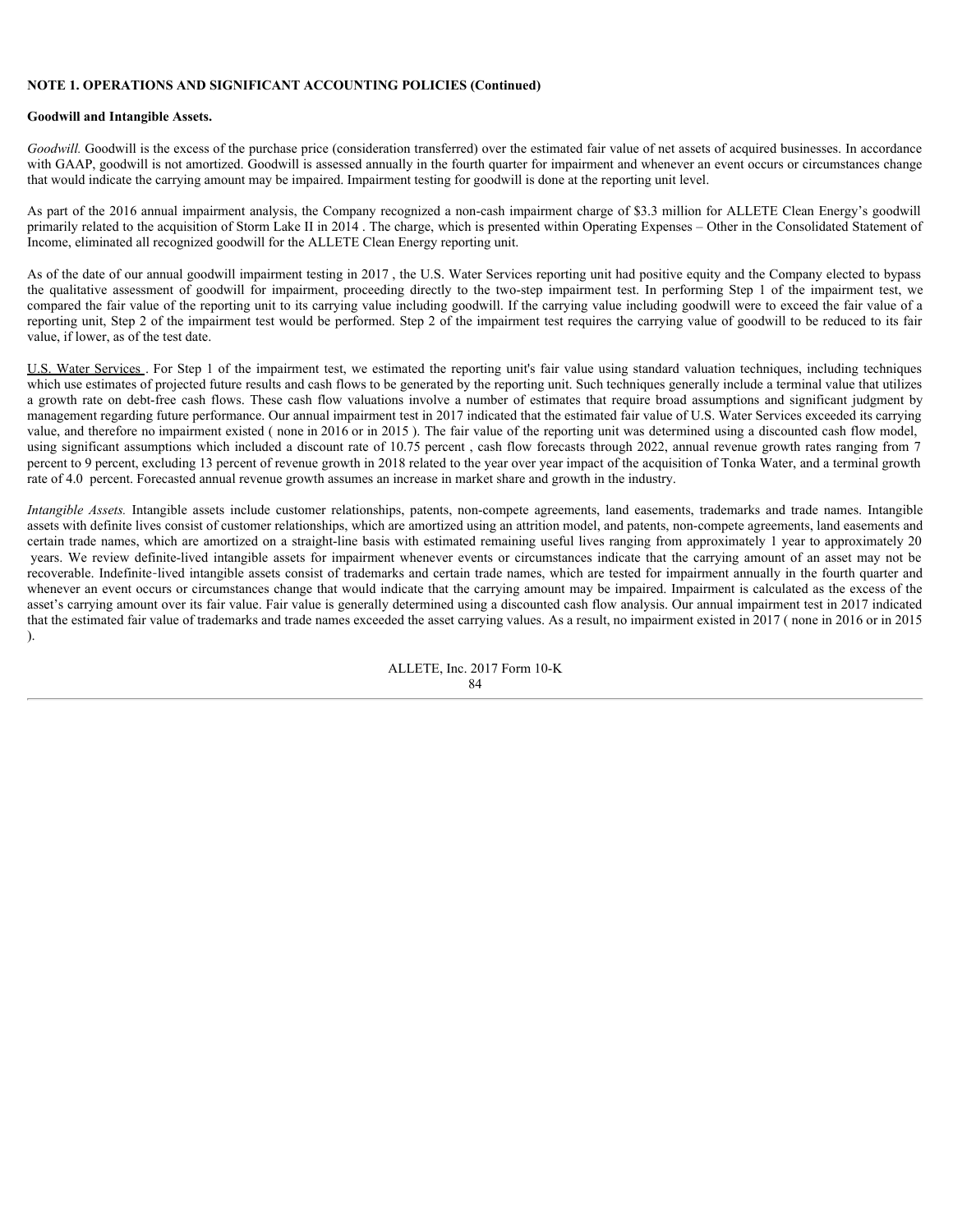**NOTE 1. OPERATIONS AND SIGNIFICANT ACCOUNTING POLICIES (Continued)**

**Goodwill and Intangible Assets.**

*Goodwill.* Goodwill is the excess of the purchase price (consideration transferred) over the estimated fair value of net assets of acquired businesses. In accordance with GAAP, goodwill is not amortized. Goodwill is assessed annually in the fourth quarter for impairment and whenever an event occurs or circumstances change that would indicate the carrying amount may be impaired. Impairment testing for goodwill is done at the reporting unit level.

As part of the 2016 annual impairment analysis, the Company recognized a non-cash impairment charge of $3.3 million for ALLETE Clean Energy's goodwill primarily related to the acquisition of Storm Lake II in 2014 . The charge, which is presented within Operating Expenses – Other in the Consolidated Statement of Income, eliminated all recognized goodwill for the ALLETE Clean Energy reporting unit.

As of the date of our annual goodwill impairment testing in 2017 , the U.S. Water Services reporting unit had positive equity and the Company elected to bypass the qualitative assessment of goodwill for impairment, proceeding directly to the two-step impairment test. In performing Step 1 of the impairment test, we compared the fair value of the reporting unit to its carrying value including goodwill. If the carrying value including goodwill were to exceed the fair value of a reporting unit, Step 2 of the impairment test would be performed. Step 2 of the impairment test requires the carrying value of goodwill to be reduced to its fair value, if lower, as of the test date.

U.S. Water Services . For Step 1 of the impairment test, we estimated the reporting unit's fair value using standard valuation techniques, including techniques which use estimates of projected future results and cash flows to be generated by the reporting unit. Such techniques generally include a terminal value that utilizes a growth rate on debt-free cash flows. These cash flow valuations involve a number of estimates that require broad assumptions and significant judgment by management regarding future performance. Our annual impairment test in 2017 indicated that the estimated fair value of U.S. Water Services exceeded its carrying value, and therefore no impairment existed ( none in 2016 or in 2015 ). The fair value of the reporting unit was determined using a discounted cash flow model, using significant assumptions which included a discount rate of 10.75 percent , cash flow forecasts through 2022, annual revenue growth rates ranging from 7 percent to 9 percent, excluding 13 percent of revenue growth in 2018 related to the year over year impact of the acquisition of Tonka Water, and a terminal growth rate of 4.0 percent. Forecasted annual revenue growth assumes an increase in market share and growth in the industry.

*Intangible Assets.* Intangible assets include customer relationships, patents, non-compete agreements, land easements, trademarks and trade names. Intangible assets with definite lives consist of customer relationships, which are amortized using an attrition model, and patents, non-compete agreements, land easements and certain trade names, which are amortized on a straight-line basis with estimated remaining useful lives ranging from approximately 1 year to approximately 20 years. We review definite-lived intangible assets for impairment whenever events or circumstances indicate that the carrying amount of an asset may not be recoverable. Indefinite‑lived intangible assets consist of trademarks and certain trade names, which are tested for impairment annually in the fourth quarter and whenever an event occurs or circumstances change that would indicate that the carrying amount may be impaired. Impairment is calculated as the excess of the asset's carrying amount over its fair value. Fair value is generally determined using a discounted cash flow analysis. Our annual impairment test in 2017 indicated that the estimated fair value of trademarks and trade names exceeded the asset carrying values. As a result, no impairment existed in 2017 ( none in 2016 or in 2015 ).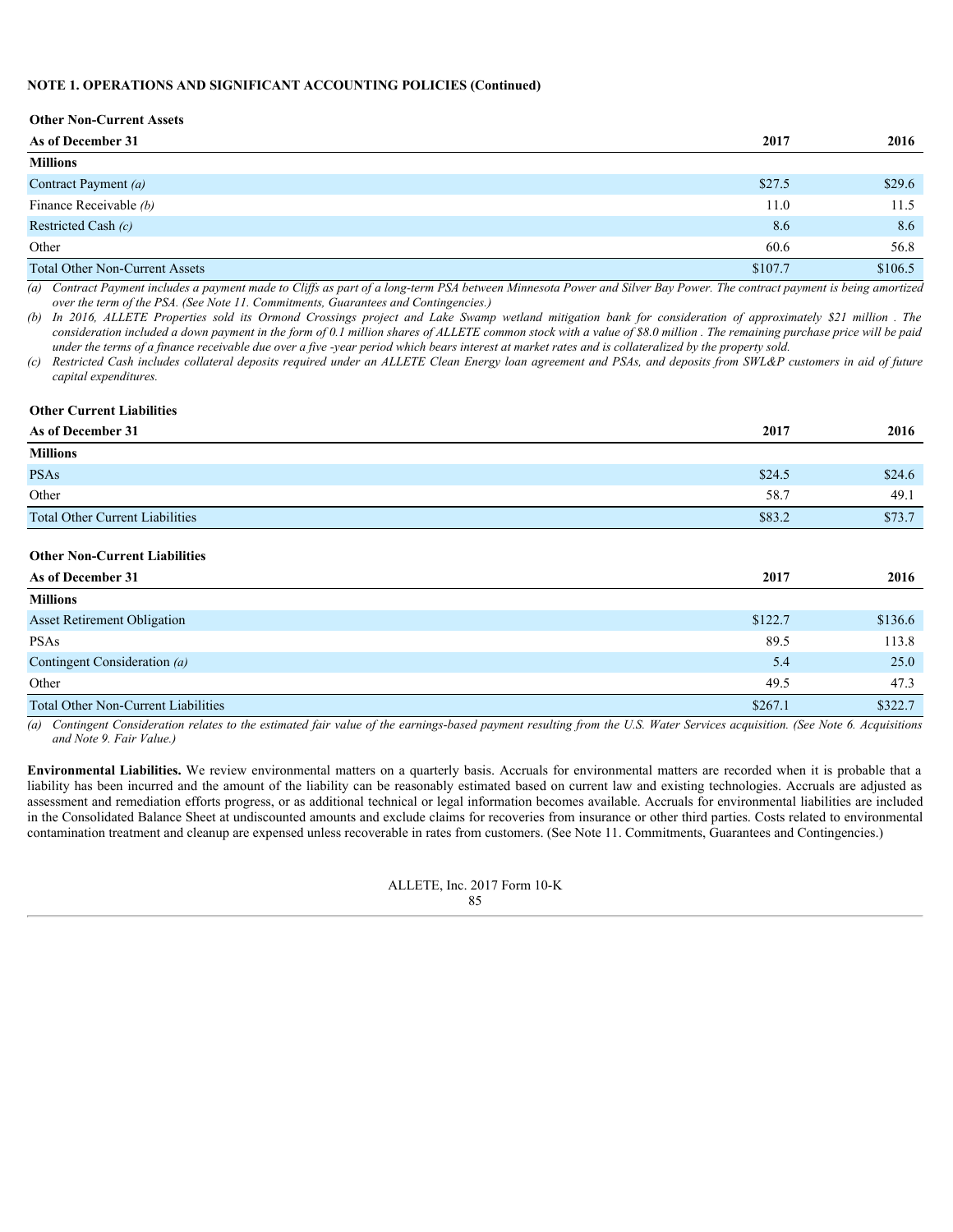**NOTE 1. OPERATIONS AND SIGNIFICANT ACCOUNTING POLICIES (Continued)**

**Other Non-Current Assets**

| As of December 31 | 2017 | 2016 |
|---|---|---|
| **Millions** | | |
| Contract Payment *(a)* | $27.5 | $29.6 |
| Finance Receivable *(b)* | 11.0 | 11.5 |
| Restricted Cash *(c)* | 8.6 | 8.6 |
| Other | 60.6 | 56.8 |
| Total Other Non-Current Assets | $107.7 | $106.5 |

*(a) Contract Payment includes a payment made to Cliffs as part of a long-term PSA between Minnesota Power and Silver Bay Power. The contract payment is being amortized over the term of the PSA. (See Note 11. Commitments, Guarantees and Contingencies.)*

*(b) In 2016, ALLETE Properties sold its Ormond Crossings project and Lake Swamp wetland mitigation bank for consideration of approximately $21 million . The consideration included a down payment in the form of 0.1 million shares of ALLETE common stock with a value of $8.0 million . The remaining purchase price will be paid under the terms of a finance receivable due over a five -year period which bears interest at market rates and is collateralized by the property sold.*

*(c) Restricted Cash includes collateral deposits required under an ALLETE Clean Energy loan agreement and PSAs, and deposits from SWL&P customers in aid of future capital expenditures.*

**Other Current Liabilities**

| As of December 31 | 2017 | 2016 |
|---|---|---|
| **Millions** | | |
| PSAs | $24.5 | $24.6 |
| Other | 58.7 | 49.1 |
| Total Other Current Liabilities | $83.2 | $73.7 |

**Other Non-Current Liabilities**

| As of December 31 | 2017 | 2016 |
|---|---|---|
| **Millions** | | |
| Asset Retirement Obligation | $122.7 | $136.6 |
| PSAs | 89.5 | 113.8 |
| Contingent Consideration *(a)* | 5.4 | 25.0 |
| Other | 49.5 | 47.3 |
| Total Other Non-Current Liabilities | $267.1 | $322.7 |

*(a) Contingent Consideration relates to the estimated fair value of the earnings-based payment resulting from the U.S. Water Services acquisition. (See Note 6. Acquisitions and Note 9. Fair Value.)*

**Environmental Liabilities.** We review environmental matters on a quarterly basis. Accruals for environmental matters are recorded when it is probable that a liability has been incurred and the amount of the liability can be reasonably estimated based on current law and existing technologies. Accruals are adjusted as assessment and remediation efforts progress, or as additional technical or legal information becomes available. Accruals for environmental liabilities are included in the Consolidated Balance Sheet at undiscounted amounts and exclude claims for recoveries from insurance or other third parties. Costs related to environmental contamination treatment and cleanup are expensed unless recoverable in rates from customers. (See Note 11. Commitments, Guarantees and Contingencies.)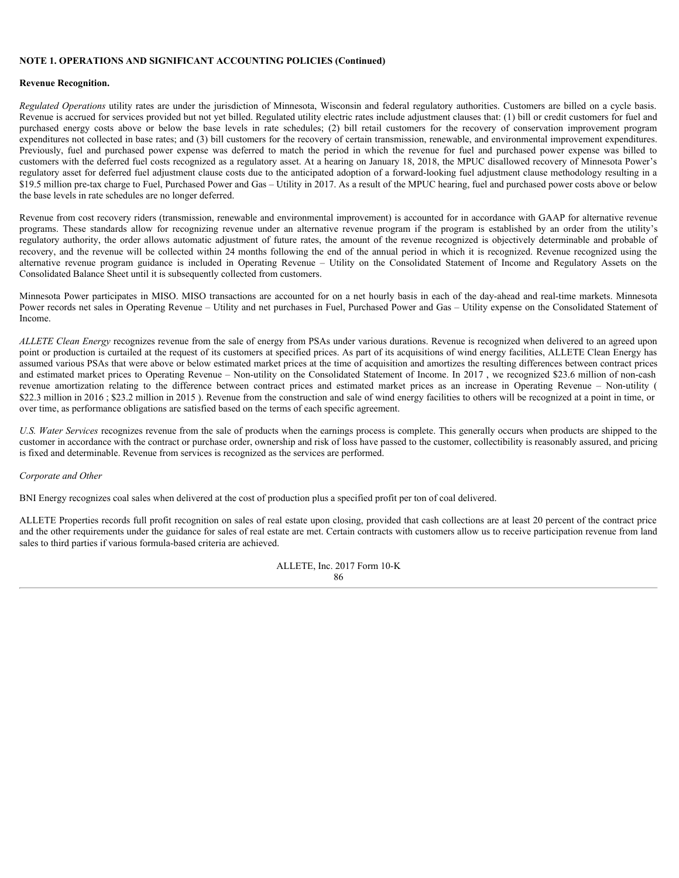**NOTE 1. OPERATIONS AND SIGNIFICANT ACCOUNTING POLICIES (Continued)**

**Revenue Recognition.**

*Regulated Operations* utility rates are under the jurisdiction of Minnesota, Wisconsin and federal regulatory authorities. Customers are billed on a cycle basis. Revenue is accrued for services provided but not yet billed. Regulated utility electric rates include adjustment clauses that: (1) bill or credit customers for fuel and purchased energy costs above or below the base levels in rate schedules; (2) bill retail customers for the recovery of conservation improvement program expenditures not collected in base rates; and (3) bill customers for the recovery of certain transmission, renewable, and environmental improvement expenditures. Previously, fuel and purchased power expense was deferred to match the period in which the revenue for fuel and purchased power expense was billed to customers with the deferred fuel costs recognized as a regulatory asset. At a hearing on January 18, 2018, the MPUC disallowed recovery of Minnesota Power's regulatory asset for deferred fuel adjustment clause costs due to the anticipated adoption of a forward-looking fuel adjustment clause methodology resulting in a $19.5 million pre-tax charge to Fuel, Purchased Power and Gas – Utility in 2017. As a result of the MPUC hearing, fuel and purchased power costs above or below the base levels in rate schedules are no longer deferred.

Revenue from cost recovery riders (transmission, renewable and environmental improvement) is accounted for in accordance with GAAP for alternative revenue programs. These standards allow for recognizing revenue under an alternative revenue program if the program is established by an order from the utility's regulatory authority, the order allows automatic adjustment of future rates, the amount of the revenue recognized is objectively determinable and probable of recovery, and the revenue will be collected within 24 months following the end of the annual period in which it is recognized. Revenue recognized using the alternative revenue program guidance is included in Operating Revenue – Utility on the Consolidated Statement of Income and Regulatory Assets on the Consolidated Balance Sheet until it is subsequently collected from customers.

Minnesota Power participates in MISO. MISO transactions are accounted for on a net hourly basis in each of the day-ahead and real-time markets. Minnesota Power records net sales in Operating Revenue – Utility and net purchases in Fuel, Purchased Power and Gas – Utility expense on the Consolidated Statement of Income.

*ALLETE Clean Energy* recognizes revenue from the sale of energy from PSAs under various durations. Revenue is recognized when delivered to an agreed upon point or production is curtailed at the request of its customers at specified prices. As part of its acquisitions of wind energy facilities, ALLETE Clean Energy has assumed various PSAs that were above or below estimated market prices at the time of acquisition and amortizes the resulting differences between contract prices and estimated market prices to Operating Revenue – Non-utility on the Consolidated Statement of Income. In 2017 , we recognized $23.6 million of non-cash revenue amortization relating to the difference between contract prices and estimated market prices as an increase in Operating Revenue – Non-utility ( $22.3 million in 2016 ; $23.2 million in 2015 ). Revenue from the construction and sale of wind energy facilities to others will be recognized at a point in time, or over time, as performance obligations are satisfied based on the terms of each specific agreement.

*U.S. Water Services* recognizes revenue from the sale of products when the earnings process is complete. This generally occurs when products are shipped to the customer in accordance with the contract or purchase order, ownership and risk of loss have passed to the customer, collectibility is reasonably assured, and pricing is fixed and determinable. Revenue from services is recognized as the services are performed.

*Corporate and Other*

BNI Energy recognizes coal sales when delivered at the cost of production plus a specified profit per ton of coal delivered.

ALLETE Properties records full profit recognition on sales of real estate upon closing, provided that cash collections are at least 20 percent of the contract price and the other requirements under the guidance for sales of real estate are met. Certain contracts with customers allow us to receive participation revenue from land sales to third parties if various formula-based criteria are achieved.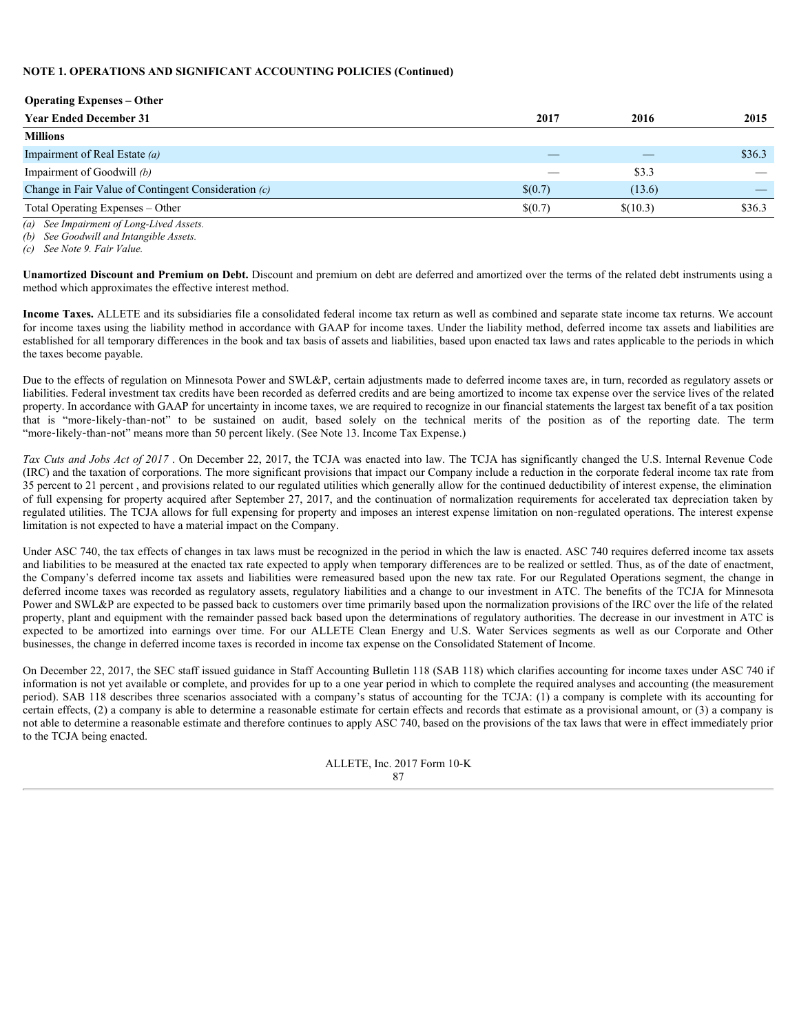**NOTE 1. OPERATIONS AND SIGNIFICANT ACCOUNTING POLICIES (Continued)**

**Operating Expenses – Other**

| Year Ended December 31 | 2017 | 2016 | 2015 |
|---|---|---|---|
| **Millions** | | | |
| Impairment of Real Estate *(a)* | — | — | $36.3 |
| Impairment of Goodwill *(b)* | — | $3.3 | — |
| Change in Fair Value of Contingent Consideration *(c)* | $(0.7) | (13.6) | — |
| Total Operating Expenses – Other | $(0.7) | $(10.3) | $36.3 |

*(a) See Impairment of Long-Lived Assets.*
*(b) See Goodwill and Intangible Assets.*
*(c) See Note 9. Fair Value.*

**Unamortized Discount and Premium on Debt.** Discount and premium on debt are deferred and amortized over the terms of the related debt instruments using a method which approximates the effective interest method.

**Income Taxes.** ALLETE and its subsidiaries file a consolidated federal income tax return as well as combined and separate state income tax returns. We account for income taxes using the liability method in accordance with GAAP for income taxes. Under the liability method, deferred income tax assets and liabilities are established for all temporary differences in the book and tax basis of assets and liabilities, based upon enacted tax laws and rates applicable to the periods in which the taxes become payable.

Due to the effects of regulation on Minnesota Power and SWL&P, certain adjustments made to deferred income taxes are, in turn, recorded as regulatory assets or liabilities. Federal investment tax credits have been recorded as deferred credits and are being amortized to income tax expense over the service lives of the related property. In accordance with GAAP for uncertainty in income taxes, we are required to recognize in our financial statements the largest tax benefit of a tax position that is "more-likely-than-not" to be sustained on audit, based solely on the technical merits of the position as of the reporting date. The term "more-likely-than-not" means more than 50 percent likely. (See Note 13. Income Tax Expense.)

*Tax Cuts and Jobs Act of 2017* . On December 22, 2017, the TCJA was enacted into law. The TCJA has significantly changed the U.S. Internal Revenue Code (IRC) and the taxation of corporations. The more significant provisions that impact our Company include a reduction in the corporate federal income tax rate from 35 percent to 21 percent , and provisions related to our regulated utilities which generally allow for the continued deductibility of interest expense, the elimination of full expensing for property acquired after September 27, 2017, and the continuation of normalization requirements for accelerated tax depreciation taken by regulated utilities. The TCJA allows for full expensing for property and imposes an interest expense limitation on non-regulated operations. The interest expense limitation is not expected to have a material impact on the Company.

Under ASC 740, the tax effects of changes in tax laws must be recognized in the period in which the law is enacted. ASC 740 requires deferred income tax assets and liabilities to be measured at the enacted tax rate expected to apply when temporary differences are to be realized or settled. Thus, as of the date of enactment, the Company's deferred income tax assets and liabilities were remeasured based upon the new tax rate. For our Regulated Operations segment, the change in deferred income taxes was recorded as regulatory assets, regulatory liabilities and a change to our investment in ATC. The benefits of the TCJA for Minnesota Power and SWL&P are expected to be passed back to customers over time primarily based upon the normalization provisions of the IRC over the life of the related property, plant and equipment with the remainder passed back based upon the determinations of regulatory authorities. The decrease in our investment in ATC is expected to be amortized into earnings over time. For our ALLETE Clean Energy and U.S. Water Services segments as well as our Corporate and Other businesses, the change in deferred income taxes is recorded in income tax expense on the Consolidated Statement of Income.

On December 22, 2017, the SEC staff issued guidance in Staff Accounting Bulletin 118 (SAB 118) which clarifies accounting for income taxes under ASC 740 if information is not yet available or complete, and provides for up to a one year period in which to complete the required analyses and accounting (the measurement period). SAB 118 describes three scenarios associated with a company's status of accounting for the TCJA: (1) a company is complete with its accounting for certain effects, (2) a company is able to determine a reasonable estimate for certain effects and records that estimate as a provisional amount, or (3) a company is not able to determine a reasonable estimate and therefore continues to apply ASC 740, based on the provisions of the tax laws that were in effect immediately prior to the TCJA being enacted.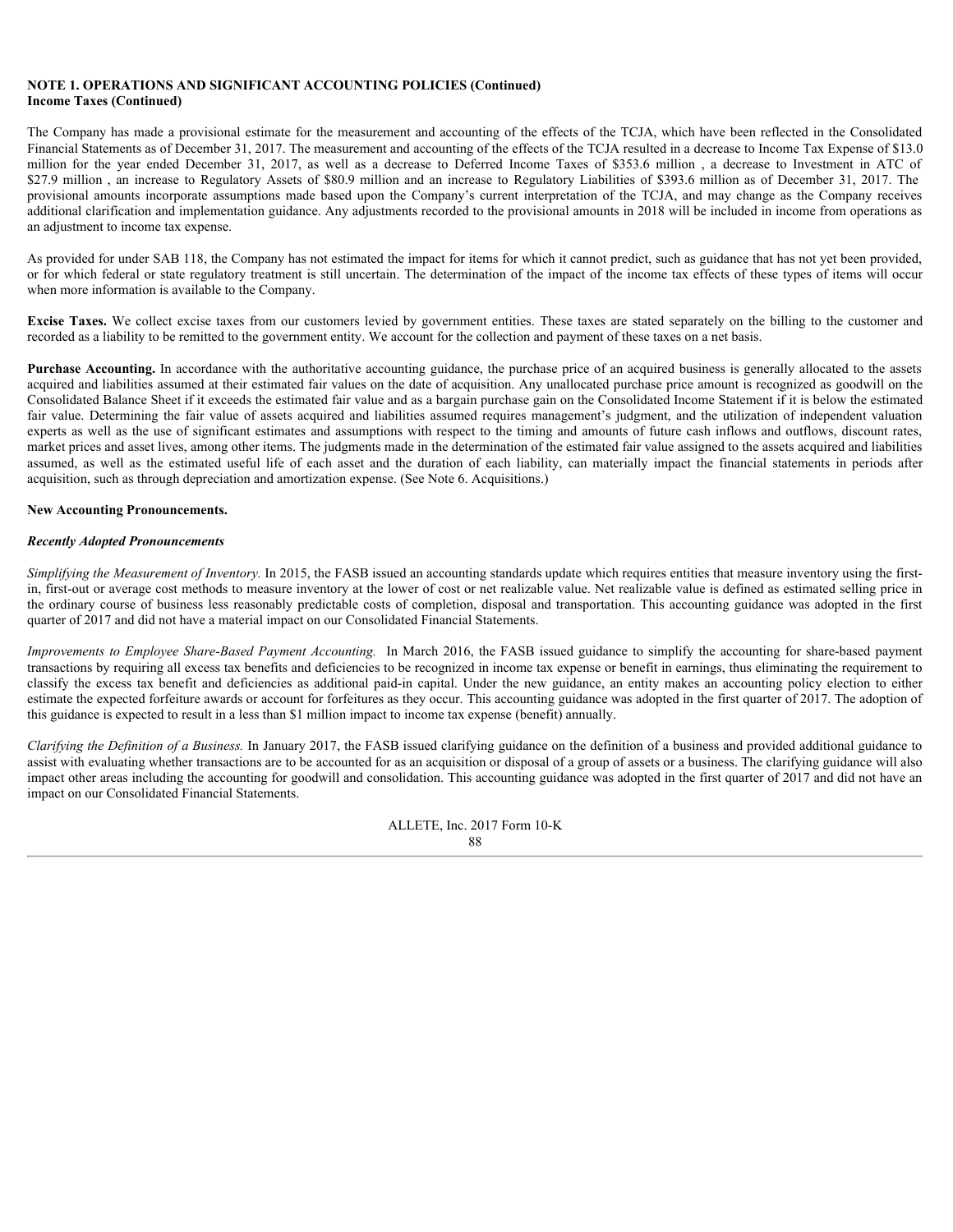**NOTE 1. OPERATIONS AND SIGNIFICANT ACCOUNTING POLICIES (Continued)**
**Income Taxes (Continued)**

The Company has made a provisional estimate for the measurement and accounting of the effects of the TCJA, which have been reflected in the Consolidated Financial Statements as of December 31, 2017. The measurement and accounting of the effects of the TCJA resulted in a decrease to Income Tax Expense of $13.0 million for the year ended December 31, 2017, as well as a decrease to Deferred Income Taxes of $353.6 million , a decrease to Investment in ATC of $27.9 million , an increase to Regulatory Assets of $80.9 million and an increase to Regulatory Liabilities of $393.6 million as of December 31, 2017. The provisional amounts incorporate assumptions made based upon the Company's current interpretation of the TCJA, and may change as the Company receives additional clarification and implementation guidance. Any adjustments recorded to the provisional amounts in 2018 will be included in income from operations as an adjustment to income tax expense.

As provided for under SAB 118, the Company has not estimated the impact for items for which it cannot predict, such as guidance that has not yet been provided, or for which federal or state regulatory treatment is still uncertain. The determination of the impact of the income tax effects of these types of items will occur when more information is available to the Company.

**Excise Taxes.** We collect excise taxes from our customers levied by government entities. These taxes are stated separately on the billing to the customer and recorded as a liability to be remitted to the government entity. We account for the collection and payment of these taxes on a net basis.

**Purchase Accounting.** In accordance with the authoritative accounting guidance, the purchase price of an acquired business is generally allocated to the assets acquired and liabilities assumed at their estimated fair values on the date of acquisition. Any unallocated purchase price amount is recognized as goodwill on the Consolidated Balance Sheet if it exceeds the estimated fair value and as a bargain purchase gain on the Consolidated Income Statement if it is below the estimated fair value. Determining the fair value of assets acquired and liabilities assumed requires management's judgment, and the utilization of independent valuation experts as well as the use of significant estimates and assumptions with respect to the timing and amounts of future cash inflows and outflows, discount rates, market prices and asset lives, among other items. The judgments made in the determination of the estimated fair value assigned to the assets acquired and liabilities assumed, as well as the estimated useful life of each asset and the duration of each liability, can materially impact the financial statements in periods after acquisition, such as through depreciation and amortization expense. (See Note 6. Acquisitions.)

**New Accounting Pronouncements.**

***Recently Adopted Pronouncements***

*Simplifying the Measurement of Inventory.* In 2015, the FASB issued an accounting standards update which requires entities that measure inventory using the first-in, first-out or average cost methods to measure inventory at the lower of cost or net realizable value. Net realizable value is defined as estimated selling price in the ordinary course of business less reasonably predictable costs of completion, disposal and transportation. This accounting guidance was adopted in the first quarter of 2017 and did not have a material impact on our Consolidated Financial Statements.

*Improvements to Employee Share-Based Payment Accounting.* In March 2016, the FASB issued guidance to simplify the accounting for share-based payment transactions by requiring all excess tax benefits and deficiencies to be recognized in income tax expense or benefit in earnings, thus eliminating the requirement to classify the excess tax benefit and deficiencies as additional paid-in capital. Under the new guidance, an entity makes an accounting policy election to either estimate the expected forfeiture awards or account for forfeitures as they occur. This accounting guidance was adopted in the first quarter of 2017. The adoption of this guidance is expected to result in a less than $1 million impact to income tax expense (benefit) annually.

*Clarifying the Definition of a Business.* In January 2017, the FASB issued clarifying guidance on the definition of a business and provided additional guidance to assist with evaluating whether transactions are to be accounted for as an acquisition or disposal of a group of assets or a business. The clarifying guidance will also impact other areas including the accounting for goodwill and consolidation. This accounting guidance was adopted in the first quarter of 2017 and did not have an impact on our Consolidated Financial Statements.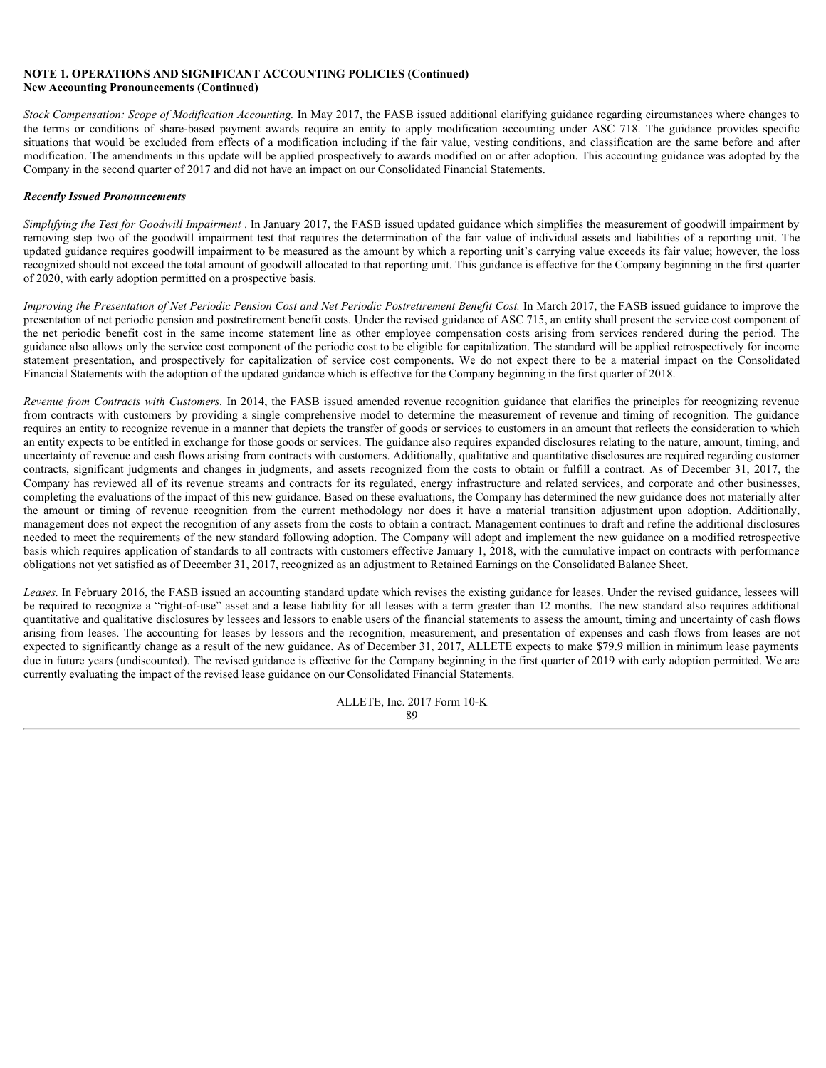**NOTE 1. OPERATIONS AND SIGNIFICANT ACCOUNTING POLICIES (Continued)**
**New Accounting Pronouncements (Continued)**

*Stock Compensation: Scope of Modification Accounting.* In May 2017, the FASB issued additional clarifying guidance regarding circumstances where changes to the terms or conditions of share-based payment awards require an entity to apply modification accounting under ASC 718. The guidance provides specific situations that would be excluded from effects of a modification including if the fair value, vesting conditions, and classification are the same before and after modification. The amendments in this update will be applied prospectively to awards modified on or after adoption. This accounting guidance was adopted by the Company in the second quarter of 2017 and did not have an impact on our Consolidated Financial Statements.

***Recently Issued Pronouncements***

*Simplifying the Test for Goodwill Impairment* . In January 2017, the FASB issued updated guidance which simplifies the measurement of goodwill impairment by removing step two of the goodwill impairment test that requires the determination of the fair value of individual assets and liabilities of a reporting unit. The updated guidance requires goodwill impairment to be measured as the amount by which a reporting unit's carrying value exceeds its fair value; however, the loss recognized should not exceed the total amount of goodwill allocated to that reporting unit. This guidance is effective for the Company beginning in the first quarter of 2020, with early adoption permitted on a prospective basis.

*Improving the Presentation of Net Periodic Pension Cost and Net Periodic Postretirement Benefit Cost.* In March 2017, the FASB issued guidance to improve the presentation of net periodic pension and postretirement benefit costs. Under the revised guidance of ASC 715, an entity shall present the service cost component of the net periodic benefit cost in the same income statement line as other employee compensation costs arising from services rendered during the period. The guidance also allows only the service cost component of the periodic cost to be eligible for capitalization. The standard will be applied retrospectively for income statement presentation, and prospectively for capitalization of service cost components. We do not expect there to be a material impact on the Consolidated Financial Statements with the adoption of the updated guidance which is effective for the Company beginning in the first quarter of 2018.

*Revenue from Contracts with Customers.* In 2014, the FASB issued amended revenue recognition guidance that clarifies the principles for recognizing revenue from contracts with customers by providing a single comprehensive model to determine the measurement of revenue and timing of recognition. The guidance requires an entity to recognize revenue in a manner that depicts the transfer of goods or services to customers in an amount that reflects the consideration to which an entity expects to be entitled in exchange for those goods or services. The guidance also requires expanded disclosures relating to the nature, amount, timing, and uncertainty of revenue and cash flows arising from contracts with customers. Additionally, qualitative and quantitative disclosures are required regarding customer contracts, significant judgments and changes in judgments, and assets recognized from the costs to obtain or fulfill a contract. As of December 31, 2017, the Company has reviewed all of its revenue streams and contracts for its regulated, energy infrastructure and related services, and corporate and other businesses, completing the evaluations of the impact of this new guidance. Based on these evaluations, the Company has determined the new guidance does not materially alter the amount or timing of revenue recognition from the current methodology nor does it have a material transition adjustment upon adoption. Additionally, management does not expect the recognition of any assets from the costs to obtain a contract. Management continues to draft and refine the additional disclosures needed to meet the requirements of the new standard following adoption. The Company will adopt and implement the new guidance on a modified retrospective basis which requires application of standards to all contracts with customers effective January 1, 2018, with the cumulative impact on contracts with performance obligations not yet satisfied as of December 31, 2017, recognized as an adjustment to Retained Earnings on the Consolidated Balance Sheet.

*Leases.* In February 2016, the FASB issued an accounting standard update which revises the existing guidance for leases. Under the revised guidance, lessees will be required to recognize a "right-of-use" asset and a lease liability for all leases with a term greater than 12 months. The new standard also requires additional quantitative and qualitative disclosures by lessees and lessors to enable users of the financial statements to assess the amount, timing and uncertainty of cash flows arising from leases. The accounting for leases by lessors and the recognition, measurement, and presentation of expenses and cash flows from leases are not expected to significantly change as a result of the new guidance. As of December 31, 2017, ALLETE expects to make $79.9 million in minimum lease payments due in future years (undiscounted). The revised guidance is effective for the Company beginning in the first quarter of 2019 with early adoption permitted. We are currently evaluating the impact of the revised lease guidance on our Consolidated Financial Statements.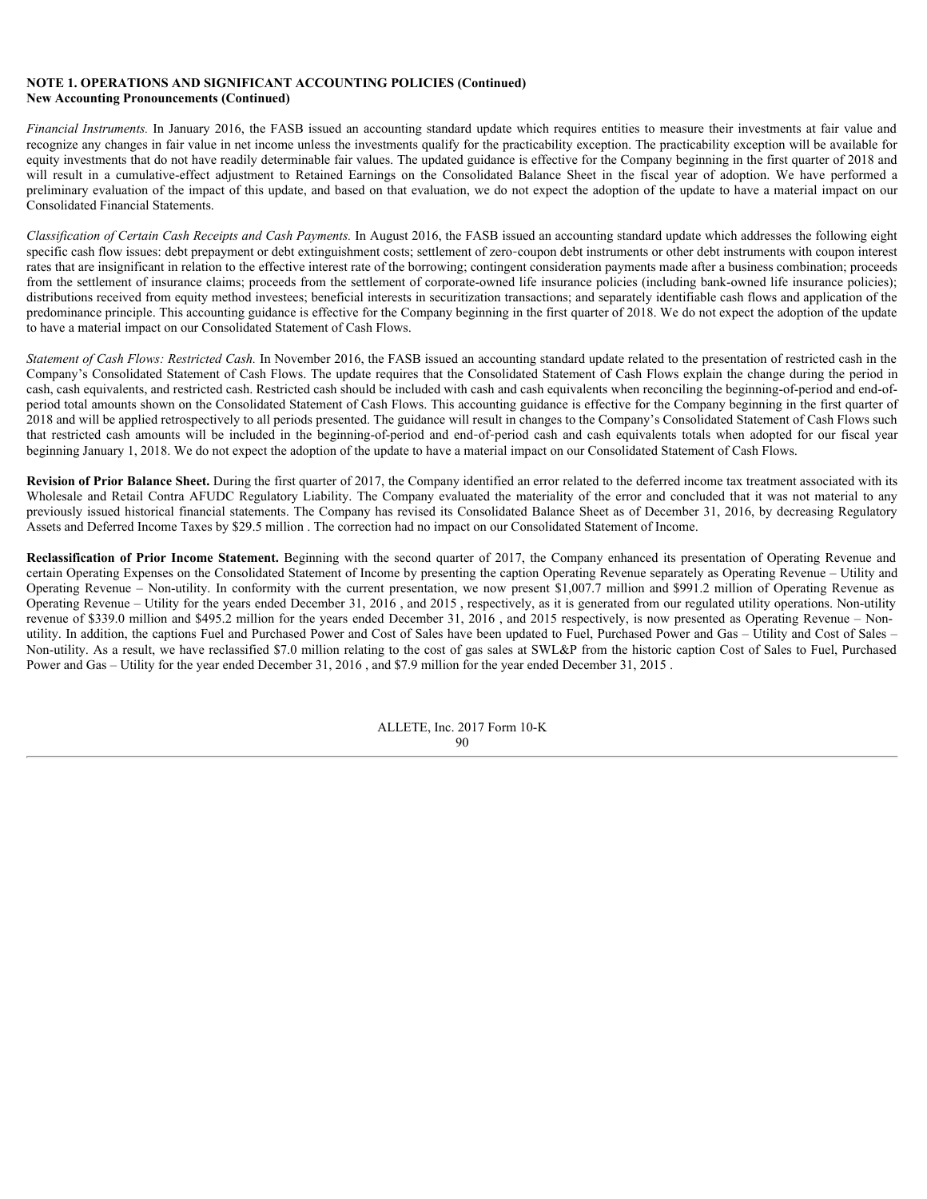**NOTE 1. OPERATIONS AND SIGNIFICANT ACCOUNTING POLICIES (Continued)**
**New Accounting Pronouncements (Continued)**

*Financial Instruments.* In January 2016, the FASB issued an accounting standard update which requires entities to measure their investments at fair value and recognize any changes in fair value in net income unless the investments qualify for the practicability exception. The practicability exception will be available for equity investments that do not have readily determinable fair values. The updated guidance is effective for the Company beginning in the first quarter of 2018 and will result in a cumulative-effect adjustment to Retained Earnings on the Consolidated Balance Sheet in the fiscal year of adoption. We have performed a preliminary evaluation of the impact of this update, and based on that evaluation, we do not expect the adoption of the update to have a material impact on our Consolidated Financial Statements.

*Classification of Certain Cash Receipts and Cash Payments.* In August 2016, the FASB issued an accounting standard update which addresses the following eight specific cash flow issues: debt prepayment or debt extinguishment costs; settlement of zero-coupon debt instruments or other debt instruments with coupon interest rates that are insignificant in relation to the effective interest rate of the borrowing; contingent consideration payments made after a business combination; proceeds from the settlement of insurance claims; proceeds from the settlement of corporate-owned life insurance policies (including bank-owned life insurance policies); distributions received from equity method investees; beneficial interests in securitization transactions; and separately identifiable cash flows and application of the predominance principle. This accounting guidance is effective for the Company beginning in the first quarter of 2018. We do not expect the adoption of the update to have a material impact on our Consolidated Statement of Cash Flows.

*Statement of Cash Flows: Restricted Cash.* In November 2016, the FASB issued an accounting standard update related to the presentation of restricted cash in the Company's Consolidated Statement of Cash Flows. The update requires that the Consolidated Statement of Cash Flows explain the change during the period in cash, cash equivalents, and restricted cash. Restricted cash should be included with cash and cash equivalents when reconciling the beginning-of-period and end-of-period total amounts shown on the Consolidated Statement of Cash Flows. This accounting guidance is effective for the Company beginning in the first quarter of 2018 and will be applied retrospectively to all periods presented. The guidance will result in changes to the Company's Consolidated Statement of Cash Flows such that restricted cash amounts will be included in the beginning-of-period and end-of-period cash and cash equivalents totals when adopted for our fiscal year beginning January 1, 2018. We do not expect the adoption of the update to have a material impact on our Consolidated Statement of Cash Flows.

**Revision of Prior Balance Sheet.** During the first quarter of 2017, the Company identified an error related to the deferred income tax treatment associated with its Wholesale and Retail Contra AFUDC Regulatory Liability. The Company evaluated the materiality of the error and concluded that it was not material to any previously issued historical financial statements. The Company has revised its Consolidated Balance Sheet as of December 31, 2016, by decreasing Regulatory Assets and Deferred Income Taxes by $29.5 million . The correction had no impact on our Consolidated Statement of Income.

**Reclassification of Prior Income Statement.** Beginning with the second quarter of 2017, the Company enhanced its presentation of Operating Revenue and certain Operating Expenses on the Consolidated Statement of Income by presenting the caption Operating Revenue separately as Operating Revenue – Utility and Operating Revenue – Non-utility. In conformity with the current presentation, we now present $1,007.7 million and $991.2 million of Operating Revenue as Operating Revenue – Utility for the years ended December 31, 2016 , and 2015 , respectively, as it is generated from our regulated utility operations. Non-utility revenue of $339.0 million and $495.2 million for the years ended December 31, 2016 , and 2015 respectively, is now presented as Operating Revenue – Non-utility. In addition, the captions Fuel and Purchased Power and Cost of Sales have been updated to Fuel, Purchased Power and Gas – Utility and Cost of Sales – Non-utility. As a result, we have reclassified $7.0 million relating to the cost of gas sales at SWL&P from the historic caption Cost of Sales to Fuel, Purchased Power and Gas – Utility for the year ended December 31, 2016 , and $7.9 million for the year ended December 31, 2015 .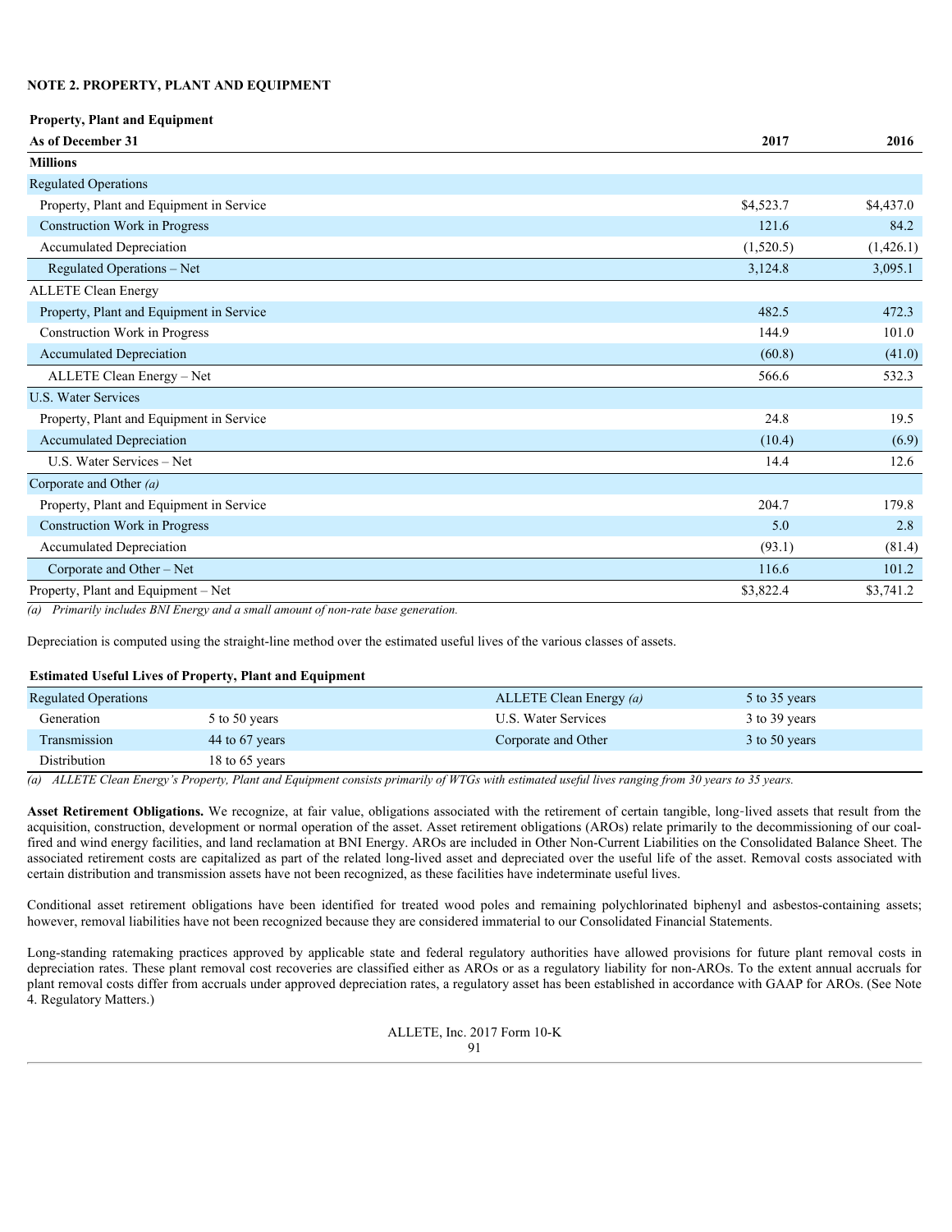**NOTE 2. PROPERTY, PLANT AND EQUIPMENT**

| Property, Plant and Equipment | | |
|---|---|---|
| **As of December 31** | **2017** | **2016** |
| **Millions** | | |
| Regulated Operations | | |
| Property, Plant and Equipment in Service | $4,523.7 | $4,437.0 |
| Construction Work in Progress | 121.6 | 84.2 |
| Accumulated Depreciation | (1,520.5) | (1,426.1) |
| Regulated Operations – Net | 3,124.8 | 3,095.1 |
| ALLETE Clean Energy | | |
| Property, Plant and Equipment in Service | 482.5 | 472.3 |
| Construction Work in Progress | 144.9 | 101.0 |
| Accumulated Depreciation | (60.8) | (41.0) |
| ALLETE Clean Energy – Net | 566.6 | 532.3 |
| U.S. Water Services | | |
| Property, Plant and Equipment in Service | 24.8 | 19.5 |
| Accumulated Depreciation | (10.4) | (6.9) |
| U.S. Water Services – Net | 14.4 | 12.6 |
| Corporate and Other *(a)* | | |
| Property, Plant and Equipment in Service | 204.7 | 179.8 |
| Construction Work in Progress | 5.0 | 2.8 |
| Accumulated Depreciation | (93.1) | (81.4) |
| Corporate and Other – Net | 116.6 | 101.2 |
| Property, Plant and Equipment – Net | $3,822.4 | $3,741.2 |

*(a) Primarily includes BNI Energy and a small amount of non-rate base generation.*

Depreciation is computed using the straight-line method over the estimated useful lives of the various classes of assets.

| Estimated Useful Lives of Property, Plant and Equipment | | | |
|---|---|---|---|
| Regulated Operations | | ALLETE Clean Energy *(a)* | 5 to 35 years |
| Generation | 5 to 50 years | U.S. Water Services | 3 to 39 years |
| Transmission | 44 to 67 years | Corporate and Other | 3 to 50 years |
| Distribution | 18 to 65 years | | |

*(a) ALLETE Clean Energy's Property, Plant and Equipment consists primarily of WTGs with estimated useful lives ranging from 30 years to 35 years.*

**Asset Retirement Obligations.** We recognize, at fair value, obligations associated with the retirement of certain tangible, long-lived assets that result from the acquisition, construction, development or normal operation of the asset. Asset retirement obligations (AROs) relate primarily to the decommissioning of our coal-fired and wind energy facilities, and land reclamation at BNI Energy. AROs are included in Other Non-Current Liabilities on the Consolidated Balance Sheet. The associated retirement costs are capitalized as part of the related long-lived asset and depreciated over the useful life of the asset. Removal costs associated with certain distribution and transmission assets have not been recognized, as these facilities have indeterminate useful lives.

Conditional asset retirement obligations have been identified for treated wood poles and remaining polychlorinated biphenyl and asbestos-containing assets; however, removal liabilities have not been recognized because they are considered immaterial to our Consolidated Financial Statements.

Long-standing ratemaking practices approved by applicable state and federal regulatory authorities have allowed provisions for future plant removal costs in depreciation rates. These plant removal cost recoveries are classified either as AROs or as a regulatory liability for non-AROs. To the extent annual accruals for plant removal costs differ from accruals under approved depreciation rates, a regulatory asset has been established in accordance with GAAP for AROs. (See Note 4. Regulatory Matters.)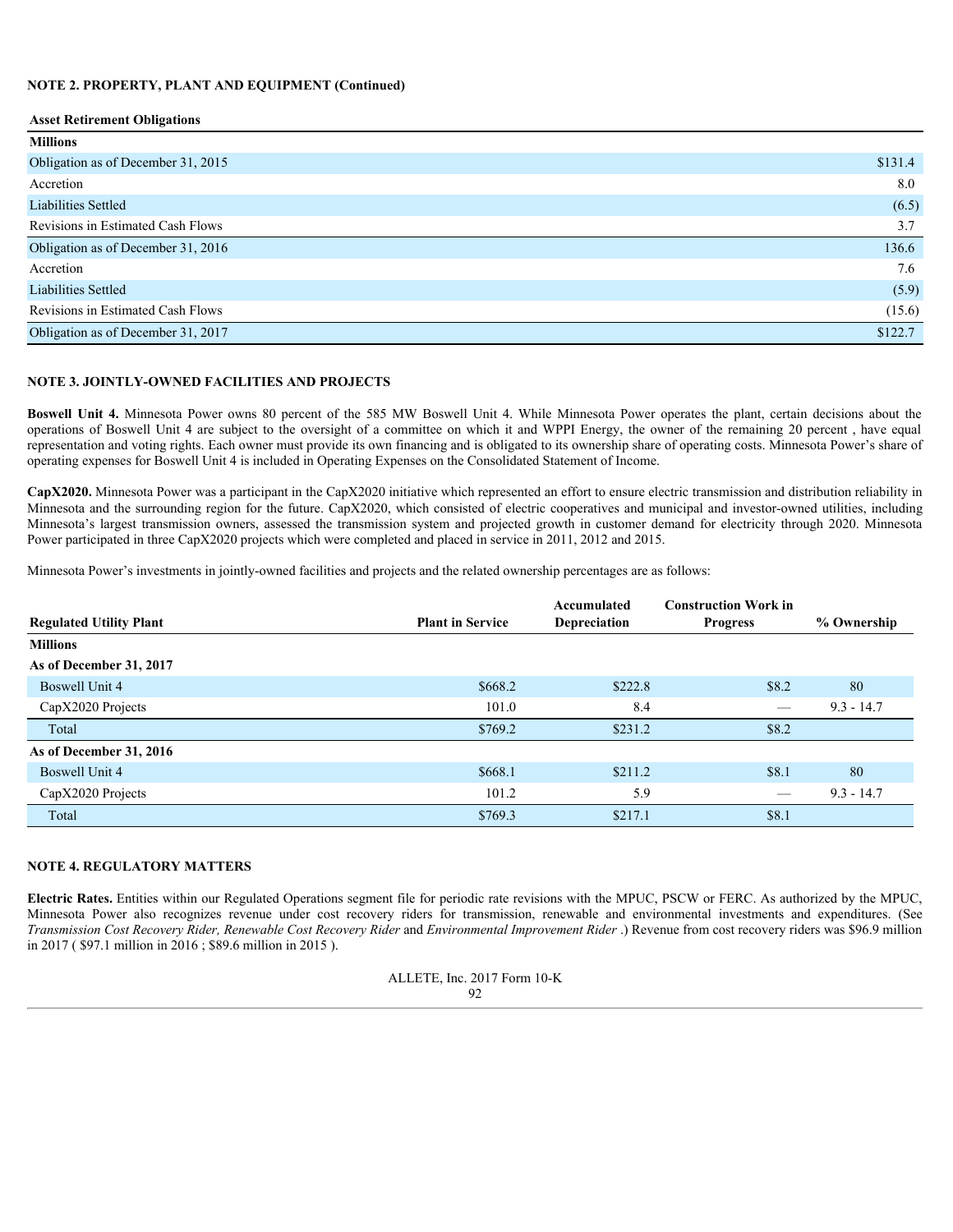**NOTE 2. PROPERTY, PLANT AND EQUIPMENT (Continued)**

| Asset Retirement Obligations | |
|---|---|
| **Millions** | |
| Obligation as of December 31, 2015 | $131.4 |
| Accretion | 8.0 |
| Liabilities Settled | (6.5) |
| Revisions in Estimated Cash Flows | 3.7 |
| Obligation as of December 31, 2016 | 136.6 |
| Accretion | 7.6 |
| Liabilities Settled | (5.9) |
| Revisions in Estimated Cash Flows | (15.6) |
| Obligation as of December 31, 2017 | $122.7 |

**NOTE 3. JOINTLY-OWNED FACILITIES AND PROJECTS**

**Boswell Unit 4.** Minnesota Power owns 80 percent of the 585 MW Boswell Unit 4. While Minnesota Power operates the plant, certain decisions about the operations of Boswell Unit 4 are subject to the oversight of a committee on which it and WPPI Energy, the owner of the remaining 20 percent , have equal representation and voting rights. Each owner must provide its own financing and is obligated to its ownership share of operating costs. Minnesota Power's share of operating expenses for Boswell Unit 4 is included in Operating Expenses on the Consolidated Statement of Income.

**CapX2020.** Minnesota Power was a participant in the CapX2020 initiative which represented an effort to ensure electric transmission and distribution reliability in Minnesota and the surrounding region for the future. CapX2020, which consisted of electric cooperatives and municipal and investor-owned utilities, including Minnesota's largest transmission owners, assessed the transmission system and projected growth in customer demand for electricity through 2020. Minnesota Power participated in three CapX2020 projects which were completed and placed in service in 2011, 2012 and 2015.

Minnesota Power's investments in jointly-owned facilities and projects and the related ownership percentages are as follows:

| Regulated Utility Plant | Plant in Service | Accumulated Depreciation | Construction Work in Progress | % Ownership |
|---|---|---|---|---|
| **Millions** | | | | |
| **As of December 31, 2017** | | | | |
| Boswell Unit 4 | $668.2 | $222.8 | $8.2 | 80 |
| CapX2020 Projects | 101.0 | 8.4 | — | 9.3 - 14.7 |
| Total | $769.2 | $231.2 | $8.2 | |
| **As of December 31, 2016** | | | | |
| Boswell Unit 4 | $668.1 | $211.2 | $8.1 | 80 |
| CapX2020 Projects | 101.2 | 5.9 | — | 9.3 - 14.7 |
| Total | $769.3 | $217.1 | $8.1 | |

**NOTE 4. REGULATORY MATTERS**

**Electric Rates.** Entities within our Regulated Operations segment file for periodic rate revisions with the MPUC, PSCW or FERC. As authorized by the MPUC, Minnesota Power also recognizes revenue under cost recovery riders for transmission, renewable and environmental investments and expenditures. (See *Transmission Cost Recovery Rider, Renewable Cost Recovery Rider* and *Environmental Improvement Rider* .) Revenue from cost recovery riders was $96.9 million in 2017 ( $97.1 million in 2016 ; $89.6 million in 2015 ).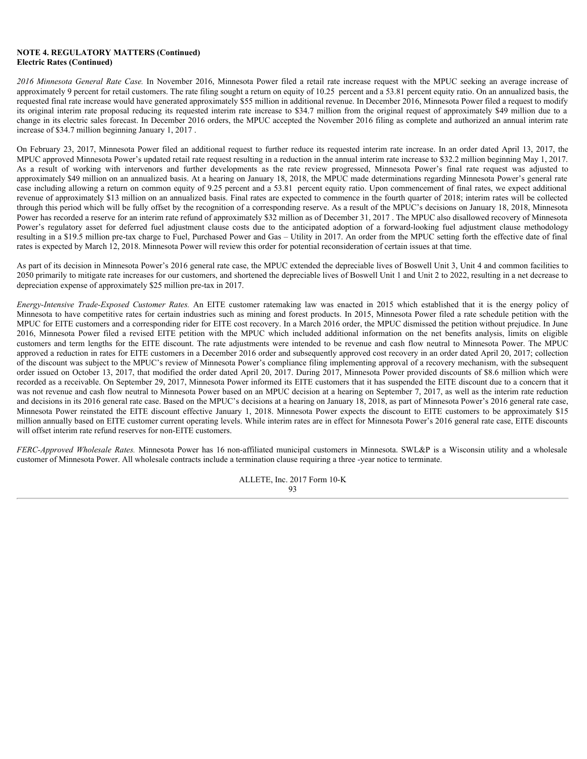**NOTE 4. REGULATORY MATTERS (Continued)**
**Electric Rates (Continued)**

*2016 Minnesota General Rate Case.* In November 2016, Minnesota Power filed a retail rate increase request with the MPUC seeking an average increase of approximately 9 percent for retail customers. The rate filing sought a return on equity of 10.25 percent and a 53.81 percent equity ratio. On an annualized basis, the requested final rate increase would have generated approximately $55 million in additional revenue. In December 2016, Minnesota Power filed a request to modify its original interim rate proposal reducing its requested interim rate increase to $34.7 million from the original request of approximately $49 million due to a change in its electric sales forecast. In December 2016 orders, the MPUC accepted the November 2016 filing as complete and authorized an annual interim rate increase of $34.7 million beginning January 1, 2017 .

On February 23, 2017, Minnesota Power filed an additional request to further reduce its requested interim rate increase. In an order dated April 13, 2017, the MPUC approved Minnesota Power's updated retail rate request resulting in a reduction in the annual interim rate increase to $32.2 million beginning May 1, 2017. As a result of working with intervenors and further developments as the rate review progressed, Minnesota Power's final rate request was adjusted to approximately $49 million on an annualized basis. At a hearing on January 18, 2018, the MPUC made determinations regarding Minnesota Power's general rate case including allowing a return on common equity of 9.25 percent and a 53.81 percent equity ratio. Upon commencement of final rates, we expect additional revenue of approximately $13 million on an annualized basis. Final rates are expected to commence in the fourth quarter of 2018; interim rates will be collected through this period which will be fully offset by the recognition of a corresponding reserve. As a result of the MPUC's decisions on January 18, 2018, Minnesota Power has recorded a reserve for an interim rate refund of approximately $32 million as of December 31, 2017 . The MPUC also disallowed recovery of Minnesota Power's regulatory asset for deferred fuel adjustment clause costs due to the anticipated adoption of a forward-looking fuel adjustment clause methodology resulting in a $19.5 million pre-tax charge to Fuel, Purchased Power and Gas – Utility in 2017. An order from the MPUC setting forth the effective date of final rates is expected by March 12, 2018. Minnesota Power will review this order for potential reconsideration of certain issues at that time.

As part of its decision in Minnesota Power's 2016 general rate case, the MPUC extended the depreciable lives of Boswell Unit 3, Unit 4 and common facilities to 2050 primarily to mitigate rate increases for our customers, and shortened the depreciable lives of Boswell Unit 1 and Unit 2 to 2022, resulting in a net decrease to depreciation expense of approximately $25 million pre-tax in 2017.

*Energy-Intensive Trade-Exposed Customer Rates.* An EITE customer ratemaking law was enacted in 2015 which established that it is the energy policy of Minnesota to have competitive rates for certain industries such as mining and forest products. In 2015, Minnesota Power filed a rate schedule petition with the MPUC for EITE customers and a corresponding rider for EITE cost recovery. In a March 2016 order, the MPUC dismissed the petition without prejudice. In June 2016, Minnesota Power filed a revised EITE petition with the MPUC which included additional information on the net benefits analysis, limits on eligible customers and term lengths for the EITE discount. The rate adjustments were intended to be revenue and cash flow neutral to Minnesota Power. The MPUC approved a reduction in rates for EITE customers in a December 2016 order and subsequently approved cost recovery in an order dated April 20, 2017; collection of the discount was subject to the MPUC's review of Minnesota Power's compliance filing implementing approval of a recovery mechanism, with the subsequent order issued on October 13, 2017, that modified the order dated April 20, 2017. During 2017, Minnesota Power provided discounts of $8.6 million which were recorded as a receivable. On September 29, 2017, Minnesota Power informed its EITE customers that it has suspended the EITE discount due to a concern that it was not revenue and cash flow neutral to Minnesota Power based on an MPUC decision at a hearing on September 7, 2017, as well as the interim rate reduction and decisions in its 2016 general rate case. Based on the MPUC's decisions at a hearing on January 18, 2018, as part of Minnesota Power's 2016 general rate case, Minnesota Power reinstated the EITE discount effective January 1, 2018. Minnesota Power expects the discount to EITE customers to be approximately $15 million annually based on EITE customer current operating levels. While interim rates are in effect for Minnesota Power's 2016 general rate case, EITE discounts will offset interim rate refund reserves for non-EITE customers.

*FERC-Approved Wholesale Rates.* Minnesota Power has 16 non-affiliated municipal customers in Minnesota. SWL&P is a Wisconsin utility and a wholesale customer of Minnesota Power. All wholesale contracts include a termination clause requiring a three -year notice to terminate.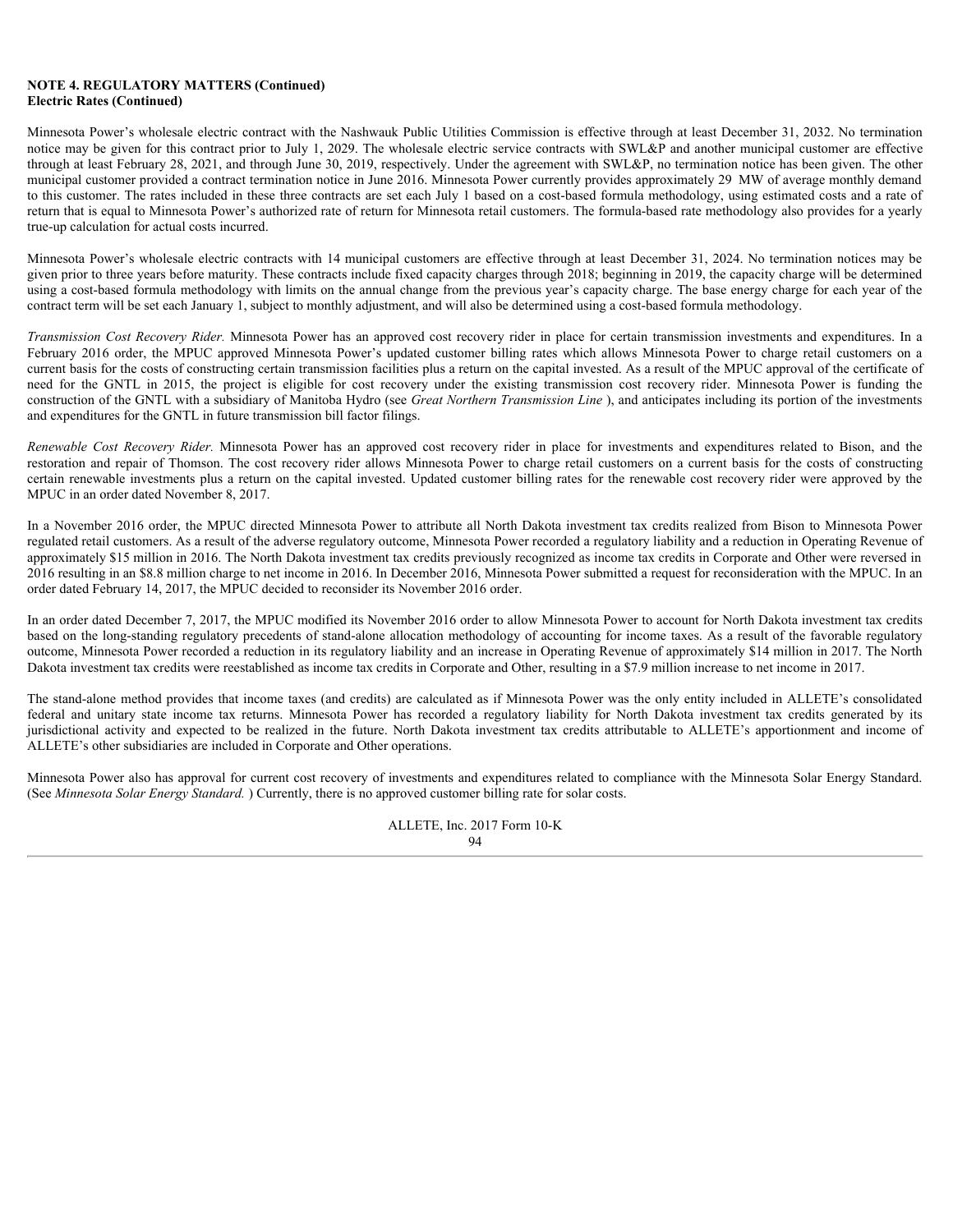**NOTE 4. REGULATORY MATTERS (Continued)**
**Electric Rates (Continued)**

Minnesota Power's wholesale electric contract with the Nashwauk Public Utilities Commission is effective through at least December 31, 2032. No termination notice may be given for this contract prior to July 1, 2029. The wholesale electric service contracts with SWL&P and another municipal customer are effective through at least February 28, 2021, and through June 30, 2019, respectively. Under the agreement with SWL&P, no termination notice has been given. The other municipal customer provided a contract termination notice in June 2016. Minnesota Power currently provides approximately 29 MW of average monthly demand to this customer. The rates included in these three contracts are set each July 1 based on a cost-based formula methodology, using estimated costs and a rate of return that is equal to Minnesota Power's authorized rate of return for Minnesota retail customers. The formula-based rate methodology also provides for a yearly true-up calculation for actual costs incurred.

Minnesota Power's wholesale electric contracts with 14 municipal customers are effective through at least December 31, 2024. No termination notices may be given prior to three years before maturity. These contracts include fixed capacity charges through 2018; beginning in 2019, the capacity charge will be determined using a cost-based formula methodology with limits on the annual change from the previous year's capacity charge. The base energy charge for each year of the contract term will be set each January 1, subject to monthly adjustment, and will also be determined using a cost-based formula methodology.

*Transmission Cost Recovery Rider.* Minnesota Power has an approved cost recovery rider in place for certain transmission investments and expenditures. In a February 2016 order, the MPUC approved Minnesota Power's updated customer billing rates which allows Minnesota Power to charge retail customers on a current basis for the costs of constructing certain transmission facilities plus a return on the capital invested. As a result of the MPUC approval of the certificate of need for the GNTL in 2015, the project is eligible for cost recovery under the existing transmission cost recovery rider. Minnesota Power is funding the construction of the GNTL with a subsidiary of Manitoba Hydro (see *Great Northern Transmission Line* ), and anticipates including its portion of the investments and expenditures for the GNTL in future transmission bill factor filings.

*Renewable Cost Recovery Rider.* Minnesota Power has an approved cost recovery rider in place for investments and expenditures related to Bison, and the restoration and repair of Thomson. The cost recovery rider allows Minnesota Power to charge retail customers on a current basis for the costs of constructing certain renewable investments plus a return on the capital invested. Updated customer billing rates for the renewable cost recovery rider were approved by the MPUC in an order dated November 8, 2017.

In a November 2016 order, the MPUC directed Minnesota Power to attribute all North Dakota investment tax credits realized from Bison to Minnesota Power regulated retail customers. As a result of the adverse regulatory outcome, Minnesota Power recorded a regulatory liability and a reduction in Operating Revenue of approximately $15 million in 2016. The North Dakota investment tax credits previously recognized as income tax credits in Corporate and Other were reversed in 2016 resulting in an $8.8 million charge to net income in 2016. In December 2016, Minnesota Power submitted a request for reconsideration with the MPUC. In an order dated February 14, 2017, the MPUC decided to reconsider its November 2016 order.

In an order dated December 7, 2017, the MPUC modified its November 2016 order to allow Minnesota Power to account for North Dakota investment tax credits based on the long-standing regulatory precedents of stand-alone allocation methodology of accounting for income taxes. As a result of the favorable regulatory outcome, Minnesota Power recorded a reduction in its regulatory liability and an increase in Operating Revenue of approximately $14 million in 2017. The North Dakota investment tax credits were reestablished as income tax credits in Corporate and Other, resulting in a $7.9 million increase to net income in 2017.

The stand-alone method provides that income taxes (and credits) are calculated as if Minnesota Power was the only entity included in ALLETE's consolidated federal and unitary state income tax returns. Minnesota Power has recorded a regulatory liability for North Dakota investment tax credits generated by its jurisdictional activity and expected to be realized in the future. North Dakota investment tax credits attributable to ALLETE's apportionment and income of ALLETE's other subsidiaries are included in Corporate and Other operations.

Minnesota Power also has approval for current cost recovery of investments and expenditures related to compliance with the Minnesota Solar Energy Standard. (See *Minnesota Solar Energy Standard.* ) Currently, there is no approved customer billing rate for solar costs.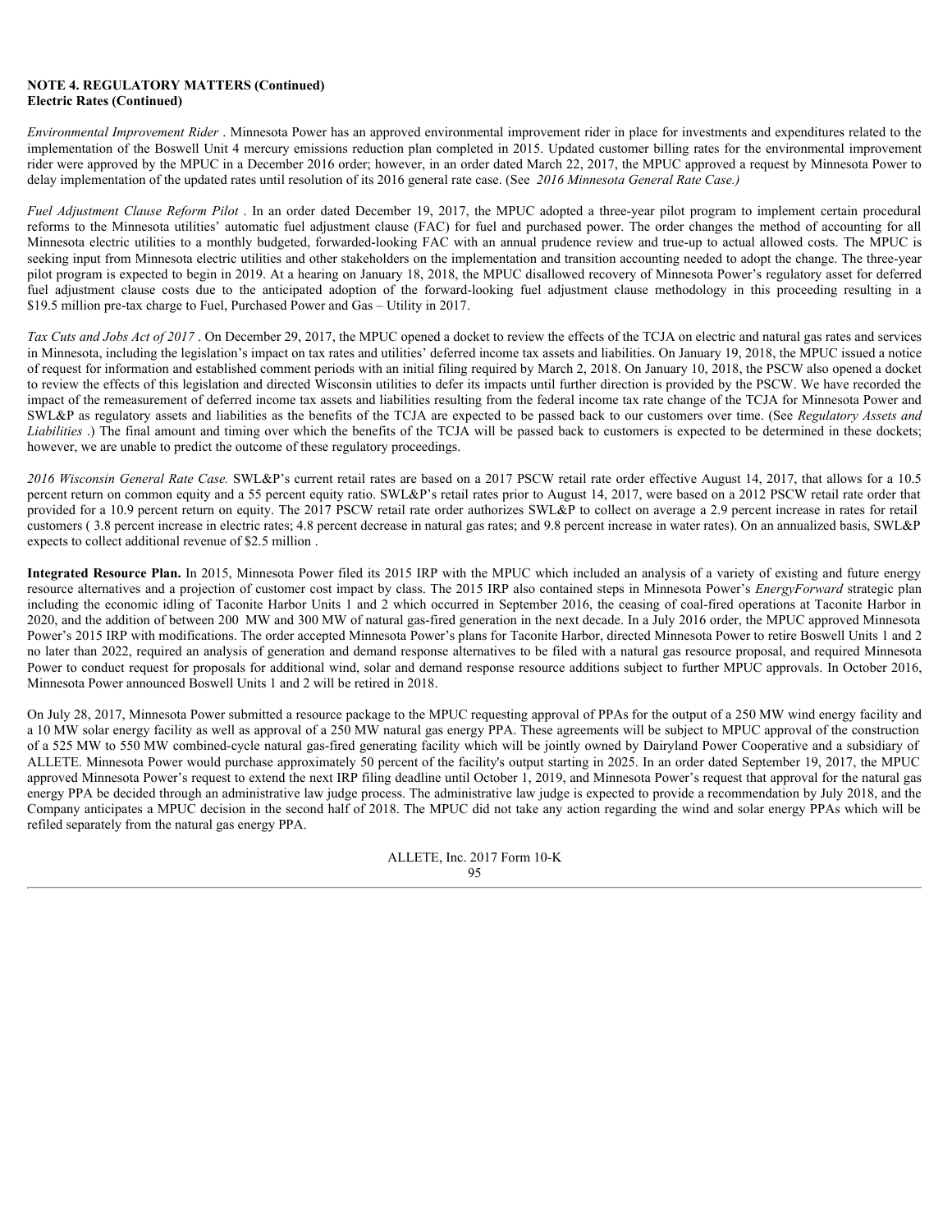**NOTE 4. REGULATORY MATTERS (Continued)**
**Electric Rates (Continued)**

*Environmental Improvement Rider* . Minnesota Power has an approved environmental improvement rider in place for investments and expenditures related to the implementation of the Boswell Unit 4 mercury emissions reduction plan completed in 2015. Updated customer billing rates for the environmental improvement rider were approved by the MPUC in a December 2016 order; however, in an order dated March 22, 2017, the MPUC approved a request by Minnesota Power to delay implementation of the updated rates until resolution of its 2016 general rate case. (See *2016 Minnesota General Rate Case.)*

*Fuel Adjustment Clause Reform Pilot* . In an order dated December 19, 2017, the MPUC adopted a three-year pilot program to implement certain procedural reforms to the Minnesota utilities' automatic fuel adjustment clause (FAC) for fuel and purchased power. The order changes the method of accounting for all Minnesota electric utilities to a monthly budgeted, forwarded-looking FAC with an annual prudence review and true-up to actual allowed costs. The MPUC is seeking input from Minnesota electric utilities and other stakeholders on the implementation and transition accounting needed to adopt the change. The three-year pilot program is expected to begin in 2019. At a hearing on January 18, 2018, the MPUC disallowed recovery of Minnesota Power's regulatory asset for deferred fuel adjustment clause costs due to the anticipated adoption of the forward-looking fuel adjustment clause methodology in this proceeding resulting in a $19.5 million pre-tax charge to Fuel, Purchased Power and Gas – Utility in 2017.

*Tax Cuts and Jobs Act of 2017* . On December 29, 2017, the MPUC opened a docket to review the effects of the TCJA on electric and natural gas rates and services in Minnesota, including the legislation's impact on tax rates and utilities' deferred income tax assets and liabilities. On January 19, 2018, the MPUC issued a notice of request for information and established comment periods with an initial filing required by March 2, 2018. On January 10, 2018, the PSCW also opened a docket to review the effects of this legislation and directed Wisconsin utilities to defer its impacts until further direction is provided by the PSCW. We have recorded the impact of the remeasurement of deferred income tax assets and liabilities resulting from the federal income tax rate change of the TCJA for Minnesota Power and SWL&P as regulatory assets and liabilities as the benefits of the TCJA are expected to be passed back to our customers over time. (See *Regulatory Assets and Liabilities* .) The final amount and timing over which the benefits of the TCJA will be passed back to customers is expected to be determined in these dockets; however, we are unable to predict the outcome of these regulatory proceedings.

*2016 Wisconsin General Rate Case.* SWL&P's current retail rates are based on a 2017 PSCW retail rate order effective August 14, 2017, that allows for a 10.5 percent return on common equity and a 55 percent equity ratio. SWL&P's retail rates prior to August 14, 2017, were based on a 2012 PSCW retail rate order that provided for a 10.9 percent return on equity. The 2017 PSCW retail rate order authorizes SWL&P to collect on average a 2.9 percent increase in rates for retail customers ( 3.8 percent increase in electric rates; 4.8 percent decrease in natural gas rates; and 9.8 percent increase in water rates). On an annualized basis, SWL&P expects to collect additional revenue of $2.5 million .

**Integrated Resource Plan.** In 2015, Minnesota Power filed its 2015 IRP with the MPUC which included an analysis of a variety of existing and future energy resource alternatives and a projection of customer cost impact by class. The 2015 IRP also contained steps in Minnesota Power's *EnergyForward* strategic plan including the economic idling of Taconite Harbor Units 1 and 2 which occurred in September 2016, the ceasing of coal-fired operations at Taconite Harbor in 2020, and the addition of between 200 MW and 300 MW of natural gas-fired generation in the next decade. In a July 2016 order, the MPUC approved Minnesota Power's 2015 IRP with modifications. The order accepted Minnesota Power's plans for Taconite Harbor, directed Minnesota Power to retire Boswell Units 1 and 2 no later than 2022, required an analysis of generation and demand response alternatives to be filed with a natural gas resource proposal, and required Minnesota Power to conduct request for proposals for additional wind, solar and demand response resource additions subject to further MPUC approvals. In October 2016, Minnesota Power announced Boswell Units 1 and 2 will be retired in 2018.

On July 28, 2017, Minnesota Power submitted a resource package to the MPUC requesting approval of PPAs for the output of a 250 MW wind energy facility and a 10 MW solar energy facility as well as approval of a 250 MW natural gas energy PPA. These agreements will be subject to MPUC approval of the construction of a 525 MW to 550 MW combined-cycle natural gas-fired generating facility which will be jointly owned by Dairyland Power Cooperative and a subsidiary of ALLETE. Minnesota Power would purchase approximately 50 percent of the facility's output starting in 2025. In an order dated September 19, 2017, the MPUC approved Minnesota Power's request to extend the next IRP filing deadline until October 1, 2019, and Minnesota Power's request that approval for the natural gas energy PPA be decided through an administrative law judge process. The administrative law judge is expected to provide a recommendation by July 2018, and the Company anticipates a MPUC decision in the second half of 2018. The MPUC did not take any action regarding the wind and solar energy PPAs which will be refiled separately from the natural gas energy PPA.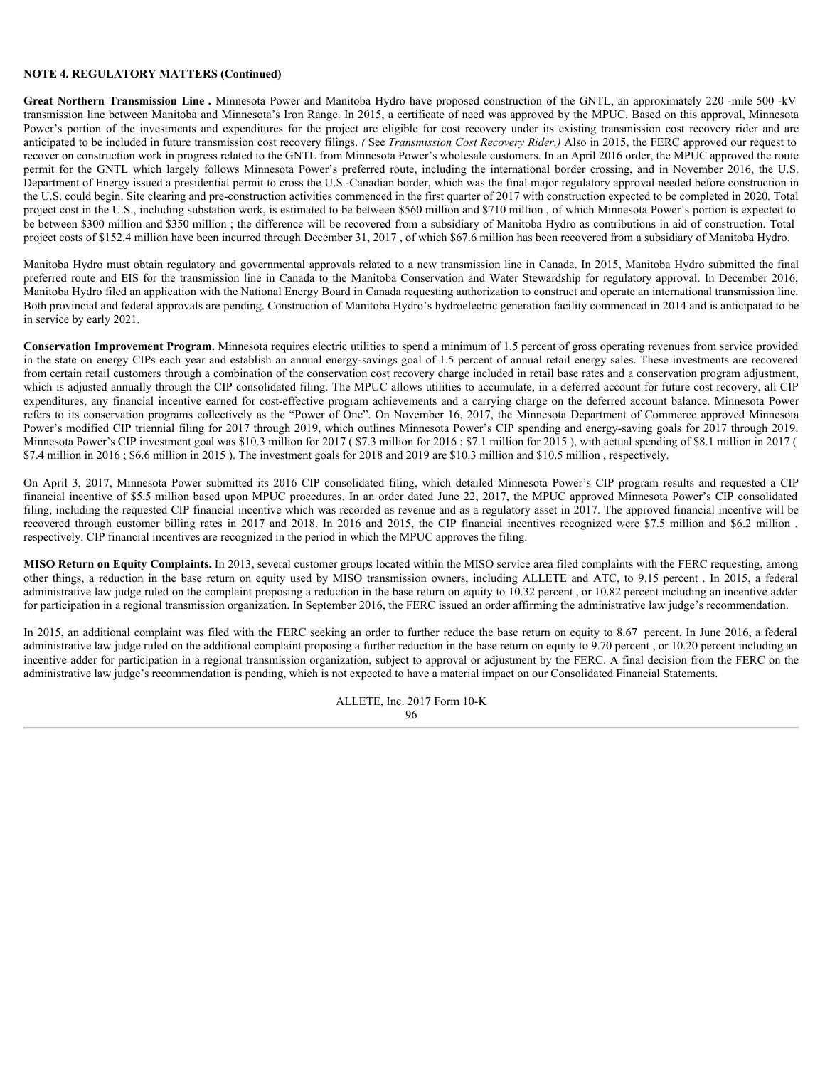**NOTE 4. REGULATORY MATTERS (Continued)**

**Great Northern Transmission Line .** Minnesota Power and Manitoba Hydro have proposed construction of the GNTL, an approximately 220 -mile 500 -kV transmission line between Manitoba and Minnesota's Iron Range. In 2015, a certificate of need was approved by the MPUC. Based on this approval, Minnesota Power's portion of the investments and expenditures for the project are eligible for cost recovery under its existing transmission cost recovery rider and are anticipated to be included in future transmission cost recovery filings. *( See Transmission Cost Recovery Rider.)* Also in 2015, the FERC approved our request to recover on construction work in progress related to the GNTL from Minnesota Power's wholesale customers. In an April 2016 order, the MPUC approved the route permit for the GNTL which largely follows Minnesota Power's preferred route, including the international border crossing, and in November 2016, the U.S. Department of Energy issued a presidential permit to cross the U.S.-Canadian border, which was the final major regulatory approval needed before construction in the U.S. could begin. Site clearing and pre-construction activities commenced in the first quarter of 2017 with construction expected to be completed in 2020. Total project cost in the U.S., including substation work, is estimated to be between $560 million and $710 million , of which Minnesota Power's portion is expected to be between $300 million and $350 million ; the difference will be recovered from a subsidiary of Manitoba Hydro as contributions in aid of construction. Total project costs of $152.4 million have been incurred through December 31, 2017 , of which $67.6 million has been recovered from a subsidiary of Manitoba Hydro.

Manitoba Hydro must obtain regulatory and governmental approvals related to a new transmission line in Canada. In 2015, Manitoba Hydro submitted the final preferred route and EIS for the transmission line in Canada to the Manitoba Conservation and Water Stewardship for regulatory approval. In December 2016, Manitoba Hydro filed an application with the National Energy Board in Canada requesting authorization to construct and operate an international transmission line. Both provincial and federal approvals are pending. Construction of Manitoba Hydro's hydroelectric generation facility commenced in 2014 and is anticipated to be in service by early 2021.

**Conservation Improvement Program.** Minnesota requires electric utilities to spend a minimum of 1.5 percent of gross operating revenues from service provided in the state on energy CIPs each year and establish an annual energy-savings goal of 1.5 percent of annual retail energy sales. These investments are recovered from certain retail customers through a combination of the conservation cost recovery charge included in retail base rates and a conservation program adjustment, which is adjusted annually through the CIP consolidated filing. The MPUC allows utilities to accumulate, in a deferred account for future cost recovery, all CIP expenditures, any financial incentive earned for cost-effective program achievements and a carrying charge on the deferred account balance. Minnesota Power refers to its conservation programs collectively as the "Power of One". On November 16, 2017, the Minnesota Department of Commerce approved Minnesota Power's modified CIP triennial filing for 2017 through 2019, which outlines Minnesota Power's CIP spending and energy-saving goals for 2017 through 2019. Minnesota Power's CIP investment goal was $10.3 million for 2017 ( $7.3 million for 2016 ; $7.1 million for 2015 ), with actual spending of $8.1 million in 2017 ( $7.4 million in 2016 ; $6.6 million in 2015 ). The investment goals for 2018 and 2019 are $10.3 million and $10.5 million , respectively.

On April 3, 2017, Minnesota Power submitted its 2016 CIP consolidated filing, which detailed Minnesota Power's CIP program results and requested a CIP financial incentive of $5.5 million based upon MPUC procedures. In an order dated June 22, 2017, the MPUC approved Minnesota Power's CIP consolidated filing, including the requested CIP financial incentive which was recorded as revenue and as a regulatory asset in 2017. The approved financial incentive will be recovered through customer billing rates in 2017 and 2018. In 2016 and 2015, the CIP financial incentives recognized were $7.5 million and $6.2 million , respectively. CIP financial incentives are recognized in the period in which the MPUC approves the filing.

**MISO Return on Equity Complaints.** In 2013, several customer groups located within the MISO service area filed complaints with the FERC requesting, among other things, a reduction in the base return on equity used by MISO transmission owners, including ALLETE and ATC, to 9.15 percent . In 2015, a federal administrative law judge ruled on the complaint proposing a reduction in the base return on equity to 10.32 percent , or 10.82 percent including an incentive adder for participation in a regional transmission organization. In September 2016, the FERC issued an order affirming the administrative law judge's recommendation.

In 2015, an additional complaint was filed with the FERC seeking an order to further reduce the base return on equity to 8.67 percent. In June 2016, a federal administrative law judge ruled on the additional complaint proposing a further reduction in the base return on equity to 9.70 percent , or 10.20 percent including an incentive adder for participation in a regional transmission organization, subject to approval or adjustment by the FERC. A final decision from the FERC on the administrative law judge's recommendation is pending, which is not expected to have a material impact on our Consolidated Financial Statements.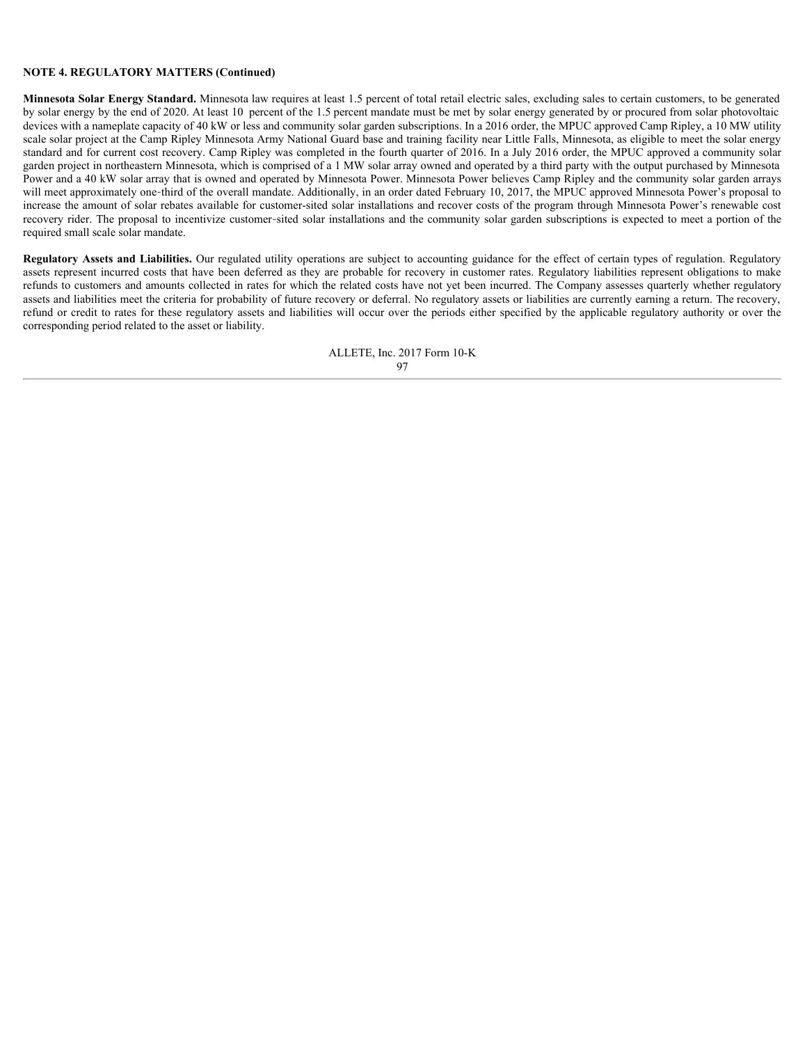**NOTE 4. REGULATORY MATTERS (Continued)**

**Minnesota Solar Energy Standard.** Minnesota law requires at least 1.5 percent of total retail electric sales, excluding sales to certain customers, to be generated by solar energy by the end of 2020. At least 10 percent of the 1.5 percent mandate must be met by solar energy generated by or procured from solar photovoltaic devices with a nameplate capacity of 40 kW or less and community solar garden subscriptions. In a 2016 order, the MPUC approved Camp Ripley, a 10 MW utility scale solar project at the Camp Ripley Minnesota Army National Guard base and training facility near Little Falls, Minnesota, as eligible to meet the solar energy standard and for current cost recovery. Camp Ripley was completed in the fourth quarter of 2016. In a July 2016 order, the MPUC approved a community solar garden project in northeastern Minnesota, which is comprised of a 1 MW solar array owned and operated by a third party with the output purchased by Minnesota Power and a 40 kW solar array that is owned and operated by Minnesota Power. Minnesota Power believes Camp Ripley and the community solar garden arrays will meet approximately one-third of the overall mandate. Additionally, in an order dated February 10, 2017, the MPUC approved Minnesota Power's proposal to increase the amount of solar rebates available for customer-sited solar installations and recover costs of the program through Minnesota Power's renewable cost recovery rider. The proposal to incentivize customer-sited solar installations and the community solar garden subscriptions is expected to meet a portion of the required small scale solar mandate.

**Regulatory Assets and Liabilities.** Our regulated utility operations are subject to accounting guidance for the effect of certain types of regulation. Regulatory assets represent incurred costs that have been deferred as they are probable for recovery in customer rates. Regulatory liabilities represent obligations to make refunds to customers and amounts collected in rates for which the related costs have not yet been incurred. The Company assesses quarterly whether regulatory assets and liabilities meet the criteria for probability of future recovery or deferral. No regulatory assets or liabilities are currently earning a return. The recovery, refund or credit to rates for these regulatory assets and liabilities will occur over the periods either specified by the applicable regulatory authority or over the corresponding period related to the asset or liability.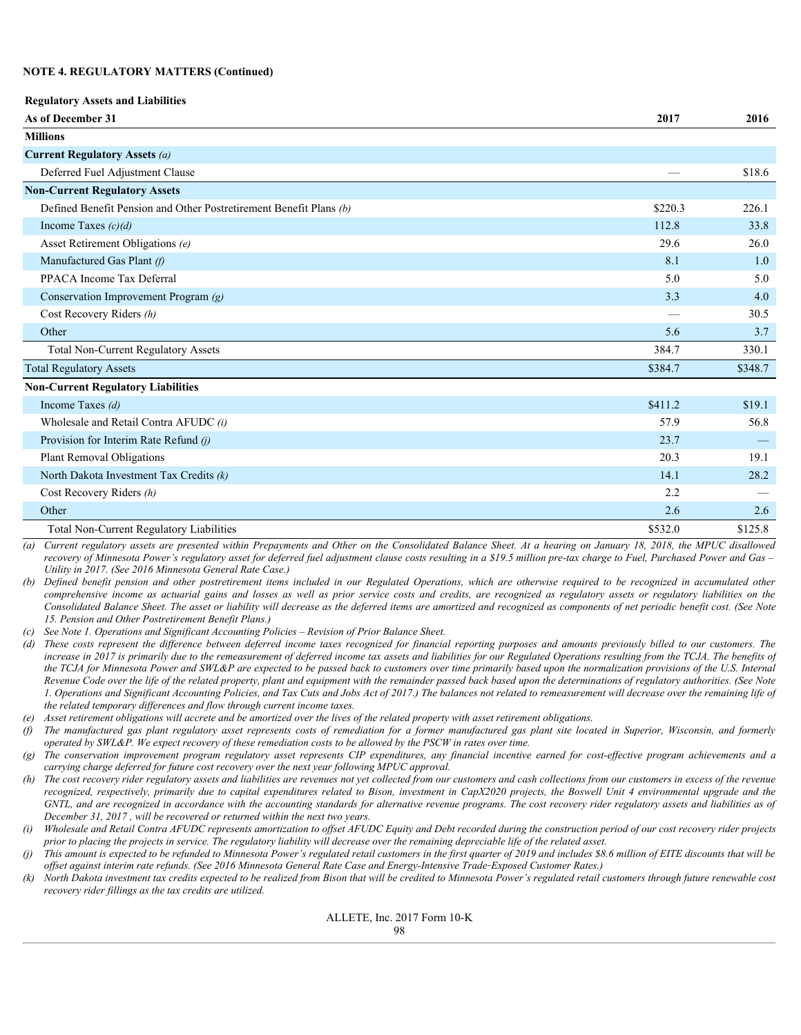**NOTE 4. REGULATORY MATTERS (Continued)**

**Regulatory Assets and Liabilities**

| As of December 31 | 2017 | 2016 |
|---|---|---|
| **Millions** | | |
| **Current Regulatory Assets** *(a)* | | |
| Deferred Fuel Adjustment Clause | — | $18.6 |
| **Non-Current Regulatory Assets** | | |
| Defined Benefit Pension and Other Postretirement Benefit Plans *(b)* | $220.3 | 226.1 |
| Income Taxes *(c)(d)* | 112.8 | 33.8 |
| Asset Retirement Obligations *(e)* | 29.6 | 26.0 |
| Manufactured Gas Plant *(f)* | 8.1 | 1.0 |
| PPACA Income Tax Deferral | 5.0 | 5.0 |
| Conservation Improvement Program *(g)* | 3.3 | 4.0 |
| Cost Recovery Riders *(h)* | — | 30.5 |
| Other | 5.6 | 3.7 |
| Total Non-Current Regulatory Assets | 384.7 | 330.1 |
| Total Regulatory Assets | $384.7 | $348.7 |
| **Non-Current Regulatory Liabilities** | | |
| Income Taxes *(d)* | $411.2 | $19.1 |
| Wholesale and Retail Contra AFUDC *(i)* | 57.9 | 56.8 |
| Provision for Interim Rate Refund *(j)* | 23.7 | — |
| Plant Removal Obligations | 20.3 | 19.1 |
| North Dakota Investment Tax Credits *(k)* | 14.1 | 28.2 |
| Cost Recovery Riders *(h)* | 2.2 | — |
| Other | 2.6 | 2.6 |
| Total Non-Current Regulatory Liabilities | $532.0 | $125.8 |

*(a) Current regulatory assets are presented within Prepayments and Other on the Consolidated Balance Sheet. At a hearing on January 18, 2018, the MPUC disallowed recovery of Minnesota Power's regulatory asset for deferred fuel adjustment clause costs resulting in a $19.5 million pre-tax charge to Fuel, Purchased Power and Gas – Utility in 2017. (See 2016 Minnesota General Rate Case.)*

*(b) Defined benefit pension and other postretirement items included in our Regulated Operations, which are otherwise required to be recognized in accumulated other comprehensive income as actuarial gains and losses as well as prior service costs and credits, are recognized as regulatory assets or regulatory liabilities on the Consolidated Balance Sheet. The asset or liability will decrease as the deferred items are amortized and recognized as components of net periodic benefit cost. (See Note 15. Pension and Other Postretirement Benefit Plans.)*

*(c) See Note 1. Operations and Significant Accounting Policies – Revision of Prior Balance Sheet.*

*(d) These costs represent the difference between deferred income taxes recognized for financial reporting purposes and amounts previously billed to our customers. The increase in 2017 is primarily due to the remeasurement of deferred income tax assets and liabilities for our Regulated Operations resulting from the TCJA. The benefits of the TCJA for Minnesota Power and SWL&P are expected to be passed back to customers over time primarily based upon the normalization provisions of the U.S. Internal Revenue Code over the life of the related property, plant and equipment with the remainder passed back based upon the determinations of regulatory authorities. (See Note 1. Operations and Significant Accounting Policies, and Tax Cuts and Jobs Act of 2017.) The balances not related to remeasurement will decrease over the remaining life of the related temporary differences and flow through current income taxes.*

*(e) Asset retirement obligations will accrete and be amortized over the lives of the related property with asset retirement obligations.*

*(f) The manufactured gas plant regulatory asset represents costs of remediation for a former manufactured gas plant site located in Superior, Wisconsin, and formerly operated by SWL&P. We expect recovery of these remediation costs to be allowed by the PSCW in rates over time.*

*(g) The conservation improvement program regulatory asset represents CIP expenditures, any financial incentive earned for cost-effective program achievements and a carrying charge deferred for future cost recovery over the next year following MPUC approval.*

*(h) The cost recovery rider regulatory assets and liabilities are revenues not yet collected from our customers and cash collections from our customers in excess of the revenue recognized, respectively, primarily due to capital expenditures related to Bison, investment in CapX2020 projects, the Boswell Unit 4 environmental upgrade and the GNTL, and are recognized in accordance with the accounting standards for alternative revenue programs. The cost recovery rider regulatory assets and liabilities as of December 31, 2017 , will be recovered or returned within the next two years.*

*(i) Wholesale and Retail Contra AFUDC represents amortization to offset AFUDC Equity and Debt recorded during the construction period of our cost recovery rider projects prior to placing the projects in service. The regulatory liability will decrease over the remaining depreciable life of the related asset.*

*(j) This amount is expected to be refunded to Minnesota Power's regulated retail customers in the first quarter of 2019 and includes $8.6 million of EITE discounts that will be offset against interim rate refunds. (See 2016 Minnesota General Rate Case and Energy-Intensive Trade-Exposed Customer Rates.)*

*(k) North Dakota investment tax credits expected to be realized from Bison that will be credited to Minnesota Power's regulated retail customers through future renewable cost recovery rider fillings as the tax credits are utilized.*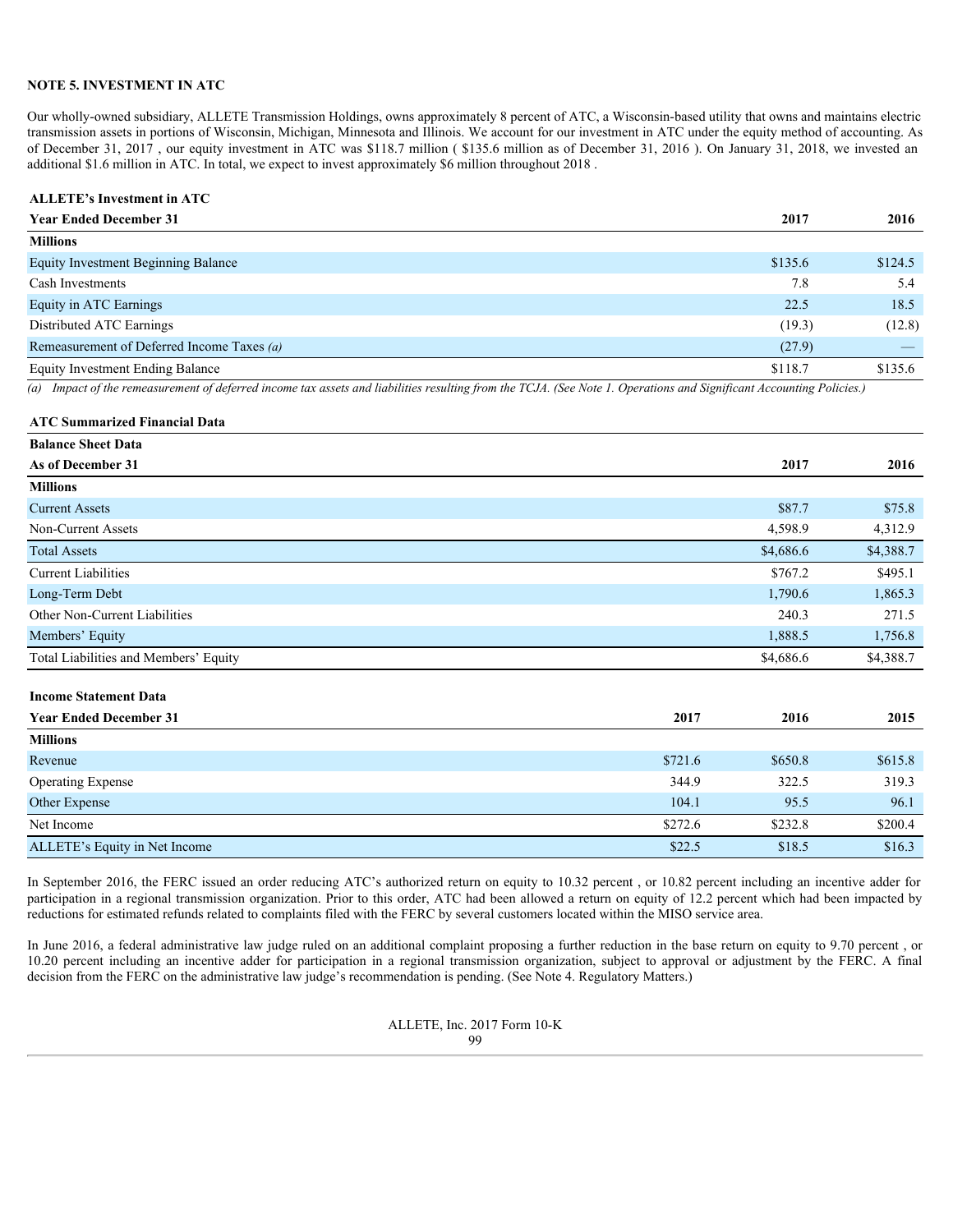## NOTE 5. INVESTMENT IN ATC

Our wholly-owned subsidiary, ALLETE Transmission Holdings, owns approximately 8 percent of ATC, a Wisconsin-based utility that owns and maintains electric transmission assets in portions of Wisconsin, Michigan, Minnesota and Illinois. We account for our investment in ATC under the equity method of accounting. As of December 31, 2017 , our equity investment in ATC was $118.7 million ( $135.6 million as of December 31, 2016 ). On January 31, 2018, we invested an additional $1.6 million in ATC. In total, we expect to invest approximately $6 million throughout 2018 .

**ALLETE's Investment in ATC**

| Year Ended December 31 | 2017 | 2016 |
|---|---|---|
| **Millions** | | |
| Equity Investment Beginning Balance | $135.6 | $124.5 |
| Cash Investments | 7.8 | 5.4 |
| Equity in ATC Earnings | 22.5 | 18.5 |
| Distributed ATC Earnings | (19.3) | (12.8) |
| Remeasurement of Deferred Income Taxes *(a)* | (27.9) | — |
| Equity Investment Ending Balance | $118.7 | $135.6 |

*(a) Impact of the remeasurement of deferred income tax assets and liabilities resulting from the TCJA. (See Note 1. Operations and Significant Accounting Policies.)*

**ATC Summarized Financial Data**

**Balance Sheet Data**

| As of December 31 | 2017 | 2016 |
|---|---|---|
| **Millions** | | |
| Current Assets | $87.7 | $75.8 |
| Non-Current Assets | 4,598.9 | 4,312.9 |
| Total Assets | $4,686.6 | $4,388.7 |
| Current Liabilities | $767.2 | $495.1 |
| Long-Term Debt | 1,790.6 | 1,865.3 |
| Other Non-Current Liabilities | 240.3 | 271.5 |
| Members' Equity | 1,888.5 | 1,756.8 |
| Total Liabilities and Members' Equity | $4,686.6 | $4,388.7 |

**Income Statement Data**

| Year Ended December 31 | 2017 | 2016 | 2015 |
|---|---|---|---|
| **Millions** | | | |
| Revenue | $721.6 | $650.8 | $615.8 |
| Operating Expense | 344.9 | 322.5 | 319.3 |
| Other Expense | 104.1 | 95.5 | 96.1 |
| Net Income | $272.6 | $232.8 | $200.4 |
| ALLETE's Equity in Net Income | $22.5 | $18.5 | $16.3 |

In September 2016, the FERC issued an order reducing ATC's authorized return on equity to 10.32 percent , or 10.82 percent including an incentive adder for participation in a regional transmission organization. Prior to this order, ATC had been allowed a return on equity of 12.2 percent which had been impacted by reductions for estimated refunds related to complaints filed with the FERC by several customers located within the MISO service area.

In June 2016, a federal administrative law judge ruled on an additional complaint proposing a further reduction in the base return on equity to 9.70 percent , or 10.20 percent including an incentive adder for participation in a regional transmission organization, subject to approval or adjustment by the FERC. A final decision from the FERC on the administrative law judge's recommendation is pending. (See Note 4. Regulatory Matters.)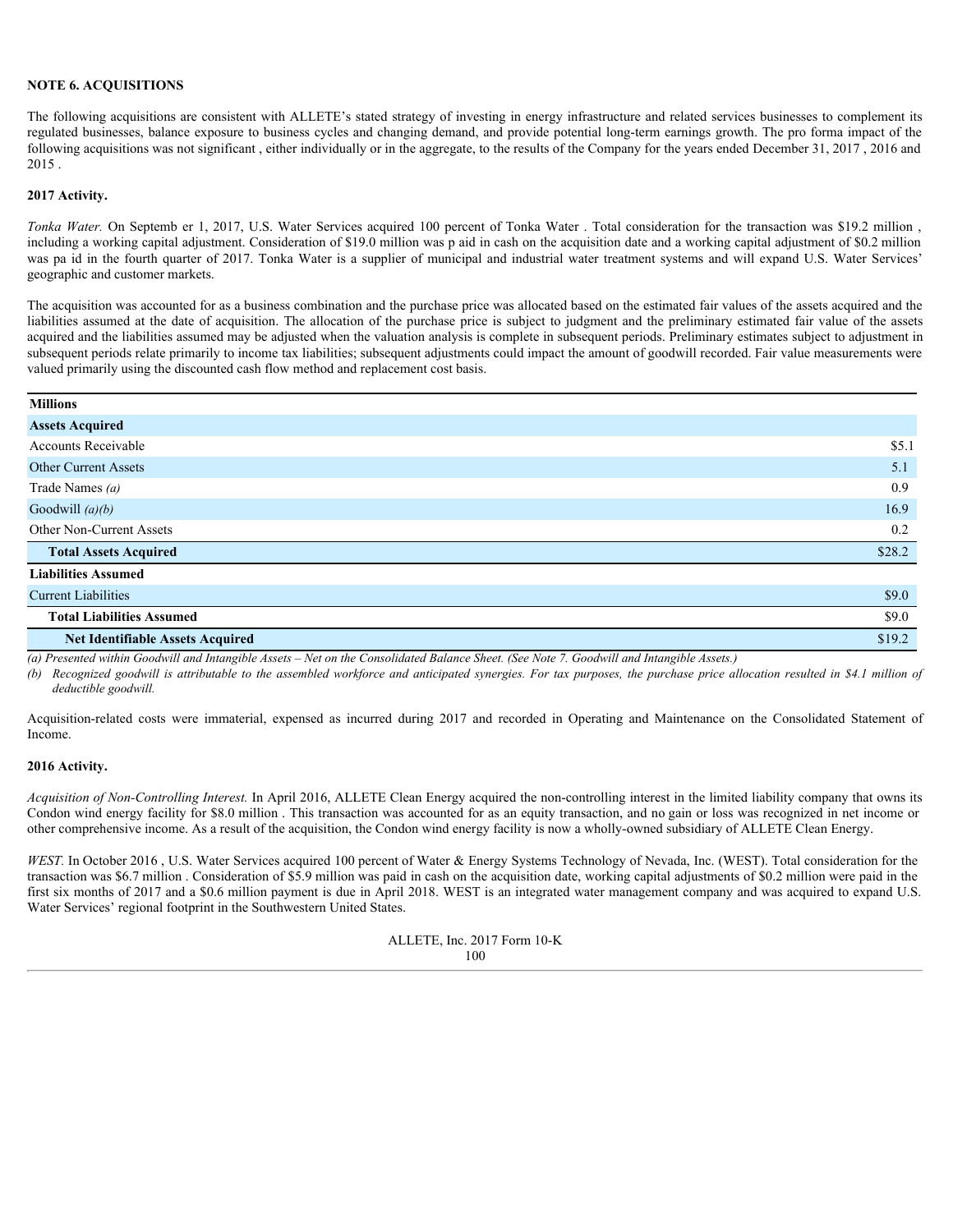**NOTE 6. ACQUISITIONS**

The following acquisitions are consistent with ALLETE's stated strategy of investing in energy infrastructure and related services businesses to complement its regulated businesses, balance exposure to business cycles and changing demand, and provide potential long-term earnings growth. The pro forma impact of the following acquisitions was not significant , either individually or in the aggregate, to the results of the Company for the years ended December 31, 2017 , 2016 and 2015 .

**2017 Activity.**

*Tonka Water.* On Septemb er 1, 2017, U.S. Water Services acquired 100 percent of Tonka Water . Total consideration for the transaction was $19.2 million , including a working capital adjustment. Consideration of $19.0 million was p aid in cash on the acquisition date and a working capital adjustment of $0.2 million was pa id in the fourth quarter of 2017. Tonka Water is a supplier of municipal and industrial water treatment systems and will expand U.S. Water Services' geographic and customer markets.

The acquisition was accounted for as a business combination and the purchase price was allocated based on the estimated fair values of the assets acquired and the liabilities assumed at the date of acquisition. The allocation of the purchase price is subject to judgment and the preliminary estimated fair value of the assets acquired and the liabilities assumed may be adjusted when the valuation analysis is complete in subsequent periods. Preliminary estimates subject to adjustment in subsequent periods relate primarily to income tax liabilities; subsequent adjustments could impact the amount of goodwill recorded. Fair value measurements were valued primarily using the discounted cash flow method and replacement cost basis.

| Millions | |
|---|---|
| **Assets Acquired** | |
| Accounts Receivable | $5.1 |
| Other Current Assets | 5.1 |
| Trade Names *(a)* | 0.9 |
| Goodwill *(a)(b)* | 16.9 |
| Other Non-Current Assets | 0.2 |
| **Total Assets Acquired** | $28.2 |
| **Liabilities Assumed** | |
| Current Liabilities | $9.0 |
| **Total Liabilities Assumed** | $9.0 |
| **Net Identifiable Assets Acquired** | $19.2 |

*(a) Presented within Goodwill and Intangible Assets – Net on the Consolidated Balance Sheet. (See Note 7. Goodwill and Intangible Assets.)*

*(b) Recognized goodwill is attributable to the assembled workforce and anticipated synergies. For tax purposes, the purchase price allocation resulted in $4.1 million of deductible goodwill.*

Acquisition-related costs were immaterial, expensed as incurred during 2017 and recorded in Operating and Maintenance on the Consolidated Statement of Income.

**2016 Activity.**

*Acquisition of Non-Controlling Interest.* In April 2016, ALLETE Clean Energy acquired the non-controlling interest in the limited liability company that owns its Condon wind energy facility for $8.0 million . This transaction was accounted for as an equity transaction, and no gain or loss was recognized in net income or other comprehensive income. As a result of the acquisition, the Condon wind energy facility is now a wholly-owned subsidiary of ALLETE Clean Energy.

*WEST.* In October 2016 , U.S. Water Services acquired 100 percent of Water & Energy Systems Technology of Nevada, Inc. (WEST). Total consideration for the transaction was $6.7 million . Consideration of $5.9 million was paid in cash on the acquisition date, working capital adjustments of $0.2 million were paid in the first six months of 2017 and a $0.6 million payment is due in April 2018. WEST is an integrated water management company and was acquired to expand U.S. Water Services' regional footprint in the Southwestern United States.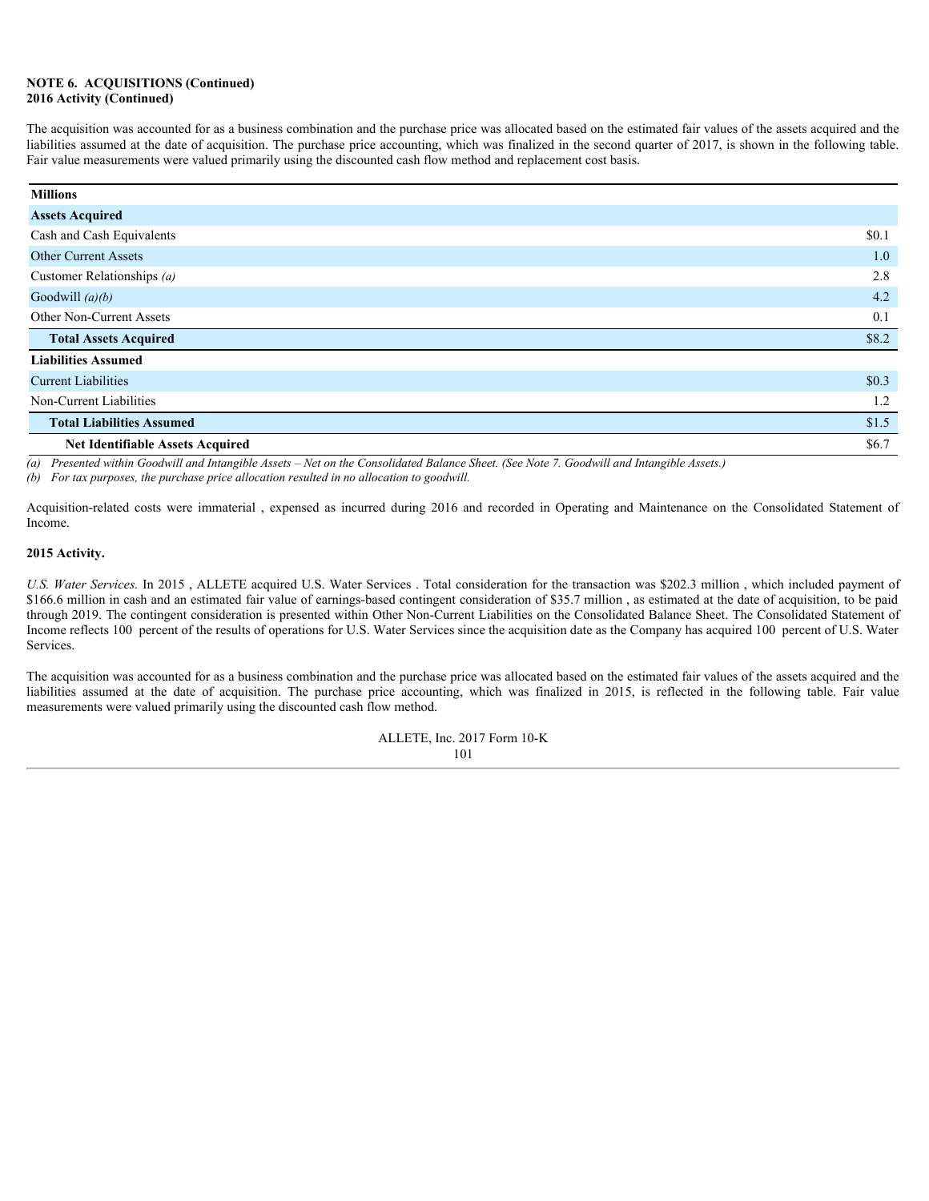**NOTE 6. ACQUISITIONS (Continued)**
**2016 Activity (Continued)**

The acquisition was accounted for as a business combination and the purchase price was allocated based on the estimated fair values of the assets acquired and the liabilities assumed at the date of acquisition. The purchase price accounting, which was finalized in the second quarter of 2017, is shown in the following table. Fair value measurements were valued primarily using the discounted cash flow method and replacement cost basis.

| Millions | |
|---|---|
| **Assets Acquired** | |
| Cash and Cash Equivalents | $0.1 |
| Other Current Assets | 1.0 |
| Customer Relationships *(a)* | 2.8 |
| Goodwill *(a)(b)* | 4.2 |
| Other Non-Current Assets | 0.1 |
| **Total Assets Acquired** | $8.2 |
| **Liabilities Assumed** | |
| Current Liabilities | $0.3 |
| Non-Current Liabilities | 1.2 |
| **Total Liabilities Assumed** | $1.5 |
| **Net Identifiable Assets Acquired** | $6.7 |

*(a) Presented within Goodwill and Intangible Assets – Net on the Consolidated Balance Sheet. (See Note 7. Goodwill and Intangible Assets.)*
*(b) For tax purposes, the purchase price allocation resulted in no allocation to goodwill.*

Acquisition-related costs were immaterial , expensed as incurred during 2016 and recorded in Operating and Maintenance on the Consolidated Statement of Income.

**2015 Activity.**

*U.S. Water Services.* In 2015 , ALLETE acquired U.S. Water Services . Total consideration for the transaction was $202.3 million , which included payment of $166.6 million in cash and an estimated fair value of earnings-based contingent consideration of $35.7 million , as estimated at the date of acquisition, to be paid through 2019. The contingent consideration is presented within Other Non-Current Liabilities on the Consolidated Balance Sheet. The Consolidated Statement of Income reflects 100 percent of the results of operations for U.S. Water Services since the acquisition date as the Company has acquired 100 percent of U.S. Water Services.

The acquisition was accounted for as a business combination and the purchase price was allocated based on the estimated fair values of the assets acquired and the liabilities assumed at the date of acquisition. The purchase price accounting, which was finalized in 2015, is reflected in the following table. Fair value measurements were valued primarily using the discounted cash flow method.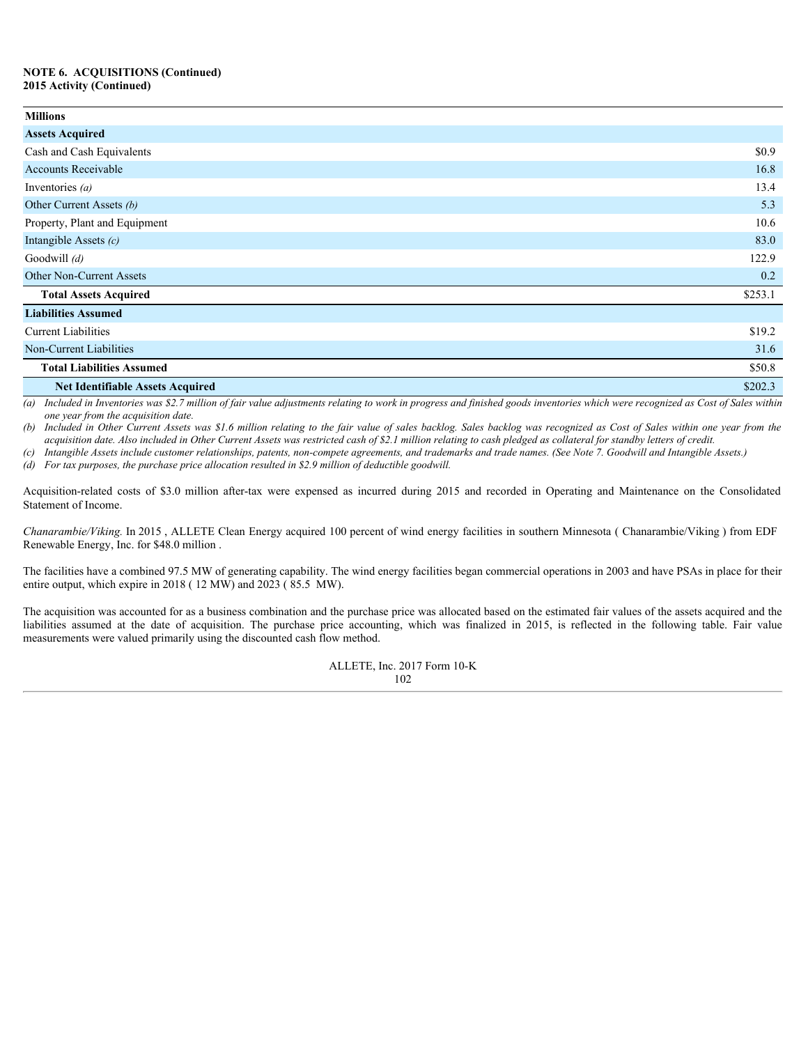**NOTE 6. ACQUISITIONS (Continued)**
**2015 Activity (Continued)**

| Millions | |
|---|---|
| **Assets Acquired** | |
| Cash and Cash Equivalents | $0.9 |
| Accounts Receivable | 16.8 |
| Inventories *(a)* | 13.4 |
| Other Current Assets *(b)* | 5.3 |
| Property, Plant and Equipment | 10.6 |
| Intangible Assets *(c)* | 83.0 |
| Goodwill *(d)* | 122.9 |
| Other Non-Current Assets | 0.2 |
| **Total Assets Acquired** | $253.1 |
| **Liabilities Assumed** | |
| Current Liabilities | $19.2 |
| Non-Current Liabilities | 31.6 |
| **Total Liabilities Assumed** | $50.8 |
| **Net Identifiable Assets Acquired** | $202.3 |

*(a) Included in Inventories was $2.7 million of fair value adjustments relating to work in progress and finished goods inventories which were recognized as Cost of Sales within one year from the acquisition date.*

*(b) Included in Other Current Assets was $1.6 million relating to the fair value of sales backlog. Sales backlog was recognized as Cost of Sales within one year from the acquisition date. Also included in Other Current Assets was restricted cash of $2.1 million relating to cash pledged as collateral for standby letters of credit.*

*(c) Intangible Assets include customer relationships, patents, non-compete agreements, and trademarks and trade names. (See Note 7. Goodwill and Intangible Assets.)*

*(d) For tax purposes, the purchase price allocation resulted in $2.9 million of deductible goodwill.*

Acquisition-related costs of $3.0 million after-tax were expensed as incurred during 2015 and recorded in Operating and Maintenance on the Consolidated Statement of Income.

*Chanarambie/Viking.* In 2015 , ALLETE Clean Energy acquired 100 percent of wind energy facilities in southern Minnesota ( Chanarambie/Viking ) from EDF Renewable Energy, Inc. for $48.0 million .

The facilities have a combined 97.5 MW of generating capability. The wind energy facilities began commercial operations in 2003 and have PSAs in place for their entire output, which expire in 2018 ( 12 MW) and 2023 ( 85.5 MW).

The acquisition was accounted for as a business combination and the purchase price was allocated based on the estimated fair values of the assets acquired and the liabilities assumed at the date of acquisition. The purchase price accounting, which was finalized in 2015, is reflected in the following table. Fair value measurements were valued primarily using the discounted cash flow method.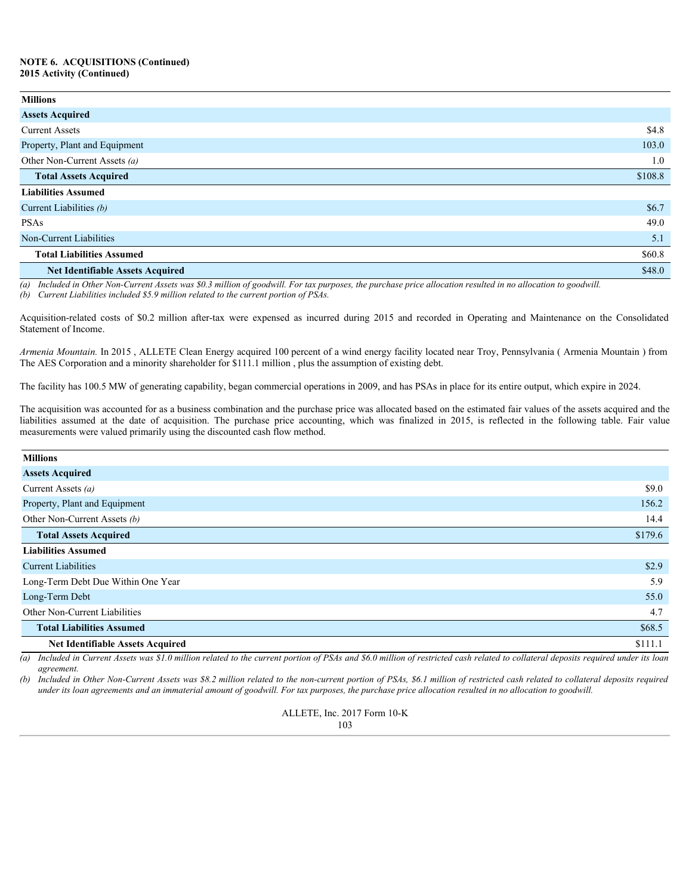**NOTE 6. ACQUISITIONS (Continued)**
**2015 Activity (Continued)**

| Millions | |
|---|---|
| **Assets Acquired** | |
| Current Assets | $4.8 |
| Property, Plant and Equipment | 103.0 |
| Other Non-Current Assets *(a)* | 1.0 |
| **Total Assets Acquired** | $108.8 |
| **Liabilities Assumed** | |
| Current Liabilities *(b)* | $6.7 |
| PSAs | 49.0 |
| Non-Current Liabilities | 5.1 |
| **Total Liabilities Assumed** | $60.8 |
| **Net Identifiable Assets Acquired** | $48.0 |

*(a) Included in Other Non-Current Assets was $0.3 million of goodwill. For tax purposes, the purchase price allocation resulted in no allocation to goodwill.*
*(b) Current Liabilities included $5.9 million related to the current portion of PSAs.*

Acquisition-related costs of $0.2 million after-tax were expensed as incurred during 2015 and recorded in Operating and Maintenance on the Consolidated Statement of Income.

*Armenia Mountain.* In 2015 , ALLETE Clean Energy acquired 100 percent of a wind energy facility located near Troy, Pennsylvania ( Armenia Mountain ) from The AES Corporation and a minority shareholder for $111.1 million , plus the assumption of existing debt.

The facility has 100.5 MW of generating capability, began commercial operations in 2009, and has PSAs in place for its entire output, which expire in 2024.

The acquisition was accounted for as a business combination and the purchase price was allocated based on the estimated fair values of the assets acquired and the liabilities assumed at the date of acquisition. The purchase price accounting, which was finalized in 2015, is reflected in the following table. Fair value measurements were valued primarily using the discounted cash flow method.

| Millions | |
|---|---|
| **Assets Acquired** | |
| Current Assets *(a)* | $9.0 |
| Property, Plant and Equipment | 156.2 |
| Other Non-Current Assets *(b)* | 14.4 |
| **Total Assets Acquired** | $179.6 |
| **Liabilities Assumed** | |
| Current Liabilities | $2.9 |
| Long-Term Debt Due Within One Year | 5.9 |
| Long-Term Debt | 55.0 |
| Other Non-Current Liabilities | 4.7 |
| **Total Liabilities Assumed** | $68.5 |
| **Net Identifiable Assets Acquired** | $111.1 |

*(a) Included in Current Assets was $1.0 million related to the current portion of PSAs and $6.0 million of restricted cash related to collateral deposits required under its loan agreement.*
*(b) Included in Other Non-Current Assets was $8.2 million related to the non-current portion of PSAs, $6.1 million of restricted cash related to collateral deposits required under its loan agreements and an immaterial amount of goodwill. For tax purposes, the purchase price allocation resulted in no allocation to goodwill.*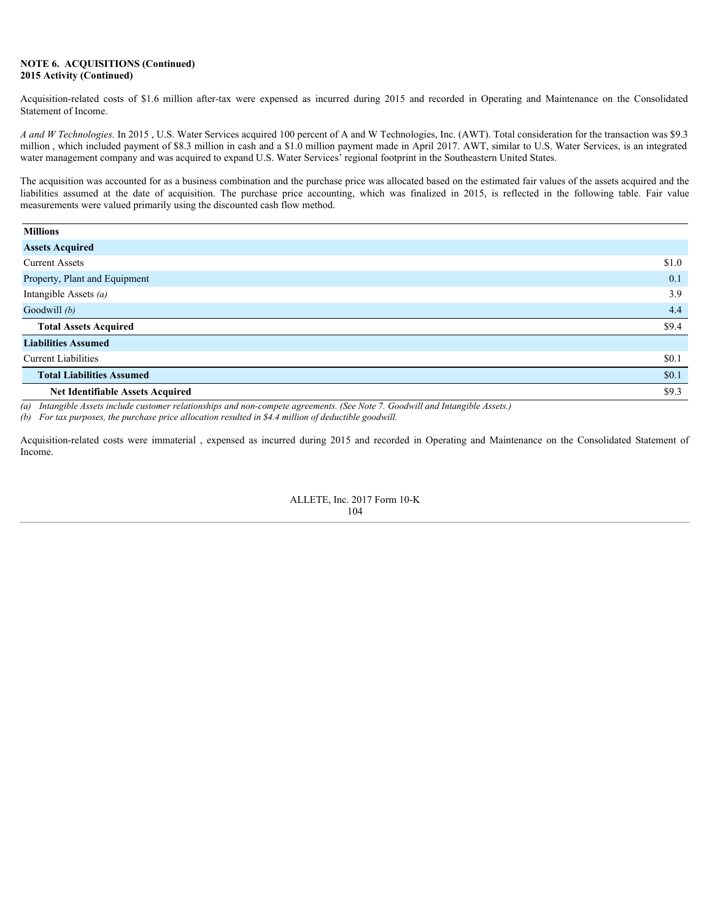**NOTE 6. ACQUISITIONS (Continued)**
**2015 Activity (Continued)**

Acquisition-related costs of $1.6 million after-tax were expensed as incurred during 2015 and recorded in Operating and Maintenance on the Consolidated Statement of Income.

*A and W Technologies.* In 2015 , U.S. Water Services acquired 100 percent of A and W Technologies, Inc. (AWT). Total consideration for the transaction was $9.3 million , which included payment of $8.3 million in cash and a $1.0 million payment made in April 2017. AWT, similar to U.S. Water Services, is an integrated water management company and was acquired to expand U.S. Water Services' regional footprint in the Southeastern United States.

The acquisition was accounted for as a business combination and the purchase price was allocated based on the estimated fair values of the assets acquired and the liabilities assumed at the date of acquisition. The purchase price accounting, which was finalized in 2015, is reflected in the following table. Fair value measurements were valued primarily using the discounted cash flow method.

| Millions | |
|---|---|
| **Assets Acquired** | |
| Current Assets | $1.0 |
| Property, Plant and Equipment | 0.1 |
| Intangible Assets *(a)* | 3.9 |
| Goodwill *(b)* | 4.4 |
| **Total Assets Acquired** | $9.4 |
| **Liabilities Assumed** | |
| Current Liabilities | $0.1 |
| **Total Liabilities Assumed** | $0.1 |
| **Net Identifiable Assets Acquired** | $9.3 |

*(a) Intangible Assets include customer relationships and non-compete agreements. (See Note 7. Goodwill and Intangible Assets.)*

*(b) For tax purposes, the purchase price allocation resulted in $4.4 million of deductible goodwill.*

Acquisition-related costs were immaterial , expensed as incurred during 2015 and recorded in Operating and Maintenance on the Consolidated Statement of Income.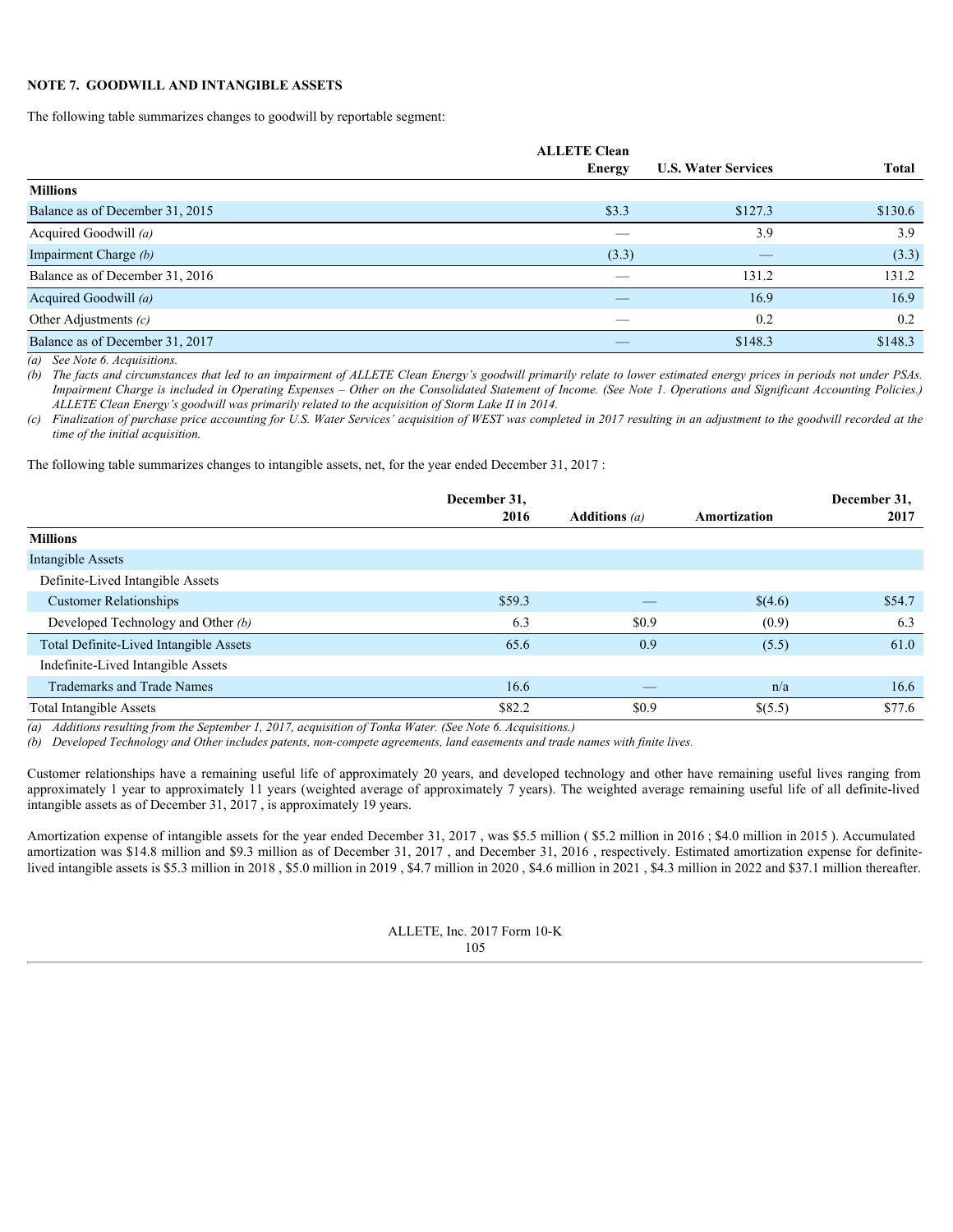## NOTE 7. GOODWILL AND INTANGIBLE ASSETS

The following table summarizes changes to goodwill by reportable segment:

| Millions | ALLETE Clean Energy | U.S. Water Services | Total |
|---|---|---|---|
| Balance as of December 31, 2015 | $3.3 | $127.3 | $130.6 |
| Acquired Goodwill *(a)* | — | 3.9 | 3.9 |
| Impairment Charge *(b)* | (3.3) | — | (3.3) |
| Balance as of December 31, 2016 | — | 131.2 | 131.2 |
| Acquired Goodwill *(a)* | — | 16.9 | 16.9 |
| Other Adjustments *(c)* | — | 0.2 | 0.2 |
| Balance as of December 31, 2017 | — | $148.3 | $148.3 |

*(a) See Note 6. Acquisitions.*

*(b) The facts and circumstances that led to an impairment of ALLETE Clean Energy's goodwill primarily relate to lower estimated energy prices in periods not under PSAs. Impairment Charge is included in Operating Expenses – Other on the Consolidated Statement of Income. (See Note 1. Operations and Significant Accounting Policies.) ALLETE Clean Energy's goodwill was primarily related to the acquisition of Storm Lake II in 2014.*

*(c) Finalization of purchase price accounting for U.S. Water Services' acquisition of WEST was completed in 2017 resulting in an adjustment to the goodwill recorded at the time of the initial acquisition.*

The following table summarizes changes to intangible assets, net, for the year ended December 31, 2017 :

| Millions | December 31, 2016 | Additions *(a)* | Amortization | December 31, 2017 |
|---|---|---|---|---|
| Intangible Assets | | | | |
| Definite-Lived Intangible Assets | | | | |
| Customer Relationships | $59.3 | — | $(4.6) | $54.7 |
| Developed Technology and Other *(b)* | 6.3 | $0.9 | (0.9) | 6.3 |
| Total Definite-Lived Intangible Assets | 65.6 | 0.9 | (5.5) | 61.0 |
| Indefinite-Lived Intangible Assets | | | | |
| Trademarks and Trade Names | 16.6 | — | n/a | 16.6 |
| Total Intangible Assets | $82.2 | $0.9 | $(5.5) | $77.6 |

*(a) Additions resulting from the September 1, 2017, acquisition of Tonka Water. (See Note 6. Acquisitions.)*

*(b) Developed Technology and Other includes patents, non-compete agreements, land easements and trade names with finite lives.*

Customer relationships have a remaining useful life of approximately 20 years, and developed technology and other have remaining useful lives ranging from approximately 1 year to approximately 11 years (weighted average of approximately 7 years). The weighted average remaining useful life of all definite-lived intangible assets as of December 31, 2017 , is approximately 19 years.

Amortization expense of intangible assets for the year ended December 31, 2017 , was $5.5 million ( $5.2 million in 2016 ; $4.0 million in 2015 ). Accumulated amortization was $14.8 million and $9.3 million as of December 31, 2017 , and December 31, 2016 , respectively. Estimated amortization expense for definite-lived intangible assets is $5.3 million in 2018 , $5.0 million in 2019 , $4.7 million in 2020 , $4.6 million in 2021 , $4.3 million in 2022 and $37.1 million thereafter.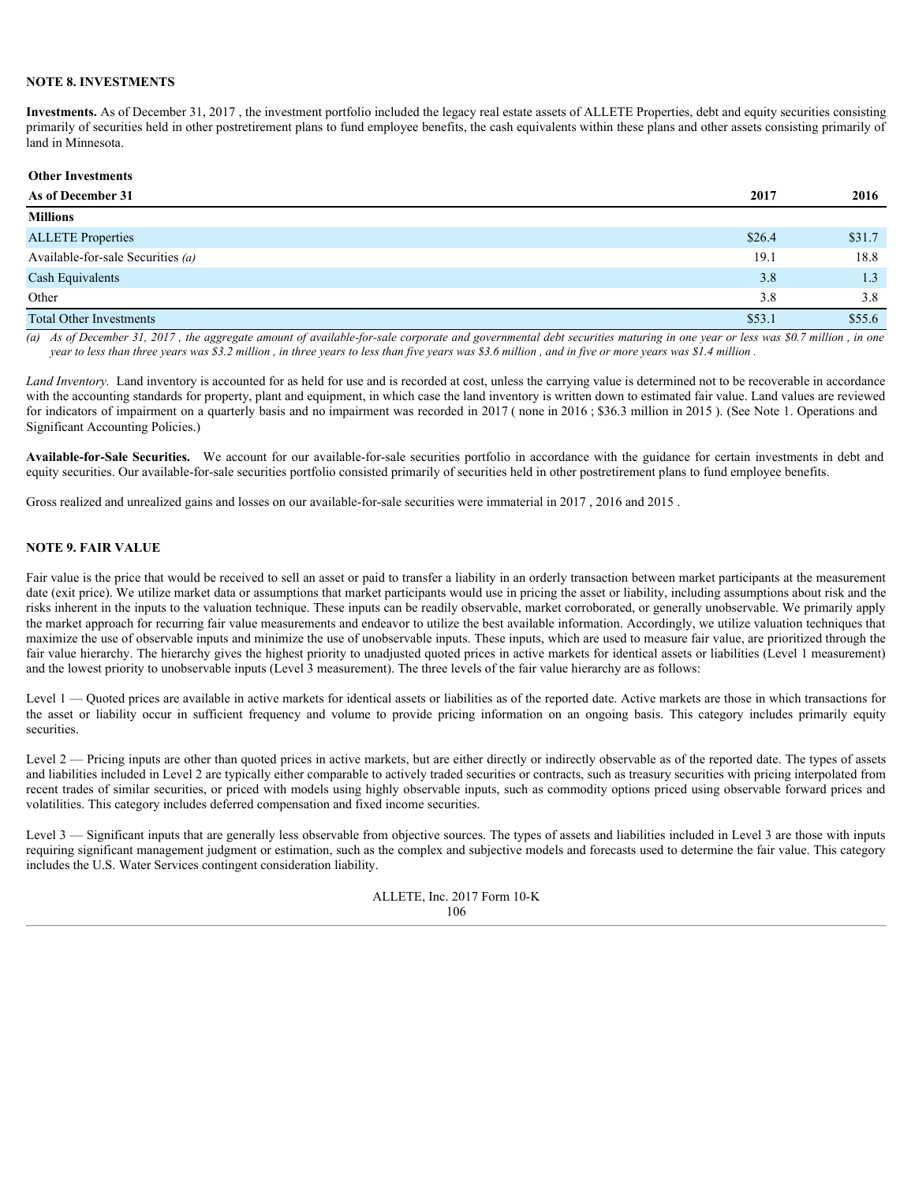## NOTE 8. INVESTMENTS

**Investments.** As of December 31, 2017 , the investment portfolio included the legacy real estate assets of ALLETE Properties, debt and equity securities consisting primarily of securities held in other postretirement plans to fund employee benefits, the cash equivalents within these plans and other assets consisting primarily of land in Minnesota.

| **Other Investments** | | |
|---|---|---|
| **As of December 31** | **2017** | **2016** |
| **Millions** | | |
| ALLETE Properties | $26.4 | $31.7 |
| Available-for-sale Securities *(a)* | 19.1 | 18.8 |
| Cash Equivalents | 3.8 | 1.3 |
| Other | 3.8 | 3.8 |
| Total Other Investments | $53.1 | $55.6 |

*(a) As of December 31, 2017 , the aggregate amount of available-for-sale corporate and governmental debt securities maturing in one year or less was $0.7 million , in one year to less than three years was $3.2 million , in three years to less than five years was $3.6 million , and in five or more years was $1.4 million .*

*Land Inventory.* Land inventory is accounted for as held for use and is recorded at cost, unless the carrying value is determined not to be recoverable in accordance with the accounting standards for property, plant and equipment, in which case the land inventory is written down to estimated fair value. Land values are reviewed for indicators of impairment on a quarterly basis and no impairment was recorded in 2017 ( none in 2016 ; $36.3 million in 2015 ). (See Note 1. Operations and Significant Accounting Policies.)

**Available-for-Sale Securities.** We account for our available-for-sale securities portfolio in accordance with the guidance for certain investments in debt and equity securities. Our available-for-sale securities portfolio consisted primarily of securities held in other postretirement plans to fund employee benefits.

Gross realized and unrealized gains and losses on our available-for-sale securities were immaterial in 2017 , 2016 and 2015 .

## NOTE 9. FAIR VALUE

Fair value is the price that would be received to sell an asset or paid to transfer a liability in an orderly transaction between market participants at the measurement date (exit price). We utilize market data or assumptions that market participants would use in pricing the asset or liability, including assumptions about risk and the risks inherent in the inputs to the valuation technique. These inputs can be readily observable, market corroborated, or generally unobservable. We primarily apply the market approach for recurring fair value measurements and endeavor to utilize the best available information. Accordingly, we utilize valuation techniques that maximize the use of observable inputs and minimize the use of unobservable inputs. These inputs, which are used to measure fair value, are prioritized through the fair value hierarchy. The hierarchy gives the highest priority to unadjusted quoted prices in active markets for identical assets or liabilities (Level 1 measurement) and the lowest priority to unobservable inputs (Level 3 measurement). The three levels of the fair value hierarchy are as follows:

Level 1 — Quoted prices are available in active markets for identical assets or liabilities as of the reported date. Active markets are those in which transactions for the asset or liability occur in sufficient frequency and volume to provide pricing information on an ongoing basis. This category includes primarily equity securities.

Level 2 — Pricing inputs are other than quoted prices in active markets, but are either directly or indirectly observable as of the reported date. The types of assets and liabilities included in Level 2 are typically either comparable to actively traded securities or contracts, such as treasury securities with pricing interpolated from recent trades of similar securities, or priced with models using highly observable inputs, such as commodity options priced using observable forward prices and volatilities. This category includes deferred compensation and fixed income securities.

Level 3 — Significant inputs that are generally less observable from objective sources. The types of assets and liabilities included in Level 3 are those with inputs requiring significant management judgment or estimation, such as the complex and subjective models and forecasts used to determine the fair value. This category includes the U.S. Water Services contingent consideration liability.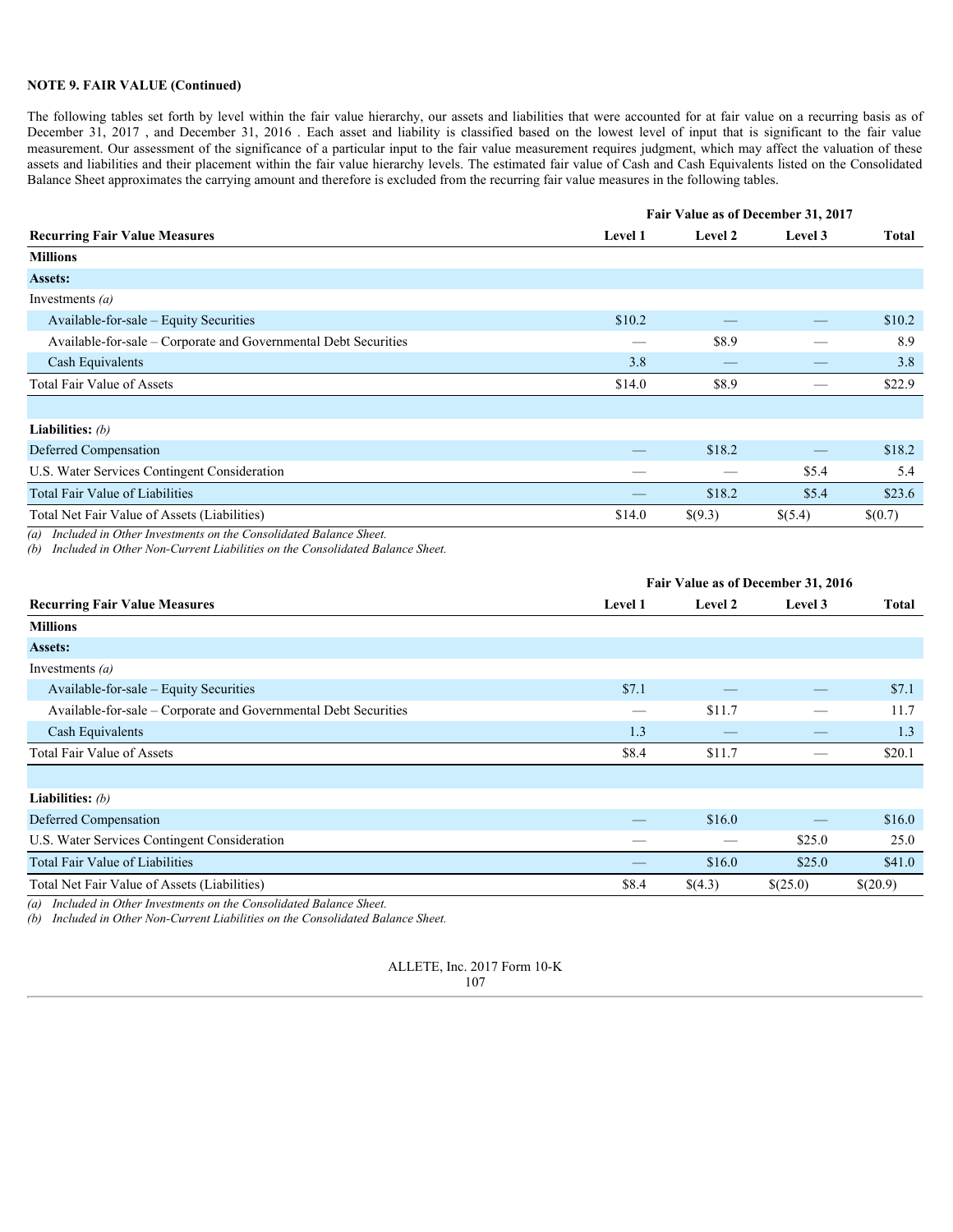**NOTE 9. FAIR VALUE (Continued)**

The following tables set forth by level within the fair value hierarchy, our assets and liabilities that were accounted for at fair value on a recurring basis as of December 31, 2017 , and December 31, 2016 . Each asset and liability is classified based on the lowest level of input that is significant to the fair value measurement. Our assessment of the significance of a particular input to the fair value measurement requires judgment, which may affect the valuation of these assets and liabilities and their placement within the fair value hierarchy levels. The estimated fair value of Cash and Cash Equivalents listed on the Consolidated Balance Sheet approximates the carrying amount and therefore is excluded from the recurring fair value measures in the following tables.

| | Fair Value as of December 31, 2017 | | | |
|---|---|---|---|---|
| **Recurring Fair Value Measures** | **Level 1** | **Level 2** | **Level 3** | **Total** |
| **Millions** | | | | |
| **Assets:** | | | | |
| Investments *(a)* | | | | |
| Available-for-sale – Equity Securities | $10.2 | — | — | $10.2 |
| Available-for-sale – Corporate and Governmental Debt Securities | — | $8.9 | — | 8.9 |
| Cash Equivalents | 3.8 | — | — | 3.8 |
| Total Fair Value of Assets | $14.0 | $8.9 | — | $22.9 |
| | | | | |
| **Liabilities:** *(b)* | | | | |
| Deferred Compensation | — | $18.2 | — | $18.2 |
| U.S. Water Services Contingent Consideration | — | — | $5.4 | 5.4 |
| Total Fair Value of Liabilities | — | $18.2 | $5.4 | $23.6 |
| Total Net Fair Value of Assets (Liabilities) | $14.0 | $(9.3) | $(5.4) | $(0.7) |

*(a) Included in Other Investments on the Consolidated Balance Sheet.*
*(b) Included in Other Non-Current Liabilities on the Consolidated Balance Sheet.*

| | Fair Value as of December 31, 2016 | | | |
|---|---|---|---|---|
| **Recurring Fair Value Measures** | **Level 1** | **Level 2** | **Level 3** | **Total** |
| **Millions** | | | | |
| **Assets:** | | | | |
| Investments *(a)* | | | | |
| Available-for-sale – Equity Securities | $7.1 | — | — | $7.1 |
| Available-for-sale – Corporate and Governmental Debt Securities | — | $11.7 | — | 11.7 |
| Cash Equivalents | 1.3 | — | — | 1.3 |
| Total Fair Value of Assets | $8.4 | $11.7 | — | $20.1 |
| | | | | |
| **Liabilities:** *(b)* | | | | |
| Deferred Compensation | — | $16.0 | — | $16.0 |
| U.S. Water Services Contingent Consideration | — | — | $25.0 | 25.0 |
| Total Fair Value of Liabilities | — | $16.0 | $25.0 | $41.0 |
| Total Net Fair Value of Assets (Liabilities) | $8.4 | $(4.3) | $(25.0) | $(20.9) |

*(a) Included in Other Investments on the Consolidated Balance Sheet.*
*(b) Included in Other Non-Current Liabilities on the Consolidated Balance Sheet.*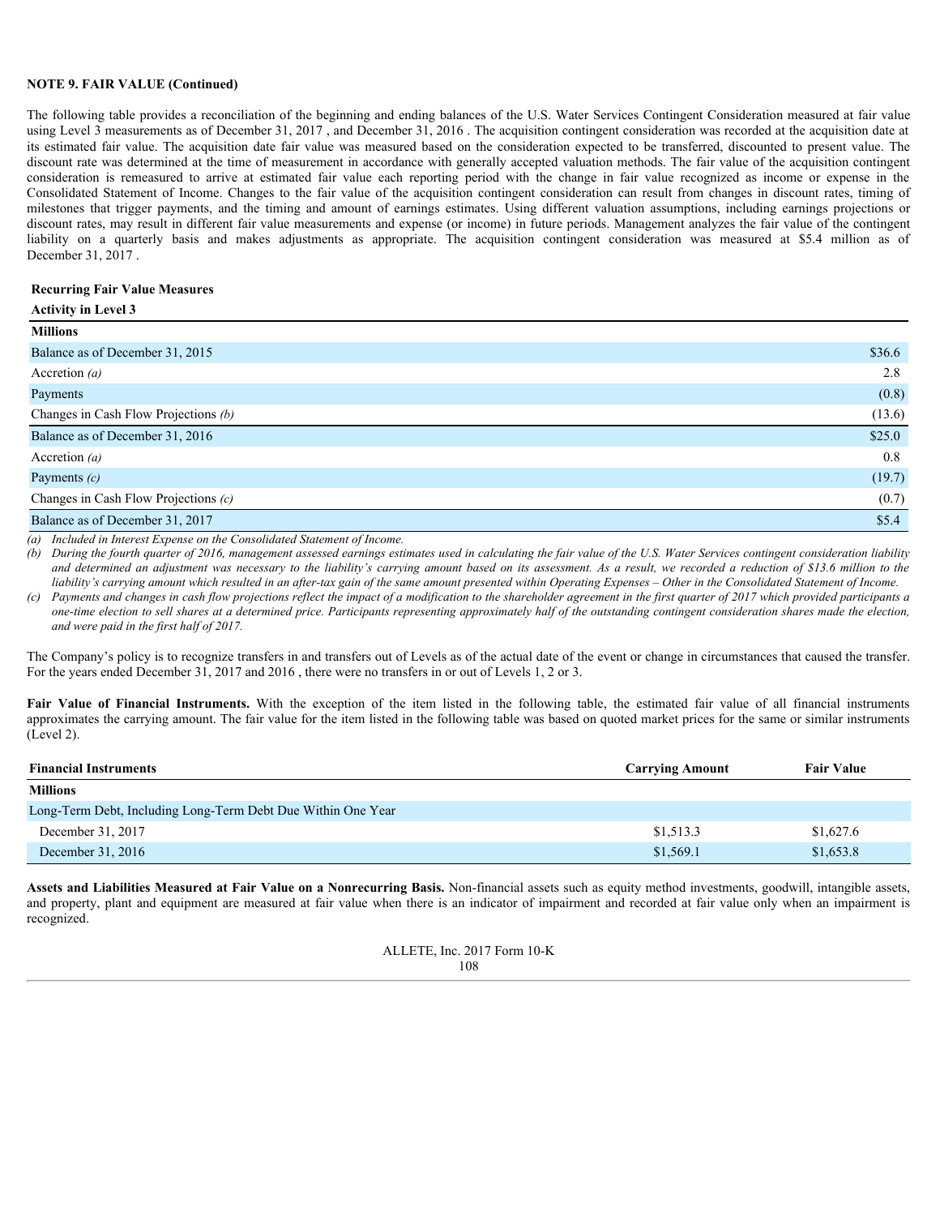**NOTE 9. FAIR VALUE (Continued)**

The following table provides a reconciliation of the beginning and ending balances of the U.S. Water Services Contingent Consideration measured at fair value using Level 3 measurements as of December 31, 2017 , and December 31, 2016 . The acquisition contingent consideration was recorded at the acquisition date at its estimated fair value. The acquisition date fair value was measured based on the consideration expected to be transferred, discounted to present value. The discount rate was determined at the time of measurement in accordance with generally accepted valuation methods. The fair value of the acquisition contingent consideration is remeasured to arrive at estimated fair value each reporting period with the change in fair value recognized as income or expense in the Consolidated Statement of Income. Changes to the fair value of the acquisition contingent consideration can result from changes in discount rates, timing of milestones that trigger payments, and the timing and amount of earnings estimates. Using different valuation assumptions, including earnings projections or discount rates, may result in different fair value measurements and expense (or income) in future periods. Management analyzes the fair value of the contingent liability on a quarterly basis and makes adjustments as appropriate. The acquisition contingent consideration was measured at $5.4 million as of December 31, 2017 .

| **Recurring Fair Value Measures** | |
|---|---|
| **Activity in Level 3** | |
| **Millions** | |
| Balance as of December 31, 2015 | $36.6 |
| Accretion *(a)* | 2.8 |
| Payments | (0.8) |
| Changes in Cash Flow Projections *(b)* | (13.6) |
| Balance as of December 31, 2016 | $25.0 |
| Accretion *(a)* | 0.8 |
| Payments *(c)* | (19.7) |
| Changes in Cash Flow Projections *(c)* | (0.7) |
| Balance as of December 31, 2017 | $5.4 |

*(a) Included in Interest Expense on the Consolidated Statement of Income.*

*(b) During the fourth quarter of 2016, management assessed earnings estimates used in calculating the fair value of the U.S. Water Services contingent consideration liability and determined an adjustment was necessary to the liability's carrying amount based on its assessment. As a result, we recorded a reduction of $13.6 million to the liability's carrying amount which resulted in an after-tax gain of the same amount presented within Operating Expenses – Other in the Consolidated Statement of Income.*

*(c) Payments and changes in cash flow projections reflect the impact of a modification to the shareholder agreement in the first quarter of 2017 which provided participants a one-time election to sell shares at a determined price. Participants representing approximately half of the outstanding contingent consideration shares made the election, and were paid in the first half of 2017.*

The Company's policy is to recognize transfers in and transfers out of Levels as of the actual date of the event or change in circumstances that caused the transfer. For the years ended December 31, 2017 and 2016 , there were no transfers in or out of Levels 1, 2 or 3.

**Fair Value of Financial Instruments.** With the exception of the item listed in the following table, the estimated fair value of all financial instruments approximates the carrying amount. The fair value for the item listed in the following table was based on quoted market prices for the same or similar instruments (Level 2).

| **Financial Instruments** | **Carrying Amount** | **Fair Value** |
|---|---|---|
| **Millions** | | |
| Long-Term Debt, Including Long-Term Debt Due Within One Year | | |
| December 31, 2017 | $1,513.3 | $1,627.6 |
| December 31, 2016 | $1,569.1 | $1,653.8 |

**Assets and Liabilities Measured at Fair Value on a Nonrecurring Basis.** Non-financial assets such as equity method investments, goodwill, intangible assets, and property, plant and equipment are measured at fair value when there is an indicator of impairment and recorded at fair value only when an impairment is recognized.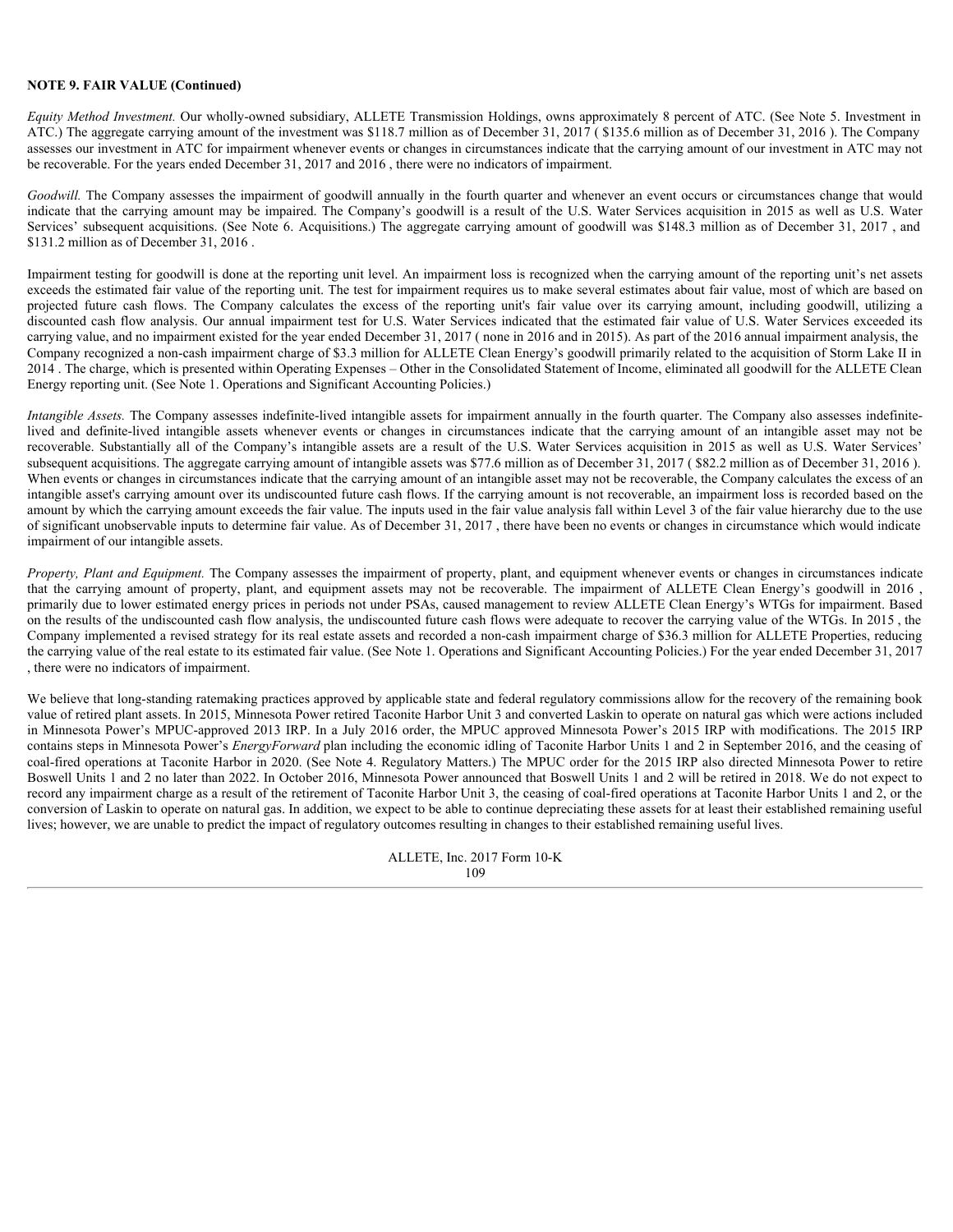**NOTE 9. FAIR VALUE (Continued)**

*Equity Method Investment.* Our wholly-owned subsidiary, ALLETE Transmission Holdings, owns approximately 8 percent of ATC. (See Note 5. Investment in ATC.) The aggregate carrying amount of the investment was $118.7 million as of December 31, 2017 ( $135.6 million as of December 31, 2016 ). The Company assesses our investment in ATC for impairment whenever events or changes in circumstances indicate that the carrying amount of our investment in ATC may not be recoverable. For the years ended December 31, 2017 and 2016 , there were no indicators of impairment.

*Goodwill.* The Company assesses the impairment of goodwill annually in the fourth quarter and whenever an event occurs or circumstances change that would indicate that the carrying amount may be impaired. The Company's goodwill is a result of the U.S. Water Services acquisition in 2015 as well as U.S. Water Services' subsequent acquisitions. (See Note 6. Acquisitions.) The aggregate carrying amount of goodwill was $148.3 million as of December 31, 2017 , and $131.2 million as of December 31, 2016 .

Impairment testing for goodwill is done at the reporting unit level. An impairment loss is recognized when the carrying amount of the reporting unit's net assets exceeds the estimated fair value of the reporting unit. The test for impairment requires us to make several estimates about fair value, most of which are based on projected future cash flows. The Company calculates the excess of the reporting unit's fair value over its carrying amount, including goodwill, utilizing a discounted cash flow analysis. Our annual impairment test for U.S. Water Services indicated that the estimated fair value of U.S. Water Services exceeded its carrying value, and no impairment existed for the year ended December 31, 2017 ( none in 2016 and in 2015). As part of the 2016 annual impairment analysis, the Company recognized a non-cash impairment charge of $3.3 million for ALLETE Clean Energy's goodwill primarily related to the acquisition of Storm Lake II in 2014 . The charge, which is presented within Operating Expenses – Other in the Consolidated Statement of Income, eliminated all goodwill for the ALLETE Clean Energy reporting unit. (See Note 1. Operations and Significant Accounting Policies.)

*Intangible Assets.* The Company assesses indefinite-lived intangible assets for impairment annually in the fourth quarter. The Company also assesses indefinite-lived and definite-lived intangible assets whenever events or changes in circumstances indicate that the carrying amount of an intangible asset may not be recoverable. Substantially all of the Company's intangible assets are a result of the U.S. Water Services acquisition in 2015 as well as U.S. Water Services' subsequent acquisitions. The aggregate carrying amount of intangible assets was $77.6 million as of December 31, 2017 ( $82.2 million as of December 31, 2016 ). When events or changes in circumstances indicate that the carrying amount of an intangible asset may not be recoverable, the Company calculates the excess of an intangible asset's carrying amount over its undiscounted future cash flows. If the carrying amount is not recoverable, an impairment loss is recorded based on the amount by which the carrying amount exceeds the fair value. The inputs used in the fair value analysis fall within Level 3 of the fair value hierarchy due to the use of significant unobservable inputs to determine fair value. As of December 31, 2017 , there have been no events or changes in circumstance which would indicate impairment of our intangible assets.

*Property, Plant and Equipment.* The Company assesses the impairment of property, plant, and equipment whenever events or changes in circumstances indicate that the carrying amount of property, plant, and equipment assets may not be recoverable. The impairment of ALLETE Clean Energy's goodwill in 2016 , primarily due to lower estimated energy prices in periods not under PSAs, caused management to review ALLETE Clean Energy's WTGs for impairment. Based on the results of the undiscounted cash flow analysis, the undiscounted future cash flows were adequate to recover the carrying value of the WTGs. In 2015 , the Company implemented a revised strategy for its real estate assets and recorded a non-cash impairment charge of $36.3 million for ALLETE Properties, reducing the carrying value of the real estate to its estimated fair value. (See Note 1. Operations and Significant Accounting Policies.) For the year ended December 31, 2017 , there were no indicators of impairment.

We believe that long-standing ratemaking practices approved by applicable state and federal regulatory commissions allow for the recovery of the remaining book value of retired plant assets. In 2015, Minnesota Power retired Taconite Harbor Unit 3 and converted Laskin to operate on natural gas which were actions included in Minnesota Power's MPUC-approved 2013 IRP. In a July 2016 order, the MPUC approved Minnesota Power's 2015 IRP with modifications. The 2015 IRP contains steps in Minnesota Power's *EnergyForward* plan including the economic idling of Taconite Harbor Units 1 and 2 in September 2016, and the ceasing of coal-fired operations at Taconite Harbor in 2020. (See Note 4. Regulatory Matters.) The MPUC order for the 2015 IRP also directed Minnesota Power to retire Boswell Units 1 and 2 no later than 2022. In October 2016, Minnesota Power announced that Boswell Units 1 and 2 will be retired in 2018. We do not expect to record any impairment charge as a result of the retirement of Taconite Harbor Unit 3, the ceasing of coal-fired operations at Taconite Harbor Units 1 and 2, or the conversion of Laskin to operate on natural gas. In addition, we expect to be able to continue depreciating these assets for at least their established remaining useful lives; however, we are unable to predict the impact of regulatory outcomes resulting in changes to their established remaining useful lives.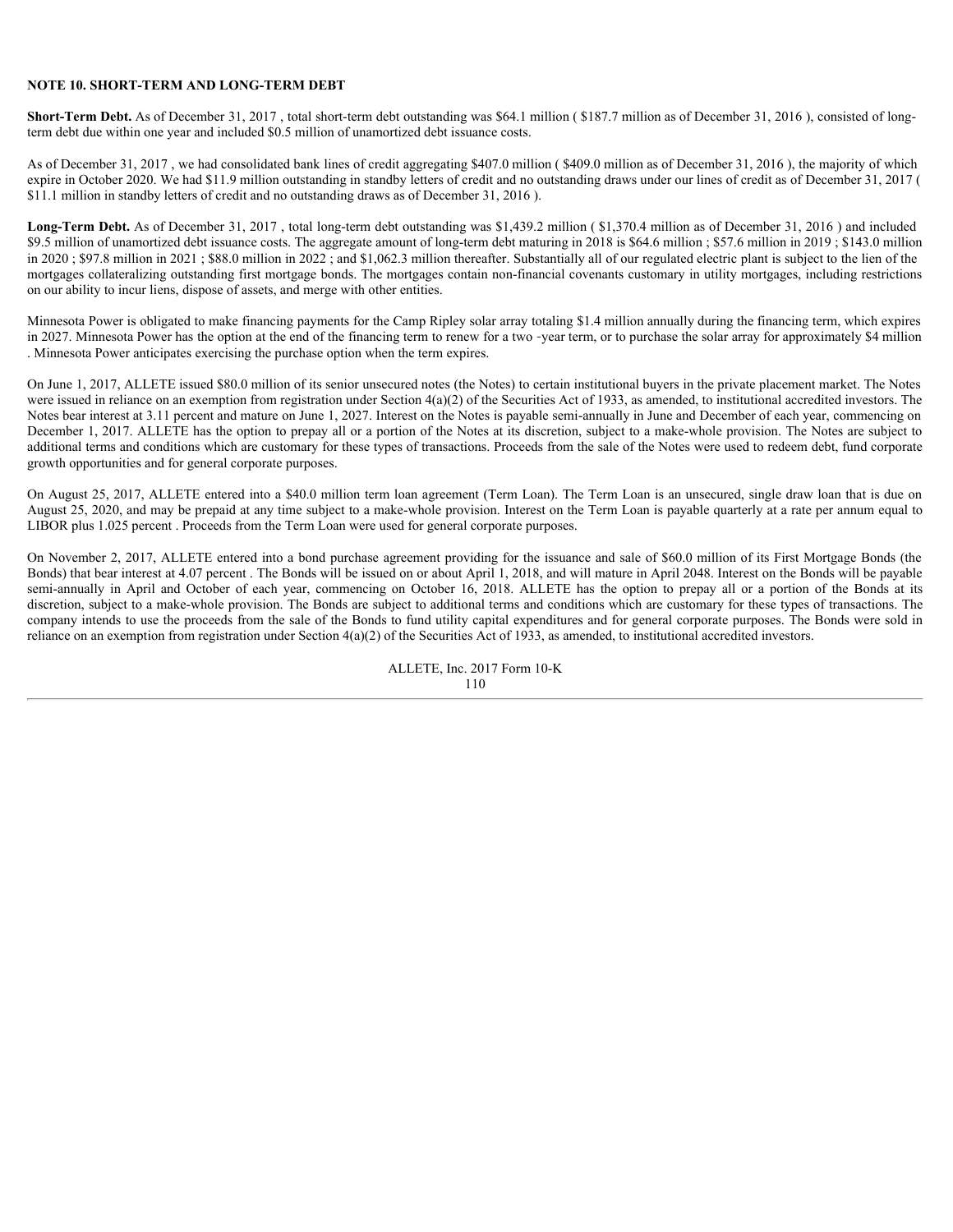**NOTE 10. SHORT-TERM AND LONG-TERM DEBT**

**Short-Term Debt.** As of December 31, 2017 , total short-term debt outstanding was $64.1 million ( $187.7 million as of December 31, 2016 ), consisted of long-term debt due within one year and included $0.5 million of unamortized debt issuance costs.

As of December 31, 2017 , we had consolidated bank lines of credit aggregating $407.0 million ( $409.0 million as of December 31, 2016 ), the majority of which expire in October 2020. We had $11.9 million outstanding in standby letters of credit and no outstanding draws under our lines of credit as of December 31, 2017 ( $11.1 million in standby letters of credit and no outstanding draws as of December 31, 2016 ).

**Long-Term Debt.** As of December 31, 2017 , total long-term debt outstanding was $1,439.2 million ( $1,370.4 million as of December 31, 2016 ) and included $9.5 million of unamortized debt issuance costs. The aggregate amount of long-term debt maturing in 2018 is $64.6 million ; $57.6 million in 2019 ; $143.0 million in 2020 ; $97.8 million in 2021 ; $88.0 million in 2022 ; and $1,062.3 million thereafter. Substantially all of our regulated electric plant is subject to the lien of the mortgages collateralizing outstanding first mortgage bonds. The mortgages contain non-financial covenants customary in utility mortgages, including restrictions on our ability to incur liens, dispose of assets, and merge with other entities.

Minnesota Power is obligated to make financing payments for the Camp Ripley solar array totaling $1.4 million annually during the financing term, which expires in 2027. Minnesota Power has the option at the end of the financing term to renew for a two -year term, or to purchase the solar array for approximately $4 million . Minnesota Power anticipates exercising the purchase option when the term expires.

On June 1, 2017, ALLETE issued $80.0 million of its senior unsecured notes (the Notes) to certain institutional buyers in the private placement market. The Notes were issued in reliance on an exemption from registration under Section 4(a)(2) of the Securities Act of 1933, as amended, to institutional accredited investors. The Notes bear interest at 3.11 percent and mature on June 1, 2027. Interest on the Notes is payable semi-annually in June and December of each year, commencing on December 1, 2017. ALLETE has the option to prepay all or a portion of the Notes at its discretion, subject to a make-whole provision. The Notes are subject to additional terms and conditions which are customary for these types of transactions. Proceeds from the sale of the Notes were used to redeem debt, fund corporate growth opportunities and for general corporate purposes.

On August 25, 2017, ALLETE entered into a $40.0 million term loan agreement (Term Loan). The Term Loan is an unsecured, single draw loan that is due on August 25, 2020, and may be prepaid at any time subject to a make-whole provision. Interest on the Term Loan is payable quarterly at a rate per annum equal to LIBOR plus 1.025 percent . Proceeds from the Term Loan were used for general corporate purposes.

On November 2, 2017, ALLETE entered into a bond purchase agreement providing for the issuance and sale of $60.0 million of its First Mortgage Bonds (the Bonds) that bear interest at 4.07 percent . The Bonds will be issued on or about April 1, 2018, and will mature in April 2048. Interest on the Bonds will be payable semi-annually in April and October of each year, commencing on October 16, 2018. ALLETE has the option to prepay all or a portion of the Bonds at its discretion, subject to a make-whole provision. The Bonds are subject to additional terms and conditions which are customary for these types of transactions. The company intends to use the proceeds from the sale of the Bonds to fund utility capital expenditures and for general corporate purposes. The Bonds were sold in reliance on an exemption from registration under Section 4(a)(2) of the Securities Act of 1933, as amended, to institutional accredited investors.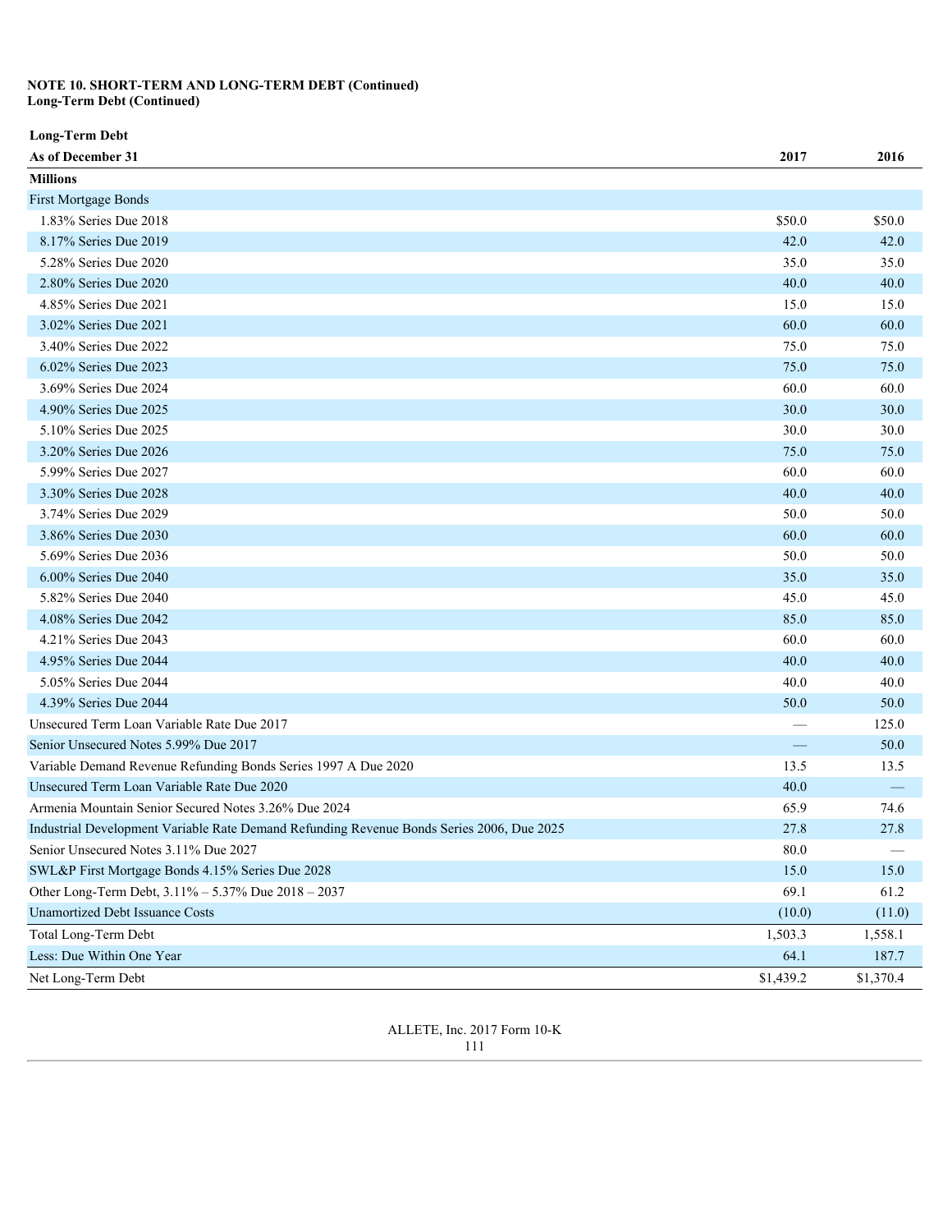**NOTE 10. SHORT-TERM AND LONG-TERM DEBT (Continued)**
**Long-Term Debt (Continued)**

| **Long-Term Debt** | | |
|---|---|---|
| **As of December 31** | **2017** | **2016** |
| **Millions** | | |
| First Mortgage Bonds | | |
| 1.83% Series Due 2018 | $50.0 | $50.0 |
| 8.17% Series Due 2019 | 42.0 | 42.0 |
| 5.28% Series Due 2020 | 35.0 | 35.0 |
| 2.80% Series Due 2020 | 40.0 | 40.0 |
| 4.85% Series Due 2021 | 15.0 | 15.0 |
| 3.02% Series Due 2021 | 60.0 | 60.0 |
| 3.40% Series Due 2022 | 75.0 | 75.0 |
| 6.02% Series Due 2023 | 75.0 | 75.0 |
| 3.69% Series Due 2024 | 60.0 | 60.0 |
| 4.90% Series Due 2025 | 30.0 | 30.0 |
| 5.10% Series Due 2025 | 30.0 | 30.0 |
| 3.20% Series Due 2026 | 75.0 | 75.0 |
| 5.99% Series Due 2027 | 60.0 | 60.0 |
| 3.30% Series Due 2028 | 40.0 | 40.0 |
| 3.74% Series Due 2029 | 50.0 | 50.0 |
| 3.86% Series Due 2030 | 60.0 | 60.0 |
| 5.69% Series Due 2036 | 50.0 | 50.0 |
| 6.00% Series Due 2040 | 35.0 | 35.0 |
| 5.82% Series Due 2040 | 45.0 | 45.0 |
| 4.08% Series Due 2042 | 85.0 | 85.0 |
| 4.21% Series Due 2043 | 60.0 | 60.0 |
| 4.95% Series Due 2044 | 40.0 | 40.0 |
| 5.05% Series Due 2044 | 40.0 | 40.0 |
| 4.39% Series Due 2044 | 50.0 | 50.0 |
| Unsecured Term Loan Variable Rate Due 2017 | — | 125.0 |
| Senior Unsecured Notes 5.99% Due 2017 | — | 50.0 |
| Variable Demand Revenue Refunding Bonds Series 1997 A Due 2020 | 13.5 | 13.5 |
| Unsecured Term Loan Variable Rate Due 2020 | 40.0 | — |
| Armenia Mountain Senior Secured Notes 3.26% Due 2024 | 65.9 | 74.6 |
| Industrial Development Variable Rate Demand Refunding Revenue Bonds Series 2006, Due 2025 | 27.8 | 27.8 |
| Senior Unsecured Notes 3.11% Due 2027 | 80.0 | — |
| SWL&P First Mortgage Bonds 4.15% Series Due 2028 | 15.0 | 15.0 |
| Other Long-Term Debt, 3.11% – 5.37% Due 2018 – 2037 | 69.1 | 61.2 |
| Unamortized Debt Issuance Costs | (10.0) | (11.0) |
| Total Long-Term Debt | 1,503.3 | 1,558.1 |
| Less: Due Within One Year | 64.1 | 187.7 |
| Net Long-Term Debt | $1,439.2 | $1,370.4 |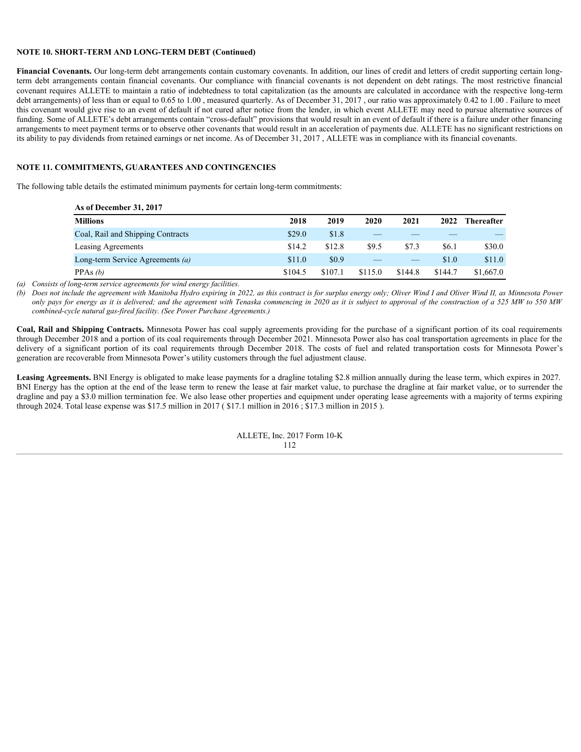**NOTE 10. SHORT-TERM AND LONG-TERM DEBT (Continued)**

**Financial Covenants.** Our long-term debt arrangements contain customary covenants. In addition, our lines of credit and letters of credit supporting certain long-term debt arrangements contain financial covenants. Our compliance with financial covenants is not dependent on debt ratings. The most restrictive financial covenant requires ALLETE to maintain a ratio of indebtedness to total capitalization (as the amounts are calculated in accordance with the respective long-term debt arrangements) of less than or equal to 0.65 to 1.00 , measured quarterly. As of December 31, 2017 , our ratio was approximately 0.42 to 1.00 . Failure to meet this covenant would give rise to an event of default if not cured after notice from the lender, in which event ALLETE may need to pursue alternative sources of funding. Some of ALLETE's debt arrangements contain "cross-default" provisions that would result in an event of default if there is a failure under other financing arrangements to meet payment terms or to observe other covenants that would result in an acceleration of payments due. ALLETE has no significant restrictions on its ability to pay dividends from retained earnings or net income. As of December 31, 2017 , ALLETE was in compliance with its financial covenants.

## NOTE 11. COMMITMENTS, GUARANTEES AND CONTINGENCIES

The following table details the estimated minimum payments for certain long-term commitments:

**As of December 31, 2017**

| Millions | 2018 | 2019 | 2020 | 2021 | 2022 | Thereafter |
|---|---|---|---|---|---|---|
| Coal, Rail and Shipping Contracts | $29.0 | $1.8 | — | — | — | — |
| Leasing Agreements | $14.2 | $12.8 | $9.5 | $7.3 | $6.1 | $30.0 |
| Long-term Service Agreements *(a)* | $11.0 | $0.9 | — | — | $1.0 | $11.0 |
| PPAs *(b)* | $104.5 | $107.1 | $115.0 | $144.8 | $144.7 | $1,667.0 |

*(a) Consists of long-term service agreements for wind energy facilities.*

*(b) Does not include the agreement with Manitoba Hydro expiring in 2022, as this contract is for surplus energy only; Oliver Wind I and Oliver Wind II, as Minnesota Power only pays for energy as it is delivered; and the agreement with Tenaska commencing in 2020 as it is subject to approval of the construction of a 525 MW to 550 MW combined-cycle natural gas-fired facility. (See Power Purchase Agreements.)*

**Coal, Rail and Shipping Contracts.** Minnesota Power has coal supply agreements providing for the purchase of a significant portion of its coal requirements through December 2018 and a portion of its coal requirements through December 2021. Minnesota Power also has coal transportation agreements in place for the delivery of a significant portion of its coal requirements through December 2018. The costs of fuel and related transportation costs for Minnesota Power's generation are recoverable from Minnesota Power's utility customers through the fuel adjustment clause.

**Leasing Agreements.** BNI Energy is obligated to make lease payments for a dragline totaling $2.8 million annually during the lease term, which expires in 2027. BNI Energy has the option at the end of the lease term to renew the lease at fair market value, to purchase the dragline at fair market value, or to surrender the dragline and pay a $3.0 million termination fee. We also lease other properties and equipment under operating lease agreements with a majority of terms expiring through 2024. Total lease expense was $17.5 million in 2017 ( $17.1 million in 2016 ; $17.3 million in 2015 ).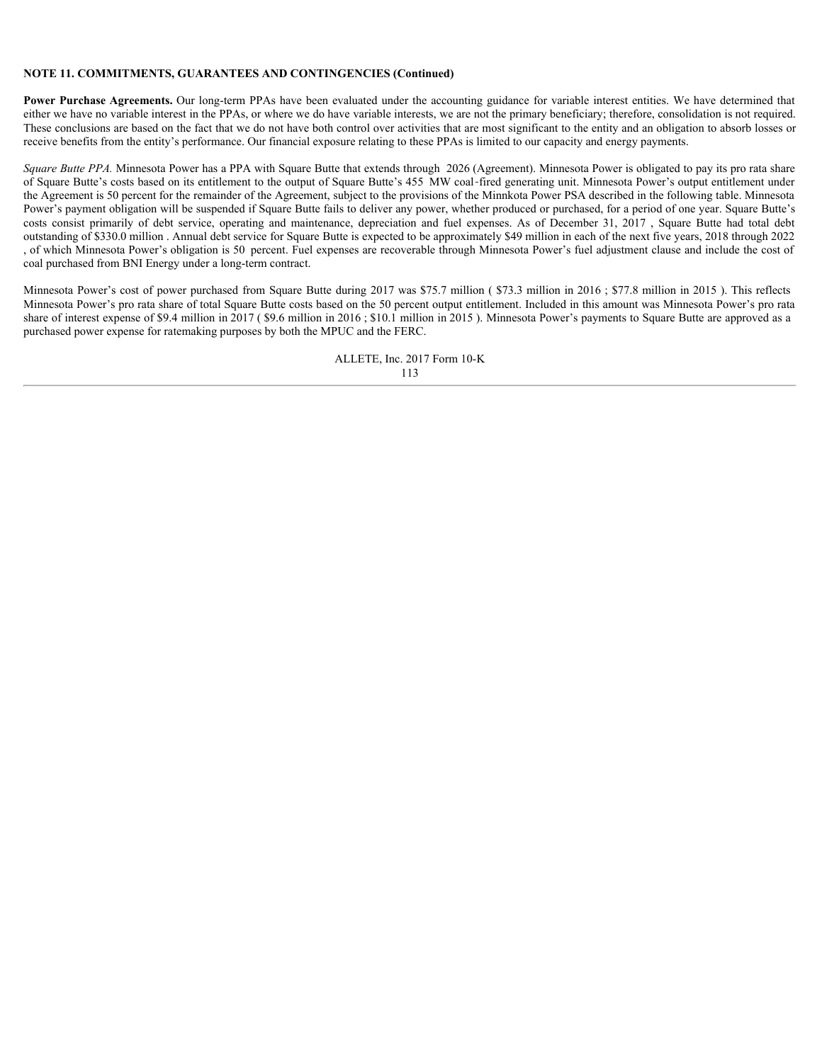**NOTE 11. COMMITMENTS, GUARANTEES AND CONTINGENCIES (Continued)**

**Power Purchase Agreements.** Our long-term PPAs have been evaluated under the accounting guidance for variable interest entities. We have determined that either we have no variable interest in the PPAs, or where we do have variable interests, we are not the primary beneficiary; therefore, consolidation is not required. These conclusions are based on the fact that we do not have both control over activities that are most significant to the entity and an obligation to absorb losses or receive benefits from the entity's performance. Our financial exposure relating to these PPAs is limited to our capacity and energy payments.

*Square Butte PPA.* Minnesota Power has a PPA with Square Butte that extends through 2026 (Agreement). Minnesota Power is obligated to pay its pro rata share of Square Butte's costs based on its entitlement to the output of Square Butte's 455 MW coal-fired generating unit. Minnesota Power's output entitlement under the Agreement is 50 percent for the remainder of the Agreement, subject to the provisions of the Minnkota Power PSA described in the following table. Minnesota Power's payment obligation will be suspended if Square Butte fails to deliver any power, whether produced or purchased, for a period of one year. Square Butte's costs consist primarily of debt service, operating and maintenance, depreciation and fuel expenses. As of December 31, 2017 , Square Butte had total debt outstanding of $330.0 million . Annual debt service for Square Butte is expected to be approximately $49 million in each of the next five years, 2018 through 2022 , of which Minnesota Power's obligation is 50 percent. Fuel expenses are recoverable through Minnesota Power's fuel adjustment clause and include the cost of coal purchased from BNI Energy under a long-term contract.

Minnesota Power's cost of power purchased from Square Butte during 2017 was $75.7 million ( $73.3 million in 2016 ; $77.8 million in 2015 ). This reflects Minnesota Power's pro rata share of total Square Butte costs based on the 50 percent output entitlement. Included in this amount was Minnesota Power's pro rata share of interest expense of $9.4 million in 2017 ( $9.6 million in 2016 ; $10.1 million in 2015 ). Minnesota Power's payments to Square Butte are approved as a purchased power expense for ratemaking purposes by both the MPUC and the FERC.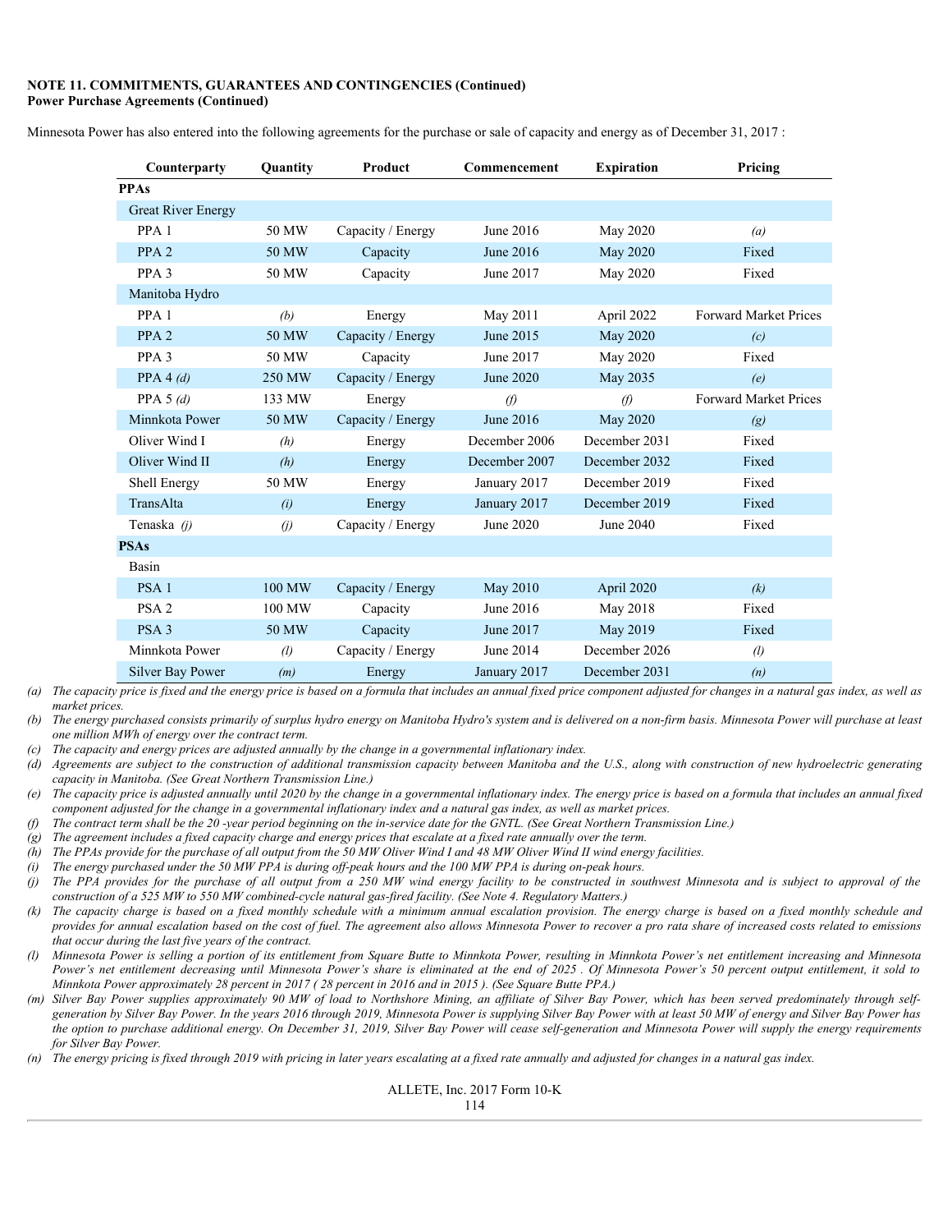**NOTE 11. COMMITMENTS, GUARANTEES AND CONTINGENCIES (Continued)**
**Power Purchase Agreements (Continued)**

Minnesota Power has also entered into the following agreements for the purchase or sale of capacity and energy as of December 31, 2017 :

| Counterparty | Quantity | Product | Commencement | Expiration | Pricing |
|---|---|---|---|---|---|
| **PPAs** | | | | | |
| Great River Energy | | | | | |
| PPA 1 | 50 MW | Capacity / Energy | June 2016 | May 2020 | *(a)* |
| PPA 2 | 50 MW | Capacity | June 2016 | May 2020 | Fixed |
| PPA 3 | 50 MW | Capacity | June 2017 | May 2020 | Fixed |
| Manitoba Hydro | | | | | |
| PPA 1 | *(b)* | Energy | May 2011 | April 2022 | Forward Market Prices |
| PPA 2 | 50 MW | Capacity / Energy | June 2015 | May 2020 | *(c)* |
| PPA 3 | 50 MW | Capacity | June 2017 | May 2020 | Fixed |
| PPA 4 *(d)* | 250 MW | Capacity / Energy | June 2020 | May 2035 | *(e)* |
| PPA 5 *(d)* | 133 MW | Energy | *(f)* | *(f)* | Forward Market Prices |
| Minnkota Power | 50 MW | Capacity / Energy | June 2016 | May 2020 | *(g)* |
| Oliver Wind I | *(h)* | Energy | December 2006 | December 2031 | Fixed |
| Oliver Wind II | *(h)* | Energy | December 2007 | December 2032 | Fixed |
| Shell Energy | 50 MW | Energy | January 2017 | December 2019 | Fixed |
| TransAlta | *(i)* | Energy | January 2017 | December 2019 | Fixed |
| Tenaska *(j)* | *(j)* | Capacity / Energy | June 2020 | June 2040 | Fixed |
| **PSAs** | | | | | |
| Basin | | | | | |
| PSA 1 | 100 MW | Capacity / Energy | May 2010 | April 2020 | *(k)* |
| PSA 2 | 100 MW | Capacity | June 2016 | May 2018 | Fixed |
| PSA 3 | 50 MW | Capacity | June 2017 | May 2019 | Fixed |
| Minnkota Power | *(l)* | Capacity / Energy | June 2014 | December 2026 | *(l)* |
| Silver Bay Power | *(m)* | Energy | January 2017 | December 2031 | *(n)* |

*(a) The capacity price is fixed and the energy price is based on a formula that includes an annual fixed price component adjusted for changes in a natural gas index, as well as market prices.*

*(b) The energy purchased consists primarily of surplus hydro energy on Manitoba Hydro's system and is delivered on a non-firm basis. Minnesota Power will purchase at least one million MWh of energy over the contract term.*

*(c) The capacity and energy prices are adjusted annually by the change in a governmental inflationary index.*

*(d) Agreements are subject to the construction of additional transmission capacity between Manitoba and the U.S., along with construction of new hydroelectric generating capacity in Manitoba. (See Great Northern Transmission Line.)*

*(e) The capacity price is adjusted annually until 2020 by the change in a governmental inflationary index. The energy price is based on a formula that includes an annual fixed component adjusted for the change in a governmental inflationary index and a natural gas index, as well as market prices.*

*(f) The contract term shall be the 20 -year period beginning on the in-service date for the GNTL. (See Great Northern Transmission Line.)*

*(g) The agreement includes a fixed capacity charge and energy prices that escalate at a fixed rate annually over the term.*

*(h) The PPAs provide for the purchase of all output from the 50 MW Oliver Wind I and 48 MW Oliver Wind II wind energy facilities.*

*(i) The energy purchased under the 50 MW PPA is during off-peak hours and the 100 MW PPA is during on-peak hours.*

*(j) The PPA provides for the purchase of all output from a 250 MW wind energy facility to be constructed in southwest Minnesota and is subject to approval of the construction of a 525 MW to 550 MW combined-cycle natural gas-fired facility. (See Note 4. Regulatory Matters.)*

*(k) The capacity charge is based on a fixed monthly schedule with a minimum annual escalation provision. The energy charge is based on a fixed monthly schedule and provides for annual escalation based on the cost of fuel. The agreement also allows Minnesota Power to recover a pro rata share of increased costs related to emissions that occur during the last five years of the contract.*

*(l) Minnesota Power is selling a portion of its entitlement from Square Butte to Minnkota Power, resulting in Minnkota Power's net entitlement increasing and Minnesota Power's net entitlement decreasing until Minnesota Power's share is eliminated at the end of 2025 . Of Minnesota Power's 50 percent output entitlement, it sold to Minnkota Power approximately 28 percent in 2017 ( 28 percent in 2016 and in 2015 ). (See Square Butte PPA.)*

*(m) Silver Bay Power supplies approximately 90 MW of load to Northshore Mining, an affiliate of Silver Bay Power, which has been served predominately through self-generation by Silver Bay Power. In the years 2016 through 2019, Minnesota Power is supplying Silver Bay Power with at least 50 MW of energy and Silver Bay Power has the option to purchase additional energy. On December 31, 2019, Silver Bay Power will cease self-generation and Minnesota Power will supply the energy requirements for Silver Bay Power.*

*(n) The energy pricing is fixed through 2019 with pricing in later years escalating at a fixed rate annually and adjusted for changes in a natural gas index.*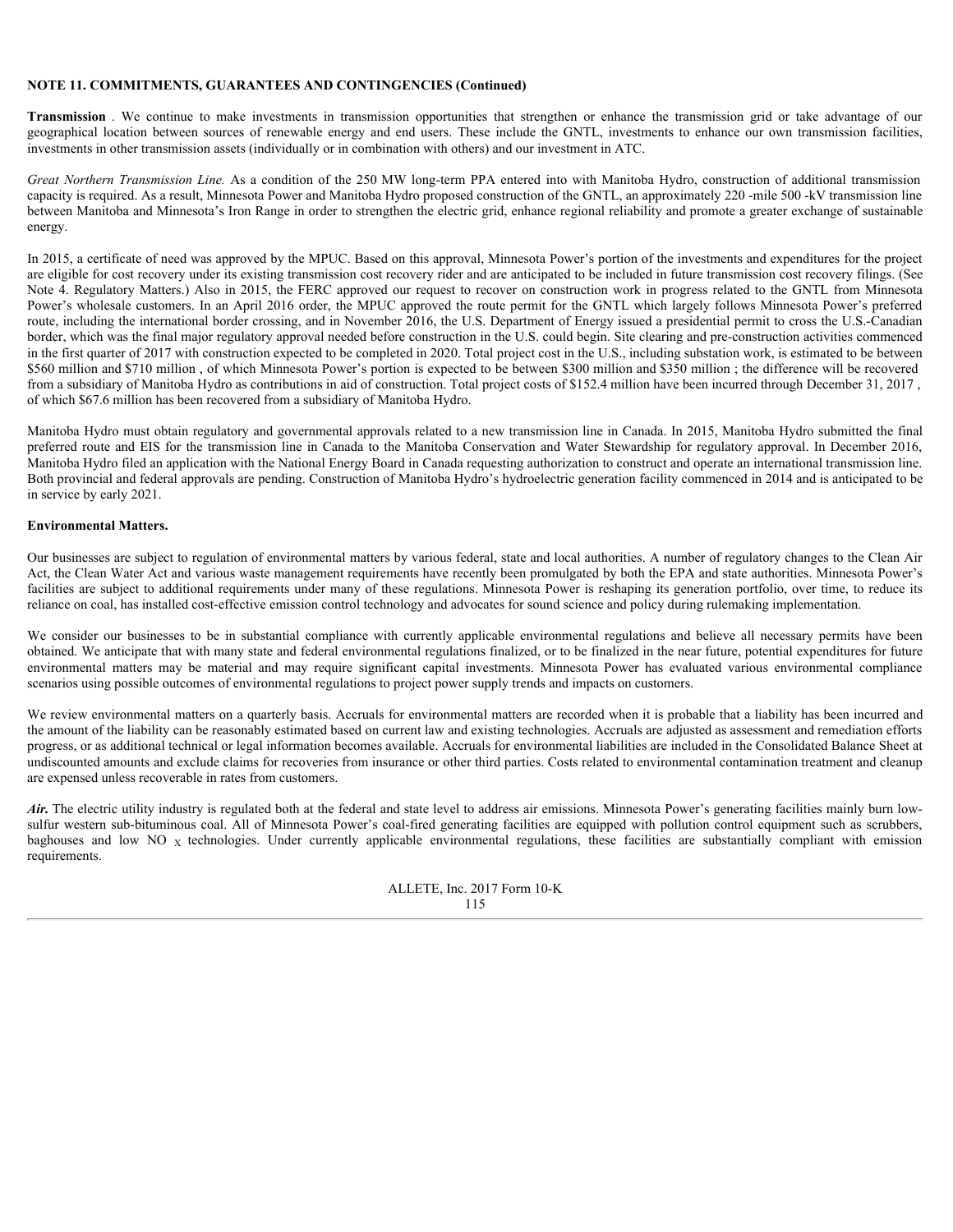**NOTE 11. COMMITMENTS, GUARANTEES AND CONTINGENCIES (Continued)**

**Transmission** . We continue to make investments in transmission opportunities that strengthen or enhance the transmission grid or take advantage of our geographical location between sources of renewable energy and end users. These include the GNTL, investments to enhance our own transmission facilities, investments in other transmission assets (individually or in combination with others) and our investment in ATC.

*Great Northern Transmission Line.* As a condition of the 250 MW long-term PPA entered into with Manitoba Hydro, construction of additional transmission capacity is required. As a result, Minnesota Power and Manitoba Hydro proposed construction of the GNTL, an approximately 220 -mile 500 -kV transmission line between Manitoba and Minnesota's Iron Range in order to strengthen the electric grid, enhance regional reliability and promote a greater exchange of sustainable energy.

In 2015, a certificate of need was approved by the MPUC. Based on this approval, Minnesota Power's portion of the investments and expenditures for the project are eligible for cost recovery under its existing transmission cost recovery rider and are anticipated to be included in future transmission cost recovery filings. (See Note 4. Regulatory Matters.) Also in 2015, the FERC approved our request to recover on construction work in progress related to the GNTL from Minnesota Power's wholesale customers. In an April 2016 order, the MPUC approved the route permit for the GNTL which largely follows Minnesota Power's preferred route, including the international border crossing, and in November 2016, the U.S. Department of Energy issued a presidential permit to cross the U.S.-Canadian border, which was the final major regulatory approval needed before construction in the U.S. could begin. Site clearing and pre-construction activities commenced in the first quarter of 2017 with construction expected to be completed in 2020. Total project cost in the U.S., including substation work, is estimated to be between \$560 million and \$710 million , of which Minnesota Power's portion is expected to be between \$300 million and \$350 million ; the difference will be recovered from a subsidiary of Manitoba Hydro as contributions in aid of construction. Total project costs of \$152.4 million have been incurred through December 31, 2017 , of which \$67.6 million has been recovered from a subsidiary of Manitoba Hydro.

Manitoba Hydro must obtain regulatory and governmental approvals related to a new transmission line in Canada. In 2015, Manitoba Hydro submitted the final preferred route and EIS for the transmission line in Canada to the Manitoba Conservation and Water Stewardship for regulatory approval. In December 2016, Manitoba Hydro filed an application with the National Energy Board in Canada requesting authorization to construct and operate an international transmission line. Both provincial and federal approvals are pending. Construction of Manitoba Hydro's hydroelectric generation facility commenced in 2014 and is anticipated to be in service by early 2021.

**Environmental Matters.**

Our businesses are subject to regulation of environmental matters by various federal, state and local authorities. A number of regulatory changes to the Clean Air Act, the Clean Water Act and various waste management requirements have recently been promulgated by both the EPA and state authorities. Minnesota Power's facilities are subject to additional requirements under many of these regulations. Minnesota Power is reshaping its generation portfolio, over time, to reduce its reliance on coal, has installed cost-effective emission control technology and advocates for sound science and policy during rulemaking implementation.

We consider our businesses to be in substantial compliance with currently applicable environmental regulations and believe all necessary permits have been obtained. We anticipate that with many state and federal environmental regulations finalized, or to be finalized in the near future, potential expenditures for future environmental matters may be material and may require significant capital investments. Minnesota Power has evaluated various environmental compliance scenarios using possible outcomes of environmental regulations to project power supply trends and impacts on customers.

We review environmental matters on a quarterly basis. Accruals for environmental matters are recorded when it is probable that a liability has been incurred and the amount of the liability can be reasonably estimated based on current law and existing technologies. Accruals are adjusted as assessment and remediation efforts progress, or as additional technical or legal information becomes available. Accruals for environmental liabilities are included in the Consolidated Balance Sheet at undiscounted amounts and exclude claims for recoveries from insurance or other third parties. Costs related to environmental contamination treatment and cleanup are expensed unless recoverable in rates from customers.

***Air.*** The electric utility industry is regulated both at the federal and state level to address air emissions. Minnesota Power's generating facilities mainly burn low-sulfur western sub-bituminous coal. All of Minnesota Power's coal-fired generating facilities are equipped with pollution control equipment such as scrubbers, baghouses and low $NO_X$ technologies. Under currently applicable environmental regulations, these facilities are substantially compliant with emission requirements.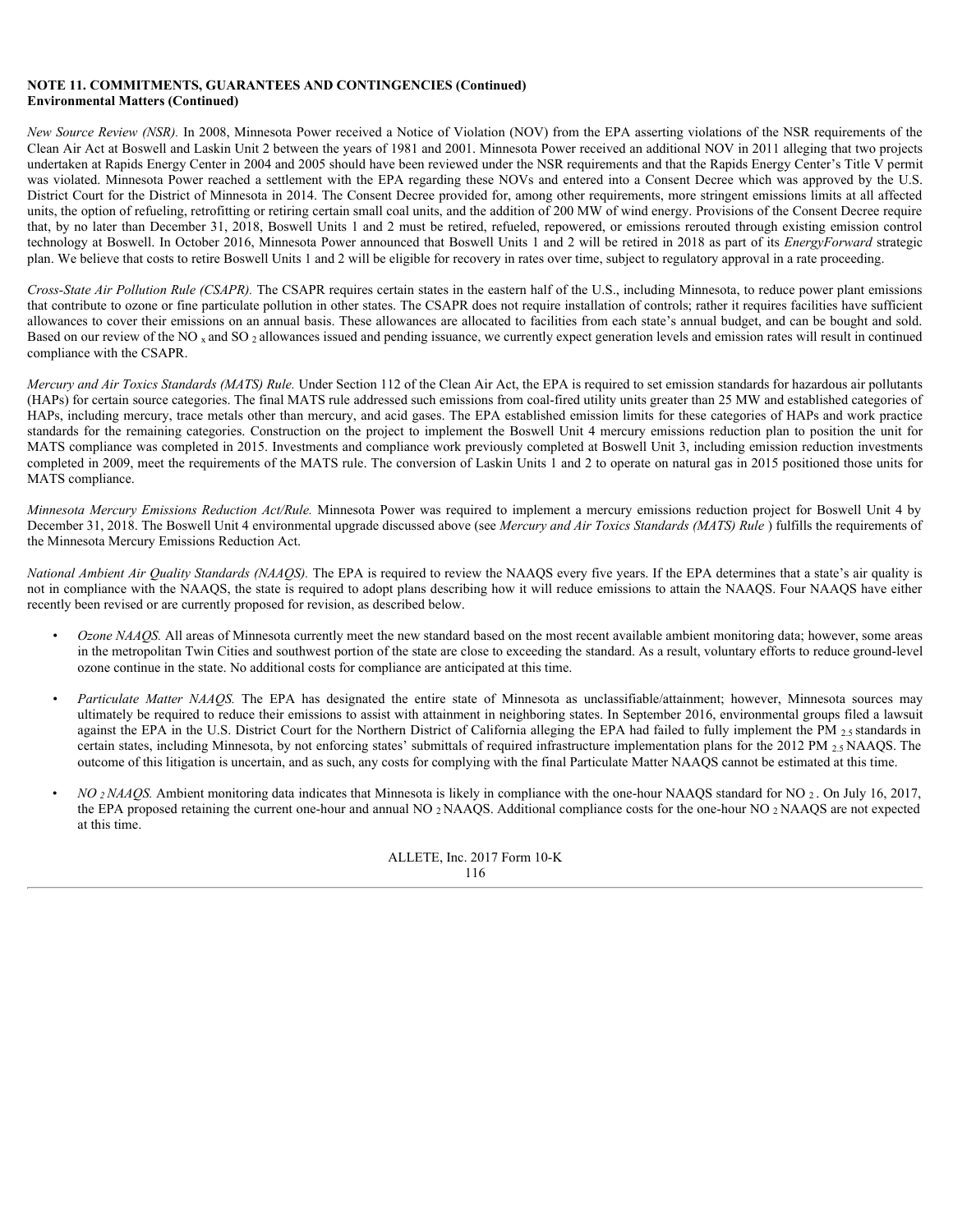**NOTE 11. COMMITMENTS, GUARANTEES AND CONTINGENCIES (Continued)**
**Environmental Matters (Continued)**

*New Source Review (NSR).* In 2008, Minnesota Power received a Notice of Violation (NOV) from the EPA asserting violations of the NSR requirements of the Clean Air Act at Boswell and Laskin Unit 2 between the years of 1981 and 2001. Minnesota Power received an additional NOV in 2011 alleging that two projects undertaken at Rapids Energy Center in 2004 and 2005 should have been reviewed under the NSR requirements and that the Rapids Energy Center's Title V permit was violated. Minnesota Power reached a settlement with the EPA regarding these NOVs and entered into a Consent Decree which was approved by the U.S. District Court for the District of Minnesota in 2014. The Consent Decree provided for, among other requirements, more stringent emissions limits at all affected units, the option of refueling, retrofitting or retiring certain small coal units, and the addition of 200 MW of wind energy. Provisions of the Consent Decree require that, by no later than December 31, 2018, Boswell Units 1 and 2 must be retired, refueled, repowered, or emissions rerouted through existing emission control technology at Boswell. In October 2016, Minnesota Power announced that Boswell Units 1 and 2 will be retired in 2018 as part of its *EnergyForward* strategic plan. We believe that costs to retire Boswell Units 1 and 2 will be eligible for recovery in rates over time, subject to regulatory approval in a rate proceeding.

*Cross-State Air Pollution Rule (CSAPR).* The CSAPR requires certain states in the eastern half of the U.S., including Minnesota, to reduce power plant emissions that contribute to ozone or fine particulate pollution in other states. The CSAPR does not require installation of controls; rather it requires facilities have sufficient allowances to cover their emissions on an annual basis. These allowances are allocated to facilities from each state's annual budget, and can be bought and sold. Based on our review of the $NO_x$ and $SO_2$ allowances issued and pending issuance, we currently expect generation levels and emission rates will result in continued compliance with the CSAPR.

*Mercury and Air Toxics Standards (MATS) Rule.* Under Section 112 of the Clean Air Act, the EPA is required to set emission standards for hazardous air pollutants (HAPs) for certain source categories. The final MATS rule addressed such emissions from coal-fired utility units greater than 25 MW and established categories of HAPs, including mercury, trace metals other than mercury, and acid gases. The EPA established emission limits for these categories of HAPs and work practice standards for the remaining categories. Construction on the project to implement the Boswell Unit 4 mercury emissions reduction plan to position the unit for MATS compliance was completed in 2015. Investments and compliance work previously completed at Boswell Unit 3, including emission reduction investments completed in 2009, meet the requirements of the MATS rule. The conversion of Laskin Units 1 and 2 to operate on natural gas in 2015 positioned those units for MATS compliance.

*Minnesota Mercury Emissions Reduction Act/Rule.* Minnesota Power was required to implement a mercury emissions reduction project for Boswell Unit 4 by December 31, 2018. The Boswell Unit 4 environmental upgrade discussed above (see *Mercury and Air Toxics Standards (MATS) Rule* ) fulfills the requirements of the Minnesota Mercury Emissions Reduction Act.

*National Ambient Air Quality Standards (NAAQS).* The EPA is required to review the NAAQS every five years. If the EPA determines that a state's air quality is not in compliance with the NAAQS, the state is required to adopt plans describing how it will reduce emissions to attain the NAAQS. Four NAAQS have either recently been revised or are currently proposed for revision, as described below.

- *Ozone NAAQS.* All areas of Minnesota currently meet the new standard based on the most recent available ambient monitoring data; however, some areas in the metropolitan Twin Cities and southwest portion of the state are close to exceeding the standard. As a result, voluntary efforts to reduce ground-level ozone continue in the state. No additional costs for compliance are anticipated at this time.

- *Particulate Matter NAAQS.* The EPA has designated the entire state of Minnesota as unclassifiable/attainment; however, Minnesota sources may ultimately be required to reduce their emissions to assist with attainment in neighboring states. In September 2016, environmental groups filed a lawsuit against the EPA in the U.S. District Court for the Northern District of California alleging the EPA had failed to fully implement the $PM_{2.5}$ standards in certain states, including Minnesota, by not enforcing states' submittals of required infrastructure implementation plans for the 2012 $PM_{2.5}$ NAAQS. The outcome of this litigation is uncertain, and as such, any costs for complying with the final Particulate Matter NAAQS cannot be estimated at this time.

- *$NO_2$ NAAQS.* Ambient monitoring data indicates that Minnesota is likely in compliance with the one-hour NAAQS standard for $NO_2$. On July 16, 2017, the EPA proposed retaining the current one-hour and annual $NO_2$ NAAQS. Additional compliance costs for the one-hour $NO_2$ NAAQS are not expected at this time.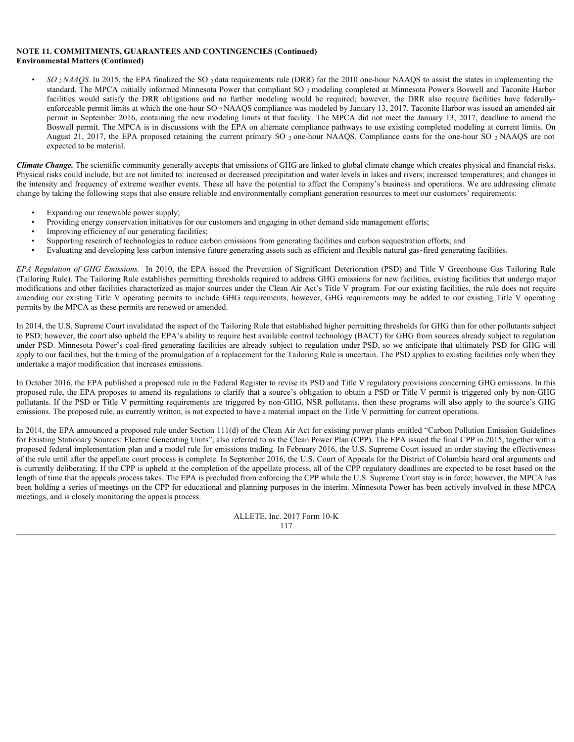**NOTE 11. COMMITMENTS, GUARANTEES AND CONTINGENCIES (Continued)**
**Environmental Matters (Continued)**

- *$SO_2$ NAAQS.* In 2015, the EPA finalized the $SO_2$ data requirements rule (DRR) for the 2010 one-hour NAAQS to assist the states in implementing the standard. The MPCA initially informed Minnesota Power that compliant $SO_2$ modeling completed at Minnesota Power's Boswell and Taconite Harbor facilities would satisfy the DRR obligations and no further modeling would be required; however, the DRR also require facilities have federally-enforceable permit limits at which the one-hour $SO_2$ NAAQS compliance was modeled by January 13, 2017. Taconite Harbor was issued an amended air permit in September 2016, containing the new modeling limits at that facility. The MPCA did not meet the January 13, 2017, deadline to amend the Boswell permit. The MPCA is in discussions with the EPA on alternate compliance pathways to use existing completed modeling at current limits. On August 21, 2017, the EPA proposed retaining the current primary $SO_2$ one-hour NAAQS. Compliance costs for the one-hour $SO_2$ NAAQS are not expected to be material.

***Climate Change.*** The scientific community generally accepts that emissions of GHG are linked to global climate change which creates physical and financial risks. Physical risks could include, but are not limited to: increased or decreased precipitation and water levels in lakes and rivers; increased temperatures; and changes in the intensity and frequency of extreme weather events. These all have the potential to affect the Company's business and operations. We are addressing climate change by taking the following steps that also ensure reliable and environmentally compliant generation resources to meet our customers' requirements:

- Expanding our renewable power supply;
- Providing energy conservation initiatives for our customers and engaging in other demand side management efforts;
- Improving efficiency of our generating facilities;
- Supporting research of technologies to reduce carbon emissions from generating facilities and carbon sequestration efforts; and
- Evaluating and developing less carbon intensive future generating assets such as efficient and flexible natural gas-fired generating facilities.

*EPA Regulation of GHG Emissions.* In 2010, the EPA issued the Prevention of Significant Deterioration (PSD) and Title V Greenhouse Gas Tailoring Rule (Tailoring Rule). The Tailoring Rule establishes permitting thresholds required to address GHG emissions for new facilities, existing facilities that undergo major modifications and other facilities characterized as major sources under the Clean Air Act's Title V program. For our existing facilities, the rule does not require amending our existing Title V operating permits to include GHG requirements, however, GHG requirements may be added to our existing Title V operating permits by the MPCA as these permits are renewed or amended.

In 2014, the U.S. Supreme Court invalidated the aspect of the Tailoring Rule that established higher permitting thresholds for GHG than for other pollutants subject to PSD; however, the court also upheld the EPA's ability to require best available control technology (BACT) for GHG from sources already subject to regulation under PSD. Minnesota Power's coal-fired generating facilities are already subject to regulation under PSD, so we anticipate that ultimately PSD for GHG will apply to our facilities, but the timing of the promulgation of a replacement for the Tailoring Rule is uncertain. The PSD applies to existing facilities only when they undertake a major modification that increases emissions.

In October 2016, the EPA published a proposed rule in the Federal Register to revise its PSD and Title V regulatory provisions concerning GHG emissions. In this proposed rule, the EPA proposes to amend its regulations to clarify that a source's obligation to obtain a PSD or Title V permit is triggered only by non-GHG pollutants. If the PSD or Title V permitting requirements are triggered by non-GHG, NSR pollutants, then these programs will also apply to the source's GHG emissions. The proposed rule, as currently written, is not expected to have a material impact on the Title V permitting for current operations.

In 2014, the EPA announced a proposed rule under Section 111(d) of the Clean Air Act for existing power plants entitled "Carbon Pollution Emission Guidelines for Existing Stationary Sources: Electric Generating Units", also referred to as the Clean Power Plan (CPP). The EPA issued the final CPP in 2015, together with a proposed federal implementation plan and a model rule for emissions trading. In February 2016, the U.S. Supreme Court issued an order staying the effectiveness of the rule until after the appellate court process is complete. In September 2016, the U.S. Court of Appeals for the District of Columbia heard oral arguments and is currently deliberating. If the CPP is upheld at the completion of the appellate process, all of the CPP regulatory deadlines are expected to be reset based on the length of time that the appeals process takes. The EPA is precluded from enforcing the CPP while the U.S. Supreme Court stay is in force; however, the MPCA has been holding a series of meetings on the CPP for educational and planning purposes in the interim. Minnesota Power has been actively involved in these MPCA meetings, and is closely monitoring the appeals process.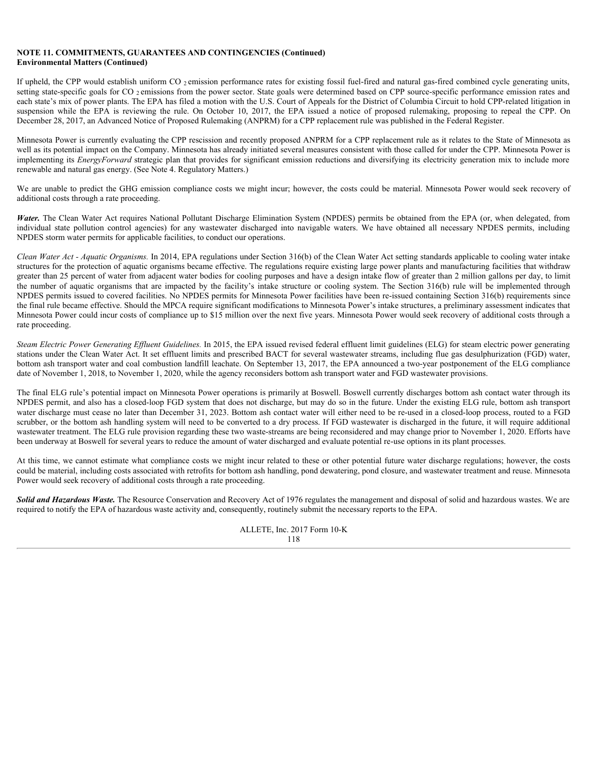**NOTE 11. COMMITMENTS, GUARANTEES AND CONTINGENCIES (Continued)**
**Environmental Matters (Continued)**

If upheld, the CPP would establish uniform $CO_2$ emission performance rates for existing fossil fuel-fired and natural gas-fired combined cycle generating units, setting state-specific goals for $CO_2$ emissions from the power sector. State goals were determined based on CPP source-specific performance emission rates and each state's mix of power plants. The EPA has filed a motion with the U.S. Court of Appeals for the District of Columbia Circuit to hold CPP-related litigation in suspension while the EPA is reviewing the rule. On October 10, 2017, the EPA issued a notice of proposed rulemaking, proposing to repeal the CPP. On December 28, 2017, an Advanced Notice of Proposed Rulemaking (ANPRM) for a CPP replacement rule was published in the Federal Register.

Minnesota Power is currently evaluating the CPP rescission and recently proposed ANPRM for a CPP replacement rule as it relates to the State of Minnesota as well as its potential impact on the Company. Minnesota has already initiated several measures consistent with those called for under the CPP. Minnesota Power is implementing its *EnergyForward* strategic plan that provides for significant emission reductions and diversifying its electricity generation mix to include more renewable and natural gas energy. (See Note 4. Regulatory Matters.)

We are unable to predict the GHG emission compliance costs we might incur; however, the costs could be material. Minnesota Power would seek recovery of additional costs through a rate proceeding.

***Water.*** The Clean Water Act requires National Pollutant Discharge Elimination System (NPDES) permits be obtained from the EPA (or, when delegated, from individual state pollution control agencies) for any wastewater discharged into navigable waters. We have obtained all necessary NPDES permits, including NPDES storm water permits for applicable facilities, to conduct our operations.

*Clean Water Act - Aquatic Organisms.* In 2014, EPA regulations under Section 316(b) of the Clean Water Act setting standards applicable to cooling water intake structures for the protection of aquatic organisms became effective. The regulations require existing large power plants and manufacturing facilities that withdraw greater than 25 percent of water from adjacent water bodies for cooling purposes and have a design intake flow of greater than 2 million gallons per day, to limit the number of aquatic organisms that are impacted by the facility's intake structure or cooling system. The Section 316(b) rule will be implemented through NPDES permits issued to covered facilities. No NPDES permits for Minnesota Power facilities have been re-issued containing Section 316(b) requirements since the final rule became effective. Should the MPCA require significant modifications to Minnesota Power's intake structures, a preliminary assessment indicates that Minnesota Power could incur costs of compliance up to $15 million over the next five years. Minnesota Power would seek recovery of additional costs through a rate proceeding.

*Steam Electric Power Generating Effluent Guidelines.* In 2015, the EPA issued revised federal effluent limit guidelines (ELG) for steam electric power generating stations under the Clean Water Act. It set effluent limits and prescribed BACT for several wastewater streams, including flue gas desulphurization (FGD) water, bottom ash transport water and coal combustion landfill leachate. On September 13, 2017, the EPA announced a two-year postponement of the ELG compliance date of November 1, 2018, to November 1, 2020, while the agency reconsiders bottom ash transport water and FGD wastewater provisions.

The final ELG rule's potential impact on Minnesota Power operations is primarily at Boswell. Boswell currently discharges bottom ash contact water through its NPDES permit, and also has a closed-loop FGD system that does not discharge, but may do so in the future. Under the existing ELG rule, bottom ash transport water discharge must cease no later than December 31, 2023. Bottom ash contact water will either need to be re-used in a closed-loop process, routed to a FGD scrubber, or the bottom ash handling system will need to be converted to a dry process. If FGD wastewater is discharged in the future, it will require additional wastewater treatment. The ELG rule provision regarding these two waste-streams are being reconsidered and may change prior to November 1, 2020. Efforts have been underway at Boswell for several years to reduce the amount of water discharged and evaluate potential re-use options in its plant processes.

At this time, we cannot estimate what compliance costs we might incur related to these or other potential future water discharge regulations; however, the costs could be material, including costs associated with retrofits for bottom ash handling, pond dewatering, pond closure, and wastewater treatment and reuse. Minnesota Power would seek recovery of additional costs through a rate proceeding.

***Solid and Hazardous Waste.*** The Resource Conservation and Recovery Act of 1976 regulates the management and disposal of solid and hazardous wastes. We are required to notify the EPA of hazardous waste activity and, consequently, routinely submit the necessary reports to the EPA.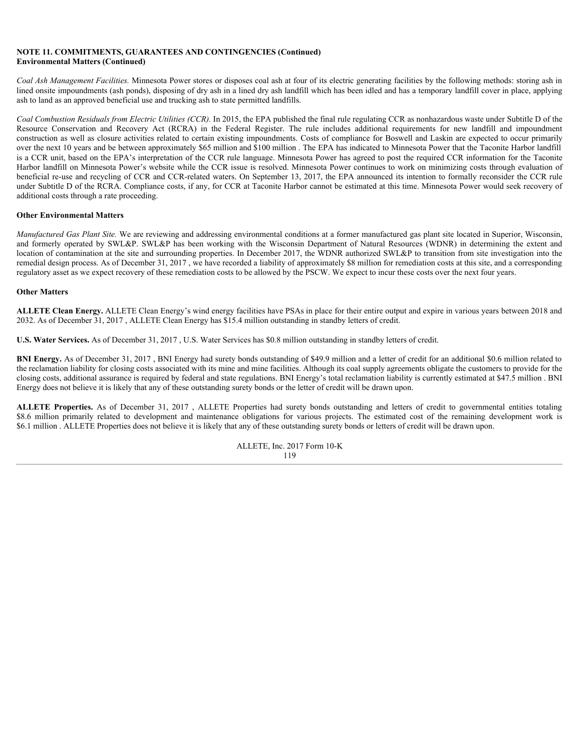**NOTE 11. COMMITMENTS, GUARANTEES AND CONTINGENCIES (Continued)**
**Environmental Matters (Continued)**

*Coal Ash Management Facilities.* Minnesota Power stores or disposes coal ash at four of its electric generating facilities by the following methods: storing ash in lined onsite impoundments (ash ponds), disposing of dry ash in a lined dry ash landfill which has been idled and has a temporary landfill cover in place, applying ash to land as an approved beneficial use and trucking ash to state permitted landfills.

*Coal Combustion Residuals from Electric Utilities (CCR).* In 2015, the EPA published the final rule regulating CCR as nonhazardous waste under Subtitle D of the Resource Conservation and Recovery Act (RCRA) in the Federal Register. The rule includes additional requirements for new landfill and impoundment construction as well as closure activities related to certain existing impoundments. Costs of compliance for Boswell and Laskin are expected to occur primarily over the next 10 years and be between approximately $65 million and $100 million . The EPA has indicated to Minnesota Power that the Taconite Harbor landfill is a CCR unit, based on the EPA's interpretation of the CCR rule language. Minnesota Power has agreed to post the required CCR information for the Taconite Harbor landfill on Minnesota Power's website while the CCR issue is resolved. Minnesota Power continues to work on minimizing costs through evaluation of beneficial re-use and recycling of CCR and CCR-related waters. On September 13, 2017, the EPA announced its intention to formally reconsider the CCR rule under Subtitle D of the RCRA. Compliance costs, if any, for CCR at Taconite Harbor cannot be estimated at this time. Minnesota Power would seek recovery of additional costs through a rate proceeding.

**Other Environmental Matters**

*Manufactured Gas Plant Site.* We are reviewing and addressing environmental conditions at a former manufactured gas plant site located in Superior, Wisconsin, and formerly operated by SWL&P. SWL&P has been working with the Wisconsin Department of Natural Resources (WDNR) in determining the extent and location of contamination at the site and surrounding properties. In December 2017, the WDNR authorized SWL&P to transition from site investigation into the remedial design process. As of December 31, 2017 , we have recorded a liability of approximately $8 million for remediation costs at this site, and a corresponding regulatory asset as we expect recovery of these remediation costs to be allowed by the PSCW. We expect to incur these costs over the next four years.

**Other Matters**

**ALLETE Clean Energy.** ALLETE Clean Energy's wind energy facilities have PSAs in place for their entire output and expire in various years between 2018 and 2032. As of December 31, 2017 , ALLETE Clean Energy has $15.4 million outstanding in standby letters of credit.

**U.S. Water Services.** As of December 31, 2017 , U.S. Water Services has $0.8 million outstanding in standby letters of credit.

**BNI Energy.** As of December 31, 2017 , BNI Energy had surety bonds outstanding of $49.9 million and a letter of credit for an additional $0.6 million related to the reclamation liability for closing costs associated with its mine and mine facilities. Although its coal supply agreements obligate the customers to provide for the closing costs, additional assurance is required by federal and state regulations. BNI Energy's total reclamation liability is currently estimated at $47.5 million . BNI Energy does not believe it is likely that any of these outstanding surety bonds or the letter of credit will be drawn upon.

**ALLETE Properties.** As of December 31, 2017 , ALLETE Properties had surety bonds outstanding and letters of credit to governmental entities totaling $8.6 million primarily related to development and maintenance obligations for various projects. The estimated cost of the remaining development work is $6.1 million . ALLETE Properties does not believe it is likely that any of these outstanding surety bonds or letters of credit will be drawn upon.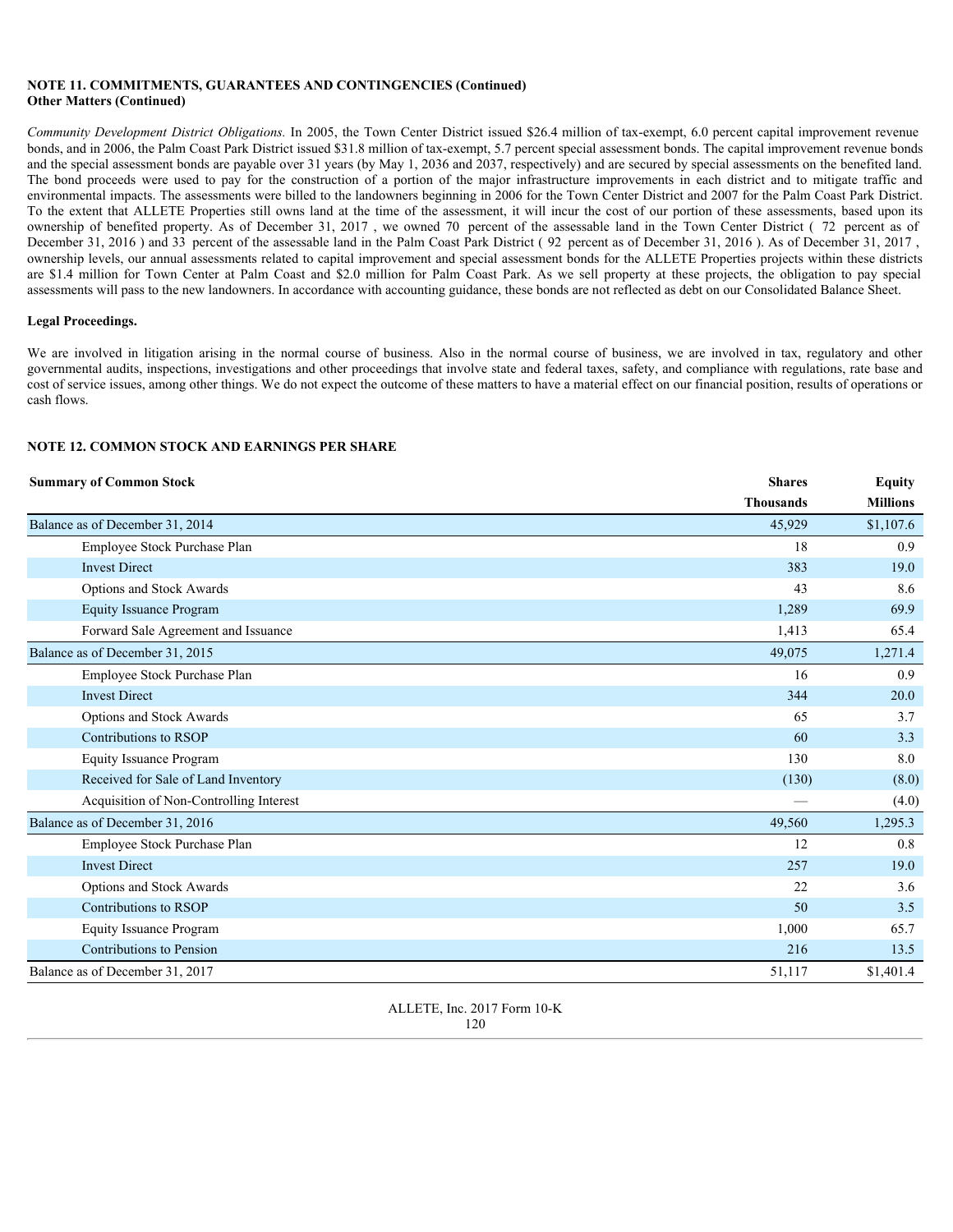**NOTE 11. COMMITMENTS, GUARANTEES AND CONTINGENCIES (Continued)**
**Other Matters (Continued)**

*Community Development District Obligations.* In 2005, the Town Center District issued $26.4 million of tax-exempt, 6.0 percent capital improvement revenue bonds, and in 2006, the Palm Coast Park District issued $31.8 million of tax-exempt, 5.7 percent special assessment bonds. The capital improvement revenue bonds and the special assessment bonds are payable over 31 years (by May 1, 2036 and 2037, respectively) and are secured by special assessments on the benefited land. The bond proceeds were used to pay for the construction of a portion of the major infrastructure improvements in each district and to mitigate traffic and environmental impacts. The assessments were billed to the landowners beginning in 2006 for the Town Center District and 2007 for the Palm Coast Park District. To the extent that ALLETE Properties still owns land at the time of the assessment, it will incur the cost of our portion of these assessments, based upon its ownership of benefited property. As of December 31, 2017 , we owned 70 percent of the assessable land in the Town Center District ( 72 percent as of December 31, 2016 ) and 33 percent of the assessable land in the Palm Coast Park District ( 92 percent as of December 31, 2016 ). As of December 31, 2017 , ownership levels, our annual assessments related to capital improvement and special assessment bonds for the ALLETE Properties projects within these districts are $1.4 million for Town Center at Palm Coast and $2.0 million for Palm Coast Park. As we sell property at these projects, the obligation to pay special assessments will pass to the new landowners. In accordance with accounting guidance, these bonds are not reflected as debt on our Consolidated Balance Sheet.

**Legal Proceedings.**

We are involved in litigation arising in the normal course of business. Also in the normal course of business, we are involved in tax, regulatory and other governmental audits, inspections, investigations and other proceedings that involve state and federal taxes, safety, and compliance with regulations, rate base and cost of service issues, among other things. We do not expect the outcome of these matters to have a material effect on our financial position, results of operations or cash flows.

**NOTE 12. COMMON STOCK AND EARNINGS PER SHARE**

| **Summary of Common Stock** | **Shares** | **Equity** |
|---|---|---|
| | **Thousands** | **Millions** |
| Balance as of December 31, 2014 | 45,929 | $1,107.6 |
| Employee Stock Purchase Plan | 18 | 0.9 |
| Invest Direct | 383 | 19.0 |
| Options and Stock Awards | 43 | 8.6 |
| Equity Issuance Program | 1,289 | 69.9 |
| Forward Sale Agreement and Issuance | 1,413 | 65.4 |
| Balance as of December 31, 2015 | 49,075 | 1,271.4 |
| Employee Stock Purchase Plan | 16 | 0.9 |
| Invest Direct | 344 | 20.0 |
| Options and Stock Awards | 65 | 3.7 |
| Contributions to RSOP | 60 | 3.3 |
| Equity Issuance Program | 130 | 8.0 |
| Received for Sale of Land Inventory | (130) | (8.0) |
| Acquisition of Non-Controlling Interest | — | (4.0) |
| Balance as of December 31, 2016 | 49,560 | 1,295.3 |
| Employee Stock Purchase Plan | 12 | 0.8 |
| Invest Direct | 257 | 19.0 |
| Options and Stock Awards | 22 | 3.6 |
| Contributions to RSOP | 50 | 3.5 |
| Equity Issuance Program | 1,000 | 65.7 |
| Contributions to Pension | 216 | 13.5 |
| Balance as of December 31, 2017 | 51,117 | $1,401.4 |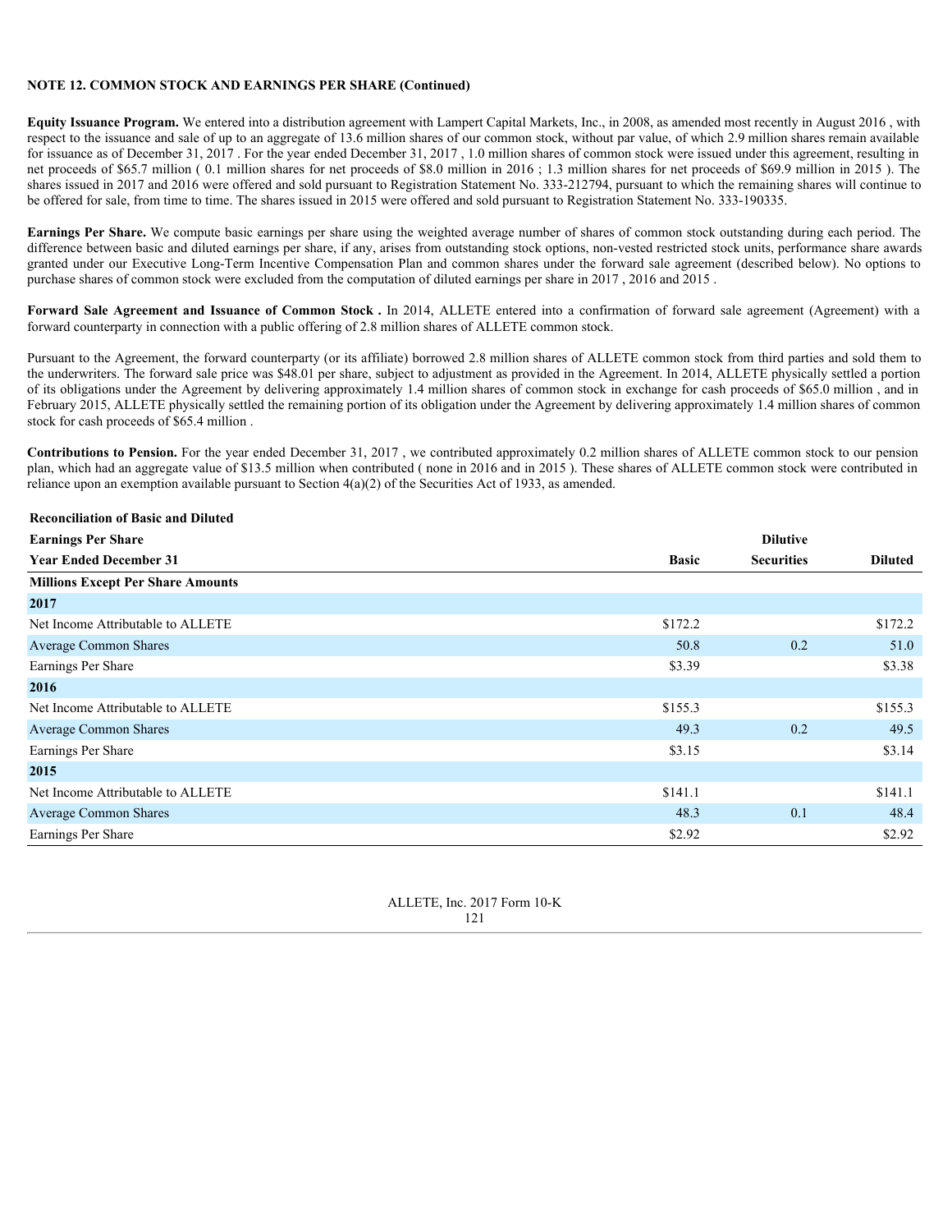**NOTE 12. COMMON STOCK AND EARNINGS PER SHARE (Continued)**

**Equity Issuance Program.** We entered into a distribution agreement with Lampert Capital Markets, Inc., in 2008, as amended most recently in August 2016 , with respect to the issuance and sale of up to an aggregate of 13.6 million shares of our common stock, without par value, of which 2.9 million shares remain available for issuance as of December 31, 2017 . For the year ended December 31, 2017 , 1.0 million shares of common stock were issued under this agreement, resulting in net proceeds of $65.7 million ( 0.1 million shares for net proceeds of $8.0 million in 2016 ; 1.3 million shares for net proceeds of $69.9 million in 2015 ). The shares issued in 2017 and 2016 were offered and sold pursuant to Registration Statement No. 333-212794, pursuant to which the remaining shares will continue to be offered for sale, from time to time. The shares issued in 2015 were offered and sold pursuant to Registration Statement No. 333-190335.

**Earnings Per Share.** We compute basic earnings per share using the weighted average number of shares of common stock outstanding during each period. The difference between basic and diluted earnings per share, if any, arises from outstanding stock options, non-vested restricted stock units, performance share awards granted under our Executive Long-Term Incentive Compensation Plan and common shares under the forward sale agreement (described below). No options to purchase shares of common stock were excluded from the computation of diluted earnings per share in 2017 , 2016 and 2015 .

**Forward Sale Agreement and Issuance of Common Stock .** In 2014, ALLETE entered into a confirmation of forward sale agreement (Agreement) with a forward counterparty in connection with a public offering of 2.8 million shares of ALLETE common stock.

Pursuant to the Agreement, the forward counterparty (or its affiliate) borrowed 2.8 million shares of ALLETE common stock from third parties and sold them to the underwriters. The forward sale price was $48.01 per share, subject to adjustment as provided in the Agreement. In 2014, ALLETE physically settled a portion of its obligations under the Agreement by delivering approximately 1.4 million shares of common stock in exchange for cash proceeds of $65.0 million , and in February 2015, ALLETE physically settled the remaining portion of its obligation under the Agreement by delivering approximately 1.4 million shares of common stock for cash proceeds of $65.4 million .

**Contributions to Pension.** For the year ended December 31, 2017 , we contributed approximately 0.2 million shares of ALLETE common stock to our pension plan, which had an aggregate value of $13.5 million when contributed ( none in 2016 and in 2015 ). These shares of ALLETE common stock were contributed in reliance upon an exemption available pursuant to Section 4(a)(2) of the Securities Act of 1933, as amended.

| Reconciliation of Basic and Diluted Earnings Per Share Year Ended December 31 | Basic | Dilutive Securities | Diluted |
|---|---|---|---|
| **Millions Except Per Share Amounts** | | | |
| **2017** | | | |
| Net Income Attributable to ALLETE | $172.2 | | $172.2 |
| Average Common Shares | 50.8 | 0.2 | 51.0 |
| Earnings Per Share | $3.39 | | $3.38 |
| **2016** | | | |
| Net Income Attributable to ALLETE | $155.3 | | $155.3 |
| Average Common Shares | 49.3 | 0.2 | 49.5 |
| Earnings Per Share | $3.15 | | $3.14 |
| **2015** | | | |
| Net Income Attributable to ALLETE | $141.1 | | $141.1 |
| Average Common Shares | 48.3 | 0.1 | 48.4 |
| Earnings Per Share | $2.92 | | $2.92 |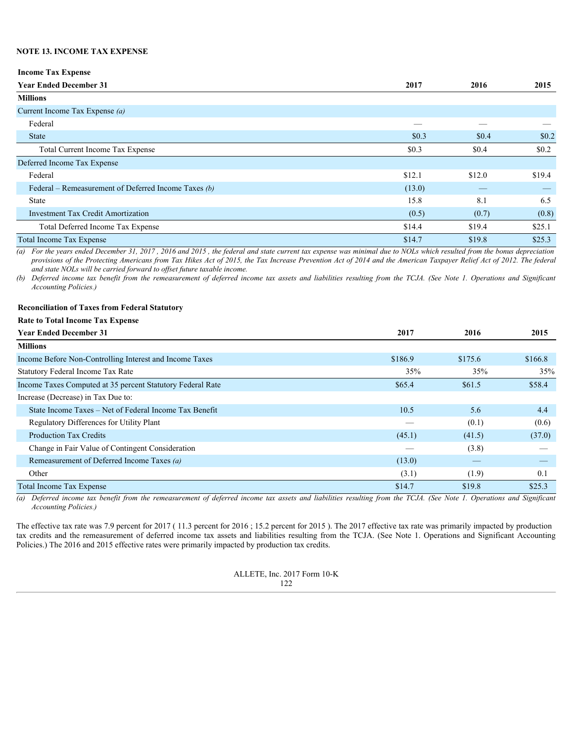### NOTE 13. INCOME TAX EXPENSE

| Income Tax Expense | | | |
|---|---|---|---|
| **Year Ended December 31** | **2017** | **2016** | **2015** |
| **Millions** | | | |
| Current Income Tax Expense *(a)* | | | |
| Federal | — | — | — |
| State | $0.3 | $0.4 | $0.2 |
| Total Current Income Tax Expense | $0.3 | $0.4 | $0.2 |
| Deferred Income Tax Expense | | | |
| Federal | $12.1 | $12.0 | $19.4 |
| Federal – Remeasurement of Deferred Income Taxes *(b)* | (13.0) | — | — |
| State | 15.8 | 8.1 | 6.5 |
| Investment Tax Credit Amortization | (0.5) | (0.7) | (0.8) |
| Total Deferred Income Tax Expense | $14.4 | $19.4 | $25.1 |
| Total Income Tax Expense | $14.7 | $19.8 | $25.3 |

*(a) For the years ended December 31, 2017 , 2016 and 2015 , the federal and state current tax expense was minimal due to NOLs which resulted from the bonus depreciation provisions of the Protecting Americans from Tax Hikes Act of 2015, the Tax Increase Prevention Act of 2014 and the American Taxpayer Relief Act of 2012. The federal and state NOLs will be carried forward to offset future taxable income.*

*(b) Deferred income tax benefit from the remeasurement of deferred income tax assets and liabilities resulting from the TCJA. (See Note 1. Operations and Significant Accounting Policies.)*

| Reconciliation of Taxes from Federal Statutory Rate to Total Income Tax Expense | | | |
|---|---|---|---|
| **Year Ended December 31** | **2017** | **2016** | **2015** |
| **Millions** | | | |
| Income Before Non-Controlling Interest and Income Taxes | $186.9 | $175.6 | $166.8 |
| Statutory Federal Income Tax Rate | 35% | 35% | 35% |
| Income Taxes Computed at 35 percent Statutory Federal Rate | $65.4 | $61.5 | $58.4 |
| Increase (Decrease) in Tax Due to: | | | |
| State Income Taxes – Net of Federal Income Tax Benefit | 10.5 | 5.6 | 4.4 |
| Regulatory Differences for Utility Plant | — | (0.1) | (0.6) |
| Production Tax Credits | (45.1) | (41.5) | (37.0) |
| Change in Fair Value of Contingent Consideration | — | (3.8) | — |
| Remeasurement of Deferred Income Taxes *(a)* | (13.0) | — | — |
| Other | (3.1) | (1.9) | 0.1 |
| Total Income Tax Expense | $14.7 | $19.8 | $25.3 |

*(a) Deferred income tax benefit from the remeasurement of deferred income tax assets and liabilities resulting from the TCJA. (See Note 1. Operations and Significant Accounting Policies.)*

The effective tax rate was 7.9 percent for 2017 ( 11.3 percent for 2016 ; 15.2 percent for 2015 ). The 2017 effective tax rate was primarily impacted by production tax credits and the remeasurement of deferred income tax assets and liabilities resulting from the TCJA. (See Note 1. Operations and Significant Accounting Policies.) The 2016 and 2015 effective rates were primarily impacted by production tax credits.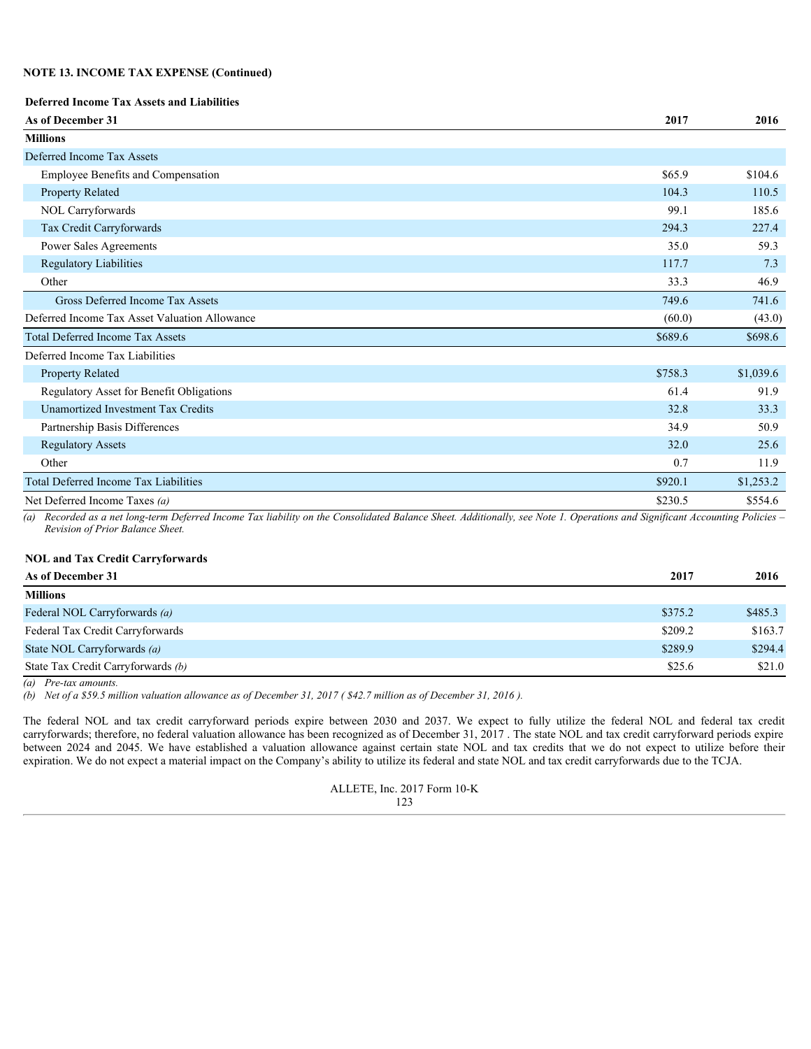**NOTE 13. INCOME TAX EXPENSE (Continued)**

**Deferred Income Tax Assets and Liabilities**

| As of December 31 | 2017 | 2016 |
|---|---|---|
| **Millions** | | |
| Deferred Income Tax Assets | | |
| Employee Benefits and Compensation | $65.9 | $104.6 |
| Property Related | 104.3 | 110.5 |
| NOL Carryforwards | 99.1 | 185.6 |
| Tax Credit Carryforwards | 294.3 | 227.4 |
| Power Sales Agreements | 35.0 | 59.3 |
| Regulatory Liabilities | 117.7 | 7.3 |
| Other | 33.3 | 46.9 |
| Gross Deferred Income Tax Assets | 749.6 | 741.6 |
| Deferred Income Tax Asset Valuation Allowance | (60.0) | (43.0) |
| Total Deferred Income Tax Assets | $689.6 | $698.6 |
| Deferred Income Tax Liabilities | | |
| Property Related | $758.3 | $1,039.6 |
| Regulatory Asset for Benefit Obligations | 61.4 | 91.9 |
| Unamortized Investment Tax Credits | 32.8 | 33.3 |
| Partnership Basis Differences | 34.9 | 50.9 |
| Regulatory Assets | 32.0 | 25.6 |
| Other | 0.7 | 11.9 |
| Total Deferred Income Tax Liabilities | $920.1 | $1,253.2 |
| Net Deferred Income Taxes *(a)* | $230.5 | $554.6 |

*(a) Recorded as a net long-term Deferred Income Tax liability on the Consolidated Balance Sheet. Additionally, see Note 1. Operations and Significant Accounting Policies – Revision of Prior Balance Sheet.*

**NOL and Tax Credit Carryforwards**

| As of December 31 | 2017 | 2016 |
|---|---|---|
| **Millions** | | |
| Federal NOL Carryforwards *(a)* | $375.2 | $485.3 |
| Federal Tax Credit Carryforwards | $209.2 | $163.7 |
| State NOL Carryforwards *(a)* | $289.9 | $294.4 |
| State Tax Credit Carryforwards *(b)* | $25.6 | $21.0 |

*(a) Pre-tax amounts.*

*(b) Net of a $59.5 million valuation allowance as of December 31, 2017 ( $42.7 million as of December 31, 2016 ).*

The federal NOL and tax credit carryforward periods expire between 2030 and 2037. We expect to fully utilize the federal NOL and federal tax credit carryforwards; therefore, no federal valuation allowance has been recognized as of December 31, 2017 . The state NOL and tax credit carryforward periods expire between 2024 and 2045. We have established a valuation allowance against certain state NOL and tax credits that we do not expect to utilize before their expiration. We do not expect a material impact on the Company's ability to utilize its federal and state NOL and tax credit carryforwards due to the TCJA.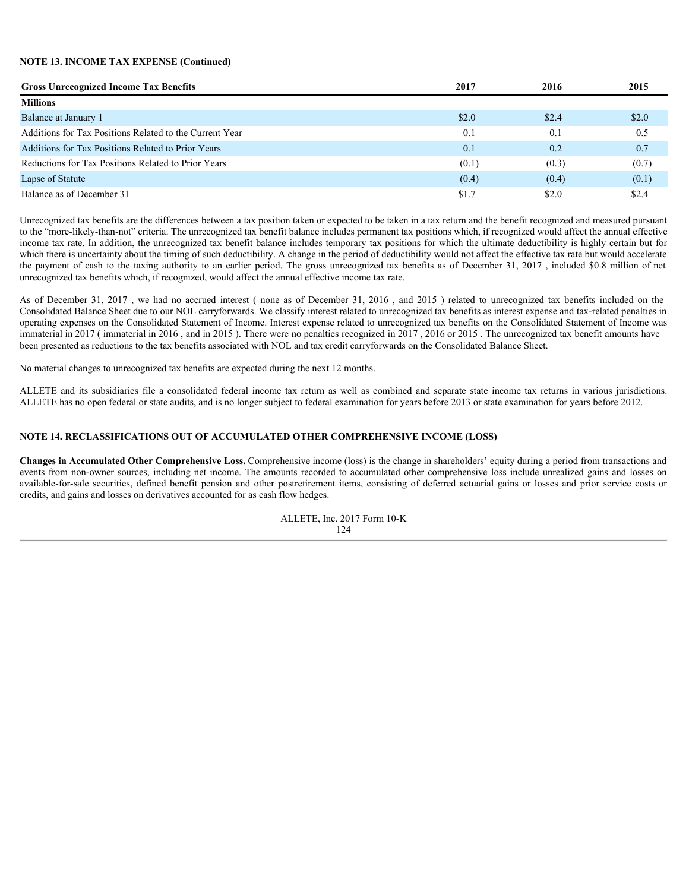**NOTE 13. INCOME TAX EXPENSE (Continued)**

| Gross Unrecognized Income Tax Benefits | 2017 | 2016 | 2015 |
|---|---|---|---|
| **Millions** | | | |
| Balance at January 1 | $2.0 | $2.4 | $2.0 |
| Additions for Tax Positions Related to the Current Year | 0.1 | 0.1 | 0.5 |
| Additions for Tax Positions Related to Prior Years | 0.1 | 0.2 | 0.7 |
| Reductions for Tax Positions Related to Prior Years | (0.1) | (0.3) | (0.7) |
| Lapse of Statute | (0.4) | (0.4) | (0.1) |
| Balance as of December 31 | $1.7 | $2.0 | $2.4 |

Unrecognized tax benefits are the differences between a tax position taken or expected to be taken in a tax return and the benefit recognized and measured pursuant to the "more-likely-than-not" criteria. The unrecognized tax benefit balance includes permanent tax positions which, if recognized would affect the annual effective income tax rate. In addition, the unrecognized tax benefit balance includes temporary tax positions for which the ultimate deductibility is highly certain but for which there is uncertainty about the timing of such deductibility. A change in the period of deductibility would not affect the effective tax rate but would accelerate the payment of cash to the taxing authority to an earlier period. The gross unrecognized tax benefits as of December 31, 2017 , included $0.8 million of net unrecognized tax benefits which, if recognized, would affect the annual effective income tax rate.

As of December 31, 2017 , we had no accrued interest ( none as of December 31, 2016 , and 2015 ) related to unrecognized tax benefits included on the Consolidated Balance Sheet due to our NOL carryforwards. We classify interest related to unrecognized tax benefits as interest expense and tax-related penalties in operating expenses on the Consolidated Statement of Income. Interest expense related to unrecognized tax benefits on the Consolidated Statement of Income was immaterial in 2017 ( immaterial in 2016 , and in 2015 ). There were no penalties recognized in 2017 , 2016 or 2015 . The unrecognized tax benefit amounts have been presented as reductions to the tax benefits associated with NOL and tax credit carryforwards on the Consolidated Balance Sheet.

No material changes to unrecognized tax benefits are expected during the next 12 months.

ALLETE and its subsidiaries file a consolidated federal income tax return as well as combined and separate state income tax returns in various jurisdictions. ALLETE has no open federal or state audits, and is no longer subject to federal examination for years before 2013 or state examination for years before 2012.

**NOTE 14. RECLASSIFICATIONS OUT OF ACCUMULATED OTHER COMPREHENSIVE INCOME (LOSS)**

**Changes in Accumulated Other Comprehensive Loss.** Comprehensive income (loss) is the change in shareholders' equity during a period from transactions and events from non-owner sources, including net income. The amounts recorded to accumulated other comprehensive loss include unrealized gains and losses on available-for-sale securities, defined benefit pension and other postretirement items, consisting of deferred actuarial gains or losses and prior service costs or credits, and gains and losses on derivatives accounted for as cash flow hedges.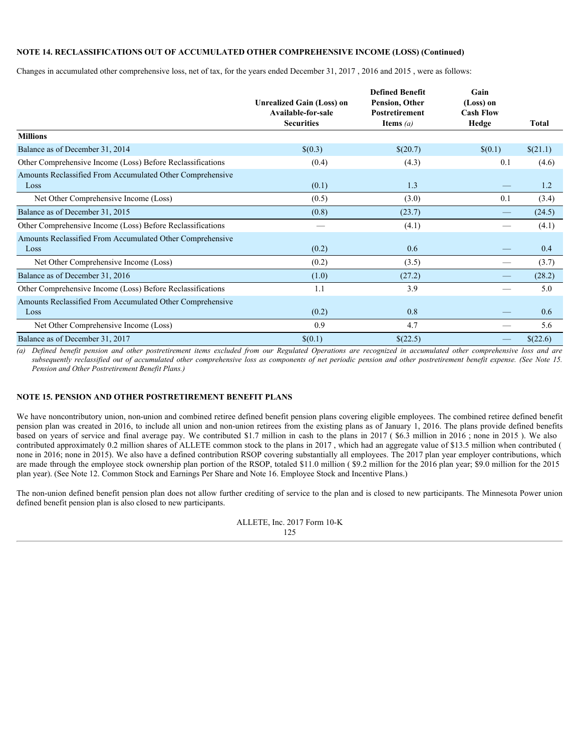## NOTE 14. RECLASSIFICATIONS OUT OF ACCUMULATED OTHER COMPREHENSIVE INCOME (LOSS) (Continued)

Changes in accumulated other comprehensive loss, net of tax, for the years ended December 31, 2017 , 2016 and 2015 , were as follows:

| | Unrealized Gain (Loss) on Available-for-sale Securities | Defined Benefit Pension, Other Postretirement Items *(a)* | Gain (Loss) on Cash Flow Hedge | Total |
|---|---|---|---|---|
| **Millions** | | | | |
| Balance as of December 31, 2014 | $(0.3) | $(20.7) | $(0.1) | $(21.1) |
| Other Comprehensive Income (Loss) Before Reclassifications | (0.4) | (4.3) | 0.1 | (4.6) |
| Amounts Reclassified From Accumulated Other Comprehensive Loss | (0.1) | 1.3 | — | 1.2 |
| Net Other Comprehensive Income (Loss) | (0.5) | (3.0) | 0.1 | (3.4) |
| Balance as of December 31, 2015 | (0.8) | (23.7) | — | (24.5) |
| Other Comprehensive Income (Loss) Before Reclassifications | — | (4.1) | — | (4.1) |
| Amounts Reclassified From Accumulated Other Comprehensive Loss | (0.2) | 0.6 | — | 0.4 |
| Net Other Comprehensive Income (Loss) | (0.2) | (3.5) | — | (3.7) |
| Balance as of December 31, 2016 | (1.0) | (27.2) | — | (28.2) |
| Other Comprehensive Income (Loss) Before Reclassifications | 1.1 | 3.9 | — | 5.0 |
| Amounts Reclassified From Accumulated Other Comprehensive Loss | (0.2) | 0.8 | — | 0.6 |
| Net Other Comprehensive Income (Loss) | 0.9 | 4.7 | — | 5.6 |
| Balance as of December 31, 2017 | $(0.1) | $(22.5) | — | $(22.6) |

*(a) Defined benefit pension and other postretirement items excluded from our Regulated Operations are recognized in accumulated other comprehensive loss and are subsequently reclassified out of accumulated other comprehensive loss as components of net periodic pension and other postretirement benefit expense. (See Note 15. Pension and Other Postretirement Benefit Plans.)*

## NOTE 15. PENSION AND OTHER POSTRETIREMENT BENEFIT PLANS

We have noncontributory union, non-union and combined retiree defined benefit pension plans covering eligible employees. The combined retiree defined benefit pension plan was created in 2016, to include all union and non-union retirees from the existing plans as of January 1, 2016. The plans provide defined benefits based on years of service and final average pay. We contributed $1.7 million in cash to the plans in 2017 ( $6.3 million in 2016 ; none in 2015 ). We also contributed approximately 0.2 million shares of ALLETE common stock to the plans in 2017 , which had an aggregate value of $13.5 million when contributed ( none in 2016; none in 2015). We also have a defined contribution RSOP covering substantially all employees. The 2017 plan year employer contributions, which are made through the employee stock ownership plan portion of the RSOP, totaled $11.0 million ( $9.2 million for the 2016 plan year; $9.0 million for the 2015 plan year). (See Note 12. Common Stock and Earnings Per Share and Note 16. Employee Stock and Incentive Plans.)

The non-union defined benefit pension plan does not allow further crediting of service to the plan and is closed to new participants. The Minnesota Power union defined benefit pension plan is also closed to new participants.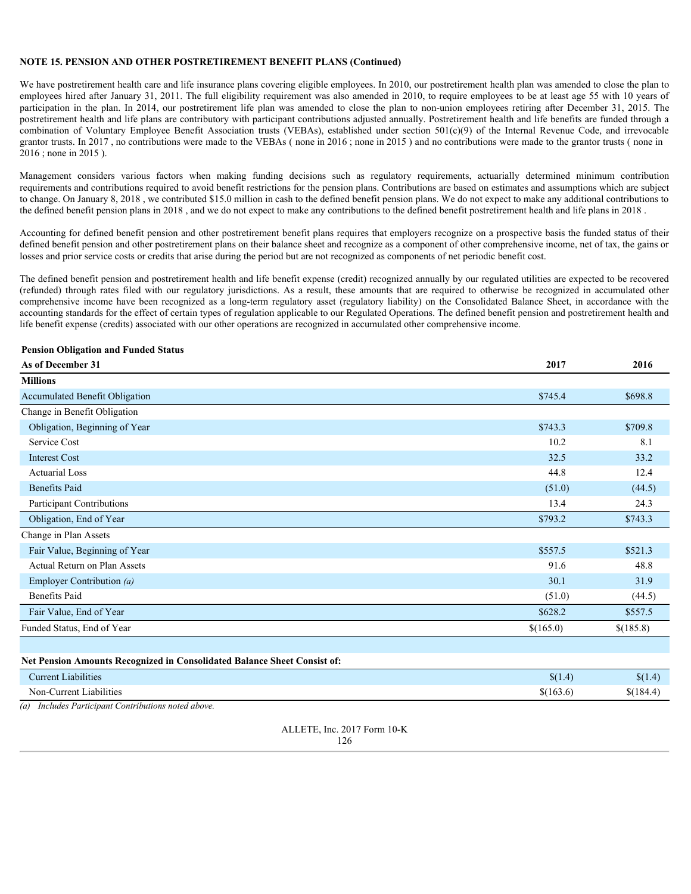## NOTE 15. PENSION AND OTHER POSTRETIREMENT BENEFIT PLANS (Continued)

We have postretirement health care and life insurance plans covering eligible employees. In 2010, our postretirement health plan was amended to close the plan to employees hired after January 31, 2011. The full eligibility requirement was also amended in 2010, to require employees to be at least age 55 with 10 years of participation in the plan. In 2014, our postretirement life plan was amended to close the plan to non-union employees retiring after December 31, 2015. The postretirement health and life plans are contributory with participant contributions adjusted annually. Postretirement health and life benefits are funded through a combination of Voluntary Employee Benefit Association trusts (VEBAs), established under section 501(c)(9) of the Internal Revenue Code, and irrevocable grantor trusts. In 2017 , no contributions were made to the VEBAs ( none in 2016 ; none in 2015 ) and no contributions were made to the grantor trusts ( none in 2016 ; none in 2015 ).

Management considers various factors when making funding decisions such as regulatory requirements, actuarially determined minimum contribution requirements and contributions required to avoid benefit restrictions for the pension plans. Contributions are based on estimates and assumptions which are subject to change. On January 8, 2018 , we contributed $15.0 million in cash to the defined benefit pension plans. We do not expect to make any additional contributions to the defined benefit pension plans in 2018 , and we do not expect to make any contributions to the defined benefit postretirement health and life plans in 2018 .

Accounting for defined benefit pension and other postretirement benefit plans requires that employers recognize on a prospective basis the funded status of their defined benefit pension and other postretirement plans on their balance sheet and recognize as a component of other comprehensive income, net of tax, the gains or losses and prior service costs or credits that arise during the period but are not recognized as components of net periodic benefit cost.

The defined benefit pension and postretirement health and life benefit expense (credit) recognized annually by our regulated utilities are expected to be recovered (refunded) through rates filed with our regulatory jurisdictions. As a result, these amounts that are required to otherwise be recognized in accumulated other comprehensive income have been recognized as a long-term regulatory asset (regulatory liability) on the Consolidated Balance Sheet, in accordance with the accounting standards for the effect of certain types of regulation applicable to our Regulated Operations. The defined benefit pension and postretirement health and life benefit expense (credits) associated with our other operations are recognized in accumulated other comprehensive income.

**Pension Obligation and Funded Status**

| As of December 31 | 2017 | 2016 |
|---|---|---|
| **Millions** | | |
| Accumulated Benefit Obligation | $745.4 | $698.8 |
| Change in Benefit Obligation | | |
| Obligation, Beginning of Year | $743.3 | $709.8 |
| Service Cost | 10.2 | 8.1 |
| Interest Cost | 32.5 | 33.2 |
| Actuarial Loss | 44.8 | 12.4 |
| Benefits Paid | (51.0) | (44.5) |
| Participant Contributions | 13.4 | 24.3 |
| Obligation, End of Year | $793.2 | $743.3 |
| Change in Plan Assets | | |
| Fair Value, Beginning of Year | $557.5 | $521.3 |
| Actual Return on Plan Assets | 91.6 | 48.8 |
| Employer Contribution *(a)* | 30.1 | 31.9 |
| Benefits Paid | (51.0) | (44.5) |
| Fair Value, End of Year | $628.2 | $557.5 |
| Funded Status, End of Year | $(165.0) | $(185.8) |
| | | |
| **Net Pension Amounts Recognized in Consolidated Balance Sheet Consist of:** | | |
| Current Liabilities | $(1.4) | $(1.4) |
| Non-Current Liabilities | $(163.6) | $(184.4) |

*(a) Includes Participant Contributions noted above.*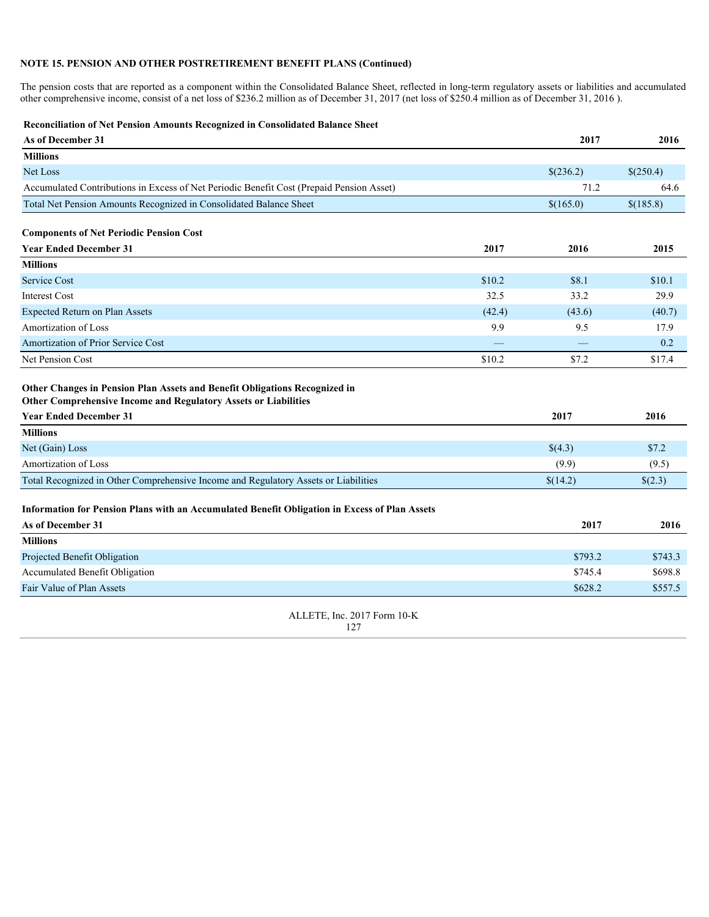**NOTE 15. PENSION AND OTHER POSTRETIREMENT BENEFIT PLANS (Continued)**

The pension costs that are reported as a component within the Consolidated Balance Sheet, reflected in long-term regulatory assets or liabilities and accumulated other comprehensive income, consist of a net loss of $236.2 million as of December 31, 2017 (net loss of $250.4 million as of December 31, 2016 ).

**Reconciliation of Net Pension Amounts Recognized in Consolidated Balance Sheet**

| As of December 31 | 2017 | 2016 |
|---|---|---|
| **Millions** | | |
| Net Loss | $(236.2) | $(250.4) |
| Accumulated Contributions in Excess of Net Periodic Benefit Cost (Prepaid Pension Asset) | 71.2 | 64.6 |
| Total Net Pension Amounts Recognized in Consolidated Balance Sheet | $(165.0) | $(185.8) |

**Components of Net Periodic Pension Cost**

| Year Ended December 31 | 2017 | 2016 | 2015 |
|---|---|---|---|
| **Millions** | | | |
| Service Cost | $10.2 | $8.1 | $10.1 |
| Interest Cost | 32.5 | 33.2 | 29.9 |
| Expected Return on Plan Assets | (42.4) | (43.6) | (40.7) |
| Amortization of Loss | 9.9 | 9.5 | 17.9 |
| Amortization of Prior Service Cost | — | — | 0.2 |
| Net Pension Cost | $10.2 | $7.2 | $17.4 |

**Other Changes in Pension Plan Assets and Benefit Obligations Recognized in Other Comprehensive Income and Regulatory Assets or Liabilities**

| Year Ended December 31 | 2017 | 2016 |
|---|---|---|
| **Millions** | | |
| Net (Gain) Loss | $(4.3) | $7.2 |
| Amortization of Loss | (9.9) | (9.5) |
| Total Recognized in Other Comprehensive Income and Regulatory Assets or Liabilities | $(14.2) | $(2.3) |

**Information for Pension Plans with an Accumulated Benefit Obligation in Excess of Plan Assets**

| As of December 31 | 2017 | 2016 |
|---|---|---|
| **Millions** | | |
| Projected Benefit Obligation | $793.2 | $743.3 |
| Accumulated Benefit Obligation | $745.4 | $698.8 |
| Fair Value of Plan Assets | $628.2 | $557.5 |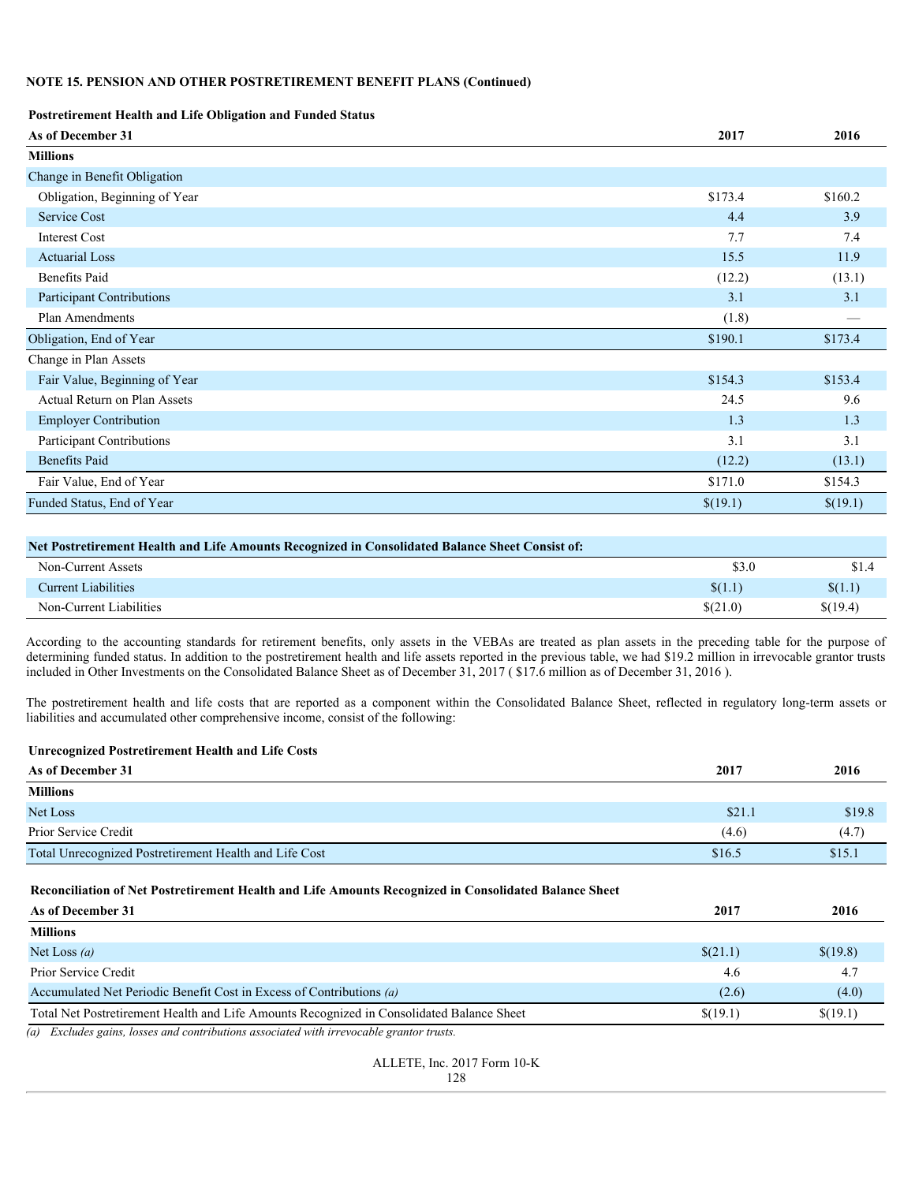**NOTE 15. PENSION AND OTHER POSTRETIREMENT BENEFIT PLANS (Continued)**

| **Postretirement Health and Life Obligation and Funded Status** | | |
|---|---|---|
| **As of December 31** | **2017** | **2016** |
| **Millions** | | |
| Change in Benefit Obligation | | |
| Obligation, Beginning of Year | $173.4 | $160.2 |
| Service Cost | 4.4 | 3.9 |
| Interest Cost | 7.7 | 7.4 |
| Actuarial Loss | 15.5 | 11.9 |
| Benefits Paid | (12.2) | (13.1) |
| Participant Contributions | 3.1 | 3.1 |
| Plan Amendments | (1.8) | — |
| Obligation, End of Year | $190.1 | $173.4 |
| Change in Plan Assets | | |
| Fair Value, Beginning of Year | $154.3 | $153.4 |
| Actual Return on Plan Assets | 24.5 | 9.6 |
| Employer Contribution | 1.3 | 1.3 |
| Participant Contributions | 3.1 | 3.1 |
| Benefits Paid | (12.2) | (13.1) |
| Fair Value, End of Year | $171.0 | $154.3 |
| Funded Status, End of Year | $(19.1) | $(19.1) |

| **Net Postretirement Health and Life Amounts Recognized in Consolidated Balance Sheet Consist of:** | | |
|---|---|---|
| Non-Current Assets | $3.0 | $1.4 |
| Current Liabilities | $(1.1) | $(1.1) |
| Non-Current Liabilities | $(21.0) | $(19.4) |

According to the accounting standards for retirement benefits, only assets in the VEBAs are treated as plan assets in the preceding table for the purpose of determining funded status. In addition to the postretirement health and life assets reported in the previous table, we had $19.2 million in irrevocable grantor trusts included in Other Investments on the Consolidated Balance Sheet as of December 31, 2017 ( $17.6 million as of December 31, 2016 ).

The postretirement health and life costs that are reported as a component within the Consolidated Balance Sheet, reflected in regulatory long-term assets or liabilities and accumulated other comprehensive income, consist of the following:

| **Unrecognized Postretirement Health and Life Costs** | | |
|---|---|---|
| **As of December 31** | **2017** | **2016** |
| **Millions** | | |
| Net Loss | $21.1 | $19.8 |
| Prior Service Credit | (4.6) | (4.7) |
| Total Unrecognized Postretirement Health and Life Cost | $16.5 | $15.1 |

| **Reconciliation of Net Postretirement Health and Life Amounts Recognized in Consolidated Balance Sheet** | | |
|---|---|---|
| **As of December 31** | **2017** | **2016** |
| **Millions** | | |
| Net Loss *(a)* | $(21.1) | $(19.8) |
| Prior Service Credit | 4.6 | 4.7 |
| Accumulated Net Periodic Benefit Cost in Excess of Contributions *(a)* | (2.6) | (4.0) |
| Total Net Postretirement Health and Life Amounts Recognized in Consolidated Balance Sheet | $(19.1) | $(19.1) |

*(a) Excludes gains, losses and contributions associated with irrevocable grantor trusts.*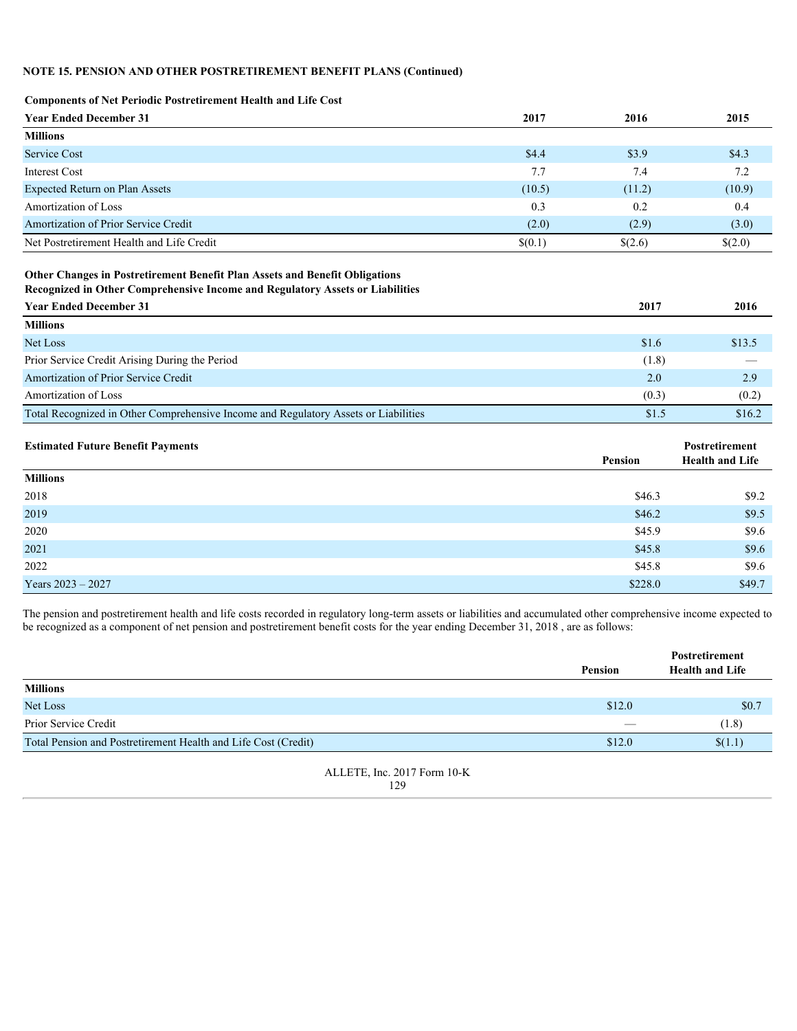**NOTE 15. PENSION AND OTHER POSTRETIREMENT BENEFIT PLANS (Continued)**

**Components of Net Periodic Postretirement Health and Life Cost**

| **Year Ended December 31** | **2017** | **2016** | **2015** |
|---|---|---|---|
| **Millions** | | | |
| Service Cost | $4.4 | $3.9 | $4.3 |
| Interest Cost | 7.7 | 7.4 | 7.2 |
| Expected Return on Plan Assets | (10.5) | (11.2) | (10.9) |
| Amortization of Loss | 0.3 | 0.2 | 0.4 |
| Amortization of Prior Service Credit | (2.0) | (2.9) | (3.0) |
| Net Postretirement Health and Life Credit | $(0.1) | $(2.6) | $(2.0) |

**Other Changes in Postretirement Benefit Plan Assets and Benefit Obligations**
**Recognized in Other Comprehensive Income and Regulatory Assets or Liabilities**

| **Year Ended December 31** | **2017** | **2016** |
|---|---|---|
| **Millions** | | |
| Net Loss | $1.6 | $13.5 |
| Prior Service Credit Arising During the Period | (1.8) | — |
| Amortization of Prior Service Credit | 2.0 | 2.9 |
| Amortization of Loss | (0.3) | (0.2) |
| Total Recognized in Other Comprehensive Income and Regulatory Assets or Liabilities | $1.5 | $16.2 |

| **Estimated Future Benefit Payments** | **Pension** | **Postretirement Health and Life** |
|---|---|---|
| **Millions** | | |
| 2018 | $46.3 | $9.2 |
| 2019 | $46.2 | $9.5 |
| 2020 | $45.9 | $9.6 |
| 2021 | $45.8 | $9.6 |
| 2022 | $45.8 | $9.6 |
| Years 2023 – 2027 | $228.0 | $49.7 |

The pension and postretirement health and life costs recorded in regulatory long-term assets or liabilities and accumulated other comprehensive income expected to be recognized as a component of net pension and postretirement benefit costs for the year ending December 31, 2018 , are as follows:

| | **Pension** | **Postretirement Health and Life** |
|---|---|---|
| **Millions** | | |
| Net Loss | $12.0 | $0.7 |
| Prior Service Credit | — | (1.8) |
| Total Pension and Postretirement Health and Life Cost (Credit) | $12.0 | $(1.1) |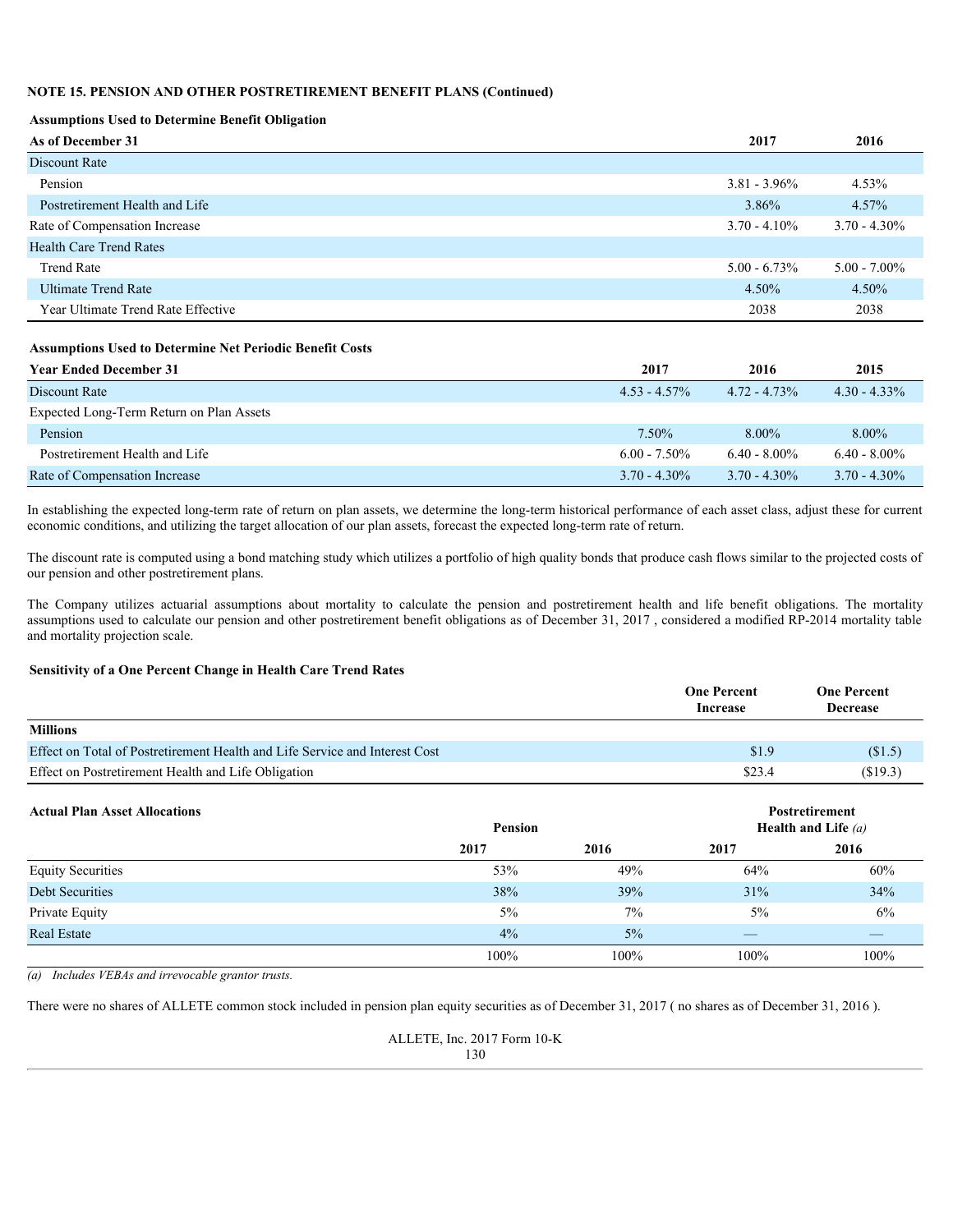**NOTE 15. PENSION AND OTHER POSTRETIREMENT BENEFIT PLANS (Continued)**

**Assumptions Used to Determine Benefit Obligation**

| As of December 31 | 2017 | 2016 |
|---|---|---|
| Discount Rate | | |
| Pension | 3.81 - 3.96% | 4.53% |
| Postretirement Health and Life | 3.86% | 4.57% |
| Rate of Compensation Increase | 3.70 - 4.10% | 3.70 - 4.30% |
| Health Care Trend Rates | | |
| Trend Rate | 5.00 - 6.73% | 5.00 - 7.00% |
| Ultimate Trend Rate | 4.50% | 4.50% |
| Year Ultimate Trend Rate Effective | 2038 | 2038 |

**Assumptions Used to Determine Net Periodic Benefit Costs**

| Year Ended December 31 | 2017 | 2016 | 2015 |
|---|---|---|---|
| Discount Rate | 4.53 - 4.57% | 4.72 - 4.73% | 4.30 - 4.33% |
| Expected Long-Term Return on Plan Assets | | | |
| Pension | 7.50% | 8.00% | 8.00% |
| Postretirement Health and Life | 6.00 - 7.50% | 6.40 - 8.00% | 6.40 - 8.00% |
| Rate of Compensation Increase | 3.70 - 4.30% | 3.70 - 4.30% | 3.70 - 4.30% |

In establishing the expected long-term rate of return on plan assets, we determine the long-term historical performance of each asset class, adjust these for current economic conditions, and utilizing the target allocation of our plan assets, forecast the expected long-term rate of return.

The discount rate is computed using a bond matching study which utilizes a portfolio of high quality bonds that produce cash flows similar to the projected costs of our pension and other postretirement plans.

The Company utilizes actuarial assumptions about mortality to calculate the pension and postretirement health and life benefit obligations. The mortality assumptions used to calculate our pension and other postretirement benefit obligations as of December 31, 2017 , considered a modified RP-2014 mortality table and mortality projection scale.

**Sensitivity of a One Percent Change in Health Care Trend Rates**

| | One Percent Increase | One Percent Decrease |
|---|---|---|
| **Millions** | | |
| Effect on Total of Postretirement Health and Life Service and Interest Cost | $1.9 | ($1.5) |
| Effect on Postretirement Health and Life Obligation | $23.4 | ($19.3) |

| Actual Plan Asset Allocations | Pension | | Postretirement Health and Life *(a)* | |
|---|---|---|---|---|
| | 2017 | 2016 | 2017 | 2016 |
| Equity Securities | 53% | 49% | 64% | 60% |
| Debt Securities | 38% | 39% | 31% | 34% |
| Private Equity | 5% | 7% | 5% | 6% |
| Real Estate | 4% | 5% | — | — |
| | 100% | 100% | 100% | 100% |

*(a) Includes VEBAs and irrevocable grantor trusts.*

There were no shares of ALLETE common stock included in pension plan equity securities as of December 31, 2017 ( no shares as of December 31, 2016 ).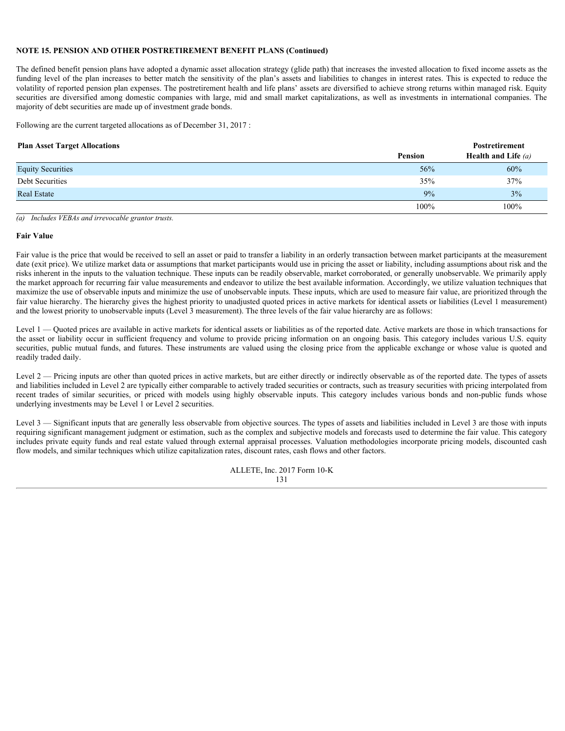**NOTE 15. PENSION AND OTHER POSTRETIREMENT BENEFIT PLANS (Continued)**

The defined benefit pension plans have adopted a dynamic asset allocation strategy (glide path) that increases the invested allocation to fixed income assets as the funding level of the plan increases to better match the sensitivity of the plan's assets and liabilities to changes in interest rates. This is expected to reduce the volatility of reported pension plan expenses. The postretirement health and life plans' assets are diversified to achieve strong returns within managed risk. Equity securities are diversified among domestic companies with large, mid and small market capitalizations, as well as investments in international companies. The majority of debt securities are made up of investment grade bonds.

Following are the current targeted allocations as of December 31, 2017 :

| Plan Asset Target Allocations | Pension | Postretirement Health and Life *(a)* |
|---|---|---|
| Equity Securities | 56% | 60% |
| Debt Securities | 35% | 37% |
| Real Estate | 9% | 3% |
| | 100% | 100% |

*(a) Includes VEBAs and irrevocable grantor trusts.*

**Fair Value**

Fair value is the price that would be received to sell an asset or paid to transfer a liability in an orderly transaction between market participants at the measurement date (exit price). We utilize market data or assumptions that market participants would use in pricing the asset or liability, including assumptions about risk and the risks inherent in the inputs to the valuation technique. These inputs can be readily observable, market corroborated, or generally unobservable. We primarily apply the market approach for recurring fair value measurements and endeavor to utilize the best available information. Accordingly, we utilize valuation techniques that maximize the use of observable inputs and minimize the use of unobservable inputs. These inputs, which are used to measure fair value, are prioritized through the fair value hierarchy. The hierarchy gives the highest priority to unadjusted quoted prices in active markets for identical assets or liabilities (Level 1 measurement) and the lowest priority to unobservable inputs (Level 3 measurement). The three levels of the fair value hierarchy are as follows:

Level 1 — Quoted prices are available in active markets for identical assets or liabilities as of the reported date. Active markets are those in which transactions for the asset or liability occur in sufficient frequency and volume to provide pricing information on an ongoing basis. This category includes various U.S. equity securities, public mutual funds, and futures. These instruments are valued using the closing price from the applicable exchange or whose value is quoted and readily traded daily.

Level 2 — Pricing inputs are other than quoted prices in active markets, but are either directly or indirectly observable as of the reported date. The types of assets and liabilities included in Level 2 are typically either comparable to actively traded securities or contracts, such as treasury securities with pricing interpolated from recent trades of similar securities, or priced with models using highly observable inputs. This category includes various bonds and non-public funds whose underlying investments may be Level 1 or Level 2 securities.

Level 3 — Significant inputs that are generally less observable from objective sources. The types of assets and liabilities included in Level 3 are those with inputs requiring significant management judgment or estimation, such as the complex and subjective models and forecasts used to determine the fair value. This category includes private equity funds and real estate valued through external appraisal processes. Valuation methodologies incorporate pricing models, discounted cash flow models, and similar techniques which utilize capitalization rates, discount rates, cash flows and other factors.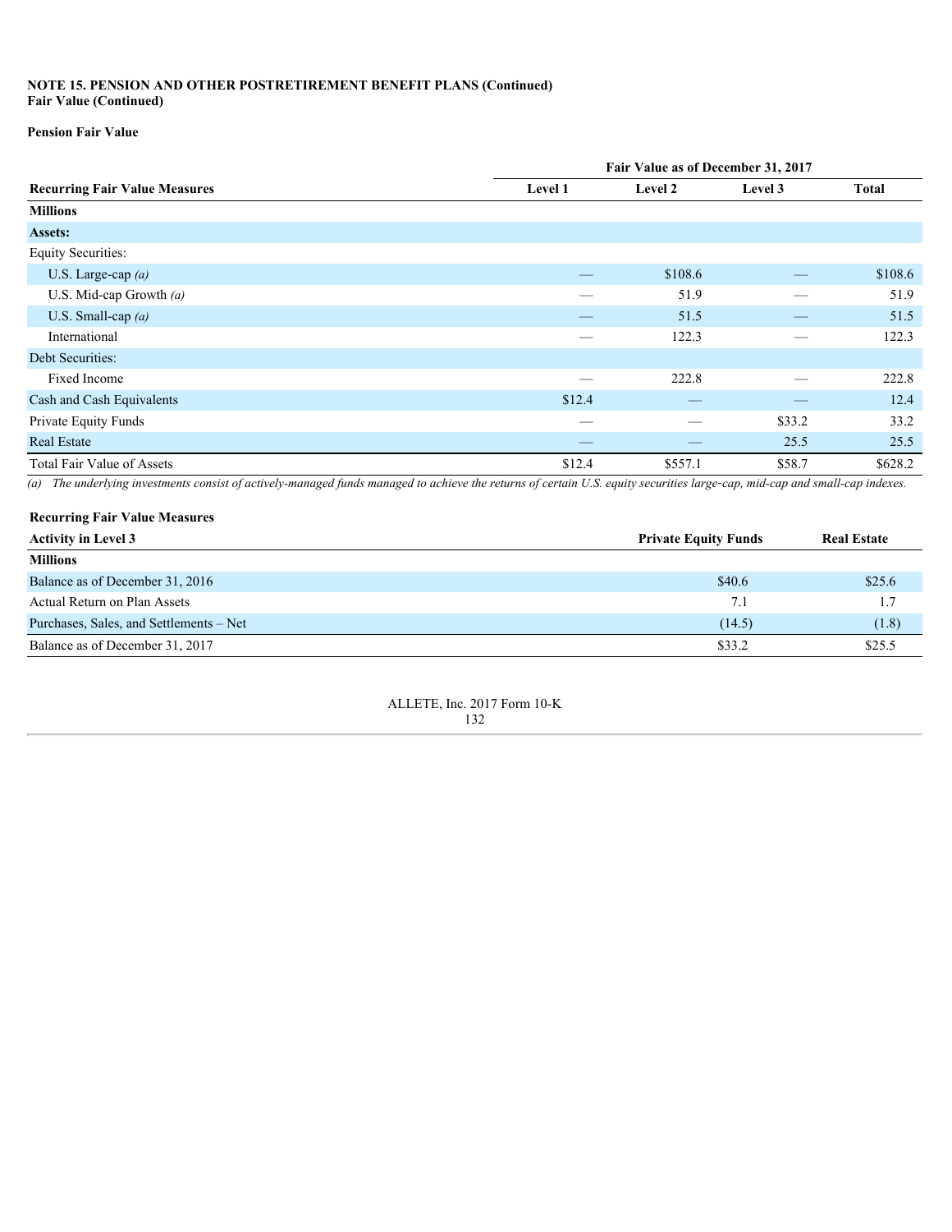**NOTE 15. PENSION AND OTHER POSTRETIREMENT BENEFIT PLANS (Continued)**
**Fair Value (Continued)**

**Pension Fair Value**

| | Fair Value as of December 31, 2017 | | | |
|---|---|---|---|---|
| **Recurring Fair Value Measures** | **Level 1** | **Level 2** | **Level 3** | **Total** |
| **Millions** | | | | |
| **Assets:** | | | | |
| Equity Securities: | | | | |
| U.S. Large-cap *(a)* | — | $108.6 | — | $108.6 |
| U.S. Mid-cap Growth *(a)* | — | 51.9 | — | 51.9 |
| U.S. Small-cap *(a)* | — | 51.5 | — | 51.5 |
| International | — | 122.3 | — | 122.3 |
| Debt Securities: | | | | |
| Fixed Income | — | 222.8 | — | 222.8 |
| Cash and Cash Equivalents | $12.4 | — | — | 12.4 |
| Private Equity Funds | — | — | $33.2 | 33.2 |
| Real Estate | — | — | 25.5 | 25.5 |
| Total Fair Value of Assets | $12.4 | $557.1 | $58.7 | $628.2 |

*(a) The underlying investments consist of actively-managed funds managed to achieve the returns of certain U.S. equity securities large-cap, mid-cap and small-cap indexes.*

| **Recurring Fair Value Measures** | | |
|---|---|---|
| **Activity in Level 3** | **Private Equity Funds** | **Real Estate** |
| **Millions** | | |
| Balance as of December 31, 2016 | $40.6 | $25.6 |
| Actual Return on Plan Assets | 7.1 | 1.7 |
| Purchases, Sales, and Settlements – Net | (14.5) | (1.8) |
| Balance as of December 31, 2017 | $33.2 | $25.5 |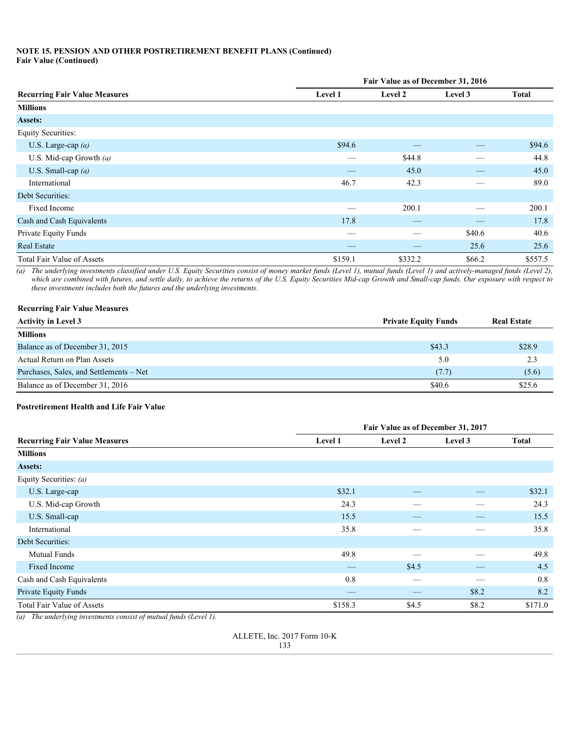**NOTE 15. PENSION AND OTHER POSTRETIREMENT BENEFIT PLANS (Continued)**
**Fair Value (Continued)**

| Recurring Fair Value Measures | Fair Value as of December 31, 2016 | | | |
|---|---|---|---|---|
| | Level 1 | Level 2 | Level 3 | Total |
| **Millions** | | | | |
| **Assets:** | | | | |
| Equity Securities: | | | | |
| U.S. Large-cap *(a)* | $94.6 | — | — | $94.6 |
| U.S. Mid-cap Growth *(a)* | — | $44.8 | — | 44.8 |
| U.S. Small-cap *(a)* | — | 45.0 | — | 45.0 |
| International | 46.7 | 42.3 | — | 89.0 |
| Debt Securities: | | | | |
| Fixed Income | — | 200.1 | — | 200.1 |
| Cash and Cash Equivalents | 17.8 | — | — | 17.8 |
| Private Equity Funds | — | — | $40.6 | 40.6 |
| Real Estate | — | — | 25.6 | 25.6 |
| Total Fair Value of Assets | $159.1 | $332.2 | $66.2 | $557.5 |

*(a) The underlying investments classified under U.S. Equity Securities consist of money market funds (Level 1), mutual funds (Level 1) and actively-managed funds (Level 2), which are combined with futures, and settle daily, to achieve the returns of the U.S. Equity Securities Mid-cap Growth and Small-cap funds. Our exposure with respect to these investments includes both the futures and the underlying investments.*

| Recurring Fair Value Measures<br>Activity in Level 3 | Private Equity Funds | Real Estate |
|---|---|---|
| **Millions** | | |
| Balance as of December 31, 2015 | $43.3 | $28.9 |
| Actual Return on Plan Assets | 5.0 | 2.3 |
| Purchases, Sales, and Settlements – Net | (7.7) | (5.6) |
| Balance as of December 31, 2016 | $40.6 | $25.6 |

**Postretirement Health and Life Fair Value**

| Recurring Fair Value Measures | Fair Value as of December 31, 2017 | | | |
|---|---|---|---|---|
| | Level 1 | Level 2 | Level 3 | Total |
| **Millions** | | | | |
| **Assets:** | | | | |
| Equity Securities: *(a)* | | | | |
| U.S. Large-cap | $32.1 | — | — | $32.1 |
| U.S. Mid-cap Growth | 24.3 | — | — | 24.3 |
| U.S. Small-cap | 15.5 | — | — | 15.5 |
| International | 35.8 | — | — | 35.8 |
| Debt Securities: | | | | |
| Mutual Funds | 49.8 | — | — | 49.8 |
| Fixed Income | — | $4.5 | — | 4.5 |
| Cash and Cash Equivalents | 0.8 | — | — | 0.8 |
| Private Equity Funds | — | — | $8.2 | 8.2 |
| Total Fair Value of Assets | $158.3 | $4.5 | $8.2 | $171.0 |

*(a) The underlying investments consist of mutual funds (Level 1).*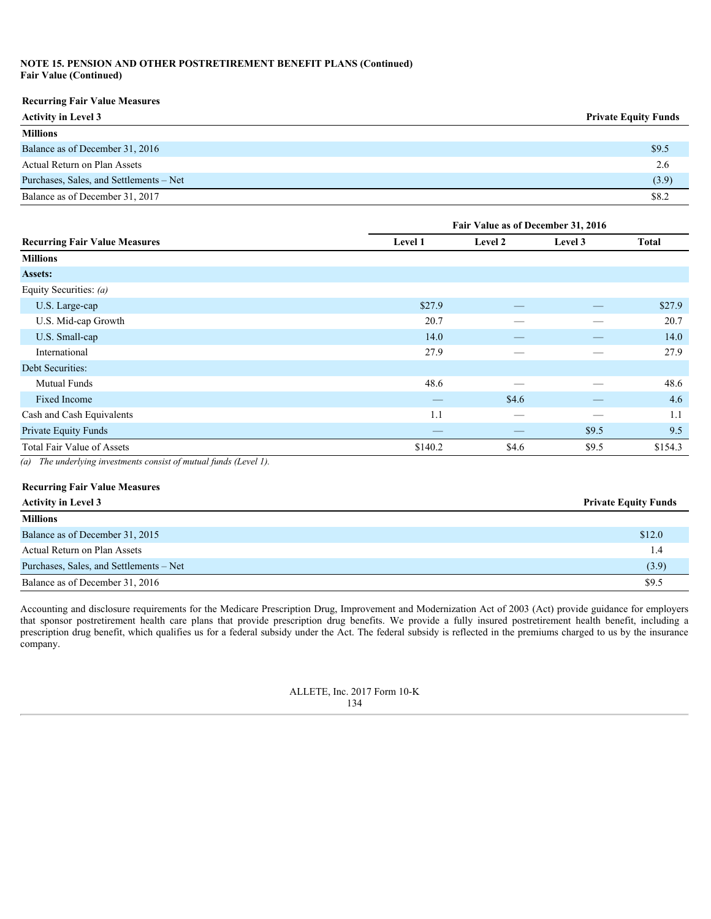**NOTE 15. PENSION AND OTHER POSTRETIREMENT BENEFIT PLANS (Continued)**
**Fair Value (Continued)**

| Recurring Fair Value Measures<br>Activity in Level 3 | Private Equity Funds |
|---|---|
| **Millions** | |
| Balance as of December 31, 2016 | $9.5 |
| Actual Return on Plan Assets | 2.6 |
| Purchases, Sales, and Settlements – Net | (3.9) |
| Balance as of December 31, 2017 | $8.2 |

| | Fair Value as of December 31, 2016 | | | |
|---|---|---|---|---|
| **Recurring Fair Value Measures** | **Level 1** | **Level 2** | **Level 3** | **Total** |
| **Millions** | | | | |
| **Assets:** | | | | |
| Equity Securities: *(a)* | | | | |
| U.S. Large-cap | $27.9 | — | — | $27.9 |
| U.S. Mid-cap Growth | 20.7 | — | — | 20.7 |
| U.S. Small-cap | 14.0 | — | — | 14.0 |
| International | 27.9 | — | — | 27.9 |
| Debt Securities: | | | | |
| Mutual Funds | 48.6 | — | — | 48.6 |
| Fixed Income | — | $4.6 | — | 4.6 |
| Cash and Cash Equivalents | 1.1 | — | — | 1.1 |
| Private Equity Funds | — | — | $9.5 | 9.5 |
| Total Fair Value of Assets | $140.2 | $4.6 | $9.5 | $154.3 |

*(a) The underlying investments consist of mutual funds (Level 1).*

| Recurring Fair Value Measures<br>Activity in Level 3 | Private Equity Funds |
|---|---|
| **Millions** | |
| Balance as of December 31, 2015 | $12.0 |
| Actual Return on Plan Assets | 1.4 |
| Purchases, Sales, and Settlements – Net | (3.9) |
| Balance as of December 31, 2016 | $9.5 |

Accounting and disclosure requirements for the Medicare Prescription Drug, Improvement and Modernization Act of 2003 (Act) provide guidance for employers that sponsor postretirement health care plans that provide prescription drug benefits. We provide a fully insured postretirement health benefit, including a prescription drug benefit, which qualifies us for a federal subsidy under the Act. The federal subsidy is reflected in the premiums charged to us by the insurance company.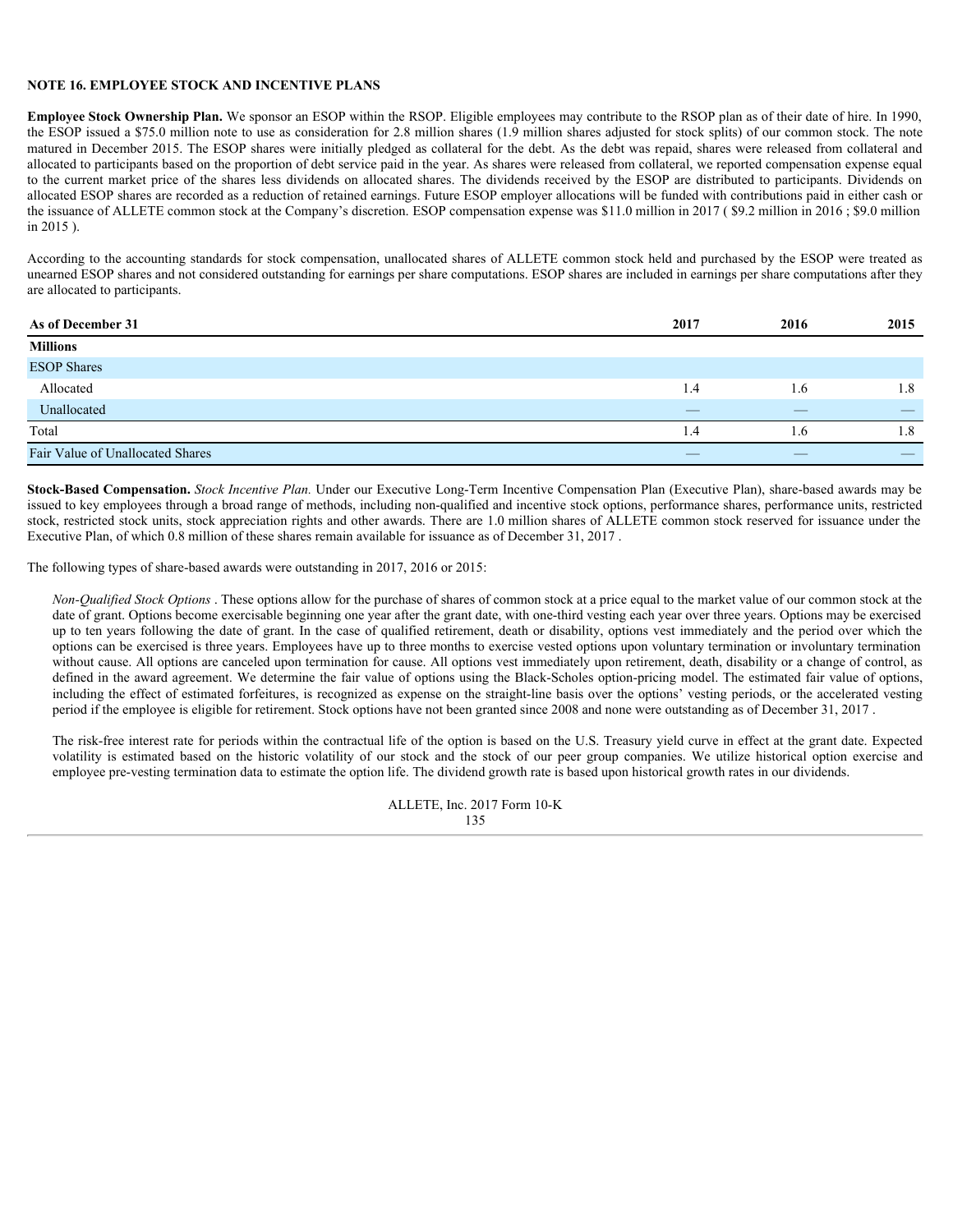## NOTE 16. EMPLOYEE STOCK AND INCENTIVE PLANS

**Employee Stock Ownership Plan.** We sponsor an ESOP within the RSOP. Eligible employees may contribute to the RSOP plan as of their date of hire. In 1990, the ESOP issued a $75.0 million note to use as consideration for 2.8 million shares (1.9 million shares adjusted for stock splits) of our common stock. The note matured in December 2015. The ESOP shares were initially pledged as collateral for the debt. As the debt was repaid, shares were released from collateral and allocated to participants based on the proportion of debt service paid in the year. As shares were released from collateral, we reported compensation expense equal to the current market price of the shares less dividends on allocated shares. The dividends received by the ESOP are distributed to participants. Dividends on allocated ESOP shares are recorded as a reduction of retained earnings. Future ESOP employer allocations will be funded with contributions paid in either cash or the issuance of ALLETE common stock at the Company's discretion. ESOP compensation expense was $11.0 million in 2017 ( $9.2 million in 2016 ; $9.0 million in 2015 ).

According to the accounting standards for stock compensation, unallocated shares of ALLETE common stock held and purchased by the ESOP were treated as unearned ESOP shares and not considered outstanding for earnings per share computations. ESOP shares are included in earnings per share computations after they are allocated to participants.

| As of December 31 | 2017 | 2016 | 2015 |
|---|---|---|---|
| **Millions** | | | |
| ESOP Shares | | | |
| Allocated | 1.4 | 1.6 | 1.8 |
| Unallocated | — | — | — |
| Total | 1.4 | 1.6 | 1.8 |
| Fair Value of Unallocated Shares | — | — | — |

**Stock-Based Compensation.** *Stock Incentive Plan.* Under our Executive Long-Term Incentive Compensation Plan (Executive Plan), share-based awards may be issued to key employees through a broad range of methods, including non-qualified and incentive stock options, performance shares, performance units, restricted stock, restricted stock units, stock appreciation rights and other awards. There are 1.0 million shares of ALLETE common stock reserved for issuance under the Executive Plan, of which 0.8 million of these shares remain available for issuance as of December 31, 2017 .

The following types of share-based awards were outstanding in 2017, 2016 or 2015:

*Non-Qualified Stock Options* . These options allow for the purchase of shares of common stock at a price equal to the market value of our common stock at the date of grant. Options become exercisable beginning one year after the grant date, with one-third vesting each year over three years. Options may be exercised up to ten years following the date of grant. In the case of qualified retirement, death or disability, options vest immediately and the period over which the options can be exercised is three years. Employees have up to three months to exercise vested options upon voluntary termination or involuntary termination without cause. All options are canceled upon termination for cause. All options vest immediately upon retirement, death, disability or a change of control, as defined in the award agreement. We determine the fair value of options using the Black-Scholes option-pricing model. The estimated fair value of options, including the effect of estimated forfeitures, is recognized as expense on the straight-line basis over the options' vesting periods, or the accelerated vesting period if the employee is eligible for retirement. Stock options have not been granted since 2008 and none were outstanding as of December 31, 2017 .

The risk-free interest rate for periods within the contractual life of the option is based on the U.S. Treasury yield curve in effect at the grant date. Expected volatility is estimated based on the historic volatility of our stock and the stock of our peer group companies. We utilize historical option exercise and employee pre-vesting termination data to estimate the option life. The dividend growth rate is based upon historical growth rates in our dividends.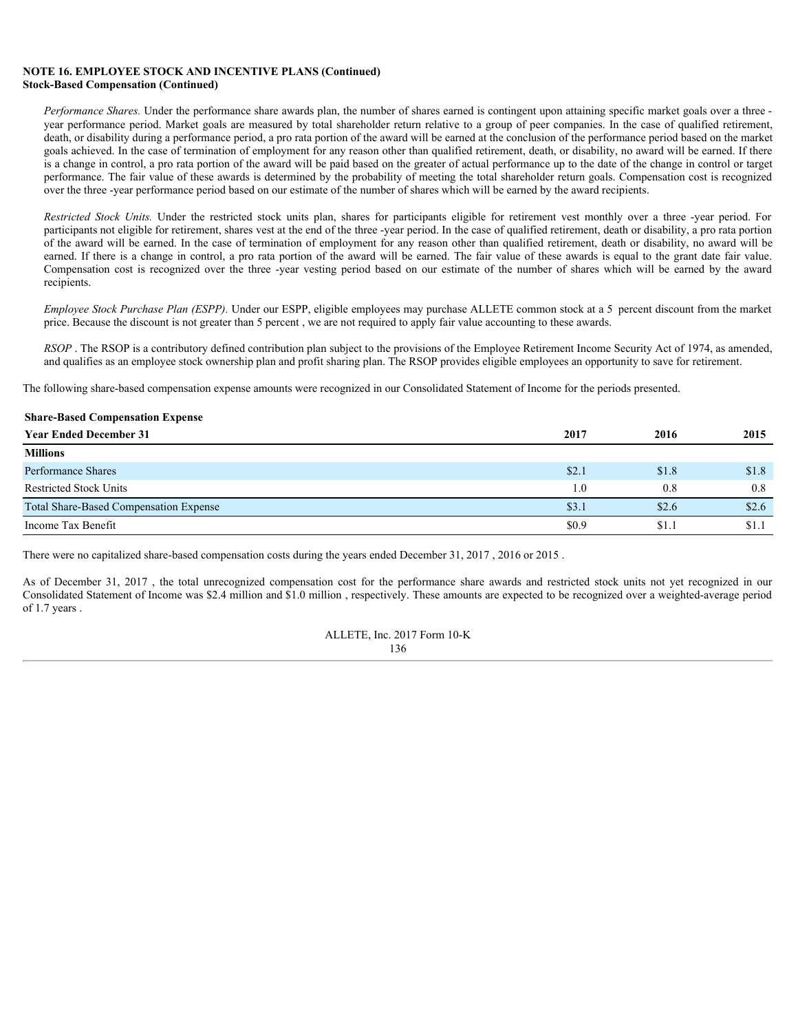**NOTE 16. EMPLOYEE STOCK AND INCENTIVE PLANS (Continued)**
**Stock-Based Compensation (Continued)**

*Performance Shares.* Under the performance share awards plan, the number of shares earned is contingent upon attaining specific market goals over a three - year performance period. Market goals are measured by total shareholder return relative to a group of peer companies. In the case of qualified retirement, death, or disability during a performance period, a pro rata portion of the award will be earned at the conclusion of the performance period based on the market goals achieved. In the case of termination of employment for any reason other than qualified retirement, death, or disability, no award will be earned. If there is a change in control, a pro rata portion of the award will be paid based on the greater of actual performance up to the date of the change in control or target performance. The fair value of these awards is determined by the probability of meeting the total shareholder return goals. Compensation cost is recognized over the three -year performance period based on our estimate of the number of shares which will be earned by the award recipients.

*Restricted Stock Units.* Under the restricted stock units plan, shares for participants eligible for retirement vest monthly over a three -year period. For participants not eligible for retirement, shares vest at the end of the three -year period. In the case of qualified retirement, death or disability, a pro rata portion of the award will be earned. In the case of termination of employment for any reason other than qualified retirement, death or disability, no award will be earned. If there is a change in control, a pro rata portion of the award will be earned. The fair value of these awards is equal to the grant date fair value. Compensation cost is recognized over the three -year vesting period based on our estimate of the number of shares which will be earned by the award recipients.

*Employee Stock Purchase Plan (ESPP).* Under our ESPP, eligible employees may purchase ALLETE common stock at a 5 percent discount from the market price. Because the discount is not greater than 5 percent , we are not required to apply fair value accounting to these awards.

*RSOP* . The RSOP is a contributory defined contribution plan subject to the provisions of the Employee Retirement Income Security Act of 1974, as amended, and qualifies as an employee stock ownership plan and profit sharing plan. The RSOP provides eligible employees an opportunity to save for retirement.

The following share-based compensation expense amounts were recognized in our Consolidated Statement of Income for the periods presented.

**Share-Based Compensation Expense**

| Year Ended December 31 | 2017 | 2016 | 2015 |
|---|---|---|---|
| Millions | | | |
| Performance Shares | $2.1 | $1.8 | $1.8 |
| Restricted Stock Units | 1.0 | 0.8 | 0.8 |
| Total Share-Based Compensation Expense | $3.1 | $2.6 | $2.6 |
| Income Tax Benefit | $0.9 | $1.1 | $1.1 |

There were no capitalized share-based compensation costs during the years ended December 31, 2017 , 2016 or 2015 .

As of December 31, 2017 , the total unrecognized compensation cost for the performance share awards and restricted stock units not yet recognized in our Consolidated Statement of Income was $2.4 million and $1.0 million , respectively. These amounts are expected to be recognized over a weighted-average period of 1.7 years .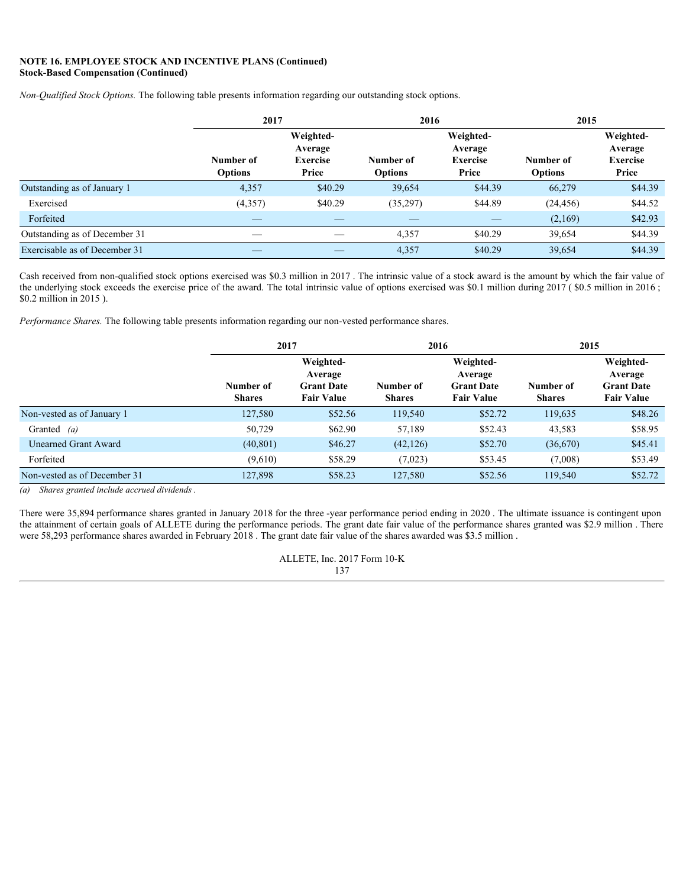**NOTE 16. EMPLOYEE STOCK AND INCENTIVE PLANS (Continued)**
**Stock-Based Compensation (Continued)**

*Non-Qualified Stock Options.* The following table presents information regarding our outstanding stock options.

| | 2017 | | 2016 | | 2015 | |
|---|---|---|---|---|---|---|
| | Number of Options | Weighted-Average Exercise Price | Number of Options | Weighted-Average Exercise Price | Number of Options | Weighted-Average Exercise Price |
| Outstanding as of January 1 | 4,357 | $40.29 | 39,654 | $44.39 | 66,279 | $44.39 |
| Exercised | (4,357) | $40.29 | (35,297) | $44.89 | (24,456) | $44.52 |
| Forfeited | — | — | — | — | (2,169) | $42.93 |
| Outstanding as of December 31 | — | — | 4,357 | $40.29 | 39,654 | $44.39 |
| Exercisable as of December 31 | — | — | 4,357 | $40.29 | 39,654 | $44.39 |

Cash received from non-qualified stock options exercised was $0.3 million in 2017 . The intrinsic value of a stock award is the amount by which the fair value of the underlying stock exceeds the exercise price of the award. The total intrinsic value of options exercised was $0.1 million during 2017 ( $0.5 million in 2016 ; $0.2 million in 2015 ).

*Performance Shares.* The following table presents information regarding our non-vested performance shares.

| | 2017 | | 2016 | | 2015 | |
|---|---|---|---|---|---|---|
| | Number of Shares | Weighted-Average Grant Date Fair Value | Number of Shares | Weighted-Average Grant Date Fair Value | Number of Shares | Weighted-Average Grant Date Fair Value |
| Non-vested as of January 1 | 127,580 | $52.56 | 119,540 | $52.72 | 119,635 | $48.26 |
| Granted *(a)* | 50,729 | $62.90 | 57,189 | $52.43 | 43,583 | $58.95 |
| Unearned Grant Award | (40,801) | $46.27 | (42,126) | $52.70 | (36,670) | $45.41 |
| Forfeited | (9,610) | $58.29 | (7,023) | $53.45 | (7,008) | $53.49 |
| Non-vested as of December 31 | 127,898 | $58.23 | 127,580 | $52.56 | 119,540 | $52.72 |

*(a) Shares granted include accrued dividends .*

There were 35,894 performance shares granted in January 2018 for the three -year performance period ending in 2020 . The ultimate issuance is contingent upon the attainment of certain goals of ALLETE during the performance periods. The grant date fair value of the performance shares granted was $2.9 million . There were 58,293 performance shares awarded in February 2018 . The grant date fair value of the shares awarded was $3.5 million .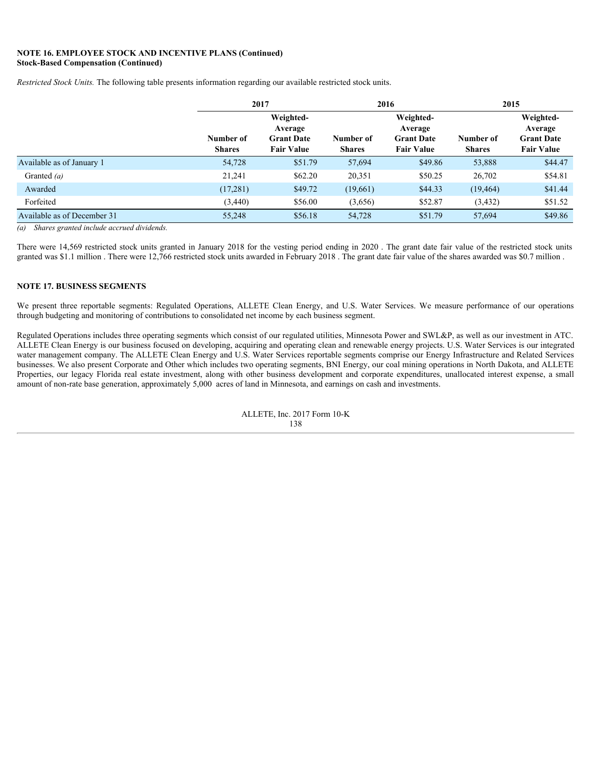**NOTE 16. EMPLOYEE STOCK AND INCENTIVE PLANS (Continued)**
**Stock-Based Compensation (Continued)**

*Restricted Stock Units.* The following table presents information regarding our available restricted stock units.

| | 2017 | | 2016 | | 2015 | |
|---|---|---|---|---|---|---|
| | Number of Shares | Weighted-Average Grant Date Fair Value | Number of Shares | Weighted-Average Grant Date Fair Value | Number of Shares | Weighted-Average Grant Date Fair Value |
| Available as of January 1 | 54,728 | $51.79 | 57,694 | $49.86 | 53,888 | $44.47 |
| Granted *(a)* | 21,241 | $62.20 | 20,351 | $50.25 | 26,702 | $54.81 |
| Awarded | (17,281) | $49.72 | (19,661) | $44.33 | (19,464) | $41.44 |
| Forfeited | (3,440) | $56.00 | (3,656) | $52.87 | (3,432) | $51.52 |
| Available as of December 31 | 55,248 | $56.18 | 54,728 | $51.79 | 57,694 | $49.86 |

*(a) Shares granted include accrued dividends.*

There were 14,569 restricted stock units granted in January 2018 for the vesting period ending in 2020 . The grant date fair value of the restricted stock units granted was $1.1 million . There were 12,766 restricted stock units awarded in February 2018 . The grant date fair value of the shares awarded was $0.7 million .

**NOTE 17. BUSINESS SEGMENTS**

We present three reportable segments: Regulated Operations, ALLETE Clean Energy, and U.S. Water Services. We measure performance of our operations through budgeting and monitoring of contributions to consolidated net income by each business segment.

Regulated Operations includes three operating segments which consist of our regulated utilities, Minnesota Power and SWL&P, as well as our investment in ATC. ALLETE Clean Energy is our business focused on developing, acquiring and operating clean and renewable energy projects. U.S. Water Services is our integrated water management company. The ALLETE Clean Energy and U.S. Water Services reportable segments comprise our Energy Infrastructure and Related Services businesses. We also present Corporate and Other which includes two operating segments, BNI Energy, our coal mining operations in North Dakota, and ALLETE Properties, our legacy Florida real estate investment, along with other business development and corporate expenditures, unallocated interest expense, a small amount of non-rate base generation, approximately 5,000 acres of land in Minnesota, and earnings on cash and investments.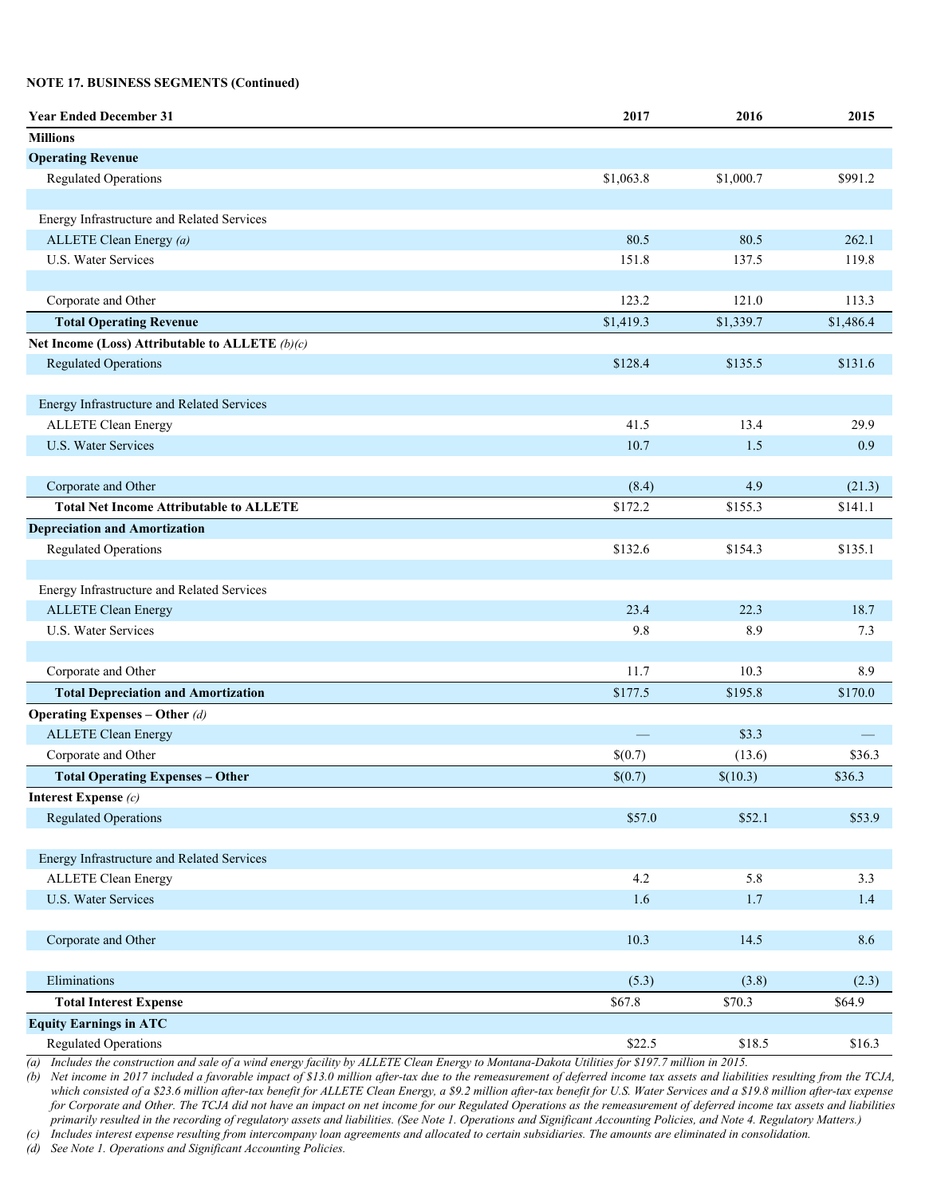**NOTE 17. BUSINESS SEGMENTS (Continued)**

| Year Ended December 31 | 2017 | 2016 | 2015 |
|---|---|---|---|
| **Millions** | | | |
| **Operating Revenue** | | | |
| Regulated Operations | $1,063.8 | $1,000.7 | $991.2 |
| | | | |
| Energy Infrastructure and Related Services | | | |
| ALLETE Clean Energy *(a)* | 80.5 | 80.5 | 262.1 |
| U.S. Water Services | 151.8 | 137.5 | 119.8 |
| | | | |
| Corporate and Other | 123.2 | 121.0 | 113.3 |
| **Total Operating Revenue** | $1,419.3 | $1,339.7 | $1,486.4 |
| **Net Income (Loss) Attributable to ALLETE** *(b)(c)* | | | |
| Regulated Operations | $128.4 | $135.5 | $131.6 |
| | | | |
| Energy Infrastructure and Related Services | | | |
| ALLETE Clean Energy | 41.5 | 13.4 | 29.9 |
| U.S. Water Services | 10.7 | 1.5 | 0.9 |
| | | | |
| Corporate and Other | (8.4) | 4.9 | (21.3) |
| **Total Net Income Attributable to ALLETE** | $172.2 | $155.3 | $141.1 |
| **Depreciation and Amortization** | | | |
| Regulated Operations | $132.6 | $154.3 | $135.1 |
| | | | |
| Energy Infrastructure and Related Services | | | |
| ALLETE Clean Energy | 23.4 | 22.3 | 18.7 |
| U.S. Water Services | 9.8 | 8.9 | 7.3 |
| | | | |
| Corporate and Other | 11.7 | 10.3 | 8.9 |
| **Total Depreciation and Amortization** | $177.5 | $195.8 | $170.0 |
| **Operating Expenses – Other** *(d)* | | | |
| ALLETE Clean Energy | — | $3.3 | — |
| Corporate and Other | $(0.7) | (13.6) | $36.3 |
| **Total Operating Expenses – Other** | $(0.7) | $(10.3) | $36.3 |
| **Interest Expense** *(c)* | | | |
| Regulated Operations | $57.0 | $52.1 | $53.9 |
| | | | |
| Energy Infrastructure and Related Services | | | |
| ALLETE Clean Energy | 4.2 | 5.8 | 3.3 |
| U.S. Water Services | 1.6 | 1.7 | 1.4 |
| | | | |
| Corporate and Other | 10.3 | 14.5 | 8.6 |
| | | | |
| Eliminations | (5.3) | (3.8) | (2.3) |
| **Total Interest Expense** | $67.8 | $70.3 | $64.9 |
| **Equity Earnings in ATC** | | | |
| Regulated Operations | $22.5 | $18.5 | $16.3 |

*(a) Includes the construction and sale of a wind energy facility by ALLETE Clean Energy to Montana-Dakota Utilities for $197.7 million in 2015.*

*(b) Net income in 2017 included a favorable impact of $13.0 million after-tax due to the remeasurement of deferred income tax assets and liabilities resulting from the TCJA, which consisted of a $23.6 million after-tax benefit for ALLETE Clean Energy, a $9.2 million after-tax benefit for U.S. Water Services and a $19.8 million after-tax expense for Corporate and Other. The TCJA did not have an impact on net income for our Regulated Operations as the remeasurement of deferred income tax assets and liabilities primarily resulted in the recording of regulatory assets and liabilities. (See Note 1. Operations and Significant Accounting Policies, and Note 4. Regulatory Matters.)*

*(c) Includes interest expense resulting from intercompany loan agreements and allocated to certain subsidiaries. The amounts are eliminated in consolidation.*

*(d) See Note 1. Operations and Significant Accounting Policies.*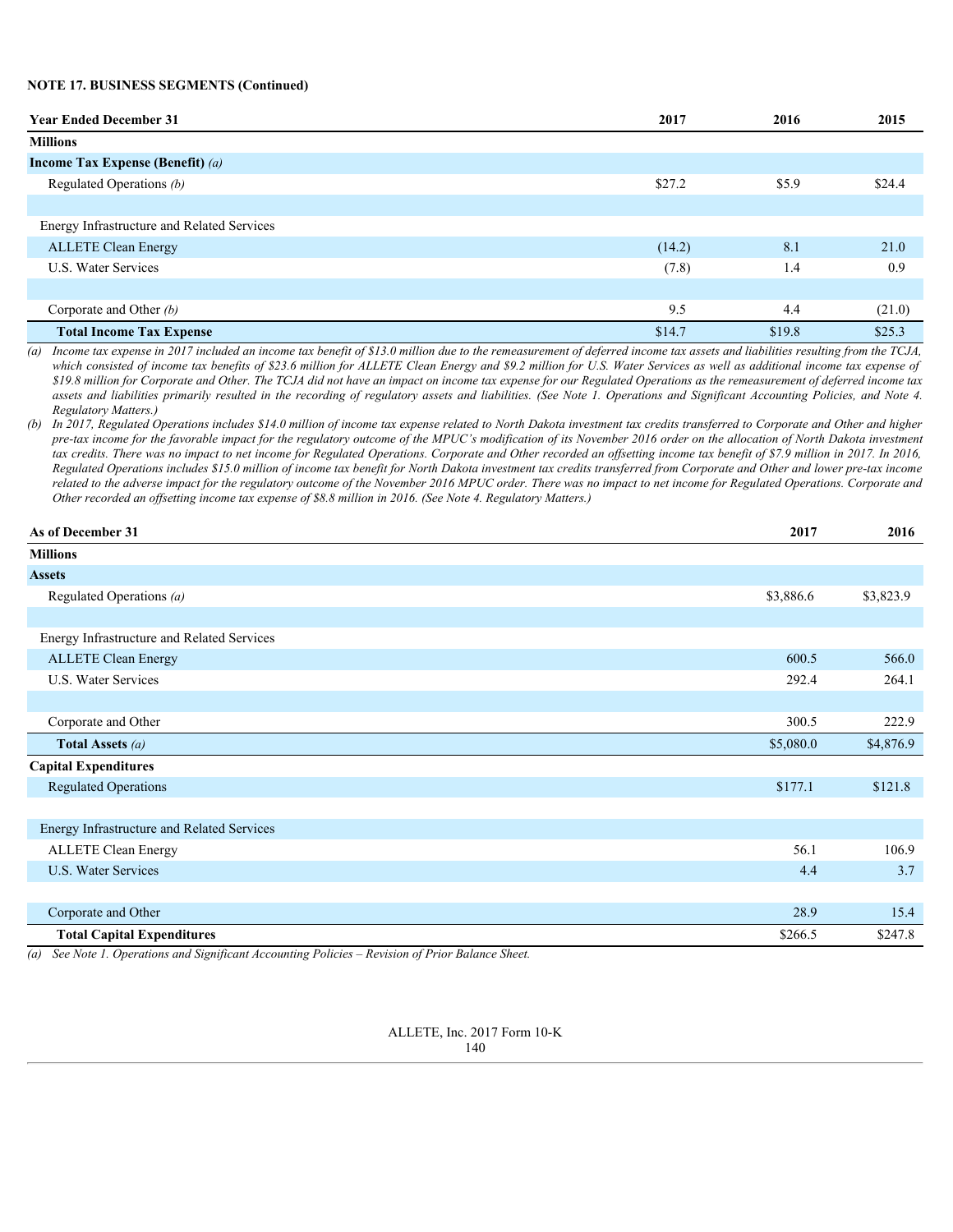**NOTE 17. BUSINESS SEGMENTS (Continued)**

| Year Ended December 31 | 2017 | 2016 | 2015 |
|---|---|---|---|
| **Millions** | | | |
| **Income Tax Expense (Benefit)** *(a)* | | | |
| Regulated Operations *(b)* | $27.2 | $5.9 | $24.4 |
| | | | |
| Energy Infrastructure and Related Services | | | |
| ALLETE Clean Energy | (14.2) | 8.1 | 21.0 |
| U.S. Water Services | (7.8) | 1.4 | 0.9 |
| | | | |
| Corporate and Other *(b)* | 9.5 | 4.4 | (21.0) |
| **Total Income Tax Expense** | $14.7 | $19.8 | $25.3 |

*(a) Income tax expense in 2017 included an income tax benefit of $13.0 million due to the remeasurement of deferred income tax assets and liabilities resulting from the TCJA, which consisted of income tax benefits of $23.6 million for ALLETE Clean Energy and $9.2 million for U.S. Water Services as well as additional income tax expense of $19.8 million for Corporate and Other. The TCJA did not have an impact on income tax expense for our Regulated Operations as the remeasurement of deferred income tax assets and liabilities primarily resulted in the recording of regulatory assets and liabilities. (See Note 1. Operations and Significant Accounting Policies, and Note 4. Regulatory Matters.)*

*(b) In 2017, Regulated Operations includes $14.0 million of income tax expense related to North Dakota investment tax credits transferred to Corporate and Other and higher pre-tax income for the favorable impact for the regulatory outcome of the MPUC's modification of its November 2016 order on the allocation of North Dakota investment tax credits. There was no impact to net income for Regulated Operations. Corporate and Other recorded an offsetting income tax benefit of $7.9 million in 2017. In 2016, Regulated Operations includes $15.0 million of income tax benefit for North Dakota investment tax credits transferred from Corporate and Other and lower pre-tax income related to the adverse impact for the regulatory outcome of the November 2016 MPUC order. There was no impact to net income for Regulated Operations. Corporate and Other recorded an offsetting income tax expense of $8.8 million in 2016. (See Note 4. Regulatory Matters.)*

| As of December 31 | 2017 | 2016 |
|---|---|---|
| **Millions** | | |
| **Assets** | | |
| Regulated Operations *(a)* | $3,886.6 | $3,823.9 |
| | | |
| Energy Infrastructure and Related Services | | |
| ALLETE Clean Energy | 600.5 | 566.0 |
| U.S. Water Services | 292.4 | 264.1 |
| | | |
| Corporate and Other | 300.5 | 222.9 |
| **Total Assets** *(a)* | $5,080.0 | $4,876.9 |
| **Capital Expenditures** | | |
| Regulated Operations | $177.1 | $121.8 |
| | | |
| Energy Infrastructure and Related Services | | |
| ALLETE Clean Energy | 56.1 | 106.9 |
| U.S. Water Services | 4.4 | 3.7 |
| | | |
| Corporate and Other | 28.9 | 15.4 |
| **Total Capital Expenditures** | $266.5 | $247.8 |

*(a) See Note 1. Operations and Significant Accounting Policies – Revision of Prior Balance Sheet.*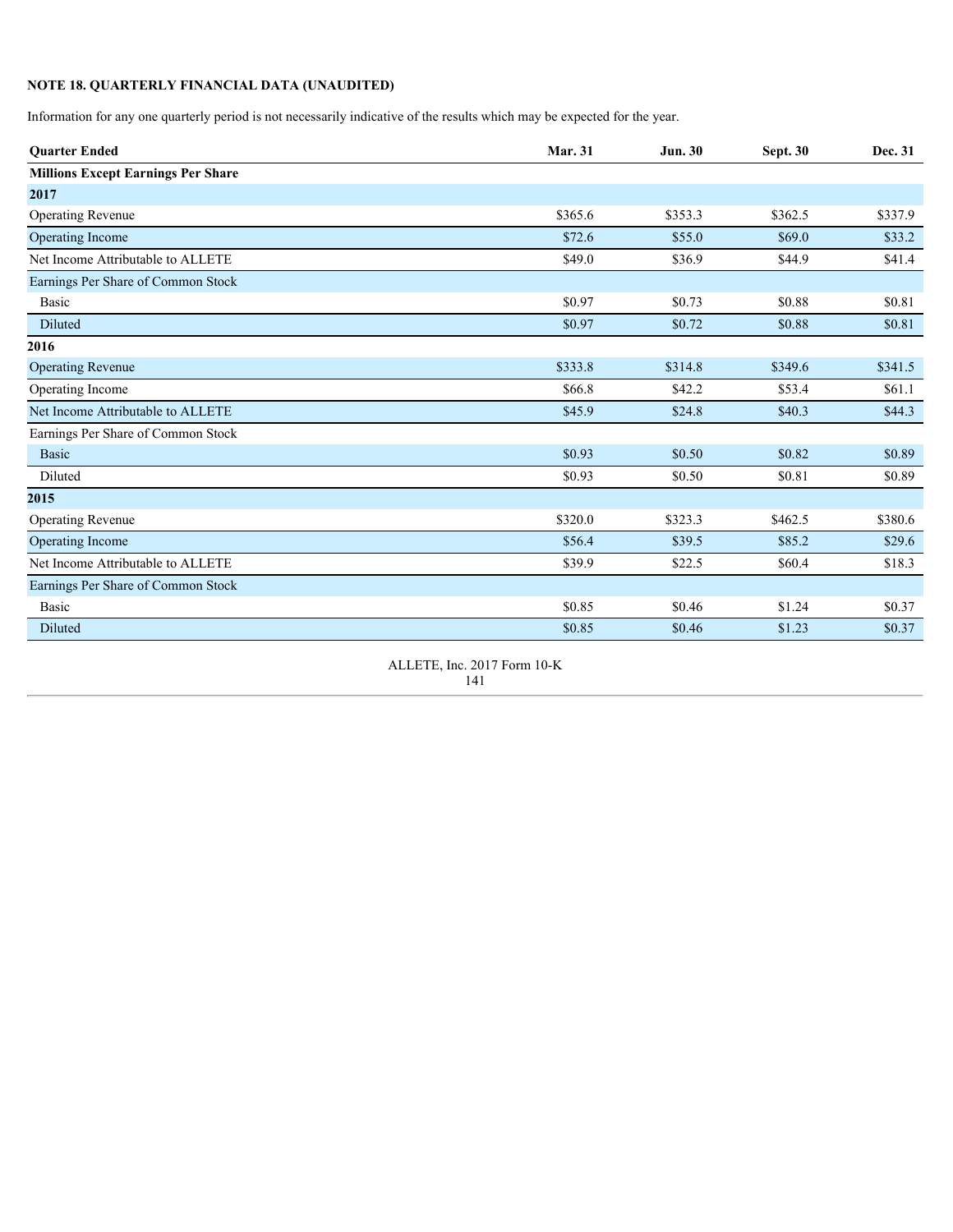**NOTE 18. QUARTERLY FINANCIAL DATA (UNAUDITED)**

Information for any one quarterly period is not necessarily indicative of the results which may be expected for the year.

| Quarter Ended | Mar. 31 | Jun. 30 | Sept. 30 | Dec. 31 |
|---|---|---|---|---|
| **Millions Except Earnings Per Share** | | | | |
| **2017** | | | | |
| Operating Revenue | $365.6 | $353.3 | $362.5 | $337.9 |
| Operating Income | $72.6 | $55.0 | $69.0 | $33.2 |
| Net Income Attributable to ALLETE | $49.0 | $36.9 | $44.9 | $41.4 |
| Earnings Per Share of Common Stock | | | | |
| Basic | $0.97 | $0.73 | $0.88 | $0.81 |
| Diluted | $0.97 | $0.72 | $0.88 | $0.81 |
| **2016** | | | | |
| Operating Revenue | $333.8 | $314.8 | $349.6 | $341.5 |
| Operating Income | $66.8 | $42.2 | $53.4 | $61.1 |
| Net Income Attributable to ALLETE | $45.9 | $24.8 | $40.3 | $44.3 |
| Earnings Per Share of Common Stock | | | | |
| Basic | $0.93 | $0.50 | $0.82 | $0.89 |
| Diluted | $0.93 | $0.50 | $0.81 | $0.89 |
| **2015** | | | | |
| Operating Revenue | $320.0 | $323.3 | $462.5 | $380.6 |
| Operating Income | $56.4 | $39.5 | $85.2 | $29.6 |
| Net Income Attributable to ALLETE | $39.9 | $22.5 | $60.4 | $18.3 |
| Earnings Per Share of Common Stock | | | | |
| Basic | $0.85 | $0.46 | $1.24 | $0.37 |
| Diluted | $0.85 | $0.46 | $1.23 | $0.37 |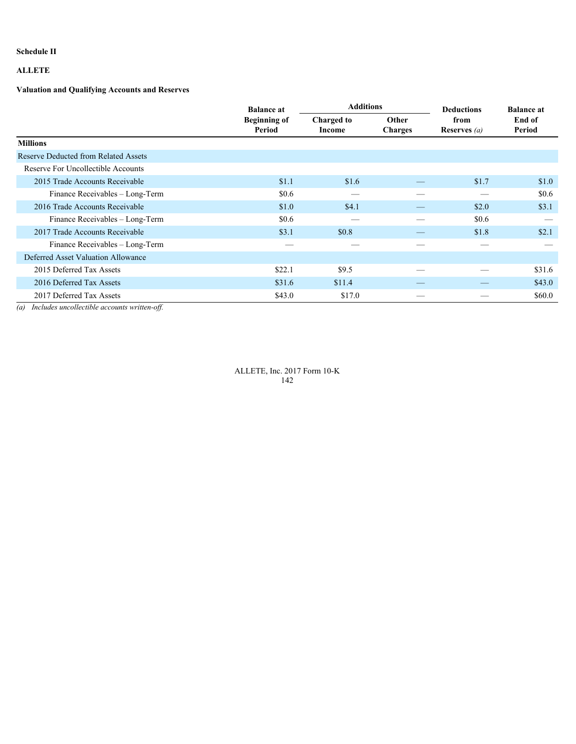**Schedule II**

**ALLETE**

**Valuation and Qualifying Accounts and Reserves**

| | Balance at Beginning of Period | Additions | | Deductions from Reserves *(a)* | Balance at End of Period |
|---|---|---|---|---|---|
| | | Charged to Income | Other Charges | | |
| **Millions** | | | | | |
| Reserve Deducted from Related Assets | | | | | |
| Reserve For Uncollectible Accounts | | | | | |
| 2015 Trade Accounts Receivable | $1.1 | $1.6 | — | $1.7 | $1.0 |
| Finance Receivables – Long-Term | $0.6 | — | — | — | $0.6 |
| 2016 Trade Accounts Receivable | $1.0 | $4.1 | — | $2.0 | $3.1 |
| Finance Receivables – Long-Term | $0.6 | — | — | $0.6 | — |
| 2017 Trade Accounts Receivable | $3.1 | $0.8 | — | $1.8 | $2.1 |
| Finance Receivables – Long-Term | — | — | — | — | — |
| Deferred Asset Valuation Allowance | | | | | |
| 2015 Deferred Tax Assets | $22.1 | $9.5 | — | — | $31.6 |
| 2016 Deferred Tax Assets | $31.6 | $11.4 | — | — | $43.0 |
| 2017 Deferred Tax Assets | $43.0 | $17.0 | — | — | $60.0 |

*(a) Includes uncollectible accounts written-off.*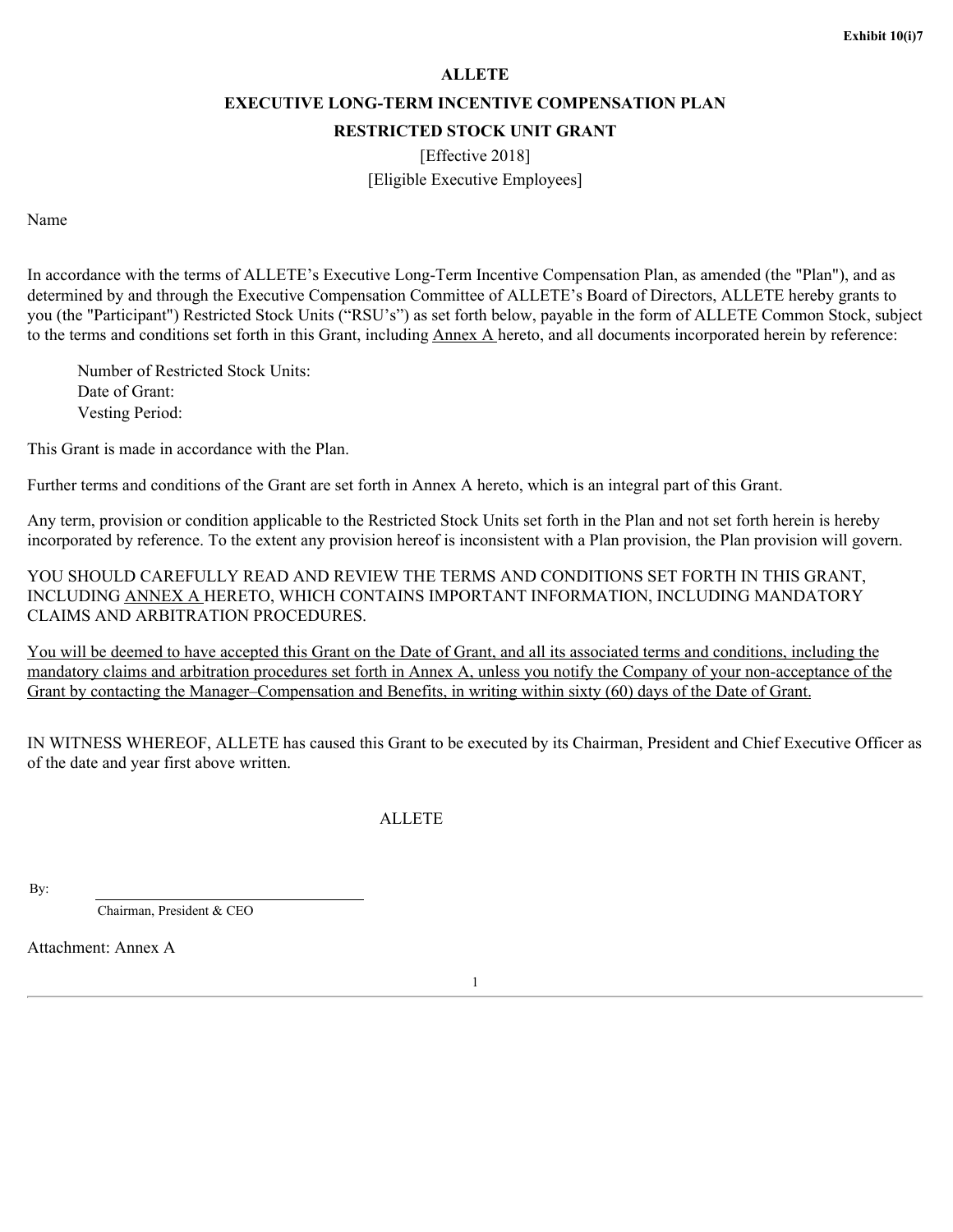Exhibit 10(i)7

# ALLETE

## EXECUTIVE LONG-TERM INCENTIVE COMPENSATION PLAN

## RESTRICTED STOCK UNIT GRANT

[Effective 2018]

[Eligible Executive Employees]

Name

In accordance with the terms of ALLETE's Executive Long-Term Incentive Compensation Plan, as amended (the "Plan"), and as determined by and through the Executive Compensation Committee of ALLETE's Board of Directors, ALLETE hereby grants to you (the "Participant") Restricted Stock Units ("RSU's") as set forth below, payable in the form of ALLETE Common Stock, subject to the terms and conditions set forth in this Grant, including Annex A hereto, and all documents incorporated herein by reference:

Number of Restricted Stock Units:
Date of Grant:
Vesting Period:

This Grant is made in accordance with the Plan.

Further terms and conditions of the Grant are set forth in Annex A hereto, which is an integral part of this Grant.

Any term, provision or condition applicable to the Restricted Stock Units set forth in the Plan and not set forth herein is hereby incorporated by reference. To the extent any provision hereof is inconsistent with a Plan provision, the Plan provision will govern.

YOU SHOULD CAREFULLY READ AND REVIEW THE TERMS AND CONDITIONS SET FORTH IN THIS GRANT, INCLUDING ANNEX A HERETO, WHICH CONTAINS IMPORTANT INFORMATION, INCLUDING MANDATORY CLAIMS AND ARBITRATION PROCEDURES.

You will be deemed to have accepted this Grant on the Date of Grant, and all its associated terms and conditions, including the mandatory claims and arbitration procedures set forth in Annex A, unless you notify the Company of your non-acceptance of the Grant by contacting the Manager–Compensation and Benefits, in writing within sixty (60) days of the Date of Grant.

IN WITNESS WHEREOF, ALLETE has caused this Grant to be executed by its Chairman, President and Chief Executive Officer as of the date and year first above written.

ALLETE

By: \_\_\_\_\_\_\_\_\_\_\_\_\_\_\_\_\_\_\_\_\_\_\_\_\_\_\_\_\_\_
Chairman, President & CEO

Attachment: Annex A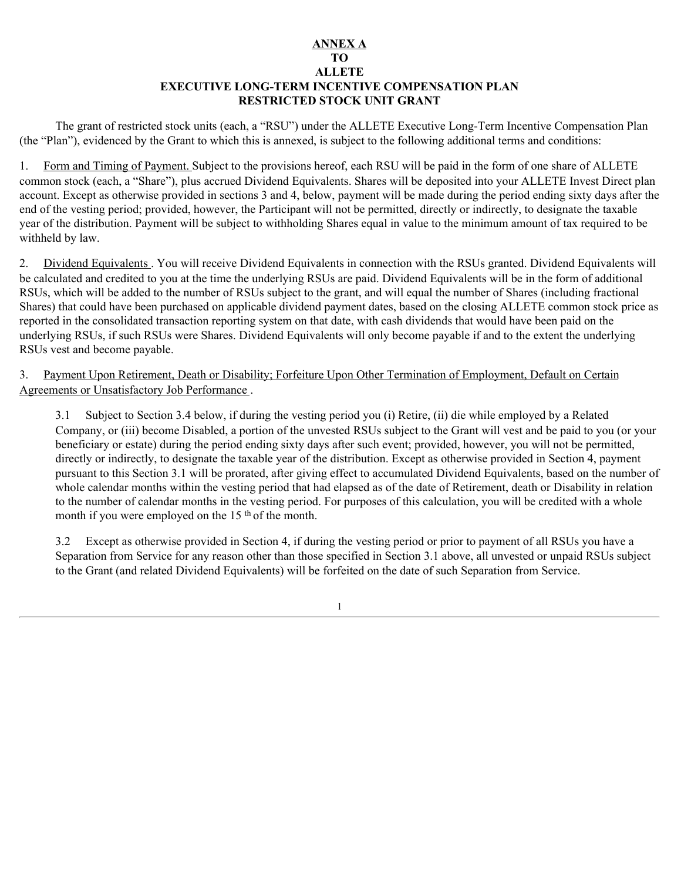**ANNEX A**
**TO**
**ALLETE**
**EXECUTIVE LONG-TERM INCENTIVE COMPENSATION PLAN**
**RESTRICTED STOCK UNIT GRANT**

The grant of restricted stock units (each, a "RSU") under the ALLETE Executive Long-Term Incentive Compensation Plan (the "Plan"), evidenced by the Grant to which this is annexed, is subject to the following additional terms and conditions:

1. Form and Timing of Payment. Subject to the provisions hereof, each RSU will be paid in the form of one share of ALLETE common stock (each, a "Share"), plus accrued Dividend Equivalents. Shares will be deposited into your ALLETE Invest Direct plan account. Except as otherwise provided in sections 3 and 4, below, payment will be made during the period ending sixty days after the end of the vesting period; provided, however, the Participant will not be permitted, directly or indirectly, to designate the taxable year of the distribution. Payment will be subject to withholding Shares equal in value to the minimum amount of tax required to be withheld by law.

2. Dividend Equivalents . You will receive Dividend Equivalents in connection with the RSUs granted. Dividend Equivalents will be calculated and credited to you at the time the underlying RSUs are paid. Dividend Equivalents will be in the form of additional RSUs, which will be added to the number of RSUs subject to the grant, and will equal the number of Shares (including fractional Shares) that could have been purchased on applicable dividend payment dates, based on the closing ALLETE common stock price as reported in the consolidated transaction reporting system on that date, with cash dividends that would have been paid on the underlying RSUs, if such RSUs were Shares. Dividend Equivalents will only become payable if and to the extent the underlying RSUs vest and become payable.

3. Payment Upon Retirement, Death or Disability; Forfeiture Upon Other Termination of Employment, Default on Certain Agreements or Unsatisfactory Job Performance .

3.1 Subject to Section 3.4 below, if during the vesting period you (i) Retire, (ii) die while employed by a Related Company, or (iii) become Disabled, a portion of the unvested RSUs subject to the Grant will vest and be paid to you (or your beneficiary or estate) during the period ending sixty days after such event; provided, however, you will not be permitted, directly or indirectly, to designate the taxable year of the distribution. Except as otherwise provided in Section 4, payment pursuant to this Section 3.1 will be prorated, after giving effect to accumulated Dividend Equivalents, based on the number of whole calendar months within the vesting period that had elapsed as of the date of Retirement, death or Disability in relation to the number of calendar months in the vesting period. For purposes of this calculation, you will be credited with a whole month if you were employed on the 15th of the month.

3.2 Except as otherwise provided in Section 4, if during the vesting period or prior to payment of all RSUs you have a Separation from Service for any reason other than those specified in Section 3.1 above, all unvested or unpaid RSUs subject to the Grant (and related Dividend Equivalents) will be forfeited on the date of such Separation from Service.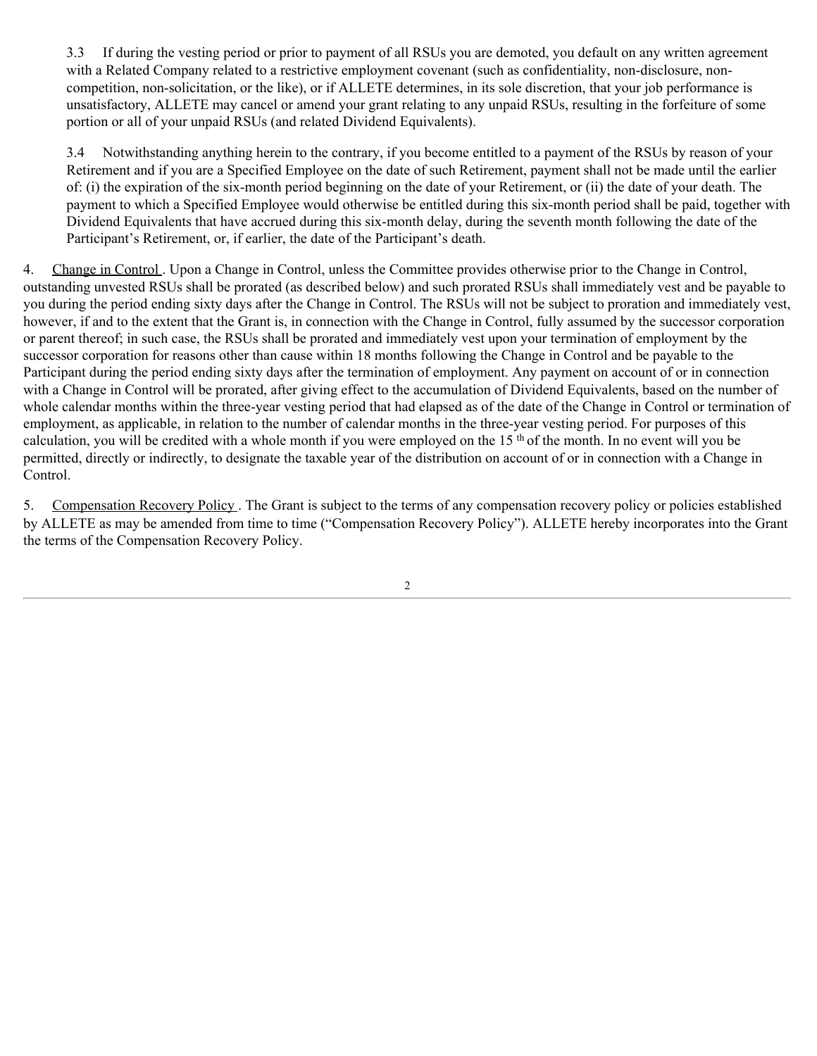3.3 If during the vesting period or prior to payment of all RSUs you are demoted, you default on any written agreement with a Related Company related to a restrictive employment covenant (such as confidentiality, non-disclosure, non-competition, non-solicitation, or the like), or if ALLETE determines, in its sole discretion, that your job performance is unsatisfactory, ALLETE may cancel or amend your grant relating to any unpaid RSUs, resulting in the forfeiture of some portion or all of your unpaid RSUs (and related Dividend Equivalents).

3.4 Notwithstanding anything herein to the contrary, if you become entitled to a payment of the RSUs by reason of your Retirement and if you are a Specified Employee on the date of such Retirement, payment shall not be made until the earlier of: (i) the expiration of the six-month period beginning on the date of your Retirement, or (ii) the date of your death. The payment to which a Specified Employee would otherwise be entitled during this six-month period shall be paid, together with Dividend Equivalents that have accrued during this six-month delay, during the seventh month following the date of the Participant's Retirement, or, if earlier, the date of the Participant's death.

4. Change in Control. Upon a Change in Control, unless the Committee provides otherwise prior to the Change in Control, outstanding unvested RSUs shall be prorated (as described below) and such prorated RSUs shall immediately vest and be payable to you during the period ending sixty days after the Change in Control. The RSUs will not be subject to proration and immediately vest, however, if and to the extent that the Grant is, in connection with the Change in Control, fully assumed by the successor corporation or parent thereof; in such case, the RSUs shall be prorated and immediately vest upon your termination of employment by the successor corporation for reasons other than cause within 18 months following the Change in Control and be payable to the Participant during the period ending sixty days after the termination of employment. Any payment on account of or in connection with a Change in Control will be prorated, after giving effect to the accumulation of Dividend Equivalents, based on the number of whole calendar months within the three-year vesting period that had elapsed as of the date of the Change in Control or termination of employment, as applicable, in relation to the number of calendar months in the three-year vesting period. For purposes of this calculation, you will be credited with a whole month if you were employed on the 15th of the month. In no event will you be permitted, directly or indirectly, to designate the taxable year of the distribution on account of or in connection with a Change in Control.

5. Compensation Recovery Policy. The Grant is subject to the terms of any compensation recovery policy or policies established by ALLETE as may be amended from time to time ("Compensation Recovery Policy"). ALLETE hereby incorporates into the Grant the terms of the Compensation Recovery Policy.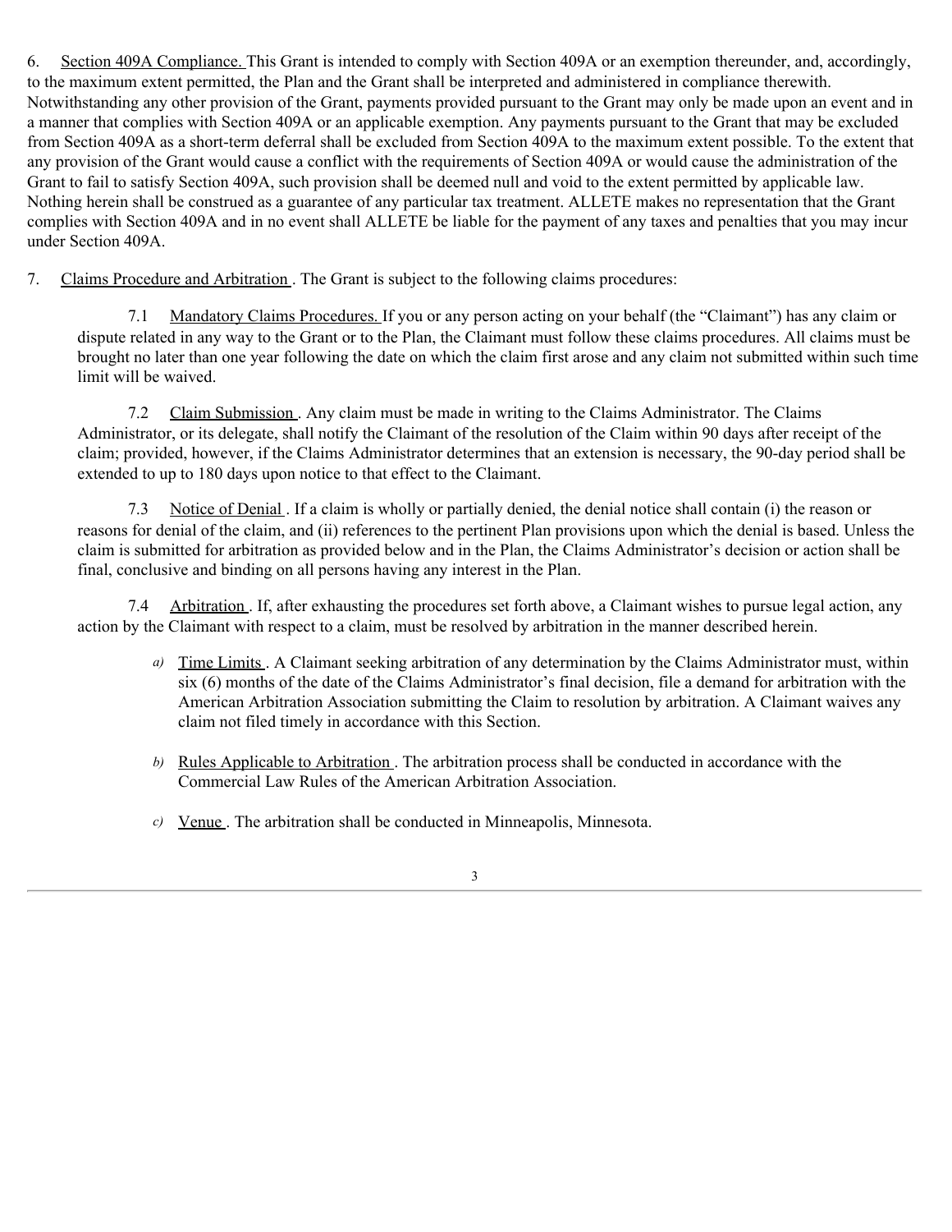6. Section 409A Compliance. This Grant is intended to comply with Section 409A or an exemption thereunder, and, accordingly, to the maximum extent permitted, the Plan and the Grant shall be interpreted and administered in compliance therewith. Notwithstanding any other provision of the Grant, payments provided pursuant to the Grant may only be made upon an event and in a manner that complies with Section 409A or an applicable exemption. Any payments pursuant to the Grant that may be excluded from Section 409A as a short-term deferral shall be excluded from Section 409A to the maximum extent possible. To the extent that any provision of the Grant would cause a conflict with the requirements of Section 409A or would cause the administration of the Grant to fail to satisfy Section 409A, such provision shall be deemed null and void to the extent permitted by applicable law. Nothing herein shall be construed as a guarantee of any particular tax treatment. ALLETE makes no representation that the Grant complies with Section 409A and in no event shall ALLETE be liable for the payment of any taxes and penalties that you may incur under Section 409A.

7. Claims Procedure and Arbitration. The Grant is subject to the following claims procedures:

7.1 Mandatory Claims Procedures. If you or any person acting on your behalf (the "Claimant") has any claim or dispute related in any way to the Grant or to the Plan, the Claimant must follow these claims procedures. All claims must be brought no later than one year following the date on which the claim first arose and any claim not submitted within such time limit will be waived.

7.2 Claim Submission. Any claim must be made in writing to the Claims Administrator. The Claims Administrator, or its delegate, shall notify the Claimant of the resolution of the Claim within 90 days after receipt of the claim; provided, however, if the Claims Administrator determines that an extension is necessary, the 90-day period shall be extended to up to 180 days upon notice to that effect to the Claimant.

7.3 Notice of Denial. If a claim is wholly or partially denied, the denial notice shall contain (i) the reason or reasons for denial of the claim, and (ii) references to the pertinent Plan provisions upon which the denial is based. Unless the claim is submitted for arbitration as provided below and in the Plan, the Claims Administrator's decision or action shall be final, conclusive and binding on all persons having any interest in the Plan.

7.4 Arbitration. If, after exhausting the procedures set forth above, a Claimant wishes to pursue legal action, any action by the Claimant with respect to a claim, must be resolved by arbitration in the manner described herein.

a) Time Limits. A Claimant seeking arbitration of any determination by the Claims Administrator must, within six (6) months of the date of the Claims Administrator's final decision, file a demand for arbitration with the American Arbitration Association submitting the Claim to resolution by arbitration. A Claimant waives any claim not filed timely in accordance with this Section.

b) Rules Applicable to Arbitration. The arbitration process shall be conducted in accordance with the Commercial Law Rules of the American Arbitration Association.

c) Venue. The arbitration shall be conducted in Minneapolis, Minnesota.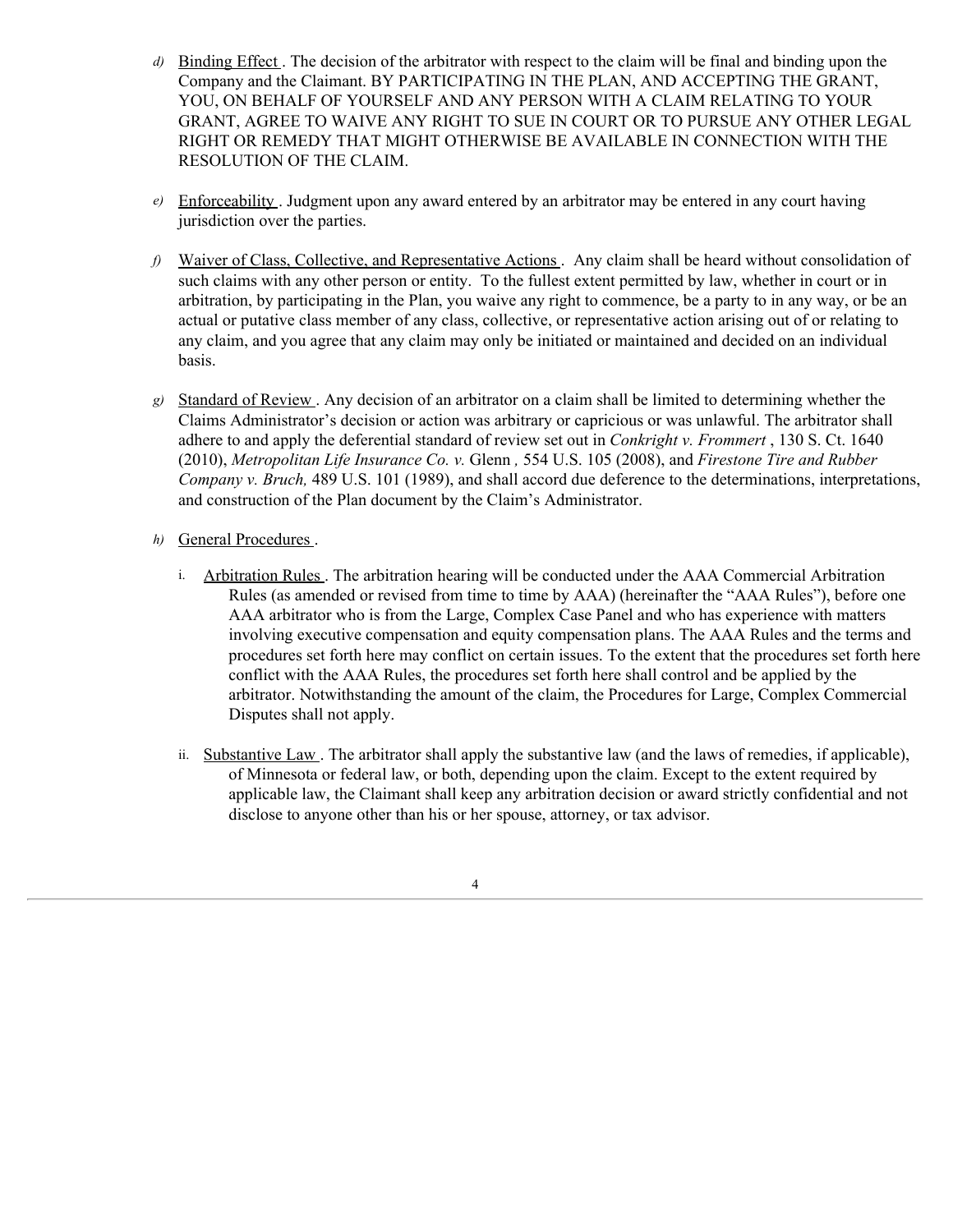d) Binding Effect . The decision of the arbitrator with respect to the claim will be final and binding upon the Company and the Claimant. BY PARTICIPATING IN THE PLAN, AND ACCEPTING THE GRANT, YOU, ON BEHALF OF YOURSELF AND ANY PERSON WITH A CLAIM RELATING TO YOUR GRANT, AGREE TO WAIVE ANY RIGHT TO SUE IN COURT OR TO PURSUE ANY OTHER LEGAL RIGHT OR REMEDY THAT MIGHT OTHERWISE BE AVAILABLE IN CONNECTION WITH THE RESOLUTION OF THE CLAIM.

e) Enforceability . Judgment upon any award entered by an arbitrator may be entered in any court having jurisdiction over the parties.

f) Waiver of Class, Collective, and Representative Actions . Any claim shall be heard without consolidation of such claims with any other person or entity. To the fullest extent permitted by law, whether in court or in arbitration, by participating in the Plan, you waive any right to commence, be a party to in any way, or be an actual or putative class member of any class, collective, or representative action arising out of or relating to any claim, and you agree that any claim may only be initiated or maintained and decided on an individual basis.

g) Standard of Review . Any decision of an arbitrator on a claim shall be limited to determining whether the Claims Administrator's decision or action was arbitrary or capricious or was unlawful. The arbitrator shall adhere to and apply the deferential standard of review set out in *Conkright v. Frommert* , 130 S. Ct. 1640 (2010), *Metropolitan Life Insurance Co. v.* Glenn *,* 554 U.S. 105 (2008), and *Firestone Tire and Rubber Company v. Bruch,* 489 U.S. 101 (1989), and shall accord due deference to the determinations, interpretations, and construction of the Plan document by the Claim's Administrator.

h) General Procedures .

i. Arbitration Rules . The arbitration hearing will be conducted under the AAA Commercial Arbitration Rules (as amended or revised from time to time by AAA) (hereinafter the "AAA Rules"), before one AAA arbitrator who is from the Large, Complex Case Panel and who has experience with matters involving executive compensation and equity compensation plans. The AAA Rules and the terms and procedures set forth here may conflict on certain issues. To the extent that the procedures set forth here conflict with the AAA Rules, the procedures set forth here shall control and be applied by the arbitrator. Notwithstanding the amount of the claim, the Procedures for Large, Complex Commercial Disputes shall not apply.

ii. Substantive Law . The arbitrator shall apply the substantive law (and the laws of remedies, if applicable), of Minnesota or federal law, or both, depending upon the claim. Except to the extent required by applicable law, the Claimant shall keep any arbitration decision or award strictly confidential and not disclose to anyone other than his or her spouse, attorney, or tax advisor.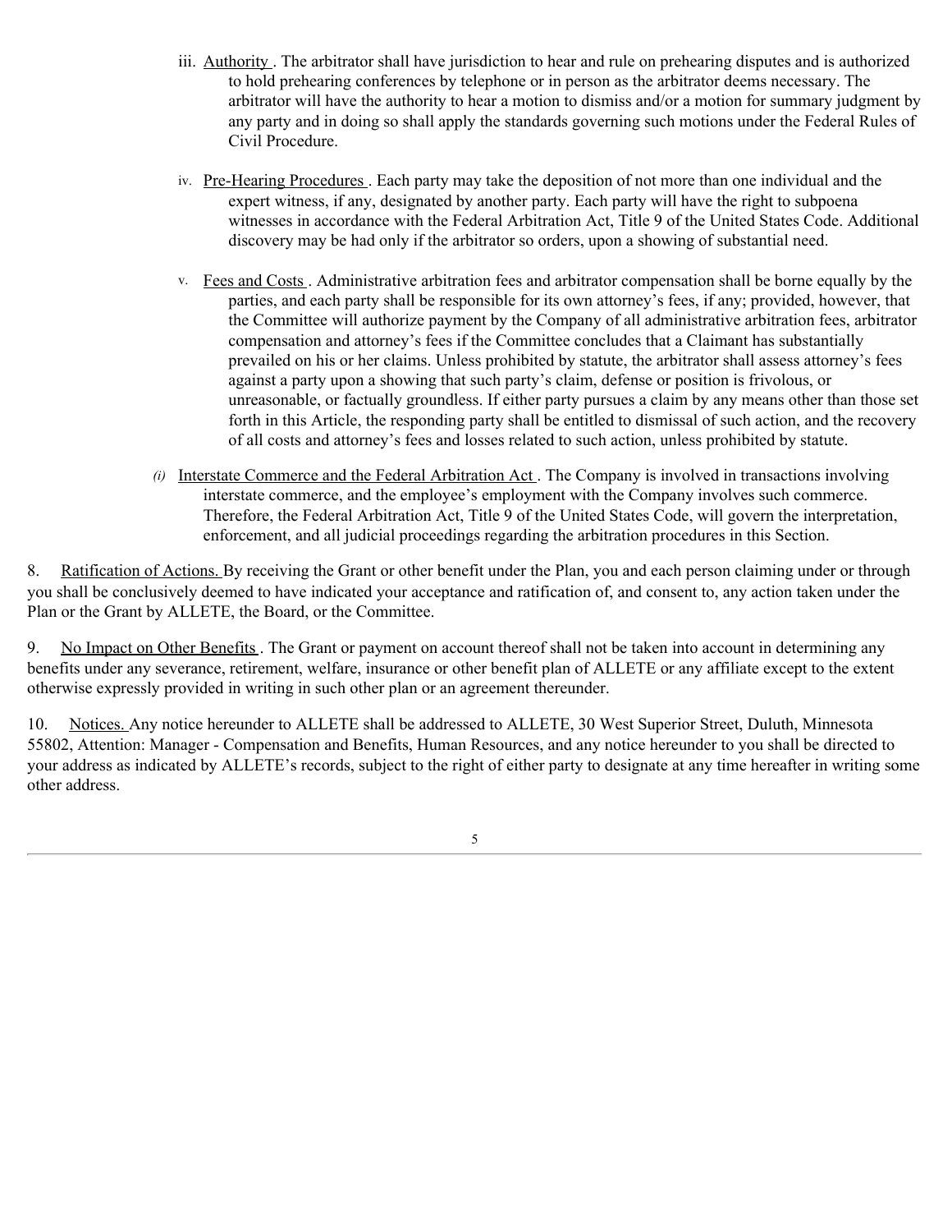iii. Authority . The arbitrator shall have jurisdiction to hear and rule on prehearing disputes and is authorized to hold prehearing conferences by telephone or in person as the arbitrator deems necessary. The arbitrator will have the authority to hear a motion to dismiss and/or a motion for summary judgment by any party and in doing so shall apply the standards governing such motions under the Federal Rules of Civil Procedure.

iv. Pre-Hearing Procedures . Each party may take the deposition of not more than one individual and the expert witness, if any, designated by another party. Each party will have the right to subpoena witnesses in accordance with the Federal Arbitration Act, Title 9 of the United States Code. Additional discovery may be had only if the arbitrator so orders, upon a showing of substantial need.

v. Fees and Costs . Administrative arbitration fees and arbitrator compensation shall be borne equally by the parties, and each party shall be responsible for its own attorney's fees, if any; provided, however, that the Committee will authorize payment by the Company of all administrative arbitration fees, arbitrator compensation and attorney's fees if the Committee concludes that a Claimant has substantially prevailed on his or her claims. Unless prohibited by statute, the arbitrator shall assess attorney's fees against a party upon a showing that such party's claim, defense or position is frivolous, or unreasonable, or factually groundless. If either party pursues a claim by any means other than those set forth in this Article, the responding party shall be entitled to dismissal of such action, and the recovery of all costs and attorney's fees and losses related to such action, unless prohibited by statute.

*(i)* Interstate Commerce and the Federal Arbitration Act . The Company is involved in transactions involving interstate commerce, and the employee's employment with the Company involves such commerce. Therefore, the Federal Arbitration Act, Title 9 of the United States Code, will govern the interpretation, enforcement, and all judicial proceedings regarding the arbitration procedures in this Section.

8. Ratification of Actions. By receiving the Grant or other benefit under the Plan, you and each person claiming under or through you shall be conclusively deemed to have indicated your acceptance and ratification of, and consent to, any action taken under the Plan or the Grant by ALLETE, the Board, or the Committee.

9. No Impact on Other Benefits . The Grant or payment on account thereof shall not be taken into account in determining any benefits under any severance, retirement, welfare, insurance or other benefit plan of ALLETE or any affiliate except to the extent otherwise expressly provided in writing in such other plan or an agreement thereunder.

10. Notices. Any notice hereunder to ALLETE shall be addressed to ALLETE, 30 West Superior Street, Duluth, Minnesota 55802, Attention: Manager - Compensation and Benefits, Human Resources, and any notice hereunder to you shall be directed to your address as indicated by ALLETE's records, subject to the right of either party to designate at any time hereafter in writing some other address.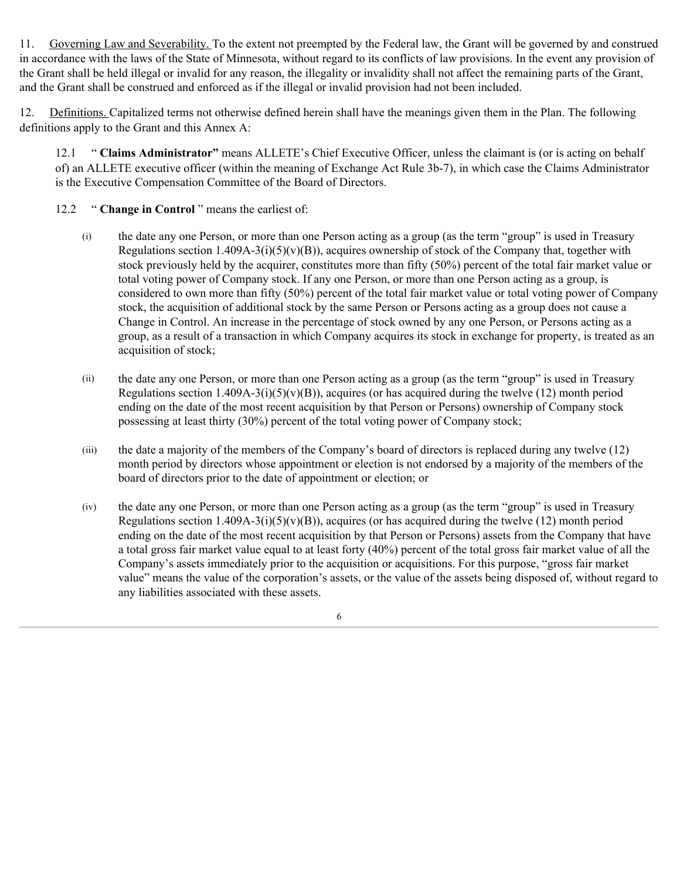11. Governing Law and Severability. To the extent not preempted by the Federal law, the Grant will be governed by and construed in accordance with the laws of the State of Minnesota, without regard to its conflicts of law provisions. In the event any provision of the Grant shall be held illegal or invalid for any reason, the illegality or invalidity shall not affect the remaining parts of the Grant, and the Grant shall be construed and enforced as if the illegal or invalid provision had not been included.

12. Definitions. Capitalized terms not otherwise defined herein shall have the meanings given them in the Plan. The following definitions apply to the Grant and this Annex A:

12.1 " **Claims Administrator"** means ALLETE's Chief Executive Officer, unless the claimant is (or is acting on behalf of) an ALLETE executive officer (within the meaning of Exchange Act Rule 3b-7), in which case the Claims Administrator is the Executive Compensation Committee of the Board of Directors.

12.2 " **Change in Control** " means the earliest of:

(i) the date any one Person, or more than one Person acting as a group (as the term "group" is used in Treasury Regulations section 1.409A-3(i)(5)(v)(B)), acquires ownership of stock of the Company that, together with stock previously held by the acquirer, constitutes more than fifty (50%) percent of the total fair market value or total voting power of Company stock. If any one Person, or more than one Person acting as a group, is considered to own more than fifty (50%) percent of the total fair market value or total voting power of Company stock, the acquisition of additional stock by the same Person or Persons acting as a group does not cause a Change in Control. An increase in the percentage of stock owned by any one Person, or Persons acting as a group, as a result of a transaction in which Company acquires its stock in exchange for property, is treated as an acquisition of stock;

(ii) the date any one Person, or more than one Person acting as a group (as the term "group" is used in Treasury Regulations section 1.409A-3(i)(5)(v)(B)), acquires (or has acquired during the twelve (12) month period ending on the date of the most recent acquisition by that Person or Persons) ownership of Company stock possessing at least thirty (30%) percent of the total voting power of Company stock;

(iii) the date a majority of the members of the Company's board of directors is replaced during any twelve (12) month period by directors whose appointment or election is not endorsed by a majority of the members of the board of directors prior to the date of appointment or election; or

(iv) the date any one Person, or more than one Person acting as a group (as the term "group" is used in Treasury Regulations section 1.409A-3(i)(5)(v)(B)), acquires (or has acquired during the twelve (12) month period ending on the date of the most recent acquisition by that Person or Persons) assets from the Company that have a total gross fair market value equal to at least forty (40%) percent of the total gross fair market value of all the Company's assets immediately prior to the acquisition or acquisitions. For this purpose, "gross fair market value" means the value of the corporation's assets, or the value of the assets being disposed of, without regard to any liabilities associated with these assets.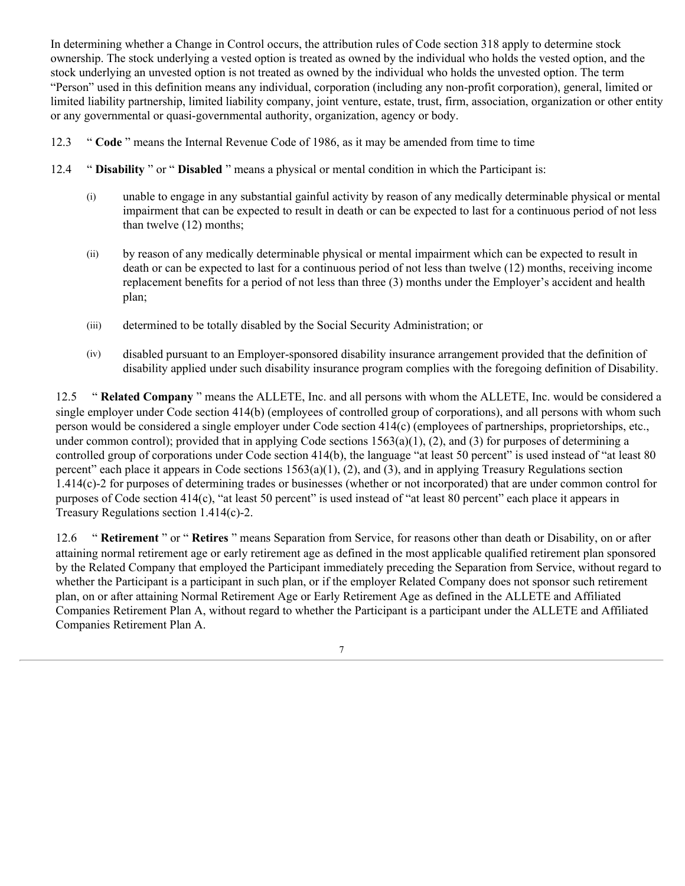In determining whether a Change in Control occurs, the attribution rules of Code section 318 apply to determine stock ownership. The stock underlying a vested option is treated as owned by the individual who holds the vested option, and the stock underlying an unvested option is not treated as owned by the individual who holds the unvested option. The term "Person" used in this definition means any individual, corporation (including any non-profit corporation), general, limited or limited liability partnership, limited liability company, joint venture, estate, trust, firm, association, organization or other entity or any governmental or quasi-governmental authority, organization, agency or body.

12.3 " **Code** " means the Internal Revenue Code of 1986, as it may be amended from time to time

12.4 " **Disability** " or " **Disabled** " means a physical or mental condition in which the Participant is:

(i) unable to engage in any substantial gainful activity by reason of any medically determinable physical or mental impairment that can be expected to result in death or can be expected to last for a continuous period of not less than twelve (12) months;

(ii) by reason of any medically determinable physical or mental impairment which can be expected to result in death or can be expected to last for a continuous period of not less than twelve (12) months, receiving income replacement benefits for a period of not less than three (3) months under the Employer's accident and health plan;

(iii) determined to be totally disabled by the Social Security Administration; or

(iv) disabled pursuant to an Employer-sponsored disability insurance arrangement provided that the definition of disability applied under such disability insurance program complies with the foregoing definition of Disability.

12.5 " **Related Company** " means the ALLETE, Inc. and all persons with whom the ALLETE, Inc. would be considered a single employer under Code section 414(b) (employees of controlled group of corporations), and all persons with whom such person would be considered a single employer under Code section 414(c) (employees of partnerships, proprietorships, etc., under common control); provided that in applying Code sections 1563(a)(1), (2), and (3) for purposes of determining a controlled group of corporations under Code section 414(b), the language "at least 50 percent" is used instead of "at least 80 percent" each place it appears in Code sections 1563(a)(1), (2), and (3), and in applying Treasury Regulations section 1.414(c)-2 for purposes of determining trades or businesses (whether or not incorporated) that are under common control for purposes of Code section 414(c), "at least 50 percent" is used instead of "at least 80 percent" each place it appears in Treasury Regulations section 1.414(c)-2.

12.6 " **Retirement** " or " **Retires** " means Separation from Service, for reasons other than death or Disability, on or after attaining normal retirement age or early retirement age as defined in the most applicable qualified retirement plan sponsored by the Related Company that employed the Participant immediately preceding the Separation from Service, without regard to whether the Participant is a participant in such plan, or if the employer Related Company does not sponsor such retirement plan, on or after attaining Normal Retirement Age or Early Retirement Age as defined in the ALLETE and Affiliated Companies Retirement Plan A, without regard to whether the Participant is a participant under the ALLETE and Affiliated Companies Retirement Plan A.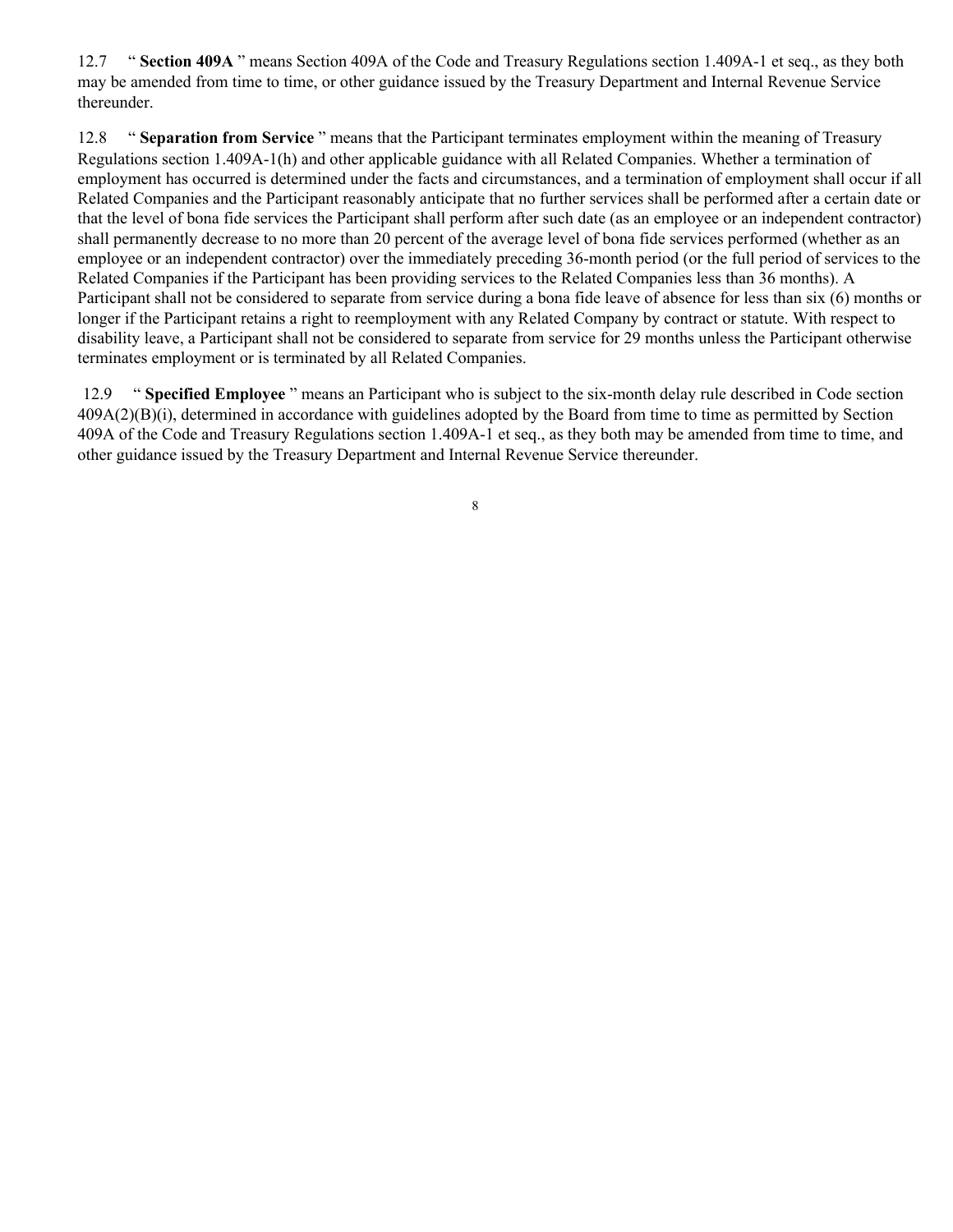12.7 " **Section 409A** " means Section 409A of the Code and Treasury Regulations section 1.409A-1 et seq., as they both may be amended from time to time, or other guidance issued by the Treasury Department and Internal Revenue Service thereunder.

12.8 " **Separation from Service** " means that the Participant terminates employment within the meaning of Treasury Regulations section 1.409A-1(h) and other applicable guidance with all Related Companies. Whether a termination of employment has occurred is determined under the facts and circumstances, and a termination of employment shall occur if all Related Companies and the Participant reasonably anticipate that no further services shall be performed after a certain date or that the level of bona fide services the Participant shall perform after such date (as an employee or an independent contractor) shall permanently decrease to no more than 20 percent of the average level of bona fide services performed (whether as an employee or an independent contractor) over the immediately preceding 36-month period (or the full period of services to the Related Companies if the Participant has been providing services to the Related Companies less than 36 months). A Participant shall not be considered to separate from service during a bona fide leave of absence for less than six (6) months or longer if the Participant retains a right to reemployment with any Related Company by contract or statute. With respect to disability leave, a Participant shall not be considered to separate from service for 29 months unless the Participant otherwise terminates employment or is terminated by all Related Companies.

12.9 " **Specified Employee** " means an Participant who is subject to the six-month delay rule described in Code section 409A(2)(B)(i), determined in accordance with guidelines adopted by the Board from time to time as permitted by Section 409A of the Code and Treasury Regulations section 1.409A-1 et seq., as they both may be amended from time to time, and other guidance issued by the Treasury Department and Internal Revenue Service thereunder.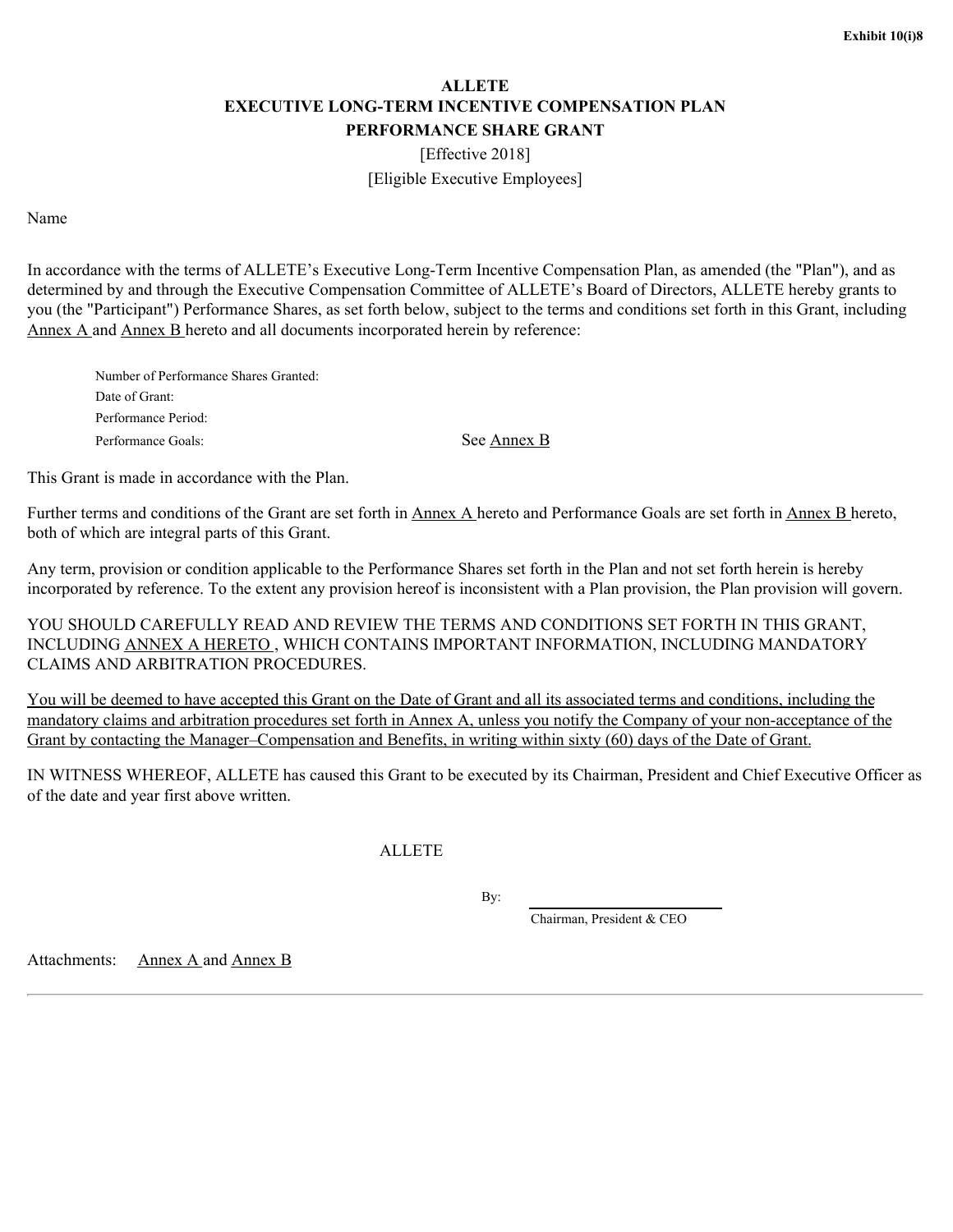**Exhibit 10(i)8**

# ALLETE
## EXECUTIVE LONG-TERM INCENTIVE COMPENSATION PLAN
## PERFORMANCE SHARE GRANT

[Effective 2018]

[Eligible Executive Employees]

Name

In accordance with the terms of ALLETE's Executive Long-Term Incentive Compensation Plan, as amended (the "Plan"), and as determined by and through the Executive Compensation Committee of ALLETE's Board of Directors, ALLETE hereby grants to you (the "Participant") Performance Shares, as set forth below, subject to the terms and conditions set forth in this Grant, including Annex A and Annex B hereto and all documents incorporated herein by reference:

Number of Performance Shares Granted:

Date of Grant:

Performance Period:

Performance Goals: See Annex B

This Grant is made in accordance with the Plan.

Further terms and conditions of the Grant are set forth in Annex A hereto and Performance Goals are set forth in Annex B hereto, both of which are integral parts of this Grant.

Any term, provision or condition applicable to the Performance Shares set forth in the Plan and not set forth herein is hereby incorporated by reference. To the extent any provision hereof is inconsistent with a Plan provision, the Plan provision will govern.

YOU SHOULD CAREFULLY READ AND REVIEW THE TERMS AND CONDITIONS SET FORTH IN THIS GRANT, INCLUDING ANNEX A HERETO , WHICH CONTAINS IMPORTANT INFORMATION, INCLUDING MANDATORY CLAIMS AND ARBITRATION PROCEDURES.

You will be deemed to have accepted this Grant on the Date of Grant and all its associated terms and conditions, including the mandatory claims and arbitration procedures set forth in Annex A, unless you notify the Company of your non-acceptance of the Grant by contacting the Manager–Compensation and Benefits, in writing within sixty (60) days of the Date of Grant.

IN WITNESS WHEREOF, ALLETE has caused this Grant to be executed by its Chairman, President and Chief Executive Officer as of the date and year first above written.

ALLETE

By: ______________________

Chairman, President & CEO

Attachments: Annex A and Annex B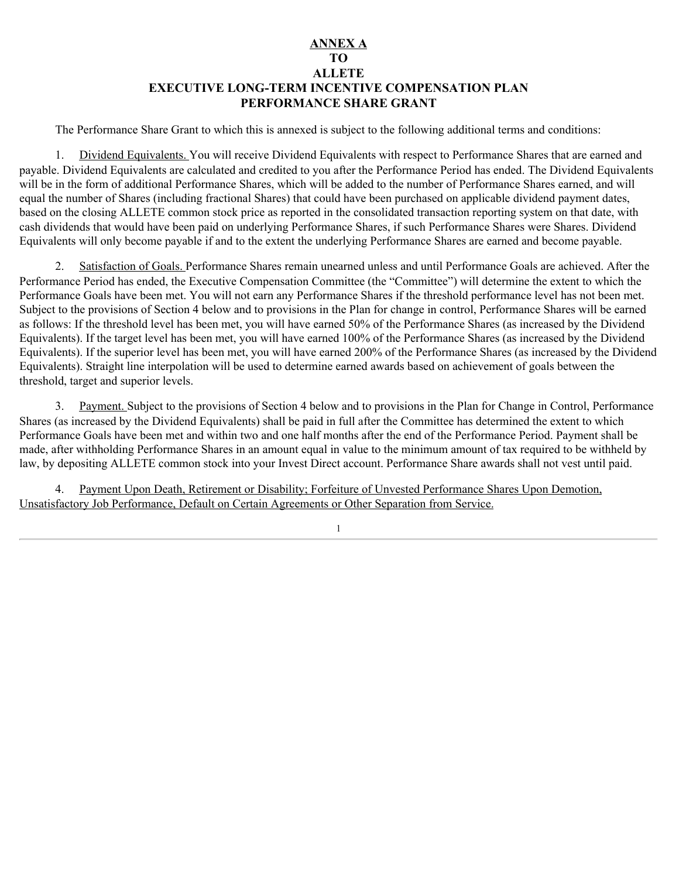**ANNEX A**
**TO**
**ALLETE**
**EXECUTIVE LONG-TERM INCENTIVE COMPENSATION PLAN**
**PERFORMANCE SHARE GRANT**

The Performance Share Grant to which this is annexed is subject to the following additional terms and conditions:

1. Dividend Equivalents. You will receive Dividend Equivalents with respect to Performance Shares that are earned and payable. Dividend Equivalents are calculated and credited to you after the Performance Period has ended. The Dividend Equivalents will be in the form of additional Performance Shares, which will be added to the number of Performance Shares earned, and will equal the number of Shares (including fractional Shares) that could have been purchased on applicable dividend payment dates, based on the closing ALLETE common stock price as reported in the consolidated transaction reporting system on that date, with cash dividends that would have been paid on underlying Performance Shares, if such Performance Shares were Shares. Dividend Equivalents will only become payable if and to the extent the underlying Performance Shares are earned and become payable.

2. Satisfaction of Goals. Performance Shares remain unearned unless and until Performance Goals are achieved. After the Performance Period has ended, the Executive Compensation Committee (the "Committee") will determine the extent to which the Performance Goals have been met. You will not earn any Performance Shares if the threshold performance level has not been met. Subject to the provisions of Section 4 below and to provisions in the Plan for change in control, Performance Shares will be earned as follows: If the threshold level has been met, you will have earned 50% of the Performance Shares (as increased by the Dividend Equivalents). If the target level has been met, you will have earned 100% of the Performance Shares (as increased by the Dividend Equivalents). If the superior level has been met, you will have earned 200% of the Performance Shares (as increased by the Dividend Equivalents). Straight line interpolation will be used to determine earned awards based on achievement of goals between the threshold, target and superior levels.

3. Payment. Subject to the provisions of Section 4 below and to provisions in the Plan for Change in Control, Performance Shares (as increased by the Dividend Equivalents) shall be paid in full after the Committee has determined the extent to which Performance Goals have been met and within two and one half months after the end of the Performance Period. Payment shall be made, after withholding Performance Shares in an amount equal in value to the minimum amount of tax required to be withheld by law, by depositing ALLETE common stock into your Invest Direct account. Performance Share awards shall not vest until paid.

4. Payment Upon Death, Retirement or Disability; Forfeiture of Unvested Performance Shares Upon Demotion, Unsatisfactory Job Performance, Default on Certain Agreements or Other Separation from Service.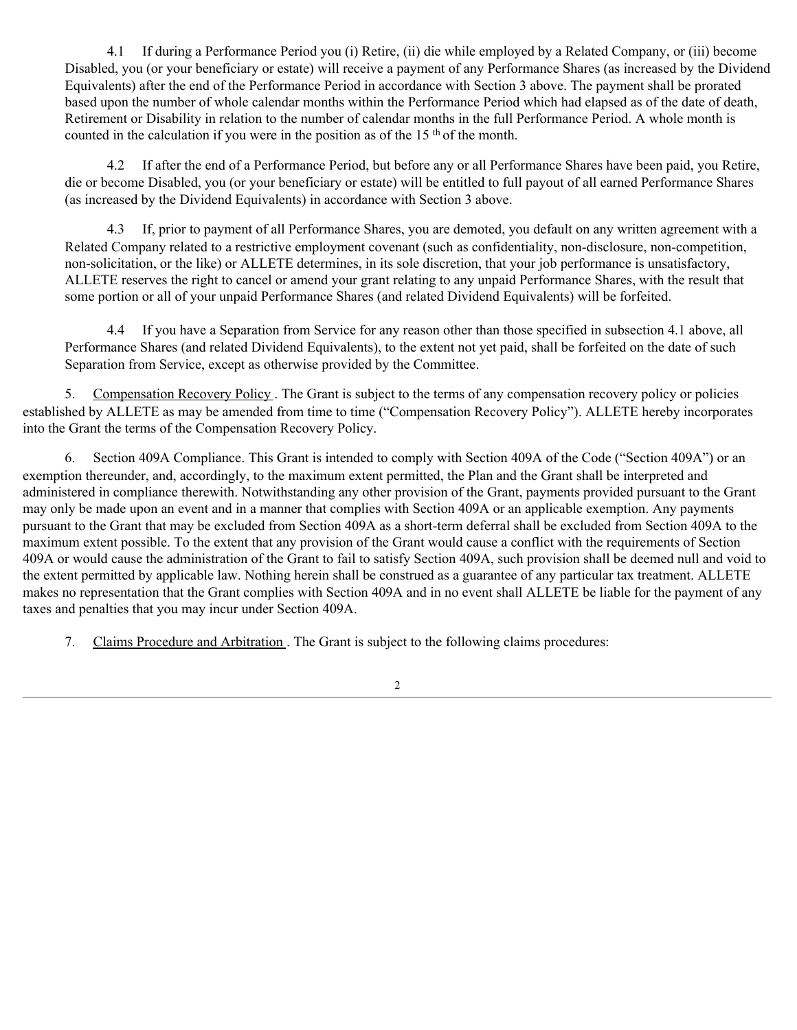4.1 If during a Performance Period you (i) Retire, (ii) die while employed by a Related Company, or (iii) become Disabled, you (or your beneficiary or estate) will receive a payment of any Performance Shares (as increased by the Dividend Equivalents) after the end of the Performance Period in accordance with Section 3 above. The payment shall be prorated based upon the number of whole calendar months within the Performance Period which had elapsed as of the date of death, Retirement or Disability in relation to the number of calendar months in the full Performance Period. A whole month is counted in the calculation if you were in the position as of the 15 th of the month.

4.2 If after the end of a Performance Period, but before any or all Performance Shares have been paid, you Retire, die or become Disabled, you (or your beneficiary or estate) will be entitled to full payout of all earned Performance Shares (as increased by the Dividend Equivalents) in accordance with Section 3 above.

4.3 If, prior to payment of all Performance Shares, you are demoted, you default on any written agreement with a Related Company related to a restrictive employment covenant (such as confidentiality, non-disclosure, non-competition, non-solicitation, or the like) or ALLETE determines, in its sole discretion, that your job performance is unsatisfactory, ALLETE reserves the right to cancel or amend your grant relating to any unpaid Performance Shares, with the result that some portion or all of your unpaid Performance Shares (and related Dividend Equivalents) will be forfeited.

4.4 If you have a Separation from Service for any reason other than those specified in subsection 4.1 above, all Performance Shares (and related Dividend Equivalents), to the extent not yet paid, shall be forfeited on the date of such Separation from Service, except as otherwise provided by the Committee.

5. Compensation Recovery Policy . The Grant is subject to the terms of any compensation recovery policy or policies established by ALLETE as may be amended from time to time ("Compensation Recovery Policy"). ALLETE hereby incorporates into the Grant the terms of the Compensation Recovery Policy.

6. Section 409A Compliance. This Grant is intended to comply with Section 409A of the Code ("Section 409A") or an exemption thereunder, and, accordingly, to the maximum extent permitted, the Plan and the Grant shall be interpreted and administered in compliance therewith. Notwithstanding any other provision of the Grant, payments provided pursuant to the Grant may only be made upon an event and in a manner that complies with Section 409A or an applicable exemption. Any payments pursuant to the Grant that may be excluded from Section 409A as a short-term deferral shall be excluded from Section 409A to the maximum extent possible. To the extent that any provision of the Grant would cause a conflict with the requirements of Section 409A or would cause the administration of the Grant to fail to satisfy Section 409A, such provision shall be deemed null and void to the extent permitted by applicable law. Nothing herein shall be construed as a guarantee of any particular tax treatment. ALLETE makes no representation that the Grant complies with Section 409A and in no event shall ALLETE be liable for the payment of any taxes and penalties that you may incur under Section 409A.

7. Claims Procedure and Arbitration . The Grant is subject to the following claims procedures: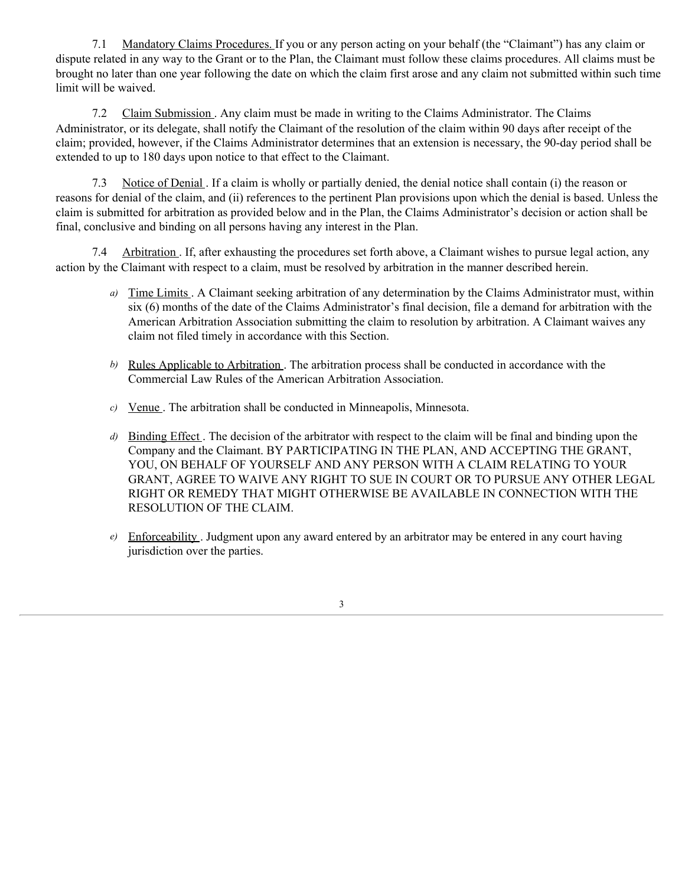7.1 Mandatory Claims Procedures. If you or any person acting on your behalf (the "Claimant") has any claim or dispute related in any way to the Grant or to the Plan, the Claimant must follow these claims procedures. All claims must be brought no later than one year following the date on which the claim first arose and any claim not submitted within such time limit will be waived.

7.2 Claim Submission. Any claim must be made in writing to the Claims Administrator. The Claims Administrator, or its delegate, shall notify the Claimant of the resolution of the claim within 90 days after receipt of the claim; provided, however, if the Claims Administrator determines that an extension is necessary, the 90-day period shall be extended to up to 180 days upon notice to that effect to the Claimant.

7.3 Notice of Denial. If a claim is wholly or partially denied, the denial notice shall contain (i) the reason or reasons for denial of the claim, and (ii) references to the pertinent Plan provisions upon which the denial is based. Unless the claim is submitted for arbitration as provided below and in the Plan, the Claims Administrator's decision or action shall be final, conclusive and binding on all persons having any interest in the Plan.

7.4 Arbitration. If, after exhausting the procedures set forth above, a Claimant wishes to pursue legal action, any action by the Claimant with respect to a claim, must be resolved by arbitration in the manner described herein.

a) Time Limits. A Claimant seeking arbitration of any determination by the Claims Administrator must, within six (6) months of the date of the Claims Administrator's final decision, file a demand for arbitration with the American Arbitration Association submitting the claim to resolution by arbitration. A Claimant waives any claim not filed timely in accordance with this Section.

b) Rules Applicable to Arbitration. The arbitration process shall be conducted in accordance with the Commercial Law Rules of the American Arbitration Association.

c) Venue. The arbitration shall be conducted in Minneapolis, Minnesota.

d) Binding Effect. The decision of the arbitrator with respect to the claim will be final and binding upon the Company and the Claimant. BY PARTICIPATING IN THE PLAN, AND ACCEPTING THE GRANT, YOU, ON BEHALF OF YOURSELF AND ANY PERSON WITH A CLAIM RELATING TO YOUR GRANT, AGREE TO WAIVE ANY RIGHT TO SUE IN COURT OR TO PURSUE ANY OTHER LEGAL RIGHT OR REMEDY THAT MIGHT OTHERWISE BE AVAILABLE IN CONNECTION WITH THE RESOLUTION OF THE CLAIM.

e) Enforceability. Judgment upon any award entered by an arbitrator may be entered in any court having jurisdiction over the parties.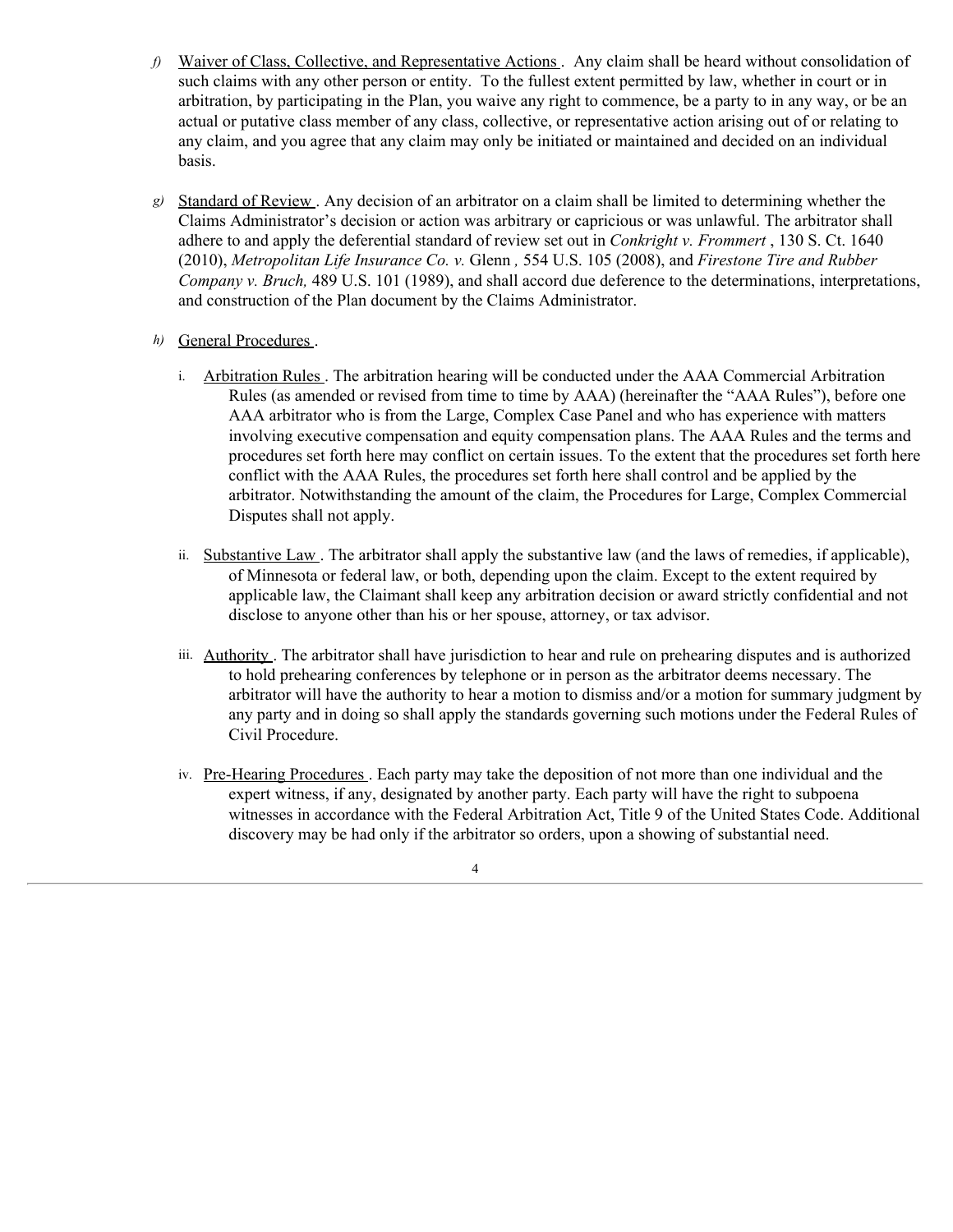f) Waiver of Class, Collective, and Representative Actions . Any claim shall be heard without consolidation of such claims with any other person or entity. To the fullest extent permitted by law, whether in court or in arbitration, by participating in the Plan, you waive any right to commence, be a party to in any way, or be an actual or putative class member of any class, collective, or representative action arising out of or relating to any claim, and you agree that any claim may only be initiated or maintained and decided on an individual basis.

g) Standard of Review . Any decision of an arbitrator on a claim shall be limited to determining whether the Claims Administrator's decision or action was arbitrary or capricious or was unlawful. The arbitrator shall adhere to and apply the deferential standard of review set out in *Conkright v. Frommert* , 130 S. Ct. 1640 (2010), *Metropolitan Life Insurance Co. v.* Glenn *,* 554 U.S. 105 (2008), and *Firestone Tire and Rubber Company v. Bruch,* 489 U.S. 101 (1989), and shall accord due deference to the determinations, interpretations, and construction of the Plan document by the Claims Administrator.

h) General Procedures .

i. Arbitration Rules . The arbitration hearing will be conducted under the AAA Commercial Arbitration Rules (as amended or revised from time to time by AAA) (hereinafter the "AAA Rules"), before one AAA arbitrator who is from the Large, Complex Case Panel and who has experience with matters involving executive compensation and equity compensation plans. The AAA Rules and the terms and procedures set forth here may conflict on certain issues. To the extent that the procedures set forth here conflict with the AAA Rules, the procedures set forth here shall control and be applied by the arbitrator. Notwithstanding the amount of the claim, the Procedures for Large, Complex Commercial Disputes shall not apply.

ii. Substantive Law . The arbitrator shall apply the substantive law (and the laws of remedies, if applicable), of Minnesota or federal law, or both, depending upon the claim. Except to the extent required by applicable law, the Claimant shall keep any arbitration decision or award strictly confidential and not disclose to anyone other than his or her spouse, attorney, or tax advisor.

iii. Authority . The arbitrator shall have jurisdiction to hear and rule on prehearing disputes and is authorized to hold prehearing conferences by telephone or in person as the arbitrator deems necessary. The arbitrator will have the authority to hear a motion to dismiss and/or a motion for summary judgment by any party and in doing so shall apply the standards governing such motions under the Federal Rules of Civil Procedure.

iv. Pre-Hearing Procedures . Each party may take the deposition of not more than one individual and the expert witness, if any, designated by another party. Each party will have the right to subpoena witnesses in accordance with the Federal Arbitration Act, Title 9 of the United States Code. Additional discovery may be had only if the arbitrator so orders, upon a showing of substantial need.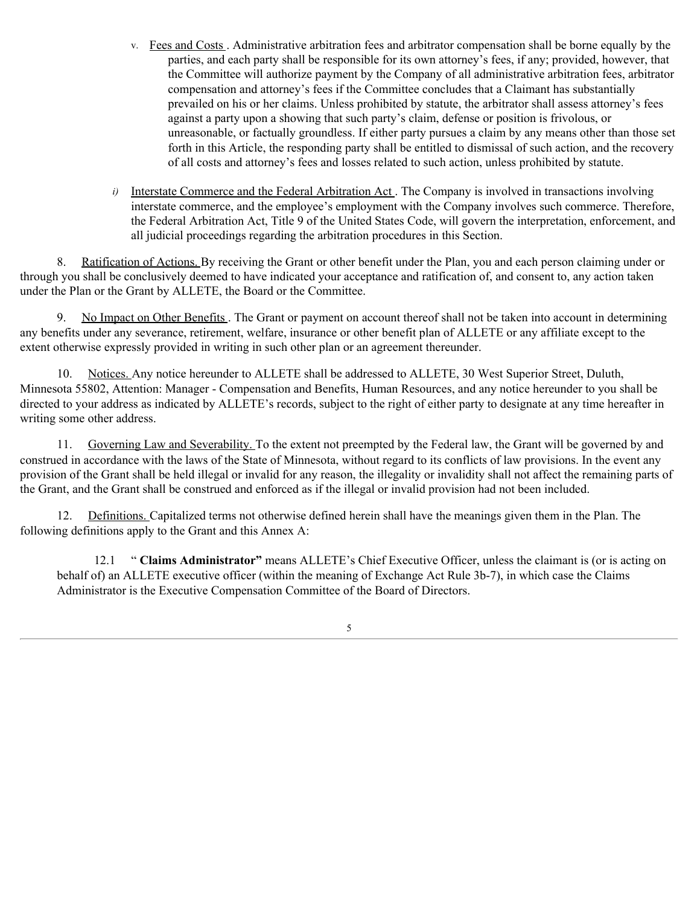v. Fees and Costs. Administrative arbitration fees and arbitrator compensation shall be borne equally by the parties, and each party shall be responsible for its own attorney's fees, if any; provided, however, that the Committee will authorize payment by the Company of all administrative arbitration fees, arbitrator compensation and attorney's fees if the Committee concludes that a Claimant has substantially prevailed on his or her claims. Unless prohibited by statute, the arbitrator shall assess attorney's fees against a party upon a showing that such party's claim, defense or position is frivolous, or unreasonable, or factually groundless. If either party pursues a claim by any means other than those set forth in this Article, the responding party shall be entitled to dismissal of such action, and the recovery of all costs and attorney's fees and losses related to such action, unless prohibited by statute.

*i)* Interstate Commerce and the Federal Arbitration Act. The Company is involved in transactions involving interstate commerce, and the employee's employment with the Company involves such commerce. Therefore, the Federal Arbitration Act, Title 9 of the United States Code, will govern the interpretation, enforcement, and all judicial proceedings regarding the arbitration procedures in this Section.

8. Ratification of Actions. By receiving the Grant or other benefit under the Plan, you and each person claiming under or through you shall be conclusively deemed to have indicated your acceptance and ratification of, and consent to, any action taken under the Plan or the Grant by ALLETE, the Board or the Committee.

9. No Impact on Other Benefits. The Grant or payment on account thereof shall not be taken into account in determining any benefits under any severance, retirement, welfare, insurance or other benefit plan of ALLETE or any affiliate except to the extent otherwise expressly provided in writing in such other plan or an agreement thereunder.

10. Notices. Any notice hereunder to ALLETE shall be addressed to ALLETE, 30 West Superior Street, Duluth, Minnesota 55802, Attention: Manager - Compensation and Benefits, Human Resources, and any notice hereunder to you shall be directed to your address as indicated by ALLETE's records, subject to the right of either party to designate at any time hereafter in writing some other address.

11. Governing Law and Severability. To the extent not preempted by the Federal law, the Grant will be governed by and construed in accordance with the laws of the State of Minnesota, without regard to its conflicts of law provisions. In the event any provision of the Grant shall be held illegal or invalid for any reason, the illegality or invalidity shall not affect the remaining parts of the Grant, and the Grant shall be construed and enforced as if the illegal or invalid provision had not been included.

12. Definitions. Capitalized terms not otherwise defined herein shall have the meanings given them in the Plan. The following definitions apply to the Grant and this Annex A:

12.1 "**Claims Administrator"** means ALLETE's Chief Executive Officer, unless the claimant is (or is acting on behalf of) an ALLETE executive officer (within the meaning of Exchange Act Rule 3b-7), in which case the Claims Administrator is the Executive Compensation Committee of the Board of Directors.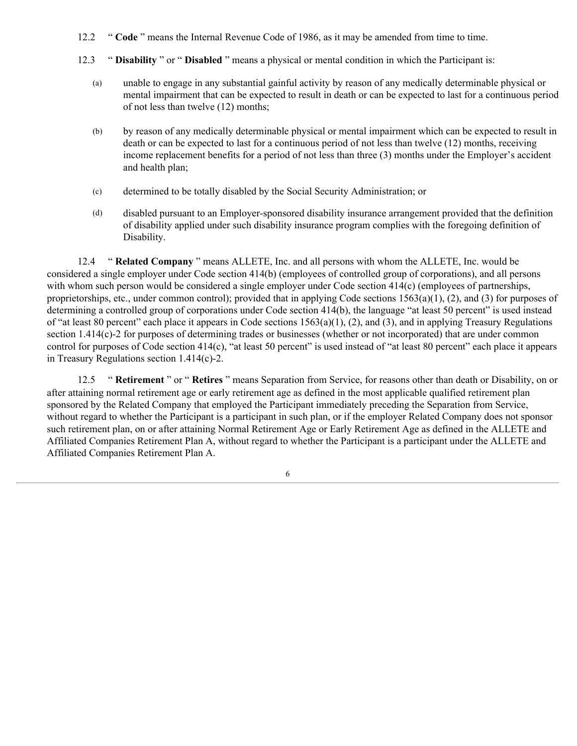12.2 " **Code** " means the Internal Revenue Code of 1986, as it may be amended from time to time.

12.3 " **Disability** " or " **Disabled** " means a physical or mental condition in which the Participant is:

(a) unable to engage in any substantial gainful activity by reason of any medically determinable physical or mental impairment that can be expected to result in death or can be expected to last for a continuous period of not less than twelve (12) months;

(b) by reason of any medically determinable physical or mental impairment which can be expected to result in death or can be expected to last for a continuous period of not less than twelve (12) months, receiving income replacement benefits for a period of not less than three (3) months under the Employer's accident and health plan;

(c) determined to be totally disabled by the Social Security Administration; or

(d) disabled pursuant to an Employer-sponsored disability insurance arrangement provided that the definition of disability applied under such disability insurance program complies with the foregoing definition of Disability.

12.4 " **Related Company** " means ALLETE, Inc. and all persons with whom the ALLETE, Inc. would be considered a single employer under Code section 414(b) (employees of controlled group of corporations), and all persons with whom such person would be considered a single employer under Code section 414(c) (employees of partnerships, proprietorships, etc., under common control); provided that in applying Code sections 1563(a)(1), (2), and (3) for purposes of determining a controlled group of corporations under Code section 414(b), the language "at least 50 percent" is used instead of "at least 80 percent" each place it appears in Code sections 1563(a)(1), (2), and (3), and in applying Treasury Regulations section 1.414(c)-2 for purposes of determining trades or businesses (whether or not incorporated) that are under common control for purposes of Code section 414(c), "at least 50 percent" is used instead of "at least 80 percent" each place it appears in Treasury Regulations section 1.414(c)-2.

12.5 " **Retirement** " or " **Retires** " means Separation from Service, for reasons other than death or Disability, on or after attaining normal retirement age or early retirement age as defined in the most applicable qualified retirement plan sponsored by the Related Company that employed the Participant immediately preceding the Separation from Service, without regard to whether the Participant is a participant in such plan, or if the employer Related Company does not sponsor such retirement plan, on or after attaining Normal Retirement Age or Early Retirement Age as defined in the ALLETE and Affiliated Companies Retirement Plan A, without regard to whether the Participant is a participant under the ALLETE and Affiliated Companies Retirement Plan A.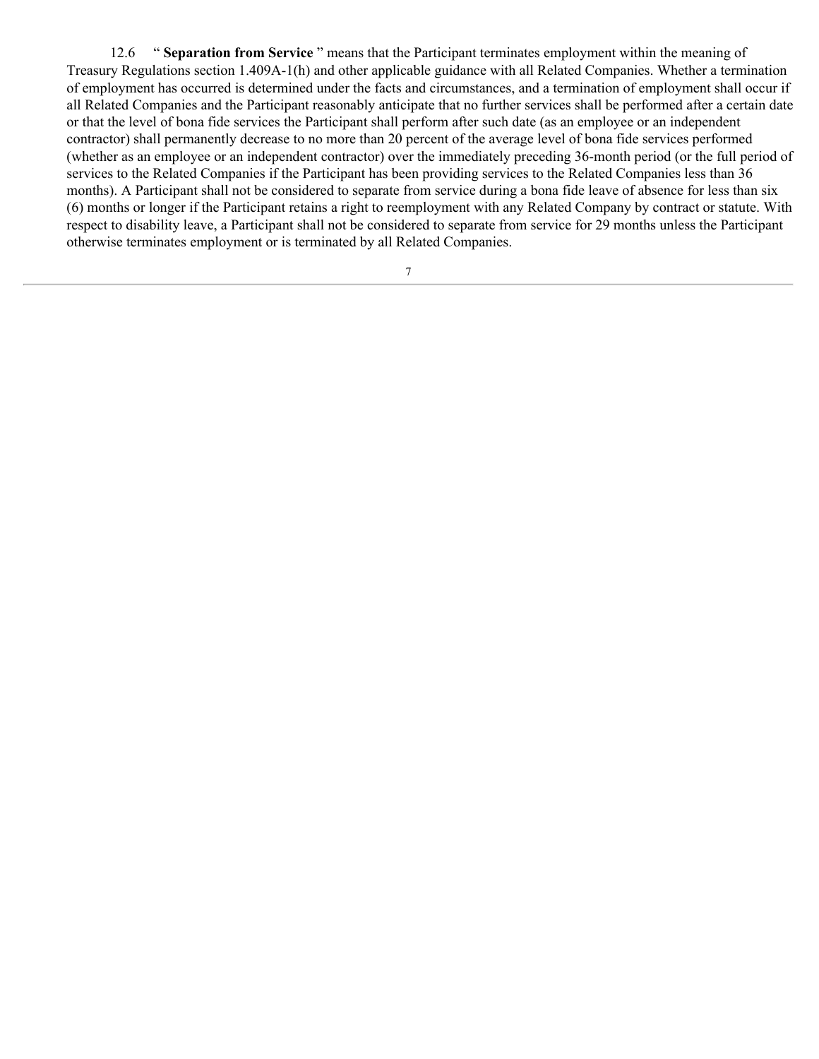12.6 " **Separation from Service** " means that the Participant terminates employment within the meaning of Treasury Regulations section 1.409A-1(h) and other applicable guidance with all Related Companies. Whether a termination of employment has occurred is determined under the facts and circumstances, and a termination of employment shall occur if all Related Companies and the Participant reasonably anticipate that no further services shall be performed after a certain date or that the level of bona fide services the Participant shall perform after such date (as an employee or an independent contractor) shall permanently decrease to no more than 20 percent of the average level of bona fide services performed (whether as an employee or an independent contractor) over the immediately preceding 36-month period (or the full period of services to the Related Companies if the Participant has been providing services to the Related Companies less than 36 months). A Participant shall not be considered to separate from service during a bona fide leave of absence for less than six (6) months or longer if the Participant retains a right to reemployment with any Related Company by contract or statute. With respect to disability leave, a Participant shall not be considered to separate from service for 29 months unless the Participant otherwise terminates employment or is terminated by all Related Companies.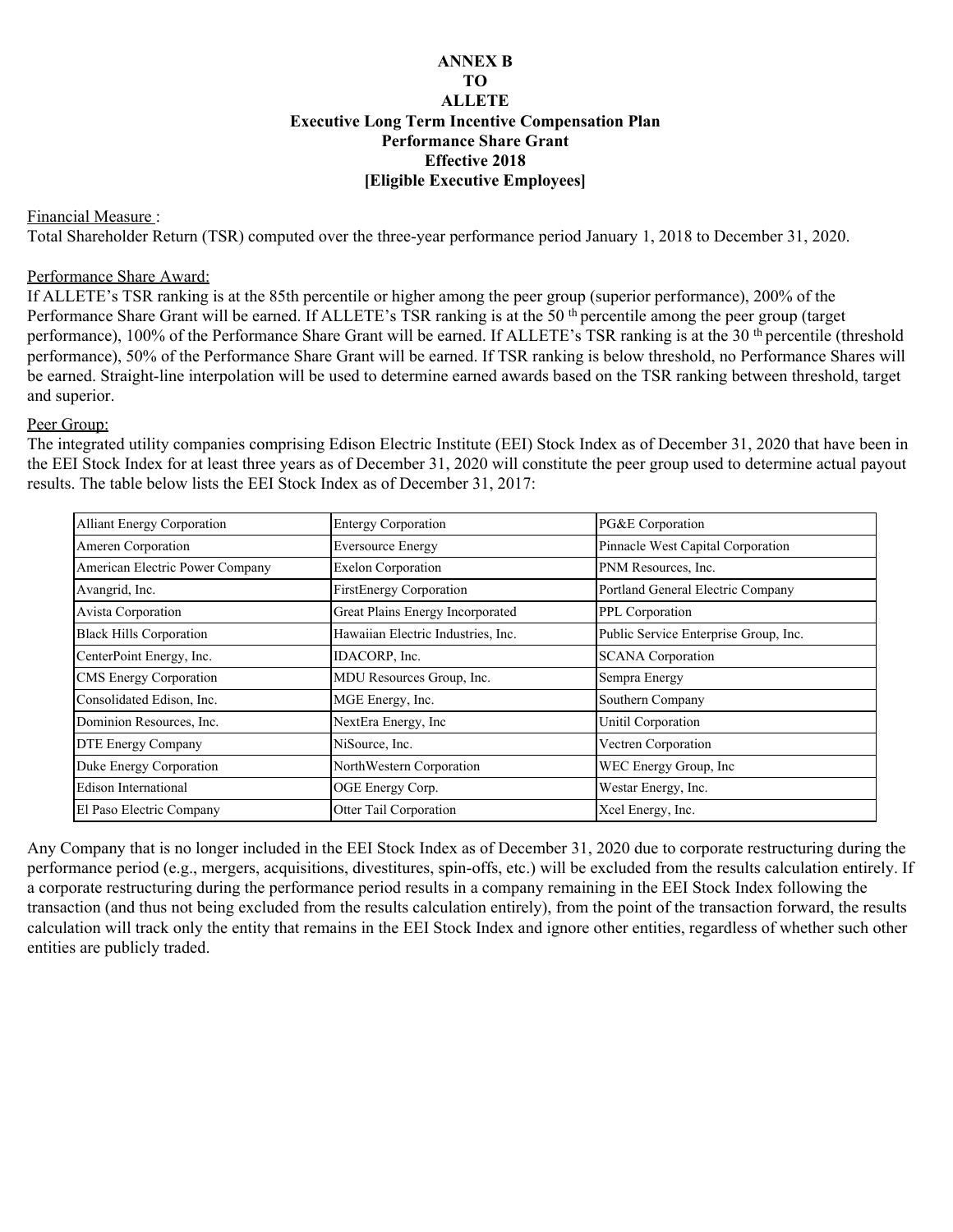**ANNEX B**
**TO**
**ALLETE**
**Executive Long Term Incentive Compensation Plan**
**Performance Share Grant**
**Effective 2018**
**[Eligible Executive Employees]**

Financial Measure :
Total Shareholder Return (TSR) computed over the three-year performance period January 1, 2018 to December 31, 2020.

Performance Share Award:
If ALLETE's TSR ranking is at the 85th percentile or higher among the peer group (superior performance), 200% of the Performance Share Grant will be earned. If ALLETE's TSR ranking is at the 50th percentile among the peer group (target performance), 100% of the Performance Share Grant will be earned. If ALLETE's TSR ranking is at the 30th percentile (threshold performance), 50% of the Performance Share Grant will be earned. If TSR ranking is below threshold, no Performance Shares will be earned. Straight-line interpolation will be used to determine earned awards based on the TSR ranking between threshold, target and superior.

Peer Group:
The integrated utility companies comprising Edison Electric Institute (EEI) Stock Index as of December 31, 2020 that have been in the EEI Stock Index for at least three years as of December 31, 2020 will constitute the peer group used to determine actual payout results. The table below lists the EEI Stock Index as of December 31, 2017:

| | | |
|---|---|---|
| Alliant Energy Corporation | Entergy Corporation | PG&E Corporation |
| Ameren Corporation | Eversource Energy | Pinnacle West Capital Corporation |
| American Electric Power Company | Exelon Corporation | PNM Resources, Inc. |
| Avangrid, Inc. | FirstEnergy Corporation | Portland General Electric Company |
| Avista Corporation | Great Plains Energy Incorporated | PPL Corporation |
| Black Hills Corporation | Hawaiian Electric Industries, Inc. | Public Service Enterprise Group, Inc. |
| CenterPoint Energy, Inc. | IDACORP, Inc. | SCANA Corporation |
| CMS Energy Corporation | MDU Resources Group, Inc. | Sempra Energy |
| Consolidated Edison, Inc. | MGE Energy, Inc. | Southern Company |
| Dominion Resources, Inc. | NextEra Energy, Inc | Unitil Corporation |
| DTE Energy Company | NiSource, Inc. | Vectren Corporation |
| Duke Energy Corporation | NorthWestern Corporation | WEC Energy Group, Inc |
| Edison International | OGE Energy Corp. | Westar Energy, Inc. |
| El Paso Electric Company | Otter Tail Corporation | Xcel Energy, Inc. |

Any Company that is no longer included in the EEI Stock Index as of December 31, 2020 due to corporate restructuring during the performance period (e.g., mergers, acquisitions, divestitures, spin-offs, etc.) will be excluded from the results calculation entirely. If a corporate restructuring during the performance period results in a company remaining in the EEI Stock Index following the transaction (and thus not being excluded from the results calculation entirely), from the point of the transaction forward, the results calculation will track only the entity that remains in the EEI Stock Index and ignore other entities, regardless of whether such other entities are publicly traded.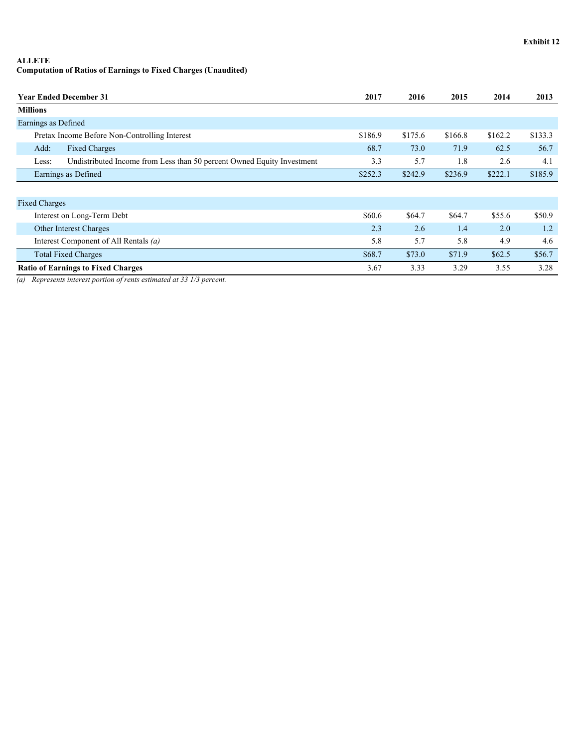Exhibit 12

**ALLETE**
**Computation of Ratios of Earnings to Fixed Charges (Unaudited)**

| **Year Ended December 31** | **2017** | **2016** | **2015** | **2014** | **2013** |
|---|---|---|---|---|---|
| **Millions** | | | | | |
| Earnings as Defined | | | | | |
| Pretax Income Before Non-Controlling Interest | $186.9 | $175.6 | $166.8 | $162.2 | $133.3 |
| Add: Fixed Charges | 68.7 | 73.0 | 71.9 | 62.5 | 56.7 |
| Less: Undistributed Income from Less than 50 percent Owned Equity Investment | 3.3 | 5.7 | 1.8 | 2.6 | 4.1 |
| Earnings as Defined | $252.3 | $242.9 | $236.9 | $222.1 | $185.9 |
| | | | | | |
| Fixed Charges | | | | | |
| Interest on Long-Term Debt | $60.6 | $64.7 | $64.7 | $55.6 | $50.9 |
| Other Interest Charges | 2.3 | 2.6 | 1.4 | 2.0 | 1.2 |
| Interest Component of All Rentals *(a)* | 5.8 | 5.7 | 5.8 | 4.9 | 4.6 |
| Total Fixed Charges | $68.7 | $73.0 | $71.9 | $62.5 | $56.7 |
| **Ratio of Earnings to Fixed Charges** | 3.67 | 3.33 | 3.29 | 3.55 | 3.28 |

*(a) Represents interest portion of rents estimated at 33 1/3 percent.*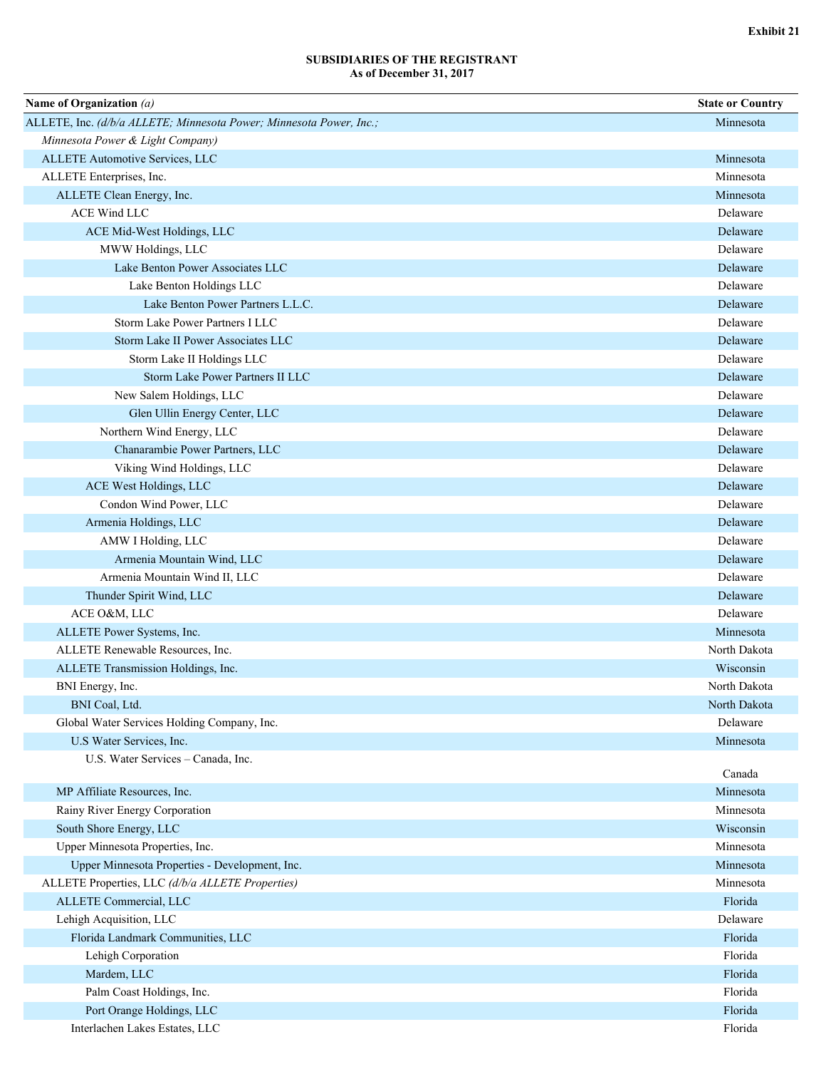**Exhibit 21**

**SUBSIDIARIES OF THE REGISTRANT**
**As of December 31, 2017**

| Name of Organization *(a)* | State or Country |
|---|---|
| ALLETE, Inc. *(d/b/a ALLETE; Minnesota Power; Minnesota Power, Inc.; Minnesota Power & Light Company)* | Minnesota |
| ALLETE Automotive Services, LLC | Minnesota |
| ALLETE Enterprises, Inc. | Minnesota |
| ALLETE Clean Energy, Inc. | Minnesota |
| ACE Wind LLC | Delaware |
| ACE Mid-West Holdings, LLC | Delaware |
| MWW Holdings, LLC | Delaware |
| Lake Benton Power Associates LLC | Delaware |
| Lake Benton Holdings LLC | Delaware |
| Lake Benton Power Partners L.L.C. | Delaware |
| Storm Lake Power Partners I LLC | Delaware |
| Storm Lake II Power Associates LLC | Delaware |
| Storm Lake II Holdings LLC | Delaware |
| Storm Lake Power Partners II LLC | Delaware |
| New Salem Holdings, LLC | Delaware |
| Glen Ullin Energy Center, LLC | Delaware |
| Northern Wind Energy, LLC | Delaware |
| Chanarambie Power Partners, LLC | Delaware |
| Viking Wind Holdings, LLC | Delaware |
| ACE West Holdings, LLC | Delaware |
| Condon Wind Power, LLC | Delaware |
| Armenia Holdings, LLC | Delaware |
| AMW I Holding, LLC | Delaware |
| Armenia Mountain Wind, LLC | Delaware |
| Armenia Mountain Wind II, LLC | Delaware |
| Thunder Spirit Wind, LLC | Delaware |
| ACE O&M, LLC | Delaware |
| ALLETE Power Systems, Inc. | Minnesota |
| ALLETE Renewable Resources, Inc. | North Dakota |
| ALLETE Transmission Holdings, Inc. | Wisconsin |
| BNI Energy, Inc. | North Dakota |
| BNI Coal, Ltd. | North Dakota |
| Global Water Services Holding Company, Inc. | Delaware |
| U.S Water Services, Inc. | Minnesota |
| U.S. Water Services – Canada, Inc. | Canada |
| MP Affiliate Resources, Inc. | Minnesota |
| Rainy River Energy Corporation | Minnesota |
| South Shore Energy, LLC | Wisconsin |
| Upper Minnesota Properties, Inc. | Minnesota |
| Upper Minnesota Properties - Development, Inc. | Minnesota |
| ALLETE Properties, LLC *(d/b/a ALLETE Properties)* | Minnesota |
| ALLETE Commercial, LLC | Florida |
| Lehigh Acquisition, LLC | Delaware |
| Florida Landmark Communities, LLC | Florida |
| Lehigh Corporation | Florida |
| Mardem, LLC | Florida |
| Palm Coast Holdings, Inc. | Florida |
| Port Orange Holdings, LLC | Florida |
| Interlachen Lakes Estates, LLC | Florida |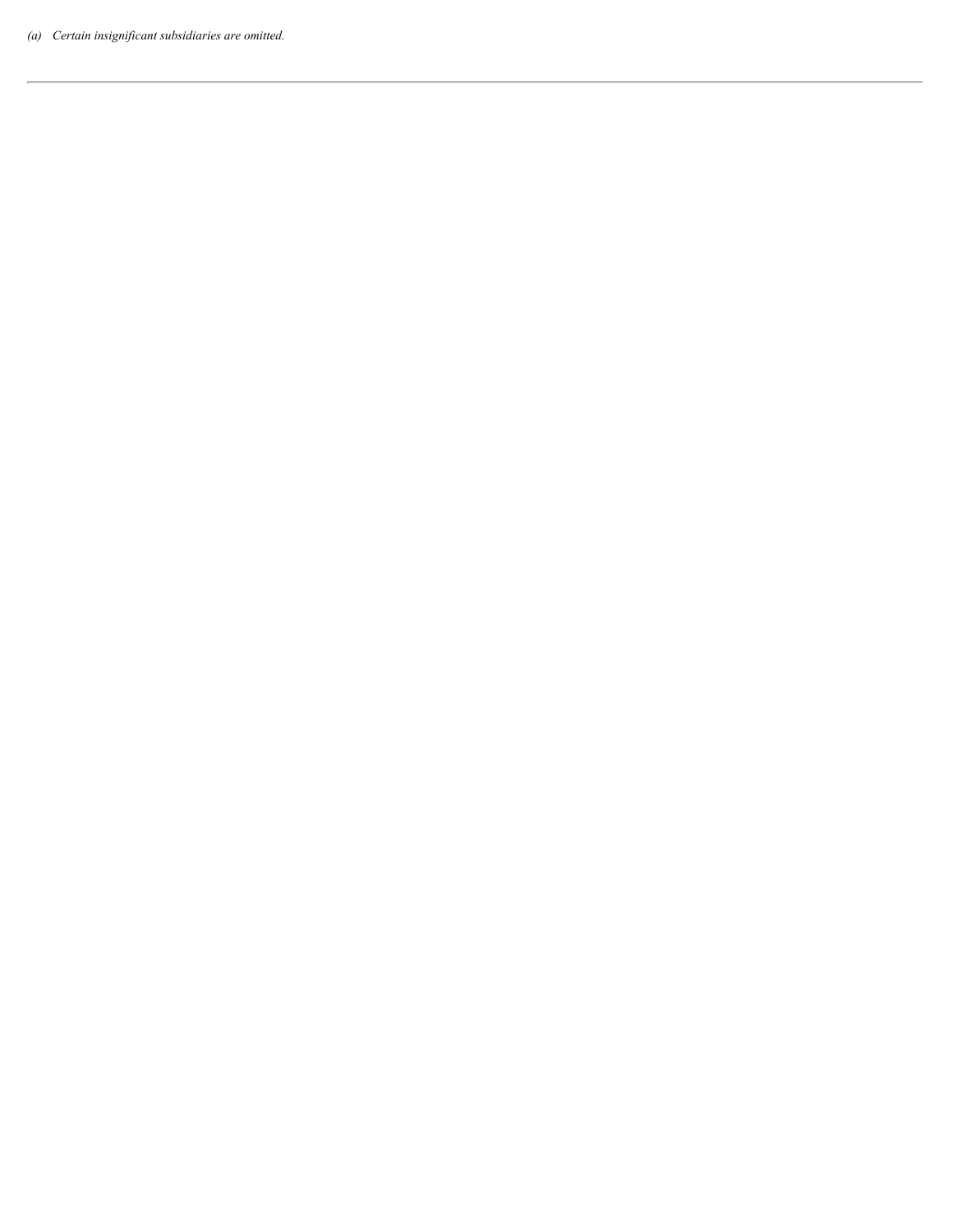*(a) Certain insignificant subsidiaries are omitted.*

---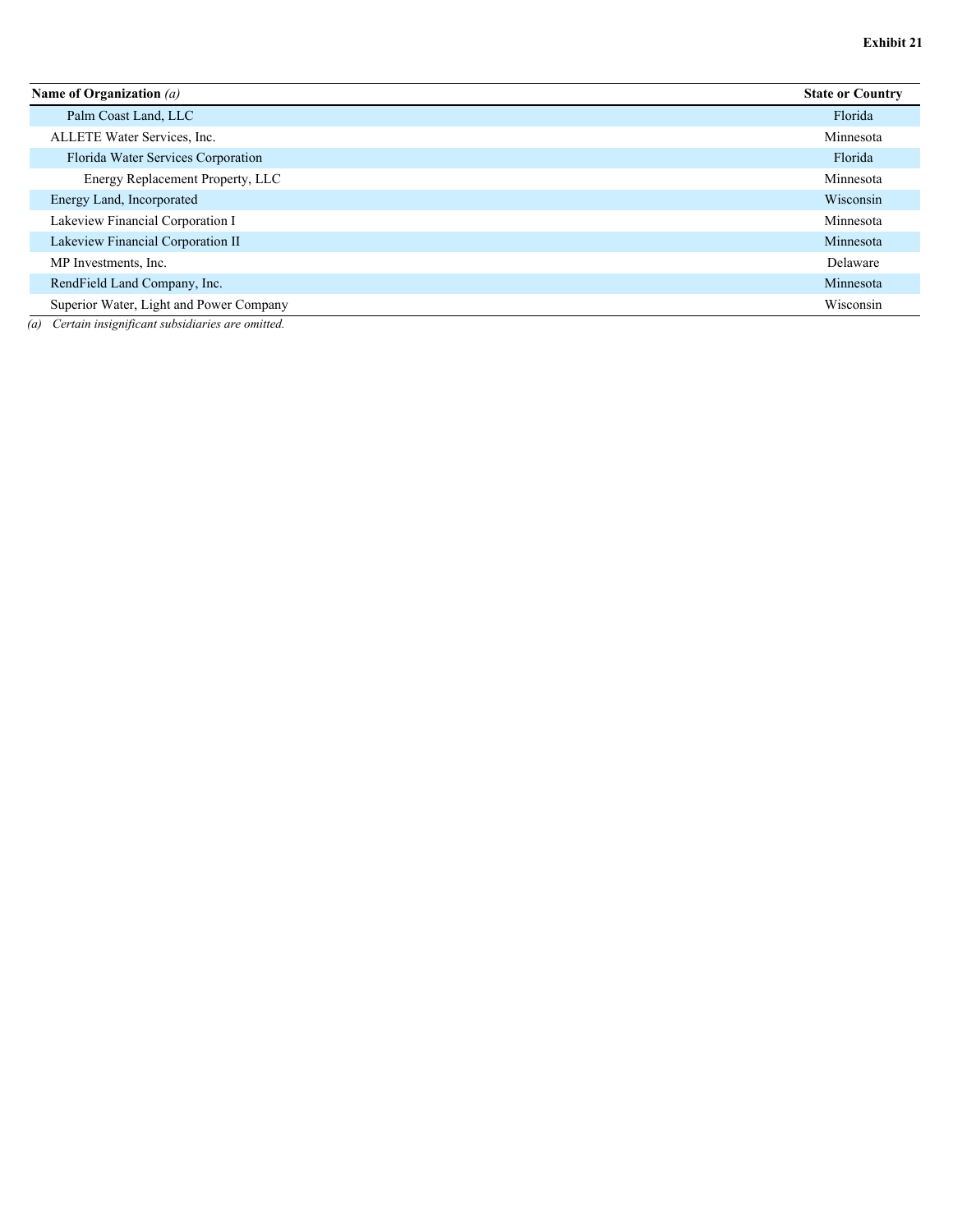**Exhibit 21**

| Name of Organization *(a)* | State or Country |
|---|---|
| Palm Coast Land, LLC | Florida |
| ALLETE Water Services, Inc. | Minnesota |
| Florida Water Services Corporation | Florida |
| Energy Replacement Property, LLC | Minnesota |
| Energy Land, Incorporated | Wisconsin |
| Lakeview Financial Corporation I | Minnesota |
| Lakeview Financial Corporation II | Minnesota |
| MP Investments, Inc. | Delaware |
| RendField Land Company, Inc. | Minnesota |
| Superior Water, Light and Power Company | Wisconsin |

*(a) Certain insignificant subsidiaries are omitted.*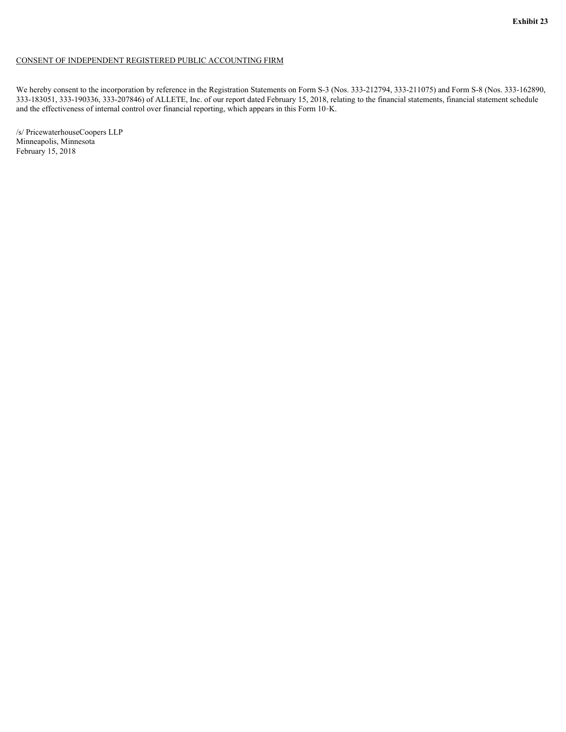**Exhibit 23**

CONSENT OF INDEPENDENT REGISTERED PUBLIC ACCOUNTING FIRM

We hereby consent to the incorporation by reference in the Registration Statements on Form S-3 (Nos. 333-212794, 333-211075) and Form S-8 (Nos. 333-162890, 333-183051, 333-190336, 333-207846) of ALLETE, Inc. of our report dated February 15, 2018, relating to the financial statements, financial statement schedule and the effectiveness of internal control over financial reporting, which appears in this Form 10-K.

/s/ PricewaterhouseCoopers LLP
Minneapolis, Minnesota
February 15, 2018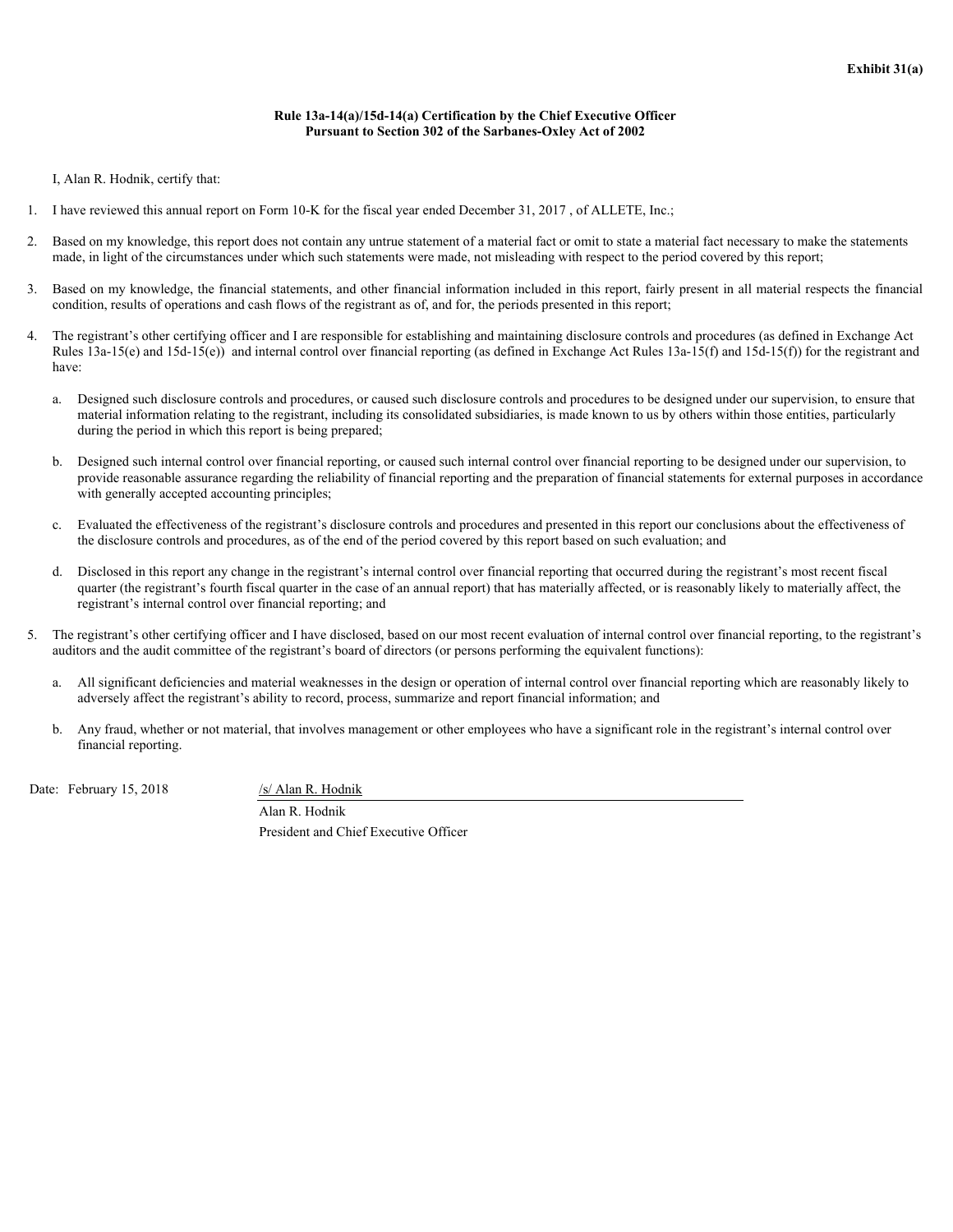**Exhibit 31(a)**

**Rule 13a-14(a)/15d-14(a) Certification by the Chief Executive Officer**
**Pursuant to Section 302 of the Sarbanes-Oxley Act of 2002**

I, Alan R. Hodnik, certify that:

1. I have reviewed this annual report on Form 10-K for the fiscal year ended December 31, 2017 , of ALLETE, Inc.;

2. Based on my knowledge, this report does not contain any untrue statement of a material fact or omit to state a material fact necessary to make the statements made, in light of the circumstances under which such statements were made, not misleading with respect to the period covered by this report;

3. Based on my knowledge, the financial statements, and other financial information included in this report, fairly present in all material respects the financial condition, results of operations and cash flows of the registrant as of, and for, the periods presented in this report;

4. The registrant's other certifying officer and I are responsible for establishing and maintaining disclosure controls and procedures (as defined in Exchange Act Rules 13a-15(e) and 15d-15(e)) and internal control over financial reporting (as defined in Exchange Act Rules 13a-15(f) and 15d-15(f)) for the registrant and have:

   a. Designed such disclosure controls and procedures, or caused such disclosure controls and procedures to be designed under our supervision, to ensure that material information relating to the registrant, including its consolidated subsidiaries, is made known to us by others within those entities, particularly during the period in which this report is being prepared;

   b. Designed such internal control over financial reporting, or caused such internal control over financial reporting to be designed under our supervision, to provide reasonable assurance regarding the reliability of financial reporting and the preparation of financial statements for external purposes in accordance with generally accepted accounting principles;

   c. Evaluated the effectiveness of the registrant's disclosure controls and procedures and presented in this report our conclusions about the effectiveness of the disclosure controls and procedures, as of the end of the period covered by this report based on such evaluation; and

   d. Disclosed in this report any change in the registrant's internal control over financial reporting that occurred during the registrant's most recent fiscal quarter (the registrant's fourth fiscal quarter in the case of an annual report) that has materially affected, or is reasonably likely to materially affect, the registrant's internal control over financial reporting; and

5. The registrant's other certifying officer and I have disclosed, based on our most recent evaluation of internal control over financial reporting, to the registrant's auditors and the audit committee of the registrant's board of directors (or persons performing the equivalent functions):

   a. All significant deficiencies and material weaknesses in the design or operation of internal control over financial reporting which are reasonably likely to adversely affect the registrant's ability to record, process, summarize and report financial information; and

   b. Any fraud, whether or not material, that involves management or other employees who have a significant role in the registrant's internal control over financial reporting.

Date: February 15, 2018

/s/ Alan R. Hodnik

Alan R. Hodnik
President and Chief Executive Officer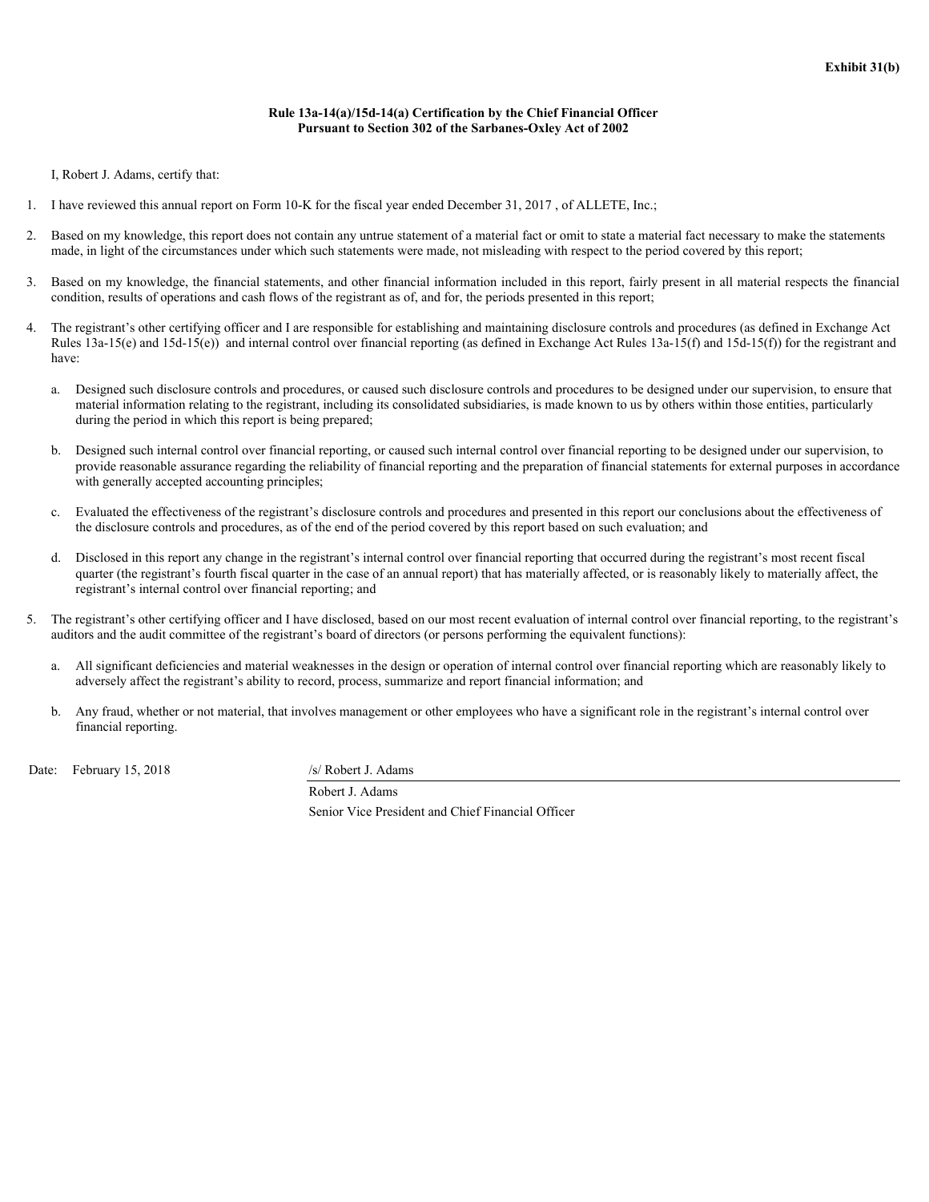**Exhibit 31(b)**

**Rule 13a-14(a)/15d-14(a) Certification by the Chief Financial Officer**
**Pursuant to Section 302 of the Sarbanes-Oxley Act of 2002**

I, Robert J. Adams, certify that:

1. I have reviewed this annual report on Form 10-K for the fiscal year ended December 31, 2017 , of ALLETE, Inc.;

2. Based on my knowledge, this report does not contain any untrue statement of a material fact or omit to state a material fact necessary to make the statements made, in light of the circumstances under which such statements were made, not misleading with respect to the period covered by this report;

3. Based on my knowledge, the financial statements, and other financial information included in this report, fairly present in all material respects the financial condition, results of operations and cash flows of the registrant as of, and for, the periods presented in this report;

4. The registrant's other certifying officer and I are responsible for establishing and maintaining disclosure controls and procedures (as defined in Exchange Act Rules 13a-15(e) and 15d-15(e)) and internal control over financial reporting (as defined in Exchange Act Rules 13a-15(f) and 15d-15(f)) for the registrant and have:

   a. Designed such disclosure controls and procedures, or caused such disclosure controls and procedures to be designed under our supervision, to ensure that material information relating to the registrant, including its consolidated subsidiaries, is made known to us by others within those entities, particularly during the period in which this report is being prepared;

   b. Designed such internal control over financial reporting, or caused such internal control over financial reporting to be designed under our supervision, to provide reasonable assurance regarding the reliability of financial reporting and the preparation of financial statements for external purposes in accordance with generally accepted accounting principles;

   c. Evaluated the effectiveness of the registrant's disclosure controls and procedures and presented in this report our conclusions about the effectiveness of the disclosure controls and procedures, as of the end of the period covered by this report based on such evaluation; and

   d. Disclosed in this report any change in the registrant's internal control over financial reporting that occurred during the registrant's most recent fiscal quarter (the registrant's fourth fiscal quarter in the case of an annual report) that has materially affected, or is reasonably likely to materially affect, the registrant's internal control over financial reporting; and

5. The registrant's other certifying officer and I have disclosed, based on our most recent evaluation of internal control over financial reporting, to the registrant's auditors and the audit committee of the registrant's board of directors (or persons performing the equivalent functions):

   a. All significant deficiencies and material weaknesses in the design or operation of internal control over financial reporting which are reasonably likely to adversely affect the registrant's ability to record, process, summarize and report financial information; and

   b. Any fraud, whether or not material, that involves management or other employees who have a significant role in the registrant's internal control over financial reporting.

Date: February 15, 2018

/s/ Robert J. Adams

Robert J. Adams
Senior Vice President and Chief Financial Officer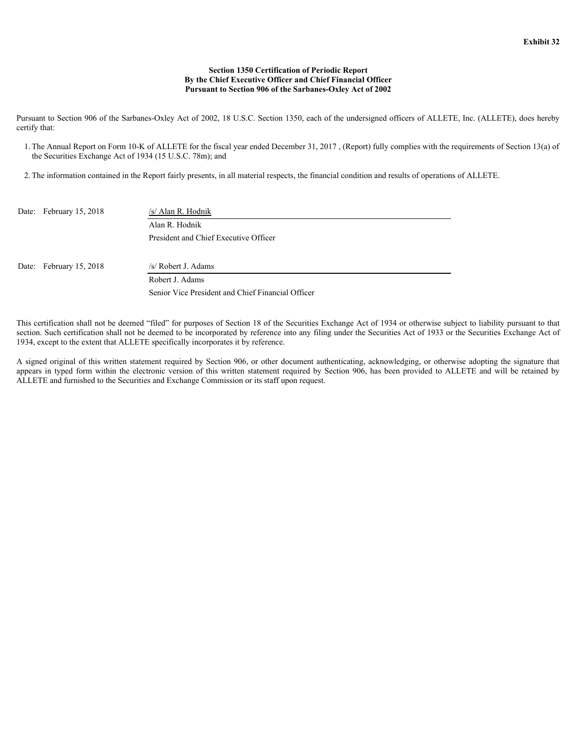**Exhibit 32**

**Section 1350 Certification of Periodic Report**
**By the Chief Executive Officer and Chief Financial Officer**
**Pursuant to Section 906 of the Sarbanes-Oxley Act of 2002**

Pursuant to Section 906 of the Sarbanes-Oxley Act of 2002, 18 U.S.C. Section 1350, each of the undersigned officers of ALLETE, Inc. (ALLETE), does hereby certify that:

1. The Annual Report on Form 10-K of ALLETE for the fiscal year ended December 31, 2017 , (Report) fully complies with the requirements of Section 13(a) of the Securities Exchange Act of 1934 (15 U.S.C. 78m); and
2. The information contained in the Report fairly presents, in all material respects, the financial condition and results of operations of ALLETE.

Date: February 15, 2018

/s/ Alan R. Hodnik
Alan R. Hodnik
President and Chief Executive Officer

Date: February 15, 2018

/s/ Robert J. Adams
Robert J. Adams
Senior Vice President and Chief Financial Officer

This certification shall not be deemed "filed" for purposes of Section 18 of the Securities Exchange Act of 1934 or otherwise subject to liability pursuant to that section. Such certification shall not be deemed to be incorporated by reference into any filing under the Securities Act of 1933 or the Securities Exchange Act of 1934, except to the extent that ALLETE specifically incorporates it by reference.

A signed original of this written statement required by Section 906, or other document authenticating, acknowledging, or otherwise adopting the signature that appears in typed form within the electronic version of this written statement required by Section 906, has been provided to ALLETE and will be retained by ALLETE and furnished to the Securities and Exchange Commission or its staff upon request.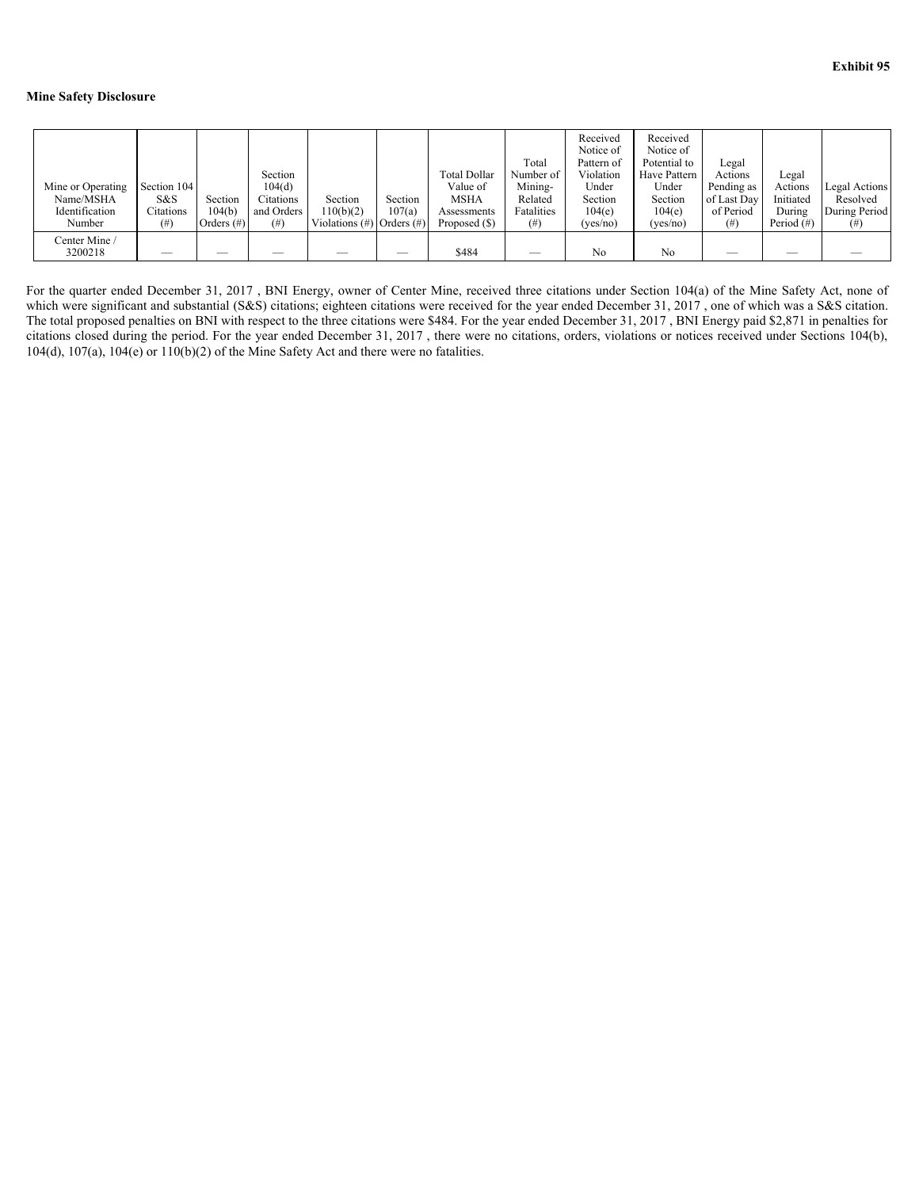**Exhibit 95**

**Mine Safety Disclosure**

| Mine or Operating Name/MSHA Identification Number | Section 104 S&S Citations (#) | Section 104(b) Orders (#) | Section 104(d) Citations and Orders (#) | Section 110(b)(2) Violations (#) | Section 107(a) Orders (#) | Total Dollar Value of MSHA Assessments Proposed ($) | Total Number of Mining-Related Fatalities (#) | Received Notice of Pattern of Violation Under Section 104(e) (yes/no) | Received Notice of Potential to Have Pattern Under Section 104(e) (yes/no) | Legal Actions Pending as of Last Day of Period (#) | Legal Actions Initiated During Period (#) | Legal Actions Resolved During Period (#) |
|---|---|---|---|---|---|---|---|---|---|---|---|---|
| Center Mine / 3200218 | — | — | — | — | — | $484 | — | No | No | — | — | — |

For the quarter ended December 31, 2017 , BNI Energy, owner of Center Mine, received three citations under Section 104(a) of the Mine Safety Act, none of which were significant and substantial (S&S) citations; eighteen citations were received for the year ended December 31, 2017 , one of which was a S&S citation. The total proposed penalties on BNI with respect to the three citations were $484. For the year ended December 31, 2017 , BNI Energy paid $2,871 in penalties for citations closed during the period. For the year ended December 31, 2017 , there were no citations, orders, violations or notices received under Sections 104(b), 104(d), 107(a), 104(e) or 110(b)(2) of the Mine Safety Act and there were no fatalities.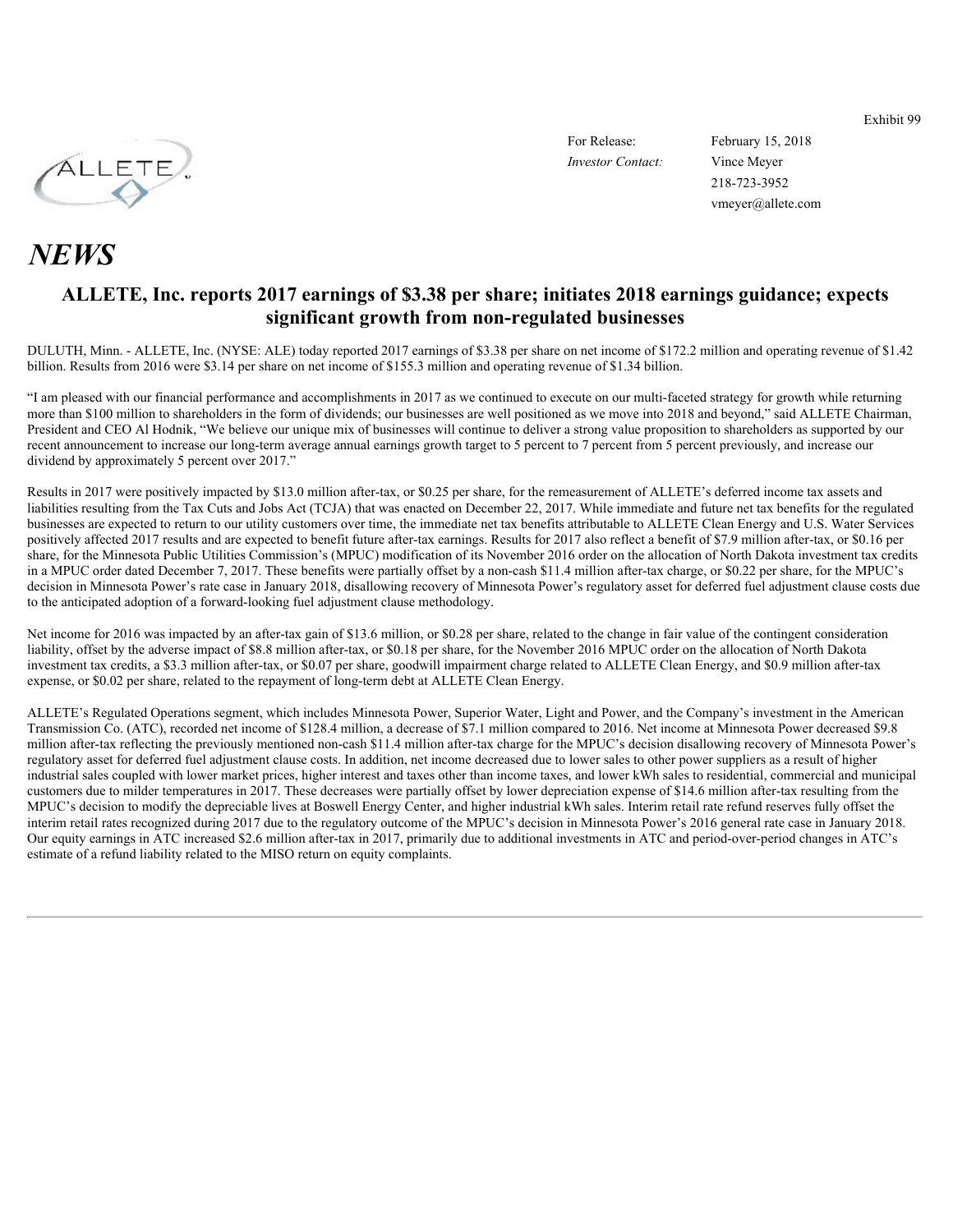Exhibit 99

ALLETE

For Release: February 15, 2018
*Investor Contact:* Vince Meyer
218-723-3952
vmeyer@allete.com

# *NEWS*

## ALLETE, Inc. reports 2017 earnings of $3.38 per share; initiates 2018 earnings guidance; expects significant growth from non-regulated businesses

DULUTH, Minn. - ALLETE, Inc. (NYSE: ALE) today reported 2017 earnings of $3.38 per share on net income of $172.2 million and operating revenue of $1.42 billion. Results from 2016 were $3.14 per share on net income of $155.3 million and operating revenue of $1.34 billion.

"I am pleased with our financial performance and accomplishments in 2017 as we continued to execute on our multi-faceted strategy for growth while returning more than $100 million to shareholders in the form of dividends; our businesses are well positioned as we move into 2018 and beyond," said ALLETE Chairman, President and CEO Al Hodnik, "We believe our unique mix of businesses will continue to deliver a strong value proposition to shareholders as supported by our recent announcement to increase our long-term average annual earnings growth target to 5 percent to 7 percent from 5 percent previously, and increase our dividend by approximately 5 percent over 2017."

Results in 2017 were positively impacted by $13.0 million after-tax, or $0.25 per share, for the remeasurement of ALLETE's deferred income tax assets and liabilities resulting from the Tax Cuts and Jobs Act (TCJA) that was enacted on December 22, 2017. While immediate and future net tax benefits for the regulated businesses are expected to return to our utility customers over time, the immediate net tax benefits attributable to ALLETE Clean Energy and U.S. Water Services positively affected 2017 results and are expected to benefit future after-tax earnings. Results for 2017 also reflect a benefit of $7.9 million after-tax, or $0.16 per share, for the Minnesota Public Utilities Commission's (MPUC) modification of its November 2016 order on the allocation of North Dakota investment tax credits in a MPUC order dated December 7, 2017. These benefits were partially offset by a non-cash $11.4 million after-tax charge, or $0.22 per share, for the MPUC's decision in Minnesota Power's rate case in January 2018, disallowing recovery of Minnesota Power's regulatory asset for deferred fuel adjustment clause costs due to the anticipated adoption of a forward-looking fuel adjustment clause methodology.

Net income for 2016 was impacted by an after-tax gain of $13.6 million, or $0.28 per share, related to the change in fair value of the contingent consideration liability, offset by the adverse impact of $8.8 million after-tax, or $0.18 per share, for the November 2016 MPUC order on the allocation of North Dakota investment tax credits, a $3.3 million after-tax, or $0.07 per share, goodwill impairment charge related to ALLETE Clean Energy, and $0.9 million after-tax expense, or $0.02 per share, related to the repayment of long-term debt at ALLETE Clean Energy.

ALLETE's Regulated Operations segment, which includes Minnesota Power, Superior Water, Light and Power, and the Company's investment in the American Transmission Co. (ATC), recorded net income of $128.4 million, a decrease of $7.1 million compared to 2016. Net income at Minnesota Power decreased $9.8 million after-tax reflecting the previously mentioned non-cash $11.4 million after-tax charge for the MPUC's decision disallowing recovery of Minnesota Power's regulatory asset for deferred fuel adjustment clause costs. In addition, net income decreased due to lower sales to other power suppliers as a result of higher industrial sales coupled with lower market prices, higher interest and taxes other than income taxes, and lower kWh sales to residential, commercial and municipal customers due to milder temperatures in 2017. These decreases were partially offset by lower depreciation expense of $14.6 million after-tax resulting from the MPUC's decision to modify the depreciable lives at Boswell Energy Center, and higher industrial kWh sales. Interim retail rate refund reserves fully offset the interim retail rates recognized during 2017 due to the regulatory outcome of the MPUC's decision in Minnesota Power's 2016 general rate case in January 2018. Our equity earnings in ATC increased $2.6 million after-tax in 2017, primarily due to additional investments in ATC and period-over-period changes in ATC's estimate of a refund liability related to the MISO return on equity complaints.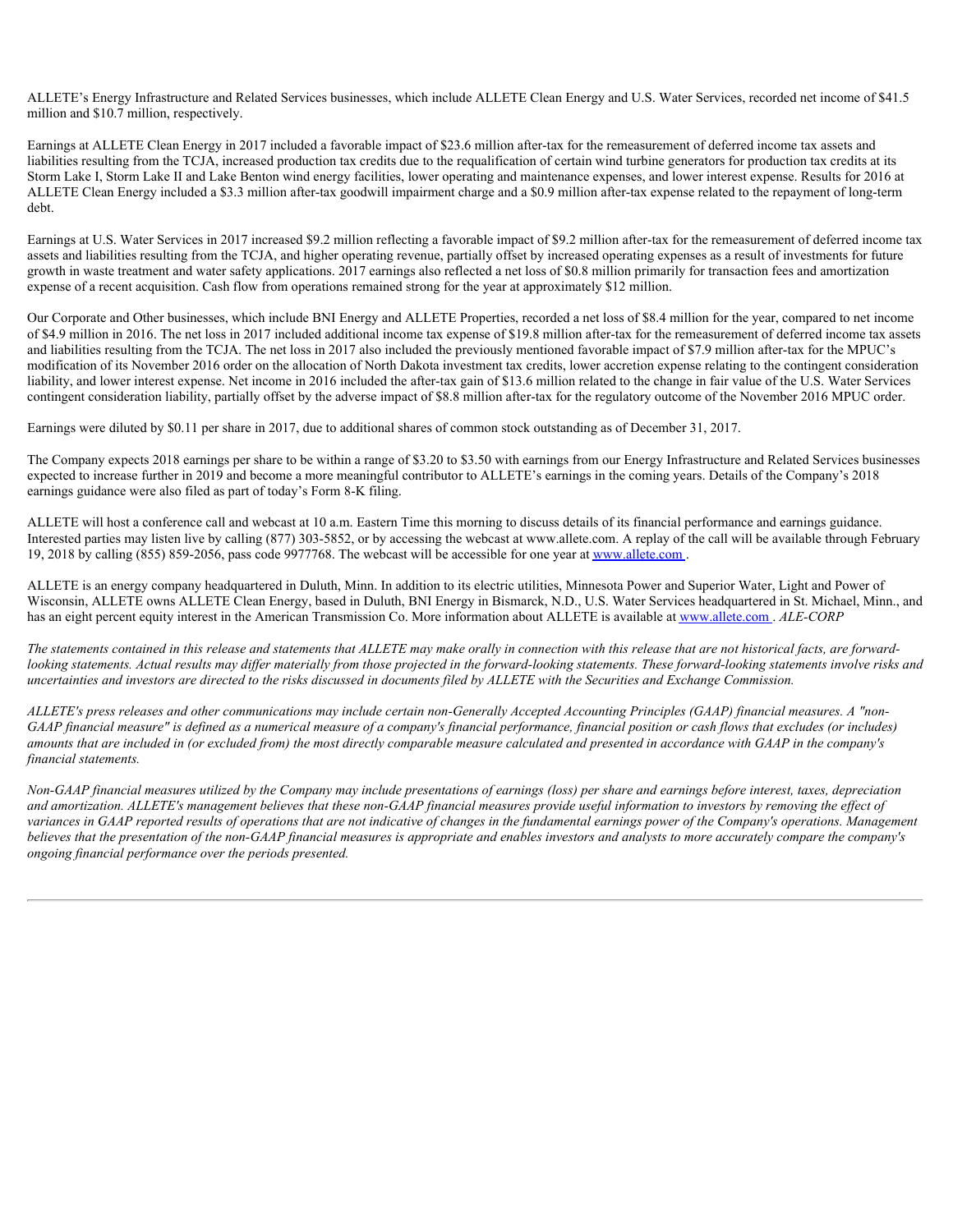ALLETE's Energy Infrastructure and Related Services businesses, which include ALLETE Clean Energy and U.S. Water Services, recorded net income of $41.5 million and $10.7 million, respectively.

Earnings at ALLETE Clean Energy in 2017 included a favorable impact of $23.6 million after-tax for the remeasurement of deferred income tax assets and liabilities resulting from the TCJA, increased production tax credits due to the requalification of certain wind turbine generators for production tax credits at its Storm Lake I, Storm Lake II and Lake Benton wind energy facilities, lower operating and maintenance expenses, and lower interest expense. Results for 2016 at ALLETE Clean Energy included a $3.3 million after-tax goodwill impairment charge and a $0.9 million after-tax expense related to the repayment of long-term debt.

Earnings at U.S. Water Services in 2017 increased $9.2 million reflecting a favorable impact of $9.2 million after-tax for the remeasurement of deferred income tax assets and liabilities resulting from the TCJA, and higher operating revenue, partially offset by increased operating expenses as a result of investments for future growth in waste treatment and water safety applications. 2017 earnings also reflected a net loss of $0.8 million primarily for transaction fees and amortization expense of a recent acquisition. Cash flow from operations remained strong for the year at approximately $12 million.

Our Corporate and Other businesses, which include BNI Energy and ALLETE Properties, recorded a net loss of $8.4 million for the year, compared to net income of $4.9 million in 2016. The net loss in 2017 included additional income tax expense of $19.8 million after-tax for the remeasurement of deferred income tax assets and liabilities resulting from the TCJA. The net loss in 2017 also included the previously mentioned favorable impact of $7.9 million after-tax for the MPUC's modification of its November 2016 order on the allocation of North Dakota investment tax credits, lower accretion expense relating to the contingent consideration liability, and lower interest expense. Net income in 2016 included the after-tax gain of $13.6 million related to the change in fair value of the U.S. Water Services contingent consideration liability, partially offset by the adverse impact of $8.8 million after-tax for the regulatory outcome of the November 2016 MPUC order.

Earnings were diluted by $0.11 per share in 2017, due to additional shares of common stock outstanding as of December 31, 2017.

The Company expects 2018 earnings per share to be within a range of $3.20 to $3.50 with earnings from our Energy Infrastructure and Related Services businesses expected to increase further in 2019 and become a more meaningful contributor to ALLETE's earnings in the coming years. Details of the Company's 2018 earnings guidance were also filed as part of today's Form 8-K filing.

ALLETE will host a conference call and webcast at 10 a.m. Eastern Time this morning to discuss details of its financial performance and earnings guidance. Interested parties may listen live by calling (877) 303-5852, or by accessing the webcast at www.allete.com. A replay of the call will be available through February 19, 2018 by calling (855) 859-2056, pass code 9977768. The webcast will be accessible for one year at www.allete.com.

ALLETE is an energy company headquartered in Duluth, Minn. In addition to its electric utilities, Minnesota Power and Superior Water, Light and Power of Wisconsin, ALLETE owns ALLETE Clean Energy, based in Duluth, BNI Energy in Bismarck, N.D., U.S. Water Services headquartered in St. Michael, Minn., and has an eight percent equity interest in the American Transmission Co. More information about ALLETE is available at www.allete.com. *ALE-CORP*

*The statements contained in this release and statements that ALLETE may make orally in connection with this release that are not historical facts, are forward-looking statements. Actual results may differ materially from those projected in the forward-looking statements. These forward-looking statements involve risks and uncertainties and investors are directed to the risks discussed in documents filed by ALLETE with the Securities and Exchange Commission.*

*ALLETE's press releases and other communications may include certain non-Generally Accepted Accounting Principles (GAAP) financial measures. A "non-GAAP financial measure" is defined as a numerical measure of a company's financial performance, financial position or cash flows that excludes (or includes) amounts that are included in (or excluded from) the most directly comparable measure calculated and presented in accordance with GAAP in the company's financial statements.*

*Non-GAAP financial measures utilized by the Company may include presentations of earnings (loss) per share and earnings before interest, taxes, depreciation and amortization. ALLETE's management believes that these non-GAAP financial measures provide useful information to investors by removing the effect of variances in GAAP reported results of operations that are not indicative of changes in the fundamental earnings power of the Company's operations. Management believes that the presentation of the non-GAAP financial measures is appropriate and enables investors and analysts to more accurately compare the company's ongoing financial performance over the periods presented.*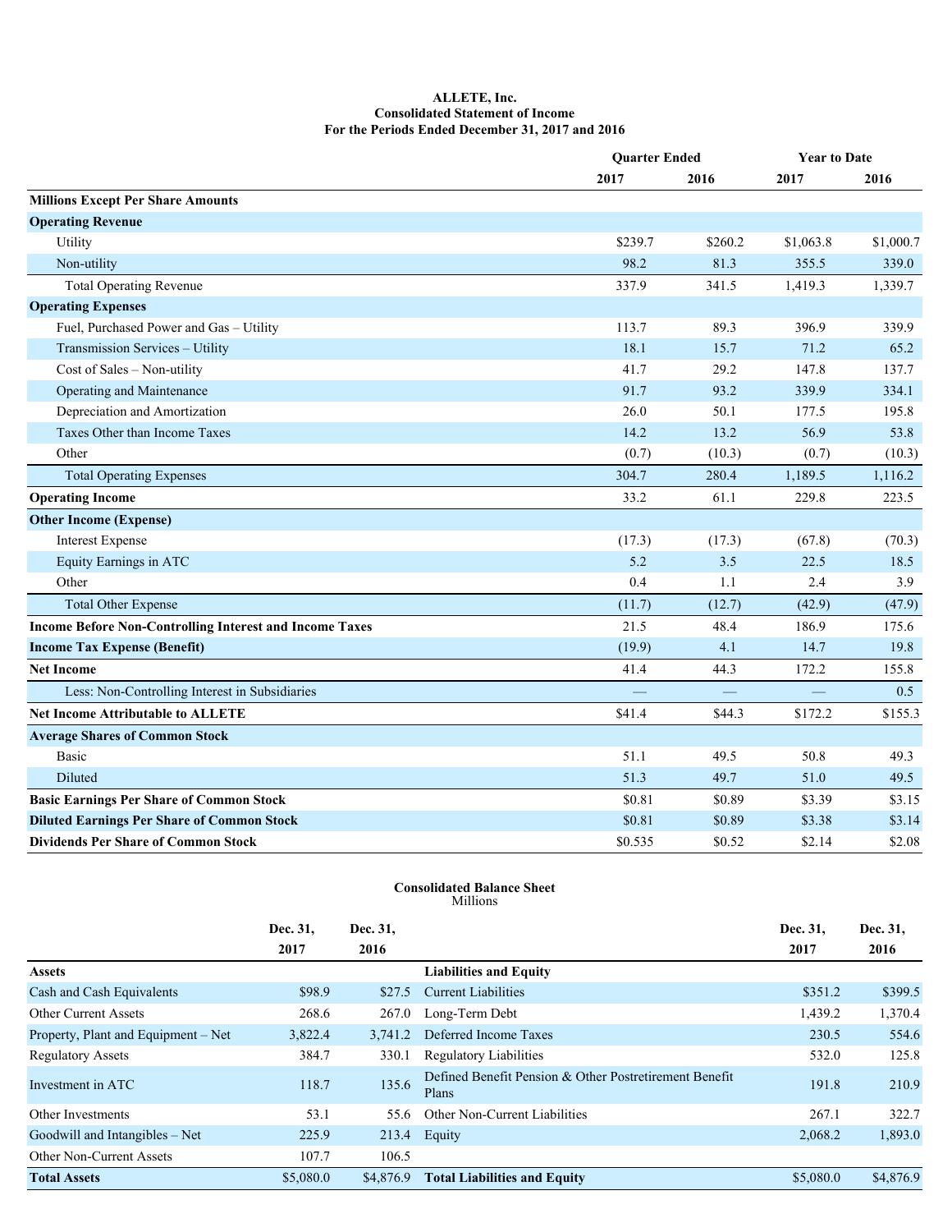# ALLETE, Inc.
## Consolidated Statement of Income
### For the Periods Ended December 31, 2017 and 2016

| | Quarter Ended | | Year to Date | |
|---|---|---|---|---|
| | 2017 | 2016 | 2017 | 2016 |
| **Millions Except Per Share Amounts** | | | | |
| **Operating Revenue** | | | | |
| Utility | $239.7 | $260.2 | $1,063.8 | $1,000.7 |
| Non-utility | 98.2 | 81.3 | 355.5 | 339.0 |
| Total Operating Revenue | 337.9 | 341.5 | 1,419.3 | 1,339.7 |
| **Operating Expenses** | | | | |
| Fuel, Purchased Power and Gas – Utility | 113.7 | 89.3 | 396.9 | 339.9 |
| Transmission Services – Utility | 18.1 | 15.7 | 71.2 | 65.2 |
| Cost of Sales – Non-utility | 41.7 | 29.2 | 147.8 | 137.7 |
| Operating and Maintenance | 91.7 | 93.2 | 339.9 | 334.1 |
| Depreciation and Amortization | 26.0 | 50.1 | 177.5 | 195.8 |
| Taxes Other than Income Taxes | 14.2 | 13.2 | 56.9 | 53.8 |
| Other | (0.7) | (10.3) | (0.7) | (10.3) |
| Total Operating Expenses | 304.7 | 280.4 | 1,189.5 | 1,116.2 |
| **Operating Income** | 33.2 | 61.1 | 229.8 | 223.5 |
| **Other Income (Expense)** | | | | |
| Interest Expense | (17.3) | (17.3) | (67.8) | (70.3) |
| Equity Earnings in ATC | 5.2 | 3.5 | 22.5 | 18.5 |
| Other | 0.4 | 1.1 | 2.4 | 3.9 |
| Total Other Expense | (11.7) | (12.7) | (42.9) | (47.9) |
| **Income Before Non-Controlling Interest and Income Taxes** | 21.5 | 48.4 | 186.9 | 175.6 |
| **Income Tax Expense (Benefit)** | (19.9) | 4.1 | 14.7 | 19.8 |
| **Net Income** | 41.4 | 44.3 | 172.2 | 155.8 |
| Less: Non-Controlling Interest in Subsidiaries | — | — | — | 0.5 |
| **Net Income Attributable to ALLETE** | $41.4 | $44.3 | $172.2 | $155.3 |
| **Average Shares of Common Stock** | | | | |
| Basic | 51.1 | 49.5 | 50.8 | 49.3 |
| Diluted | 51.3 | 49.7 | 51.0 | 49.5 |
| **Basic Earnings Per Share of Common Stock** | $0.81 | $0.89 | $3.39 | $3.15 |
| **Diluted Earnings Per Share of Common Stock** | $0.81 | $0.89 | $3.38 | $3.14 |
| **Dividends Per Share of Common Stock** | $0.535 | $0.52 | $2.14 | $2.08 |

## Consolidated Balance Sheet
Millions

| | Dec. 31, 2017 | Dec. 31, 2016 | | Dec. 31, 2017 | Dec. 31, 2016 |
|---|---|---|---|---|---|
| **Assets** | | | **Liabilities and Equity** | | |
| Cash and Cash Equivalents | $98.9 | $27.5 | Current Liabilities | $351.2 | $399.5 |
| Other Current Assets | 268.6 | 267.0 | Long-Term Debt | 1,439.2 | 1,370.4 |
| Property, Plant and Equipment – Net | 3,822.4 | 3,741.2 | Deferred Income Taxes | 230.5 | 554.6 |
| Regulatory Assets | 384.7 | 330.1 | Regulatory Liabilities | 532.0 | 125.8 |
| Investment in ATC | 118.7 | 135.6 | Defined Benefit Pension & Other Postretirement Benefit Plans | 191.8 | 210.9 |
| Other Investments | 53.1 | 55.6 | Other Non-Current Liabilities | 267.1 | 322.7 |
| Goodwill and Intangibles – Net | 225.9 | 213.4 | Equity | 2,068.2 | 1,893.0 |
| Other Non-Current Assets | 107.7 | 106.5 | | | |
| **Total Assets** | $5,080.0 | $4,876.9 | **Total Liabilities and Equity** | $5,080.0 | $4,876.9 |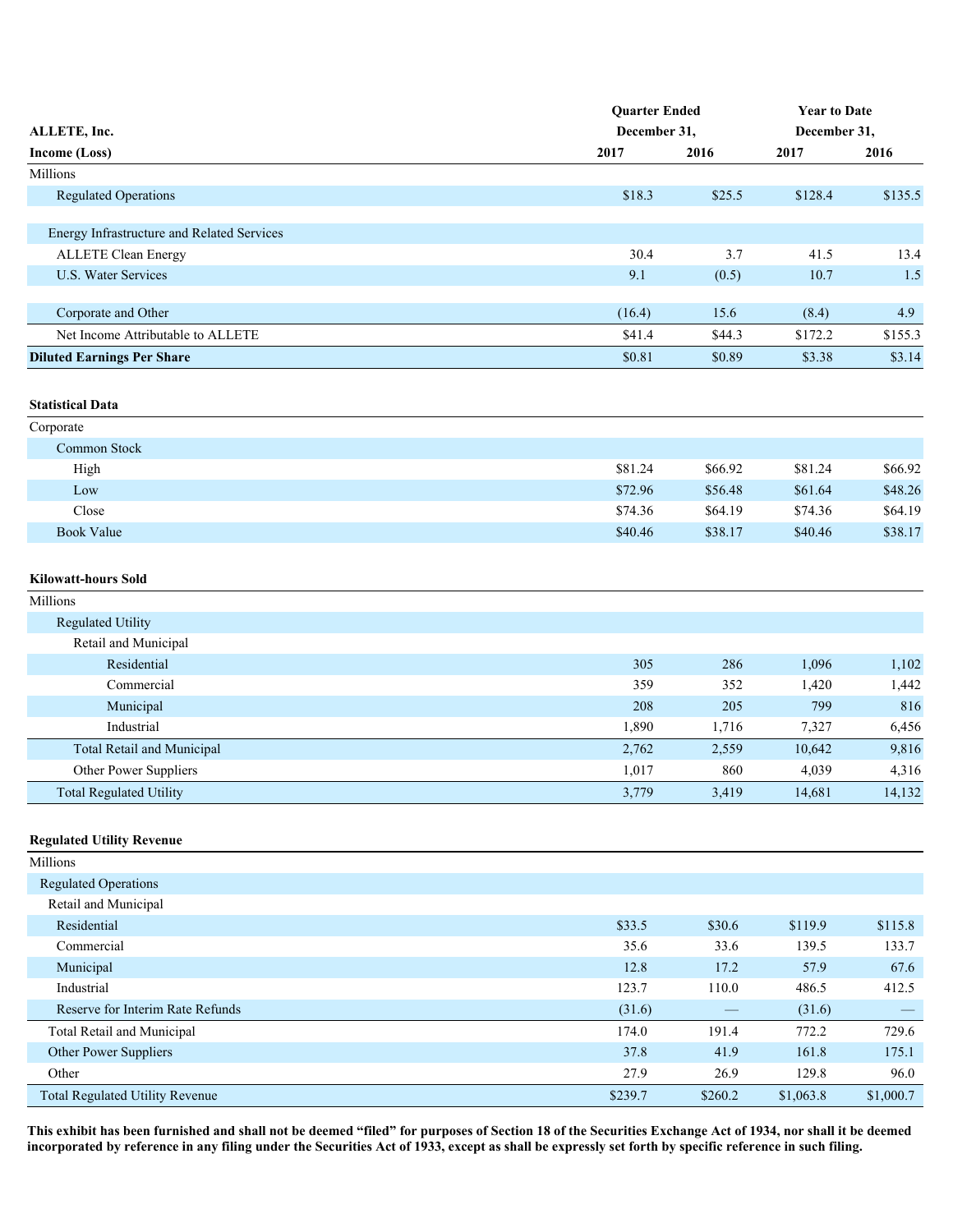| ALLETE, Inc. Income (Loss) | Quarter Ended December 31, 2017 | 2016 | Year to Date December 31, 2017 | 2016 |
|---|---|---|---|---|
| Millions | | | | |
| Regulated Operations | $18.3 | $25.5 | $128.4 | $135.5 |
| Energy Infrastructure and Related Services | | | | |
| ALLETE Clean Energy | 30.4 | 3.7 | 41.5 | 13.4 |
| U.S. Water Services | 9.1 | (0.5) | 10.7 | 1.5 |
| Corporate and Other | (16.4) | 15.6 | (8.4) | 4.9 |
| Net Income Attributable to ALLETE | $41.4 | $44.3 | $172.2 | $155.3 |
| **Diluted Earnings Per Share** | $0.81 | $0.89 | $3.38 | $3.14 |

| **Statistical Data** | | | | |
|---|---|---|---|---|
| Corporate | | | | |
| Common Stock | | | | |
| High | $81.24 | $66.92 | $81.24 | $66.92 |
| Low | $72.96 | $56.48 | $61.64 | $48.26 |
| Close | $74.36 | $64.19 | $74.36 | $64.19 |
| Book Value | $40.46 | $38.17 | $40.46 | $38.17 |

| **Kilowatt-hours Sold** | | | | |
|---|---|---|---|---|
| Millions | | | | |
| Regulated Utility | | | | |
| Retail and Municipal | | | | |
| Residential | 305 | 286 | 1,096 | 1,102 |
| Commercial | 359 | 352 | 1,420 | 1,442 |
| Municipal | 208 | 205 | 799 | 816 |
| Industrial | 1,890 | 1,716 | 7,327 | 6,456 |
| Total Retail and Municipal | 2,762 | 2,559 | 10,642 | 9,816 |
| Other Power Suppliers | 1,017 | 860 | 4,039 | 4,316 |
| Total Regulated Utility | 3,779 | 3,419 | 14,681 | 14,132 |

| **Regulated Utility Revenue** | | | | |
|---|---|---|---|---|
| Millions | | | | |
| Regulated Operations | | | | |
| Retail and Municipal | | | | |
| Residential | $33.5 | $30.6 | $119.9 | $115.8 |
| Commercial | 35.6 | 33.6 | 139.5 | 133.7 |
| Municipal | 12.8 | 17.2 | 57.9 | 67.6 |
| Industrial | 123.7 | 110.0 | 486.5 | 412.5 |
| Reserve for Interim Rate Refunds | (31.6) | — | (31.6) | — |
| Total Retail and Municipal | 174.0 | 191.4 | 772.2 | 729.6 |
| Other Power Suppliers | 37.8 | 41.9 | 161.8 | 175.1 |
| Other | 27.9 | 26.9 | 129.8 | 96.0 |
| Total Regulated Utility Revenue | $239.7 | $260.2 | $1,063.8 | $1,000.7 |

**This exhibit has been furnished and shall not be deemed "filed" for purposes of Section 18 of the Securities Exchange Act of 1934, nor shall it be deemed incorporated by reference in any filing under the Securities Act of 1933, except as shall be expressly set forth by specific reference in such filing.**